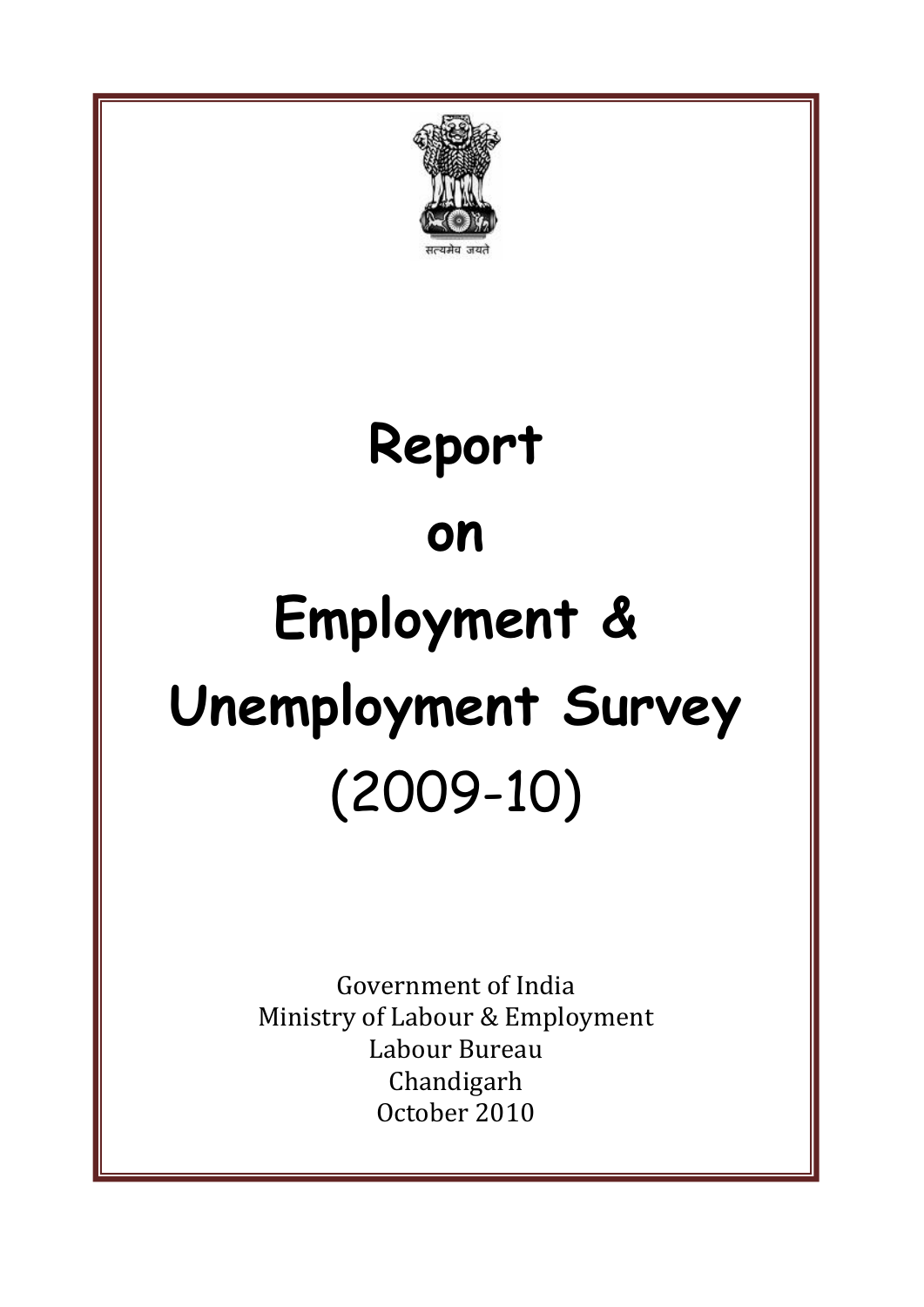सत्यमेव जयते

# Report on Employment & Unemployment Survey (2009-10)

Government of India
Ministry of Labour & Employment
Labour Bureau
Chandigarh
October 2010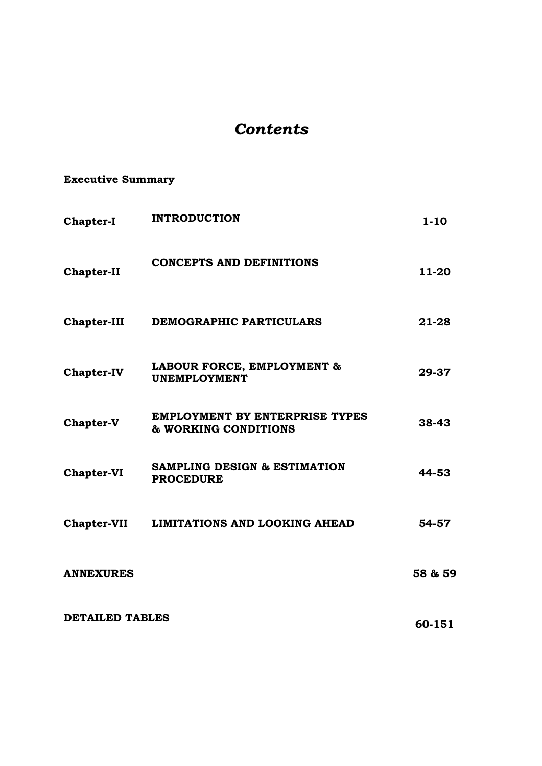# *Contents*

**Executive Summary**

| | | |
|---|---|---|
| **Chapter-I** | **INTRODUCTION** | **1-10** |
| **Chapter-II** | **CONCEPTS AND DEFINITIONS** | **11-20** |
| **Chapter-III** | **DEMOGRAPHIC PARTICULARS** | **21-28** |
| **Chapter-IV** | **LABOUR FORCE, EMPLOYMENT & UNEMPLOYMENT** | **29-37** |
| **Chapter-V** | **EMPLOYMENT BY ENTERPRISE TYPES & WORKING CONDITIONS** | **38-43** |
| **Chapter-VI** | **SAMPLING DESIGN & ESTIMATION PROCEDURE** | **44-53** |
| **Chapter-VII** | **LIMITATIONS AND LOOKING AHEAD** | **54-57** |
| **ANNEXURES** | | **58 & 59** |
| **DETAILED TABLES** | | **60-151** |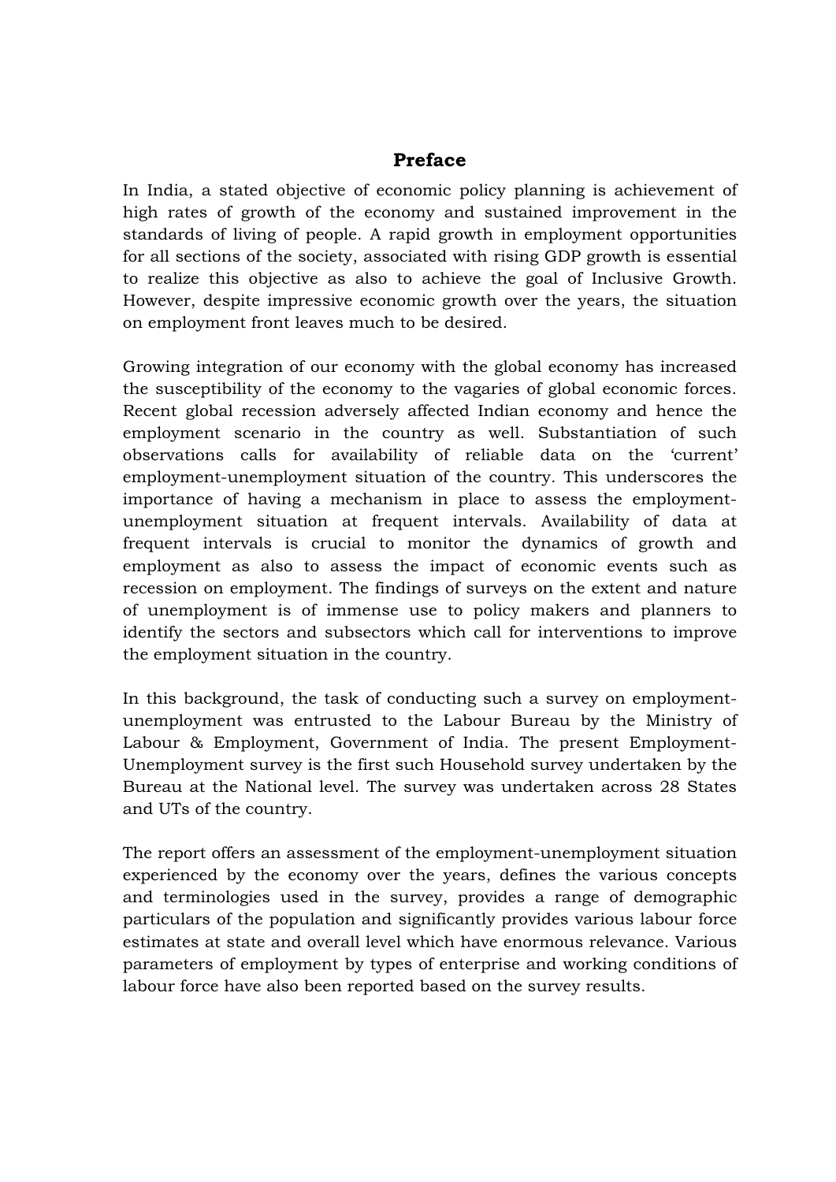# Preface

In India, a stated objective of economic policy planning is achievement of high rates of growth of the economy and sustained improvement in the standards of living of people. A rapid growth in employment opportunities for all sections of the society, associated with rising GDP growth is essential to realize this objective as also to achieve the goal of Inclusive Growth. However, despite impressive economic growth over the years, the situation on employment front leaves much to be desired.

Growing integration of our economy with the global economy has increased the susceptibility of the economy to the vagaries of global economic forces. Recent global recession adversely affected Indian economy and hence the employment scenario in the country as well. Substantiation of such observations calls for availability of reliable data on the 'current' employment-unemployment situation of the country. This underscores the importance of having a mechanism in place to assess the employment-unemployment situation at frequent intervals. Availability of data at frequent intervals is crucial to monitor the dynamics of growth and employment as also to assess the impact of economic events such as recession on employment. The findings of surveys on the extent and nature of unemployment is of immense use to policy makers and planners to identify the sectors and subsectors which call for interventions to improve the employment situation in the country.

In this background, the task of conducting such a survey on employment-unemployment was entrusted to the Labour Bureau by the Ministry of Labour & Employment, Government of India. The present Employment-Unemployment survey is the first such Household survey undertaken by the Bureau at the National level. The survey was undertaken across 28 States and UTs of the country.

The report offers an assessment of the employment-unemployment situation experienced by the economy over the years, defines the various concepts and terminologies used in the survey, provides a range of demographic particulars of the population and significantly provides various labour force estimates at state and overall level which have enormous relevance. Various parameters of employment by types of enterprise and working conditions of labour force have also been reported based on the survey results.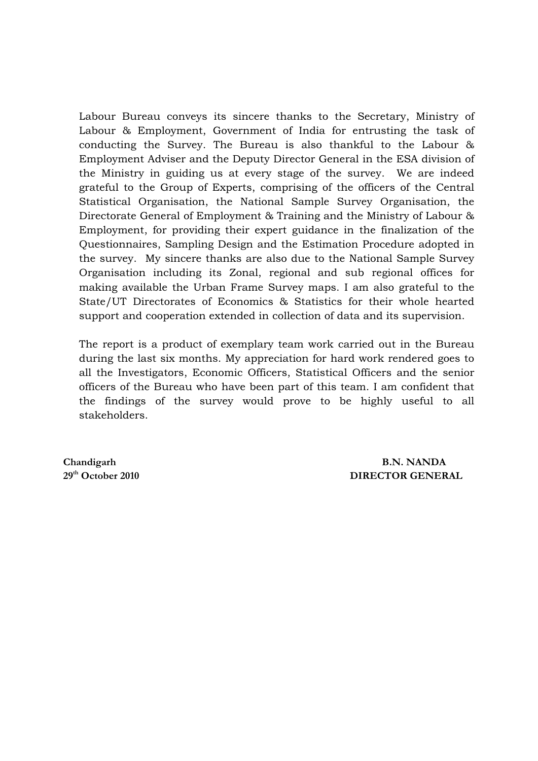Labour Bureau conveys its sincere thanks to the Secretary, Ministry of Labour & Employment, Government of India for entrusting the task of conducting the Survey. The Bureau is also thankful to the Labour & Employment Adviser and the Deputy Director General in the ESA division of the Ministry in guiding us at every stage of the survey. We are indeed grateful to the Group of Experts, comprising of the officers of the Central Statistical Organisation, the National Sample Survey Organisation, the Directorate General of Employment & Training and the Ministry of Labour & Employment, for providing their expert guidance in the finalization of the Questionnaires, Sampling Design and the Estimation Procedure adopted in the survey. My sincere thanks are also due to the National Sample Survey Organisation including its Zonal, regional and sub regional offices for making available the Urban Frame Survey maps. I am also grateful to the State/UT Directorates of Economics & Statistics for their whole hearted support and cooperation extended in collection of data and its supervision.

The report is a product of exemplary team work carried out in the Bureau during the last six months. My appreciation for hard work rendered goes to all the Investigators, Economic Officers, Statistical Officers and the senior officers of the Bureau who have been part of this team. I am confident that the findings of the survey would prove to be highly useful to all stakeholders.

**Chandigarh**
**29th October 2010**

**B.N. NANDA**
**DIRECTOR GENERAL**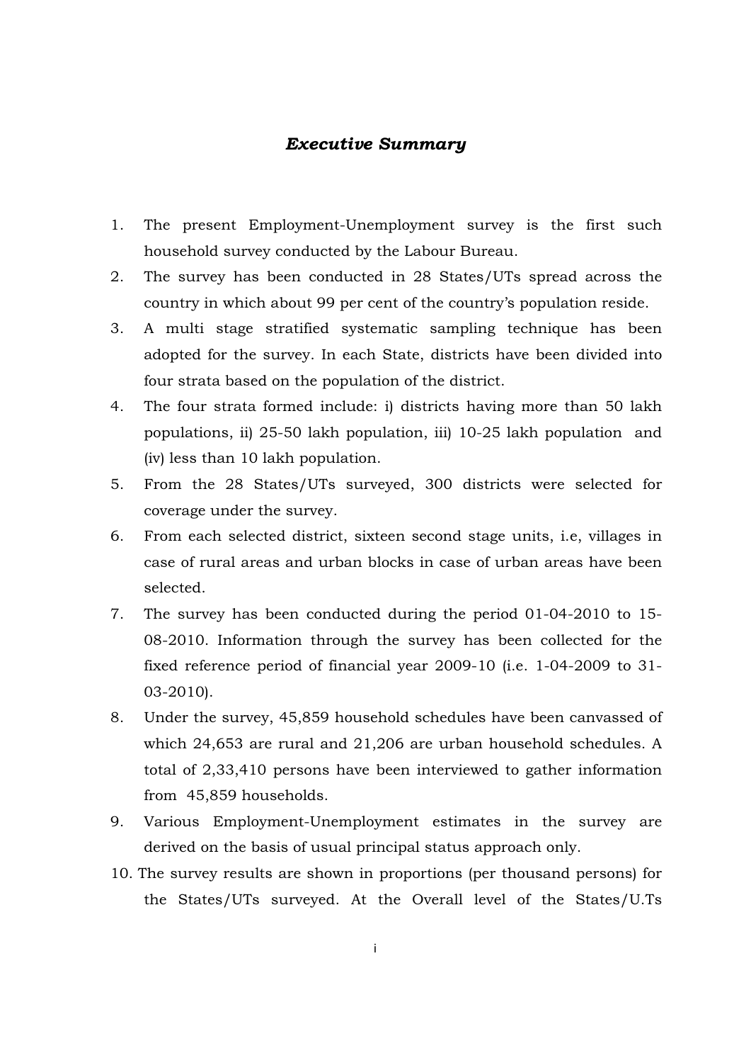## *Executive Summary*

1. The present Employment-Unemployment survey is the first such household survey conducted by the Labour Bureau.
2. The survey has been conducted in 28 States/UTs spread across the country in which about 99 per cent of the country's population reside.
3. A multi stage stratified systematic sampling technique has been adopted for the survey. In each State, districts have been divided into four strata based on the population of the district.
4. The four strata formed include: i) districts having more than 50 lakh populations, ii) 25-50 lakh population, iii) 10-25 lakh population and (iv) less than 10 lakh population.
5. From the 28 States/UTs surveyed, 300 districts were selected for coverage under the survey.
6. From each selected district, sixteen second stage units, i.e, villages in case of rural areas and urban blocks in case of urban areas have been selected.
7. The survey has been conducted during the period 01-04-2010 to 15-08-2010. Information through the survey has been collected for the fixed reference period of financial year 2009-10 (i.e. 1-04-2009 to 31-03-2010).
8. Under the survey, 45,859 household schedules have been canvassed of which 24,653 are rural and 21,206 are urban household schedules. A total of 2,33,410 persons have been interviewed to gather information from 45,859 households.
9. Various Employment-Unemployment estimates in the survey are derived on the basis of usual principal status approach only.
10. The survey results are shown in proportions (per thousand persons) for the States/UTs surveyed. At the Overall level of the States/U.Ts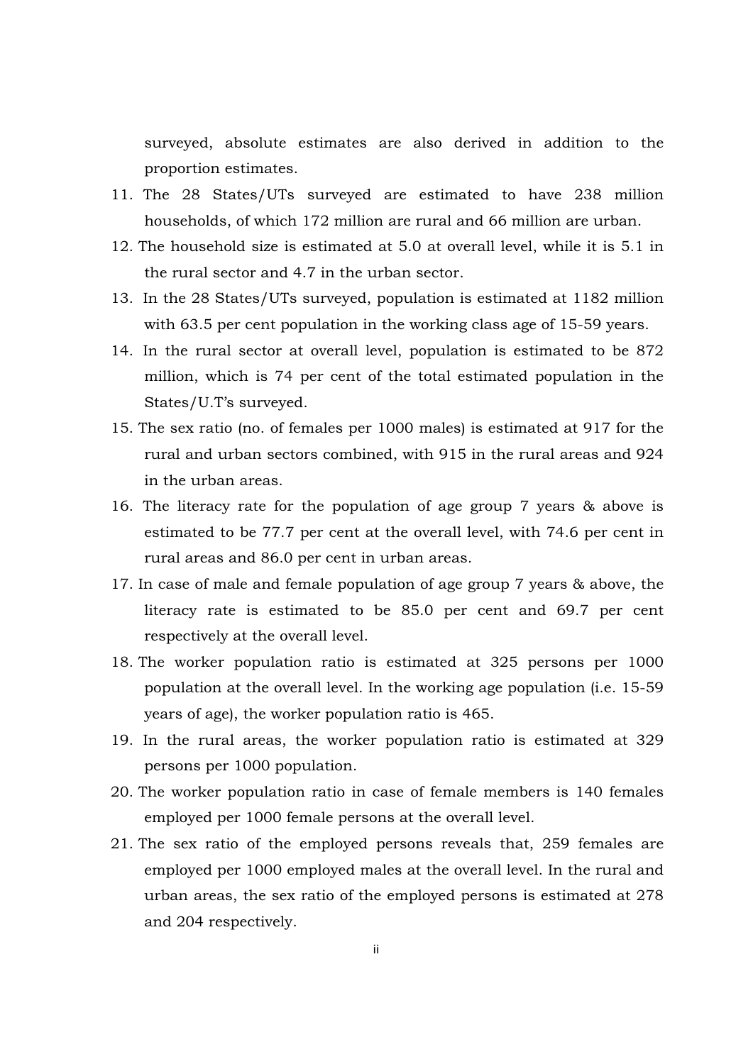surveyed, absolute estimates are also derived in addition to the proportion estimates.

11. The 28 States/UTs surveyed are estimated to have 238 million households, of which 172 million are rural and 66 million are urban.
12. The household size is estimated at 5.0 at overall level, while it is 5.1 in the rural sector and 4.7 in the urban sector.
13. In the 28 States/UTs surveyed, population is estimated at 1182 million with 63.5 per cent population in the working class age of 15-59 years.
14. In the rural sector at overall level, population is estimated to be 872 million, which is 74 per cent of the total estimated population in the States/U.T's surveyed.
15. The sex ratio (no. of females per 1000 males) is estimated at 917 for the rural and urban sectors combined, with 915 in the rural areas and 924 in the urban areas.
16. The literacy rate for the population of age group 7 years & above is estimated to be 77.7 per cent at the overall level, with 74.6 per cent in rural areas and 86.0 per cent in urban areas.
17. In case of male and female population of age group 7 years & above, the literacy rate is estimated to be 85.0 per cent and 69.7 per cent respectively at the overall level.
18. The worker population ratio is estimated at 325 persons per 1000 population at the overall level. In the working age population (i.e. 15-59 years of age), the worker population ratio is 465.
19. In the rural areas, the worker population ratio is estimated at 329 persons per 1000 population.
20. The worker population ratio in case of female members is 140 females employed per 1000 female persons at the overall level.
21. The sex ratio of the employed persons reveals that, 259 females are employed per 1000 employed males at the overall level. In the rural and urban areas, the sex ratio of the employed persons is estimated at 278 and 204 respectively.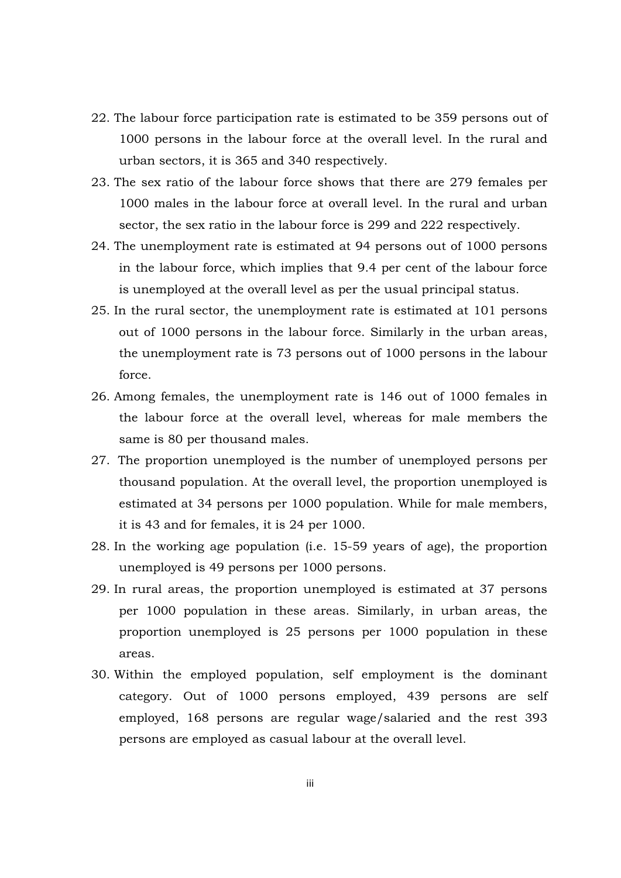22. The labour force participation rate is estimated to be 359 persons out of 1000 persons in the labour force at the overall level. In the rural and urban sectors, it is 365 and 340 respectively.
23. The sex ratio of the labour force shows that there are 279 females per 1000 males in the labour force at overall level. In the rural and urban sector, the sex ratio in the labour force is 299 and 222 respectively.
24. The unemployment rate is estimated at 94 persons out of 1000 persons in the labour force, which implies that 9.4 per cent of the labour force is unemployed at the overall level as per the usual principal status.
25. In the rural sector, the unemployment rate is estimated at 101 persons out of 1000 persons in the labour force. Similarly in the urban areas, the unemployment rate is 73 persons out of 1000 persons in the labour force.
26. Among females, the unemployment rate is 146 out of 1000 females in the labour force at the overall level, whereas for male members the same is 80 per thousand males.
27. The proportion unemployed is the number of unemployed persons per thousand population. At the overall level, the proportion unemployed is estimated at 34 persons per 1000 population. While for male members, it is 43 and for females, it is 24 per 1000.
28. In the working age population (i.e. 15-59 years of age), the proportion unemployed is 49 persons per 1000 persons.
29. In rural areas, the proportion unemployed is estimated at 37 persons per 1000 population in these areas. Similarly, in urban areas, the proportion unemployed is 25 persons per 1000 population in these areas.
30. Within the employed population, self employment is the dominant category. Out of 1000 persons employed, 439 persons are self employed, 168 persons are regular wage/salaried and the rest 393 persons are employed as casual labour at the overall level.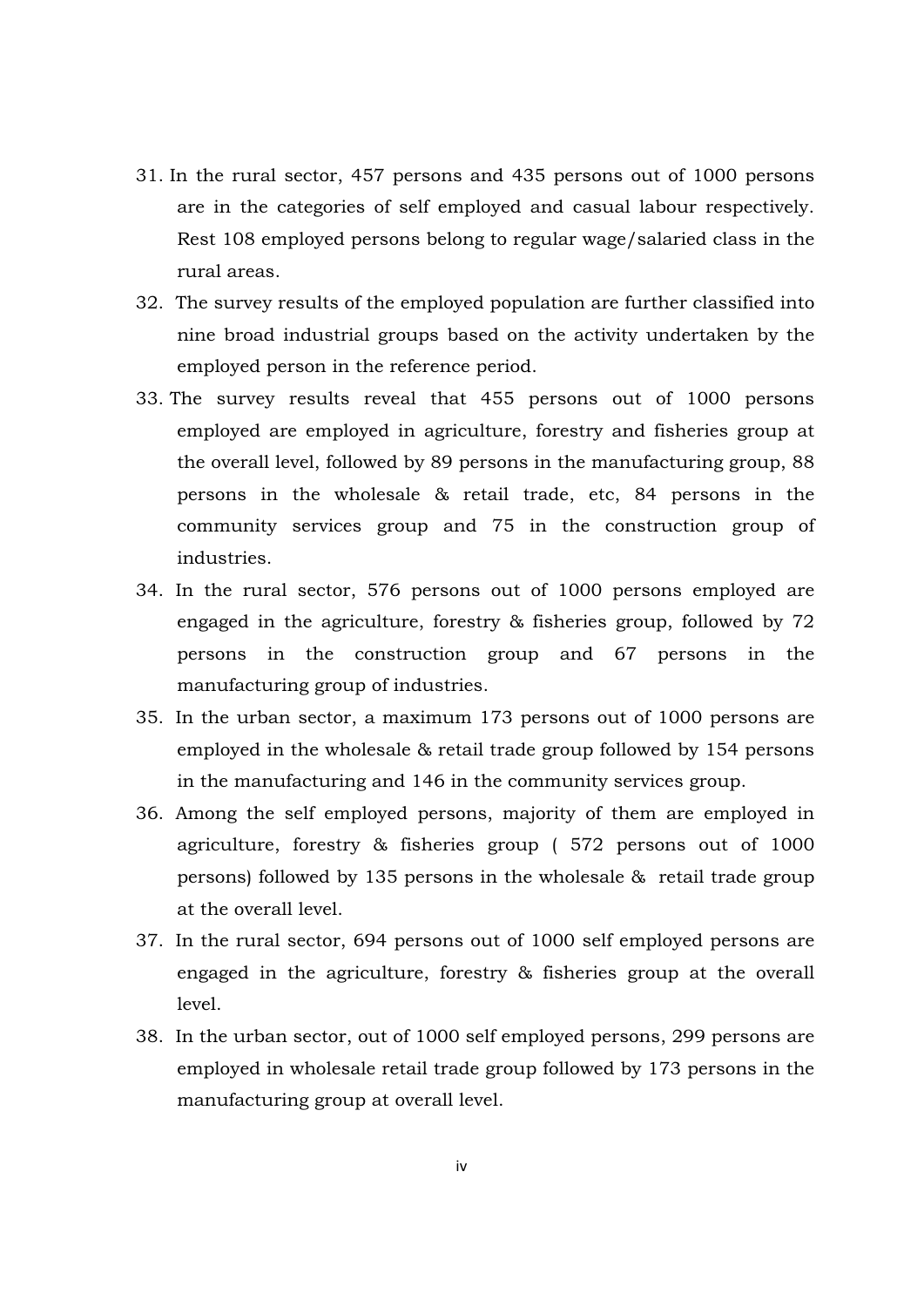31. In the rural sector, 457 persons and 435 persons out of 1000 persons are in the categories of self employed and casual labour respectively. Rest 108 employed persons belong to regular wage/salaried class in the rural areas.
32. The survey results of the employed population are further classified into nine broad industrial groups based on the activity undertaken by the employed person in the reference period.
33. The survey results reveal that 455 persons out of 1000 persons employed are employed in agriculture, forestry and fisheries group at the overall level, followed by 89 persons in the manufacturing group, 88 persons in the wholesale & retail trade, etc, 84 persons in the community services group and 75 in the construction group of industries.
34. In the rural sector, 576 persons out of 1000 persons employed are engaged in the agriculture, forestry & fisheries group, followed by 72 persons in the construction group and 67 persons in the manufacturing group of industries.
35. In the urban sector, a maximum 173 persons out of 1000 persons are employed in the wholesale & retail trade group followed by 154 persons in the manufacturing and 146 in the community services group.
36. Among the self employed persons, majority of them are employed in agriculture, forestry & fisheries group ( 572 persons out of 1000 persons) followed by 135 persons in the wholesale & retail trade group at the overall level.
37. In the rural sector, 694 persons out of 1000 self employed persons are engaged in the agriculture, forestry & fisheries group at the overall level.
38. In the urban sector, out of 1000 self employed persons, 299 persons are employed in wholesale retail trade group followed by 173 persons in the manufacturing group at overall level.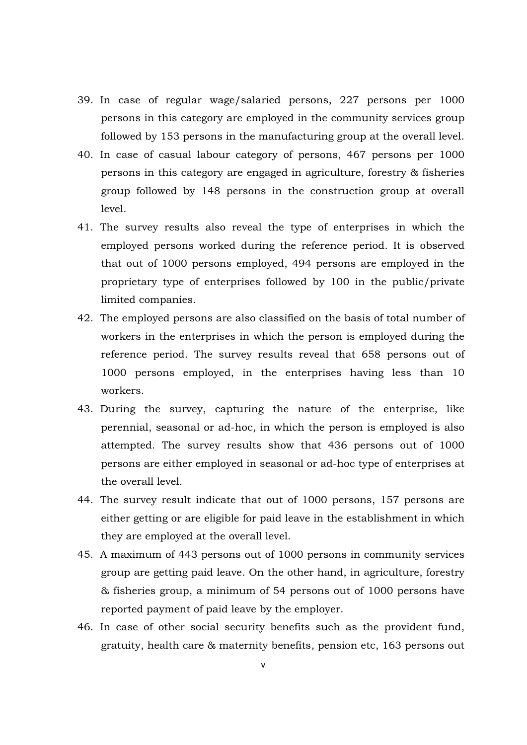39. In case of regular wage/salaried persons, 227 persons per 1000 persons in this category are employed in the community services group followed by 153 persons in the manufacturing group at the overall level.
40. In case of casual labour category of persons, 467 persons per 1000 persons in this category are engaged in agriculture, forestry & fisheries group followed by 148 persons in the construction group at overall level.
41. The survey results also reveal the type of enterprises in which the employed persons worked during the reference period. It is observed that out of 1000 persons employed, 494 persons are employed in the proprietary type of enterprises followed by 100 in the public/private limited companies.
42. The employed persons are also classified on the basis of total number of workers in the enterprises in which the person is employed during the reference period. The survey results reveal that 658 persons out of 1000 persons employed, in the enterprises having less than 10 workers.
43. During the survey, capturing the nature of the enterprise, like perennial, seasonal or ad-hoc, in which the person is employed is also attempted. The survey results show that 436 persons out of 1000 persons are either employed in seasonal or ad-hoc type of enterprises at the overall level.
44. The survey result indicate that out of 1000 persons, 157 persons are either getting or are eligible for paid leave in the establishment in which they are employed at the overall level.
45. A maximum of 443 persons out of 1000 persons in community services group are getting paid leave. On the other hand, in agriculture, forestry & fisheries group, a minimum of 54 persons out of 1000 persons have reported payment of paid leave by the employer.
46. In case of other social security benefits such as the provident fund, gratuity, health care & maternity benefits, pension etc, 163 persons out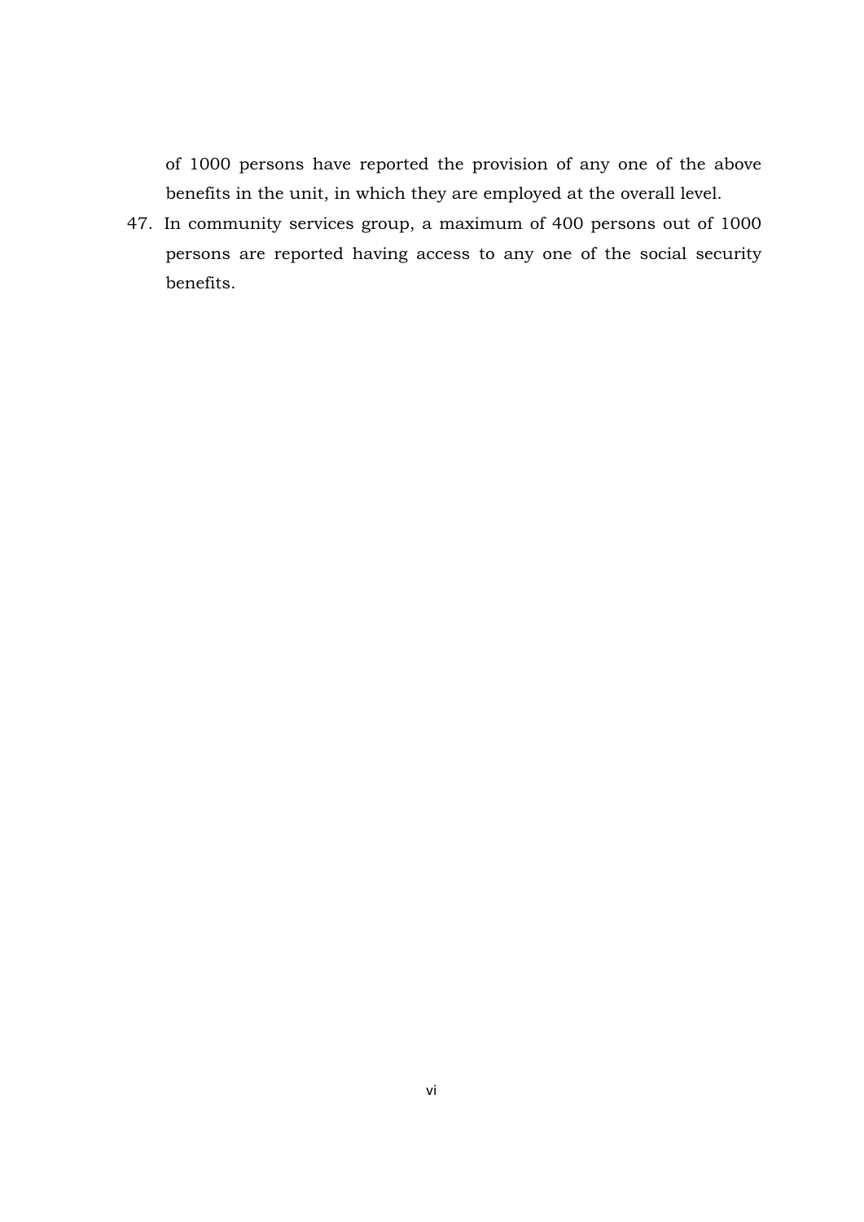of 1000 persons have reported the provision of any one of the above benefits in the unit, in which they are employed at the overall level.

47. In community services group, a maximum of 400 persons out of 1000 persons are reported having access to any one of the social security benefits.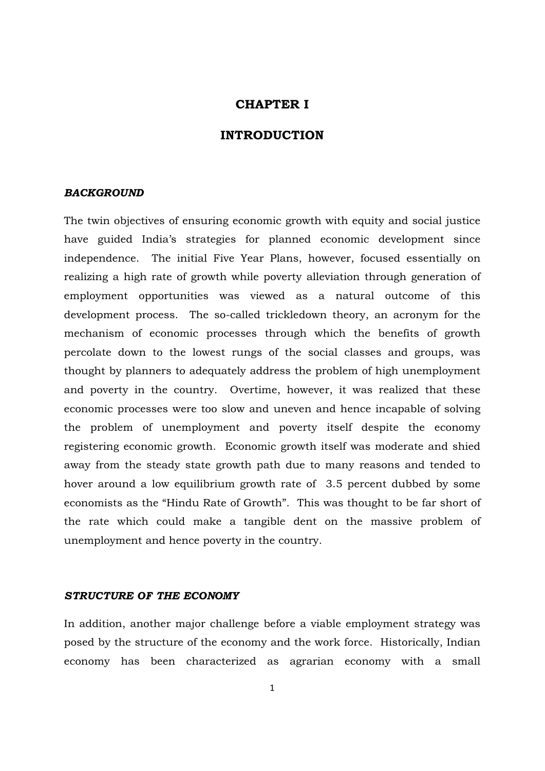# CHAPTER I

# INTRODUCTION

### *BACKGROUND*

The twin objectives of ensuring economic growth with equity and social justice have guided India's strategies for planned economic development since independence. The initial Five Year Plans, however, focused essentially on realizing a high rate of growth while poverty alleviation through generation of employment opportunities was viewed as a natural outcome of this development process. The so-called trickledown theory, an acronym for the mechanism of economic processes through which the benefits of growth percolate down to the lowest rungs of the social classes and groups, was thought by planners to adequately address the problem of high unemployment and poverty in the country. Overtime, however, it was realized that these economic processes were too slow and uneven and hence incapable of solving the problem of unemployment and poverty itself despite the economy registering economic growth. Economic growth itself was moderate and shied away from the steady state growth path due to many reasons and tended to hover around a low equilibrium growth rate of 3.5 percent dubbed by some economists as the "Hindu Rate of Growth". This was thought to be far short of the rate which could make a tangible dent on the massive problem of unemployment and hence poverty in the country.

### *STRUCTURE OF THE ECONOMY*

In addition, another major challenge before a viable employment strategy was posed by the structure of the economy and the work force. Historically, Indian economy has been characterized as agrarian economy with a small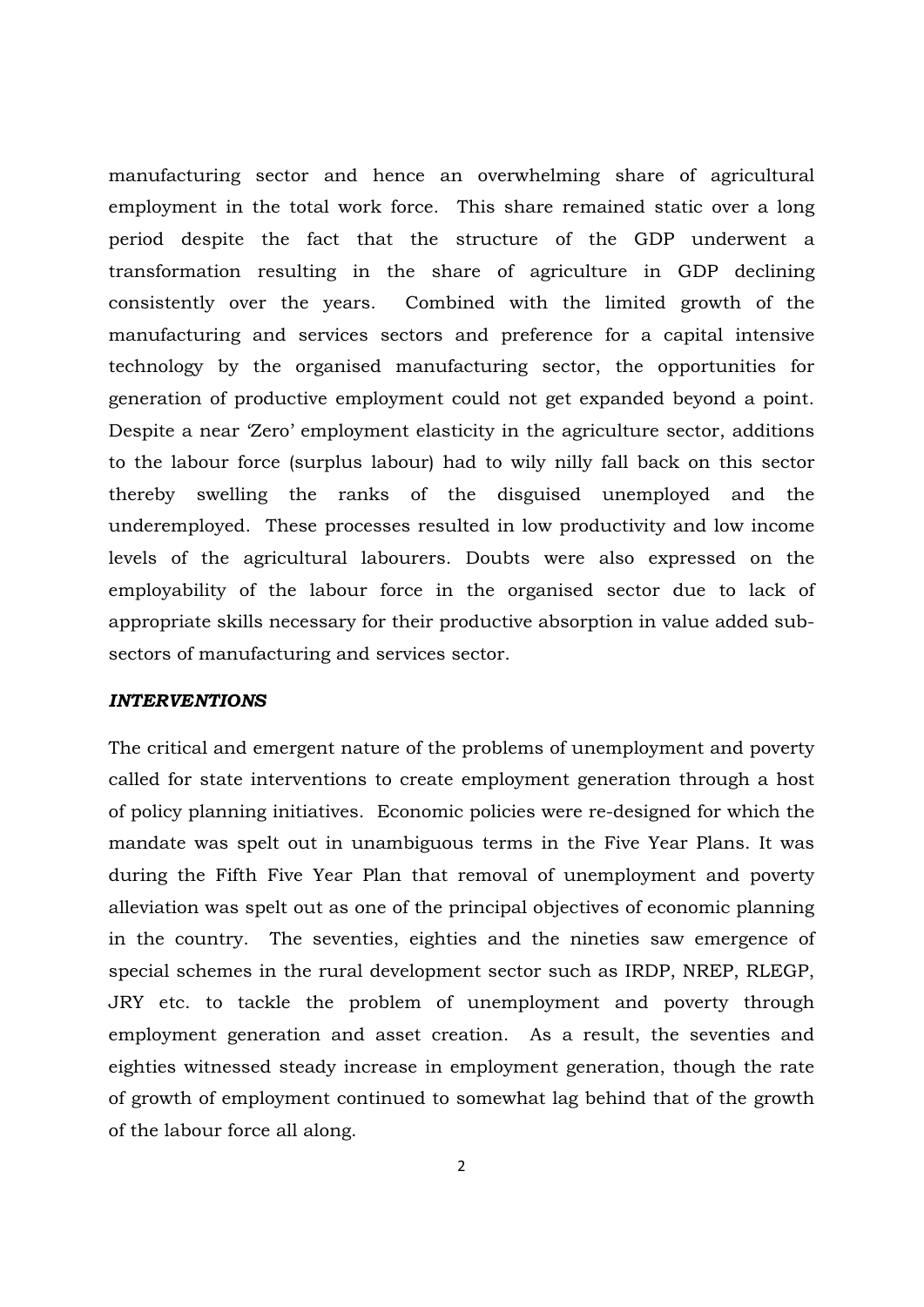manufacturing sector and hence an overwhelming share of agricultural employment in the total work force. This share remained static over a long period despite the fact that the structure of the GDP underwent a transformation resulting in the share of agriculture in GDP declining consistently over the years. Combined with the limited growth of the manufacturing and services sectors and preference for a capital intensive technology by the organised manufacturing sector, the opportunities for generation of productive employment could not get expanded beyond a point. Despite a near 'Zero' employment elasticity in the agriculture sector, additions to the labour force (surplus labour) had to wily nilly fall back on this sector thereby swelling the ranks of the disguised unemployed and the underemployed. These processes resulted in low productivity and low income levels of the agricultural labourers. Doubts were also expressed on the employability of the labour force in the organised sector due to lack of appropriate skills necessary for their productive absorption in value added sub-sectors of manufacturing and services sector.

***INTERVENTIONS***

The critical and emergent nature of the problems of unemployment and poverty called for state interventions to create employment generation through a host of policy planning initiatives. Economic policies were re-designed for which the mandate was spelt out in unambiguous terms in the Five Year Plans. It was during the Fifth Five Year Plan that removal of unemployment and poverty alleviation was spelt out as one of the principal objectives of economic planning in the country. The seventies, eighties and the nineties saw emergence of special schemes in the rural development sector such as IRDP, NREP, RLEGP, JRY etc. to tackle the problem of unemployment and poverty through employment generation and asset creation. As a result, the seventies and eighties witnessed steady increase in employment generation, though the rate of growth of employment continued to somewhat lag behind that of the growth of the labour force all along.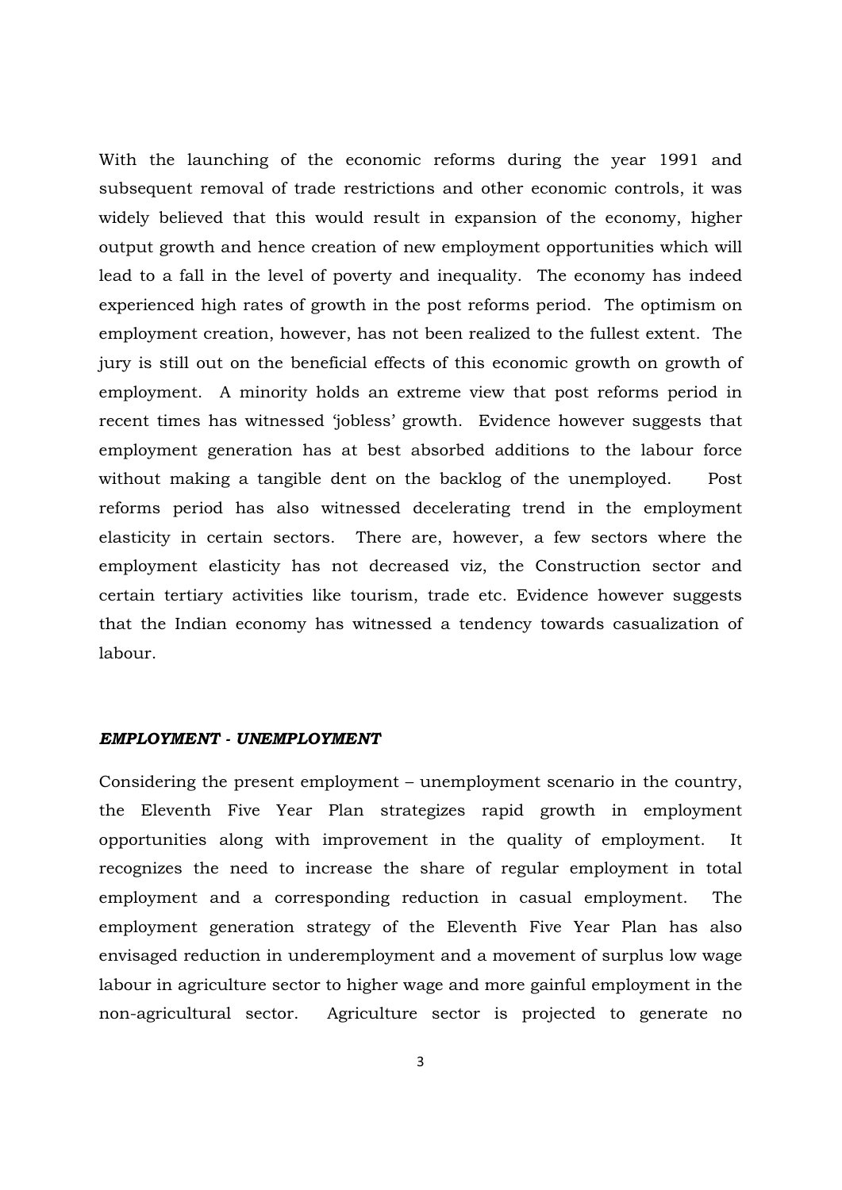With the launching of the economic reforms during the year 1991 and subsequent removal of trade restrictions and other economic controls, it was widely believed that this would result in expansion of the economy, higher output growth and hence creation of new employment opportunities which will lead to a fall in the level of poverty and inequality. The economy has indeed experienced high rates of growth in the post reforms period. The optimism on employment creation, however, has not been realized to the fullest extent. The jury is still out on the beneficial effects of this economic growth on growth of employment. A minority holds an extreme view that post reforms period in recent times has witnessed 'jobless' growth. Evidence however suggests that employment generation has at best absorbed additions to the labour force without making a tangible dent on the backlog of the unemployed. Post reforms period has also witnessed decelerating trend in the employment elasticity in certain sectors. There are, however, a few sectors where the employment elasticity has not decreased viz, the Construction sector and certain tertiary activities like tourism, trade etc. Evidence however suggests that the Indian economy has witnessed a tendency towards casualization of labour.

### ***EMPLOYMENT - UNEMPLOYMENT***

Considering the present employment – unemployment scenario in the country, the Eleventh Five Year Plan strategizes rapid growth in employment opportunities along with improvement in the quality of employment. It recognizes the need to increase the share of regular employment in total employment and a corresponding reduction in casual employment. The employment generation strategy of the Eleventh Five Year Plan has also envisaged reduction in underemployment and a movement of surplus low wage labour in agriculture sector to higher wage and more gainful employment in the non-agricultural sector. Agriculture sector is projected to generate no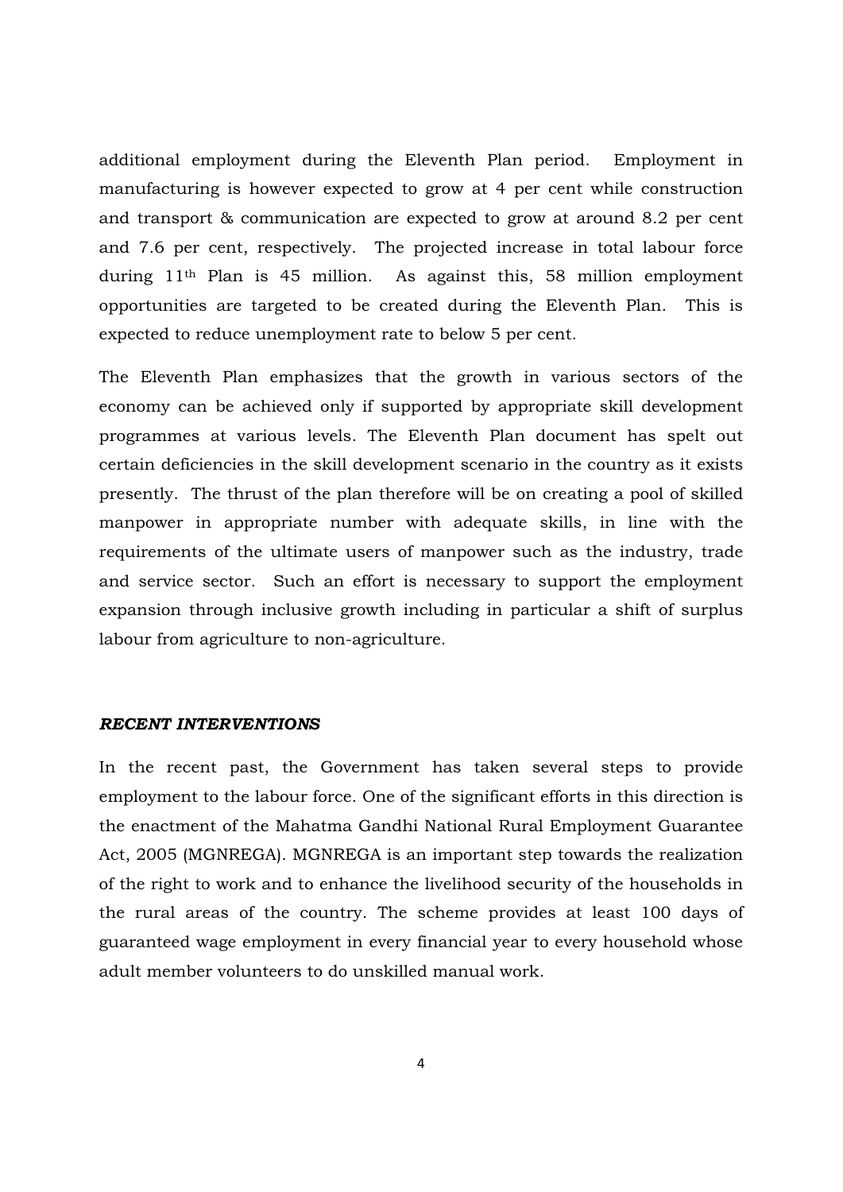additional employment during the Eleventh Plan period. Employment in manufacturing is however expected to grow at 4 per cent while construction and transport & communication are expected to grow at around 8.2 per cent and 7.6 per cent, respectively. The projected increase in total labour force during 11th Plan is 45 million. As against this, 58 million employment opportunities are targeted to be created during the Eleventh Plan. This is expected to reduce unemployment rate to below 5 per cent.

The Eleventh Plan emphasizes that the growth in various sectors of the economy can be achieved only if supported by appropriate skill development programmes at various levels. The Eleventh Plan document has spelt out certain deficiencies in the skill development scenario in the country as it exists presently. The thrust of the plan therefore will be on creating a pool of skilled manpower in appropriate number with adequate skills, in line with the requirements of the ultimate users of manpower such as the industry, trade and service sector. Such an effort is necessary to support the employment expansion through inclusive growth including in particular a shift of surplus labour from agriculture to non-agriculture.

### ***RECENT INTERVENTIONS***

In the recent past, the Government has taken several steps to provide employment to the labour force. One of the significant efforts in this direction is the enactment of the Mahatma Gandhi National Rural Employment Guarantee Act, 2005 (MGNREGA). MGNREGA is an important step towards the realization of the right to work and to enhance the livelihood security of the households in the rural areas of the country. The scheme provides at least 100 days of guaranteed wage employment in every financial year to every household whose adult member volunteers to do unskilled manual work.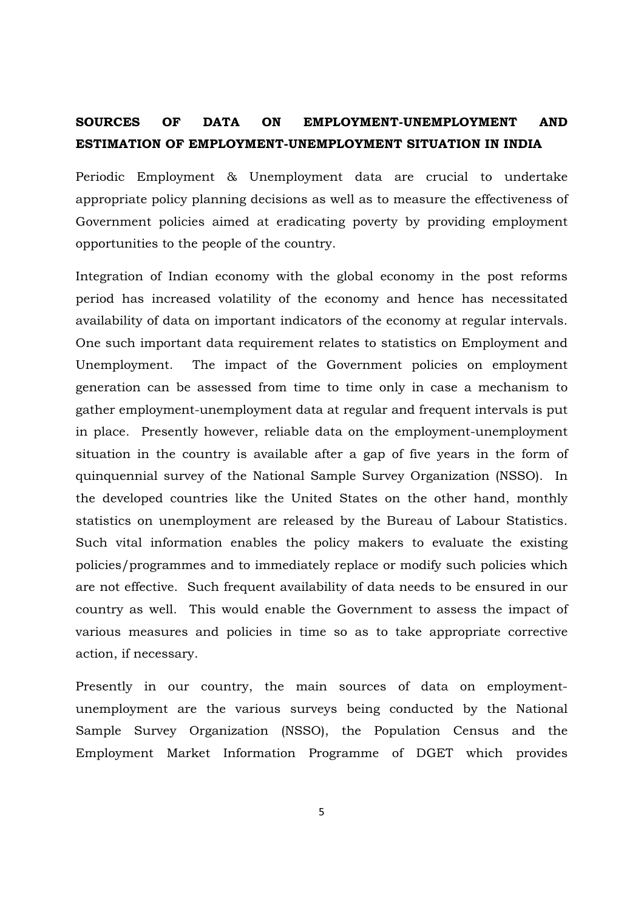**SOURCES OF DATA ON EMPLOYMENT-UNEMPLOYMENT AND ESTIMATION OF EMPLOYMENT-UNEMPLOYMENT SITUATION IN INDIA**

Periodic Employment & Unemployment data are crucial to undertake appropriate policy planning decisions as well as to measure the effectiveness of Government policies aimed at eradicating poverty by providing employment opportunities to the people of the country.

Integration of Indian economy with the global economy in the post reforms period has increased volatility of the economy and hence has necessitated availability of data on important indicators of the economy at regular intervals. One such important data requirement relates to statistics on Employment and Unemployment. The impact of the Government policies on employment generation can be assessed from time to time only in case a mechanism to gather employment-unemployment data at regular and frequent intervals is put in place. Presently however, reliable data on the employment-unemployment situation in the country is available after a gap of five years in the form of quinquennial survey of the National Sample Survey Organization (NSSO). In the developed countries like the United States on the other hand, monthly statistics on unemployment are released by the Bureau of Labour Statistics. Such vital information enables the policy makers to evaluate the existing policies/programmes and to immediately replace or modify such policies which are not effective. Such frequent availability of data needs to be ensured in our country as well. This would enable the Government to assess the impact of various measures and policies in time so as to take appropriate corrective action, if necessary.

Presently in our country, the main sources of data on employment-unemployment are the various surveys being conducted by the National Sample Survey Organization (NSSO), the Population Census and the Employment Market Information Programme of DGET which provides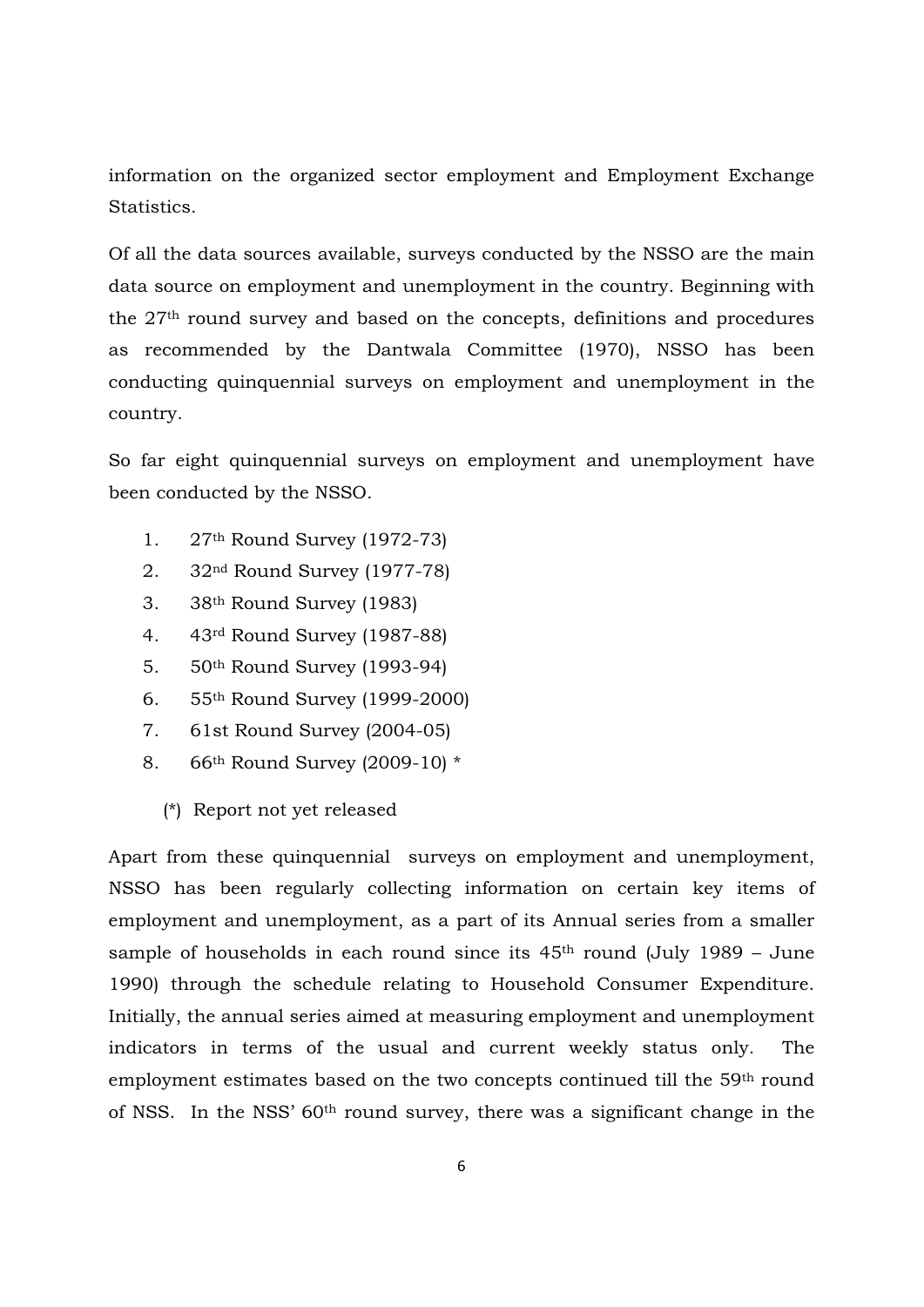information on the organized sector employment and Employment Exchange Statistics.

Of all the data sources available, surveys conducted by the NSSO are the main data source on employment and unemployment in the country. Beginning with the 27th round survey and based on the concepts, definitions and procedures as recommended by the Dantwala Committee (1970), NSSO has been conducting quinquennial surveys on employment and unemployment in the country.

So far eight quinquennial surveys on employment and unemployment have been conducted by the NSSO.

1. 27th Round Survey (1972-73)
2. 32nd Round Survey (1977-78)
3. 38th Round Survey (1983)
4. 43rd Round Survey (1987-88)
5. 50th Round Survey (1993-94)
6. 55th Round Survey (1999-2000)
7. 61st Round Survey (2004-05)
8. 66th Round Survey (2009-10) *

(*) Report not yet released

Apart from these quinquennial surveys on employment and unemployment, NSSO has been regularly collecting information on certain key items of employment and unemployment, as a part of its Annual series from a smaller sample of households in each round since its 45th round (July 1989 – June 1990) through the schedule relating to Household Consumer Expenditure. Initially, the annual series aimed at measuring employment and unemployment indicators in terms of the usual and current weekly status only. The employment estimates based on the two concepts continued till the 59th round of NSS. In the NSS' 60th round survey, there was a significant change in the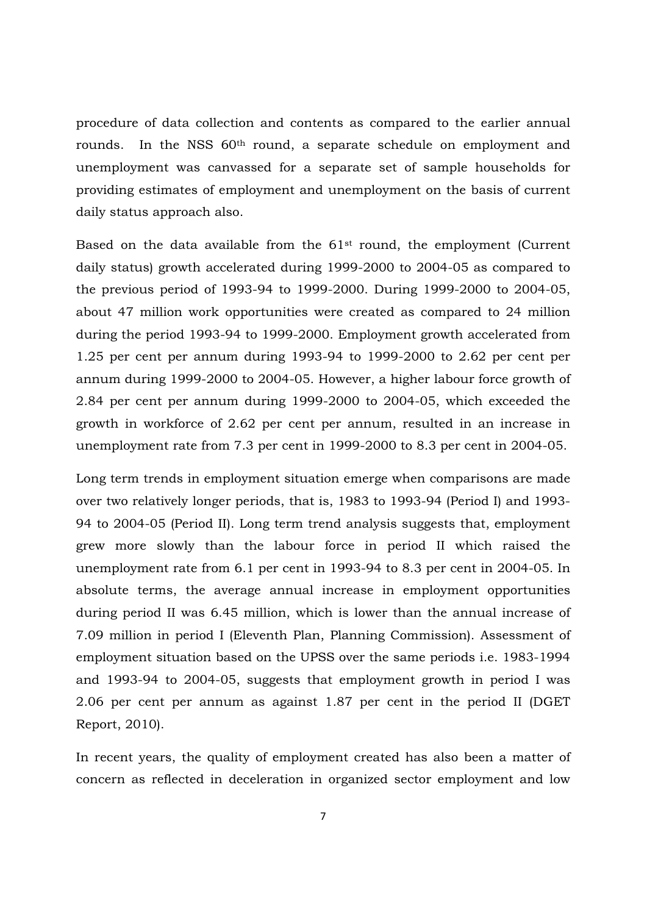procedure of data collection and contents as compared to the earlier annual rounds. In the NSS 60th round, a separate schedule on employment and unemployment was canvassed for a separate set of sample households for providing estimates of employment and unemployment on the basis of current daily status approach also.

Based on the data available from the 61st round, the employment (Current daily status) growth accelerated during 1999-2000 to 2004-05 as compared to the previous period of 1993-94 to 1999-2000. During 1999-2000 to 2004-05, about 47 million work opportunities were created as compared to 24 million during the period 1993-94 to 1999-2000. Employment growth accelerated from 1.25 per cent per annum during 1993-94 to 1999-2000 to 2.62 per cent per annum during 1999-2000 to 2004-05. However, a higher labour force growth of 2.84 per cent per annum during 1999-2000 to 2004-05, which exceeded the growth in workforce of 2.62 per cent per annum, resulted in an increase in unemployment rate from 7.3 per cent in 1999-2000 to 8.3 per cent in 2004-05.

Long term trends in employment situation emerge when comparisons are made over two relatively longer periods, that is, 1983 to 1993-94 (Period I) and 1993-94 to 2004-05 (Period II). Long term trend analysis suggests that, employment grew more slowly than the labour force in period II which raised the unemployment rate from 6.1 per cent in 1993-94 to 8.3 per cent in 2004-05. In absolute terms, the average annual increase in employment opportunities during period II was 6.45 million, which is lower than the annual increase of 7.09 million in period I (Eleventh Plan, Planning Commission). Assessment of employment situation based on the UPSS over the same periods i.e. 1983-1994 and 1993-94 to 2004-05, suggests that employment growth in period I was 2.06 per cent per annum as against 1.87 per cent in the period II (DGET Report, 2010).

In recent years, the quality of employment created has also been a matter of concern as reflected in deceleration in organized sector employment and low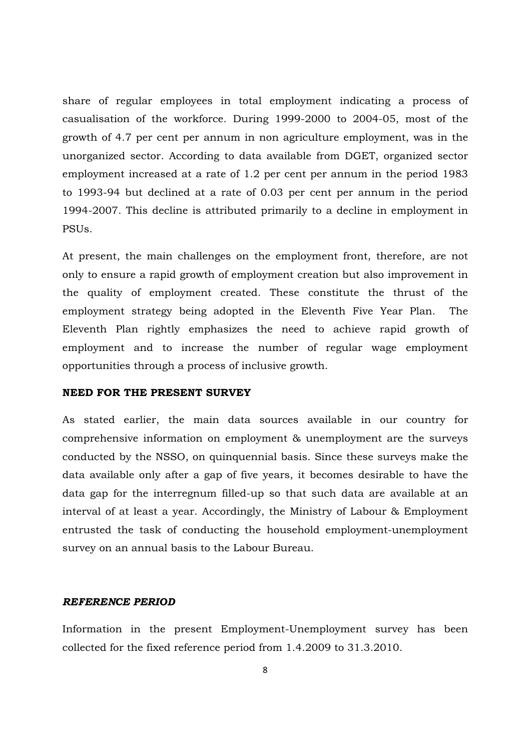share of regular employees in total employment indicating a process of casualisation of the workforce. During 1999-2000 to 2004-05, most of the growth of 4.7 per cent per annum in non agriculture employment, was in the unorganized sector. According to data available from DGET, organized sector employment increased at a rate of 1.2 per cent per annum in the period 1983 to 1993-94 but declined at a rate of 0.03 per cent per annum in the period 1994-2007. This decline is attributed primarily to a decline in employment in PSUs.

At present, the main challenges on the employment front, therefore, are not only to ensure a rapid growth of employment creation but also improvement in the quality of employment created. These constitute the thrust of the employment strategy being adopted in the Eleventh Five Year Plan. The Eleventh Plan rightly emphasizes the need to achieve rapid growth of employment and to increase the number of regular wage employment opportunities through a process of inclusive growth.

**NEED FOR THE PRESENT SURVEY**

As stated earlier, the main data sources available in our country for comprehensive information on employment & unemployment are the surveys conducted by the NSSO, on quinquennial basis. Since these surveys make the data available only after a gap of five years, it becomes desirable to have the data gap for the interregnum filled-up so that such data are available at an interval of at least a year. Accordingly, the Ministry of Labour & Employment entrusted the task of conducting the household employment-unemployment survey on an annual basis to the Labour Bureau.

***REFERENCE PERIOD***

Information in the present Employment-Unemployment survey has been collected for the fixed reference period from 1.4.2009 to 31.3.2010.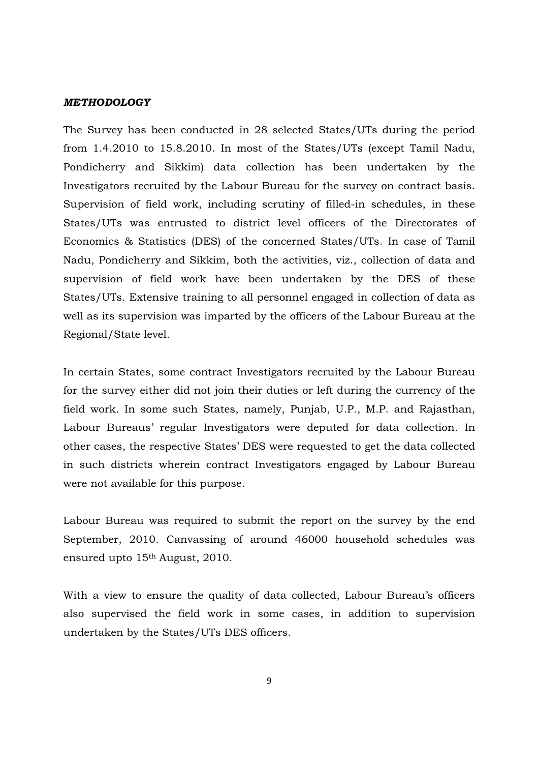***METHODOLOGY***

The Survey has been conducted in 28 selected States/UTs during the period from 1.4.2010 to 15.8.2010. In most of the States/UTs (except Tamil Nadu, Pondicherry and Sikkim) data collection has been undertaken by the Investigators recruited by the Labour Bureau for the survey on contract basis. Supervision of field work, including scrutiny of filled-in schedules, in these States/UTs was entrusted to district level officers of the Directorates of Economics & Statistics (DES) of the concerned States/UTs. In case of Tamil Nadu, Pondicherry and Sikkim, both the activities, viz., collection of data and supervision of field work have been undertaken by the DES of these States/UTs. Extensive training to all personnel engaged in collection of data as well as its supervision was imparted by the officers of the Labour Bureau at the Regional/State level.

In certain States, some contract Investigators recruited by the Labour Bureau for the survey either did not join their duties or left during the currency of the field work. In some such States, namely, Punjab, U.P., M.P. and Rajasthan, Labour Bureaus' regular Investigators were deputed for data collection. In other cases, the respective States' DES were requested to get the data collected in such districts wherein contract Investigators engaged by Labour Bureau were not available for this purpose.

Labour Bureau was required to submit the report on the survey by the end September, 2010. Canvassing of around 46000 household schedules was ensured upto 15th August, 2010.

With a view to ensure the quality of data collected, Labour Bureau's officers also supervised the field work in some cases, in addition to supervision undertaken by the States/UTs DES officers.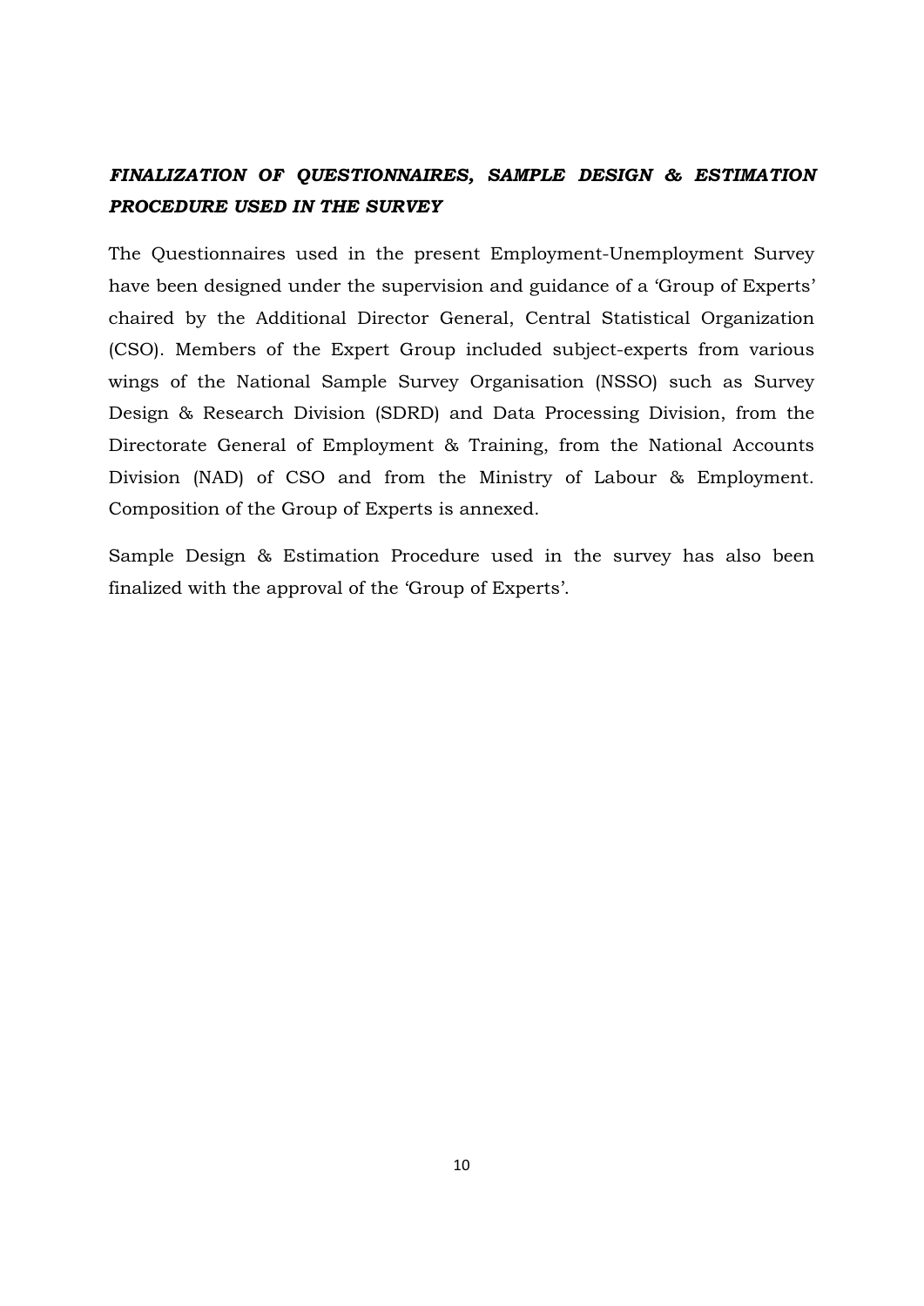## ***FINALIZATION OF QUESTIONNAIRES, SAMPLE DESIGN & ESTIMATION PROCEDURE USED IN THE SURVEY***

The Questionnaires used in the present Employment-Unemployment Survey have been designed under the supervision and guidance of a 'Group of Experts' chaired by the Additional Director General, Central Statistical Organization (CSO). Members of the Expert Group included subject-experts from various wings of the National Sample Survey Organisation (NSSO) such as Survey Design & Research Division (SDRD) and Data Processing Division, from the Directorate General of Employment & Training, from the National Accounts Division (NAD) of CSO and from the Ministry of Labour & Employment. Composition of the Group of Experts is annexed.

Sample Design & Estimation Procedure used in the survey has also been finalized with the approval of the 'Group of Experts'.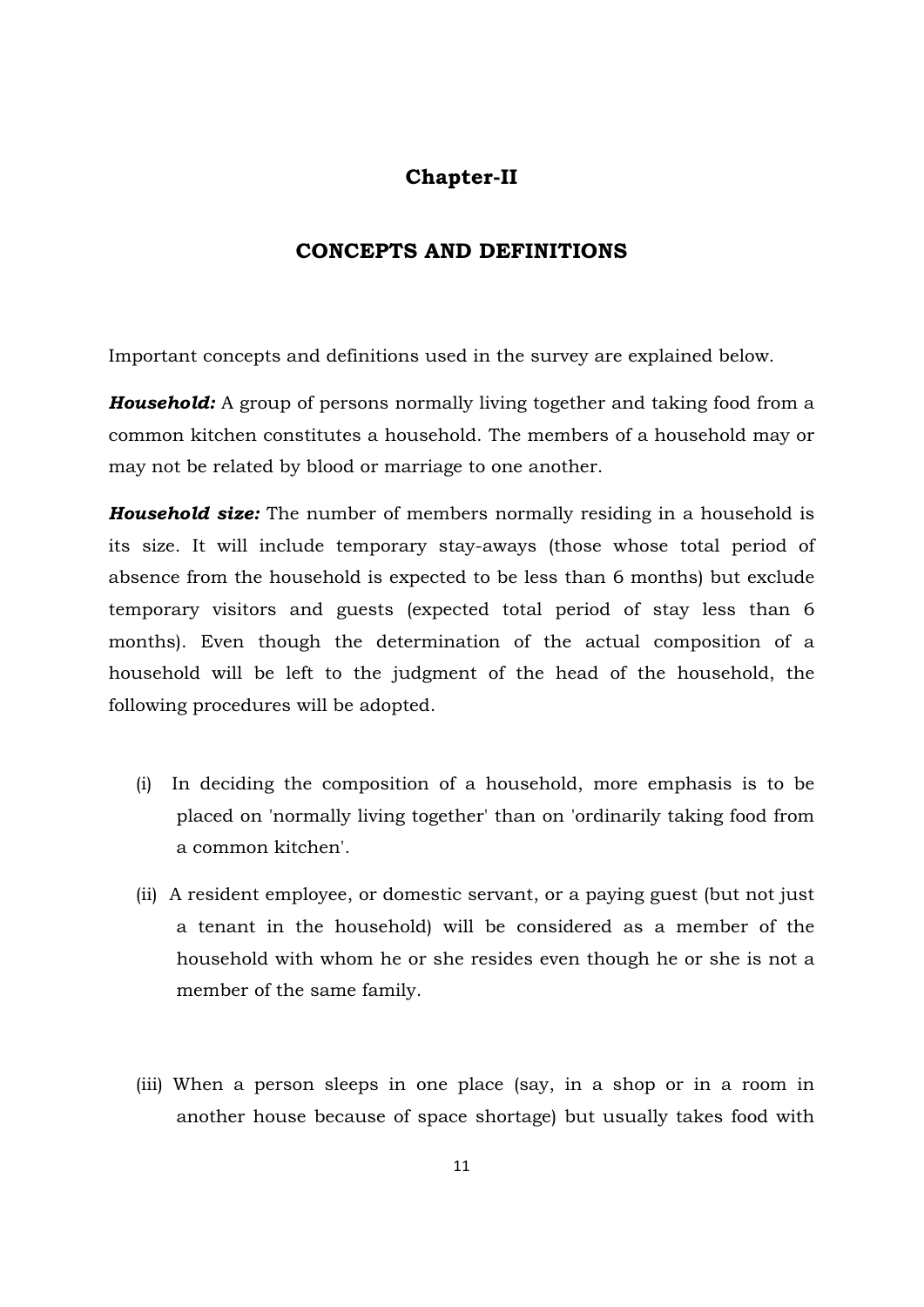# Chapter-II

## CONCEPTS AND DEFINITIONS

Important concepts and definitions used in the survey are explained below.

***Household:*** A group of persons normally living together and taking food from a common kitchen constitutes a household. The members of a household may or may not be related by blood or marriage to one another.

***Household size:*** The number of members normally residing in a household is its size. It will include temporary stay-aways (those whose total period of absence from the household is expected to be less than 6 months) but exclude temporary visitors and guests (expected total period of stay less than 6 months). Even though the determination of the actual composition of a household will be left to the judgment of the head of the household, the following procedures will be adopted.

(i) In deciding the composition of a household, more emphasis is to be placed on 'normally living together' than on 'ordinarily taking food from a common kitchen'.

(ii) A resident employee, or domestic servant, or a paying guest (but not just a tenant in the household) will be considered as a member of the household with whom he or she resides even though he or she is not a member of the same family.

(iii) When a person sleeps in one place (say, in a shop or in a room in another house because of space shortage) but usually takes food with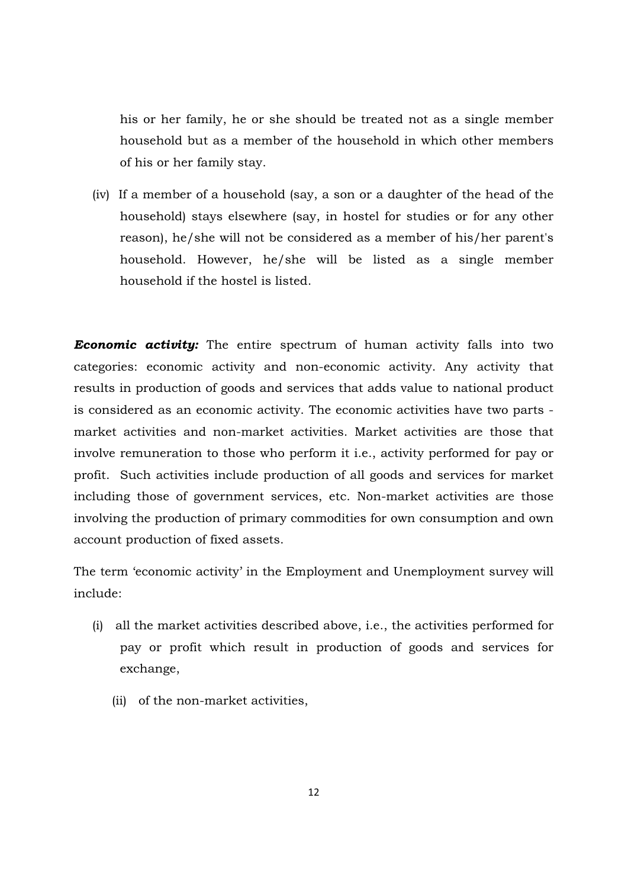his or her family, he or she should be treated not as a single member household but as a member of the household in which other members of his or her family stay.

(iv) If a member of a household (say, a son or a daughter of the head of the household) stays elsewhere (say, in hostel for studies or for any other reason), he/she will not be considered as a member of his/her parent's household. However, he/she will be listed as a single member household if the hostel is listed.

***Economic activity:*** The entire spectrum of human activity falls into two categories: economic activity and non-economic activity. Any activity that results in production of goods and services that adds value to national product is considered as an economic activity. The economic activities have two parts - market activities and non-market activities. Market activities are those that involve remuneration to those who perform it i.e., activity performed for pay or profit. Such activities include production of all goods and services for market including those of government services, etc. Non-market activities are those involving the production of primary commodities for own consumption and own account production of fixed assets.

The term 'economic activity' in the Employment and Unemployment survey will include:

(i) all the market activities described above, i.e., the activities performed for pay or profit which result in production of goods and services for exchange,

(ii) of the non-market activities,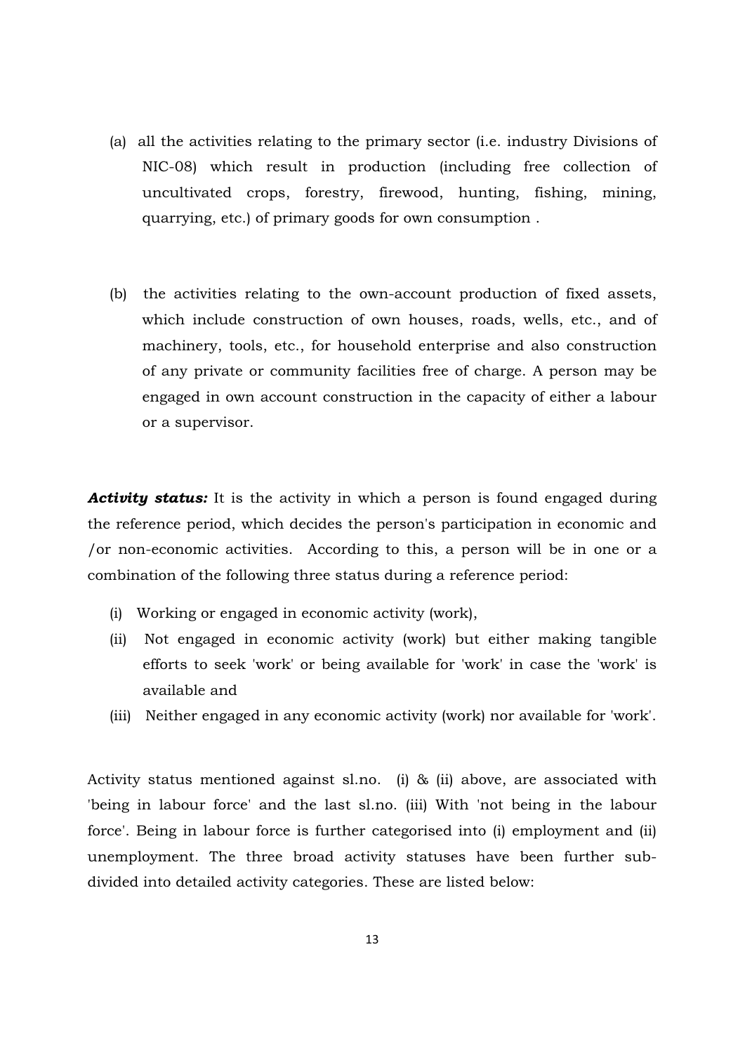(a) all the activities relating to the primary sector (i.e. industry Divisions of NIC-08) which result in production (including free collection of uncultivated crops, forestry, firewood, hunting, fishing, mining, quarrying, etc.) of primary goods for own consumption .

(b) the activities relating to the own-account production of fixed assets, which include construction of own houses, roads, wells, etc., and of machinery, tools, etc., for household enterprise and also construction of any private or community facilities free of charge. A person may be engaged in own account construction in the capacity of either a labour or a supervisor.

***Activity status:*** It is the activity in which a person is found engaged during the reference period, which decides the person's participation in economic and /or non-economic activities. According to this, a person will be in one or a combination of the following three status during a reference period:

(i) Working or engaged in economic activity (work),

(ii) Not engaged in economic activity (work) but either making tangible efforts to seek 'work' or being available for 'work' in case the 'work' is available and

(iii) Neither engaged in any economic activity (work) nor available for 'work'.

Activity status mentioned against sl.no. (i) & (ii) above, are associated with 'being in labour force' and the last sl.no. (iii) With 'not being in the labour force'. Being in labour force is further categorised into (i) employment and (ii) unemployment. The three broad activity statuses have been further sub-divided into detailed activity categories. These are listed below: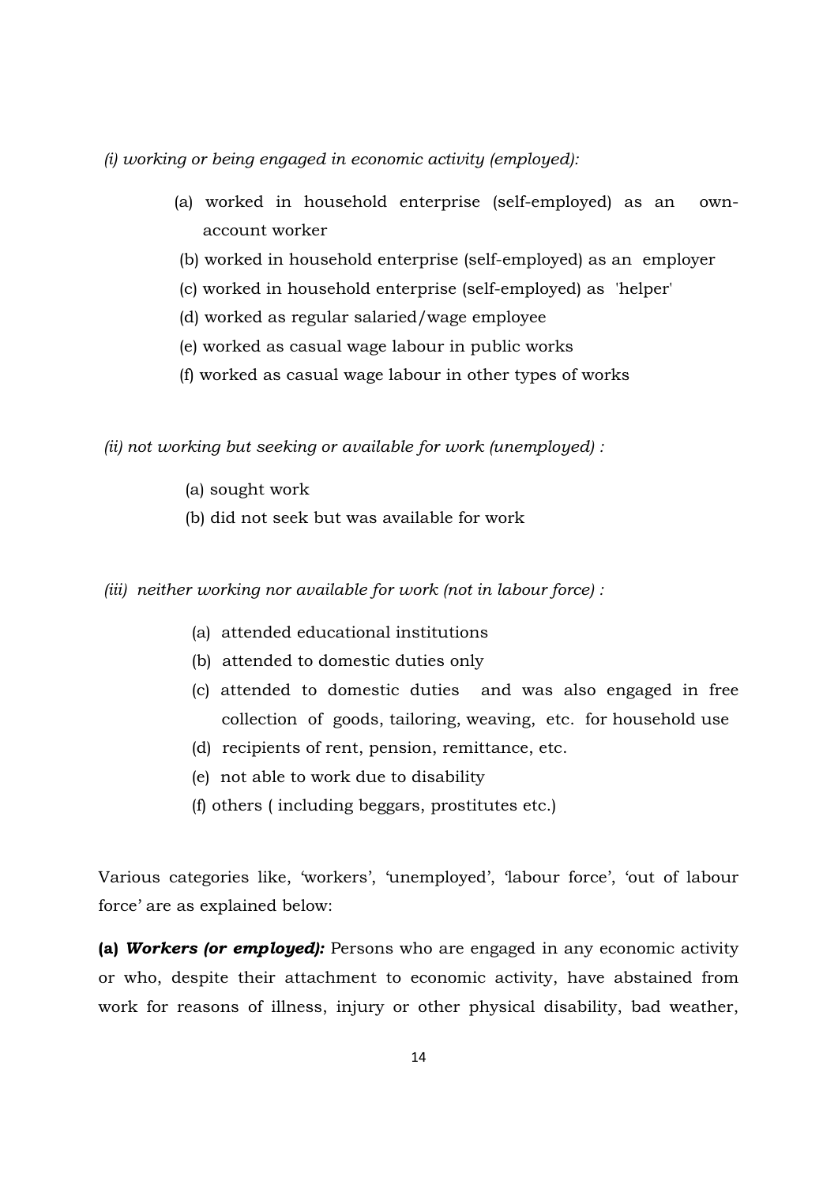*(i) working or being engaged in economic activity (employed):*

- (a) worked in household enterprise (self-employed) as an own-account worker
- (b) worked in household enterprise (self-employed) as an employer
- (c) worked in household enterprise (self-employed) as 'helper'
- (d) worked as regular salaried/wage employee
- (e) worked as casual wage labour in public works
- (f) worked as casual wage labour in other types of works

*(ii) not working but seeking or available for work (unemployed) :*

- (a) sought work
- (b) did not seek but was available for work

*(iii) neither working nor available for work (not in labour force) :*

- (a) attended educational institutions
- (b) attended to domestic duties only
- (c) attended to domestic duties and was also engaged in free collection of goods, tailoring, weaving, etc. for household use
- (d) recipients of rent, pension, remittance, etc.
- (e) not able to work due to disability
- (f) others ( including beggars, prostitutes etc.)

Various categories like, 'workers', 'unemployed', 'labour force', 'out of labour force' are as explained below:

**(a) *Workers (or employed):*** Persons who are engaged in any economic activity or who, despite their attachment to economic activity, have abstained from work for reasons of illness, injury or other physical disability, bad weather,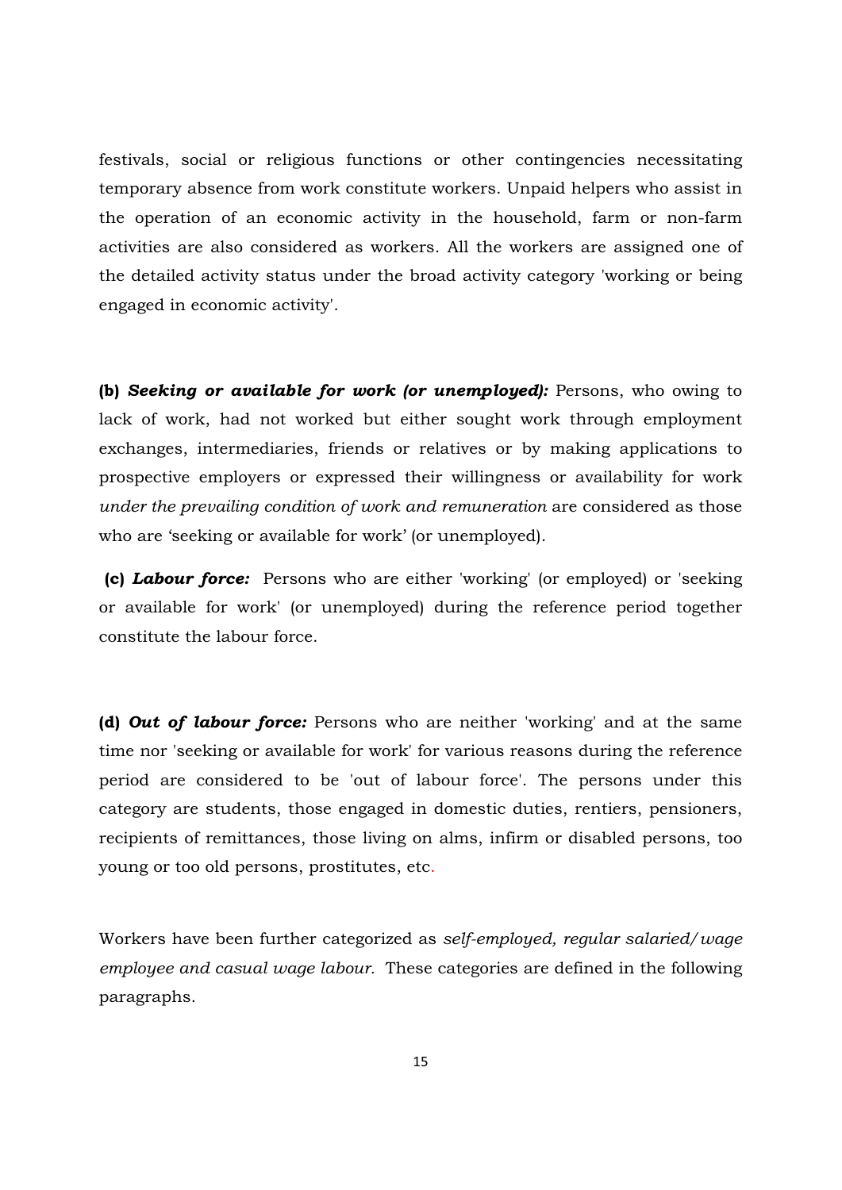festivals, social or religious functions or other contingencies necessitating temporary absence from work constitute workers. Unpaid helpers who assist in the operation of an economic activity in the household, farm or non-farm activities are also considered as workers. All the workers are assigned one of the detailed activity status under the broad activity category 'working or being engaged in economic activity'.

**(b)** ***Seeking or available for work (or unemployed):*** Persons, who owing to lack of work, had not worked but either sought work through employment exchanges, intermediaries, friends or relatives or by making applications to prospective employers or expressed their willingness or availability for work *under the prevailing condition of work and remuneration* are considered as those who are 'seeking or available for work' (or unemployed).

**(c)** ***Labour force:*** Persons who are either 'working' (or employed) or 'seeking or available for work' (or unemployed) during the reference period together constitute the labour force.

**(d)** ***Out of labour force:*** Persons who are neither 'working' and at the same time nor 'seeking or available for work' for various reasons during the reference period are considered to be 'out of labour force'. The persons under this category are students, those engaged in domestic duties, rentiers, pensioners, recipients of remittances, those living on alms, infirm or disabled persons, too young or too old persons, prostitutes, etc.

Workers have been further categorized as *self-employed, regular salaried/wage employee and casual wage labour.* These categories are defined in the following paragraphs.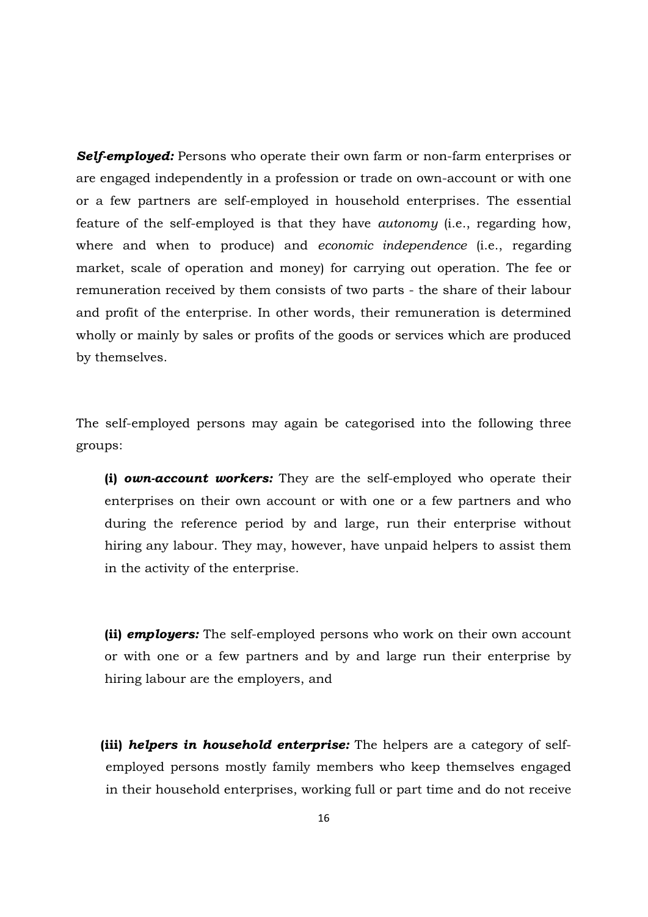***Self-employed:*** Persons who operate their own farm or non-farm enterprises or are engaged independently in a profession or trade on own-account or with one or a few partners are self-employed in household enterprises. The essential feature of the self-employed is that they have *autonomy* (i.e., regarding how, where and when to produce) and *economic independence* (i.e., regarding market, scale of operation and money) for carrying out operation. The fee or remuneration received by them consists of two parts - the share of their labour and profit of the enterprise. In other words, their remuneration is determined wholly or mainly by sales or profits of the goods or services which are produced by themselves.

The self-employed persons may again be categorised into the following three groups:

**(i)** ***own-account workers:*** They are the self-employed who operate their enterprises on their own account or with one or a few partners and who during the reference period by and large, run their enterprise without hiring any labour. They may, however, have unpaid helpers to assist them in the activity of the enterprise.

**(ii)** ***employers:*** The self-employed persons who work on their own account or with one or a few partners and by and large run their enterprise by hiring labour are the employers, and

**(iii)** ***helpers in household enterprise:*** The helpers are a category of self-employed persons mostly family members who keep themselves engaged in their household enterprises, working full or part time and do not receive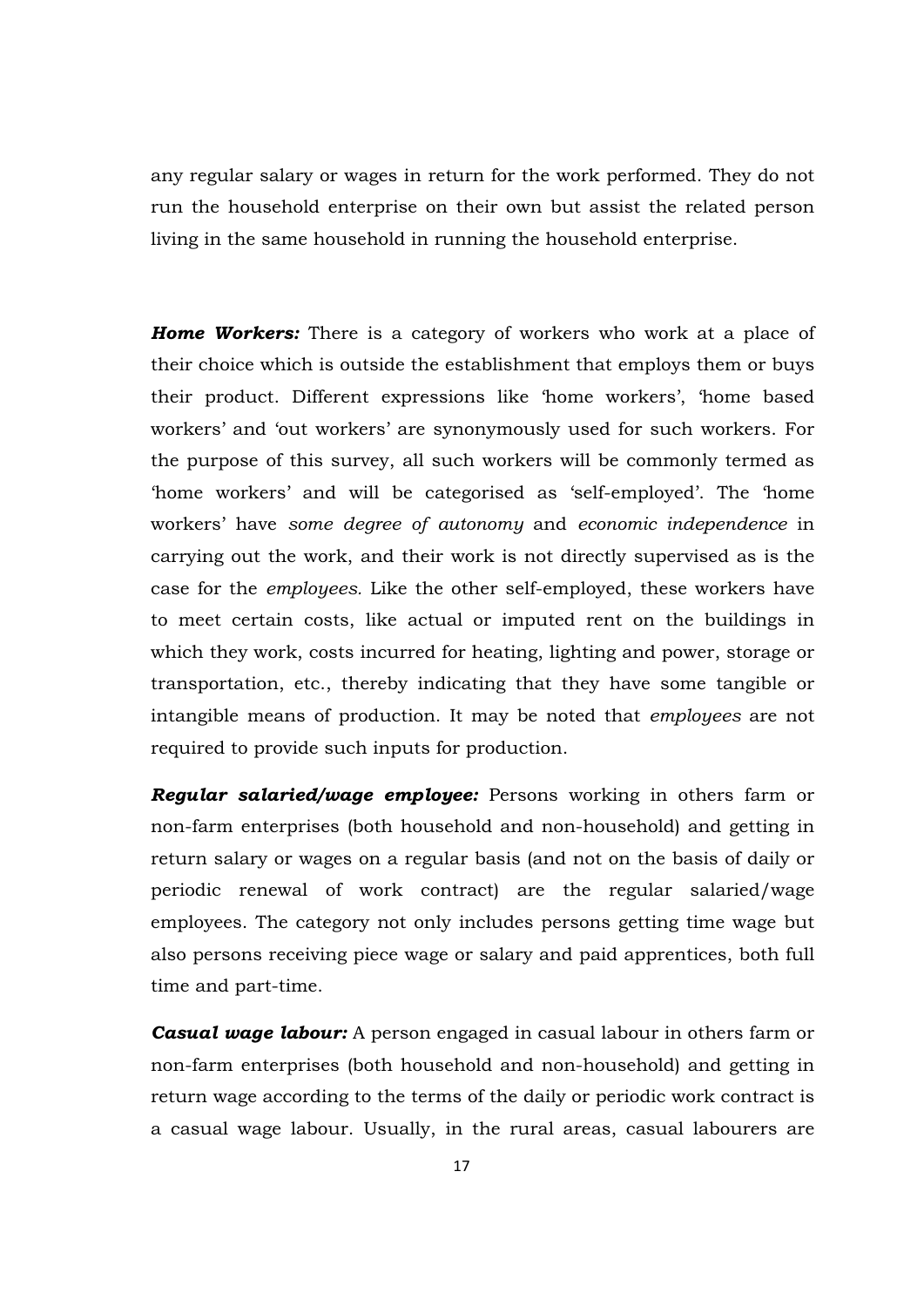any regular salary or wages in return for the work performed. They do not run the household enterprise on their own but assist the related person living in the same household in running the household enterprise.

***Home Workers:*** There is a category of workers who work at a place of their choice which is outside the establishment that employs them or buys their product. Different expressions like 'home workers', 'home based workers' and 'out workers' are synonymously used for such workers. For the purpose of this survey, all such workers will be commonly termed as 'home workers' and will be categorised as 'self-employed'. The 'home workers' have *some degree of autonomy* and *economic independence* in carrying out the work, and their work is not directly supervised as is the case for the *employees.* Like the other self-employed, these workers have to meet certain costs, like actual or imputed rent on the buildings in which they work, costs incurred for heating, lighting and power, storage or transportation, etc., thereby indicating that they have some tangible or intangible means of production. It may be noted that *employees* are not required to provide such inputs for production.

***Regular salaried/wage employee:*** Persons working in others farm or non-farm enterprises (both household and non-household) and getting in return salary or wages on a regular basis (and not on the basis of daily or periodic renewal of work contract) are the regular salaried/wage employees. The category not only includes persons getting time wage but also persons receiving piece wage or salary and paid apprentices, both full time and part-time.

***Casual wage labour:*** A person engaged in casual labour in others farm or non-farm enterprises (both household and non-household) and getting in return wage according to the terms of the daily or periodic work contract is a casual wage labour. Usually, in the rural areas, casual labourers are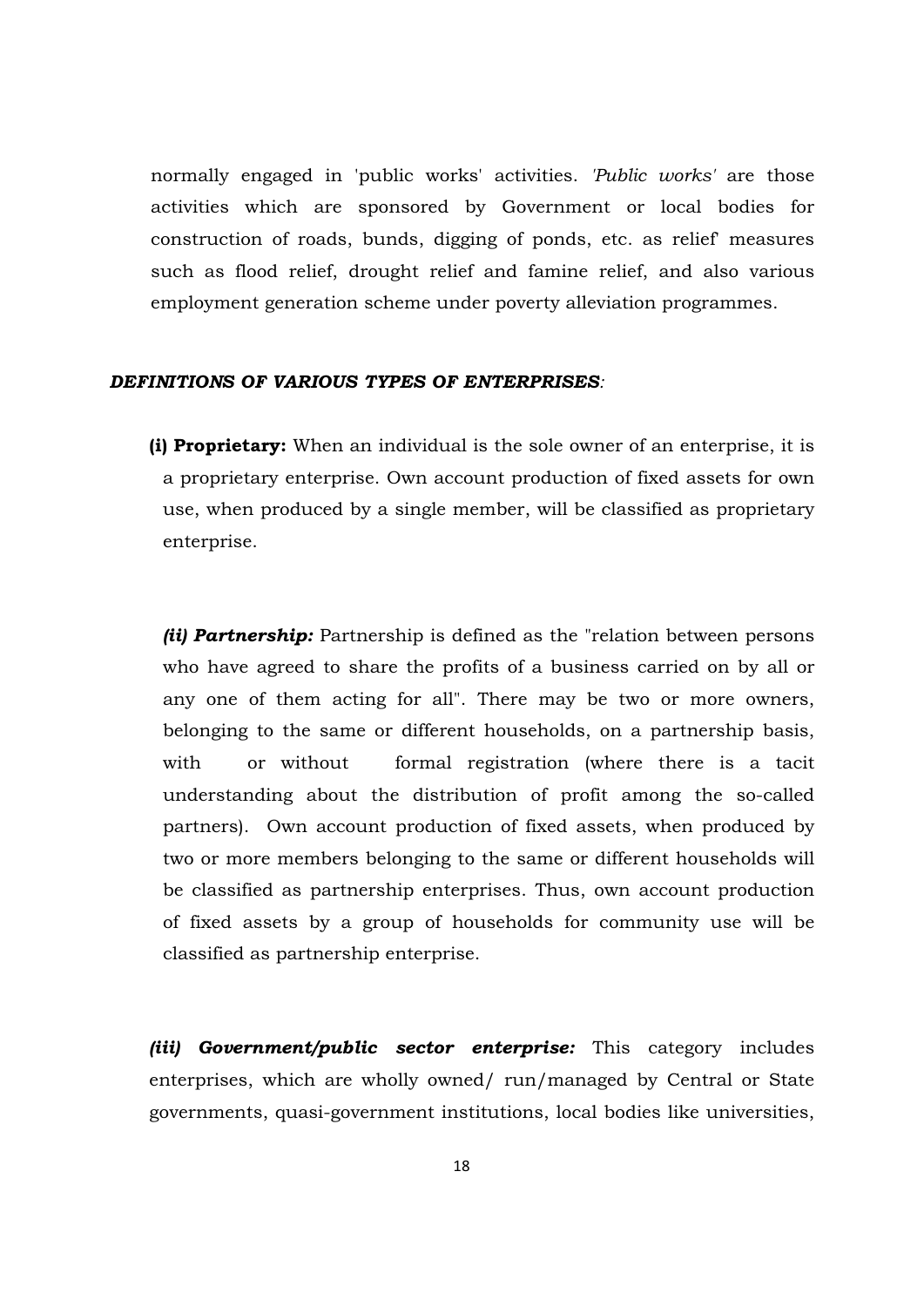normally engaged in 'public works' activities. *'Public works'* are those activities which are sponsored by Government or local bodies for construction of roads, bunds, digging of ponds, etc. as relief' measures such as flood relief, drought relief and famine relief, and also various employment generation scheme under poverty alleviation programmes.

***DEFINITIONS OF VARIOUS TYPES OF ENTERPRISES:***

**(i) Proprietary:** When an individual is the sole owner of an enterprise, it is a proprietary enterprise. Own account production of fixed assets for own use, when produced by a single member, will be classified as proprietary enterprise.

***(ii) Partnership:*** Partnership is defined as the "relation between persons who have agreed to share the profits of a business carried on by all or any one of them acting for all". There may be two or more owners, belonging to the same or different households, on a partnership basis, with or without formal registration (where there is a tacit understanding about the distribution of profit among the so-called partners). Own account production of fixed assets, when produced by two or more members belonging to the same or different households will be classified as partnership enterprises. Thus, own account production of fixed assets by a group of households for community use will be classified as partnership enterprise.

***(iii) Government/public sector enterprise:*** This category includes enterprises, which are wholly owned/ run/managed by Central or State governments, quasi-government institutions, local bodies like universities,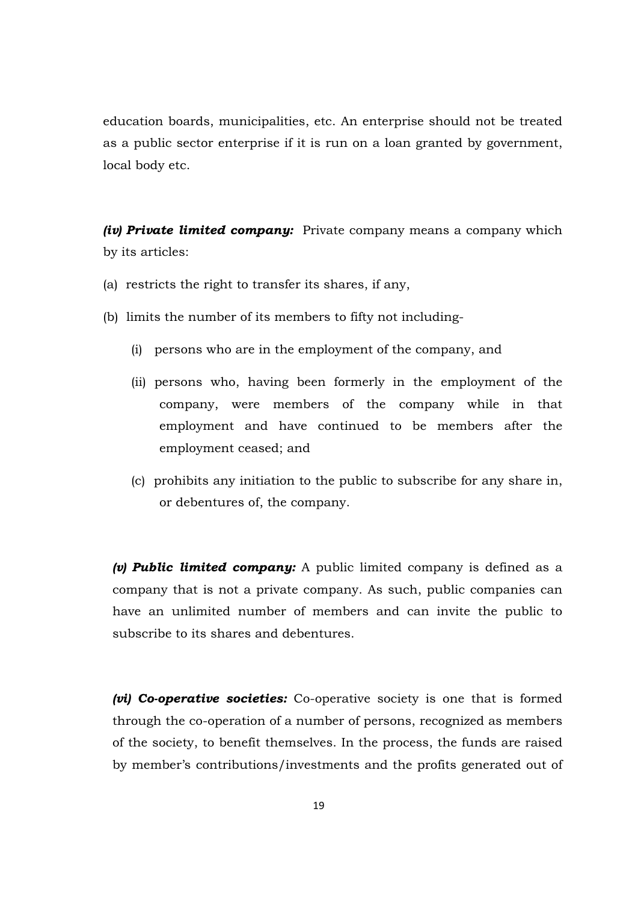education boards, municipalities, etc. An enterprise should not be treated as a public sector enterprise if it is run on a loan granted by government, local body etc.

***(iv) Private limited company:*** Private company means a company which by its articles:

(a) restricts the right to transfer its shares, if any,

(b) limits the number of its members to fifty not including-

   (i) persons who are in the employment of the company, and

   (ii) persons who, having been formerly in the employment of the company, were members of the company while in that employment and have continued to be members after the employment ceased; and

   (c) prohibits any initiation to the public to subscribe for any share in, or debentures of, the company.

***(v) Public limited company:*** A public limited company is defined as a company that is not a private company. As such, public companies can have an unlimited number of members and can invite the public to subscribe to its shares and debentures.

***(vi) Co-operative societies:*** Co-operative society is one that is formed through the co-operation of a number of persons, recognized as members of the society, to benefit themselves. In the process, the funds are raised by member's contributions/investments and the profits generated out of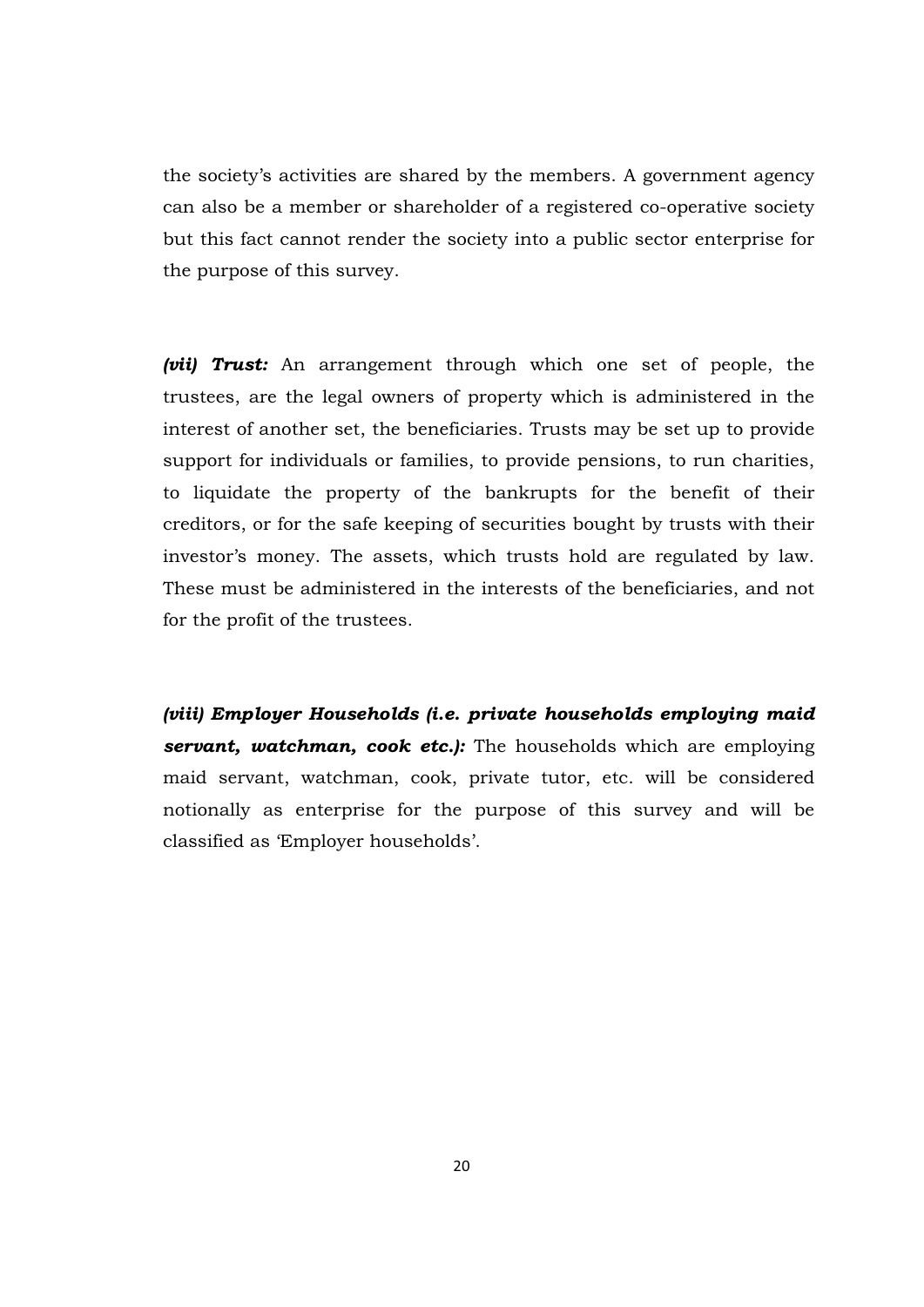the society's activities are shared by the members. A government agency can also be a member or shareholder of a registered co-operative society but this fact cannot render the society into a public sector enterprise for the purpose of this survey.

***(vii) Trust:*** An arrangement through which one set of people, the trustees, are the legal owners of property which is administered in the interest of another set, the beneficiaries. Trusts may be set up to provide support for individuals or families, to provide pensions, to run charities, to liquidate the property of the bankrupts for the benefit of their creditors, or for the safe keeping of securities bought by trusts with their investor's money. The assets, which trusts hold are regulated by law. These must be administered in the interests of the beneficiaries, and not for the profit of the trustees.

***(viii) Employer Households (i.e. private households employing maid servant, watchman, cook etc.):*** The households which are employing maid servant, watchman, cook, private tutor, etc. will be considered notionally as enterprise for the purpose of this survey and will be classified as 'Employer households'.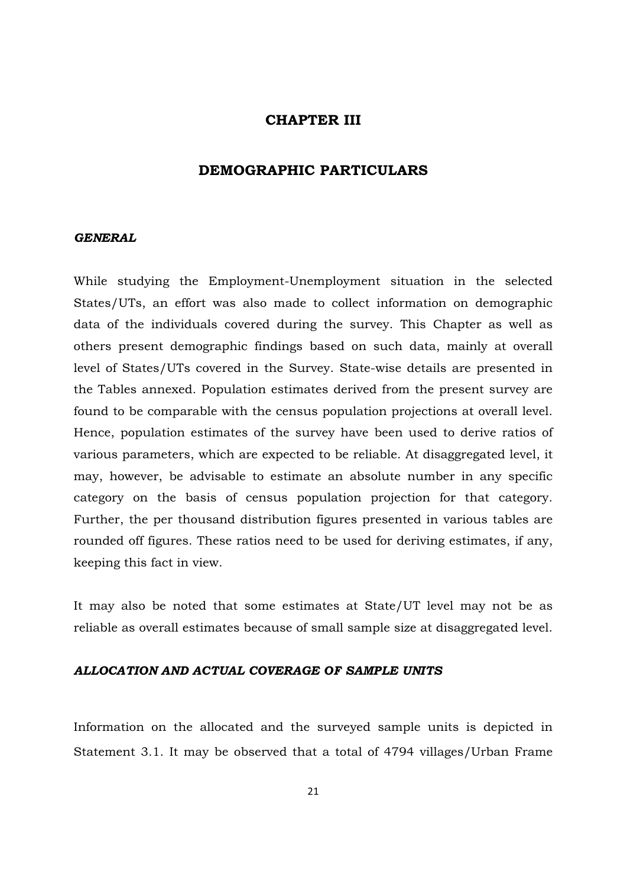# CHAPTER III

# DEMOGRAPHIC PARTICULARS

***GENERAL***

While studying the Employment-Unemployment situation in the selected States/UTs, an effort was also made to collect information on demographic data of the individuals covered during the survey. This Chapter as well as others present demographic findings based on such data, mainly at overall level of States/UTs covered in the Survey. State-wise details are presented in the Tables annexed. Population estimates derived from the present survey are found to be comparable with the census population projections at overall level. Hence, population estimates of the survey have been used to derive ratios of various parameters, which are expected to be reliable. At disaggregated level, it may, however, be advisable to estimate an absolute number in any specific category on the basis of census population projection for that category. Further, the per thousand distribution figures presented in various tables are rounded off figures. These ratios need to be used for deriving estimates, if any, keeping this fact in view.

It may also be noted that some estimates at State/UT level may not be as reliable as overall estimates because of small sample size at disaggregated level.

***ALLOCATION AND ACTUAL COVERAGE OF SAMPLE UNITS***

Information on the allocated and the surveyed sample units is depicted in Statement 3.1. It may be observed that a total of 4794 villages/Urban Frame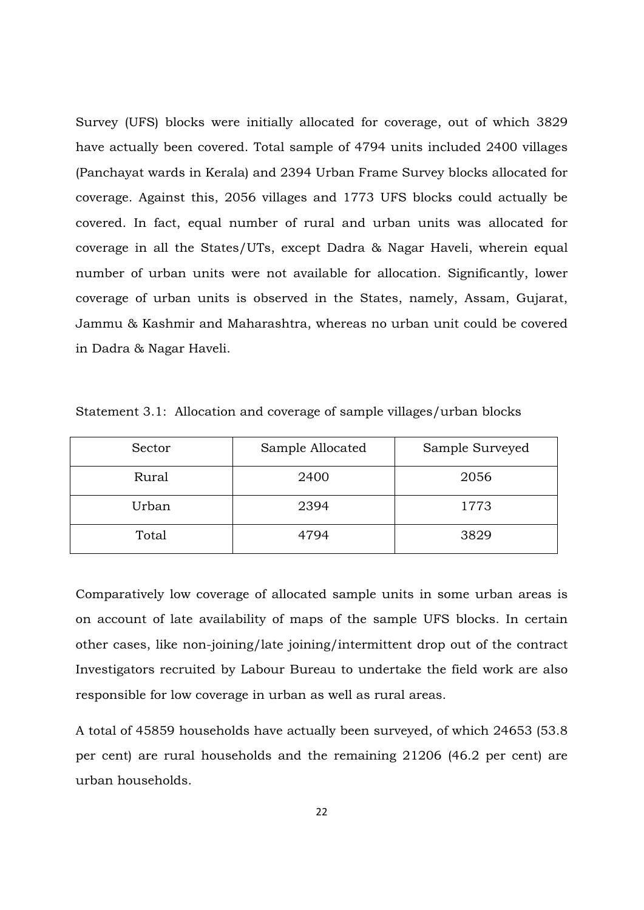Survey (UFS) blocks were initially allocated for coverage, out of which 3829 have actually been covered. Total sample of 4794 units included 2400 villages (Panchayat wards in Kerala) and 2394 Urban Frame Survey blocks allocated for coverage. Against this, 2056 villages and 1773 UFS blocks could actually be covered. In fact, equal number of rural and urban units was allocated for coverage in all the States/UTs, except Dadra & Nagar Haveli, wherein equal number of urban units were not available for allocation. Significantly, lower coverage of urban units is observed in the States, namely, Assam, Gujarat, Jammu & Kashmir and Maharashtra, whereas no urban unit could be covered in Dadra & Nagar Haveli.

Statement 3.1: Allocation and coverage of sample villages/urban blocks

| Sector | Sample Allocated | Sample Surveyed |
|---|---|---|
| Rural | 2400 | 2056 |
| Urban | 2394 | 1773 |
| Total | 4794 | 3829 |

Comparatively low coverage of allocated sample units in some urban areas is on account of late availability of maps of the sample UFS blocks. In certain other cases, like non-joining/late joining/intermittent drop out of the contract Investigators recruited by Labour Bureau to undertake the field work are also responsible for low coverage in urban as well as rural areas.

A total of 45859 households have actually been surveyed, of which 24653 (53.8 per cent) are rural households and the remaining 21206 (46.2 per cent) are urban households.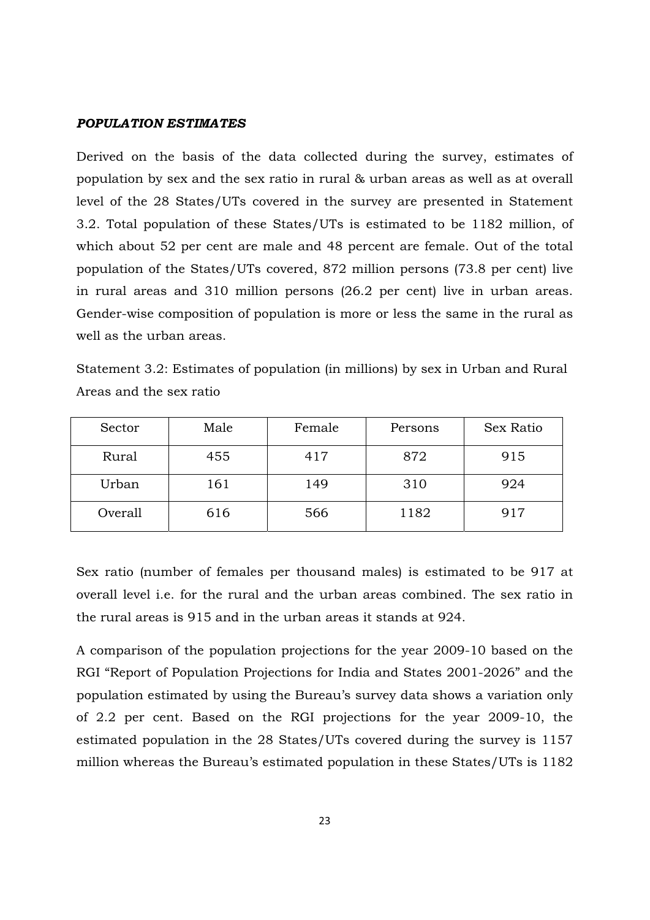***POPULATION ESTIMATES***

Derived on the basis of the data collected during the survey, estimates of population by sex and the sex ratio in rural & urban areas as well as at overall level of the 28 States/UTs covered in the survey are presented in Statement 3.2. Total population of these States/UTs is estimated to be 1182 million, of which about 52 per cent are male and 48 percent are female. Out of the total population of the States/UTs covered, 872 million persons (73.8 per cent) live in rural areas and 310 million persons (26.2 per cent) live in urban areas. Gender-wise composition of population is more or less the same in the rural as well as the urban areas.

Statement 3.2: Estimates of population (in millions) by sex in Urban and Rural Areas and the sex ratio

| Sector | Male | Female | Persons | Sex Ratio |
|---|---|---|---|---|
| Rural | 455 | 417 | 872 | 915 |
| Urban | 161 | 149 | 310 | 924 |
| Overall | 616 | 566 | 1182 | 917 |

Sex ratio (number of females per thousand males) is estimated to be 917 at overall level i.e. for the rural and the urban areas combined. The sex ratio in the rural areas is 915 and in the urban areas it stands at 924.

A comparison of the population projections for the year 2009-10 based on the RGI "Report of Population Projections for India and States 2001-2026" and the population estimated by using the Bureau's survey data shows a variation only of 2.2 per cent. Based on the RGI projections for the year 2009-10, the estimated population in the 28 States/UTs covered during the survey is 1157 million whereas the Bureau's estimated population in these States/UTs is 1182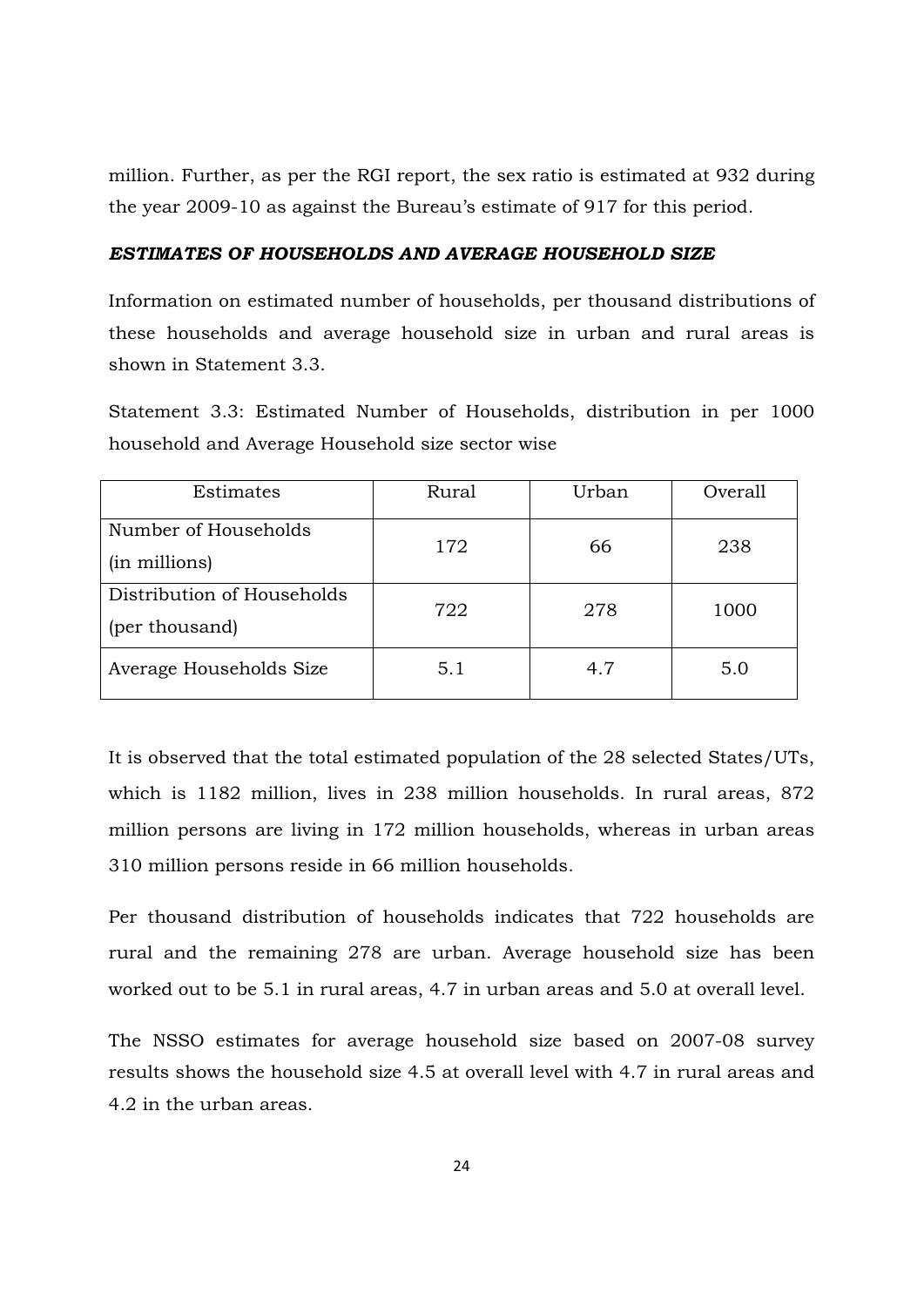million. Further, as per the RGI report, the sex ratio is estimated at 932 during the year 2009-10 as against the Bureau's estimate of 917 for this period.

### *ESTIMATES OF HOUSEHOLDS AND AVERAGE HOUSEHOLD SIZE*

Information on estimated number of households, per thousand distributions of these households and average household size in urban and rural areas is shown in Statement 3.3.

Statement 3.3: Estimated Number of Households, distribution in per 1000 household and Average Household size sector wise

| Estimates | Rural | Urban | Overall |
|---|---|---|---|
| Number of Households (in millions) | 172 | 66 | 238 |
| Distribution of Households (per thousand) | 722 | 278 | 1000 |
| Average Households Size | 5.1 | 4.7 | 5.0 |

It is observed that the total estimated population of the 28 selected States/UTs, which is 1182 million, lives in 238 million households. In rural areas, 872 million persons are living in 172 million households, whereas in urban areas 310 million persons reside in 66 million households.

Per thousand distribution of households indicates that 722 households are rural and the remaining 278 are urban. Average household size has been worked out to be 5.1 in rural areas, 4.7 in urban areas and 5.0 at overall level.

The NSSO estimates for average household size based on 2007-08 survey results shows the household size 4.5 at overall level with 4.7 in rural areas and 4.2 in the urban areas.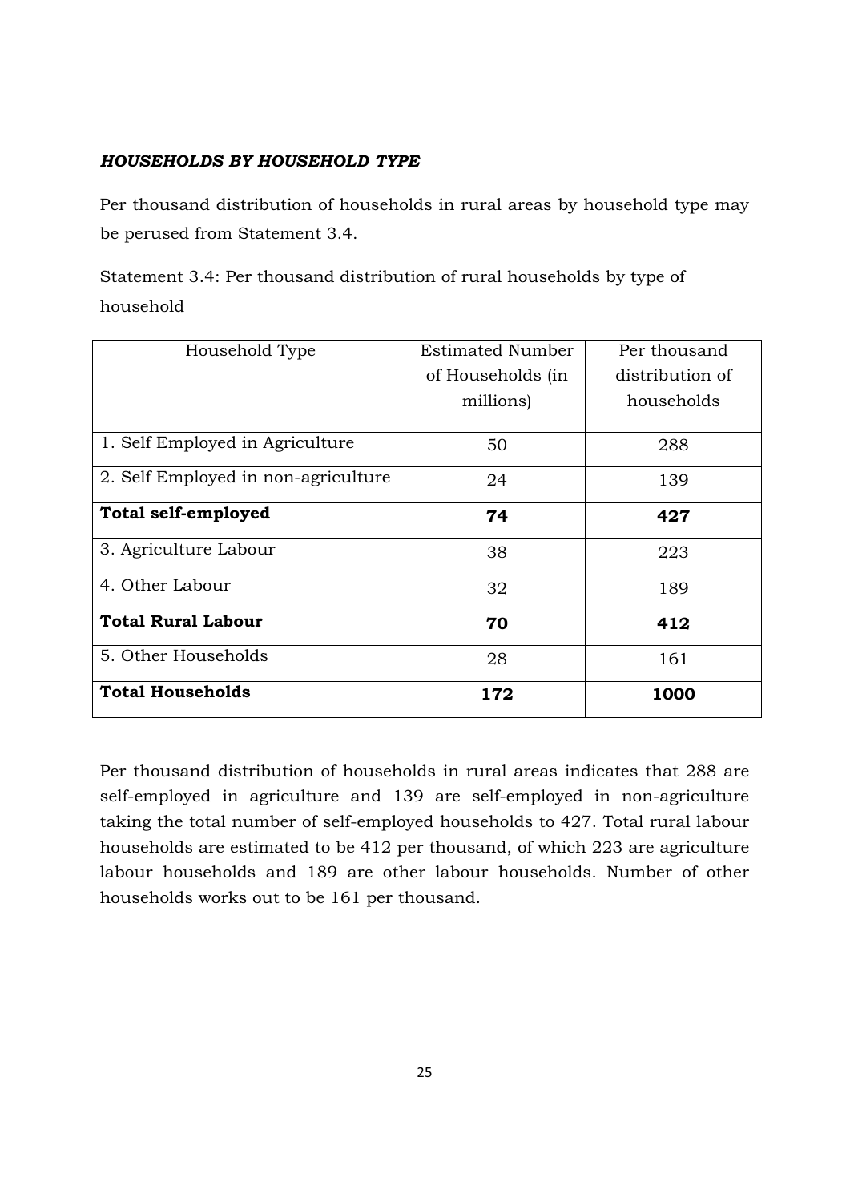***HOUSEHOLDS BY HOUSEHOLD TYPE***

Per thousand distribution of households in rural areas by household type may be perused from Statement 3.4.

Statement 3.4: Per thousand distribution of rural households by type of household

| Household Type | Estimated Number of Households (in millions) | Per thousand distribution of households |
|---|---|---|
| 1. Self Employed in Agriculture | 50 | 288 |
| 2. Self Employed in non-agriculture | 24 | 139 |
| **Total self-employed** | **74** | **427** |
| 3. Agriculture Labour | 38 | 223 |
| 4. Other Labour | 32 | 189 |
| **Total Rural Labour** | **70** | **412** |
| 5. Other Households | 28 | 161 |
| **Total Households** | **172** | **1000** |

Per thousand distribution of households in rural areas indicates that 288 are self-employed in agriculture and 139 are self-employed in non-agriculture taking the total number of self-employed households to 427. Total rural labour households are estimated to be 412 per thousand, of which 223 are agriculture labour households and 189 are other labour households. Number of other households works out to be 161 per thousand.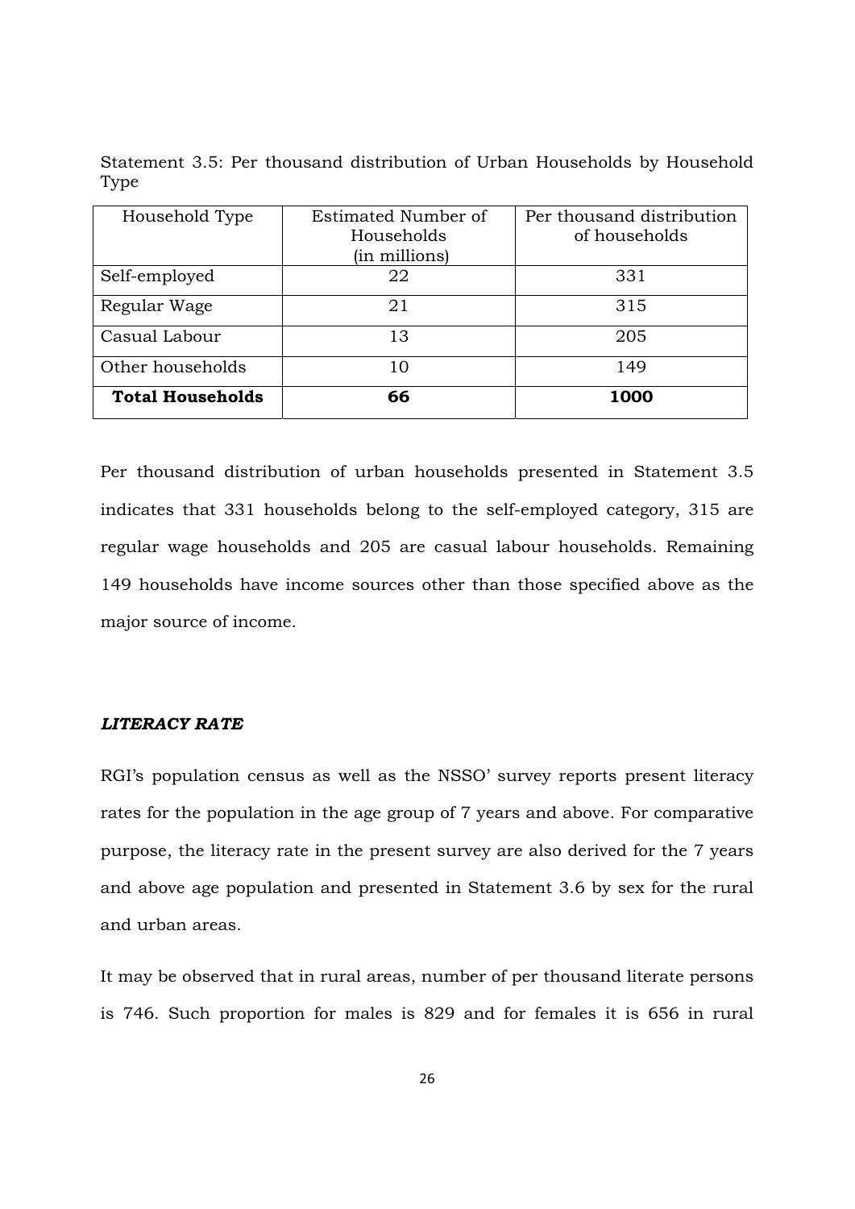Statement 3.5: Per thousand distribution of Urban Households by Household Type

| Household Type | Estimated Number of Households (in millions) | Per thousand distribution of households |
|---|---|---|
| Self-employed | 22 | 331 |
| Regular Wage | 21 | 315 |
| Casual Labour | 13 | 205 |
| Other households | 10 | 149 |
| **Total Households** | **66** | **1000** |

Per thousand distribution of urban households presented in Statement 3.5 indicates that 331 households belong to the self-employed category, 315 are regular wage households and 205 are casual labour households. Remaining 149 households have income sources other than those specified above as the major source of income.

### *LITERACY RATE*

RGI's population census as well as the NSSO' survey reports present literacy rates for the population in the age group of 7 years and above. For comparative purpose, the literacy rate in the present survey are also derived for the 7 years and above age population and presented in Statement 3.6 by sex for the rural and urban areas.

It may be observed that in rural areas, number of per thousand literate persons is 746. Such proportion for males is 829 and for females it is 656 in rural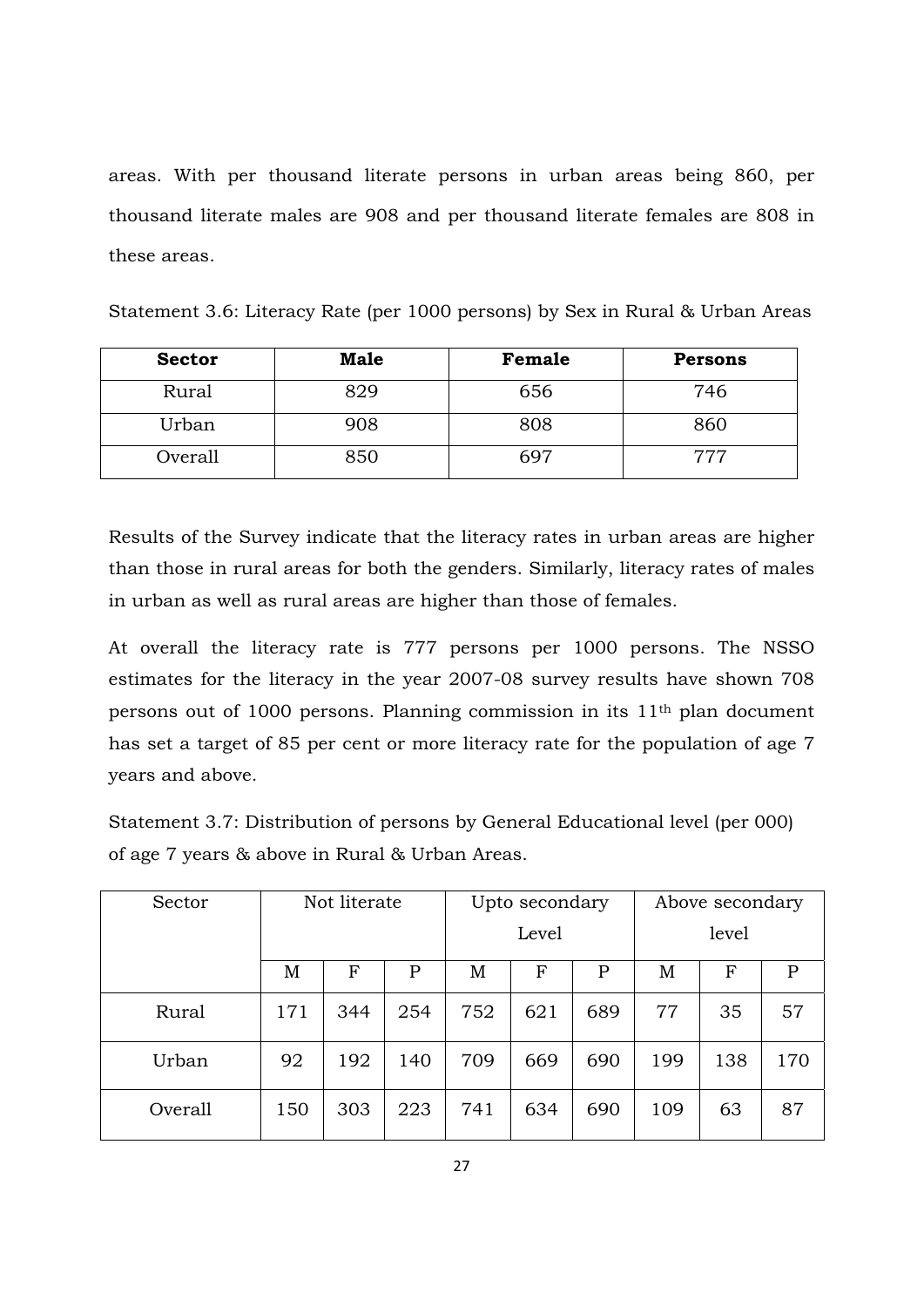areas. With per thousand literate persons in urban areas being 860, per thousand literate males are 908 and per thousand literate females are 808 in these areas.

Statement 3.6: Literacy Rate (per 1000 persons) by Sex in Rural & Urban Areas

| **Sector** | **Male** | **Female** | **Persons** |
|---|---|---|---|
| Rural | 829 | 656 | 746 |
| Urban | 908 | 808 | 860 |
| Overall | 850 | 697 | 777 |

Results of the Survey indicate that the literacy rates in urban areas are higher than those in rural areas for both the genders. Similarly, literacy rates of males in urban as well as rural areas are higher than those of females.

At overall the literacy rate is 777 persons per 1000 persons. The NSSO estimates for the literacy in the year 2007-08 survey results have shown 708 persons out of 1000 persons. Planning commission in its 11th plan document has set a target of 85 per cent or more literacy rate for the population of age 7 years and above.

Statement 3.7: Distribution of persons by General Educational level (per 000) of age 7 years & above in Rural & Urban Areas.

| Sector | Not literate | | | Upto secondary Level | | | Above secondary level | | |
|---|---|---|---|---|---|---|---|---|---|
| | M | F | P | M | F | P | M | F | P |
| Rural | 171 | 344 | 254 | 752 | 621 | 689 | 77 | 35 | 57 |
| Urban | 92 | 192 | 140 | 709 | 669 | 690 | 199 | 138 | 170 |
| Overall | 150 | 303 | 223 | 741 | 634 | 690 | 109 | 63 | 87 |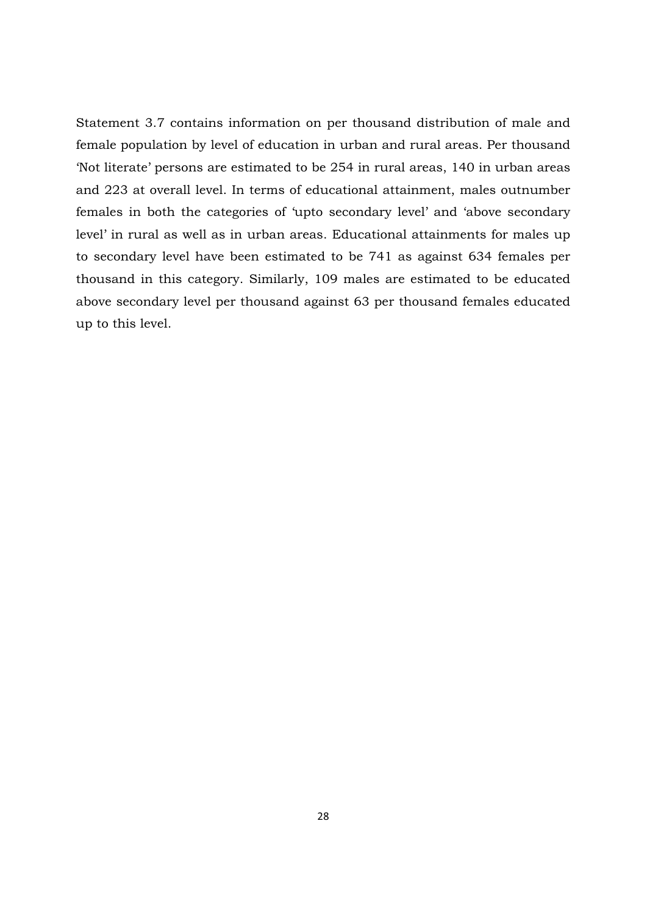Statement 3.7 contains information on per thousand distribution of male and female population by level of education in urban and rural areas. Per thousand 'Not literate' persons are estimated to be 254 in rural areas, 140 in urban areas and 223 at overall level. In terms of educational attainment, males outnumber females in both the categories of 'upto secondary level' and 'above secondary level' in rural as well as in urban areas. Educational attainments for males up to secondary level have been estimated to be 741 as against 634 females per thousand in this category. Similarly, 109 males are estimated to be educated above secondary level per thousand against 63 per thousand females educated up to this level.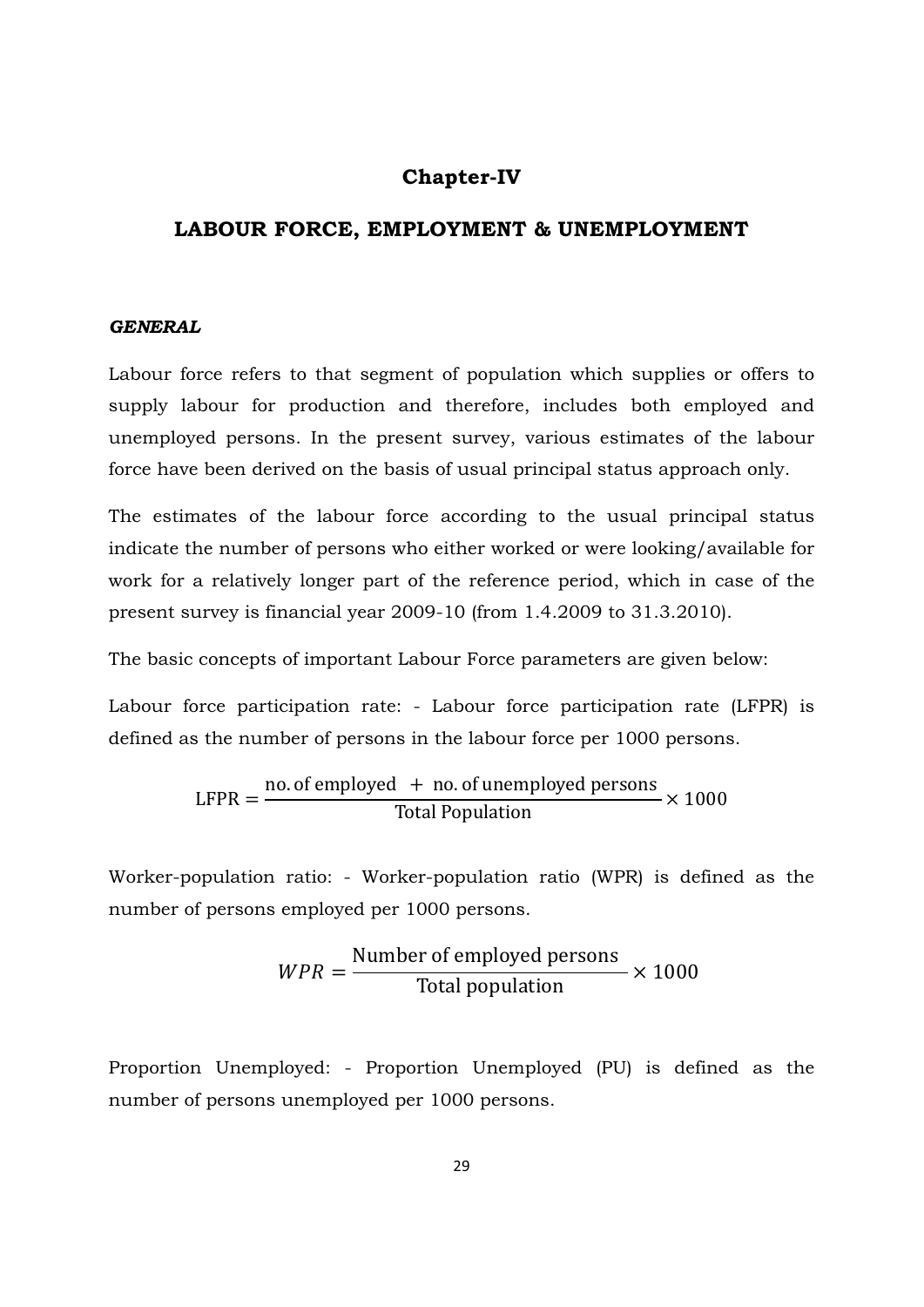# Chapter-IV

## LABOUR FORCE, EMPLOYMENT & UNEMPLOYMENT

***GENERAL***

Labour force refers to that segment of population which supplies or offers to supply labour for production and therefore, includes both employed and unemployed persons. In the present survey, various estimates of the labour force have been derived on the basis of usual principal status approach only.

The estimates of the labour force according to the usual principal status indicate the number of persons who either worked or were looking/available for work for a relatively longer part of the reference period, which in case of the present survey is financial year 2009-10 (from 1.4.2009 to 31.3.2010).

The basic concepts of important Labour Force parameters are given below:

Labour force participation rate: - Labour force participation rate (LFPR) is defined as the number of persons in the labour force per 1000 persons.

$$\text{LFPR} = \frac{\text{no. of employed} \; + \; \text{no. of unemployed persons}}{\text{Total Population}} \times 1000$$

Worker-population ratio: - Worker-population ratio (WPR) is defined as the number of persons employed per 1000 persons.

$$WPR = \frac{\text{Number of employed persons}}{\text{Total population}} \times 1000$$

Proportion Unemployed: - Proportion Unemployed (PU) is defined as the number of persons unemployed per 1000 persons.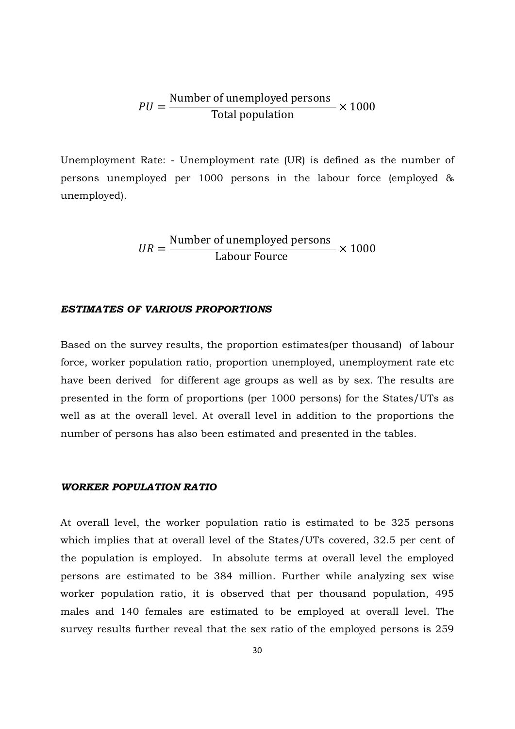$$PU = \frac{\text{Number of unemployed persons}}{\text{Total population}} \times 1000$$

Unemployment Rate: - Unemployment rate (UR) is defined as the number of persons unemployed per 1000 persons in the labour force (employed & unemployed).

$$UR = \frac{\text{Number of unemployed persons}}{\text{Labour Fource}} \times 1000$$

***ESTIMATES OF VARIOUS PROPORTIONS***

Based on the survey results, the proportion estimates(per thousand) of labour force, worker population ratio, proportion unemployed, unemployment rate etc have been derived for different age groups as well as by sex. The results are presented in the form of proportions (per 1000 persons) for the States/UTs as well as at the overall level. At overall level in addition to the proportions the number of persons has also been estimated and presented in the tables.

***WORKER POPULATION RATIO***

At overall level, the worker population ratio is estimated to be 325 persons which implies that at overall level of the States/UTs covered, 32.5 per cent of the population is employed. In absolute terms at overall level the employed persons are estimated to be 384 million. Further while analyzing sex wise worker population ratio, it is observed that per thousand population, 495 males and 140 females are estimated to be employed at overall level. The survey results further reveal that the sex ratio of the employed persons is 259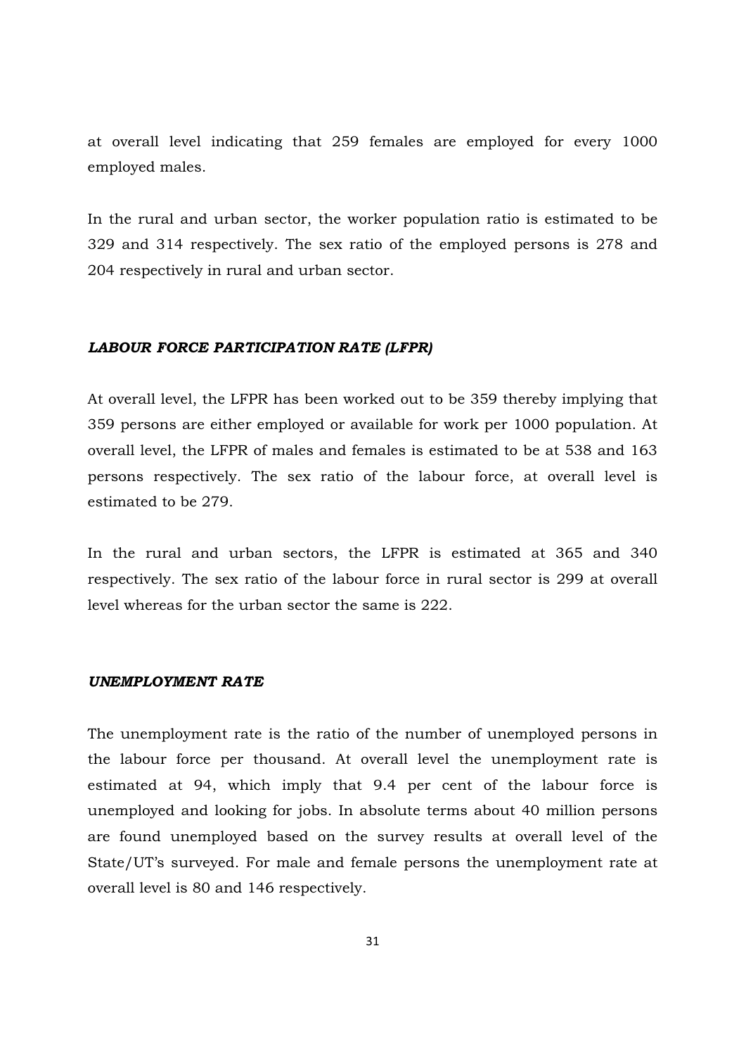at overall level indicating that 259 females are employed for every 1000 employed males.

In the rural and urban sector, the worker population ratio is estimated to be 329 and 314 respectively. The sex ratio of the employed persons is 278 and 204 respectively in rural and urban sector.

### *LABOUR FORCE PARTICIPATION RATE (LFPR)*

At overall level, the LFPR has been worked out to be 359 thereby implying that 359 persons are either employed or available for work per 1000 population. At overall level, the LFPR of males and females is estimated to be at 538 and 163 persons respectively. The sex ratio of the labour force, at overall level is estimated to be 279.

In the rural and urban sectors, the LFPR is estimated at 365 and 340 respectively. The sex ratio of the labour force in rural sector is 299 at overall level whereas for the urban sector the same is 222.

### *UNEMPLOYMENT RATE*

The unemployment rate is the ratio of the number of unemployed persons in the labour force per thousand. At overall level the unemployment rate is estimated at 94, which imply that 9.4 per cent of the labour force is unemployed and looking for jobs. In absolute terms about 40 million persons are found unemployed based on the survey results at overall level of the State/UT's surveyed. For male and female persons the unemployment rate at overall level is 80 and 146 respectively.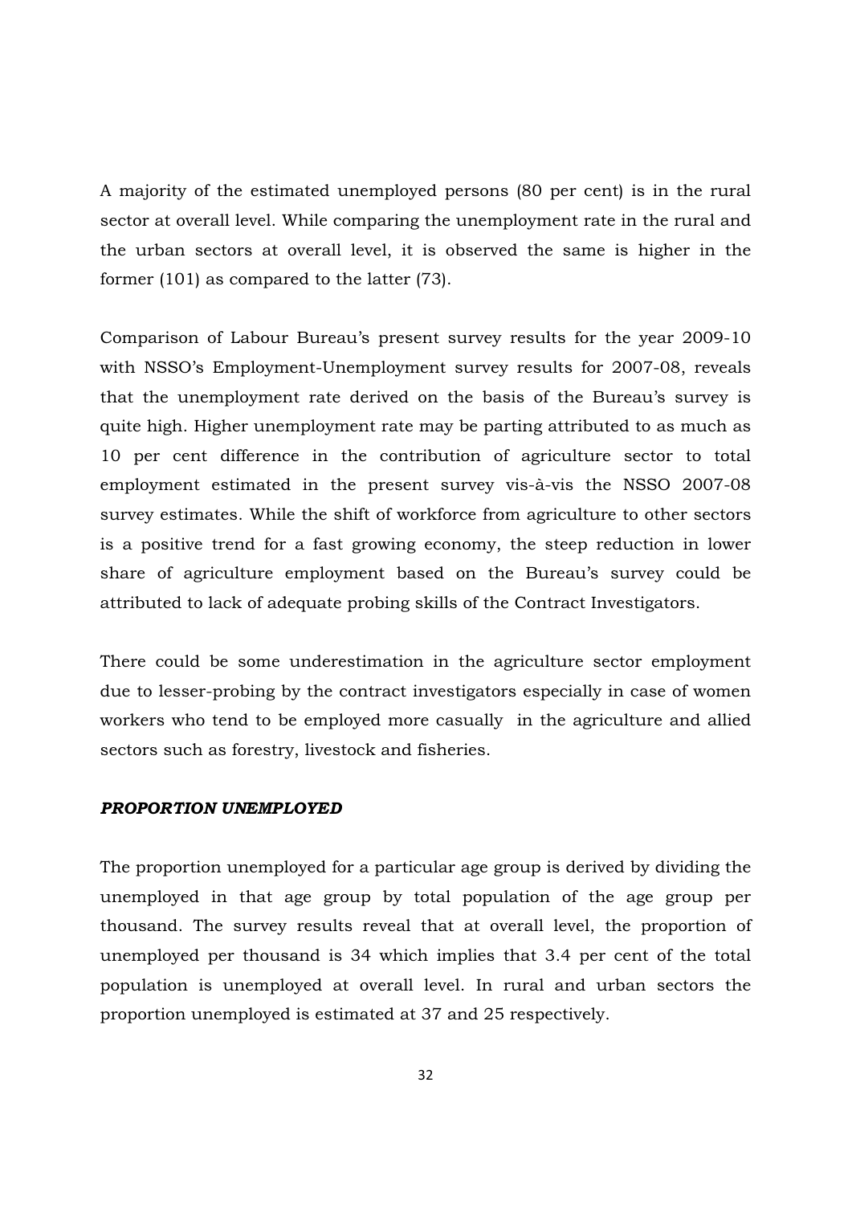A majority of the estimated unemployed persons (80 per cent) is in the rural sector at overall level. While comparing the unemployment rate in the rural and the urban sectors at overall level, it is observed the same is higher in the former (101) as compared to the latter (73).

Comparison of Labour Bureau's present survey results for the year 2009-10 with NSSO's Employment-Unemployment survey results for 2007-08, reveals that the unemployment rate derived on the basis of the Bureau's survey is quite high. Higher unemployment rate may be parting attributed to as much as 10 per cent difference in the contribution of agriculture sector to total employment estimated in the present survey vis-à-vis the NSSO 2007-08 survey estimates. While the shift of workforce from agriculture to other sectors is a positive trend for a fast growing economy, the steep reduction in lower share of agriculture employment based on the Bureau's survey could be attributed to lack of adequate probing skills of the Contract Investigators.

There could be some underestimation in the agriculture sector employment due to lesser-probing by the contract investigators especially in case of women workers who tend to be employed more casually in the agriculture and allied sectors such as forestry, livestock and fisheries.

***PROPORTION UNEMPLOYED***

The proportion unemployed for a particular age group is derived by dividing the unemployed in that age group by total population of the age group per thousand. The survey results reveal that at overall level, the proportion of unemployed per thousand is 34 which implies that 3.4 per cent of the total population is unemployed at overall level. In rural and urban sectors the proportion unemployed is estimated at 37 and 25 respectively.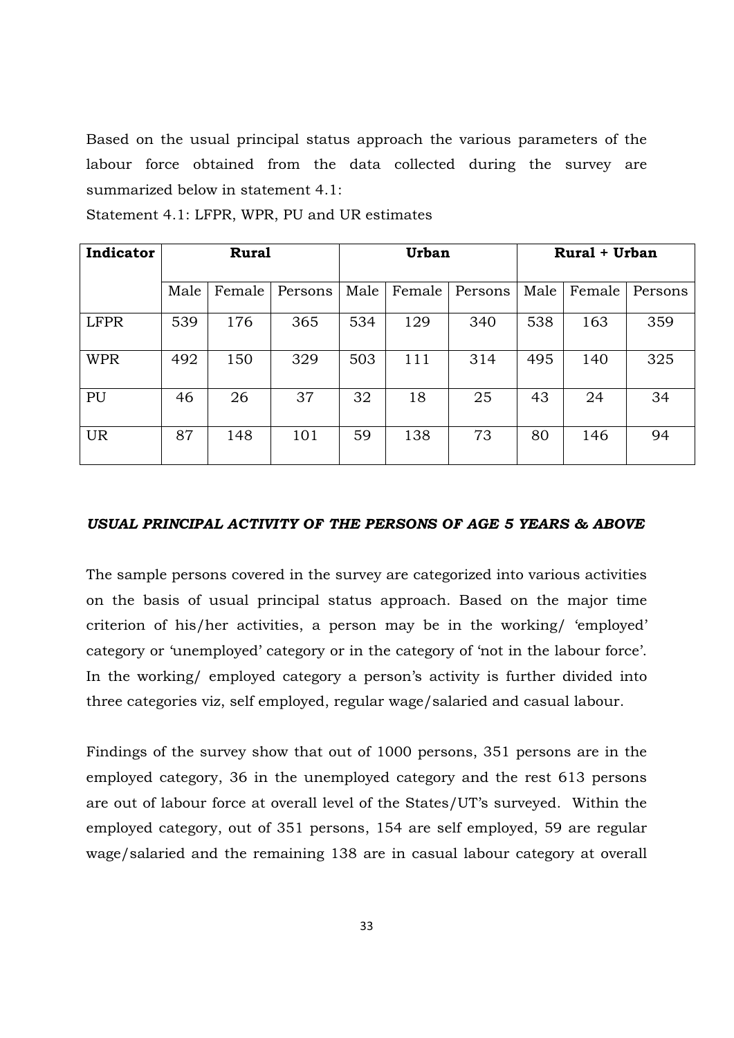Based on the usual principal status approach the various parameters of the labour force obtained from the data collected during the survey are summarized below in statement 4.1:

Statement 4.1: LFPR, WPR, PU and UR estimates

| Indicator | Rural | | | Urban | | | Rural + Urban | | |
|---|---|---|---|---|---|---|---|---|---|
| | Male | Female | Persons | Male | Female | Persons | Male | Female | Persons |
| LFPR | 539 | 176 | 365 | 534 | 129 | 340 | 538 | 163 | 359 |
| WPR | 492 | 150 | 329 | 503 | 111 | 314 | 495 | 140 | 325 |
| PU | 46 | 26 | 37 | 32 | 18 | 25 | 43 | 24 | 34 |
| UR | 87 | 148 | 101 | 59 | 138 | 73 | 80 | 146 | 94 |

***USUAL PRINCIPAL ACTIVITY OF THE PERSONS OF AGE 5 YEARS & ABOVE***

The sample persons covered in the survey are categorized into various activities on the basis of usual principal status approach. Based on the major time criterion of his/her activities, a person may be in the working/ 'employed' category or 'unemployed' category or in the category of 'not in the labour force'. In the working/ employed category a person's activity is further divided into three categories viz, self employed, regular wage/salaried and casual labour.

Findings of the survey show that out of 1000 persons, 351 persons are in the employed category, 36 in the unemployed category and the rest 613 persons are out of labour force at overall level of the States/UT's surveyed. Within the employed category, out of 351 persons, 154 are self employed, 59 are regular wage/salaried and the remaining 138 are in casual labour category at overall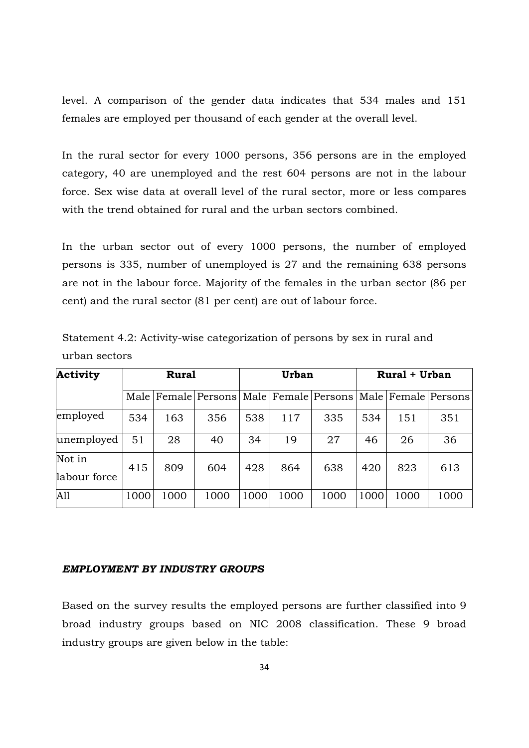level. A comparison of the gender data indicates that 534 males and 151 females are employed per thousand of each gender at the overall level.

In the rural sector for every 1000 persons, 356 persons are in the employed category, 40 are unemployed and the rest 604 persons are not in the labour force. Sex wise data at overall level of the rural sector, more or less compares with the trend obtained for rural and the urban sectors combined.

In the urban sector out of every 1000 persons, the number of employed persons is 335, number of unemployed is 27 and the remaining 638 persons are not in the labour force. Majority of the females in the urban sector (86 per cent) and the rural sector (81 per cent) are out of labour force.

Statement 4.2: Activity-wise categorization of persons by sex in rural and urban sectors

| **Activity** | **Rural** | | | **Urban** | | | **Rural + Urban** | | |
|---|---|---|---|---|---|---|---|---|---|
| | Male | Female | Persons | Male | Female | Persons | Male | Female | Persons |
| employed | 534 | 163 | 356 | 538 | 117 | 335 | 534 | 151 | 351 |
| unemployed | 51 | 28 | 40 | 34 | 19 | 27 | 46 | 26 | 36 |
| Not in labour force | 415 | 809 | 604 | 428 | 864 | 638 | 420 | 823 | 613 |
| All | 1000 | 1000 | 1000 | 1000 | 1000 | 1000 | 1000 | 1000 | 1000 |

***EMPLOYMENT BY INDUSTRY GROUPS***

Based on the survey results the employed persons are further classified into 9 broad industry groups based on NIC 2008 classification. These 9 broad industry groups are given below in the table: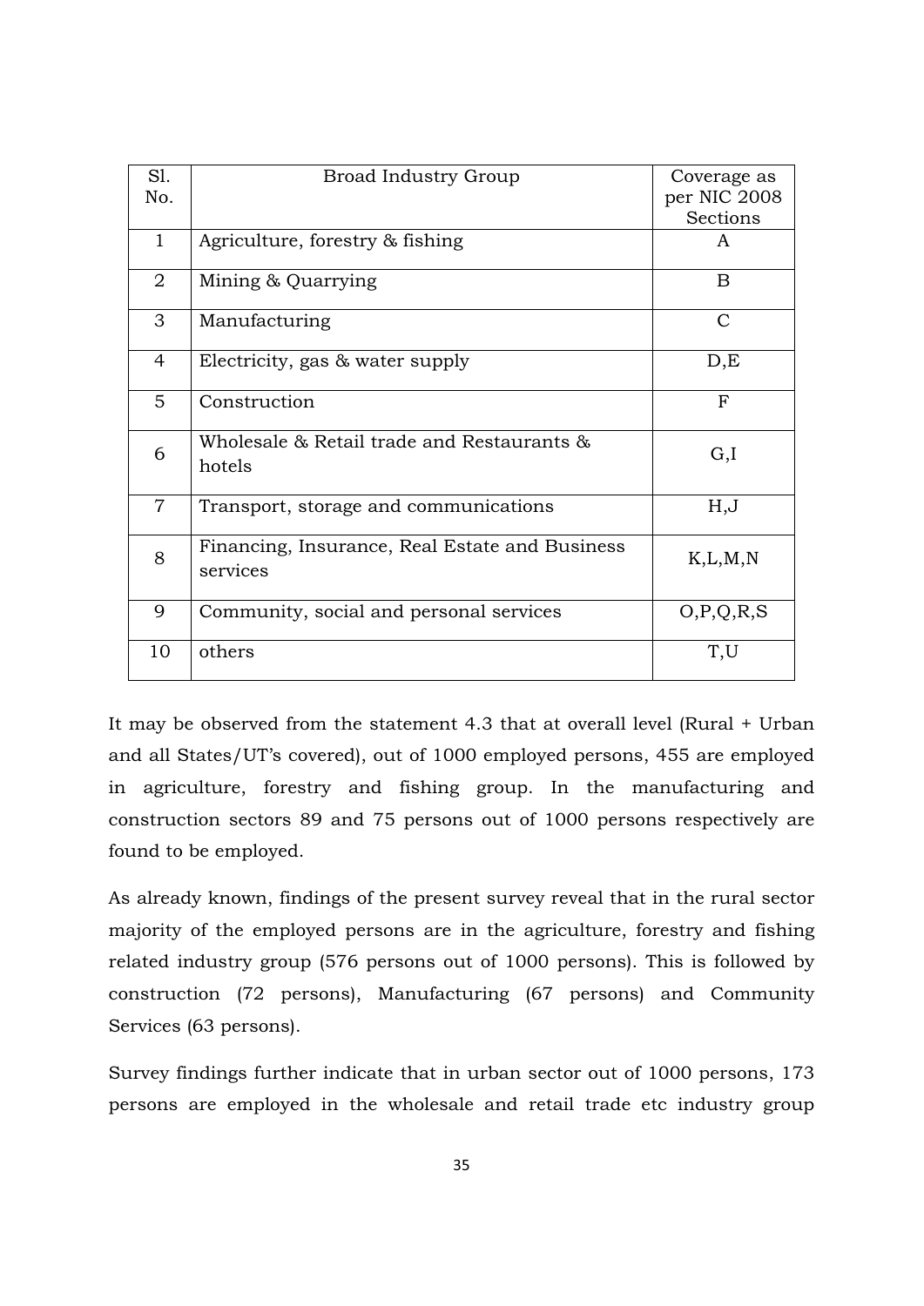| Sl. No. | Broad Industry Group | Coverage as per NIC 2008 Sections |
|---|---|---|
| 1 | Agriculture, forestry & fishing | A |
| 2 | Mining & Quarrying | B |
| 3 | Manufacturing | C |
| 4 | Electricity, gas & water supply | D,E |
| 5 | Construction | F |
| 6 | Wholesale & Retail trade and Restaurants & hotels | G,I |
| 7 | Transport, storage and communications | H,J |
| 8 | Financing, Insurance, Real Estate and Business services | K,L,M,N |
| 9 | Community, social and personal services | O,P,Q,R,S |
| 10 | others | T,U |

It may be observed from the statement 4.3 that at overall level (Rural + Urban and all States/UT's covered), out of 1000 employed persons, 455 are employed in agriculture, forestry and fishing group. In the manufacturing and construction sectors 89 and 75 persons out of 1000 persons respectively are found to be employed.

As already known, findings of the present survey reveal that in the rural sector majority of the employed persons are in the agriculture, forestry and fishing related industry group (576 persons out of 1000 persons). This is followed by construction (72 persons), Manufacturing (67 persons) and Community Services (63 persons).

Survey findings further indicate that in urban sector out of 1000 persons, 173 persons are employed in the wholesale and retail trade etc industry group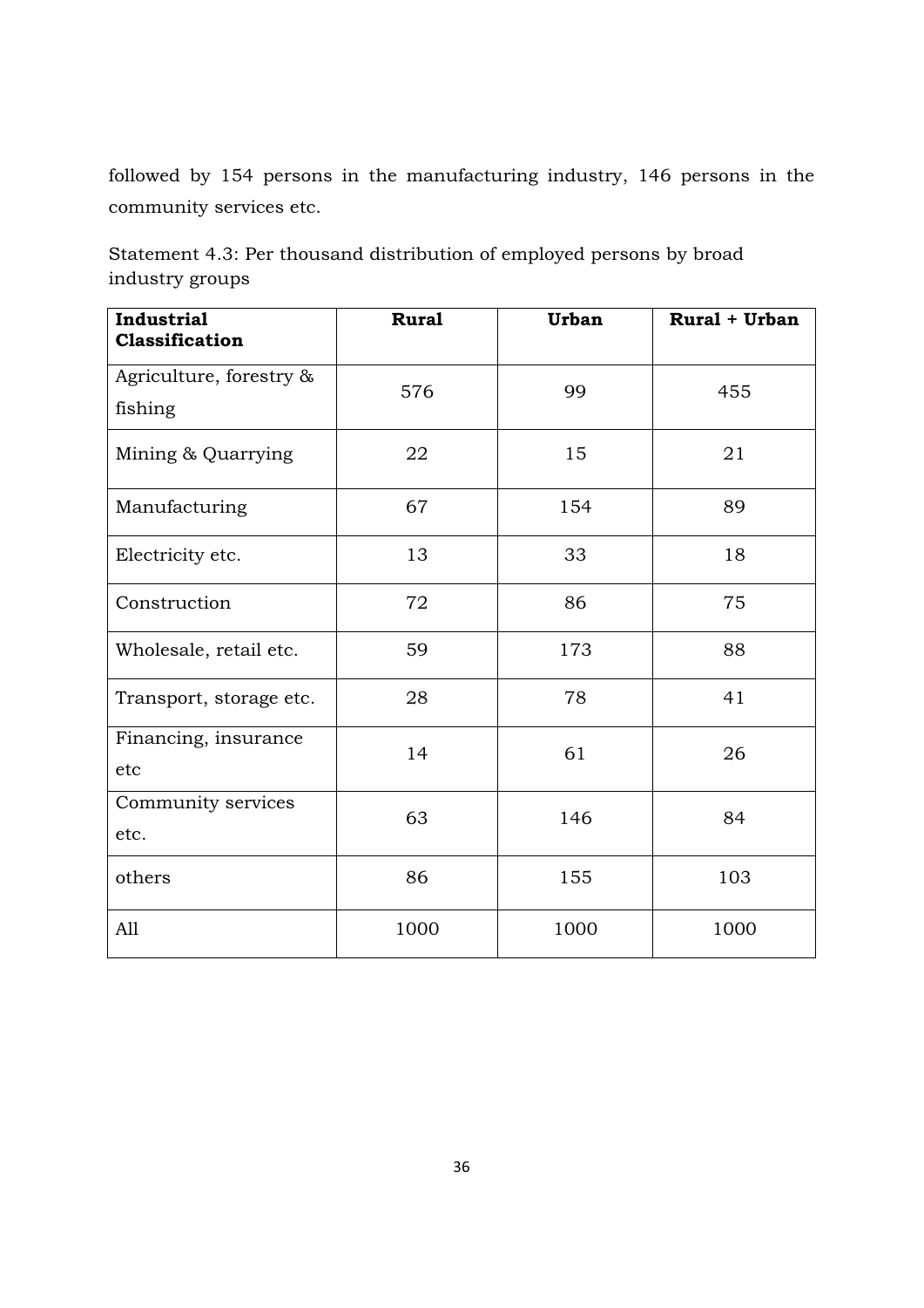followed by 154 persons in the manufacturing industry, 146 persons in the community services etc.

Statement 4.3: Per thousand distribution of employed persons by broad industry groups

| **Industrial Classification** | **Rural** | **Urban** | **Rural + Urban** |
|---|---|---|---|
| Agriculture, forestry & fishing | 576 | 99 | 455 |
| Mining & Quarrying | 22 | 15 | 21 |
| Manufacturing | 67 | 154 | 89 |
| Electricity etc. | 13 | 33 | 18 |
| Construction | 72 | 86 | 75 |
| Wholesale, retail etc. | 59 | 173 | 88 |
| Transport, storage etc. | 28 | 78 | 41 |
| Financing, insurance etc | 14 | 61 | 26 |
| Community services etc. | 63 | 146 | 84 |
| others | 86 | 155 | 103 |
| All | 1000 | 1000 | 1000 |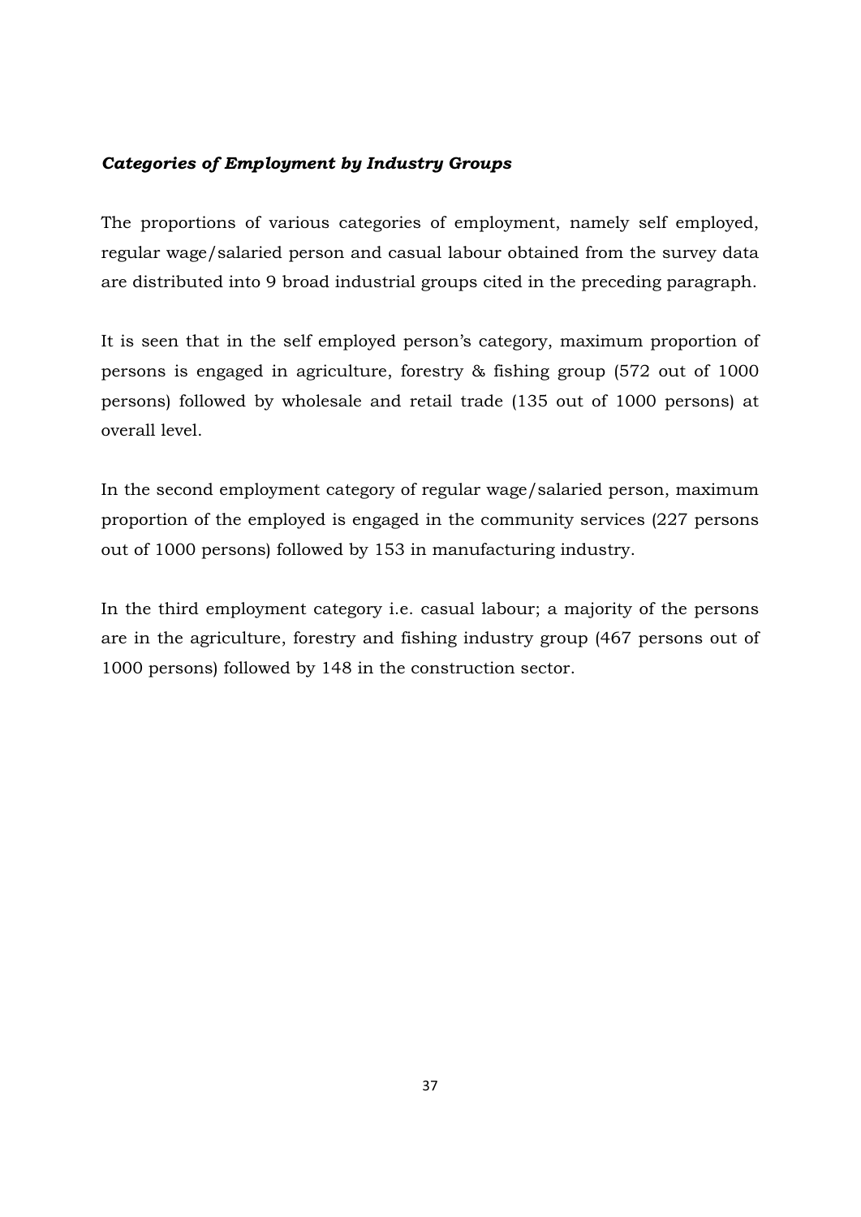***Categories of Employment by Industry Groups***

The proportions of various categories of employment, namely self employed, regular wage/salaried person and casual labour obtained from the survey data are distributed into 9 broad industrial groups cited in the preceding paragraph.

It is seen that in the self employed person's category, maximum proportion of persons is engaged in agriculture, forestry & fishing group (572 out of 1000 persons) followed by wholesale and retail trade (135 out of 1000 persons) at overall level.

In the second employment category of regular wage/salaried person, maximum proportion of the employed is engaged in the community services (227 persons out of 1000 persons) followed by 153 in manufacturing industry.

In the third employment category i.e. casual labour; a majority of the persons are in the agriculture, forestry and fishing industry group (467 persons out of 1000 persons) followed by 148 in the construction sector.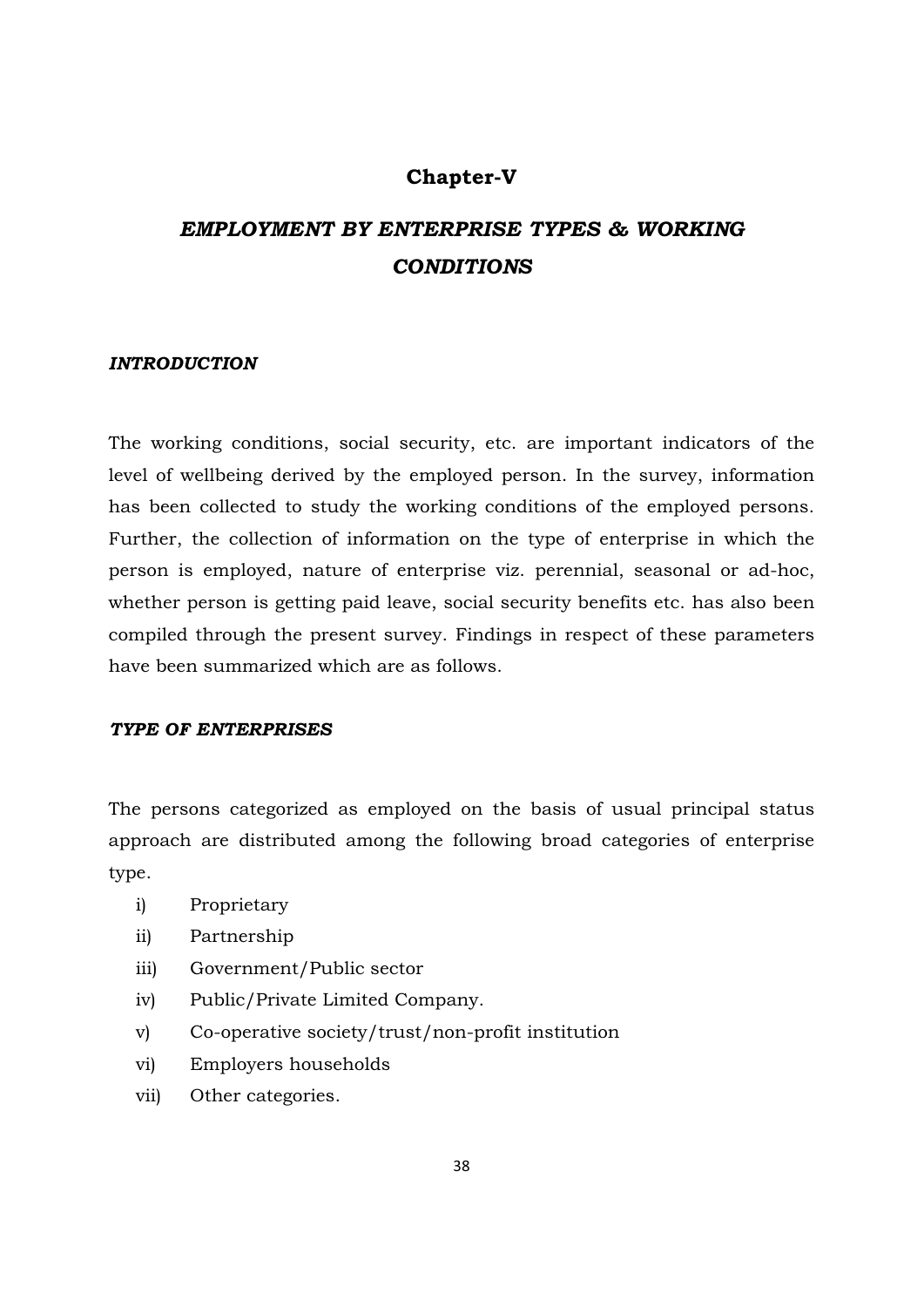# Chapter-V

## *EMPLOYMENT BY ENTERPRISE TYPES & WORKING CONDITIONS*

### *INTRODUCTION*

The working conditions, social security, etc. are important indicators of the level of wellbeing derived by the employed person. In the survey, information has been collected to study the working conditions of the employed persons. Further, the collection of information on the type of enterprise in which the person is employed, nature of enterprise viz. perennial, seasonal or ad-hoc, whether person is getting paid leave, social security benefits etc. has also been compiled through the present survey. Findings in respect of these parameters have been summarized which are as follows.

### *TYPE OF ENTERPRISES*

The persons categorized as employed on the basis of usual principal status approach are distributed among the following broad categories of enterprise type.

i) Proprietary
ii) Partnership
iii) Government/Public sector
iv) Public/Private Limited Company.
v) Co-operative society/trust/non-profit institution
vi) Employers households
vii) Other categories.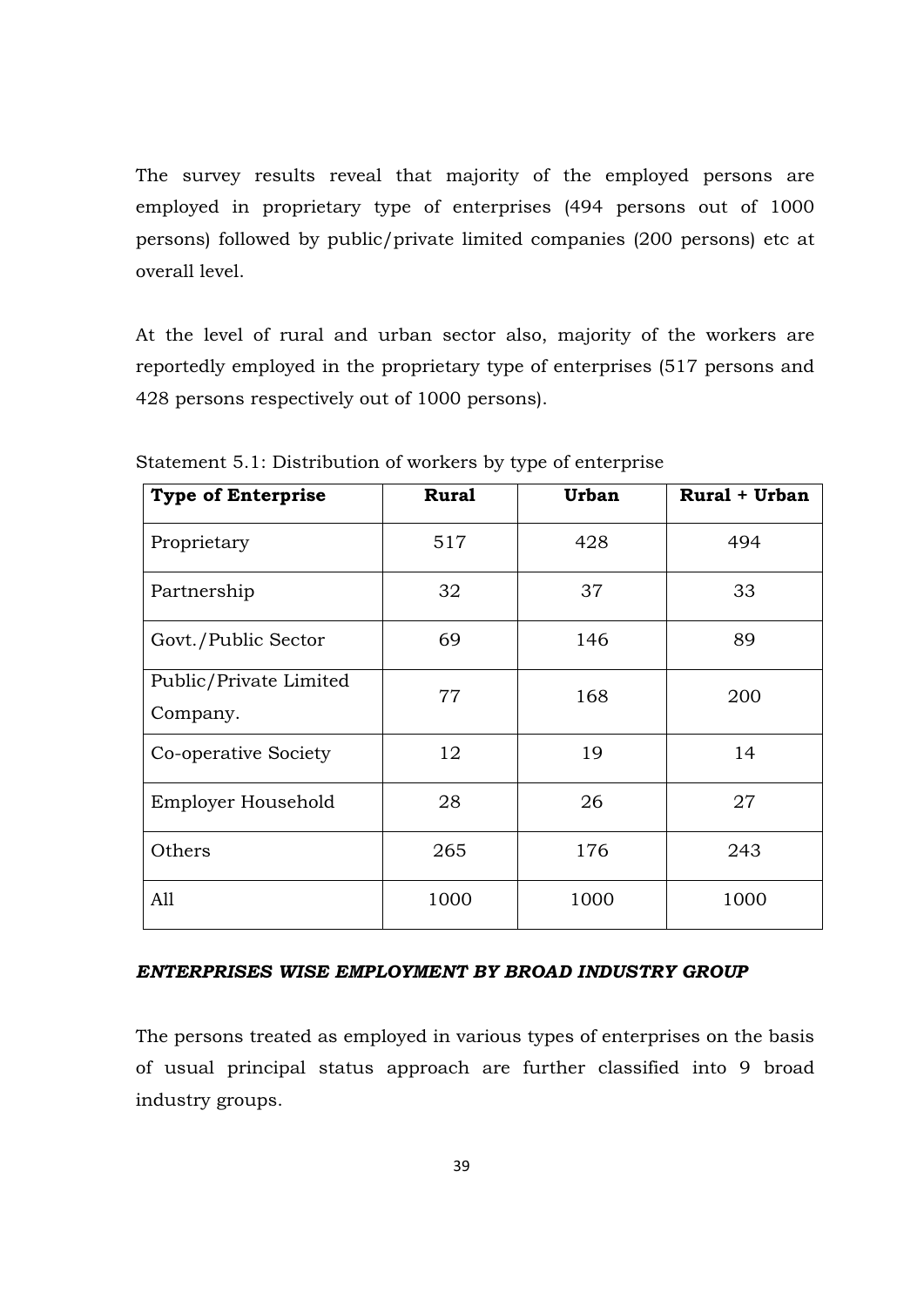The survey results reveal that majority of the employed persons are employed in proprietary type of enterprises (494 persons out of 1000 persons) followed by public/private limited companies (200 persons) etc at overall level.

At the level of rural and urban sector also, majority of the workers are reportedly employed in the proprietary type of enterprises (517 persons and 428 persons respectively out of 1000 persons).

Statement 5.1: Distribution of workers by type of enterprise

| **Type of Enterprise** | **Rural** | **Urban** | **Rural + Urban** |
|---|---|---|---|
| Proprietary | 517 | 428 | 494 |
| Partnership | 32 | 37 | 33 |
| Govt./Public Sector | 69 | 146 | 89 |
| Public/Private Limited Company. | 77 | 168 | 200 |
| Co-operative Society | 12 | 19 | 14 |
| Employer Household | 28 | 26 | 27 |
| Others | 265 | 176 | 243 |
| All | 1000 | 1000 | 1000 |

***ENTERPRISES WISE EMPLOYMENT BY BROAD INDUSTRY GROUP***

The persons treated as employed in various types of enterprises on the basis of usual principal status approach are further classified into 9 broad industry groups.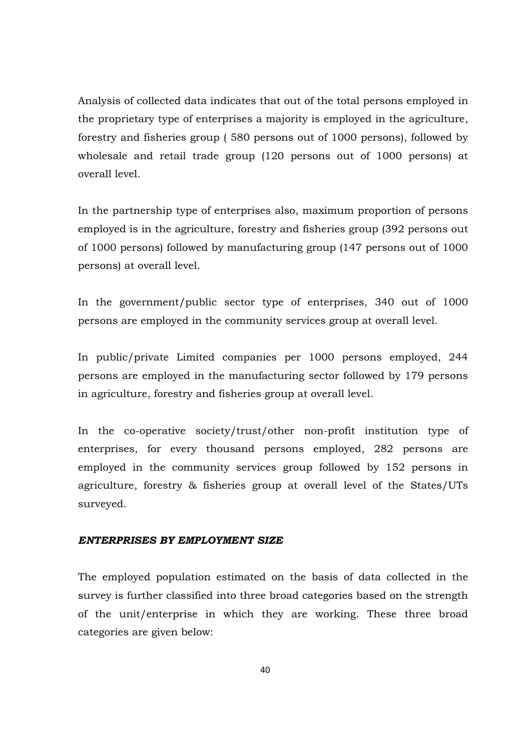Analysis of collected data indicates that out of the total persons employed in the proprietary type of enterprises a majority is employed in the agriculture, forestry and fisheries group ( 580 persons out of 1000 persons), followed by wholesale and retail trade group (120 persons out of 1000 persons) at overall level.

In the partnership type of enterprises also, maximum proportion of persons employed is in the agriculture, forestry and fisheries group (392 persons out of 1000 persons) followed by manufacturing group (147 persons out of 1000 persons) at overall level.

In the government/public sector type of enterprises, 340 out of 1000 persons are employed in the community services group at overall level.

In public/private Limited companies per 1000 persons employed, 244 persons are employed in the manufacturing sector followed by 179 persons in agriculture, forestry and fisheries group at overall level.

In the co-operative society/trust/other non-profit institution type of enterprises, for every thousand persons employed, 282 persons are employed in the community services group followed by 152 persons in agriculture, forestry & fisheries group at overall level of the States/UTs surveyed.

***ENTERPRISES BY EMPLOYMENT SIZE***

The employed population estimated on the basis of data collected in the survey is further classified into three broad categories based on the strength of the unit/enterprise in which they are working. These three broad categories are given below: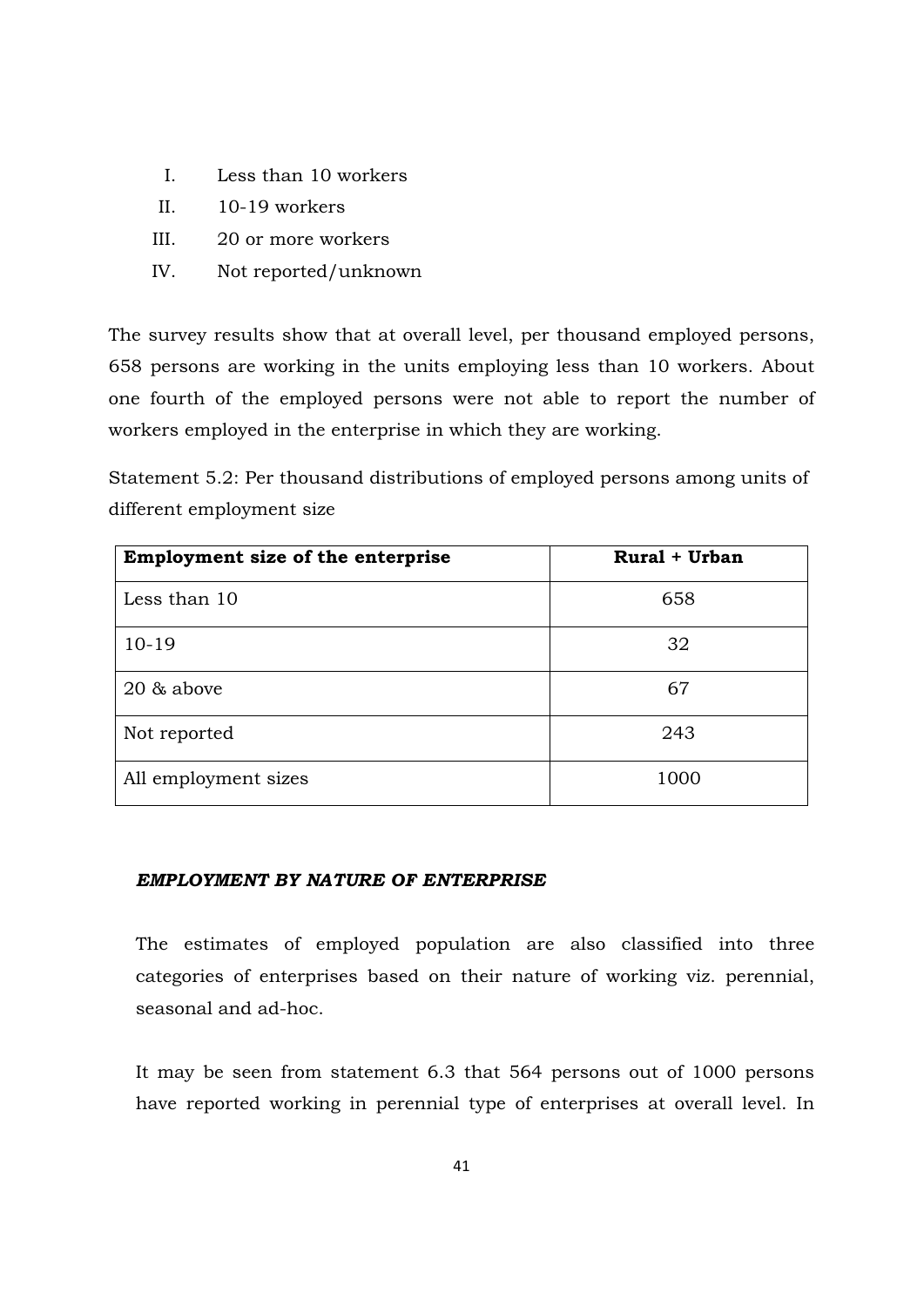I. Less than 10 workers
II. 10-19 workers
III. 20 or more workers
IV. Not reported/unknown

The survey results show that at overall level, per thousand employed persons, 658 persons are working in the units employing less than 10 workers. About one fourth of the employed persons were not able to report the number of workers employed in the enterprise in which they are working.

Statement 5.2: Per thousand distributions of employed persons among units of different employment size

| **Employment size of the enterprise** | **Rural + Urban** |
|---|---|
| Less than 10 | 658 |
| 10-19 | 32 |
| 20 & above | 67 |
| Not reported | 243 |
| All employment sizes | 1000 |

***EMPLOYMENT BY NATURE OF ENTERPRISE***

The estimates of employed population are also classified into three categories of enterprises based on their nature of working viz. perennial, seasonal and ad-hoc.

It may be seen from statement 6.3 that 564 persons out of 1000 persons have reported working in perennial type of enterprises at overall level. In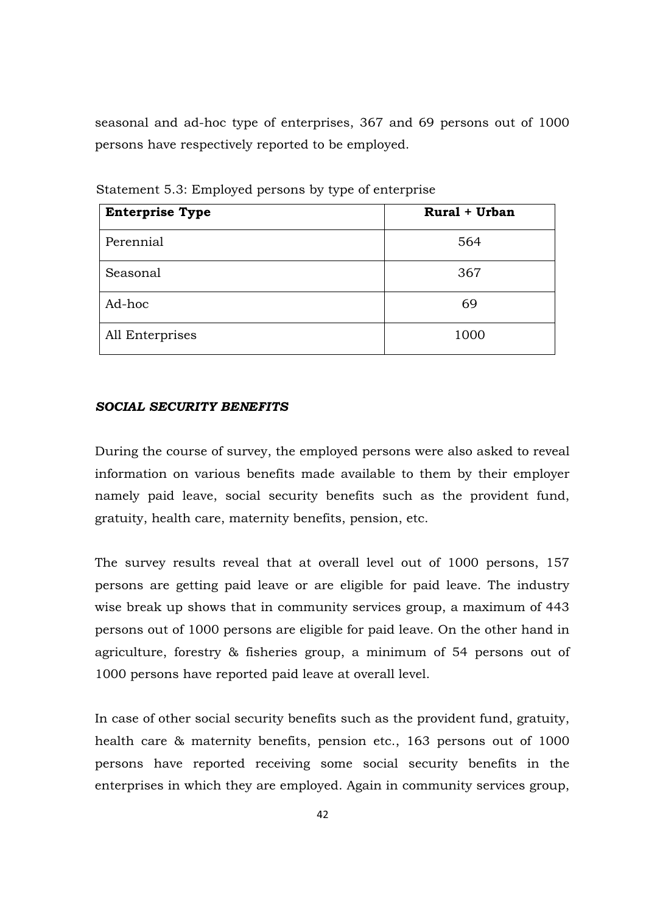seasonal and ad-hoc type of enterprises, 367 and 69 persons out of 1000 persons have respectively reported to be employed.

Statement 5.3: Employed persons by type of enterprise

| **Enterprise Type** | **Rural + Urban** |
|---|---|
| Perennial | 564 |
| Seasonal | 367 |
| Ad-hoc | 69 |
| All Enterprises | 1000 |

***SOCIAL SECURITY BENEFITS***

During the course of survey, the employed persons were also asked to reveal information on various benefits made available to them by their employer namely paid leave, social security benefits such as the provident fund, gratuity, health care, maternity benefits, pension, etc.

The survey results reveal that at overall level out of 1000 persons, 157 persons are getting paid leave or are eligible for paid leave. The industry wise break up shows that in community services group, a maximum of 443 persons out of 1000 persons are eligible for paid leave. On the other hand in agriculture, forestry & fisheries group, a minimum of 54 persons out of 1000 persons have reported paid leave at overall level.

In case of other social security benefits such as the provident fund, gratuity, health care & maternity benefits, pension etc., 163 persons out of 1000 persons have reported receiving some social security benefits in the enterprises in which they are employed. Again in community services group,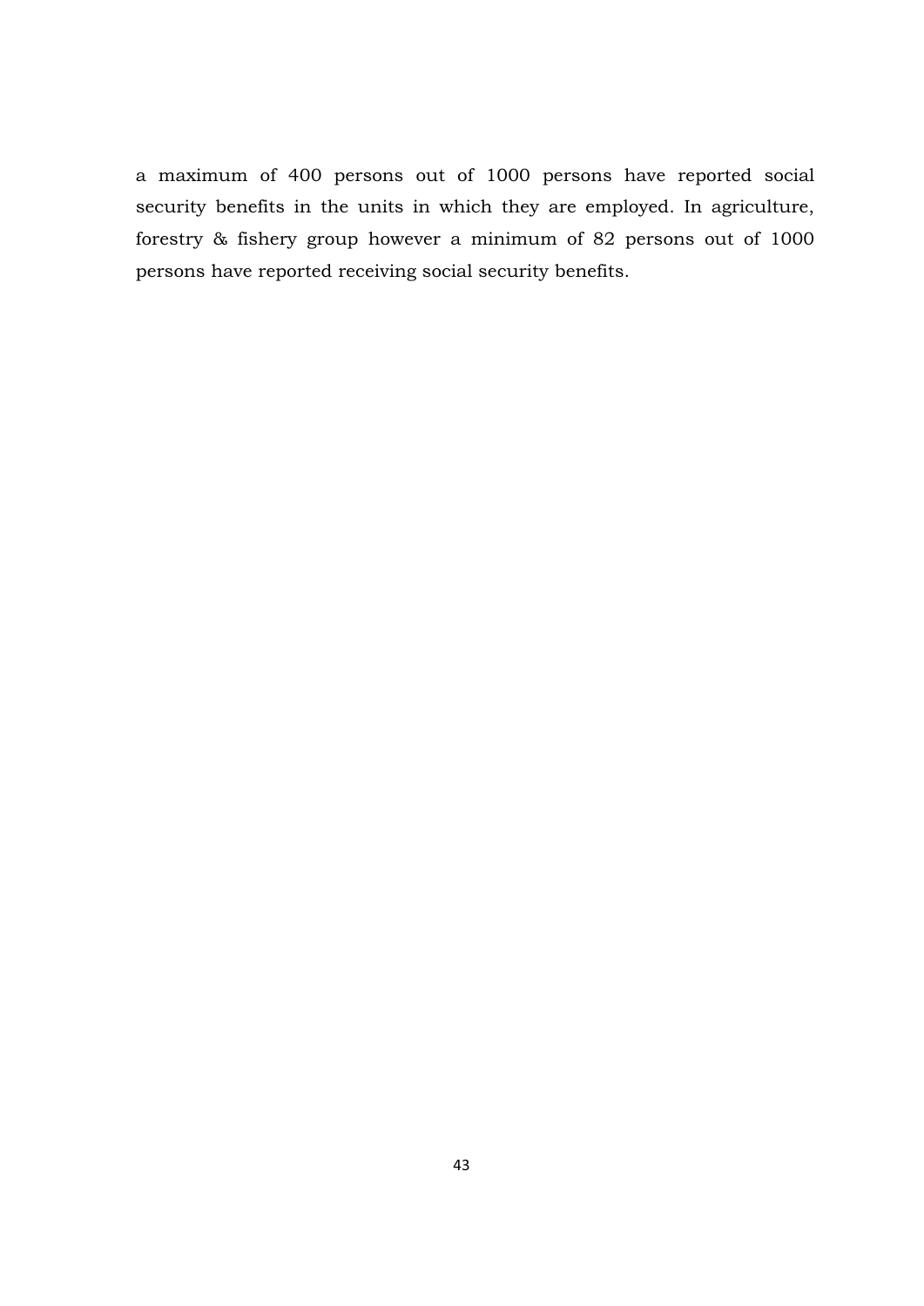a maximum of 400 persons out of 1000 persons have reported social security benefits in the units in which they are employed. In agriculture, forestry & fishery group however a minimum of 82 persons out of 1000 persons have reported receiving social security benefits.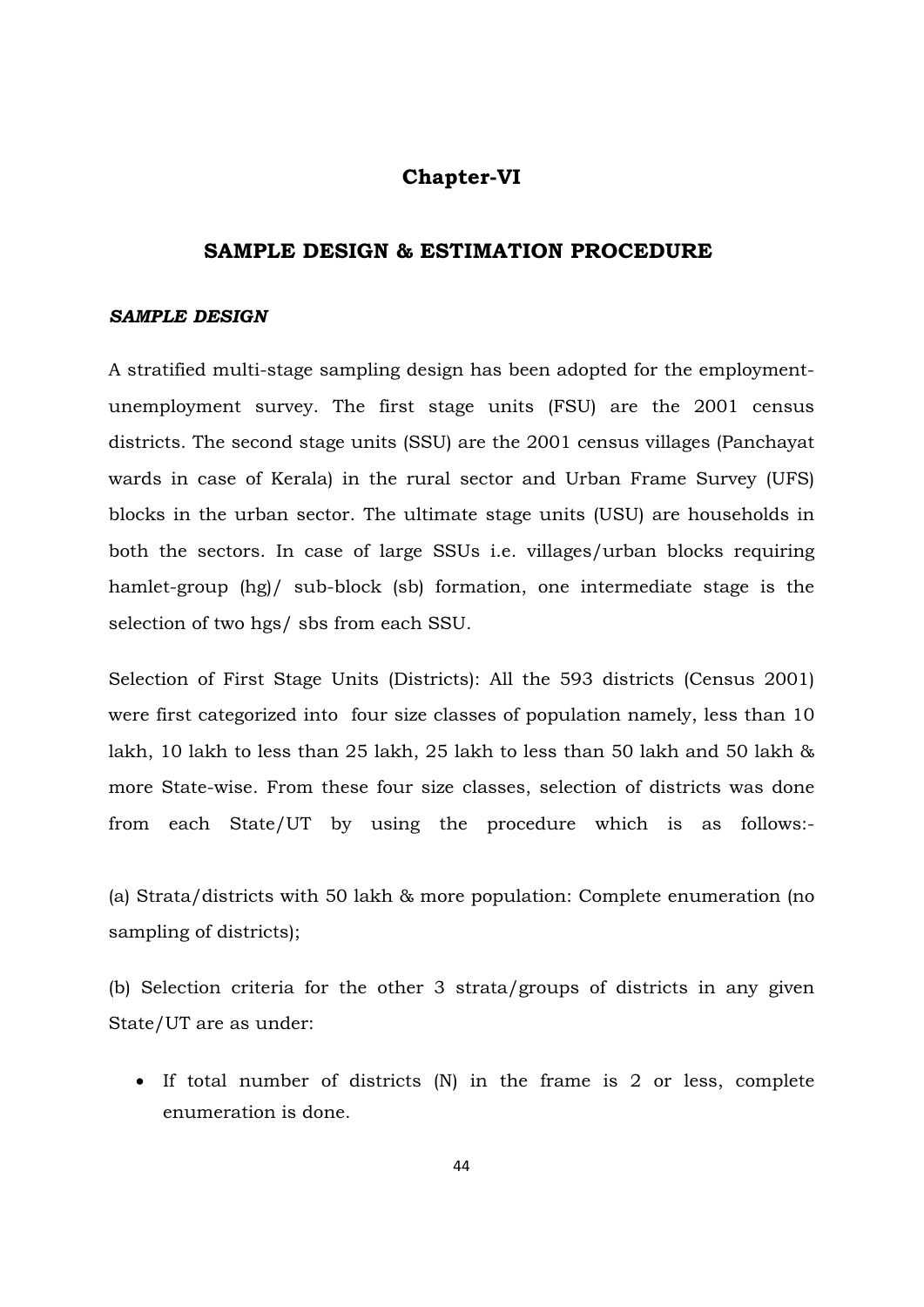# Chapter-VI

## SAMPLE DESIGN & ESTIMATION PROCEDURE

***SAMPLE DESIGN***

A stratified multi-stage sampling design has been adopted for the employment-unemployment survey. The first stage units (FSU) are the 2001 census districts. The second stage units (SSU) are the 2001 census villages (Panchayat wards in case of Kerala) in the rural sector and Urban Frame Survey (UFS) blocks in the urban sector. The ultimate stage units (USU) are households in both the sectors. In case of large SSUs i.e. villages/urban blocks requiring hamlet-group (hg)/ sub-block (sb) formation, one intermediate stage is the selection of two hgs/ sbs from each SSU.

Selection of First Stage Units (Districts): All the 593 districts (Census 2001) were first categorized into four size classes of population namely, less than 10 lakh, 10 lakh to less than 25 lakh, 25 lakh to less than 50 lakh and 50 lakh & more State-wise. From these four size classes, selection of districts was done from each State/UT by using the procedure which is as follows:-

(a) Strata/districts with 50 lakh & more population: Complete enumeration (no sampling of districts);

(b) Selection criteria for the other 3 strata/groups of districts in any given State/UT are as under:

- If total number of districts (N) in the frame is 2 or less, complete enumeration is done.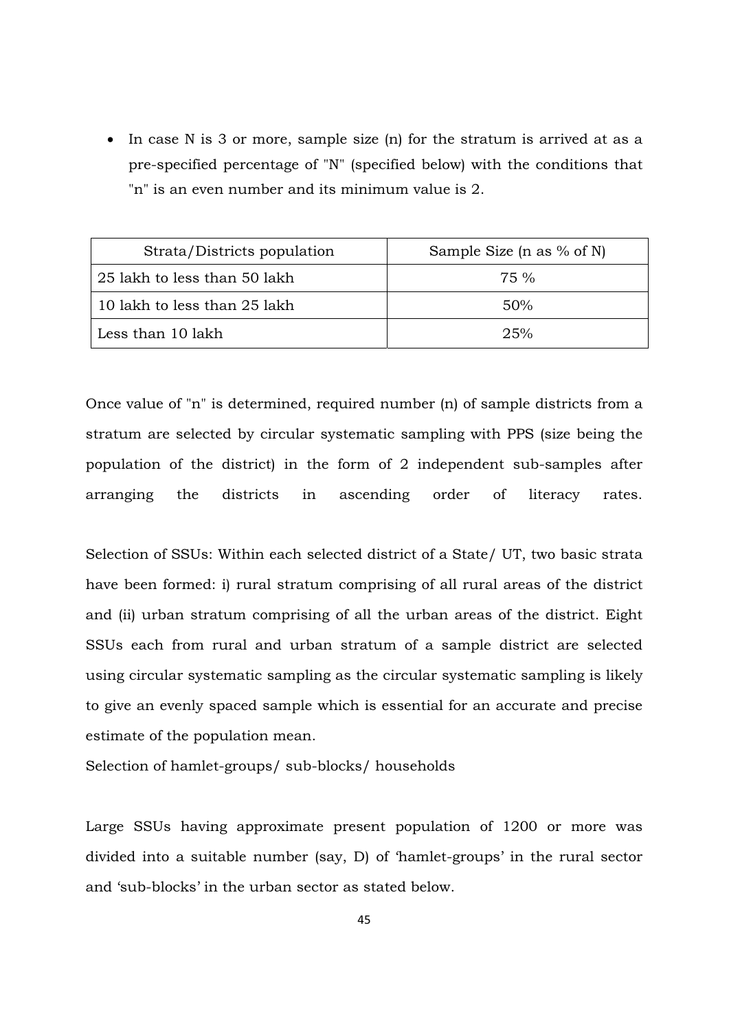- In case N is 3 or more, sample size (n) for the stratum is arrived at as a pre-specified percentage of "N" (specified below) with the conditions that "n" is an even number and its minimum value is 2.

| Strata/Districts population | Sample Size (n as % of N) |
|---|---|
| 25 lakh to less than 50 lakh | 75 % |
| 10 lakh to less than 25 lakh | 50% |
| Less than 10 lakh | 25% |

Once value of "n" is determined, required number (n) of sample districts from a stratum are selected by circular systematic sampling with PPS (size being the population of the district) in the form of 2 independent sub-samples after arranging the districts in ascending order of literacy rates.

Selection of SSUs: Within each selected district of a State/ UT, two basic strata have been formed: i) rural stratum comprising of all rural areas of the district and (ii) urban stratum comprising of all the urban areas of the district. Eight SSUs each from rural and urban stratum of a sample district are selected using circular systematic sampling as the circular systematic sampling is likely to give an evenly spaced sample which is essential for an accurate and precise estimate of the population mean.

Selection of hamlet-groups/ sub-blocks/ households

Large SSUs having approximate present population of 1200 or more was divided into a suitable number (say, D) of 'hamlet-groups' in the rural sector and 'sub-blocks' in the urban sector as stated below.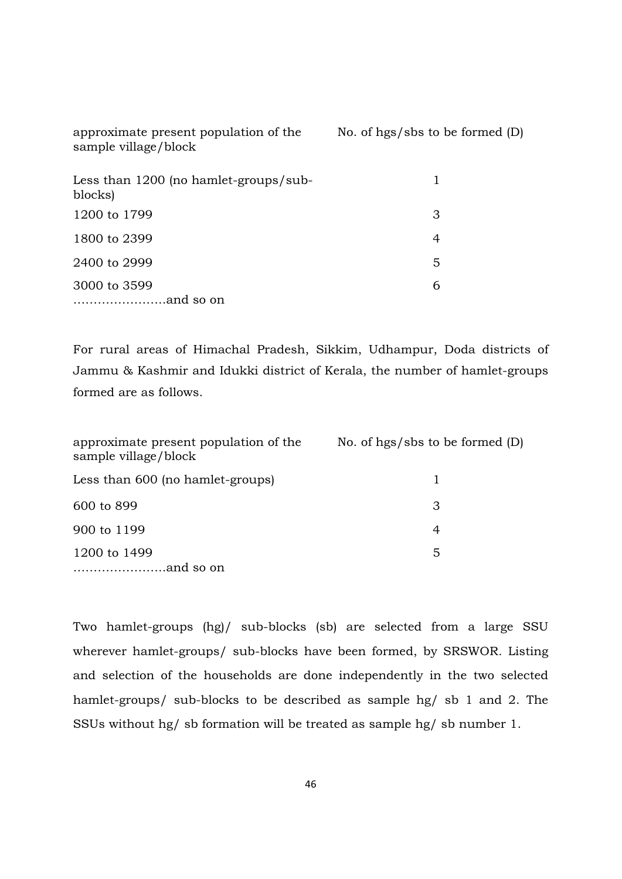| approximate present population of the sample village/block | No. of hgs/sbs to be formed (D) |
|---|---|
| Less than 1200 (no hamlet-groups/sub-blocks) | 1 |
| 1200 to 1799 | 3 |
| 1800 to 2399 | 4 |
| 2400 to 2999 | 5 |
| 3000 to 3599 | 6 |
| …………………..and so on | |

For rural areas of Himachal Pradesh, Sikkim, Udhampur, Doda districts of Jammu & Kashmir and Idukki district of Kerala, the number of hamlet-groups formed are as follows.

| approximate present population of the sample village/block | No. of hgs/sbs to be formed (D) |
|---|---|
| Less than 600 (no hamlet-groups) | 1 |
| 600 to 899 | 3 |
| 900 to 1199 | 4 |
| 1200 to 1499 | 5 |
| …………………..and so on | |

Two hamlet-groups (hg)/ sub-blocks (sb) are selected from a large SSU wherever hamlet-groups/ sub-blocks have been formed, by SRSWOR. Listing and selection of the households are done independently in the two selected hamlet-groups/ sub-blocks to be described as sample hg/ sb 1 and 2. The SSUs without hg/ sb formation will be treated as sample hg/ sb number 1.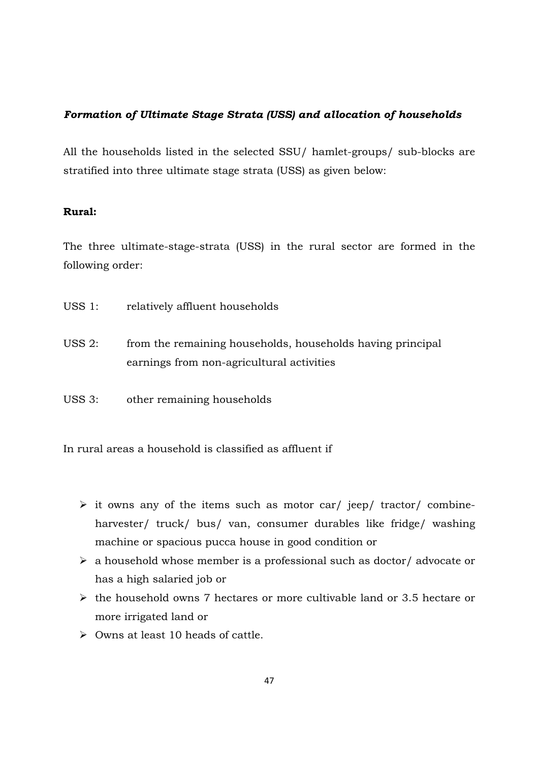### *Formation of Ultimate Stage Strata (USS) and allocation of households*

All the households listed in the selected SSU/ hamlet-groups/ sub-blocks are stratified into three ultimate stage strata (USS) as given below:

**Rural:**

The three ultimate-stage-strata (USS) in the rural sector are formed in the following order:

USS 1: relatively affluent households

USS 2: from the remaining households, households having principal earnings from non-agricultural activities

USS 3: other remaining households

In rural areas a household is classified as affluent if

- it owns any of the items such as motor car/ jeep/ tractor/ combine-harvester/ truck/ bus/ van, consumer durables like fridge/ washing machine or spacious pucca house in good condition or
- a household whose member is a professional such as doctor/ advocate or has a high salaried job or
- the household owns 7 hectares or more cultivable land or 3.5 hectare or more irrigated land or
- Owns at least 10 heads of cattle.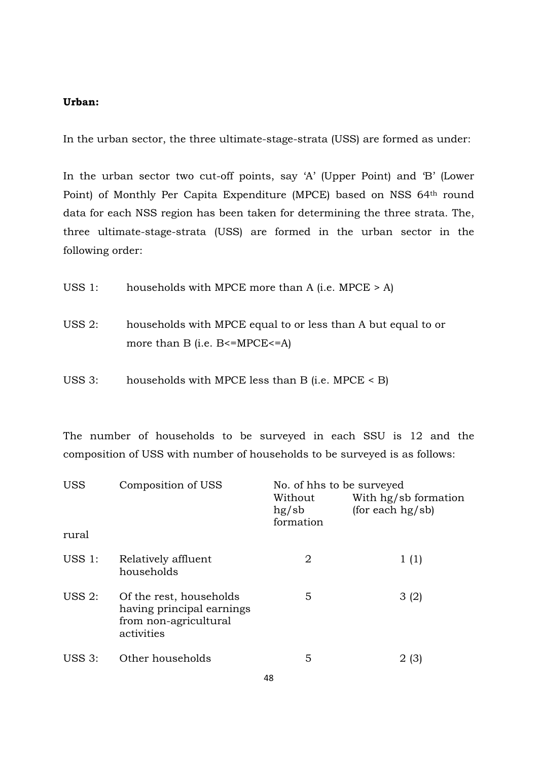**Urban:**

In the urban sector, the three ultimate-stage-strata (USS) are formed as under:

In the urban sector two cut-off points, say 'A' (Upper Point) and 'B' (Lower Point) of Monthly Per Capita Expenditure (MPCE) based on NSS 64th round data for each NSS region has been taken for determining the three strata. The, three ultimate-stage-strata (USS) are formed in the urban sector in the following order:

USS 1: households with MPCE more than A (i.e. MPCE > A)

USS 2: households with MPCE equal to or less than A but equal to or more than B (i.e. B<=MPCE<=A)

USS 3: households with MPCE less than B (i.e. MPCE < B)

The number of households to be surveyed in each SSU is 12 and the composition of USS with number of households to be surveyed is as follows:

| USS | Composition of USS | No. of hhs to be surveyed | |
|---|---|---|---|
| | | Without hg/sb formation | With hg/sb formation (for each hg/sb) |
| rural | | | |
| USS 1: | Relatively affluent households | 2 | 1 (1) |
| USS 2: | Of the rest, households having principal earnings from non-agricultural activities | 5 | 3 (2) |
| USS 3: | Other households | 5 | 2 (3) |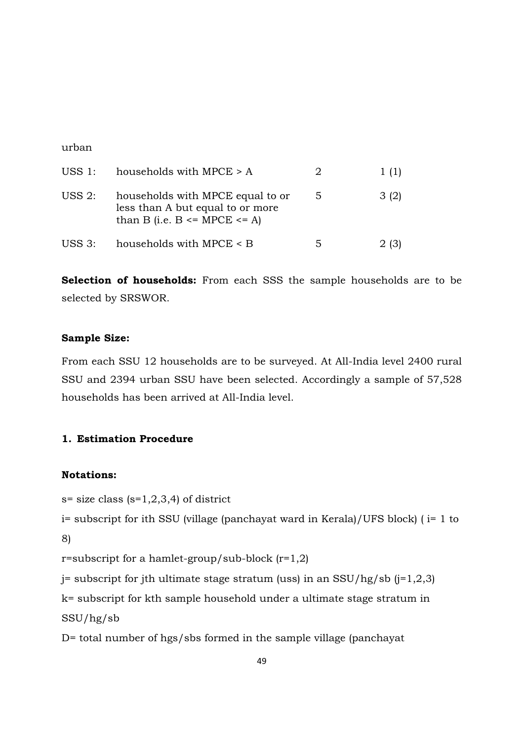urban

| | | | |
|---|---|---|---|
| USS 1: | households with MPCE > A | 2 | 1 (1) |
| USS 2: | households with MPCE equal to or less than A but equal to or more than B (i.e. B <= MPCE <= A) | 5 | 3 (2) |
| USS 3: | households with MPCE < B | 5 | 2 (3) |

**Selection of households:** From each SSS the sample households are to be selected by SRSWOR.

**Sample Size:**

From each SSU 12 households are to be surveyed. At All-India level 2400 rural SSU and 2394 urban SSU have been selected. Accordingly a sample of 57,528 households has been arrived at All-India level.

## 1. Estimation Procedure

**Notations:**

s= size class (s=1,2,3,4) of district

i= subscript for ith SSU (village (panchayat ward in Kerala)/UFS block) ( i= 1 to 8)

r=subscript for a hamlet-group/sub-block (r=1,2)

j= subscript for jth ultimate stage stratum (uss) in an SSU/hg/sb (j=1,2,3)

k= subscript for kth sample household under a ultimate stage stratum in SSU/hg/sb

D= total number of hgs/sbs formed in the sample village (panchayat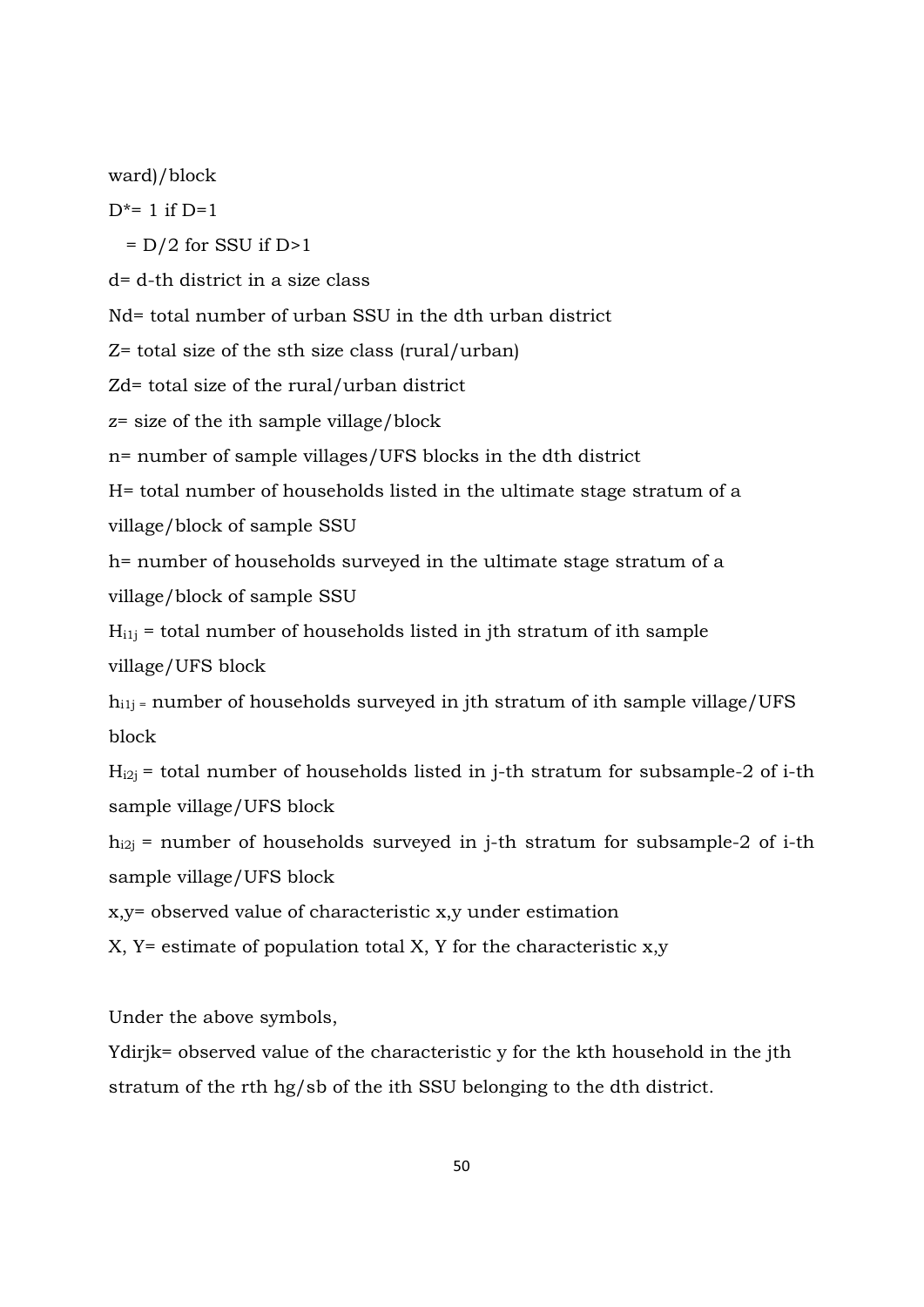ward)/block

$D^*= 1$ if $D=1$

$= D/2$ for SSU if $D>1$

d= d-th district in a size class

Nd= total number of urban SSU in the dth urban district

Z= total size of the sth size class (rural/urban)

Zd= total size of the rural/urban district

z= size of the ith sample village/block

n= number of sample villages/UFS blocks in the dth district

H= total number of households listed in the ultimate stage stratum of a village/block of sample SSU

h= number of households surveyed in the ultimate stage stratum of a village/block of sample SSU

$H_{i1j}$ = total number of households listed in jth stratum of ith sample village/UFS block

$h_{i1j}$ = number of households surveyed in jth stratum of ith sample village/UFS block

$H_{i2j}$ = total number of households listed in j-th stratum for subsample-2 of i-th sample village/UFS block

$h_{i2j}$ = number of households surveyed in j-th stratum for subsample-2 of i-th sample village/UFS block

x,y= observed value of characteristic x,y under estimation

X, Y= estimate of population total X, Y for the characteristic x,y

Under the above symbols,

Ydirjk= observed value of the characteristic y for the kth household in the jth stratum of the rth hg/sb of the ith SSU belonging to the dth district.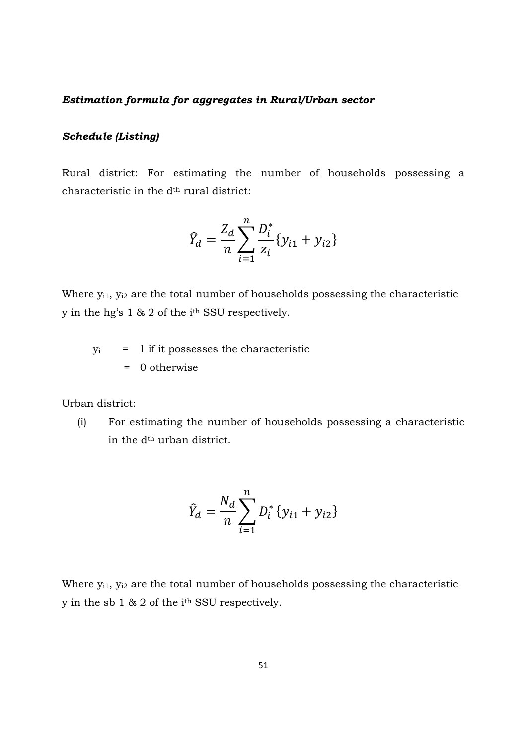***Estimation formula for aggregates in Rural/Urban sector***

***Schedule (Listing)***

Rural district: For estimating the number of households possessing a characteristic in the $d^{th}$ rural district:

$$\hat{Y}_d = \frac{Z_d}{n} \sum_{i=1}^{n} \frac{D_i^*}{z_i} \{y_{i1} + y_{i2}\}$$

Where $y_{i1}$, $y_{i2}$ are the total number of households possessing the characteristic y in the hg's 1 & 2 of the $i^{th}$ SSU respectively.

$y_i$ = 1 if it possesses the characteristic
 = 0 otherwise

Urban district:

(i) For estimating the number of households possessing a characteristic in the $d^{th}$ urban district.

$$\hat{Y}_d = \frac{N_d}{n} \sum_{i=1}^{n} D_i^* \{y_{i1} + y_{i2}\}$$

Where $y_{i1}$, $y_{i2}$ are the total number of households possessing the characteristic y in the sb 1 & 2 of the $i^{th}$ SSU respectively.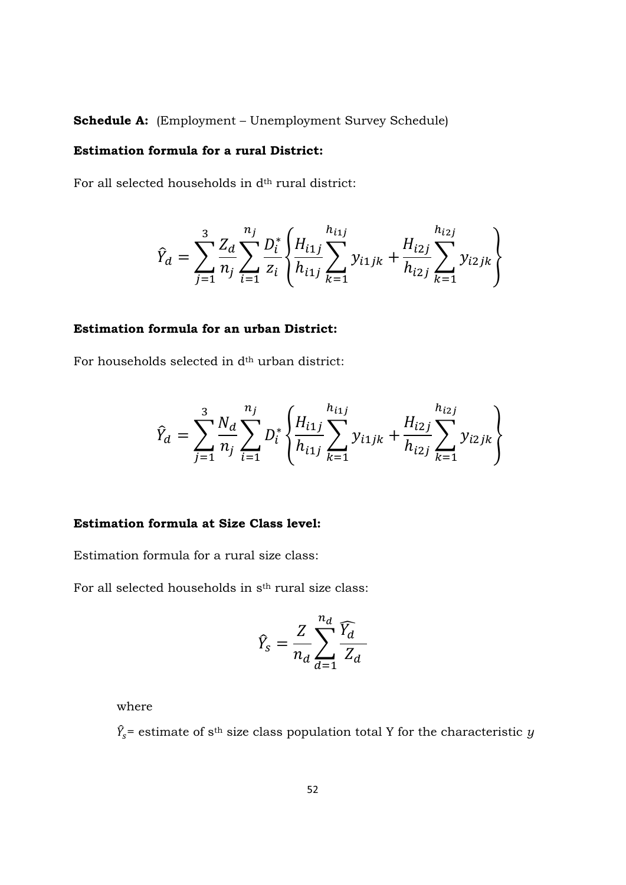**Schedule A:** (Employment – Unemployment Survey Schedule)

**Estimation formula for a rural District:**

For all selected households in d<sup>th</sup> rural district:

$$\hat{Y}_d = \sum_{j=1}^{3} \frac{Z_d}{n_j} \sum_{i=1}^{n_j} \frac{D_i^*}{z_i} \left\{ \frac{H_{i1j}}{h_{i1j}} \sum_{k=1}^{h_{i1j}} y_{i1jk} + \frac{H_{i2j}}{h_{i2j}} \sum_{k=1}^{h_{i2j}} y_{i2jk} \right\}$$

**Estimation formula for an urban District:**

For households selected in d<sup>th</sup> urban district:

$$\hat{Y}_d = \sum_{j=1}^{3} \frac{N_d}{n_j} \sum_{i=1}^{n_j} D_i^* \left\{ \frac{H_{i1j}}{h_{i1j}} \sum_{k=1}^{h_{i1j}} y_{i1jk} + \frac{H_{i2j}}{h_{i2j}} \sum_{k=1}^{h_{i2j}} y_{i2jk} \right\}$$

**Estimation formula at Size Class level:**

Estimation formula for a rural size class:

For all selected households in s<sup>th</sup> rural size class:

$$\hat{Y}_s = \frac{Z}{n_d} \sum_{d=1}^{n_d} \frac{\widehat{Y_d}}{Z_d}$$

where

$\hat{Y}_s$= estimate of s<sup>th</sup> size class population total Y for the characteristic $y$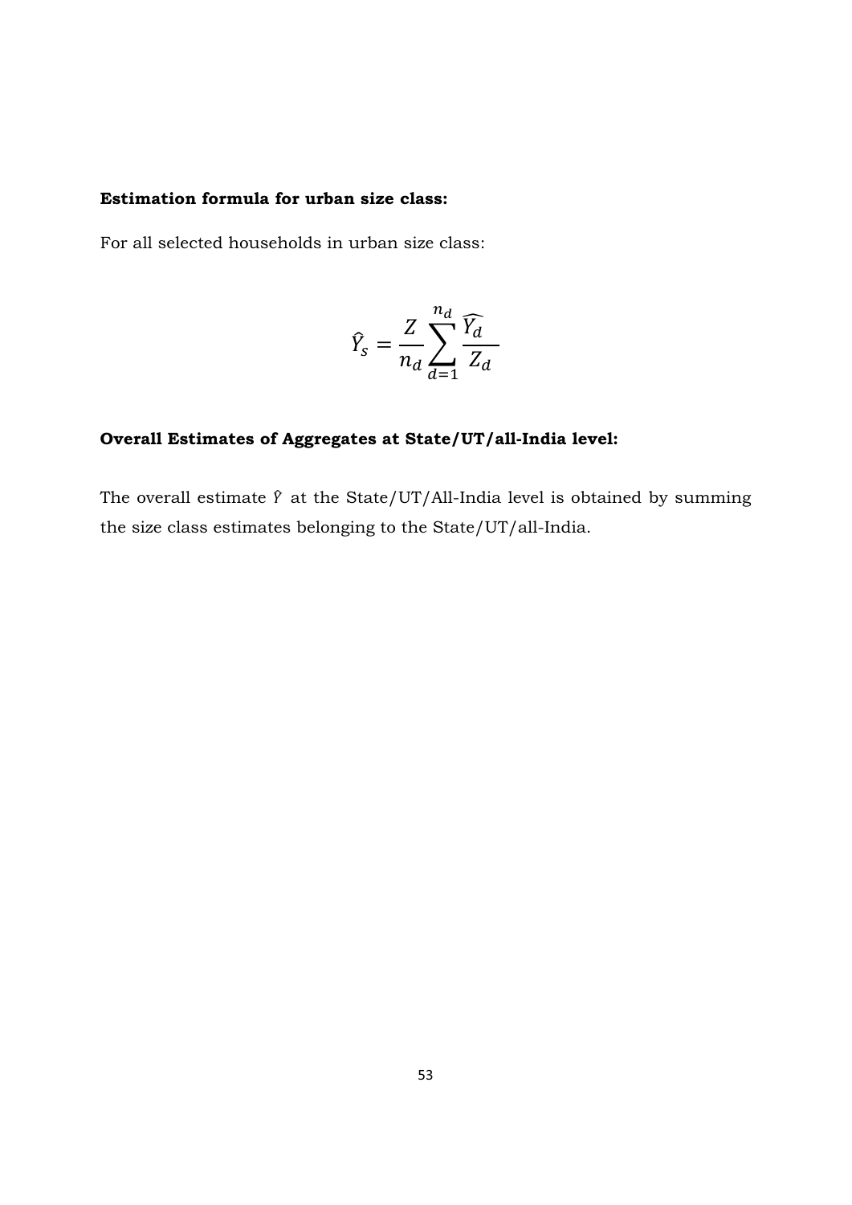**Estimation formula for urban size class:**

For all selected households in urban size class:

$$\hat{Y}_s = \frac{Z}{n_d} \sum_{d=1}^{n_d} \frac{\widehat{Y_d}}{Z_d}$$

**Overall Estimates of Aggregates at State/UT/all-India level:**

The overall estimate $\hat{Y}$ at the State/UT/All-India level is obtained by summing the size class estimates belonging to the State/UT/all-India.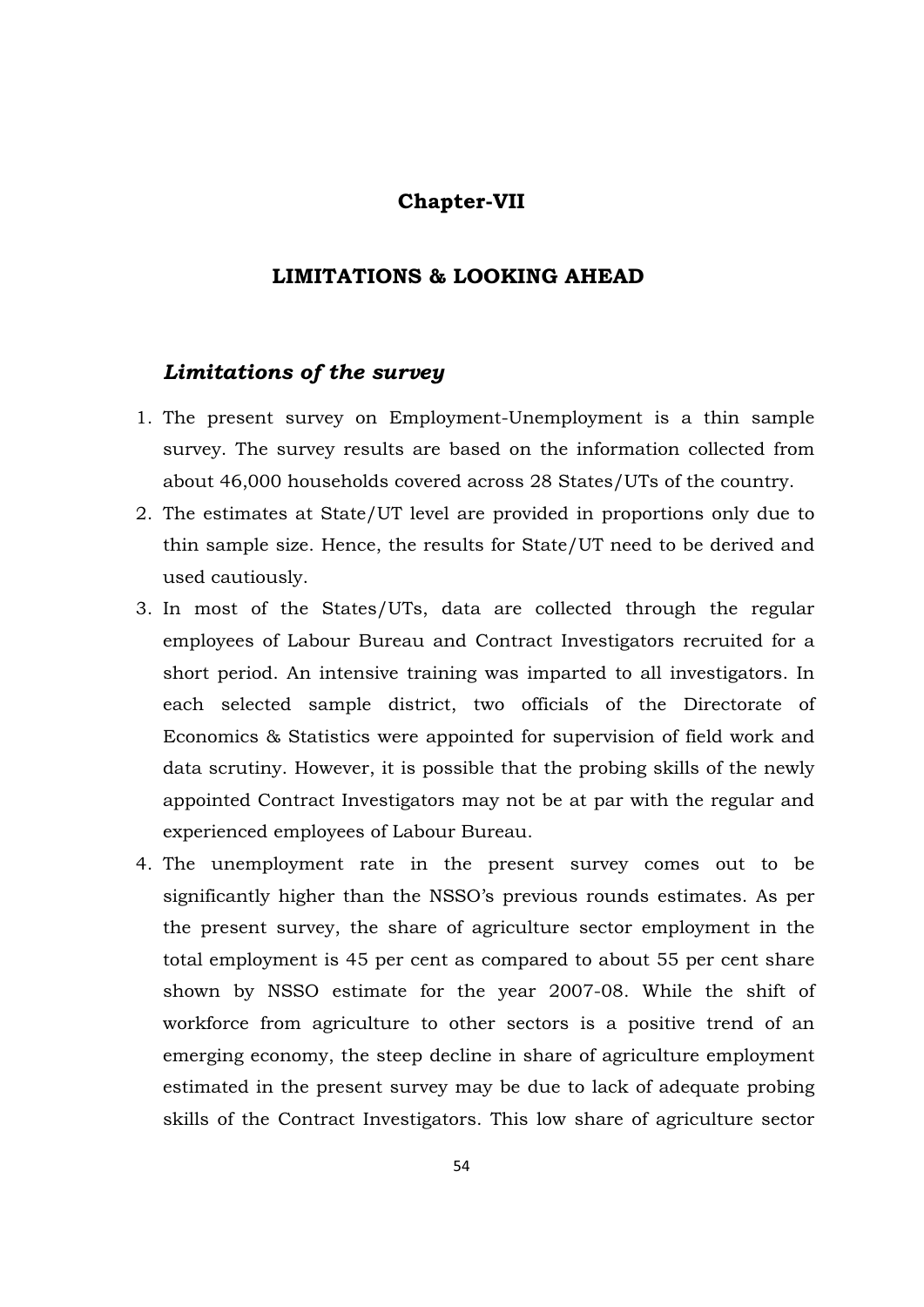# Chapter-VII

## LIMITATIONS & LOOKING AHEAD

### *Limitations of the survey*

1. The present survey on Employment-Unemployment is a thin sample survey. The survey results are based on the information collected from about 46,000 households covered across 28 States/UTs of the country.
2. The estimates at State/UT level are provided in proportions only due to thin sample size. Hence, the results for State/UT need to be derived and used cautiously.
3. In most of the States/UTs, data are collected through the regular employees of Labour Bureau and Contract Investigators recruited for a short period. An intensive training was imparted to all investigators. In each selected sample district, two officials of the Directorate of Economics & Statistics were appointed for supervision of field work and data scrutiny. However, it is possible that the probing skills of the newly appointed Contract Investigators may not be at par with the regular and experienced employees of Labour Bureau.
4. The unemployment rate in the present survey comes out to be significantly higher than the NSSO's previous rounds estimates. As per the present survey, the share of agriculture sector employment in the total employment is 45 per cent as compared to about 55 per cent share shown by NSSO estimate for the year 2007-08. While the shift of workforce from agriculture to other sectors is a positive trend of an emerging economy, the steep decline in share of agriculture employment estimated in the present survey may be due to lack of adequate probing skills of the Contract Investigators. This low share of agriculture sector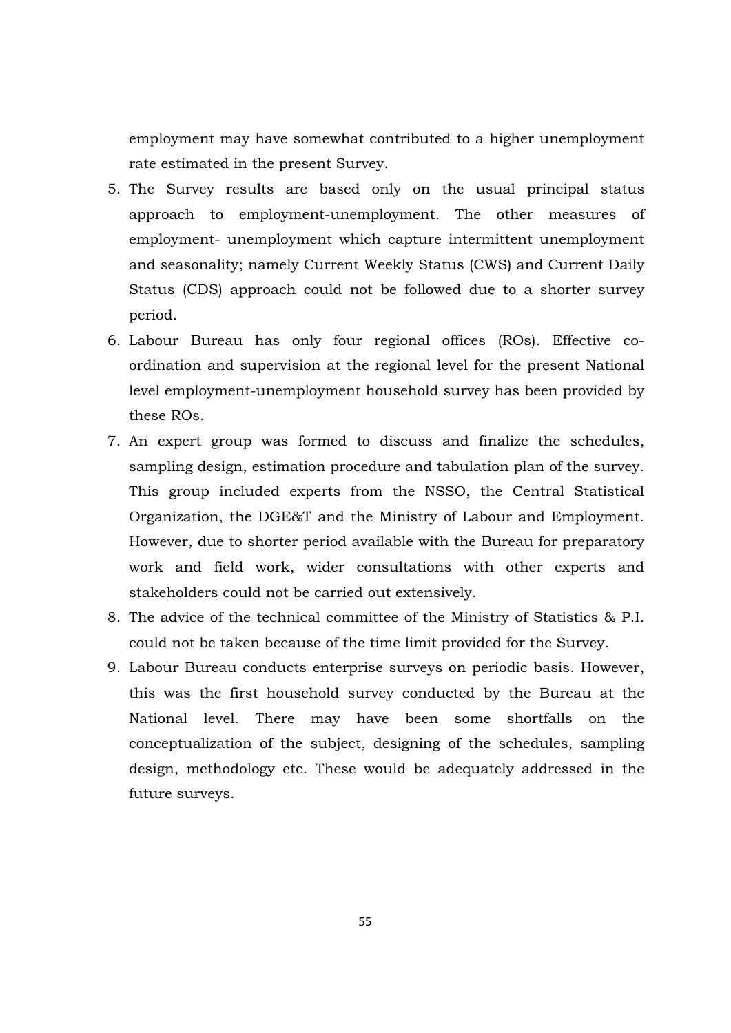employment may have somewhat contributed to a higher unemployment rate estimated in the present Survey.

5. The Survey results are based only on the usual principal status approach to employment-unemployment. The other measures of employment- unemployment which capture intermittent unemployment and seasonality; namely Current Weekly Status (CWS) and Current Daily Status (CDS) approach could not be followed due to a shorter survey period.
6. Labour Bureau has only four regional offices (ROs). Effective co-ordination and supervision at the regional level for the present National level employment-unemployment household survey has been provided by these ROs.
7. An expert group was formed to discuss and finalize the schedules, sampling design, estimation procedure and tabulation plan of the survey. This group included experts from the NSSO, the Central Statistical Organization, the DGE&T and the Ministry of Labour and Employment. However, due to shorter period available with the Bureau for preparatory work and field work, wider consultations with other experts and stakeholders could not be carried out extensively.
8. The advice of the technical committee of the Ministry of Statistics & P.I. could not be taken because of the time limit provided for the Survey.
9. Labour Bureau conducts enterprise surveys on periodic basis. However, this was the first household survey conducted by the Bureau at the National level. There may have been some shortfalls on the conceptualization of the subject, designing of the schedules, sampling design, methodology etc. These would be adequately addressed in the future surveys.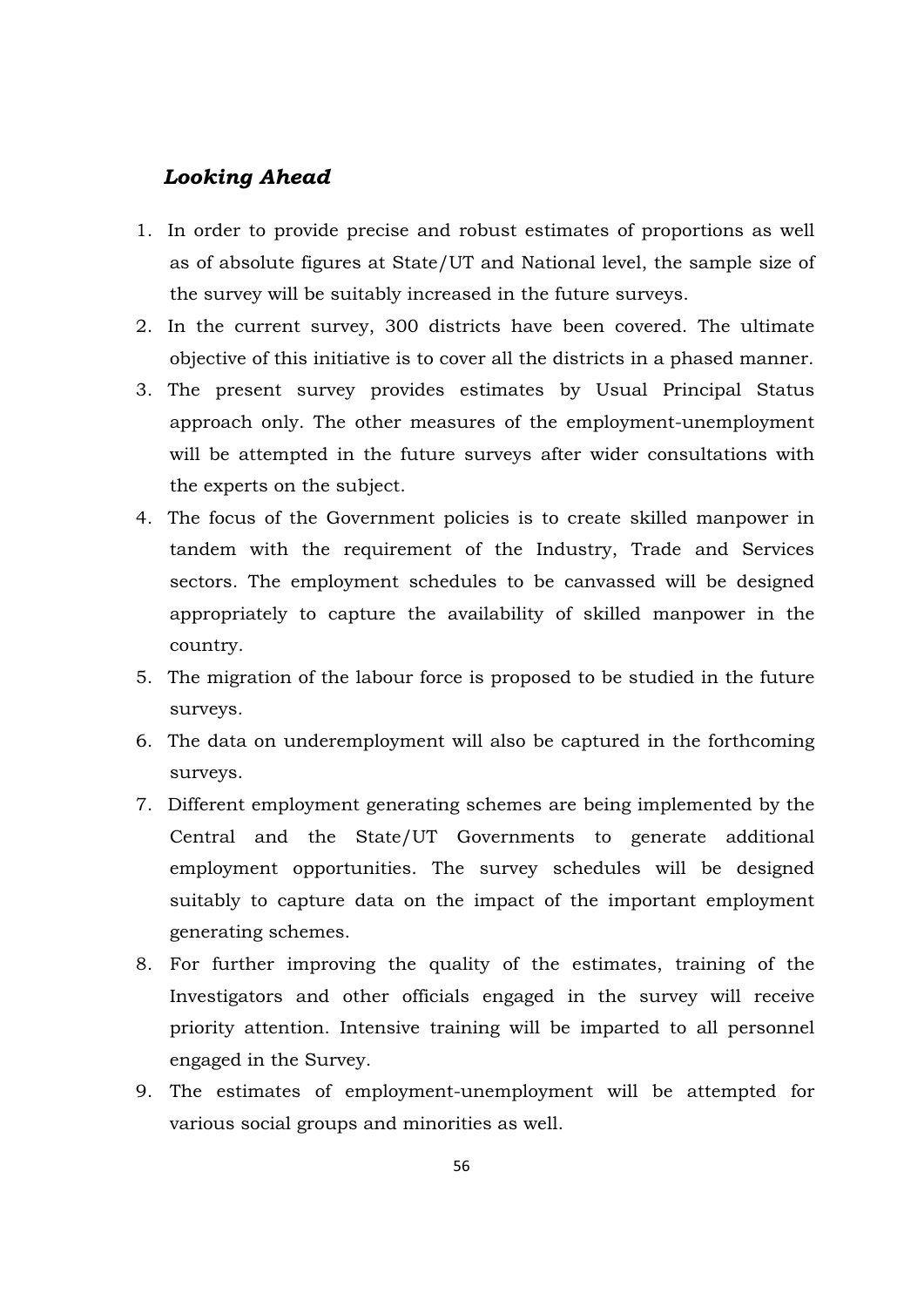## *Looking Ahead*

1. In order to provide precise and robust estimates of proportions as well as of absolute figures at State/UT and National level, the sample size of the survey will be suitably increased in the future surveys.
2. In the current survey, 300 districts have been covered. The ultimate objective of this initiative is to cover all the districts in a phased manner.
3. The present survey provides estimates by Usual Principal Status approach only. The other measures of the employment-unemployment will be attempted in the future surveys after wider consultations with the experts on the subject.
4. The focus of the Government policies is to create skilled manpower in tandem with the requirement of the Industry, Trade and Services sectors. The employment schedules to be canvassed will be designed appropriately to capture the availability of skilled manpower in the country.
5. The migration of the labour force is proposed to be studied in the future surveys.
6. The data on underemployment will also be captured in the forthcoming surveys.
7. Different employment generating schemes are being implemented by the Central and the State/UT Governments to generate additional employment opportunities. The survey schedules will be designed suitably to capture data on the impact of the important employment generating schemes.
8. For further improving the quality of the estimates, training of the Investigators and other officials engaged in the survey will receive priority attention. Intensive training will be imparted to all personnel engaged in the Survey.
9. The estimates of employment-unemployment will be attempted for various social groups and minorities as well.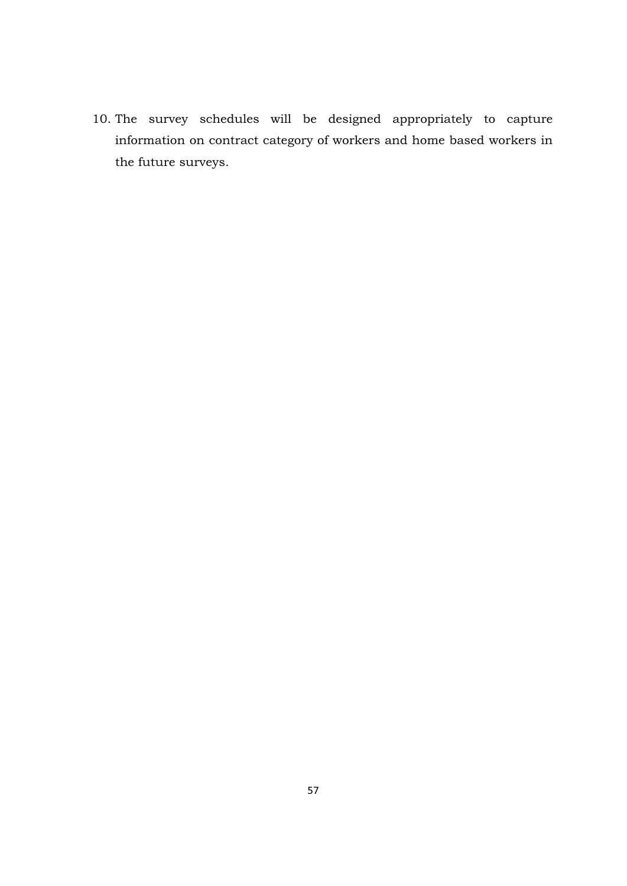10. The survey schedules will be designed appropriately to capture information on contract category of workers and home based workers in the future surveys.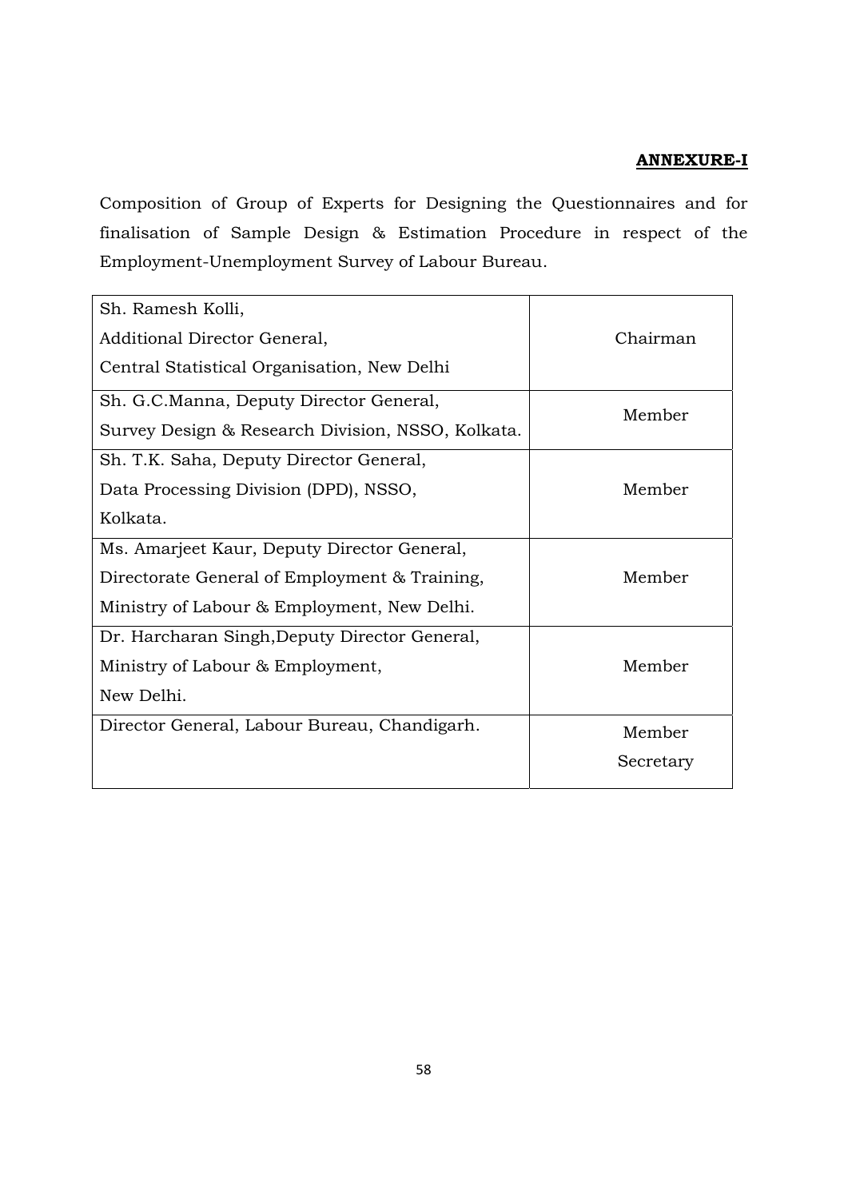**ANNEXURE-I**

Composition of Group of Experts for Designing the Questionnaires and for finalisation of Sample Design & Estimation Procedure in respect of the Employment-Unemployment Survey of Labour Bureau.

| | |
|---|---|
| Sh. Ramesh Kolli, Additional Director General, Central Statistical Organisation, New Delhi | Chairman |
| Sh. G.C.Manna, Deputy Director General, Survey Design & Research Division, NSSO, Kolkata. | Member |
| Sh. T.K. Saha, Deputy Director General, Data Processing Division (DPD), NSSO, Kolkata. | Member |
| Ms. Amarjeet Kaur, Deputy Director General, Directorate General of Employment & Training, Ministry of Labour & Employment, New Delhi. | Member |
| Dr. Harcharan Singh,Deputy Director General, Ministry of Labour & Employment, New Delhi. | Member |
| Director General, Labour Bureau, Chandigarh. | Member Secretary |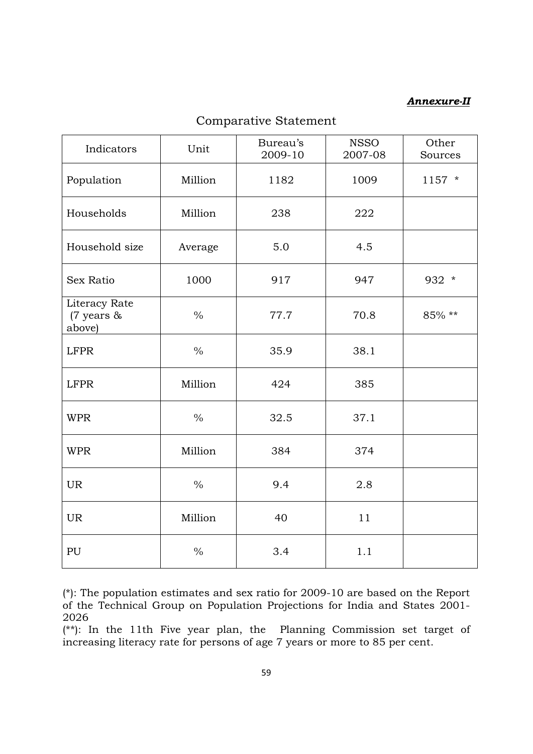***Annexure-II***

## Comparative Statement

| Indicators | Unit | Bureau's 2009-10 | NSSO 2007-08 | Other Sources |
|---|---|---|---|---|
| Population | Million | 1182 | 1009 | 1157 * |
| Households | Million | 238 | 222 | |
| Household size | Average | 5.0 | 4.5 | |
| Sex Ratio | 1000 | 917 | 947 | 932 * |
| Literacy Rate (7 years & above) | % | 77.7 | 70.8 | 85% ** |
| LFPR | % | 35.9 | 38.1 | |
| LFPR | Million | 424 | 385 | |
| WPR | % | 32.5 | 37.1 | |
| WPR | Million | 384 | 374 | |
| UR | % | 9.4 | 2.8 | |
| UR | Million | 40 | 11 | |
| PU | % | 3.4 | 1.1 | |

(*): The population estimates and sex ratio for 2009-10 are based on the Report of the Technical Group on Population Projections for India and States 2001-2026

(**): In the 11th Five year plan, the Planning Commission set target of increasing literacy rate for persons of age 7 years or more to 85 per cent.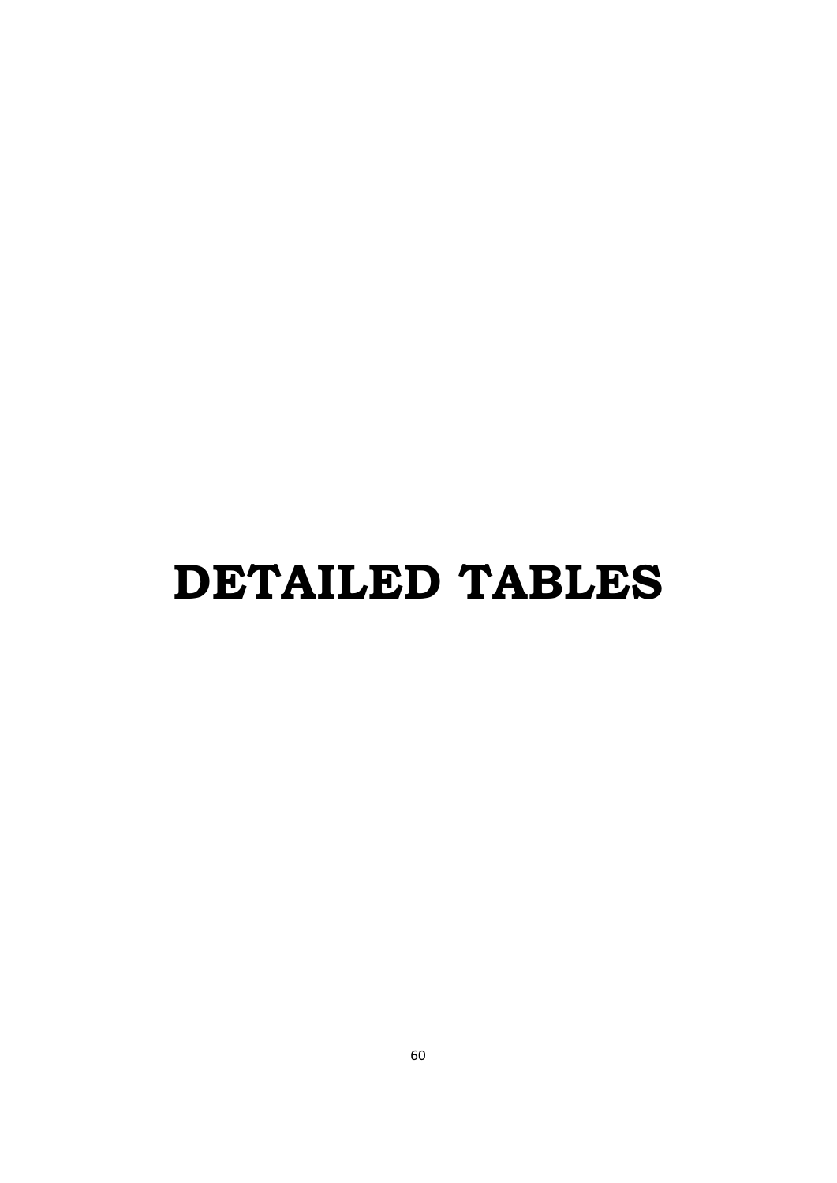# DETAILED TABLES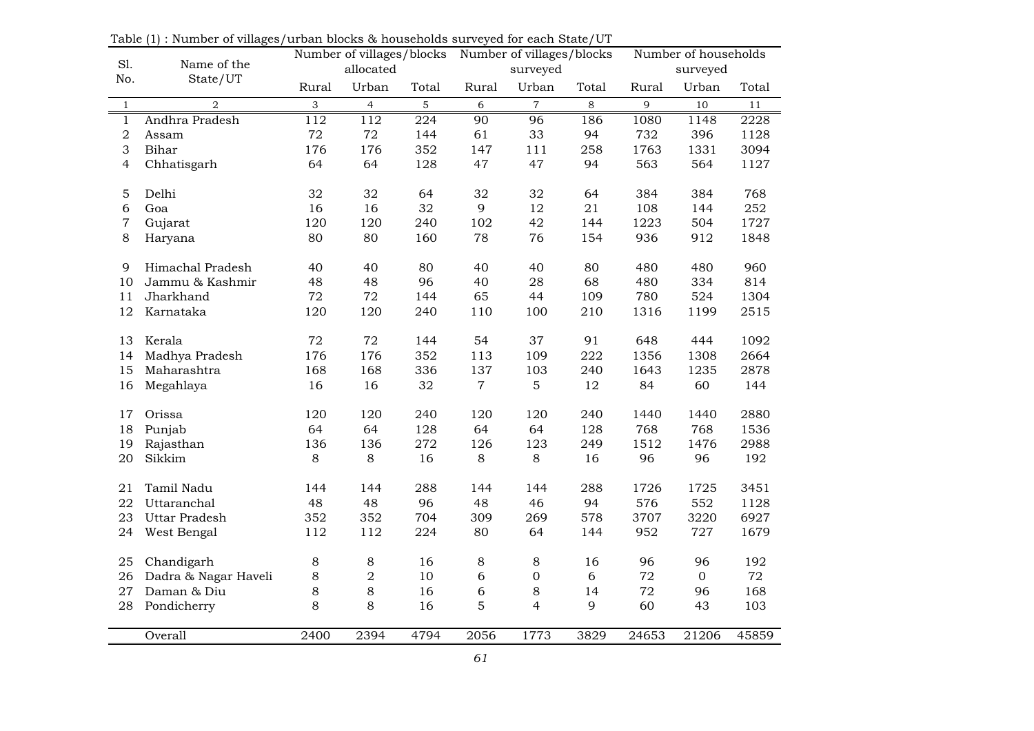Table (1) : Number of villages/urban blocks & households surveyed for each State/UT

| Sl. No. | Name of the State/UT | Number of villages/blocks allocated | | | Number of villages/blocks surveyed | | | Number of households surveyed | | |
|---|---|---|---|---|---|---|---|---|---|---|
| | | Rural | Urban | Total | Rural | Urban | Total | Rural | Urban | Total |
| 1 | 2 | 3 | 4 | 5 | 6 | 7 | 8 | 9 | 10 | 11 |
| 1 | Andhra Pradesh | 112 | 112 | 224 | 90 | 96 | 186 | 1080 | 1148 | 2228 |
| 2 | Assam | 72 | 72 | 144 | 61 | 33 | 94 | 732 | 396 | 1128 |
| 3 | Bihar | 176 | 176 | 352 | 147 | 111 | 258 | 1763 | 1331 | 3094 |
| 4 | Chhatisgarh | 64 | 64 | 128 | 47 | 47 | 94 | 563 | 564 | 1127 |
| 5 | Delhi | 32 | 32 | 64 | 32 | 32 | 64 | 384 | 384 | 768 |
| 6 | Goa | 16 | 16 | 32 | 9 | 12 | 21 | 108 | 144 | 252 |
| 7 | Gujarat | 120 | 120 | 240 | 102 | 42 | 144 | 1223 | 504 | 1727 |
| 8 | Haryana | 80 | 80 | 160 | 78 | 76 | 154 | 936 | 912 | 1848 |
| 9 | Himachal Pradesh | 40 | 40 | 80 | 40 | 40 | 80 | 480 | 480 | 960 |
| 10 | Jammu & Kashmir | 48 | 48 | 96 | 40 | 28 | 68 | 480 | 334 | 814 |
| 11 | Jharkhand | 72 | 72 | 144 | 65 | 44 | 109 | 780 | 524 | 1304 |
| 12 | Karnataka | 120 | 120 | 240 | 110 | 100 | 210 | 1316 | 1199 | 2515 |
| 13 | Kerala | 72 | 72 | 144 | 54 | 37 | 91 | 648 | 444 | 1092 |
| 14 | Madhya Pradesh | 176 | 176 | 352 | 113 | 109 | 222 | 1356 | 1308 | 2664 |
| 15 | Maharashtra | 168 | 168 | 336 | 137 | 103 | 240 | 1643 | 1235 | 2878 |
| 16 | Megahlaya | 16 | 16 | 32 | 7 | 5 | 12 | 84 | 60 | 144 |
| 17 | Orissa | 120 | 120 | 240 | 120 | 120 | 240 | 1440 | 1440 | 2880 |
| 18 | Punjab | 64 | 64 | 128 | 64 | 64 | 128 | 768 | 768 | 1536 |
| 19 | Rajasthan | 136 | 136 | 272 | 126 | 123 | 249 | 1512 | 1476 | 2988 |
| 20 | Sikkim | 8 | 8 | 16 | 8 | 8 | 16 | 96 | 96 | 192 |
| 21 | Tamil Nadu | 144 | 144 | 288 | 144 | 144 | 288 | 1726 | 1725 | 3451 |
| 22 | Uttaranchal | 48 | 48 | 96 | 48 | 46 | 94 | 576 | 552 | 1128 |
| 23 | Uttar Pradesh | 352 | 352 | 704 | 309 | 269 | 578 | 3707 | 3220 | 6927 |
| 24 | West Bengal | 112 | 112 | 224 | 80 | 64 | 144 | 952 | 727 | 1679 |
| 25 | Chandigarh | 8 | 8 | 16 | 8 | 8 | 16 | 96 | 96 | 192 |
| 26 | Dadra & Nagar Haveli | 8 | 2 | 10 | 6 | 0 | 6 | 72 | 0 | 72 |
| 27 | Daman & Diu | 8 | 8 | 16 | 6 | 8 | 14 | 72 | 96 | 168 |
| 28 | Pondicherry | 8 | 8 | 16 | 5 | 4 | 9 | 60 | 43 | 103 |
| | Overall | 2400 | 2394 | 4794 | 2056 | 1773 | 3829 | 24653 | 21206 | 45859 |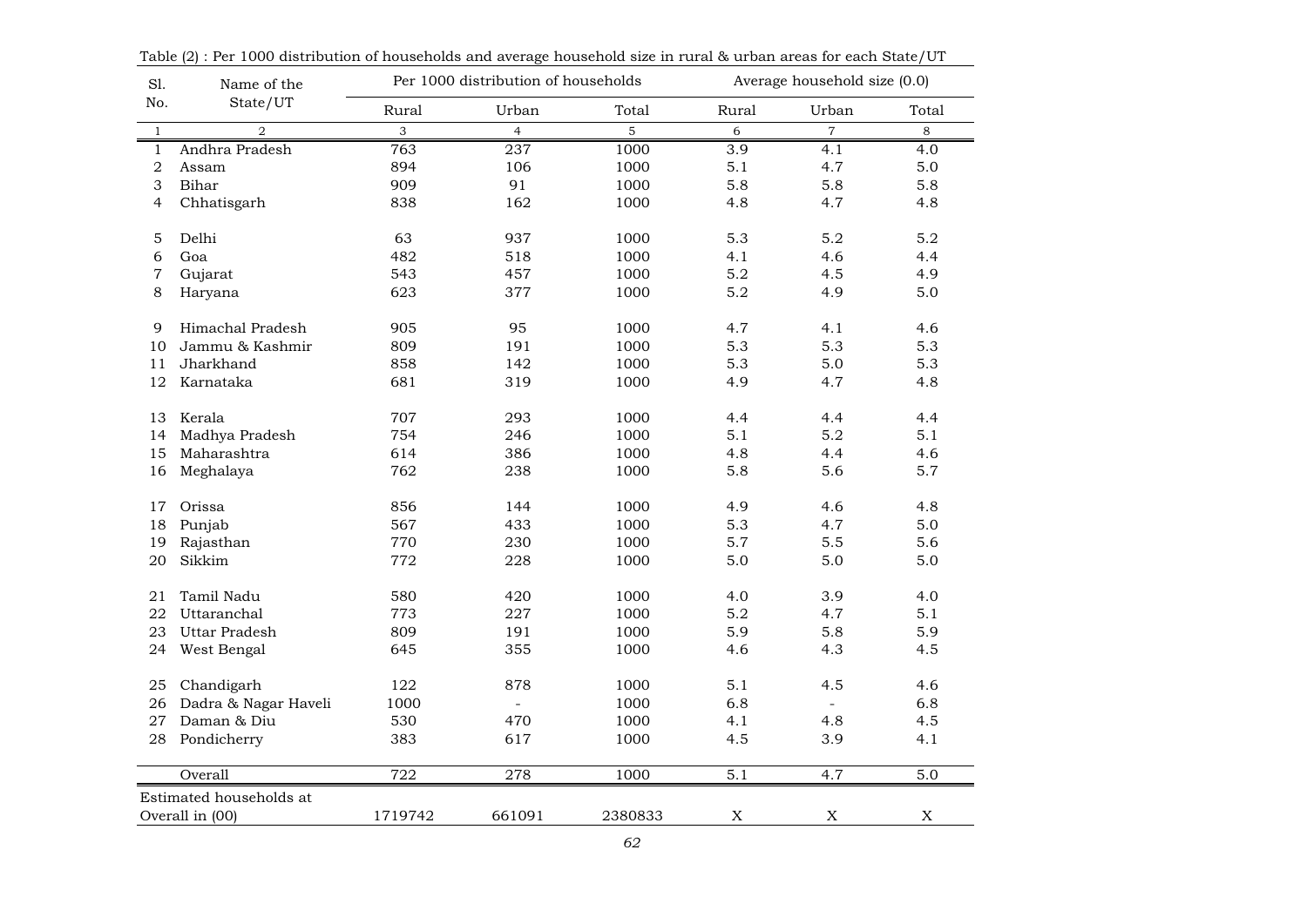Table (2) : Per 1000 distribution of households and average household size in rural & urban areas for each State/UT

| Sl. No. | Name of the State/UT | Per 1000 distribution of households | | | Average household size (0.0) | | |
|---|---|---|---|---|---|---|---|
| | | Rural | Urban | Total | Rural | Urban | Total |
| 1 | 2 | 3 | 4 | 5 | 6 | 7 | 8 |
| 1 | Andhra Pradesh | 763 | 237 | 1000 | 3.9 | 4.1 | 4.0 |
| 2 | Assam | 894 | 106 | 1000 | 5.1 | 4.7 | 5.0 |
| 3 | Bihar | 909 | 91 | 1000 | 5.8 | 5.8 | 5.8 |
| 4 | Chhatisgarh | 838 | 162 | 1000 | 4.8 | 4.7 | 4.8 |
| 5 | Delhi | 63 | 937 | 1000 | 5.3 | 5.2 | 5.2 |
| 6 | Goa | 482 | 518 | 1000 | 4.1 | 4.6 | 4.4 |
| 7 | Gujarat | 543 | 457 | 1000 | 5.2 | 4.5 | 4.9 |
| 8 | Haryana | 623 | 377 | 1000 | 5.2 | 4.9 | 5.0 |
| 9 | Himachal Pradesh | 905 | 95 | 1000 | 4.7 | 4.1 | 4.6 |
| 10 | Jammu & Kashmir | 809 | 191 | 1000 | 5.3 | 5.3 | 5.3 |
| 11 | Jharkhand | 858 | 142 | 1000 | 5.3 | 5.0 | 5.3 |
| 12 | Karnataka | 681 | 319 | 1000 | 4.9 | 4.7 | 4.8 |
| 13 | Kerala | 707 | 293 | 1000 | 4.4 | 4.4 | 4.4 |
| 14 | Madhya Pradesh | 754 | 246 | 1000 | 5.1 | 5.2 | 5.1 |
| 15 | Maharashtra | 614 | 386 | 1000 | 4.8 | 4.4 | 4.6 |
| 16 | Meghalaya | 762 | 238 | 1000 | 5.8 | 5.6 | 5.7 |
| 17 | Orissa | 856 | 144 | 1000 | 4.9 | 4.6 | 4.8 |
| 18 | Punjab | 567 | 433 | 1000 | 5.3 | 4.7 | 5.0 |
| 19 | Rajasthan | 770 | 230 | 1000 | 5.7 | 5.5 | 5.6 |
| 20 | Sikkim | 772 | 228 | 1000 | 5.0 | 5.0 | 5.0 |
| 21 | Tamil Nadu | 580 | 420 | 1000 | 4.0 | 3.9 | 4.0 |
| 22 | Uttaranchal | 773 | 227 | 1000 | 5.2 | 4.7 | 5.1 |
| 23 | Uttar Pradesh | 809 | 191 | 1000 | 5.9 | 5.8 | 5.9 |
| 24 | West Bengal | 645 | 355 | 1000 | 4.6 | 4.3 | 4.5 |
| 25 | Chandigarh | 122 | 878 | 1000 | 5.1 | 4.5 | 4.6 |
| 26 | Dadra & Nagar Haveli | 1000 | - | 1000 | 6.8 | - | 6.8 |
| 27 | Daman & Diu | 530 | 470 | 1000 | 4.1 | 4.8 | 4.5 |
| 28 | Pondicherry | 383 | 617 | 1000 | 4.5 | 3.9 | 4.1 |
| | Overall | 722 | 278 | 1000 | 5.1 | 4.7 | 5.0 |
| Estimated households at Overall in (00) | | 1719742 | 661091 | 2380833 | X | X | X |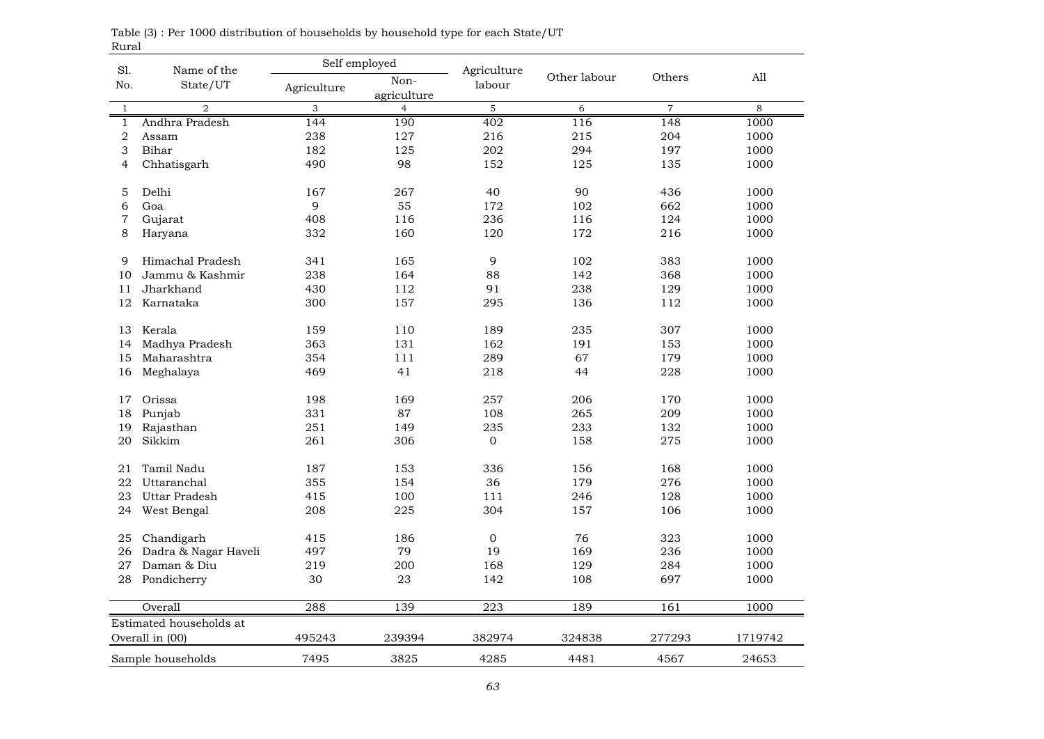Table (3) : Per 1000 distribution of households by household type for each State/UT

Rural

| Sl. No. | Name of the State/UT | Self employed | | Agriculture labour | Other labour | Others | All |
|---|---|---|---|---|---|---|---|
| | | Agriculture | Non-agriculture | | | | |
| 1 | 2 | 3 | 4 | 5 | 6 | 7 | 8 |
| 1 | Andhra Pradesh | 144 | 190 | 402 | 116 | 148 | 1000 |
| 2 | Assam | 238 | 127 | 216 | 215 | 204 | 1000 |
| 3 | Bihar | 182 | 125 | 202 | 294 | 197 | 1000 |
| 4 | Chhatisgarh | 490 | 98 | 152 | 125 | 135 | 1000 |
| 5 | Delhi | 167 | 267 | 40 | 90 | 436 | 1000 |
| 6 | Goa | 9 | 55 | 172 | 102 | 662 | 1000 |
| 7 | Gujarat | 408 | 116 | 236 | 116 | 124 | 1000 |
| 8 | Haryana | 332 | 160 | 120 | 172 | 216 | 1000 |
| 9 | Himachal Pradesh | 341 | 165 | 9 | 102 | 383 | 1000 |
| 10 | Jammu & Kashmir | 238 | 164 | 88 | 142 | 368 | 1000 |
| 11 | Jharkhand | 430 | 112 | 91 | 238 | 129 | 1000 |
| 12 | Karnataka | 300 | 157 | 295 | 136 | 112 | 1000 |
| 13 | Kerala | 159 | 110 | 189 | 235 | 307 | 1000 |
| 14 | Madhya Pradesh | 363 | 131 | 162 | 191 | 153 | 1000 |
| 15 | Maharashtra | 354 | 111 | 289 | 67 | 179 | 1000 |
| 16 | Meghalaya | 469 | 41 | 218 | 44 | 228 | 1000 |
| 17 | Orissa | 198 | 169 | 257 | 206 | 170 | 1000 |
| 18 | Punjab | 331 | 87 | 108 | 265 | 209 | 1000 |
| 19 | Rajasthan | 251 | 149 | 235 | 233 | 132 | 1000 |
| 20 | Sikkim | 261 | 306 | 0 | 158 | 275 | 1000 |
| 21 | Tamil Nadu | 187 | 153 | 336 | 156 | 168 | 1000 |
| 22 | Uttaranchal | 355 | 154 | 36 | 179 | 276 | 1000 |
| 23 | Uttar Pradesh | 415 | 100 | 111 | 246 | 128 | 1000 |
| 24 | West Bengal | 208 | 225 | 304 | 157 | 106 | 1000 |
| 25 | Chandigarh | 415 | 186 | 0 | 76 | 323 | 1000 |
| 26 | Dadra & Nagar Haveli | 497 | 79 | 19 | 169 | 236 | 1000 |
| 27 | Daman & Diu | 219 | 200 | 168 | 129 | 284 | 1000 |
| 28 | Pondicherry | 30 | 23 | 142 | 108 | 697 | 1000 |
| | Overall | 288 | 139 | 223 | 189 | 161 | 1000 |
| Estimated households at Overall in (00) | | 495243 | 239394 | 382974 | 324838 | 277293 | 1719742 |
| Sample households | | 7495 | 3825 | 4285 | 4481 | 4567 | 24653 |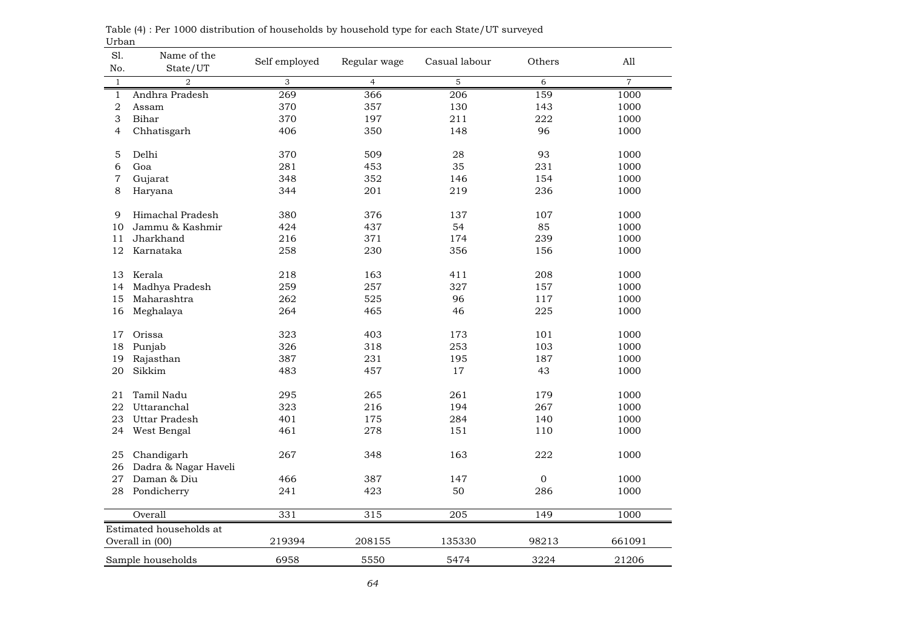Table (4) : Per 1000 distribution of households by household type for each State/UT surveyed

Urban

| Sl. No. | Name of the State/UT | Self employed | Regular wage | Casual labour | Others | All |
|---|---|---|---|---|---|---|
| 1 | 2 | 3 | 4 | 5 | 6 | 7 |
| 1 | Andhra Pradesh | 269 | 366 | 206 | 159 | 1000 |
| 2 | Assam | 370 | 357 | 130 | 143 | 1000 |
| 3 | Bihar | 370 | 197 | 211 | 222 | 1000 |
| 4 | Chhatisgarh | 406 | 350 | 148 | 96 | 1000 |
| 5 | Delhi | 370 | 509 | 28 | 93 | 1000 |
| 6 | Goa | 281 | 453 | 35 | 231 | 1000 |
| 7 | Gujarat | 348 | 352 | 146 | 154 | 1000 |
| 8 | Haryana | 344 | 201 | 219 | 236 | 1000 |
| 9 | Himachal Pradesh | 380 | 376 | 137 | 107 | 1000 |
| 10 | Jammu & Kashmir | 424 | 437 | 54 | 85 | 1000 |
| 11 | Jharkhand | 216 | 371 | 174 | 239 | 1000 |
| 12 | Karnataka | 258 | 230 | 356 | 156 | 1000 |
| 13 | Kerala | 218 | 163 | 411 | 208 | 1000 |
| 14 | Madhya Pradesh | 259 | 257 | 327 | 157 | 1000 |
| 15 | Maharashtra | 262 | 525 | 96 | 117 | 1000 |
| 16 | Meghalaya | 264 | 465 | 46 | 225 | 1000 |
| 17 | Orissa | 323 | 403 | 173 | 101 | 1000 |
| 18 | Punjab | 326 | 318 | 253 | 103 | 1000 |
| 19 | Rajasthan | 387 | 231 | 195 | 187 | 1000 |
| 20 | Sikkim | 483 | 457 | 17 | 43 | 1000 |
| 21 | Tamil Nadu | 295 | 265 | 261 | 179 | 1000 |
| 22 | Uttaranchal | 323 | 216 | 194 | 267 | 1000 |
| 23 | Uttar Pradesh | 401 | 175 | 284 | 140 | 1000 |
| 24 | West Bengal | 461 | 278 | 151 | 110 | 1000 |
| 25 | Chandigarh | 267 | 348 | 163 | 222 | 1000 |
| 26 | Dadra & Nagar Haveli | | | | | |
| 27 | Daman & Diu | 466 | 387 | 147 | 0 | 1000 |
| 28 | Pondicherry | 241 | 423 | 50 | 286 | 1000 |
| | Overall | 331 | 315 | 205 | 149 | 1000 |
| | Estimated households at Overall in (00) | 219394 | 208155 | 135330 | 98213 | 661091 |
| | Sample households | 6958 | 5550 | 5474 | 3224 | 21206 |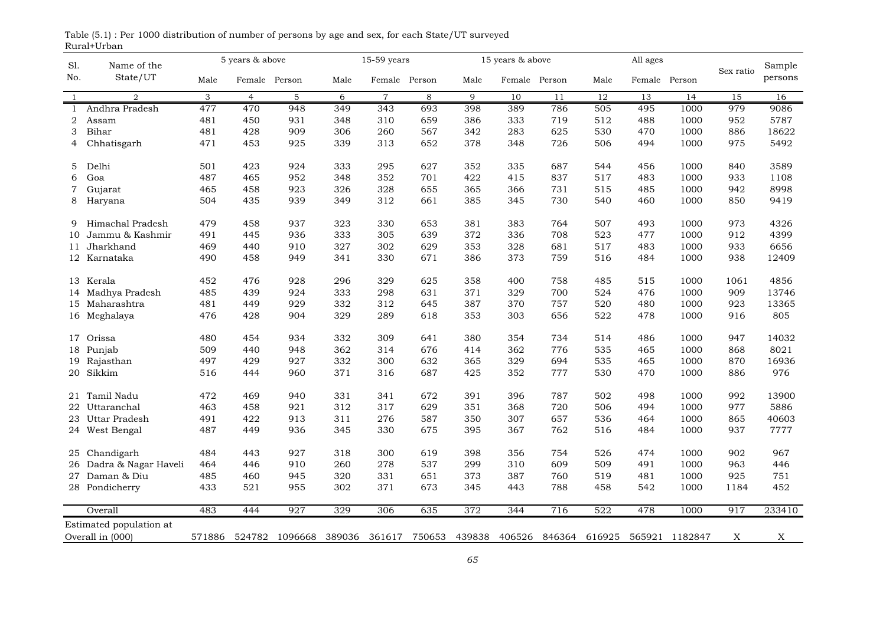Table (5.1) : Per 1000 distribution of number of persons by age and sex, for each State/UT surveyed
Rural+Urban

| Sl. No. | Name of the State/UT | 5 years & above | | | 15-59 years | | | 15 years & above | | | All ages | | | Sex ratio | Sample persons |
|---|---|---|---|---|---|---|---|---|---|---|---|---|---|---|---|
| | | Male | Female | Person | Male | Female | Person | Male | Female | Person | Male | Female | Person | | |
| 1 | 2 | 3 | 4 | 5 | 6 | 7 | 8 | 9 | 10 | 11 | 12 | 13 | 14 | 15 | 16 |
| 1 | Andhra Pradesh | 477 | 470 | 948 | 349 | 343 | 693 | 398 | 389 | 786 | 505 | 495 | 1000 | 979 | 9086 |
| 2 | Assam | 481 | 450 | 931 | 348 | 310 | 659 | 386 | 333 | 719 | 512 | 488 | 1000 | 952 | 5787 |
| 3 | Bihar | 481 | 428 | 909 | 306 | 260 | 567 | 342 | 283 | 625 | 530 | 470 | 1000 | 886 | 18622 |
| 4 | Chhatisgarh | 471 | 453 | 925 | 339 | 313 | 652 | 378 | 348 | 726 | 506 | 494 | 1000 | 975 | 5492 |
| 5 | Delhi | 501 | 423 | 924 | 333 | 295 | 627 | 352 | 335 | 687 | 544 | 456 | 1000 | 840 | 3589 |
| 6 | Goa | 487 | 465 | 952 | 348 | 352 | 701 | 422 | 415 | 837 | 517 | 483 | 1000 | 933 | 1108 |
| 7 | Gujarat | 465 | 458 | 923 | 326 | 328 | 655 | 365 | 366 | 731 | 515 | 485 | 1000 | 942 | 8998 |
| 8 | Haryana | 504 | 435 | 939 | 349 | 312 | 661 | 385 | 345 | 730 | 540 | 460 | 1000 | 850 | 9419 |
| 9 | Himachal Pradesh | 479 | 458 | 937 | 323 | 330 | 653 | 381 | 383 | 764 | 507 | 493 | 1000 | 973 | 4326 |
| 10 | Jammu & Kashmir | 491 | 445 | 936 | 333 | 305 | 639 | 372 | 336 | 708 | 523 | 477 | 1000 | 912 | 4399 |
| 11 | Jharkhand | 469 | 440 | 910 | 327 | 302 | 629 | 353 | 328 | 681 | 517 | 483 | 1000 | 933 | 6656 |
| 12 | Karnataka | 490 | 458 | 949 | 341 | 330 | 671 | 386 | 373 | 759 | 516 | 484 | 1000 | 938 | 12409 |
| 13 | Kerala | 452 | 476 | 928 | 296 | 329 | 625 | 358 | 400 | 758 | 485 | 515 | 1000 | 1061 | 4856 |
| 14 | Madhya Pradesh | 485 | 439 | 924 | 333 | 298 | 631 | 371 | 329 | 700 | 524 | 476 | 1000 | 909 | 13746 |
| 15 | Maharashtra | 481 | 449 | 929 | 332 | 312 | 645 | 387 | 370 | 757 | 520 | 480 | 1000 | 923 | 13365 |
| 16 | Meghalaya | 476 | 428 | 904 | 329 | 289 | 618 | 353 | 303 | 656 | 522 | 478 | 1000 | 916 | 805 |
| 17 | Orissa | 480 | 454 | 934 | 332 | 309 | 641 | 380 | 354 | 734 | 514 | 486 | 1000 | 947 | 14032 |
| 18 | Punjab | 509 | 440 | 948 | 362 | 314 | 676 | 414 | 362 | 776 | 535 | 465 | 1000 | 868 | 8021 |
| 19 | Rajasthan | 497 | 429 | 927 | 332 | 300 | 632 | 365 | 329 | 694 | 535 | 465 | 1000 | 870 | 16936 |
| 20 | Sikkim | 516 | 444 | 960 | 371 | 316 | 687 | 425 | 352 | 777 | 530 | 470 | 1000 | 886 | 976 |
| 21 | Tamil Nadu | 472 | 469 | 940 | 331 | 341 | 672 | 391 | 396 | 787 | 502 | 498 | 1000 | 992 | 13900 |
| 22 | Uttaranchal | 463 | 458 | 921 | 312 | 317 | 629 | 351 | 368 | 720 | 506 | 494 | 1000 | 977 | 5886 |
| 23 | Uttar Pradesh | 491 | 422 | 913 | 311 | 276 | 587 | 350 | 307 | 657 | 536 | 464 | 1000 | 865 | 40603 |
| 24 | West Bengal | 487 | 449 | 936 | 345 | 330 | 675 | 395 | 367 | 762 | 516 | 484 | 1000 | 937 | 7777 |
| 25 | Chandigarh | 484 | 443 | 927 | 318 | 300 | 619 | 398 | 356 | 754 | 526 | 474 | 1000 | 902 | 967 |
| 26 | Dadra & Nagar Haveli | 464 | 446 | 910 | 260 | 278 | 537 | 299 | 310 | 609 | 509 | 491 | 1000 | 963 | 446 |
| 27 | Daman & Diu | 485 | 460 | 945 | 320 | 331 | 651 | 373 | 387 | 760 | 519 | 481 | 1000 | 925 | 751 |
| 28 | Pondicherry | 433 | 521 | 955 | 302 | 371 | 673 | 345 | 443 | 788 | 458 | 542 | 1000 | 1184 | 452 |
| | Overall | 483 | 444 | 927 | 329 | 306 | 635 | 372 | 344 | 716 | 522 | 478 | 1000 | 917 | 233410 |
| | Estimated population at Overall in (000) | 571886 | 524782 | 1096668 | 389036 | 361617 | 750653 | 439838 | 406526 | 846364 | 616925 | 565921 | 1182847 | X | X |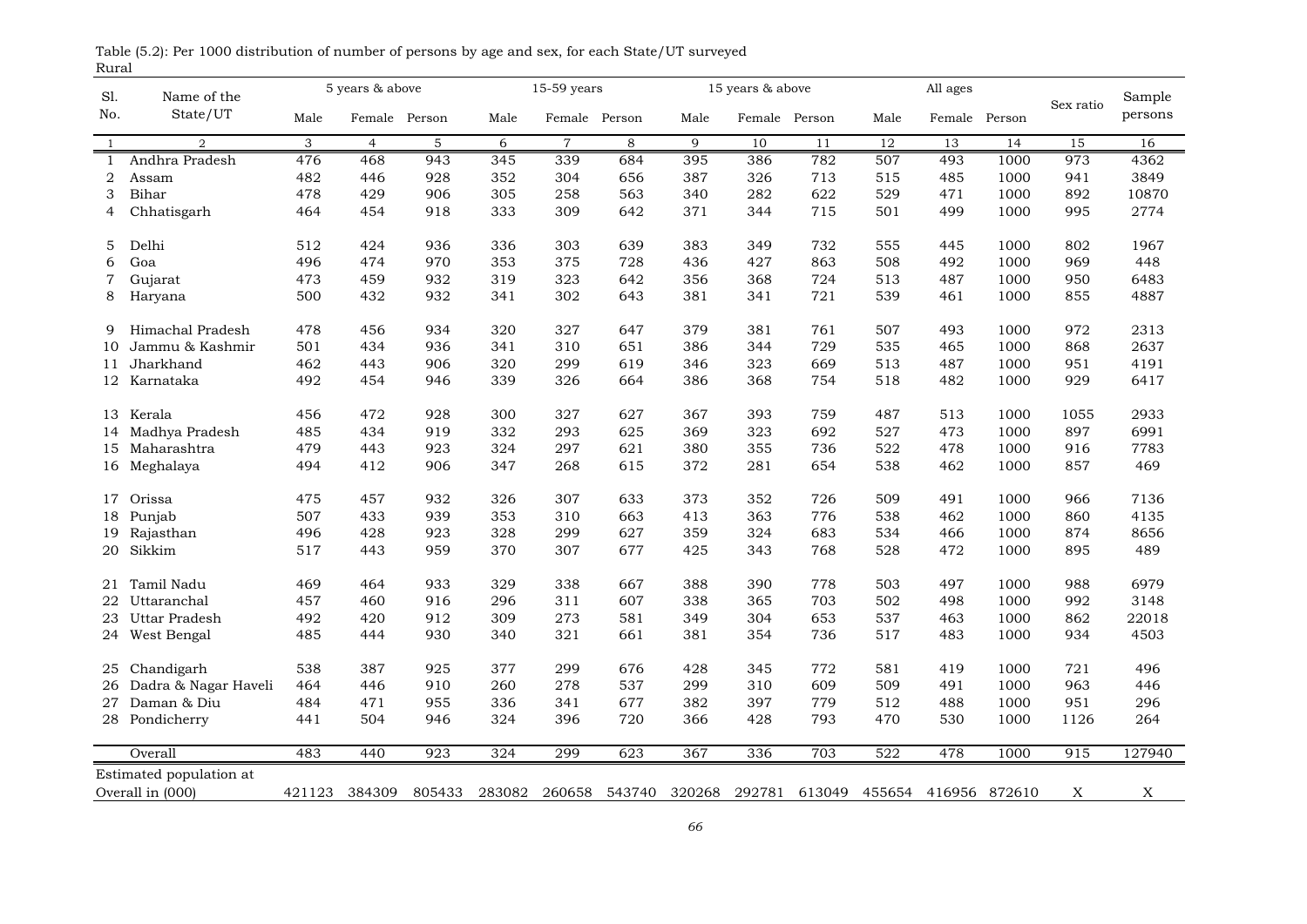Table (5.2): Per 1000 distribution of number of persons by age and sex, for each State/UT surveyed

Rural

| Sl. No. | Name of the State/UT | 5 years & above | | | 15-59 years | | | 15 years & above | | | All ages | | | Sex ratio | Sample persons |
|---|---|---|---|---|---|---|---|---|---|---|---|---|---|---|---|
| | | Male | Female | Person | Male | Female | Person | Male | Female | Person | Male | Female | Person | | |
| 1 | 2 | 3 | 4 | 5 | 6 | 7 | 8 | 9 | 10 | 11 | 12 | 13 | 14 | 15 | 16 |
| 1 | Andhra Pradesh | 476 | 468 | 943 | 345 | 339 | 684 | 395 | 386 | 782 | 507 | 493 | 1000 | 973 | 4362 |
| 2 | Assam | 482 | 446 | 928 | 352 | 304 | 656 | 387 | 326 | 713 | 515 | 485 | 1000 | 941 | 3849 |
| 3 | Bihar | 478 | 429 | 906 | 305 | 258 | 563 | 340 | 282 | 622 | 529 | 471 | 1000 | 892 | 10870 |
| 4 | Chhatisgarh | 464 | 454 | 918 | 333 | 309 | 642 | 371 | 344 | 715 | 501 | 499 | 1000 | 995 | 2774 |
| 5 | Delhi | 512 | 424 | 936 | 336 | 303 | 639 | 383 | 349 | 732 | 555 | 445 | 1000 | 802 | 1967 |
| 6 | Goa | 496 | 474 | 970 | 353 | 375 | 728 | 436 | 427 | 863 | 508 | 492 | 1000 | 969 | 448 |
| 7 | Gujarat | 473 | 459 | 932 | 319 | 323 | 642 | 356 | 368 | 724 | 513 | 487 | 1000 | 950 | 6483 |
| 8 | Haryana | 500 | 432 | 932 | 341 | 302 | 643 | 381 | 341 | 721 | 539 | 461 | 1000 | 855 | 4887 |
| 9 | Himachal Pradesh | 478 | 456 | 934 | 320 | 327 | 647 | 379 | 381 | 761 | 507 | 493 | 1000 | 972 | 2313 |
| 10 | Jammu & Kashmir | 501 | 434 | 936 | 341 | 310 | 651 | 386 | 344 | 729 | 535 | 465 | 1000 | 868 | 2637 |
| 11 | Jharkhand | 462 | 443 | 906 | 320 | 299 | 619 | 346 | 323 | 669 | 513 | 487 | 1000 | 951 | 4191 |
| 12 | Karnataka | 492 | 454 | 946 | 339 | 326 | 664 | 386 | 368 | 754 | 518 | 482 | 1000 | 929 | 6417 |
| 13 | Kerala | 456 | 472 | 928 | 300 | 327 | 627 | 367 | 393 | 759 | 487 | 513 | 1000 | 1055 | 2933 |
| 14 | Madhya Pradesh | 485 | 434 | 919 | 332 | 293 | 625 | 369 | 323 | 692 | 527 | 473 | 1000 | 897 | 6991 |
| 15 | Maharashtra | 479 | 443 | 923 | 324 | 297 | 621 | 380 | 355 | 736 | 522 | 478 | 1000 | 916 | 7783 |
| 16 | Meghalaya | 494 | 412 | 906 | 347 | 268 | 615 | 372 | 281 | 654 | 538 | 462 | 1000 | 857 | 469 |
| 17 | Orissa | 475 | 457 | 932 | 326 | 307 | 633 | 373 | 352 | 726 | 509 | 491 | 1000 | 966 | 7136 |
| 18 | Punjab | 507 | 433 | 939 | 353 | 310 | 663 | 413 | 363 | 776 | 538 | 462 | 1000 | 860 | 4135 |
| 19 | Rajasthan | 496 | 428 | 923 | 328 | 299 | 627 | 359 | 324 | 683 | 534 | 466 | 1000 | 874 | 8656 |
| 20 | Sikkim | 517 | 443 | 959 | 370 | 307 | 677 | 425 | 343 | 768 | 528 | 472 | 1000 | 895 | 489 |
| 21 | Tamil Nadu | 469 | 464 | 933 | 329 | 338 | 667 | 388 | 390 | 778 | 503 | 497 | 1000 | 988 | 6979 |
| 22 | Uttaranchal | 457 | 460 | 916 | 296 | 311 | 607 | 338 | 365 | 703 | 502 | 498 | 1000 | 992 | 3148 |
| 23 | Uttar Pradesh | 492 | 420 | 912 | 309 | 273 | 581 | 349 | 304 | 653 | 537 | 463 | 1000 | 862 | 22018 |
| 24 | West Bengal | 485 | 444 | 930 | 340 | 321 | 661 | 381 | 354 | 736 | 517 | 483 | 1000 | 934 | 4503 |
| 25 | Chandigarh | 538 | 387 | 925 | 377 | 299 | 676 | 428 | 345 | 772 | 581 | 419 | 1000 | 721 | 496 |
| 26 | Dadra & Nagar Haveli | 464 | 446 | 910 | 260 | 278 | 537 | 299 | 310 | 609 | 509 | 491 | 1000 | 963 | 446 |
| 27 | Daman & Diu | 484 | 471 | 955 | 336 | 341 | 677 | 382 | 397 | 779 | 512 | 488 | 1000 | 951 | 296 |
| 28 | Pondicherry | 441 | 504 | 946 | 324 | 396 | 720 | 366 | 428 | 793 | 470 | 530 | 1000 | 1126 | 264 |
| | Overall | 483 | 440 | 923 | 324 | 299 | 623 | 367 | 336 | 703 | 522 | 478 | 1000 | 915 | 127940 |
| | Estimated population at Overall in (000) | 421123 | 384309 | 805433 | 283082 | 260658 | 543740 | 320268 | 292781 | 613049 | 455654 | 416956 | 872610 | X | X |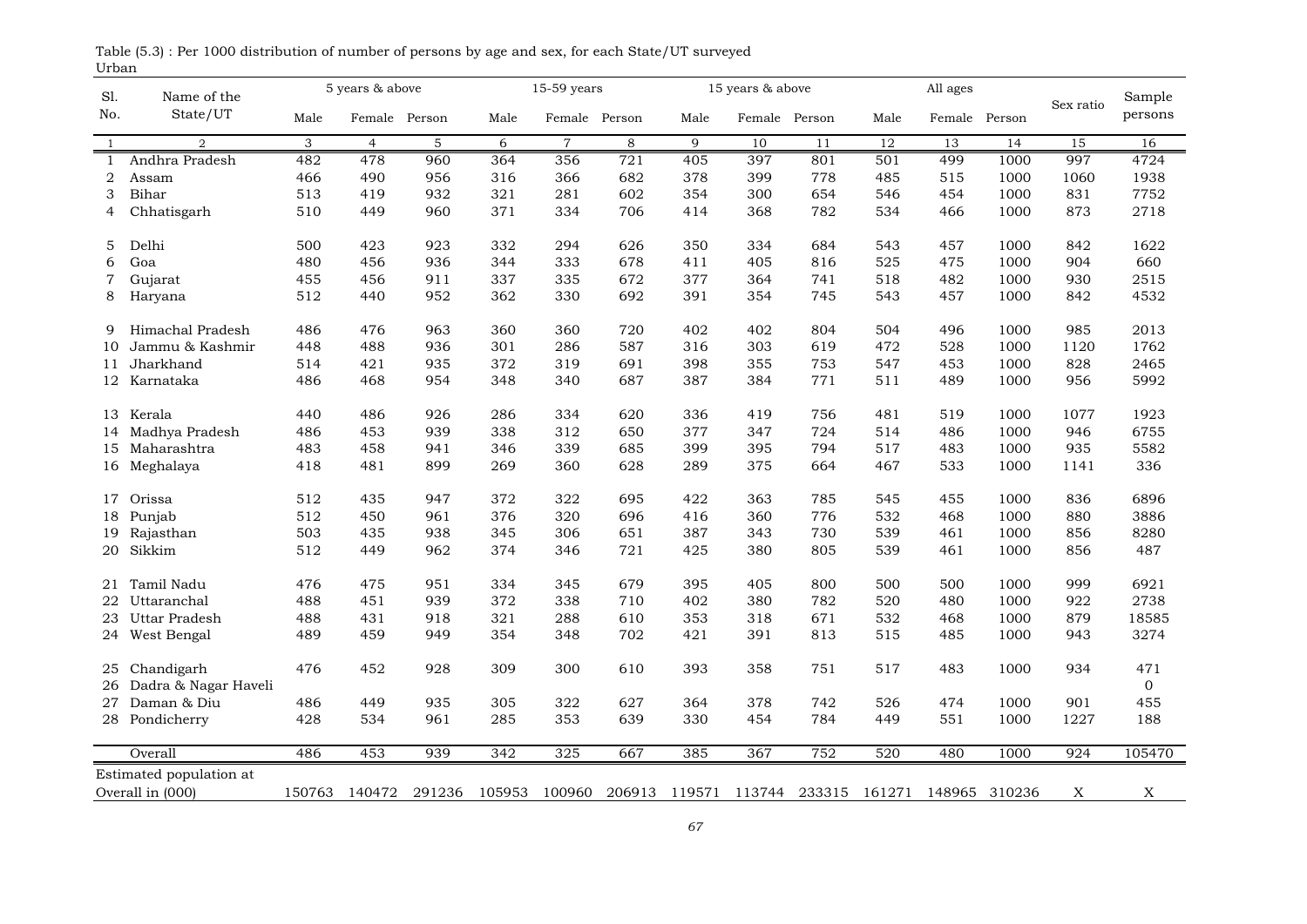Table (5.3) : Per 1000 distribution of number of persons by age and sex, for each State/UT surveyed

Urban

| Sl. No. | Name of the State/UT | 5 years & above | | | 15-59 years | | | 15 years & above | | | All ages | | | Sex ratio | Sample persons |
|---|---|---|---|---|---|---|---|---|---|---|---|---|---|---|---|
| | | Male | Female | Person | Male | Female | Person | Male | Female | Person | Male | Female | Person | | |
| 1 | 2 | 3 | 4 | 5 | 6 | 7 | 8 | 9 | 10 | 11 | 12 | 13 | 14 | 15 | 16 |
| 1 | Andhra Pradesh | 482 | 478 | 960 | 364 | 356 | 721 | 405 | 397 | 801 | 501 | 499 | 1000 | 997 | 4724 |
| 2 | Assam | 466 | 490 | 956 | 316 | 366 | 682 | 378 | 399 | 778 | 485 | 515 | 1000 | 1060 | 1938 |
| 3 | Bihar | 513 | 419 | 932 | 321 | 281 | 602 | 354 | 300 | 654 | 546 | 454 | 1000 | 831 | 7752 |
| 4 | Chhatisgarh | 510 | 449 | 960 | 371 | 334 | 706 | 414 | 368 | 782 | 534 | 466 | 1000 | 873 | 2718 |
| 5 | Delhi | 500 | 423 | 923 | 332 | 294 | 626 | 350 | 334 | 684 | 543 | 457 | 1000 | 842 | 1622 |
| 6 | Goa | 480 | 456 | 936 | 344 | 333 | 678 | 411 | 405 | 816 | 525 | 475 | 1000 | 904 | 660 |
| 7 | Gujarat | 455 | 456 | 911 | 337 | 335 | 672 | 377 | 364 | 741 | 518 | 482 | 1000 | 930 | 2515 |
| 8 | Haryana | 512 | 440 | 952 | 362 | 330 | 692 | 391 | 354 | 745 | 543 | 457 | 1000 | 842 | 4532 |
| 9 | Himachal Pradesh | 486 | 476 | 963 | 360 | 360 | 720 | 402 | 402 | 804 | 504 | 496 | 1000 | 985 | 2013 |
| 10 | Jammu & Kashmir | 448 | 488 | 936 | 301 | 286 | 587 | 316 | 303 | 619 | 472 | 528 | 1000 | 1120 | 1762 |
| 11 | Jharkhand | 514 | 421 | 935 | 372 | 319 | 691 | 398 | 355 | 753 | 547 | 453 | 1000 | 828 | 2465 |
| 12 | Karnataka | 486 | 468 | 954 | 348 | 340 | 687 | 387 | 384 | 771 | 511 | 489 | 1000 | 956 | 5992 |
| 13 | Kerala | 440 | 486 | 926 | 286 | 334 | 620 | 336 | 419 | 756 | 481 | 519 | 1000 | 1077 | 1923 |
| 14 | Madhya Pradesh | 486 | 453 | 939 | 338 | 312 | 650 | 377 | 347 | 724 | 514 | 486 | 1000 | 946 | 6755 |
| 15 | Maharashtra | 483 | 458 | 941 | 346 | 339 | 685 | 399 | 395 | 794 | 517 | 483 | 1000 | 935 | 5582 |
| 16 | Meghalaya | 418 | 481 | 899 | 269 | 360 | 628 | 289 | 375 | 664 | 467 | 533 | 1000 | 1141 | 336 |
| 17 | Orissa | 512 | 435 | 947 | 372 | 322 | 695 | 422 | 363 | 785 | 545 | 455 | 1000 | 836 | 6896 |
| 18 | Punjab | 512 | 450 | 961 | 376 | 320 | 696 | 416 | 360 | 776 | 532 | 468 | 1000 | 880 | 3886 |
| 19 | Rajasthan | 503 | 435 | 938 | 345 | 306 | 651 | 387 | 343 | 730 | 539 | 461 | 1000 | 856 | 8280 |
| 20 | Sikkim | 512 | 449 | 962 | 374 | 346 | 721 | 425 | 380 | 805 | 539 | 461 | 1000 | 856 | 487 |
| 21 | Tamil Nadu | 476 | 475 | 951 | 334 | 345 | 679 | 395 | 405 | 800 | 500 | 500 | 1000 | 999 | 6921 |
| 22 | Uttaranchal | 488 | 451 | 939 | 372 | 338 | 710 | 402 | 380 | 782 | 520 | 480 | 1000 | 922 | 2738 |
| 23 | Uttar Pradesh | 488 | 431 | 918 | 321 | 288 | 610 | 353 | 318 | 671 | 532 | 468 | 1000 | 879 | 18585 |
| 24 | West Bengal | 489 | 459 | 949 | 354 | 348 | 702 | 421 | 391 | 813 | 515 | 485 | 1000 | 943 | 3274 |
| 25 | Chandigarh | 476 | 452 | 928 | 309 | 300 | 610 | 393 | 358 | 751 | 517 | 483 | 1000 | 934 | 471 |
| 26 | Dadra & Nagar Haveli | | | | | | | | | | | | | | 0 |
| 27 | Daman & Diu | 486 | 449 | 935 | 305 | 322 | 627 | 364 | 378 | 742 | 526 | 474 | 1000 | 901 | 455 |
| 28 | Pondicherry | 428 | 534 | 961 | 285 | 353 | 639 | 330 | 454 | 784 | 449 | 551 | 1000 | 1227 | 188 |
| | Overall | 486 | 453 | 939 | 342 | 325 | 667 | 385 | 367 | 752 | 520 | 480 | 1000 | 924 | 105470 |
| | Estimated population at Overall in (000) | 150763 | 140472 | 291236 | 105953 | 100960 | 206913 | 119571 | 113744 | 233315 | 161271 | 148965 | 310236 | X | X |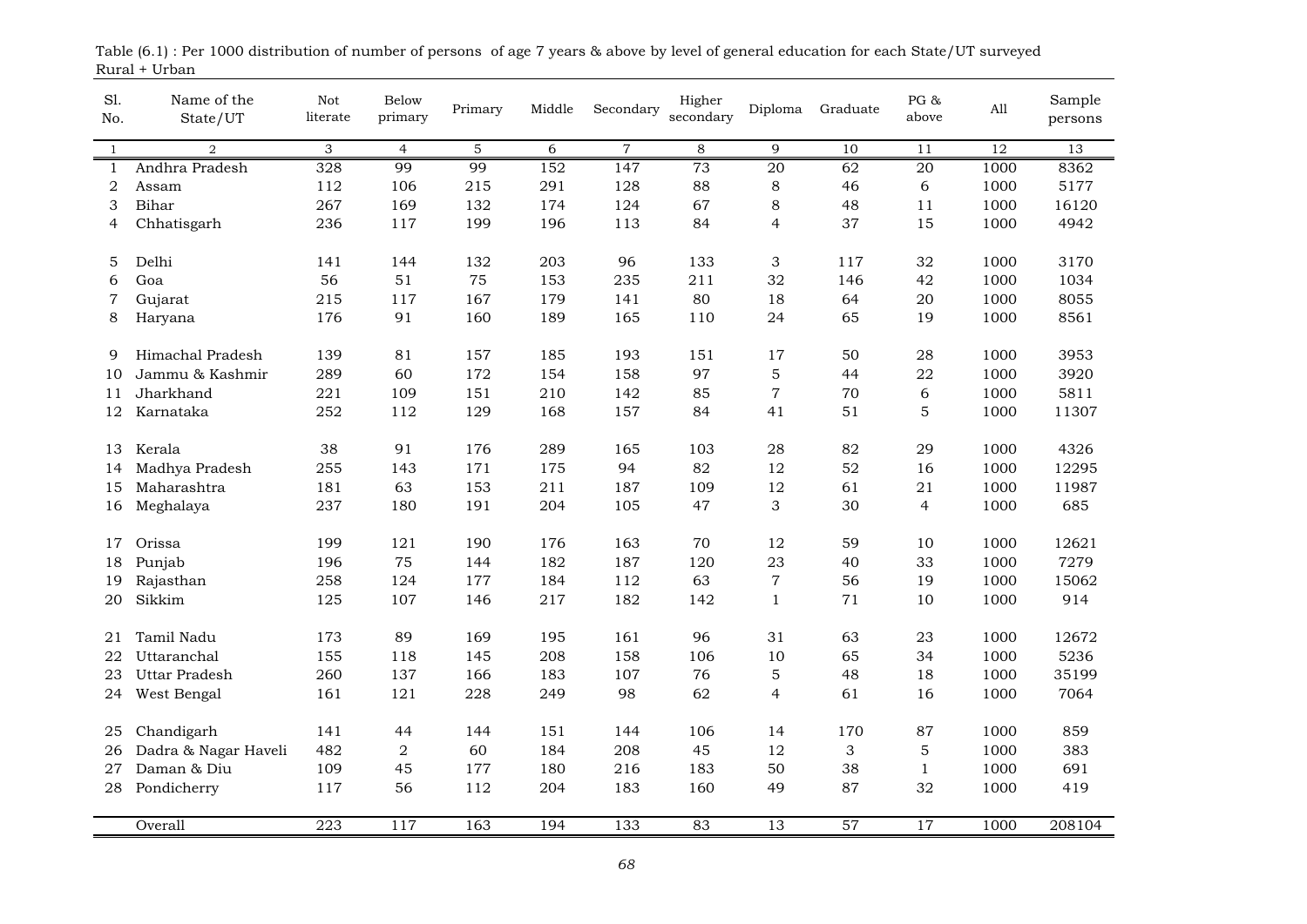Table (6.1) : Per 1000 distribution of number of persons of age 7 years & above by level of general education for each State/UT surveyed
Rural + Urban

| Sl. No. | Name of the State/UT | Not literate | Below primary | Primary | Middle | Secondary | Higher secondary | Diploma | Graduate | PG & above | All | Sample persons |
|---|---|---|---|---|---|---|---|---|---|---|---|---|
| 1 | 2 | 3 | 4 | 5 | 6 | 7 | 8 | 9 | 10 | 11 | 12 | 13 |
| 1 | Andhra Pradesh | 328 | 99 | 99 | 152 | 147 | 73 | 20 | 62 | 20 | 1000 | 8362 |
| 2 | Assam | 112 | 106 | 215 | 291 | 128 | 88 | 8 | 46 | 6 | 1000 | 5177 |
| 3 | Bihar | 267 | 169 | 132 | 174 | 124 | 67 | 8 | 48 | 11 | 1000 | 16120 |
| 4 | Chhatisgarh | 236 | 117 | 199 | 196 | 113 | 84 | 4 | 37 | 15 | 1000 | 4942 |
| 5 | Delhi | 141 | 144 | 132 | 203 | 96 | 133 | 3 | 117 | 32 | 1000 | 3170 |
| 6 | Goa | 56 | 51 | 75 | 153 | 235 | 211 | 32 | 146 | 42 | 1000 | 1034 |
| 7 | Gujarat | 215 | 117 | 167 | 179 | 141 | 80 | 18 | 64 | 20 | 1000 | 8055 |
| 8 | Haryana | 176 | 91 | 160 | 189 | 165 | 110 | 24 | 65 | 19 | 1000 | 8561 |
| 9 | Himachal Pradesh | 139 | 81 | 157 | 185 | 193 | 151 | 17 | 50 | 28 | 1000 | 3953 |
| 10 | Jammu & Kashmir | 289 | 60 | 172 | 154 | 158 | 97 | 5 | 44 | 22 | 1000 | 3920 |
| 11 | Jharkhand | 221 | 109 | 151 | 210 | 142 | 85 | 7 | 70 | 6 | 1000 | 5811 |
| 12 | Karnataka | 252 | 112 | 129 | 168 | 157 | 84 | 41 | 51 | 5 | 1000 | 11307 |
| 13 | Kerala | 38 | 91 | 176 | 289 | 165 | 103 | 28 | 82 | 29 | 1000 | 4326 |
| 14 | Madhya Pradesh | 255 | 143 | 171 | 175 | 94 | 82 | 12 | 52 | 16 | 1000 | 12295 |
| 15 | Maharashtra | 181 | 63 | 153 | 211 | 187 | 109 | 12 | 61 | 21 | 1000 | 11987 |
| 16 | Meghalaya | 237 | 180 | 191 | 204 | 105 | 47 | 3 | 30 | 4 | 1000 | 685 |
| 17 | Orissa | 199 | 121 | 190 | 176 | 163 | 70 | 12 | 59 | 10 | 1000 | 12621 |
| 18 | Punjab | 196 | 75 | 144 | 182 | 187 | 120 | 23 | 40 | 33 | 1000 | 7279 |
| 19 | Rajasthan | 258 | 124 | 177 | 184 | 112 | 63 | 7 | 56 | 19 | 1000 | 15062 |
| 20 | Sikkim | 125 | 107 | 146 | 217 | 182 | 142 | 1 | 71 | 10 | 1000 | 914 |
| 21 | Tamil Nadu | 173 | 89 | 169 | 195 | 161 | 96 | 31 | 63 | 23 | 1000 | 12672 |
| 22 | Uttaranchal | 155 | 118 | 145 | 208 | 158 | 106 | 10 | 65 | 34 | 1000 | 5236 |
| 23 | Uttar Pradesh | 260 | 137 | 166 | 183 | 107 | 76 | 5 | 48 | 18 | 1000 | 35199 |
| 24 | West Bengal | 161 | 121 | 228 | 249 | 98 | 62 | 4 | 61 | 16 | 1000 | 7064 |
| 25 | Chandigarh | 141 | 44 | 144 | 151 | 144 | 106 | 14 | 170 | 87 | 1000 | 859 |
| 26 | Dadra & Nagar Haveli | 482 | 2 | 60 | 184 | 208 | 45 | 12 | 3 | 5 | 1000 | 383 |
| 27 | Daman & Diu | 109 | 45 | 177 | 180 | 216 | 183 | 50 | 38 | 1 | 1000 | 691 |
| 28 | Pondicherry | 117 | 56 | 112 | 204 | 183 | 160 | 49 | 87 | 32 | 1000 | 419 |
| | Overall | 223 | 117 | 163 | 194 | 133 | 83 | 13 | 57 | 17 | 1000 | 208104 |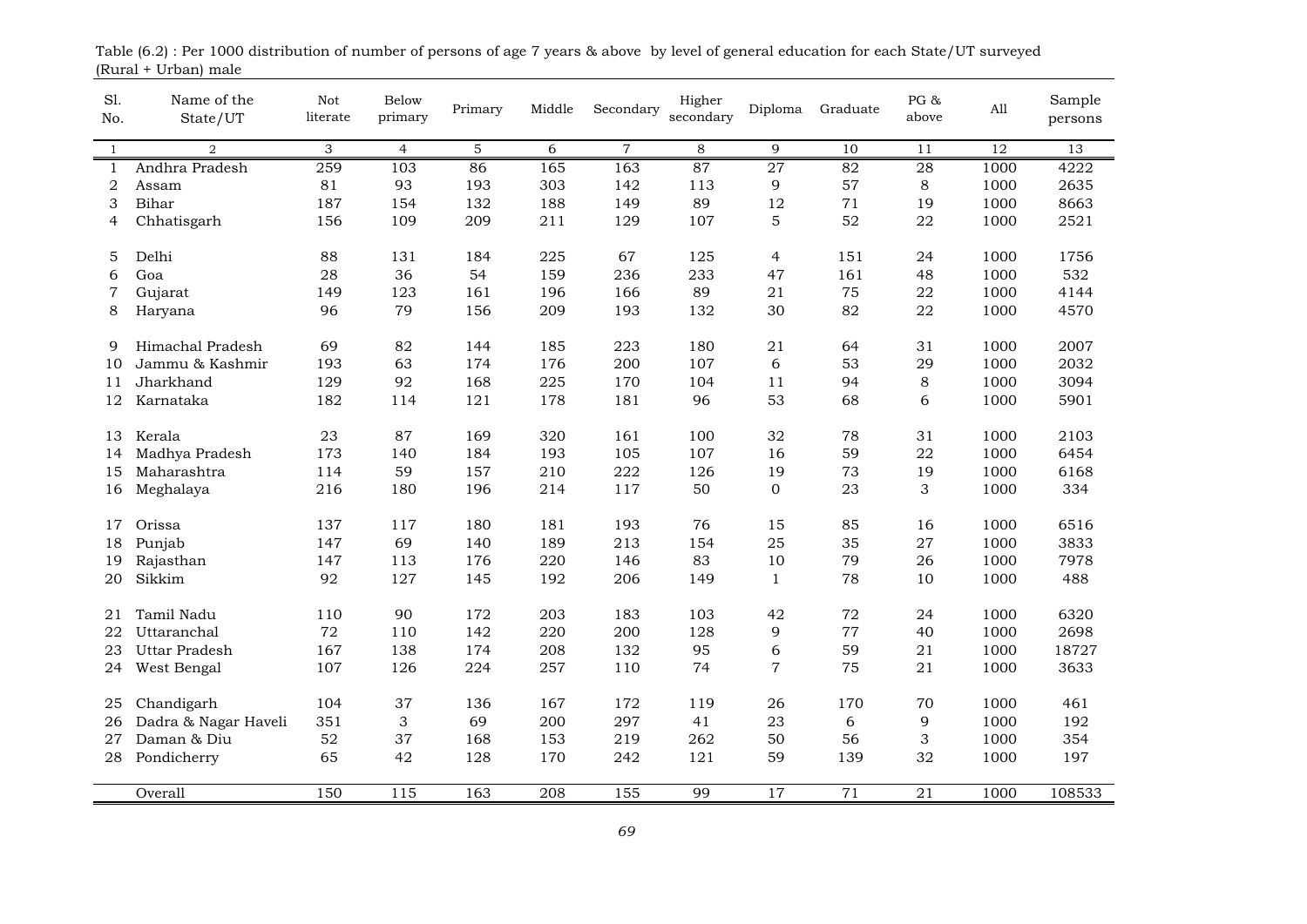Table (6.2) : Per 1000 distribution of number of persons of age 7 years & above by level of general education for each State/UT surveyed (Rural + Urban) male

| Sl. No. | Name of the State/UT | Not literate | Below primary | Primary | Middle | Secondary | Higher secondary | Diploma | Graduate | PG & above | All | Sample persons |
|---|---|---|---|---|---|---|---|---|---|---|---|---|
| 1 | 2 | 3 | 4 | 5 | 6 | 7 | 8 | 9 | 10 | 11 | 12 | 13 |
| 1 | Andhra Pradesh | 259 | 103 | 86 | 165 | 163 | 87 | 27 | 82 | 28 | 1000 | 4222 |
| 2 | Assam | 81 | 93 | 193 | 303 | 142 | 113 | 9 | 57 | 8 | 1000 | 2635 |
| 3 | Bihar | 187 | 154 | 132 | 188 | 149 | 89 | 12 | 71 | 19 | 1000 | 8663 |
| 4 | Chhatisgarh | 156 | 109 | 209 | 211 | 129 | 107 | 5 | 52 | 22 | 1000 | 2521 |
| 5 | Delhi | 88 | 131 | 184 | 225 | 67 | 125 | 4 | 151 | 24 | 1000 | 1756 |
| 6 | Goa | 28 | 36 | 54 | 159 | 236 | 233 | 47 | 161 | 48 | 1000 | 532 |
| 7 | Gujarat | 149 | 123 | 161 | 196 | 166 | 89 | 21 | 75 | 22 | 1000 | 4144 |
| 8 | Haryana | 96 | 79 | 156 | 209 | 193 | 132 | 30 | 82 | 22 | 1000 | 4570 |
| 9 | Himachal Pradesh | 69 | 82 | 144 | 185 | 223 | 180 | 21 | 64 | 31 | 1000 | 2007 |
| 10 | Jammu & Kashmir | 193 | 63 | 174 | 176 | 200 | 107 | 6 | 53 | 29 | 1000 | 2032 |
| 11 | Jharkhand | 129 | 92 | 168 | 225 | 170 | 104 | 11 | 94 | 8 | 1000 | 3094 |
| 12 | Karnataka | 182 | 114 | 121 | 178 | 181 | 96 | 53 | 68 | 6 | 1000 | 5901 |
| 13 | Kerala | 23 | 87 | 169 | 320 | 161 | 100 | 32 | 78 | 31 | 1000 | 2103 |
| 14 | Madhya Pradesh | 173 | 140 | 184 | 193 | 105 | 107 | 16 | 59 | 22 | 1000 | 6454 |
| 15 | Maharashtra | 114 | 59 | 157 | 210 | 222 | 126 | 19 | 73 | 19 | 1000 | 6168 |
| 16 | Meghalaya | 216 | 180 | 196 | 214 | 117 | 50 | 0 | 23 | 3 | 1000 | 334 |
| 17 | Orissa | 137 | 117 | 180 | 181 | 193 | 76 | 15 | 85 | 16 | 1000 | 6516 |
| 18 | Punjab | 147 | 69 | 140 | 189 | 213 | 154 | 25 | 35 | 27 | 1000 | 3833 |
| 19 | Rajasthan | 147 | 113 | 176 | 220 | 146 | 83 | 10 | 79 | 26 | 1000 | 7978 |
| 20 | Sikkim | 92 | 127 | 145 | 192 | 206 | 149 | 1 | 78 | 10 | 1000 | 488 |
| 21 | Tamil Nadu | 110 | 90 | 172 | 203 | 183 | 103 | 42 | 72 | 24 | 1000 | 6320 |
| 22 | Uttaranchal | 72 | 110 | 142 | 220 | 200 | 128 | 9 | 77 | 40 | 1000 | 2698 |
| 23 | Uttar Pradesh | 167 | 138 | 174 | 208 | 132 | 95 | 6 | 59 | 21 | 1000 | 18727 |
| 24 | West Bengal | 107 | 126 | 224 | 257 | 110 | 74 | 7 | 75 | 21 | 1000 | 3633 |
| 25 | Chandigarh | 104 | 37 | 136 | 167 | 172 | 119 | 26 | 170 | 70 | 1000 | 461 |
| 26 | Dadra & Nagar Haveli | 351 | 3 | 69 | 200 | 297 | 41 | 23 | 6 | 9 | 1000 | 192 |
| 27 | Daman & Diu | 52 | 37 | 168 | 153 | 219 | 262 | 50 | 56 | 3 | 1000 | 354 |
| 28 | Pondicherry | 65 | 42 | 128 | 170 | 242 | 121 | 59 | 139 | 32 | 1000 | 197 |
| | Overall | 150 | 115 | 163 | 208 | 155 | 99 | 17 | 71 | 21 | 1000 | 108533 |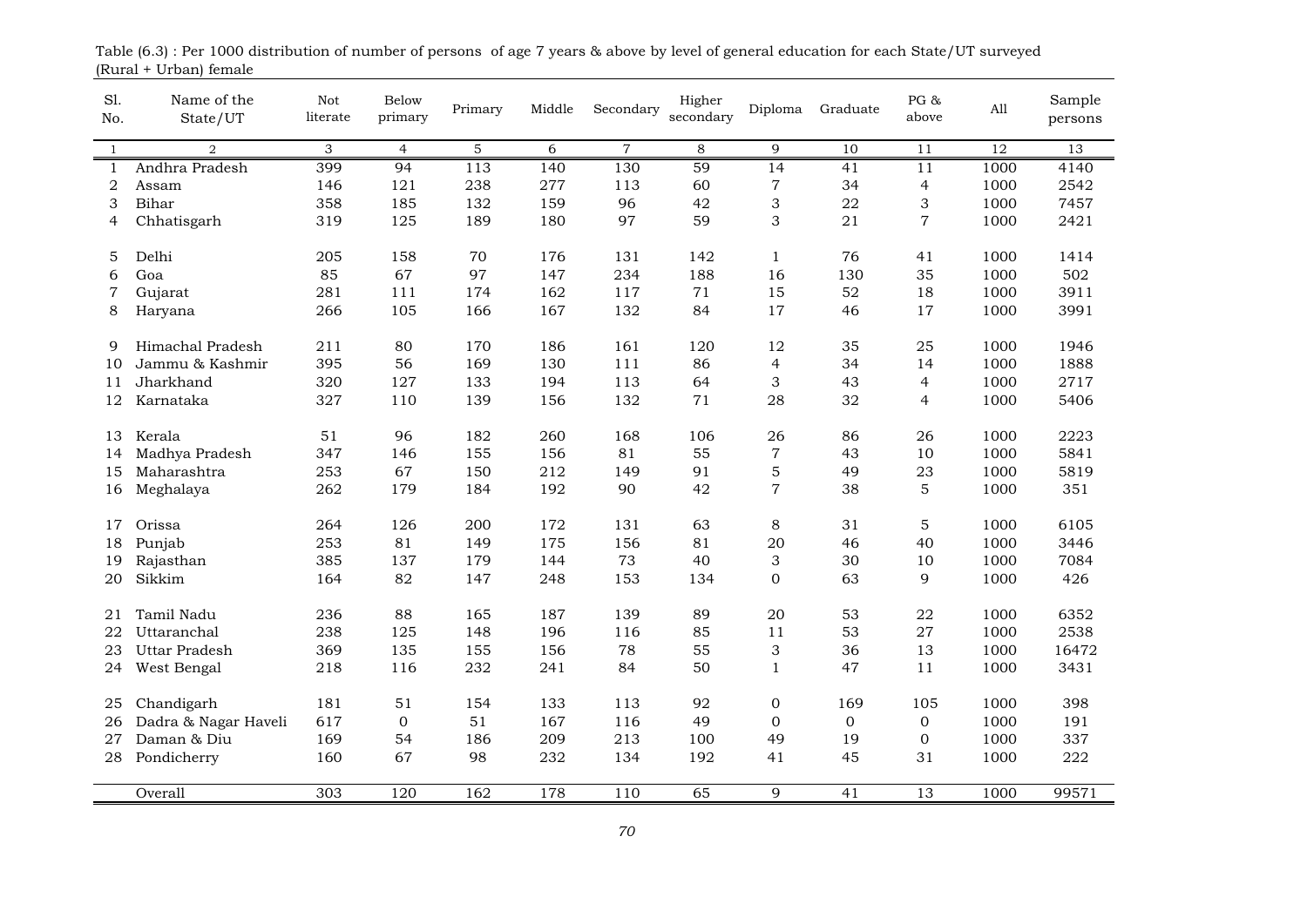Table (6.3) : Per 1000 distribution of number of persons of age 7 years & above by level of general education for each State/UT surveyed (Rural + Urban) female

| Sl. No. | Name of the State/UT | Not literate | Below primary | Primary | Middle | Secondary | Higher secondary | Diploma | Graduate | PG & above | All | Sample persons |
|---|---|---|---|---|---|---|---|---|---|---|---|---|
| 1 | 2 | 3 | 4 | 5 | 6 | 7 | 8 | 9 | 10 | 11 | 12 | 13 |
| 1 | Andhra Pradesh | 399 | 94 | 113 | 140 | 130 | 59 | 14 | 41 | 11 | 1000 | 4140 |
| 2 | Assam | 146 | 121 | 238 | 277 | 113 | 60 | 7 | 34 | 4 | 1000 | 2542 |
| 3 | Bihar | 358 | 185 | 132 | 159 | 96 | 42 | 3 | 22 | 3 | 1000 | 7457 |
| 4 | Chhatisgarh | 319 | 125 | 189 | 180 | 97 | 59 | 3 | 21 | 7 | 1000 | 2421 |
| 5 | Delhi | 205 | 158 | 70 | 176 | 131 | 142 | 1 | 76 | 41 | 1000 | 1414 |
| 6 | Goa | 85 | 67 | 97 | 147 | 234 | 188 | 16 | 130 | 35 | 1000 | 502 |
| 7 | Gujarat | 281 | 111 | 174 | 162 | 117 | 71 | 15 | 52 | 18 | 1000 | 3911 |
| 8 | Haryana | 266 | 105 | 166 | 167 | 132 | 84 | 17 | 46 | 17 | 1000 | 3991 |
| 9 | Himachal Pradesh | 211 | 80 | 170 | 186 | 161 | 120 | 12 | 35 | 25 | 1000 | 1946 |
| 10 | Jammu & Kashmir | 395 | 56 | 169 | 130 | 111 | 86 | 4 | 34 | 14 | 1000 | 1888 |
| 11 | Jharkhand | 320 | 127 | 133 | 194 | 113 | 64 | 3 | 43 | 4 | 1000 | 2717 |
| 12 | Karnataka | 327 | 110 | 139 | 156 | 132 | 71 | 28 | 32 | 4 | 1000 | 5406 |
| 13 | Kerala | 51 | 96 | 182 | 260 | 168 | 106 | 26 | 86 | 26 | 1000 | 2223 |
| 14 | Madhya Pradesh | 347 | 146 | 155 | 156 | 81 | 55 | 7 | 43 | 10 | 1000 | 5841 |
| 15 | Maharashtra | 253 | 67 | 150 | 212 | 149 | 91 | 5 | 49 | 23 | 1000 | 5819 |
| 16 | Meghalaya | 262 | 179 | 184 | 192 | 90 | 42 | 7 | 38 | 5 | 1000 | 351 |
| 17 | Orissa | 264 | 126 | 200 | 172 | 131 | 63 | 8 | 31 | 5 | 1000 | 6105 |
| 18 | Punjab | 253 | 81 | 149 | 175 | 156 | 81 | 20 | 46 | 40 | 1000 | 3446 |
| 19 | Rajasthan | 385 | 137 | 179 | 144 | 73 | 40 | 3 | 30 | 10 | 1000 | 7084 |
| 20 | Sikkim | 164 | 82 | 147 | 248 | 153 | 134 | 0 | 63 | 9 | 1000 | 426 |
| 21 | Tamil Nadu | 236 | 88 | 165 | 187 | 139 | 89 | 20 | 53 | 22 | 1000 | 6352 |
| 22 | Uttaranchal | 238 | 125 | 148 | 196 | 116 | 85 | 11 | 53 | 27 | 1000 | 2538 |
| 23 | Uttar Pradesh | 369 | 135 | 155 | 156 | 78 | 55 | 3 | 36 | 13 | 1000 | 16472 |
| 24 | West Bengal | 218 | 116 | 232 | 241 | 84 | 50 | 1 | 47 | 11 | 1000 | 3431 |
| 25 | Chandigarh | 181 | 51 | 154 | 133 | 113 | 92 | 0 | 169 | 105 | 1000 | 398 |
| 26 | Dadra & Nagar Haveli | 617 | 0 | 51 | 167 | 116 | 49 | 0 | 0 | 0 | 1000 | 191 |
| 27 | Daman & Diu | 169 | 54 | 186 | 209 | 213 | 100 | 49 | 19 | 0 | 1000 | 337 |
| 28 | Pondicherry | 160 | 67 | 98 | 232 | 134 | 192 | 41 | 45 | 31 | 1000 | 222 |
| | Overall | 303 | 120 | 162 | 178 | 110 | 65 | 9 | 41 | 13 | 1000 | 99571 |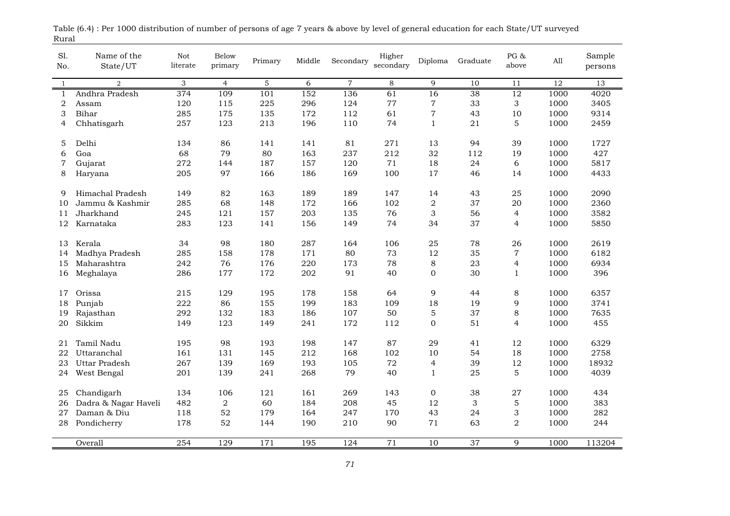Table (6.4) : Per 1000 distribution of number of persons of age 7 years & above by level of general education for each State/UT surveyed
Rural

| Sl. No. | Name of the State/UT | Not literate | Below primary | Primary | Middle | Secondary | Higher secondary | Diploma | Graduate | PG & above | All | Sample persons |
|---|---|---|---|---|---|---|---|---|---|---|---|---|
| 1 | 2 | 3 | 4 | 5 | 6 | 7 | 8 | 9 | 10 | 11 | 12 | 13 |
| 1 | Andhra Pradesh | 374 | 109 | 101 | 152 | 136 | 61 | 16 | 38 | 12 | 1000 | 4020 |
| 2 | Assam | 120 | 115 | 225 | 296 | 124 | 77 | 7 | 33 | 3 | 1000 | 3405 |
| 3 | Bihar | 285 | 175 | 135 | 172 | 112 | 61 | 7 | 43 | 10 | 1000 | 9314 |
| 4 | Chhatisgarh | 257 | 123 | 213 | 196 | 110 | 74 | 1 | 21 | 5 | 1000 | 2459 |
| 5 | Delhi | 134 | 86 | 141 | 141 | 81 | 271 | 13 | 94 | 39 | 1000 | 1727 |
| 6 | Goa | 68 | 79 | 80 | 163 | 237 | 212 | 32 | 112 | 19 | 1000 | 427 |
| 7 | Gujarat | 272 | 144 | 187 | 157 | 120 | 71 | 18 | 24 | 6 | 1000 | 5817 |
| 8 | Haryana | 205 | 97 | 166 | 186 | 169 | 100 | 17 | 46 | 14 | 1000 | 4433 |
| 9 | Himachal Pradesh | 149 | 82 | 163 | 189 | 189 | 147 | 14 | 43 | 25 | 1000 | 2090 |
| 10 | Jammu & Kashmir | 285 | 68 | 148 | 172 | 166 | 102 | 2 | 37 | 20 | 1000 | 2360 |
| 11 | Jharkhand | 245 | 121 | 157 | 203 | 135 | 76 | 3 | 56 | 4 | 1000 | 3582 |
| 12 | Karnataka | 283 | 123 | 141 | 156 | 149 | 74 | 34 | 37 | 4 | 1000 | 5850 |
| 13 | Kerala | 34 | 98 | 180 | 287 | 164 | 106 | 25 | 78 | 26 | 1000 | 2619 |
| 14 | Madhya Pradesh | 285 | 158 | 178 | 171 | 80 | 73 | 12 | 35 | 7 | 1000 | 6182 |
| 15 | Maharashtra | 242 | 76 | 176 | 220 | 173 | 78 | 8 | 23 | 4 | 1000 | 6934 |
| 16 | Meghalaya | 286 | 177 | 172 | 202 | 91 | 40 | 0 | 30 | 1 | 1000 | 396 |
| 17 | Orissa | 215 | 129 | 195 | 178 | 158 | 64 | 9 | 44 | 8 | 1000 | 6357 |
| 18 | Punjab | 222 | 86 | 155 | 199 | 183 | 109 | 18 | 19 | 9 | 1000 | 3741 |
| 19 | Rajasthan | 292 | 132 | 183 | 186 | 107 | 50 | 5 | 37 | 8 | 1000 | 7635 |
| 20 | Sikkim | 149 | 123 | 149 | 241 | 172 | 112 | 0 | 51 | 4 | 1000 | 455 |
| 21 | Tamil Nadu | 195 | 98 | 193 | 198 | 147 | 87 | 29 | 41 | 12 | 1000 | 6329 |
| 22 | Uttaranchal | 161 | 131 | 145 | 212 | 168 | 102 | 10 | 54 | 18 | 1000 | 2758 |
| 23 | Uttar Pradesh | 267 | 139 | 169 | 193 | 105 | 72 | 4 | 39 | 12 | 1000 | 18932 |
| 24 | West Bengal | 201 | 139 | 241 | 268 | 79 | 40 | 1 | 25 | 5 | 1000 | 4039 |
| 25 | Chandigarh | 134 | 106 | 121 | 161 | 269 | 143 | 0 | 38 | 27 | 1000 | 434 |
| 26 | Dadra & Nagar Haveli | 482 | 2 | 60 | 184 | 208 | 45 | 12 | 3 | 5 | 1000 | 383 |
| 27 | Daman & Diu | 118 | 52 | 179 | 164 | 247 | 170 | 43 | 24 | 3 | 1000 | 282 |
| 28 | Pondicherry | 178 | 52 | 144 | 190 | 210 | 90 | 71 | 63 | 2 | 1000 | 244 |
| | Overall | 254 | 129 | 171 | 195 | 124 | 71 | 10 | 37 | 9 | 1000 | 113204 |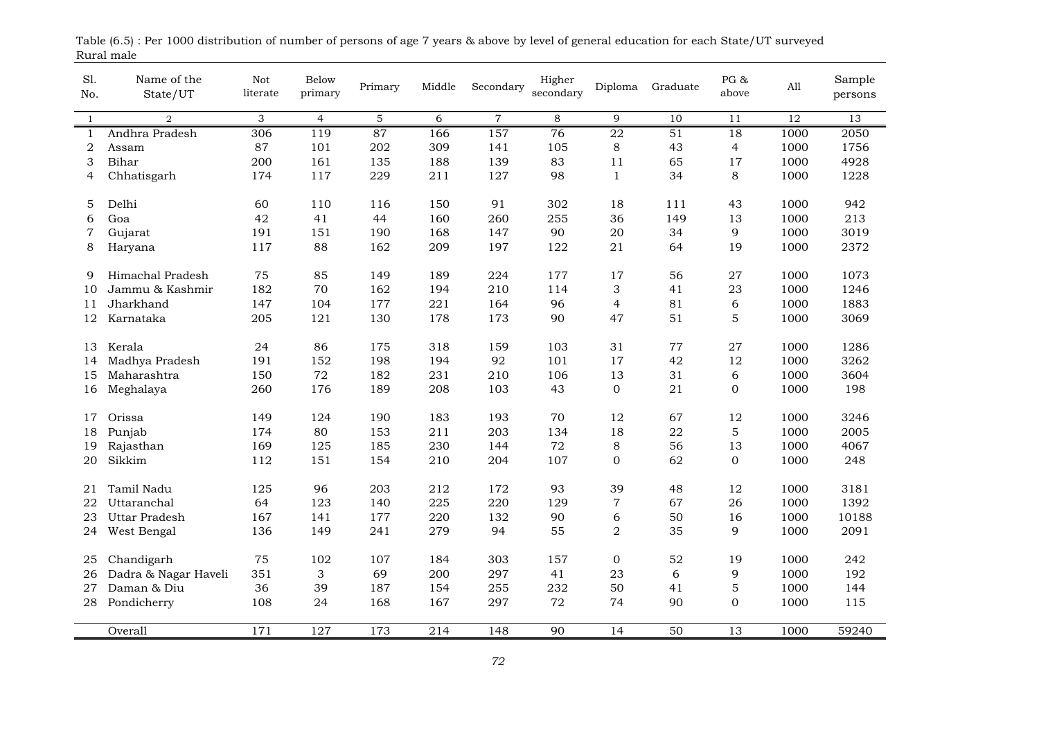Table (6.5) : Per 1000 distribution of number of persons of age 7 years & above by level of general education for each State/UT surveyed
Rural male

| Sl. No. | Name of the State/UT | Not literate | Below primary | Primary | Middle | Secondary | Higher secondary | Diploma | Graduate | PG & above | All | Sample persons |
|---|---|---|---|---|---|---|---|---|---|---|---|---|
| 1 | 2 | 3 | 4 | 5 | 6 | 7 | 8 | 9 | 10 | 11 | 12 | 13 |
| 1 | Andhra Pradesh | 306 | 119 | 87 | 166 | 157 | 76 | 22 | 51 | 18 | 1000 | 2050 |
| 2 | Assam | 87 | 101 | 202 | 309 | 141 | 105 | 8 | 43 | 4 | 1000 | 1756 |
| 3 | Bihar | 200 | 161 | 135 | 188 | 139 | 83 | 11 | 65 | 17 | 1000 | 4928 |
| 4 | Chhatisgarh | 174 | 117 | 229 | 211 | 127 | 98 | 1 | 34 | 8 | 1000 | 1228 |
| 5 | Delhi | 60 | 110 | 116 | 150 | 91 | 302 | 18 | 111 | 43 | 1000 | 942 |
| 6 | Goa | 42 | 41 | 44 | 160 | 260 | 255 | 36 | 149 | 13 | 1000 | 213 |
| 7 | Gujarat | 191 | 151 | 190 | 168 | 147 | 90 | 20 | 34 | 9 | 1000 | 3019 |
| 8 | Haryana | 117 | 88 | 162 | 209 | 197 | 122 | 21 | 64 | 19 | 1000 | 2372 |
| 9 | Himachal Pradesh | 75 | 85 | 149 | 189 | 224 | 177 | 17 | 56 | 27 | 1000 | 1073 |
| 10 | Jammu & Kashmir | 182 | 70 | 162 | 194 | 210 | 114 | 3 | 41 | 23 | 1000 | 1246 |
| 11 | Jharkhand | 147 | 104 | 177 | 221 | 164 | 96 | 4 | 81 | 6 | 1000 | 1883 |
| 12 | Karnataka | 205 | 121 | 130 | 178 | 173 | 90 | 47 | 51 | 5 | 1000 | 3069 |
| 13 | Kerala | 24 | 86 | 175 | 318 | 159 | 103 | 31 | 77 | 27 | 1000 | 1286 |
| 14 | Madhya Pradesh | 191 | 152 | 198 | 194 | 92 | 101 | 17 | 42 | 12 | 1000 | 3262 |
| 15 | Maharashtra | 150 | 72 | 182 | 231 | 210 | 106 | 13 | 31 | 6 | 1000 | 3604 |
| 16 | Meghalaya | 260 | 176 | 189 | 208 | 103 | 43 | 0 | 21 | 0 | 1000 | 198 |
| 17 | Orissa | 149 | 124 | 190 | 183 | 193 | 70 | 12 | 67 | 12 | 1000 | 3246 |
| 18 | Punjab | 174 | 80 | 153 | 211 | 203 | 134 | 18 | 22 | 5 | 1000 | 2005 |
| 19 | Rajasthan | 169 | 125 | 185 | 230 | 144 | 72 | 8 | 56 | 13 | 1000 | 4067 |
| 20 | Sikkim | 112 | 151 | 154 | 210 | 204 | 107 | 0 | 62 | 0 | 1000 | 248 |
| 21 | Tamil Nadu | 125 | 96 | 203 | 212 | 172 | 93 | 39 | 48 | 12 | 1000 | 3181 |
| 22 | Uttaranchal | 64 | 123 | 140 | 225 | 220 | 129 | 7 | 67 | 26 | 1000 | 1392 |
| 23 | Uttar Pradesh | 167 | 141 | 177 | 220 | 132 | 90 | 6 | 50 | 16 | 1000 | 10188 |
| 24 | West Bengal | 136 | 149 | 241 | 279 | 94 | 55 | 2 | 35 | 9 | 1000 | 2091 |
| 25 | Chandigarh | 75 | 102 | 107 | 184 | 303 | 157 | 0 | 52 | 19 | 1000 | 242 |
| 26 | Dadra & Nagar Haveli | 351 | 3 | 69 | 200 | 297 | 41 | 23 | 6 | 9 | 1000 | 192 |
| 27 | Daman & Diu | 36 | 39 | 187 | 154 | 255 | 232 | 50 | 41 | 5 | 1000 | 144 |
| 28 | Pondicherry | 108 | 24 | 168 | 167 | 297 | 72 | 74 | 90 | 0 | 1000 | 115 |
| | Overall | 171 | 127 | 173 | 214 | 148 | 90 | 14 | 50 | 13 | 1000 | 59240 |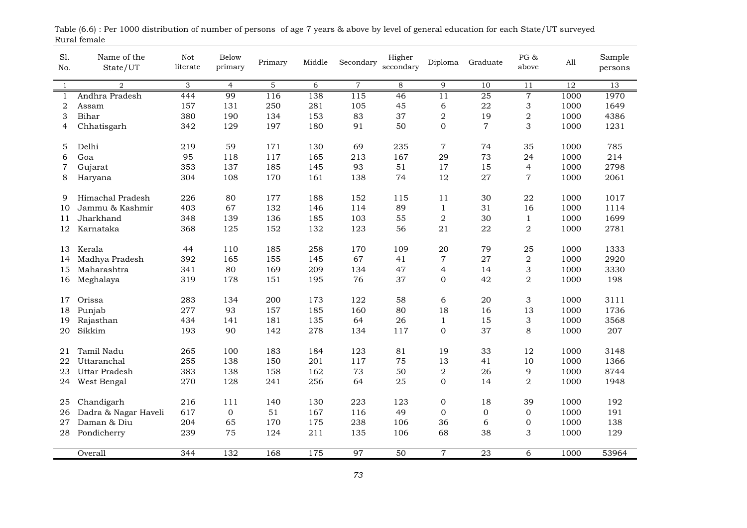Table (6.6) : Per 1000 distribution of number of persons of age 7 years & above by level of general education for each State/UT surveyed
Rural female

| Sl. No. | Name of the State/UT | Not literate | Below primary | Primary | Middle | Secondary | Higher secondary | Diploma | Graduate | PG & above | All | Sample persons |
|---|---|---|---|---|---|---|---|---|---|---|---|---|
| 1 | 2 | 3 | 4 | 5 | 6 | 7 | 8 | 9 | 10 | 11 | 12 | 13 |
| 1 | Andhra Pradesh | 444 | 99 | 116 | 138 | 115 | 46 | 11 | 25 | 7 | 1000 | 1970 |
| 2 | Assam | 157 | 131 | 250 | 281 | 105 | 45 | 6 | 22 | 3 | 1000 | 1649 |
| 3 | Bihar | 380 | 190 | 134 | 153 | 83 | 37 | 2 | 19 | 2 | 1000 | 4386 |
| 4 | Chhatisgarh | 342 | 129 | 197 | 180 | 91 | 50 | 0 | 7 | 3 | 1000 | 1231 |
| 5 | Delhi | 219 | 59 | 171 | 130 | 69 | 235 | 7 | 74 | 35 | 1000 | 785 |
| 6 | Goa | 95 | 118 | 117 | 165 | 213 | 167 | 29 | 73 | 24 | 1000 | 214 |
| 7 | Gujarat | 353 | 137 | 185 | 145 | 93 | 51 | 17 | 15 | 4 | 1000 | 2798 |
| 8 | Haryana | 304 | 108 | 170 | 161 | 138 | 74 | 12 | 27 | 7 | 1000 | 2061 |
| 9 | Himachal Pradesh | 226 | 80 | 177 | 188 | 152 | 115 | 11 | 30 | 22 | 1000 | 1017 |
| 10 | Jammu & Kashmir | 403 | 67 | 132 | 146 | 114 | 89 | 1 | 31 | 16 | 1000 | 1114 |
| 11 | Jharkhand | 348 | 139 | 136 | 185 | 103 | 55 | 2 | 30 | 1 | 1000 | 1699 |
| 12 | Karnataka | 368 | 125 | 152 | 132 | 123 | 56 | 21 | 22 | 2 | 1000 | 2781 |
| 13 | Kerala | 44 | 110 | 185 | 258 | 170 | 109 | 20 | 79 | 25 | 1000 | 1333 |
| 14 | Madhya Pradesh | 392 | 165 | 155 | 145 | 67 | 41 | 7 | 27 | 2 | 1000 | 2920 |
| 15 | Maharashtra | 341 | 80 | 169 | 209 | 134 | 47 | 4 | 14 | 3 | 1000 | 3330 |
| 16 | Meghalaya | 319 | 178 | 151 | 195 | 76 | 37 | 0 | 42 | 2 | 1000 | 198 |
| 17 | Orissa | 283 | 134 | 200 | 173 | 122 | 58 | 6 | 20 | 3 | 1000 | 3111 |
| 18 | Punjab | 277 | 93 | 157 | 185 | 160 | 80 | 18 | 16 | 13 | 1000 | 1736 |
| 19 | Rajasthan | 434 | 141 | 181 | 135 | 64 | 26 | 1 | 15 | 3 | 1000 | 3568 |
| 20 | Sikkim | 193 | 90 | 142 | 278 | 134 | 117 | 0 | 37 | 8 | 1000 | 207 |
| 21 | Tamil Nadu | 265 | 100 | 183 | 184 | 123 | 81 | 19 | 33 | 12 | 1000 | 3148 |
| 22 | Uttaranchal | 255 | 138 | 150 | 201 | 117 | 75 | 13 | 41 | 10 | 1000 | 1366 |
| 23 | Uttar Pradesh | 383 | 138 | 158 | 162 | 73 | 50 | 2 | 26 | 9 | 1000 | 8744 |
| 24 | West Bengal | 270 | 128 | 241 | 256 | 64 | 25 | 0 | 14 | 2 | 1000 | 1948 |
| 25 | Chandigarh | 216 | 111 | 140 | 130 | 223 | 123 | 0 | 18 | 39 | 1000 | 192 |
| 26 | Dadra & Nagar Haveli | 617 | 0 | 51 | 167 | 116 | 49 | 0 | 0 | 0 | 1000 | 191 |
| 27 | Daman & Diu | 204 | 65 | 170 | 175 | 238 | 106 | 36 | 6 | 0 | 1000 | 138 |
| 28 | Pondicherry | 239 | 75 | 124 | 211 | 135 | 106 | 68 | 38 | 3 | 1000 | 129 |
| | Overall | 344 | 132 | 168 | 175 | 97 | 50 | 7 | 23 | 6 | 1000 | 53964 |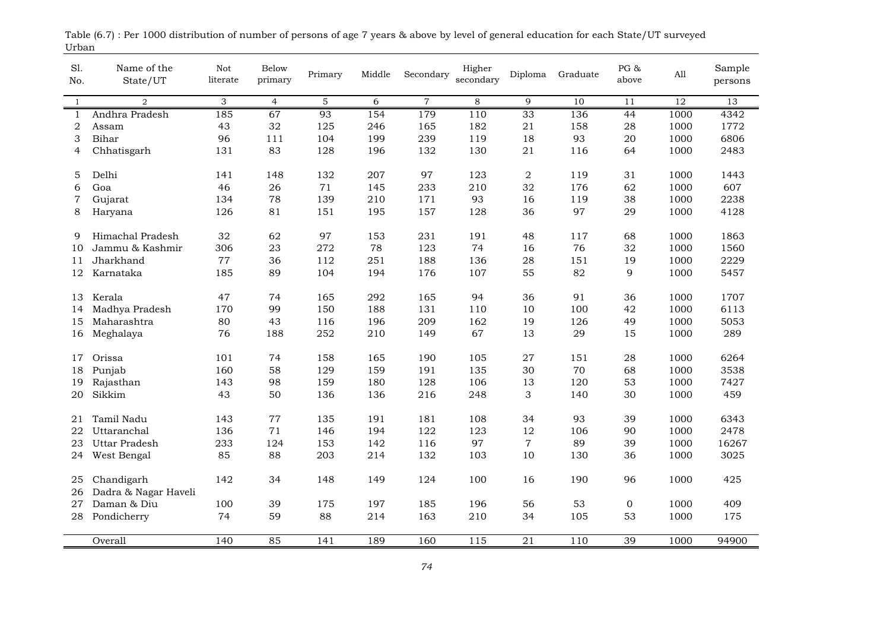Table (6.7) : Per 1000 distribution of number of persons of age 7 years & above by level of general education for each State/UT surveyed

Urban

| Sl. No. | Name of the State/UT | Not literate | Below primary | Primary | Middle | Secondary | Higher secondary | Diploma | Graduate | PG & above | All | Sample persons |
|---|---|---|---|---|---|---|---|---|---|---|---|---|
| 1 | 2 | 3 | 4 | 5 | 6 | 7 | 8 | 9 | 10 | 11 | 12 | 13 |
| 1 | Andhra Pradesh | 185 | 67 | 93 | 154 | 179 | 110 | 33 | 136 | 44 | 1000 | 4342 |
| 2 | Assam | 43 | 32 | 125 | 246 | 165 | 182 | 21 | 158 | 28 | 1000 | 1772 |
| 3 | Bihar | 96 | 111 | 104 | 199 | 239 | 119 | 18 | 93 | 20 | 1000 | 6806 |
| 4 | Chhatisgarh | 131 | 83 | 128 | 196 | 132 | 130 | 21 | 116 | 64 | 1000 | 2483 |
| 5 | Delhi | 141 | 148 | 132 | 207 | 97 | 123 | 2 | 119 | 31 | 1000 | 1443 |
| 6 | Goa | 46 | 26 | 71 | 145 | 233 | 210 | 32 | 176 | 62 | 1000 | 607 |
| 7 | Gujarat | 134 | 78 | 139 | 210 | 171 | 93 | 16 | 119 | 38 | 1000 | 2238 |
| 8 | Haryana | 126 | 81 | 151 | 195 | 157 | 128 | 36 | 97 | 29 | 1000 | 4128 |
| 9 | Himachal Pradesh | 32 | 62 | 97 | 153 | 231 | 191 | 48 | 117 | 68 | 1000 | 1863 |
| 10 | Jammu & Kashmir | 306 | 23 | 272 | 78 | 123 | 74 | 16 | 76 | 32 | 1000 | 1560 |
| 11 | Jharkhand | 77 | 36 | 112 | 251 | 188 | 136 | 28 | 151 | 19 | 1000 | 2229 |
| 12 | Karnataka | 185 | 89 | 104 | 194 | 176 | 107 | 55 | 82 | 9 | 1000 | 5457 |
| 13 | Kerala | 47 | 74 | 165 | 292 | 165 | 94 | 36 | 91 | 36 | 1000 | 1707 |
| 14 | Madhya Pradesh | 170 | 99 | 150 | 188 | 131 | 110 | 10 | 100 | 42 | 1000 | 6113 |
| 15 | Maharashtra | 80 | 43 | 116 | 196 | 209 | 162 | 19 | 126 | 49 | 1000 | 5053 |
| 16 | Meghalaya | 76 | 188 | 252 | 210 | 149 | 67 | 13 | 29 | 15 | 1000 | 289 |
| 17 | Orissa | 101 | 74 | 158 | 165 | 190 | 105 | 27 | 151 | 28 | 1000 | 6264 |
| 18 | Punjab | 160 | 58 | 129 | 159 | 191 | 135 | 30 | 70 | 68 | 1000 | 3538 |
| 19 | Rajasthan | 143 | 98 | 159 | 180 | 128 | 106 | 13 | 120 | 53 | 1000 | 7427 |
| 20 | Sikkim | 43 | 50 | 136 | 136 | 216 | 248 | 3 | 140 | 30 | 1000 | 459 |
| 21 | Tamil Nadu | 143 | 77 | 135 | 191 | 181 | 108 | 34 | 93 | 39 | 1000 | 6343 |
| 22 | Uttaranchal | 136 | 71 | 146 | 194 | 122 | 123 | 12 | 106 | 90 | 1000 | 2478 |
| 23 | Uttar Pradesh | 233 | 124 | 153 | 142 | 116 | 97 | 7 | 89 | 39 | 1000 | 16267 |
| 24 | West Bengal | 85 | 88 | 203 | 214 | 132 | 103 | 10 | 130 | 36 | 1000 | 3025 |
| 25 | Chandigarh | 142 | 34 | 148 | 149 | 124 | 100 | 16 | 190 | 96 | 1000 | 425 |
| 26 | Dadra & Nagar Haveli | | | | | | | | | | | |
| 27 | Daman & Diu | 100 | 39 | 175 | 197 | 185 | 196 | 56 | 53 | 0 | 1000 | 409 |
| 28 | Pondicherry | 74 | 59 | 88 | 214 | 163 | 210 | 34 | 105 | 53 | 1000 | 175 |
| | Overall | 140 | 85 | 141 | 189 | 160 | 115 | 21 | 110 | 39 | 1000 | 94900 |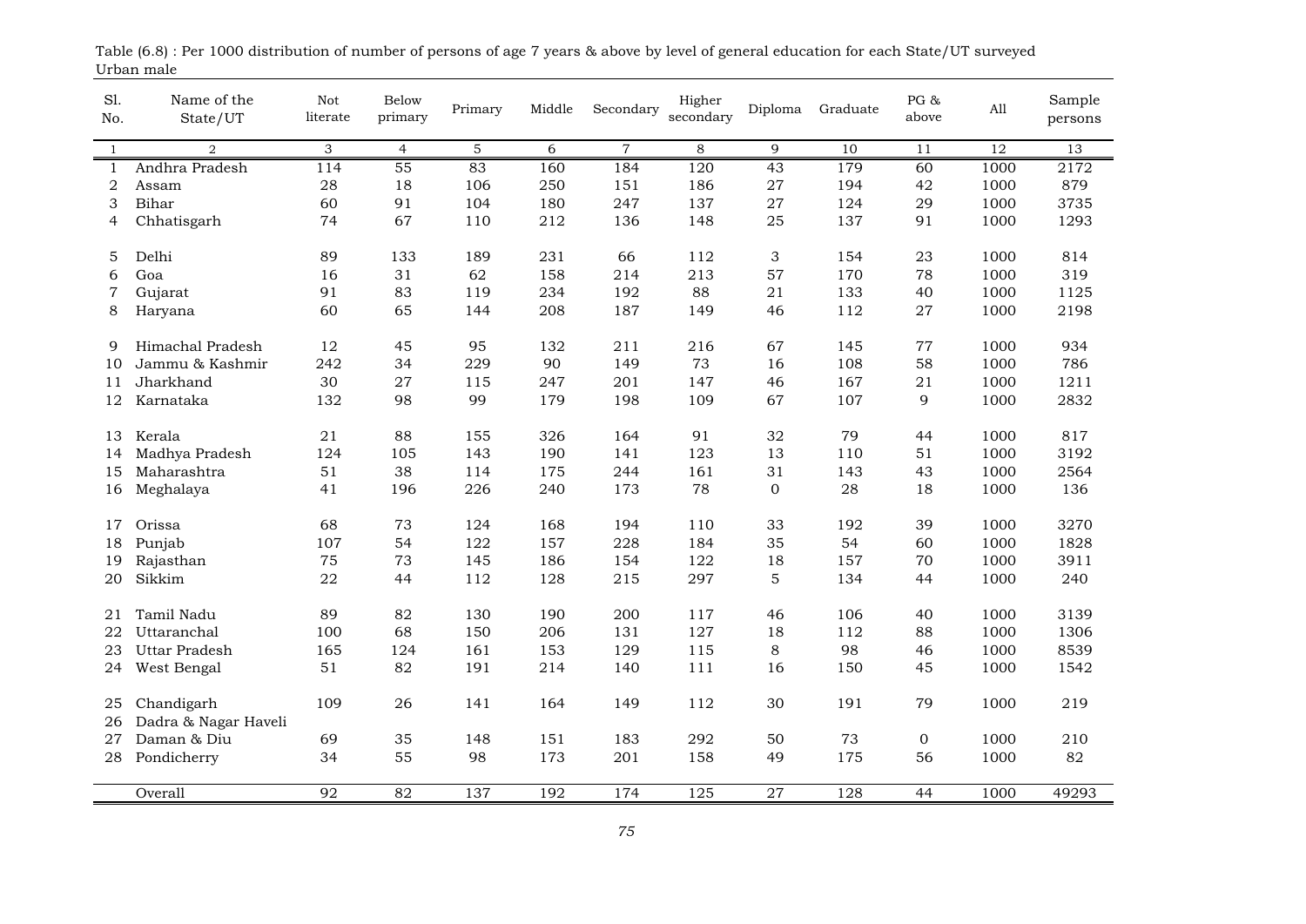Table (6.8) : Per 1000 distribution of number of persons of age 7 years & above by level of general education for each State/UT surveyed
Urban male

| Sl. No. | Name of the State/UT | Not literate | Below primary | Primary | Middle | Secondary | Higher secondary | Diploma | Graduate | PG & above | All | Sample persons |
|---|---|---|---|---|---|---|---|---|---|---|---|---|
| 1 | 2 | 3 | 4 | 5 | 6 | 7 | 8 | 9 | 10 | 11 | 12 | 13 |
| 1 | Andhra Pradesh | 114 | 55 | 83 | 160 | 184 | 120 | 43 | 179 | 60 | 1000 | 2172 |
| 2 | Assam | 28 | 18 | 106 | 250 | 151 | 186 | 27 | 194 | 42 | 1000 | 879 |
| 3 | Bihar | 60 | 91 | 104 | 180 | 247 | 137 | 27 | 124 | 29 | 1000 | 3735 |
| 4 | Chhatisgarh | 74 | 67 | 110 | 212 | 136 | 148 | 25 | 137 | 91 | 1000 | 1293 |
| 5 | Delhi | 89 | 133 | 189 | 231 | 66 | 112 | 3 | 154 | 23 | 1000 | 814 |
| 6 | Goa | 16 | 31 | 62 | 158 | 214 | 213 | 57 | 170 | 78 | 1000 | 319 |
| 7 | Gujarat | 91 | 83 | 119 | 234 | 192 | 88 | 21 | 133 | 40 | 1000 | 1125 |
| 8 | Haryana | 60 | 65 | 144 | 208 | 187 | 149 | 46 | 112 | 27 | 1000 | 2198 |
| 9 | Himachal Pradesh | 12 | 45 | 95 | 132 | 211 | 216 | 67 | 145 | 77 | 1000 | 934 |
| 10 | Jammu & Kashmir | 242 | 34 | 229 | 90 | 149 | 73 | 16 | 108 | 58 | 1000 | 786 |
| 11 | Jharkhand | 30 | 27 | 115 | 247 | 201 | 147 | 46 | 167 | 21 | 1000 | 1211 |
| 12 | Karnataka | 132 | 98 | 99 | 179 | 198 | 109 | 67 | 107 | 9 | 1000 | 2832 |
| 13 | Kerala | 21 | 88 | 155 | 326 | 164 | 91 | 32 | 79 | 44 | 1000 | 817 |
| 14 | Madhya Pradesh | 124 | 105 | 143 | 190 | 141 | 123 | 13 | 110 | 51 | 1000 | 3192 |
| 15 | Maharashtra | 51 | 38 | 114 | 175 | 244 | 161 | 31 | 143 | 43 | 1000 | 2564 |
| 16 | Meghalaya | 41 | 196 | 226 | 240 | 173 | 78 | 0 | 28 | 18 | 1000 | 136 |
| 17 | Orissa | 68 | 73 | 124 | 168 | 194 | 110 | 33 | 192 | 39 | 1000 | 3270 |
| 18 | Punjab | 107 | 54 | 122 | 157 | 228 | 184 | 35 | 54 | 60 | 1000 | 1828 |
| 19 | Rajasthan | 75 | 73 | 145 | 186 | 154 | 122 | 18 | 157 | 70 | 1000 | 3911 |
| 20 | Sikkim | 22 | 44 | 112 | 128 | 215 | 297 | 5 | 134 | 44 | 1000 | 240 |
| 21 | Tamil Nadu | 89 | 82 | 130 | 190 | 200 | 117 | 46 | 106 | 40 | 1000 | 3139 |
| 22 | Uttaranchal | 100 | 68 | 150 | 206 | 131 | 127 | 18 | 112 | 88 | 1000 | 1306 |
| 23 | Uttar Pradesh | 165 | 124 | 161 | 153 | 129 | 115 | 8 | 98 | 46 | 1000 | 8539 |
| 24 | West Bengal | 51 | 82 | 191 | 214 | 140 | 111 | 16 | 150 | 45 | 1000 | 1542 |
| 25 | Chandigarh | 109 | 26 | 141 | 164 | 149 | 112 | 30 | 191 | 79 | 1000 | 219 |
| 26 | Dadra & Nagar Haveli | | | | | | | | | | | |
| 27 | Daman & Diu | 69 | 35 | 148 | 151 | 183 | 292 | 50 | 73 | 0 | 1000 | 210 |
| 28 | Pondicherry | 34 | 55 | 98 | 173 | 201 | 158 | 49 | 175 | 56 | 1000 | 82 |
| | Overall | 92 | 82 | 137 | 192 | 174 | 125 | 27 | 128 | 44 | 1000 | 49293 |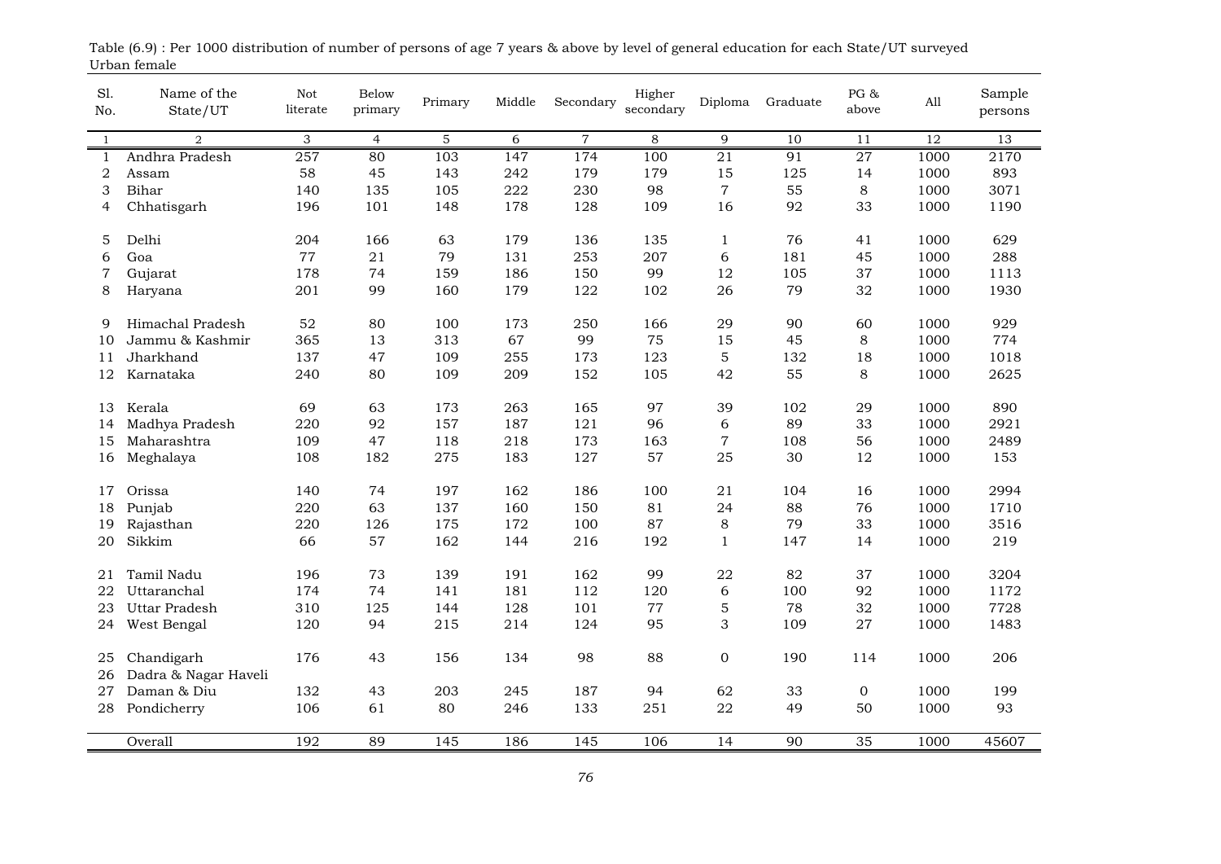Table (6.9) : Per 1000 distribution of number of persons of age 7 years & above by level of general education for each State/UT surveyed
Urban female

| Sl. No. | Name of the State/UT | Not literate | Below primary | Primary | Middle | Secondary | Higher secondary | Diploma | Graduate | PG & above | All | Sample persons |
|---|---|---|---|---|---|---|---|---|---|---|---|---|
| 1 | 2 | 3 | 4 | 5 | 6 | 7 | 8 | 9 | 10 | 11 | 12 | 13 |
| 1 | Andhra Pradesh | 257 | 80 | 103 | 147 | 174 | 100 | 21 | 91 | 27 | 1000 | 2170 |
| 2 | Assam | 58 | 45 | 143 | 242 | 179 | 179 | 15 | 125 | 14 | 1000 | 893 |
| 3 | Bihar | 140 | 135 | 105 | 222 | 230 | 98 | 7 | 55 | 8 | 1000 | 3071 |
| 4 | Chhatisgarh | 196 | 101 | 148 | 178 | 128 | 109 | 16 | 92 | 33 | 1000 | 1190 |
| 5 | Delhi | 204 | 166 | 63 | 179 | 136 | 135 | 1 | 76 | 41 | 1000 | 629 |
| 6 | Goa | 77 | 21 | 79 | 131 | 253 | 207 | 6 | 181 | 45 | 1000 | 288 |
| 7 | Gujarat | 178 | 74 | 159 | 186 | 150 | 99 | 12 | 105 | 37 | 1000 | 1113 |
| 8 | Haryana | 201 | 99 | 160 | 179 | 122 | 102 | 26 | 79 | 32 | 1000 | 1930 |
| 9 | Himachal Pradesh | 52 | 80 | 100 | 173 | 250 | 166 | 29 | 90 | 60 | 1000 | 929 |
| 10 | Jammu & Kashmir | 365 | 13 | 313 | 67 | 99 | 75 | 15 | 45 | 8 | 1000 | 774 |
| 11 | Jharkhand | 137 | 47 | 109 | 255 | 173 | 123 | 5 | 132 | 18 | 1000 | 1018 |
| 12 | Karnataka | 240 | 80 | 109 | 209 | 152 | 105 | 42 | 55 | 8 | 1000 | 2625 |
| 13 | Kerala | 69 | 63 | 173 | 263 | 165 | 97 | 39 | 102 | 29 | 1000 | 890 |
| 14 | Madhya Pradesh | 220 | 92 | 157 | 187 | 121 | 96 | 6 | 89 | 33 | 1000 | 2921 |
| 15 | Maharashtra | 109 | 47 | 118 | 218 | 173 | 163 | 7 | 108 | 56 | 1000 | 2489 |
| 16 | Meghalaya | 108 | 182 | 275 | 183 | 127 | 57 | 25 | 30 | 12 | 1000 | 153 |
| 17 | Orissa | 140 | 74 | 197 | 162 | 186 | 100 | 21 | 104 | 16 | 1000 | 2994 |
| 18 | Punjab | 220 | 63 | 137 | 160 | 150 | 81 | 24 | 88 | 76 | 1000 | 1710 |
| 19 | Rajasthan | 220 | 126 | 175 | 172 | 100 | 87 | 8 | 79 | 33 | 1000 | 3516 |
| 20 | Sikkim | 66 | 57 | 162 | 144 | 216 | 192 | 1 | 147 | 14 | 1000 | 219 |
| 21 | Tamil Nadu | 196 | 73 | 139 | 191 | 162 | 99 | 22 | 82 | 37 | 1000 | 3204 |
| 22 | Uttaranchal | 174 | 74 | 141 | 181 | 112 | 120 | 6 | 100 | 92 | 1000 | 1172 |
| 23 | Uttar Pradesh | 310 | 125 | 144 | 128 | 101 | 77 | 5 | 78 | 32 | 1000 | 7728 |
| 24 | West Bengal | 120 | 94 | 215 | 214 | 124 | 95 | 3 | 109 | 27 | 1000 | 1483 |
| 25 | Chandigarh | 176 | 43 | 156 | 134 | 98 | 88 | 0 | 190 | 114 | 1000 | 206 |
| 26 | Dadra & Nagar Haveli | | | | | | | | | | | |
| 27 | Daman & Diu | 132 | 43 | 203 | 245 | 187 | 94 | 62 | 33 | 0 | 1000 | 199 |
| 28 | Pondicherry | 106 | 61 | 80 | 246 | 133 | 251 | 22 | 49 | 50 | 1000 | 93 |
| | Overall | 192 | 89 | 145 | 186 | 145 | 106 | 14 | 90 | 35 | 1000 | 45607 |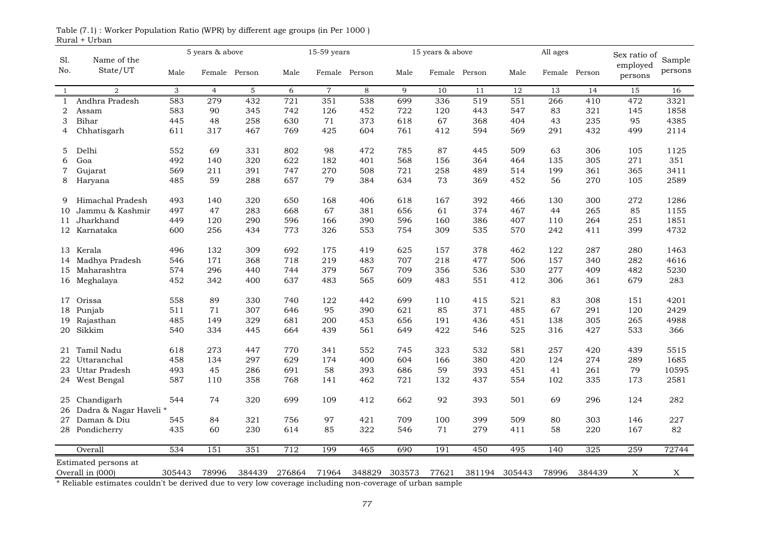Table (7.1) : Worker Population Ratio (WPR) by different age groups (in Per 1000 )
Rural + Urban

| Sl. No. | Name of the State/UT | 5 years & above | | | 15-59 years | | | 15 years & above | | | All ages | | | Sex ratio of employed persons | Sample persons |
|---|---|---|---|---|---|---|---|---|---|---|---|---|---|---|---|
| | | Male | Female | Person | Male | Female | Person | Male | Female | Person | Male | Female | Person | | |
| 1 | 2 | 3 | 4 | 5 | 6 | 7 | 8 | 9 | 10 | 11 | 12 | 13 | 14 | 15 | 16 |
| 1 | Andhra Pradesh | 583 | 279 | 432 | 721 | 351 | 538 | 699 | 336 | 519 | 551 | 266 | 410 | 472 | 3321 |
| 2 | Assam | 583 | 90 | 345 | 742 | 126 | 452 | 722 | 120 | 443 | 547 | 83 | 321 | 145 | 1858 |
| 3 | Bihar | 445 | 48 | 258 | 630 | 71 | 373 | 618 | 67 | 368 | 404 | 43 | 235 | 95 | 4385 |
| 4 | Chhatisgarh | 611 | 317 | 467 | 769 | 425 | 604 | 761 | 412 | 594 | 569 | 291 | 432 | 499 | 2114 |
| 5 | Delhi | 552 | 69 | 331 | 802 | 98 | 472 | 785 | 87 | 445 | 509 | 63 | 306 | 105 | 1125 |
| 6 | Goa | 492 | 140 | 320 | 622 | 182 | 401 | 568 | 156 | 364 | 464 | 135 | 305 | 271 | 351 |
| 7 | Gujarat | 569 | 211 | 391 | 747 | 270 | 508 | 721 | 258 | 489 | 514 | 199 | 361 | 365 | 3411 |
| 8 | Haryana | 485 | 59 | 288 | 657 | 79 | 384 | 634 | 73 | 369 | 452 | 56 | 270 | 105 | 2589 |
| 9 | Himachal Pradesh | 493 | 140 | 320 | 650 | 168 | 406 | 618 | 167 | 392 | 466 | 130 | 300 | 272 | 1286 |
| 10 | Jammu & Kashmir | 497 | 47 | 283 | 668 | 67 | 381 | 656 | 61 | 374 | 467 | 44 | 265 | 85 | 1155 |
| 11 | Jharkhand | 449 | 120 | 290 | 596 | 166 | 390 | 596 | 160 | 386 | 407 | 110 | 264 | 251 | 1851 |
| 12 | Karnataka | 600 | 256 | 434 | 773 | 326 | 553 | 754 | 309 | 535 | 570 | 242 | 411 | 399 | 4732 |
| 13 | Kerala | 496 | 132 | 309 | 692 | 175 | 419 | 625 | 157 | 378 | 462 | 122 | 287 | 280 | 1463 |
| 14 | Madhya Pradesh | 546 | 171 | 368 | 718 | 219 | 483 | 707 | 218 | 477 | 506 | 157 | 340 | 282 | 4616 |
| 15 | Maharashtra | 574 | 296 | 440 | 744 | 379 | 567 | 709 | 356 | 536 | 530 | 277 | 409 | 482 | 5230 |
| 16 | Meghalaya | 452 | 342 | 400 | 637 | 483 | 565 | 609 | 483 | 551 | 412 | 306 | 361 | 679 | 283 |
| 17 | Orissa | 558 | 89 | 330 | 740 | 122 | 442 | 699 | 110 | 415 | 521 | 83 | 308 | 151 | 4201 |
| 18 | Punjab | 511 | 71 | 307 | 646 | 95 | 390 | 621 | 85 | 371 | 485 | 67 | 291 | 120 | 2429 |
| 19 | Rajasthan | 485 | 149 | 329 | 681 | 200 | 453 | 656 | 191 | 436 | 451 | 138 | 305 | 265 | 4988 |
| 20 | Sikkim | 540 | 334 | 445 | 664 | 439 | 561 | 649 | 422 | 546 | 525 | 316 | 427 | 533 | 366 |
| 21 | Tamil Nadu | 618 | 273 | 447 | 770 | 341 | 552 | 745 | 323 | 532 | 581 | 257 | 420 | 439 | 5515 |
| 22 | Uttaranchal | 458 | 134 | 297 | 629 | 174 | 400 | 604 | 166 | 380 | 420 | 124 | 274 | 289 | 1685 |
| 23 | Uttar Pradesh | 493 | 45 | 286 | 691 | 58 | 393 | 686 | 59 | 393 | 451 | 41 | 261 | 79 | 10595 |
| 24 | West Bengal | 587 | 110 | 358 | 768 | 141 | 462 | 721 | 132 | 437 | 554 | 102 | 335 | 173 | 2581 |
| 25 | Chandigarh | 544 | 74 | 320 | 699 | 109 | 412 | 662 | 92 | 393 | 501 | 69 | 296 | 124 | 282 |
| 26 | Dadra & Nagar Haveli * | | | | | | | | | | | | | | |
| 27 | Daman & Diu | 545 | 84 | 321 | 756 | 97 | 421 | 709 | 100 | 399 | 509 | 80 | 303 | 146 | 227 |
| 28 | Pondicherry | 435 | 60 | 230 | 614 | 85 | 322 | 546 | 71 | 279 | 411 | 58 | 220 | 167 | 82 |
| | Overall | 534 | 151 | 351 | 712 | 199 | 465 | 690 | 191 | 450 | 495 | 140 | 325 | 259 | 72744 |
| | Estimated persons at Overall in (000) | 305443 | 78996 | 384439 | 276864 | 71964 | 348829 | 303573 | 77621 | 381194 | 305443 | 78996 | 384439 | X | X |

* Reliable estimates couldn't be derived due to very low coverage including non-coverage of urban sample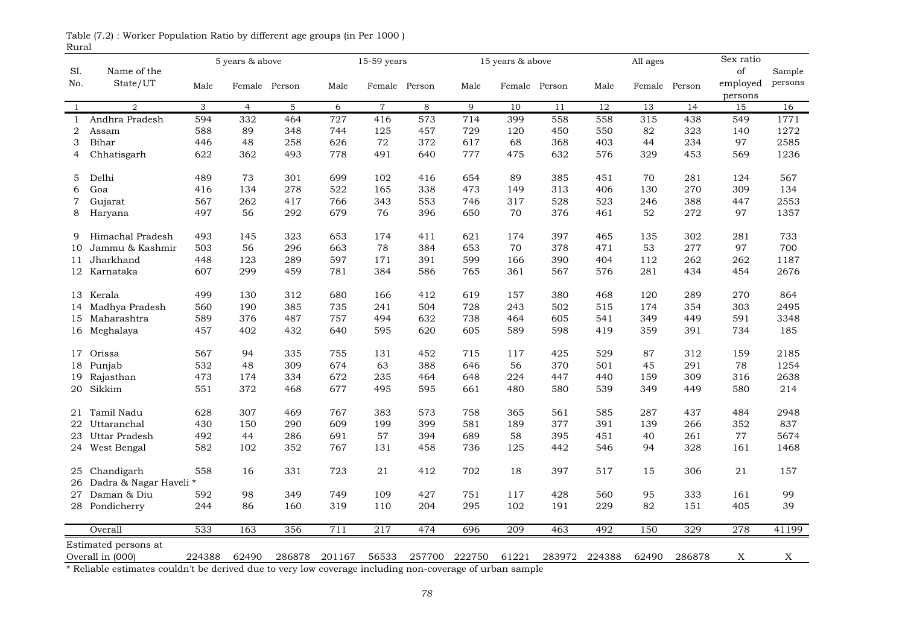Table (7.2) : Worker Population Ratio by different age groups (in Per 1000 )

Rural

| Sl. No. | Name of the State/UT | 5 years & above | | | 15-59 years | | | 15 years & above | | | All ages | | | Sex ratio of employed persons | Sample persons |
|---|---|---|---|---|---|---|---|---|---|---|---|---|---|---|---|
| | | Male | Female | Person | Male | Female | Person | Male | Female | Person | Male | Female | Person | | |
| 1 | 2 | 3 | 4 | 5 | 6 | 7 | 8 | 9 | 10 | 11 | 12 | 13 | 14 | 15 | 16 |
| 1 | Andhra Pradesh | 594 | 332 | 464 | 727 | 416 | 573 | 714 | 399 | 558 | 558 | 315 | 438 | 549 | 1771 |
| 2 | Assam | 588 | 89 | 348 | 744 | 125 | 457 | 729 | 120 | 450 | 550 | 82 | 323 | 140 | 1272 |
| 3 | Bihar | 446 | 48 | 258 | 626 | 72 | 372 | 617 | 68 | 368 | 403 | 44 | 234 | 97 | 2585 |
| 4 | Chhatisgarh | 622 | 362 | 493 | 778 | 491 | 640 | 777 | 475 | 632 | 576 | 329 | 453 | 569 | 1236 |
| 5 | Delhi | 489 | 73 | 301 | 699 | 102 | 416 | 654 | 89 | 385 | 451 | 70 | 281 | 124 | 567 |
| 6 | Goa | 416 | 134 | 278 | 522 | 165 | 338 | 473 | 149 | 313 | 406 | 130 | 270 | 309 | 134 |
| 7 | Gujarat | 567 | 262 | 417 | 766 | 343 | 553 | 746 | 317 | 528 | 523 | 246 | 388 | 447 | 2553 |
| 8 | Haryana | 497 | 56 | 292 | 679 | 76 | 396 | 650 | 70 | 376 | 461 | 52 | 272 | 97 | 1357 |
| 9 | Himachal Pradesh | 493 | 145 | 323 | 653 | 174 | 411 | 621 | 174 | 397 | 465 | 135 | 302 | 281 | 733 |
| 10 | Jammu & Kashmir | 503 | 56 | 296 | 663 | 78 | 384 | 653 | 70 | 378 | 471 | 53 | 277 | 97 | 700 |
| 11 | Jharkhand | 448 | 123 | 289 | 597 | 171 | 391 | 599 | 166 | 390 | 404 | 112 | 262 | 262 | 1187 |
| 12 | Karnataka | 607 | 299 | 459 | 781 | 384 | 586 | 765 | 361 | 567 | 576 | 281 | 434 | 454 | 2676 |
| 13 | Kerala | 499 | 130 | 312 | 680 | 166 | 412 | 619 | 157 | 380 | 468 | 120 | 289 | 270 | 864 |
| 14 | Madhya Pradesh | 560 | 190 | 385 | 735 | 241 | 504 | 728 | 243 | 502 | 515 | 174 | 354 | 303 | 2495 |
| 15 | Maharashtra | 589 | 376 | 487 | 757 | 494 | 632 | 738 | 464 | 605 | 541 | 349 | 449 | 591 | 3348 |
| 16 | Meghalaya | 457 | 402 | 432 | 640 | 595 | 620 | 605 | 589 | 598 | 419 | 359 | 391 | 734 | 185 |
| 17 | Orissa | 567 | 94 | 335 | 755 | 131 | 452 | 715 | 117 | 425 | 529 | 87 | 312 | 159 | 2185 |
| 18 | Punjab | 532 | 48 | 309 | 674 | 63 | 388 | 646 | 56 | 370 | 501 | 45 | 291 | 78 | 1254 |
| 19 | Rajasthan | 473 | 174 | 334 | 672 | 235 | 464 | 648 | 224 | 447 | 440 | 159 | 309 | 316 | 2638 |
| 20 | Sikkim | 551 | 372 | 468 | 677 | 495 | 595 | 661 | 480 | 580 | 539 | 349 | 449 | 580 | 214 |
| 21 | Tamil Nadu | 628 | 307 | 469 | 767 | 383 | 573 | 758 | 365 | 561 | 585 | 287 | 437 | 484 | 2948 |
| 22 | Uttaranchal | 430 | 150 | 290 | 609 | 199 | 399 | 581 | 189 | 377 | 391 | 139 | 266 | 352 | 837 |
| 23 | Uttar Pradesh | 492 | 44 | 286 | 691 | 57 | 394 | 689 | 58 | 395 | 451 | 40 | 261 | 77 | 5674 |
| 24 | West Bengal | 582 | 102 | 352 | 767 | 131 | 458 | 736 | 125 | 442 | 546 | 94 | 328 | 161 | 1468 |
| 25 | Chandigarh | 558 | 16 | 331 | 723 | 21 | 412 | 702 | 18 | 397 | 517 | 15 | 306 | 21 | 157 |
| 26 | Dadra & Nagar Haveli * | | | | | | | | | | | | | | |
| 27 | Daman & Diu | 592 | 98 | 349 | 749 | 109 | 427 | 751 | 117 | 428 | 560 | 95 | 333 | 161 | 99 |
| 28 | Pondicherry | 244 | 86 | 160 | 319 | 110 | 204 | 295 | 102 | 191 | 229 | 82 | 151 | 405 | 39 |
| | Overall | 533 | 163 | 356 | 711 | 217 | 474 | 696 | 209 | 463 | 492 | 150 | 329 | 278 | 41199 |
| | Estimated persons at Overall in (000) | 224388 | 62490 | 286878 | 201167 | 56533 | 257700 | 222750 | 61221 | 283972 | 224388 | 62490 | 286878 | X | X |

* Reliable estimates couldn't be derived due to very low coverage including non-coverage of urban sample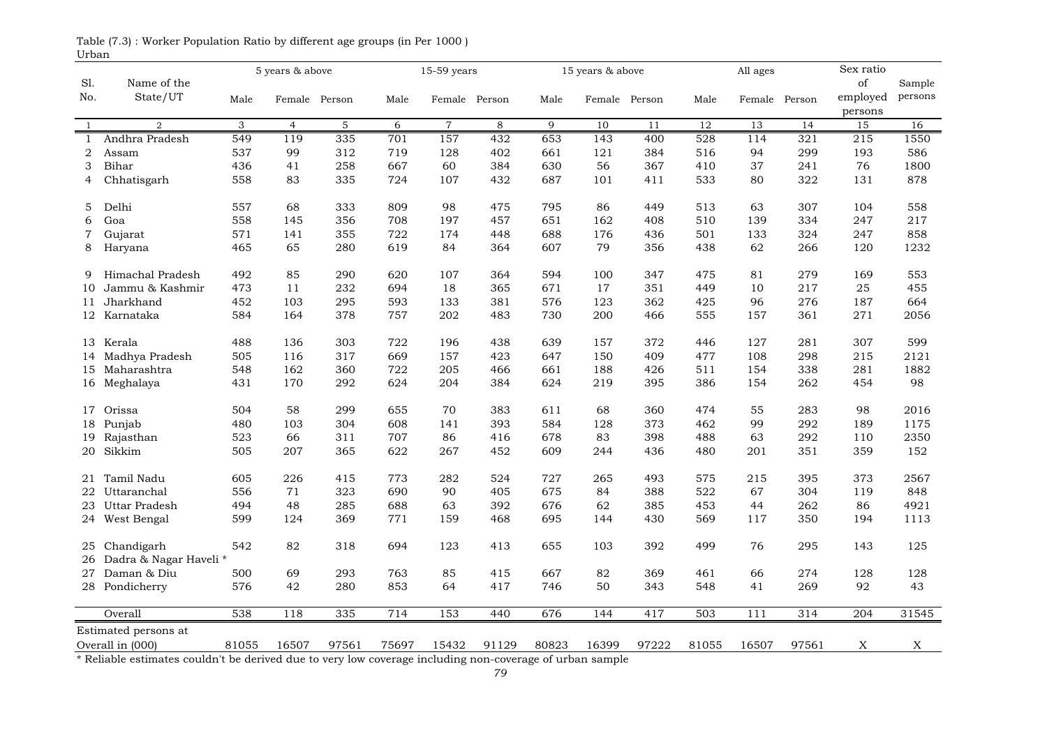Table (7.3) : Worker Population Ratio by different age groups (in Per 1000 )

Urban

| Sl. No. | Name of the State/UT | 5 years & above | | | 15-59 years | | | 15 years & above | | | All ages | | | Sex ratio of employed persons | Sample persons |
|---|---|---|---|---|---|---|---|---|---|---|---|---|---|---|---|
| | | Male | Female | Person | Male | Female | Person | Male | Female | Person | Male | Female | Person | | |
| 1 | 2 | 3 | 4 | 5 | 6 | 7 | 8 | 9 | 10 | 11 | 12 | 13 | 14 | 15 | 16 |
| 1 | Andhra Pradesh | 549 | 119 | 335 | 701 | 157 | 432 | 653 | 143 | 400 | 528 | 114 | 321 | 215 | 1550 |
| 2 | Assam | 537 | 99 | 312 | 719 | 128 | 402 | 661 | 121 | 384 | 516 | 94 | 299 | 193 | 586 |
| 3 | Bihar | 436 | 41 | 258 | 667 | 60 | 384 | 630 | 56 | 367 | 410 | 37 | 241 | 76 | 1800 |
| 4 | Chhatisgarh | 558 | 83 | 335 | 724 | 107 | 432 | 687 | 101 | 411 | 533 | 80 | 322 | 131 | 878 |
| 5 | Delhi | 557 | 68 | 333 | 809 | 98 | 475 | 795 | 86 | 449 | 513 | 63 | 307 | 104 | 558 |
| 6 | Goa | 558 | 145 | 356 | 708 | 197 | 457 | 651 | 162 | 408 | 510 | 139 | 334 | 247 | 217 |
| 7 | Gujarat | 571 | 141 | 355 | 722 | 174 | 448 | 688 | 176 | 436 | 501 | 133 | 324 | 247 | 858 |
| 8 | Haryana | 465 | 65 | 280 | 619 | 84 | 364 | 607 | 79 | 356 | 438 | 62 | 266 | 120 | 1232 |
| 9 | Himachal Pradesh | 492 | 85 | 290 | 620 | 107 | 364 | 594 | 100 | 347 | 475 | 81 | 279 | 169 | 553 |
| 10 | Jammu & Kashmir | 473 | 11 | 232 | 694 | 18 | 365 | 671 | 17 | 351 | 449 | 10 | 217 | 25 | 455 |
| 11 | Jharkhand | 452 | 103 | 295 | 593 | 133 | 381 | 576 | 123 | 362 | 425 | 96 | 276 | 187 | 664 |
| 12 | Karnataka | 584 | 164 | 378 | 757 | 202 | 483 | 730 | 200 | 466 | 555 | 157 | 361 | 271 | 2056 |
| 13 | Kerala | 488 | 136 | 303 | 722 | 196 | 438 | 639 | 157 | 372 | 446 | 127 | 281 | 307 | 599 |
| 14 | Madhya Pradesh | 505 | 116 | 317 | 669 | 157 | 423 | 647 | 150 | 409 | 477 | 108 | 298 | 215 | 2121 |
| 15 | Maharashtra | 548 | 162 | 360 | 722 | 205 | 466 | 661 | 188 | 426 | 511 | 154 | 338 | 281 | 1882 |
| 16 | Meghalaya | 431 | 170 | 292 | 624 | 204 | 384 | 624 | 219 | 395 | 386 | 154 | 262 | 454 | 98 |
| 17 | Orissa | 504 | 58 | 299 | 655 | 70 | 383 | 611 | 68 | 360 | 474 | 55 | 283 | 98 | 2016 |
| 18 | Punjab | 480 | 103 | 304 | 608 | 141 | 393 | 584 | 128 | 373 | 462 | 99 | 292 | 189 | 1175 |
| 19 | Rajasthan | 523 | 66 | 311 | 707 | 86 | 416 | 678 | 83 | 398 | 488 | 63 | 292 | 110 | 2350 |
| 20 | Sikkim | 505 | 207 | 365 | 622 | 267 | 452 | 609 | 244 | 436 | 480 | 201 | 351 | 359 | 152 |
| 21 | Tamil Nadu | 605 | 226 | 415 | 773 | 282 | 524 | 727 | 265 | 493 | 575 | 215 | 395 | 373 | 2567 |
| 22 | Uttaranchal | 556 | 71 | 323 | 690 | 90 | 405 | 675 | 84 | 388 | 522 | 67 | 304 | 119 | 848 |
| 23 | Uttar Pradesh | 494 | 48 | 285 | 688 | 63 | 392 | 676 | 62 | 385 | 453 | 44 | 262 | 86 | 4921 |
| 24 | West Bengal | 599 | 124 | 369 | 771 | 159 | 468 | 695 | 144 | 430 | 569 | 117 | 350 | 194 | 1113 |
| 25 | Chandigarh | 542 | 82 | 318 | 694 | 123 | 413 | 655 | 103 | 392 | 499 | 76 | 295 | 143 | 125 |
| 26 | Dadra & Nagar Haveli * | | | | | | | | | | | | | | |
| 27 | Daman & Diu | 500 | 69 | 293 | 763 | 85 | 415 | 667 | 82 | 369 | 461 | 66 | 274 | 128 | 128 |
| 28 | Pondicherry | 576 | 42 | 280 | 853 | 64 | 417 | 746 | 50 | 343 | 548 | 41 | 269 | 92 | 43 |
| | Overall | 538 | 118 | 335 | 714 | 153 | 440 | 676 | 144 | 417 | 503 | 111 | 314 | 204 | 31545 |
| | Estimated persons at Overall in (000) | 81055 | 16507 | 97561 | 75697 | 15432 | 91129 | 80823 | 16399 | 97222 | 81055 | 16507 | 97561 | X | X |

* Reliable estimates couldn't be derived due to very low coverage including non-coverage of urban sample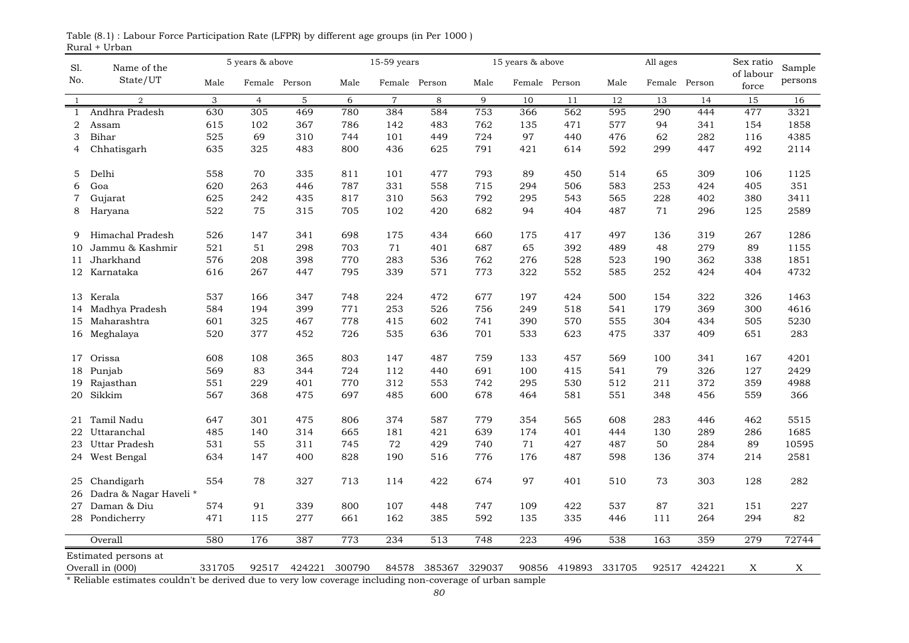Table (8.1) : Labour Force Participation Rate (LFPR) by different age groups (in Per 1000 )
Rural + Urban

| Sl. No. | Name of the State/UT | 5 years & above | | | 15-59 years | | | 15 years & above | | | All ages | | | Sex ratio of labour force | Sample persons |
|---|---|---|---|---|---|---|---|---|---|---|---|---|---|---|---|
| | | Male | Female | Person | Male | Female | Person | Male | Female | Person | Male | Female | Person | | |
| 1 | 2 | 3 | 4 | 5 | 6 | 7 | 8 | 9 | 10 | 11 | 12 | 13 | 14 | 15 | 16 |
| 1 | Andhra Pradesh | 630 | 305 | 469 | 780 | 384 | 584 | 753 | 366 | 562 | 595 | 290 | 444 | 477 | 3321 |
| 2 | Assam | 615 | 102 | 367 | 786 | 142 | 483 | 762 | 135 | 471 | 577 | 94 | 341 | 154 | 1858 |
| 3 | Bihar | 525 | 69 | 310 | 744 | 101 | 449 | 724 | 97 | 440 | 476 | 62 | 282 | 116 | 4385 |
| 4 | Chhatisgarh | 635 | 325 | 483 | 800 | 436 | 625 | 791 | 421 | 614 | 592 | 299 | 447 | 492 | 2114 |
| 5 | Delhi | 558 | 70 | 335 | 811 | 101 | 477 | 793 | 89 | 450 | 514 | 65 | 309 | 106 | 1125 |
| 6 | Goa | 620 | 263 | 446 | 787 | 331 | 558 | 715 | 294 | 506 | 583 | 253 | 424 | 405 | 351 |
| 7 | Gujarat | 625 | 242 | 435 | 817 | 310 | 563 | 792 | 295 | 543 | 565 | 228 | 402 | 380 | 3411 |
| 8 | Haryana | 522 | 75 | 315 | 705 | 102 | 420 | 682 | 94 | 404 | 487 | 71 | 296 | 125 | 2589 |
| 9 | Himachal Pradesh | 526 | 147 | 341 | 698 | 175 | 434 | 660 | 175 | 417 | 497 | 136 | 319 | 267 | 1286 |
| 10 | Jammu & Kashmir | 521 | 51 | 298 | 703 | 71 | 401 | 687 | 65 | 392 | 489 | 48 | 279 | 89 | 1155 |
| 11 | Jharkhand | 576 | 208 | 398 | 770 | 283 | 536 | 762 | 276 | 528 | 523 | 190 | 362 | 338 | 1851 |
| 12 | Karnataka | 616 | 267 | 447 | 795 | 339 | 571 | 773 | 322 | 552 | 585 | 252 | 424 | 404 | 4732 |
| 13 | Kerala | 537 | 166 | 347 | 748 | 224 | 472 | 677 | 197 | 424 | 500 | 154 | 322 | 326 | 1463 |
| 14 | Madhya Pradesh | 584 | 194 | 399 | 771 | 253 | 526 | 756 | 249 | 518 | 541 | 179 | 369 | 300 | 4616 |
| 15 | Maharashtra | 601 | 325 | 467 | 778 | 415 | 602 | 741 | 390 | 570 | 555 | 304 | 434 | 505 | 5230 |
| 16 | Meghalaya | 520 | 377 | 452 | 726 | 535 | 636 | 701 | 533 | 623 | 475 | 337 | 409 | 651 | 283 |
| 17 | Orissa | 608 | 108 | 365 | 803 | 147 | 487 | 759 | 133 | 457 | 569 | 100 | 341 | 167 | 4201 |
| 18 | Punjab | 569 | 83 | 344 | 724 | 112 | 440 | 691 | 100 | 415 | 541 | 79 | 326 | 127 | 2429 |
| 19 | Rajasthan | 551 | 229 | 401 | 770 | 312 | 553 | 742 | 295 | 530 | 512 | 211 | 372 | 359 | 4988 |
| 20 | Sikkim | 567 | 368 | 475 | 697 | 485 | 600 | 678 | 464 | 581 | 551 | 348 | 456 | 559 | 366 |
| 21 | Tamil Nadu | 647 | 301 | 475 | 806 | 374 | 587 | 779 | 354 | 565 | 608 | 283 | 446 | 462 | 5515 |
| 22 | Uttaranchal | 485 | 140 | 314 | 665 | 181 | 421 | 639 | 174 | 401 | 444 | 130 | 289 | 286 | 1685 |
| 23 | Uttar Pradesh | 531 | 55 | 311 | 745 | 72 | 429 | 740 | 71 | 427 | 487 | 50 | 284 | 89 | 10595 |
| 24 | West Bengal | 634 | 147 | 400 | 828 | 190 | 516 | 776 | 176 | 487 | 598 | 136 | 374 | 214 | 2581 |
| 25 | Chandigarh | 554 | 78 | 327 | 713 | 114 | 422 | 674 | 97 | 401 | 510 | 73 | 303 | 128 | 282 |
| 26 | Dadra & Nagar Haveli * | | | | | | | | | | | | | | |
| 27 | Daman & Diu | 574 | 91 | 339 | 800 | 107 | 448 | 747 | 109 | 422 | 537 | 87 | 321 | 151 | 227 |
| 28 | Pondicherry | 471 | 115 | 277 | 661 | 162 | 385 | 592 | 135 | 335 | 446 | 111 | 264 | 294 | 82 |
| | Overall | 580 | 176 | 387 | 773 | 234 | 513 | 748 | 223 | 496 | 538 | 163 | 359 | 279 | 72744 |
| | Estimated persons at Overall in (000) | 331705 | 92517 | 424221 | 300790 | 84578 | 385367 | 329037 | 90856 | 419893 | 331705 | 92517 | 424221 | X | X |

* Reliable estimates couldn't be derived due to very low coverage including non-coverage of urban sample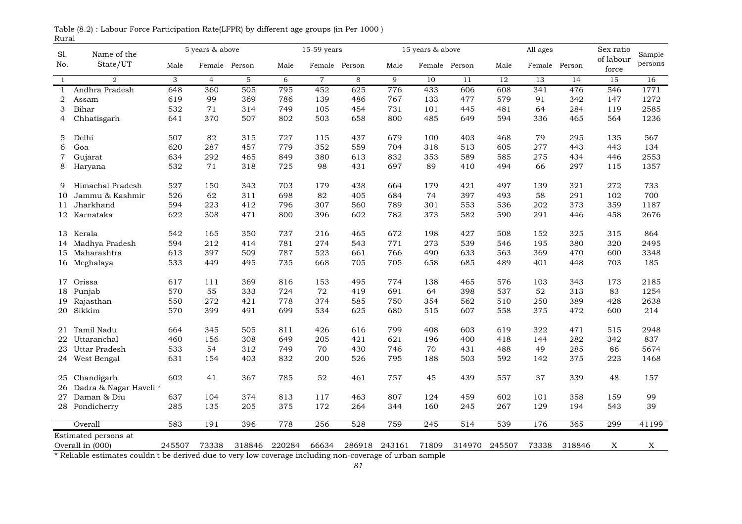Table (8.2) : Labour Force Participation Rate(LFPR) by different age groups (in Per 1000 )

Rural

| Sl. No. | Name of the State/UT | 5 years & above | | | 15-59 years | | | 15 years & above | | | All ages | | | Sex ratio of labour force | Sample persons |
|---|---|---|---|---|---|---|---|---|---|---|---|---|---|---|---|
| | | Male | Female | Person | Male | Female | Person | Male | Female | Person | Male | Female | Person | | |
| 1 | 2 | 3 | 4 | 5 | 6 | 7 | 8 | 9 | 10 | 11 | 12 | 13 | 14 | 15 | 16 |
| 1 | Andhra Pradesh | 648 | 360 | 505 | 795 | 452 | 625 | 776 | 433 | 606 | 608 | 341 | 476 | 546 | 1771 |
| 2 | Assam | 619 | 99 | 369 | 786 | 139 | 486 | 767 | 133 | 477 | 579 | 91 | 342 | 147 | 1272 |
| 3 | Bihar | 532 | 71 | 314 | 749 | 105 | 454 | 731 | 101 | 445 | 481 | 64 | 284 | 119 | 2585 |
| 4 | Chhatisgarh | 641 | 370 | 507 | 802 | 503 | 658 | 800 | 485 | 649 | 594 | 336 | 465 | 564 | 1236 |
| 5 | Delhi | 507 | 82 | 315 | 727 | 115 | 437 | 679 | 100 | 403 | 468 | 79 | 295 | 135 | 567 |
| 6 | Goa | 620 | 287 | 457 | 779 | 352 | 559 | 704 | 318 | 513 | 605 | 277 | 443 | 443 | 134 |
| 7 | Gujarat | 634 | 292 | 465 | 849 | 380 | 613 | 832 | 353 | 589 | 585 | 275 | 434 | 446 | 2553 |
| 8 | Haryana | 532 | 71 | 318 | 725 | 98 | 431 | 697 | 89 | 410 | 494 | 66 | 297 | 115 | 1357 |
| 9 | Himachal Pradesh | 527 | 150 | 343 | 703 | 179 | 438 | 664 | 179 | 421 | 497 | 139 | 321 | 272 | 733 |
| 10 | Jammu & Kashmir | 526 | 62 | 311 | 698 | 82 | 405 | 684 | 74 | 397 | 493 | 58 | 291 | 102 | 700 |
| 11 | Jharkhand | 594 | 223 | 412 | 796 | 307 | 560 | 789 | 301 | 553 | 536 | 202 | 373 | 359 | 1187 |
| 12 | Karnataka | 622 | 308 | 471 | 800 | 396 | 602 | 782 | 373 | 582 | 590 | 291 | 446 | 458 | 2676 |
| 13 | Kerala | 542 | 165 | 350 | 737 | 216 | 465 | 672 | 198 | 427 | 508 | 152 | 325 | 315 | 864 |
| 14 | Madhya Pradesh | 594 | 212 | 414 | 781 | 274 | 543 | 771 | 273 | 539 | 546 | 195 | 380 | 320 | 2495 |
| 15 | Maharashtra | 613 | 397 | 509 | 787 | 523 | 661 | 766 | 490 | 633 | 563 | 369 | 470 | 600 | 3348 |
| 16 | Meghalaya | 533 | 449 | 495 | 735 | 668 | 705 | 705 | 658 | 685 | 489 | 401 | 448 | 703 | 185 |
| 17 | Orissa | 617 | 111 | 369 | 816 | 153 | 495 | 774 | 138 | 465 | 576 | 103 | 343 | 173 | 2185 |
| 18 | Punjab | 570 | 55 | 333 | 724 | 72 | 419 | 691 | 64 | 398 | 537 | 52 | 313 | 83 | 1254 |
| 19 | Rajasthan | 550 | 272 | 421 | 778 | 374 | 585 | 750 | 354 | 562 | 510 | 250 | 389 | 428 | 2638 |
| 20 | Sikkim | 570 | 399 | 491 | 699 | 534 | 625 | 680 | 515 | 607 | 558 | 375 | 472 | 600 | 214 |
| 21 | Tamil Nadu | 664 | 345 | 505 | 811 | 426 | 616 | 799 | 408 | 603 | 619 | 322 | 471 | 515 | 2948 |
| 22 | Uttaranchal | 460 | 156 | 308 | 649 | 205 | 421 | 621 | 196 | 400 | 418 | 144 | 282 | 342 | 837 |
| 23 | Uttar Pradesh | 533 | 54 | 312 | 749 | 70 | 430 | 746 | 70 | 431 | 488 | 49 | 285 | 86 | 5674 |
| 24 | West Bengal | 631 | 154 | 403 | 832 | 200 | 526 | 795 | 188 | 503 | 592 | 142 | 375 | 223 | 1468 |
| 25 | Chandigarh | 602 | 41 | 367 | 785 | 52 | 461 | 757 | 45 | 439 | 557 | 37 | 339 | 48 | 157 |
| 26 | Dadra & Nagar Haveli * | | | | | | | | | | | | | | |
| 27 | Daman & Diu | 637 | 104 | 374 | 813 | 117 | 463 | 807 | 124 | 459 | 602 | 101 | 358 | 159 | 99 |
| 28 | Pondicherry | 285 | 135 | 205 | 375 | 172 | 264 | 344 | 160 | 245 | 267 | 129 | 194 | 543 | 39 |
| | Overall | 583 | 191 | 396 | 778 | 256 | 528 | 759 | 245 | 514 | 539 | 176 | 365 | 299 | 41199 |
| | Estimated persons at Overall in (000) | 245507 | 73338 | 318846 | 220284 | 66634 | 286918 | 243161 | 71809 | 314970 | 245507 | 73338 | 318846 | X | X |

* Reliable estimates couldn't be derived due to very low coverage including non-coverage of urban sample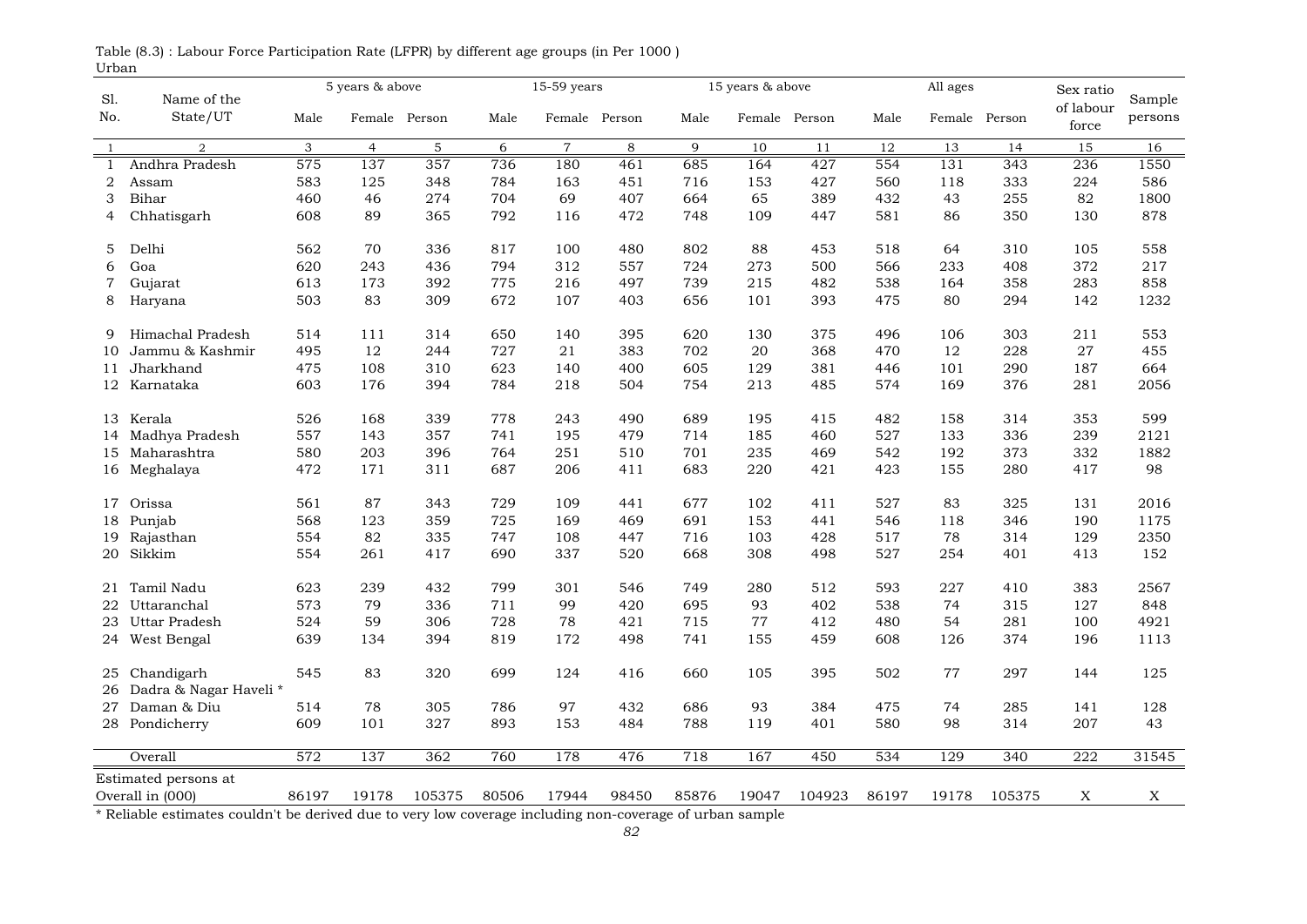Table (8.3) : Labour Force Participation Rate (LFPR) by different age groups (in Per 1000 )

Urban

| Sl. No. | Name of the State/UT | 5 years & above | | | 15-59 years | | | 15 years & above | | | All ages | | | Sex ratio of labour force | Sample persons |
|---|---|---|---|---|---|---|---|---|---|---|---|---|---|---|---|
| | | Male | Female | Person | Male | Female | Person | Male | Female | Person | Male | Female | Person | | |
| 1 | 2 | 3 | 4 | 5 | 6 | 7 | 8 | 9 | 10 | 11 | 12 | 13 | 14 | 15 | 16 |
| 1 | Andhra Pradesh | 575 | 137 | 357 | 736 | 180 | 461 | 685 | 164 | 427 | 554 | 131 | 343 | 236 | 1550 |
| 2 | Assam | 583 | 125 | 348 | 784 | 163 | 451 | 716 | 153 | 427 | 560 | 118 | 333 | 224 | 586 |
| 3 | Bihar | 460 | 46 | 274 | 704 | 69 | 407 | 664 | 65 | 389 | 432 | 43 | 255 | 82 | 1800 |
| 4 | Chhatisgarh | 608 | 89 | 365 | 792 | 116 | 472 | 748 | 109 | 447 | 581 | 86 | 350 | 130 | 878 |
| 5 | Delhi | 562 | 70 | 336 | 817 | 100 | 480 | 802 | 88 | 453 | 518 | 64 | 310 | 105 | 558 |
| 6 | Goa | 620 | 243 | 436 | 794 | 312 | 557 | 724 | 273 | 500 | 566 | 233 | 408 | 372 | 217 |
| 7 | Gujarat | 613 | 173 | 392 | 775 | 216 | 497 | 739 | 215 | 482 | 538 | 164 | 358 | 283 | 858 |
| 8 | Haryana | 503 | 83 | 309 | 672 | 107 | 403 | 656 | 101 | 393 | 475 | 80 | 294 | 142 | 1232 |
| 9 | Himachal Pradesh | 514 | 111 | 314 | 650 | 140 | 395 | 620 | 130 | 375 | 496 | 106 | 303 | 211 | 553 |
| 10 | Jammu & Kashmir | 495 | 12 | 244 | 727 | 21 | 383 | 702 | 20 | 368 | 470 | 12 | 228 | 27 | 455 |
| 11 | Jharkhand | 475 | 108 | 310 | 623 | 140 | 400 | 605 | 129 | 381 | 446 | 101 | 290 | 187 | 664 |
| 12 | Karnataka | 603 | 176 | 394 | 784 | 218 | 504 | 754 | 213 | 485 | 574 | 169 | 376 | 281 | 2056 |
| 13 | Kerala | 526 | 168 | 339 | 778 | 243 | 490 | 689 | 195 | 415 | 482 | 158 | 314 | 353 | 599 |
| 14 | Madhya Pradesh | 557 | 143 | 357 | 741 | 195 | 479 | 714 | 185 | 460 | 527 | 133 | 336 | 239 | 2121 |
| 15 | Maharashtra | 580 | 203 | 396 | 764 | 251 | 510 | 701 | 235 | 469 | 542 | 192 | 373 | 332 | 1882 |
| 16 | Meghalaya | 472 | 171 | 311 | 687 | 206 | 411 | 683 | 220 | 421 | 423 | 155 | 280 | 417 | 98 |
| 17 | Orissa | 561 | 87 | 343 | 729 | 109 | 441 | 677 | 102 | 411 | 527 | 83 | 325 | 131 | 2016 |
| 18 | Punjab | 568 | 123 | 359 | 725 | 169 | 469 | 691 | 153 | 441 | 546 | 118 | 346 | 190 | 1175 |
| 19 | Rajasthan | 554 | 82 | 335 | 747 | 108 | 447 | 716 | 103 | 428 | 517 | 78 | 314 | 129 | 2350 |
| 20 | Sikkim | 554 | 261 | 417 | 690 | 337 | 520 | 668 | 308 | 498 | 527 | 254 | 401 | 413 | 152 |
| 21 | Tamil Nadu | 623 | 239 | 432 | 799 | 301 | 546 | 749 | 280 | 512 | 593 | 227 | 410 | 383 | 2567 |
| 22 | Uttaranchal | 573 | 79 | 336 | 711 | 99 | 420 | 695 | 93 | 402 | 538 | 74 | 315 | 127 | 848 |
| 23 | Uttar Pradesh | 524 | 59 | 306 | 728 | 78 | 421 | 715 | 77 | 412 | 480 | 54 | 281 | 100 | 4921 |
| 24 | West Bengal | 639 | 134 | 394 | 819 | 172 | 498 | 741 | 155 | 459 | 608 | 126 | 374 | 196 | 1113 |
| 25 | Chandigarh | 545 | 83 | 320 | 699 | 124 | 416 | 660 | 105 | 395 | 502 | 77 | 297 | 144 | 125 |
| 26 | Dadra & Nagar Haveli * | | | | | | | | | | | | | | |
| 27 | Daman & Diu | 514 | 78 | 305 | 786 | 97 | 432 | 686 | 93 | 384 | 475 | 74 | 285 | 141 | 128 |
| 28 | Pondicherry | 609 | 101 | 327 | 893 | 153 | 484 | 788 | 119 | 401 | 580 | 98 | 314 | 207 | 43 |
| | Overall | 572 | 137 | 362 | 760 | 178 | 476 | 718 | 167 | 450 | 534 | 129 | 340 | 222 | 31545 |
| | Estimated persons at Overall in (000) | 86197 | 19178 | 105375 | 80506 | 17944 | 98450 | 85876 | 19047 | 104923 | 86197 | 19178 | 105375 | X | X |

* Reliable estimates couldn't be derived due to very low coverage including non-coverage of urban sample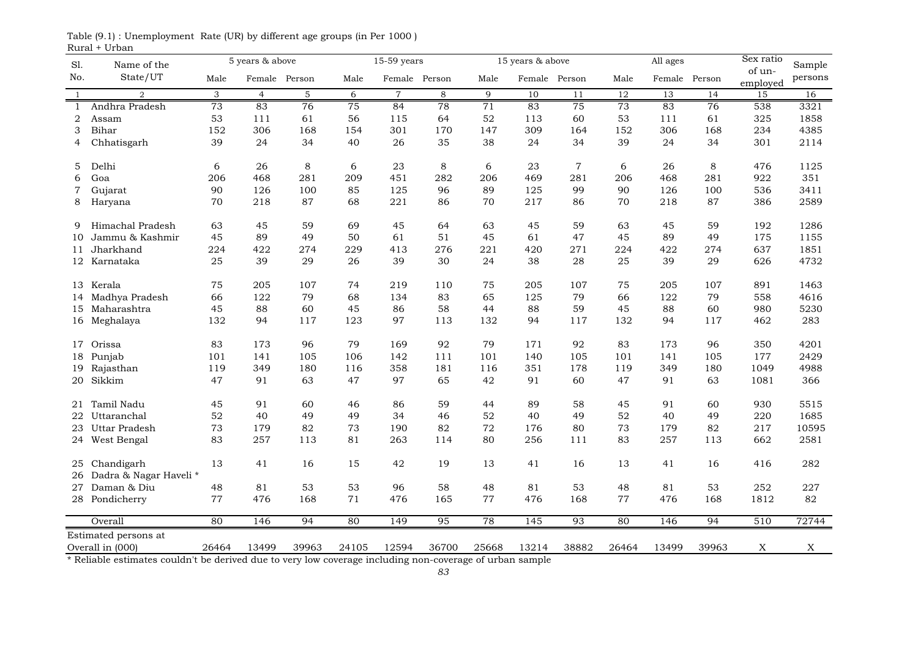Table (9.1) : Unemployment Rate (UR) by different age groups (in Per 1000 )
Rural + Urban

| Sl. No. | Name of the State/UT | 5 years & above | | | 15-59 years | | | 15 years & above | | | All ages | | | Sex ratio of un-employed | Sample persons |
|---|---|---|---|---|---|---|---|---|---|---|---|---|---|---|---|
| | | Male | Female | Person | Male | Female | Person | Male | Female | Person | Male | Female | Person | | |
| 1 | 2 | 3 | 4 | 5 | 6 | 7 | 8 | 9 | 10 | 11 | 12 | 13 | 14 | 15 | 16 |
| 1 | Andhra Pradesh | 73 | 83 | 76 | 75 | 84 | 78 | 71 | 83 | 75 | 73 | 83 | 76 | 538 | 3321 |
| 2 | Assam | 53 | 111 | 61 | 56 | 115 | 64 | 52 | 113 | 60 | 53 | 111 | 61 | 325 | 1858 |
| 3 | Bihar | 152 | 306 | 168 | 154 | 301 | 170 | 147 | 309 | 164 | 152 | 306 | 168 | 234 | 4385 |
| 4 | Chhatisgarh | 39 | 24 | 34 | 40 | 26 | 35 | 38 | 24 | 34 | 39 | 24 | 34 | 301 | 2114 |
| 5 | Delhi | 6 | 26 | 8 | 6 | 23 | 8 | 6 | 23 | 7 | 6 | 26 | 8 | 476 | 1125 |
| 6 | Goa | 206 | 468 | 281 | 209 | 451 | 282 | 206 | 469 | 281 | 206 | 468 | 281 | 922 | 351 |
| 7 | Gujarat | 90 | 126 | 100 | 85 | 125 | 96 | 89 | 125 | 99 | 90 | 126 | 100 | 536 | 3411 |
| 8 | Haryana | 70 | 218 | 87 | 68 | 221 | 86 | 70 | 217 | 86 | 70 | 218 | 87 | 386 | 2589 |
| 9 | Himachal Pradesh | 63 | 45 | 59 | 69 | 45 | 64 | 63 | 45 | 59 | 63 | 45 | 59 | 192 | 1286 |
| 10 | Jammu & Kashmir | 45 | 89 | 49 | 50 | 61 | 51 | 45 | 61 | 47 | 45 | 89 | 49 | 175 | 1155 |
| 11 | Jharkhand | 224 | 422 | 274 | 229 | 413 | 276 | 221 | 420 | 271 | 224 | 422 | 274 | 637 | 1851 |
| 12 | Karnataka | 25 | 39 | 29 | 26 | 39 | 30 | 24 | 38 | 28 | 25 | 39 | 29 | 626 | 4732 |
| 13 | Kerala | 75 | 205 | 107 | 74 | 219 | 110 | 75 | 205 | 107 | 75 | 205 | 107 | 891 | 1463 |
| 14 | Madhya Pradesh | 66 | 122 | 79 | 68 | 134 | 83 | 65 | 125 | 79 | 66 | 122 | 79 | 558 | 4616 |
| 15 | Maharashtra | 45 | 88 | 60 | 45 | 86 | 58 | 44 | 88 | 59 | 45 | 88 | 60 | 980 | 5230 |
| 16 | Meghalaya | 132 | 94 | 117 | 123 | 97 | 113 | 132 | 94 | 117 | 132 | 94 | 117 | 462 | 283 |
| 17 | Orissa | 83 | 173 | 96 | 79 | 169 | 92 | 79 | 171 | 92 | 83 | 173 | 96 | 350 | 4201 |
| 18 | Punjab | 101 | 141 | 105 | 106 | 142 | 111 | 101 | 140 | 105 | 101 | 141 | 105 | 177 | 2429 |
| 19 | Rajasthan | 119 | 349 | 180 | 116 | 358 | 181 | 116 | 351 | 178 | 119 | 349 | 180 | 1049 | 4988 |
| 20 | Sikkim | 47 | 91 | 63 | 47 | 97 | 65 | 42 | 91 | 60 | 47 | 91 | 63 | 1081 | 366 |
| 21 | Tamil Nadu | 45 | 91 | 60 | 46 | 86 | 59 | 44 | 89 | 58 | 45 | 91 | 60 | 930 | 5515 |
| 22 | Uttaranchal | 52 | 40 | 49 | 49 | 34 | 46 | 52 | 40 | 49 | 52 | 40 | 49 | 220 | 1685 |
| 23 | Uttar Pradesh | 73 | 179 | 82 | 73 | 190 | 82 | 72 | 176 | 80 | 73 | 179 | 82 | 217 | 10595 |
| 24 | West Bengal | 83 | 257 | 113 | 81 | 263 | 114 | 80 | 256 | 111 | 83 | 257 | 113 | 662 | 2581 |
| 25 | Chandigarh | 13 | 41 | 16 | 15 | 42 | 19 | 13 | 41 | 16 | 13 | 41 | 16 | 416 | 282 |
| 26 | Dadra & Nagar Haveli * | | | | | | | | | | | | | | |
| 27 | Daman & Diu | 48 | 81 | 53 | 53 | 96 | 58 | 48 | 81 | 53 | 48 | 81 | 53 | 252 | 227 |
| 28 | Pondicherry | 77 | 476 | 168 | 71 | 476 | 165 | 77 | 476 | 168 | 77 | 476 | 168 | 1812 | 82 |
| | Overall | 80 | 146 | 94 | 80 | 149 | 95 | 78 | 145 | 93 | 80 | 146 | 94 | 510 | 72744 |
| | Estimated persons at Overall in (000) | 26464 | 13499 | 39963 | 24105 | 12594 | 36700 | 25668 | 13214 | 38882 | 26464 | 13499 | 39963 | X | X |

* Reliable estimates couldn't be derived due to very low coverage including non-coverage of urban sample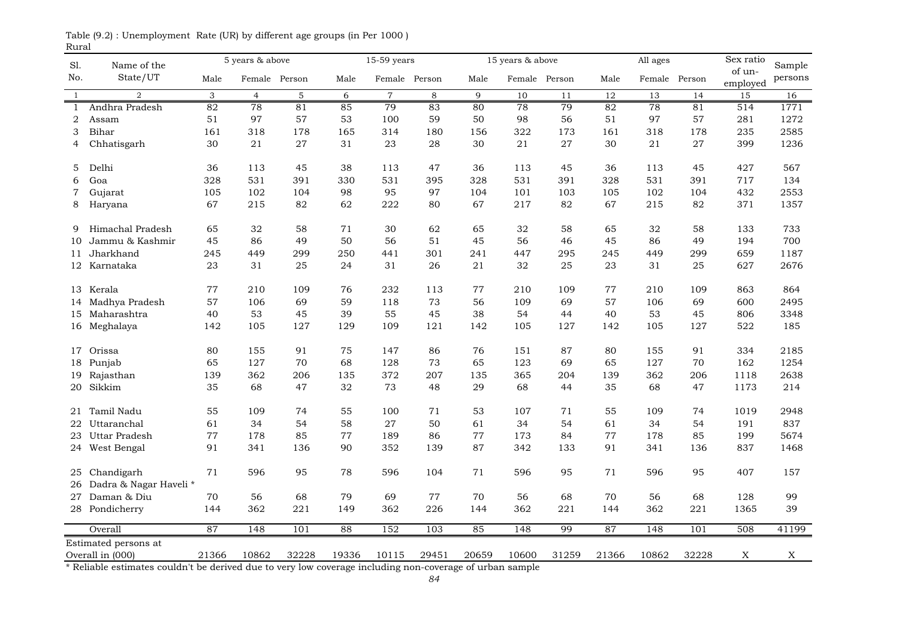Table (9.2) : Unemployment Rate (UR) by different age groups (in Per 1000 )

Rural

| Sl. No. | Name of the State/UT | 5 years & above | | | 15-59 years | | | 15 years & above | | | All ages | | | Sex ratio of un-employed | Sample persons |
|---|---|---|---|---|---|---|---|---|---|---|---|---|---|---|---|
| | | Male | Female | Person | Male | Female | Person | Male | Female | Person | Male | Female | Person | | |
| 1 | 2 | 3 | 4 | 5 | 6 | 7 | 8 | 9 | 10 | 11 | 12 | 13 | 14 | 15 | 16 |
| 1 | Andhra Pradesh | 82 | 78 | 81 | 85 | 79 | 83 | 80 | 78 | 79 | 82 | 78 | 81 | 514 | 1771 |
| 2 | Assam | 51 | 97 | 57 | 53 | 100 | 59 | 50 | 98 | 56 | 51 | 97 | 57 | 281 | 1272 |
| 3 | Bihar | 161 | 318 | 178 | 165 | 314 | 180 | 156 | 322 | 173 | 161 | 318 | 178 | 235 | 2585 |
| 4 | Chhatisgarh | 30 | 21 | 27 | 31 | 23 | 28 | 30 | 21 | 27 | 30 | 21 | 27 | 399 | 1236 |
| 5 | Delhi | 36 | 113 | 45 | 38 | 113 | 47 | 36 | 113 | 45 | 36 | 113 | 45 | 427 | 567 |
| 6 | Goa | 328 | 531 | 391 | 330 | 531 | 395 | 328 | 531 | 391 | 328 | 531 | 391 | 717 | 134 |
| 7 | Gujarat | 105 | 102 | 104 | 98 | 95 | 97 | 104 | 101 | 103 | 105 | 102 | 104 | 432 | 2553 |
| 8 | Haryana | 67 | 215 | 82 | 62 | 222 | 80 | 67 | 217 | 82 | 67 | 215 | 82 | 371 | 1357 |
| 9 | Himachal Pradesh | 65 | 32 | 58 | 71 | 30 | 62 | 65 | 32 | 58 | 65 | 32 | 58 | 133 | 733 |
| 10 | Jammu & Kashmir | 45 | 86 | 49 | 50 | 56 | 51 | 45 | 56 | 46 | 45 | 86 | 49 | 194 | 700 |
| 11 | Jharkhand | 245 | 449 | 299 | 250 | 441 | 301 | 241 | 447 | 295 | 245 | 449 | 299 | 659 | 1187 |
| 12 | Karnataka | 23 | 31 | 25 | 24 | 31 | 26 | 21 | 32 | 25 | 23 | 31 | 25 | 627 | 2676 |
| 13 | Kerala | 77 | 210 | 109 | 76 | 232 | 113 | 77 | 210 | 109 | 77 | 210 | 109 | 863 | 864 |
| 14 | Madhya Pradesh | 57 | 106 | 69 | 59 | 118 | 73 | 56 | 109 | 69 | 57 | 106 | 69 | 600 | 2495 |
| 15 | Maharashtra | 40 | 53 | 45 | 39 | 55 | 45 | 38 | 54 | 44 | 40 | 53 | 45 | 806 | 3348 |
| 16 | Meghalaya | 142 | 105 | 127 | 129 | 109 | 121 | 142 | 105 | 127 | 142 | 105 | 127 | 522 | 185 |
| 17 | Orissa | 80 | 155 | 91 | 75 | 147 | 86 | 76 | 151 | 87 | 80 | 155 | 91 | 334 | 2185 |
| 18 | Punjab | 65 | 127 | 70 | 68 | 128 | 73 | 65 | 123 | 69 | 65 | 127 | 70 | 162 | 1254 |
| 19 | Rajasthan | 139 | 362 | 206 | 135 | 372 | 207 | 135 | 365 | 204 | 139 | 362 | 206 | 1118 | 2638 |
| 20 | Sikkim | 35 | 68 | 47 | 32 | 73 | 48 | 29 | 68 | 44 | 35 | 68 | 47 | 1173 | 214 |
| 21 | Tamil Nadu | 55 | 109 | 74 | 55 | 100 | 71 | 53 | 107 | 71 | 55 | 109 | 74 | 1019 | 2948 |
| 22 | Uttaranchal | 61 | 34 | 54 | 58 | 27 | 50 | 61 | 34 | 54 | 61 | 34 | 54 | 191 | 837 |
| 23 | Uttar Pradesh | 77 | 178 | 85 | 77 | 189 | 86 | 77 | 173 | 84 | 77 | 178 | 85 | 199 | 5674 |
| 24 | West Bengal | 91 | 341 | 136 | 90 | 352 | 139 | 87 | 342 | 133 | 91 | 341 | 136 | 837 | 1468 |
| 25 | Chandigarh | 71 | 596 | 95 | 78 | 596 | 104 | 71 | 596 | 95 | 71 | 596 | 95 | 407 | 157 |
| 26 | Dadra & Nagar Haveli * | | | | | | | | | | | | | | |
| 27 | Daman & Diu | 70 | 56 | 68 | 79 | 69 | 77 | 70 | 56 | 68 | 70 | 56 | 68 | 128 | 99 |
| 28 | Pondicherry | 144 | 362 | 221 | 149 | 362 | 226 | 144 | 362 | 221 | 144 | 362 | 221 | 1365 | 39 |
| | Overall | 87 | 148 | 101 | 88 | 152 | 103 | 85 | 148 | 99 | 87 | 148 | 101 | 508 | 41199 |
| | Estimated persons at Overall in (000) | 21366 | 10862 | 32228 | 19336 | 10115 | 29451 | 20659 | 10600 | 31259 | 21366 | 10862 | 32228 | X | X |

* Reliable estimates couldn't be derived due to very low coverage including non-coverage of urban sample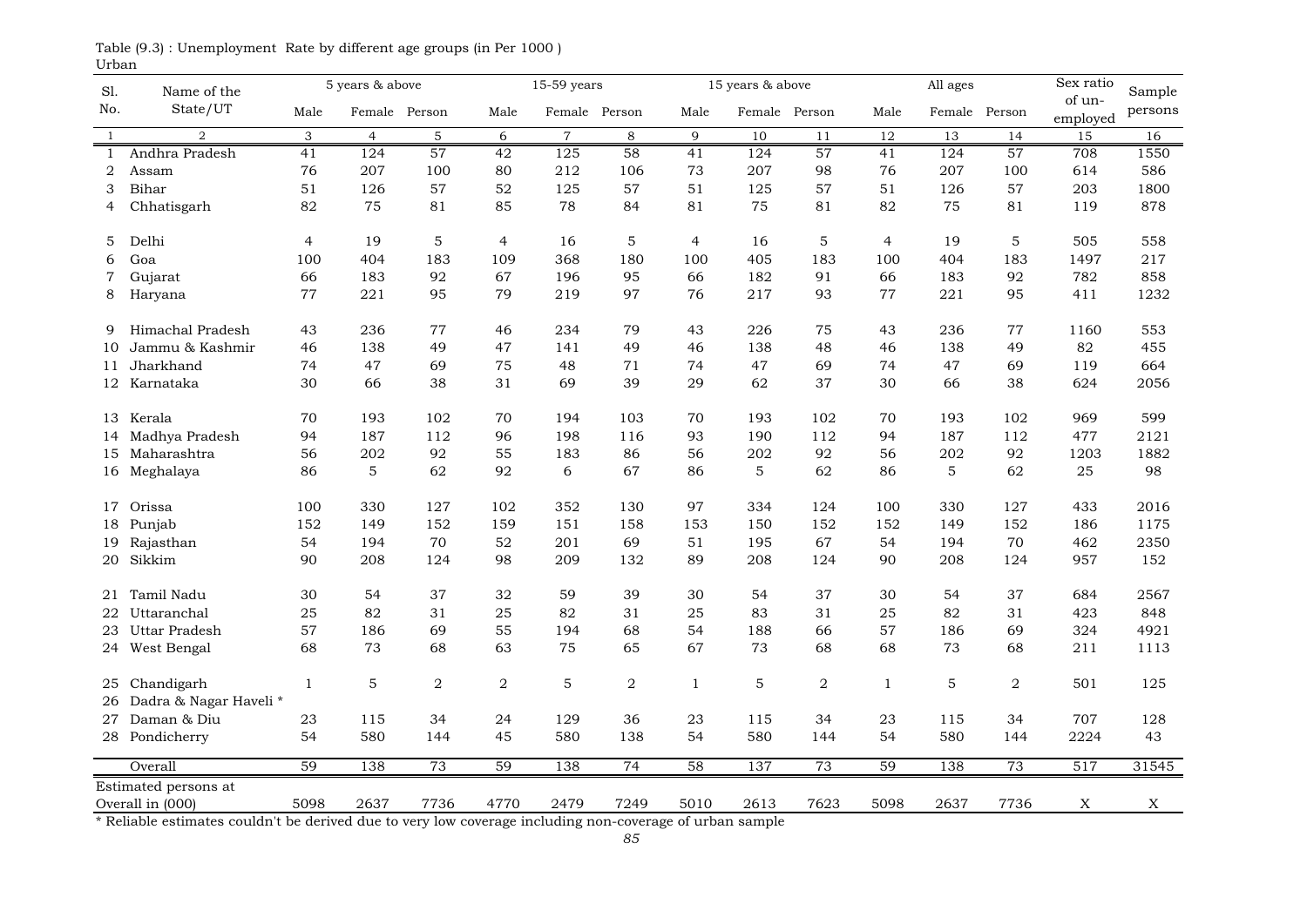Table (9.3) : Unemployment Rate by different age groups (in Per 1000 )

Urban

| Sl. No. | Name of the State/UT | 5 years & above | | | 15-59 years | | | 15 years & above | | | All ages | | | Sex ratio of un-employed | Sample persons |
|---|---|---|---|---|---|---|---|---|---|---|---|---|---|---|---|
| | | Male | Female | Person | Male | Female | Person | Male | Female | Person | Male | Female | Person | | |
| 1 | 2 | 3 | 4 | 5 | 6 | 7 | 8 | 9 | 10 | 11 | 12 | 13 | 14 | 15 | 16 |
| 1 | Andhra Pradesh | 41 | 124 | 57 | 42 | 125 | 58 | 41 | 124 | 57 | 41 | 124 | 57 | 708 | 1550 |
| 2 | Assam | 76 | 207 | 100 | 80 | 212 | 106 | 73 | 207 | 98 | 76 | 207 | 100 | 614 | 586 |
| 3 | Bihar | 51 | 126 | 57 | 52 | 125 | 57 | 51 | 125 | 57 | 51 | 126 | 57 | 203 | 1800 |
| 4 | Chhatisgarh | 82 | 75 | 81 | 85 | 78 | 84 | 81 | 75 | 81 | 82 | 75 | 81 | 119 | 878 |
| 5 | Delhi | 4 | 19 | 5 | 4 | 16 | 5 | 4 | 16 | 5 | 4 | 19 | 5 | 505 | 558 |
| 6 | Goa | 100 | 404 | 183 | 109 | 368 | 180 | 100 | 405 | 183 | 100 | 404 | 183 | 1497 | 217 |
| 7 | Gujarat | 66 | 183 | 92 | 67 | 196 | 95 | 66 | 182 | 91 | 66 | 183 | 92 | 782 | 858 |
| 8 | Haryana | 77 | 221 | 95 | 79 | 219 | 97 | 76 | 217 | 93 | 77 | 221 | 95 | 411 | 1232 |
| 9 | Himachal Pradesh | 43 | 236 | 77 | 46 | 234 | 79 | 43 | 226 | 75 | 43 | 236 | 77 | 1160 | 553 |
| 10 | Jammu & Kashmir | 46 | 138 | 49 | 47 | 141 | 49 | 46 | 138 | 48 | 46 | 138 | 49 | 82 | 455 |
| 11 | Jharkhand | 74 | 47 | 69 | 75 | 48 | 71 | 74 | 47 | 69 | 74 | 47 | 69 | 119 | 664 |
| 12 | Karnataka | 30 | 66 | 38 | 31 | 69 | 39 | 29 | 62 | 37 | 30 | 66 | 38 | 624 | 2056 |
| 13 | Kerala | 70 | 193 | 102 | 70 | 194 | 103 | 70 | 193 | 102 | 70 | 193 | 102 | 969 | 599 |
| 14 | Madhya Pradesh | 94 | 187 | 112 | 96 | 198 | 116 | 93 | 190 | 112 | 94 | 187 | 112 | 477 | 2121 |
| 15 | Maharashtra | 56 | 202 | 92 | 55 | 183 | 86 | 56 | 202 | 92 | 56 | 202 | 92 | 1203 | 1882 |
| 16 | Meghalaya | 86 | 5 | 62 | 92 | 6 | 67 | 86 | 5 | 62 | 86 | 5 | 62 | 25 | 98 |
| 17 | Orissa | 100 | 330 | 127 | 102 | 352 | 130 | 97 | 334 | 124 | 100 | 330 | 127 | 433 | 2016 |
| 18 | Punjab | 152 | 149 | 152 | 159 | 151 | 158 | 153 | 150 | 152 | 152 | 149 | 152 | 186 | 1175 |
| 19 | Rajasthan | 54 | 194 | 70 | 52 | 201 | 69 | 51 | 195 | 67 | 54 | 194 | 70 | 462 | 2350 |
| 20 | Sikkim | 90 | 208 | 124 | 98 | 209 | 132 | 89 | 208 | 124 | 90 | 208 | 124 | 957 | 152 |
| 21 | Tamil Nadu | 30 | 54 | 37 | 32 | 59 | 39 | 30 | 54 | 37 | 30 | 54 | 37 | 684 | 2567 |
| 22 | Uttaranchal | 25 | 82 | 31 | 25 | 82 | 31 | 25 | 83 | 31 | 25 | 82 | 31 | 423 | 848 |
| 23 | Uttar Pradesh | 57 | 186 | 69 | 55 | 194 | 68 | 54 | 188 | 66 | 57 | 186 | 69 | 324 | 4921 |
| 24 | West Bengal | 68 | 73 | 68 | 63 | 75 | 65 | 67 | 73 | 68 | 68 | 73 | 68 | 211 | 1113 |
| 25 | Chandigarh | 1 | 5 | 2 | 2 | 5 | 2 | 1 | 5 | 2 | 1 | 5 | 2 | 501 | 125 |
| 26 | Dadra & Nagar Haveli * | | | | | | | | | | | | | | |
| 27 | Daman & Diu | 23 | 115 | 34 | 24 | 129 | 36 | 23 | 115 | 34 | 23 | 115 | 34 | 707 | 128 |
| 28 | Pondicherry | 54 | 580 | 144 | 45 | 580 | 138 | 54 | 580 | 144 | 54 | 580 | 144 | 2224 | 43 |
| | Overall | 59 | 138 | 73 | 59 | 138 | 74 | 58 | 137 | 73 | 59 | 138 | 73 | 517 | 31545 |
| | Estimated persons at Overall in (000) | 5098 | 2637 | 7736 | 4770 | 2479 | 7249 | 5010 | 2613 | 7623 | 5098 | 2637 | 7736 | X | X |

* Reliable estimates couldn't be derived due to very low coverage including non-coverage of urban sample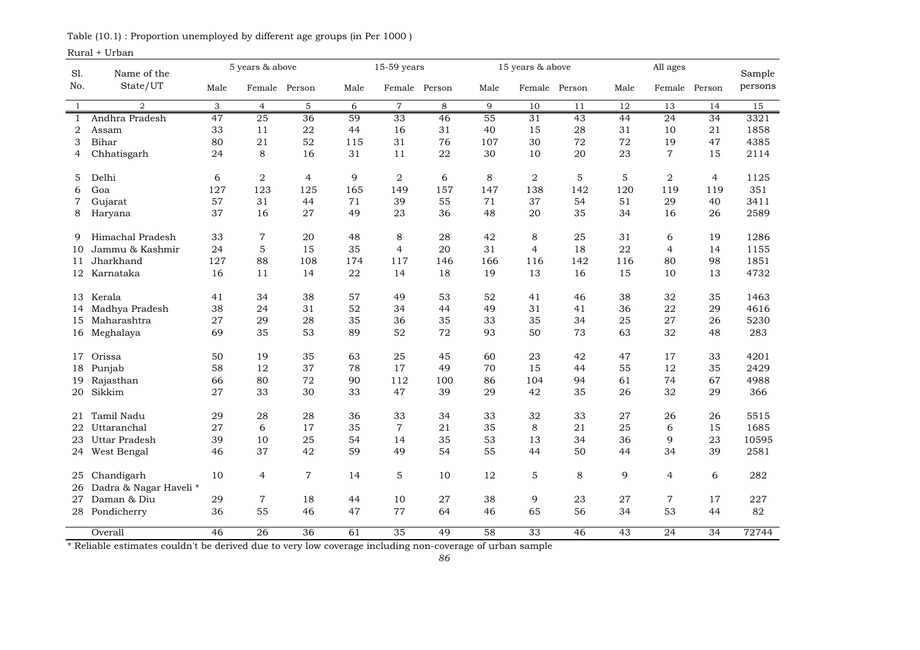Table (10.1) : Proportion unemployed by different age groups (in Per 1000 )

Rural + Urban

| Sl. No. | Name of the State/UT | 5 years & above | | | 15-59 years | | | 15 years & above | | | All ages | | | Sample persons |
|---|---|---|---|---|---|---|---|---|---|---|---|---|---|---|
| | | Male | Female | Person | Male | Female | Person | Male | Female | Person | Male | Female | Person | |
| 1 | 2 | 3 | 4 | 5 | 6 | 7 | 8 | 9 | 10 | 11 | 12 | 13 | 14 | 15 |
| 1 | Andhra Pradesh | 47 | 25 | 36 | 59 | 33 | 46 | 55 | 31 | 43 | 44 | 24 | 34 | 3321 |
| 2 | Assam | 33 | 11 | 22 | 44 | 16 | 31 | 40 | 15 | 28 | 31 | 10 | 21 | 1858 |
| 3 | Bihar | 80 | 21 | 52 | 115 | 31 | 76 | 107 | 30 | 72 | 72 | 19 | 47 | 4385 |
| 4 | Chhatisgarh | 24 | 8 | 16 | 31 | 11 | 22 | 30 | 10 | 20 | 23 | 7 | 15 | 2114 |
| 5 | Delhi | 6 | 2 | 4 | 9 | 2 | 6 | 8 | 2 | 5 | 5 | 2 | 4 | 1125 |
| 6 | Goa | 127 | 123 | 125 | 165 | 149 | 157 | 147 | 138 | 142 | 120 | 119 | 119 | 351 |
| 7 | Gujarat | 57 | 31 | 44 | 71 | 39 | 55 | 71 | 37 | 54 | 51 | 29 | 40 | 3411 |
| 8 | Haryana | 37 | 16 | 27 | 49 | 23 | 36 | 48 | 20 | 35 | 34 | 16 | 26 | 2589 |
| 9 | Himachal Pradesh | 33 | 7 | 20 | 48 | 8 | 28 | 42 | 8 | 25 | 31 | 6 | 19 | 1286 |
| 10 | Jammu & Kashmir | 24 | 5 | 15 | 35 | 4 | 20 | 31 | 4 | 18 | 22 | 4 | 14 | 1155 |
| 11 | Jharkhand | 127 | 88 | 108 | 174 | 117 | 146 | 166 | 116 | 142 | 116 | 80 | 98 | 1851 |
| 12 | Karnataka | 16 | 11 | 14 | 22 | 14 | 18 | 19 | 13 | 16 | 15 | 10 | 13 | 4732 |
| 13 | Kerala | 41 | 34 | 38 | 57 | 49 | 53 | 52 | 41 | 46 | 38 | 32 | 35 | 1463 |
| 14 | Madhya Pradesh | 38 | 24 | 31 | 52 | 34 | 44 | 49 | 31 | 41 | 36 | 22 | 29 | 4616 |
| 15 | Maharashtra | 27 | 29 | 28 | 35 | 36 | 35 | 33 | 35 | 34 | 25 | 27 | 26 | 5230 |
| 16 | Meghalaya | 69 | 35 | 53 | 89 | 52 | 72 | 93 | 50 | 73 | 63 | 32 | 48 | 283 |
| 17 | Orissa | 50 | 19 | 35 | 63 | 25 | 45 | 60 | 23 | 42 | 47 | 17 | 33 | 4201 |
| 18 | Punjab | 58 | 12 | 37 | 78 | 17 | 49 | 70 | 15 | 44 | 55 | 12 | 35 | 2429 |
| 19 | Rajasthan | 66 | 80 | 72 | 90 | 112 | 100 | 86 | 104 | 94 | 61 | 74 | 67 | 4988 |
| 20 | Sikkim | 27 | 33 | 30 | 33 | 47 | 39 | 29 | 42 | 35 | 26 | 32 | 29 | 366 |
| 21 | Tamil Nadu | 29 | 28 | 28 | 36 | 33 | 34 | 33 | 32 | 33 | 27 | 26 | 26 | 5515 |
| 22 | Uttaranchal | 27 | 6 | 17 | 35 | 7 | 21 | 35 | 8 | 21 | 25 | 6 | 15 | 1685 |
| 23 | Uttar Pradesh | 39 | 10 | 25 | 54 | 14 | 35 | 53 | 13 | 34 | 36 | 9 | 23 | 10595 |
| 24 | West Bengal | 46 | 37 | 42 | 59 | 49 | 54 | 55 | 44 | 50 | 44 | 34 | 39 | 2581 |
| 25 | Chandigarh | 10 | 4 | 7 | 14 | 5 | 10 | 12 | 5 | 8 | 9 | 4 | 6 | 282 |
| 26 | Dadra & Nagar Haveli * | | | | | | | | | | | | | |
| 27 | Daman & Diu | 29 | 7 | 18 | 44 | 10 | 27 | 38 | 9 | 23 | 27 | 7 | 17 | 227 |
| 28 | Pondicherry | 36 | 55 | 46 | 47 | 77 | 64 | 46 | 65 | 56 | 34 | 53 | 44 | 82 |
| | Overall | 46 | 26 | 36 | 61 | 35 | 49 | 58 | 33 | 46 | 43 | 24 | 34 | 72744 |

* Reliable estimates couldn't be derived due to very low coverage including non-coverage of urban sample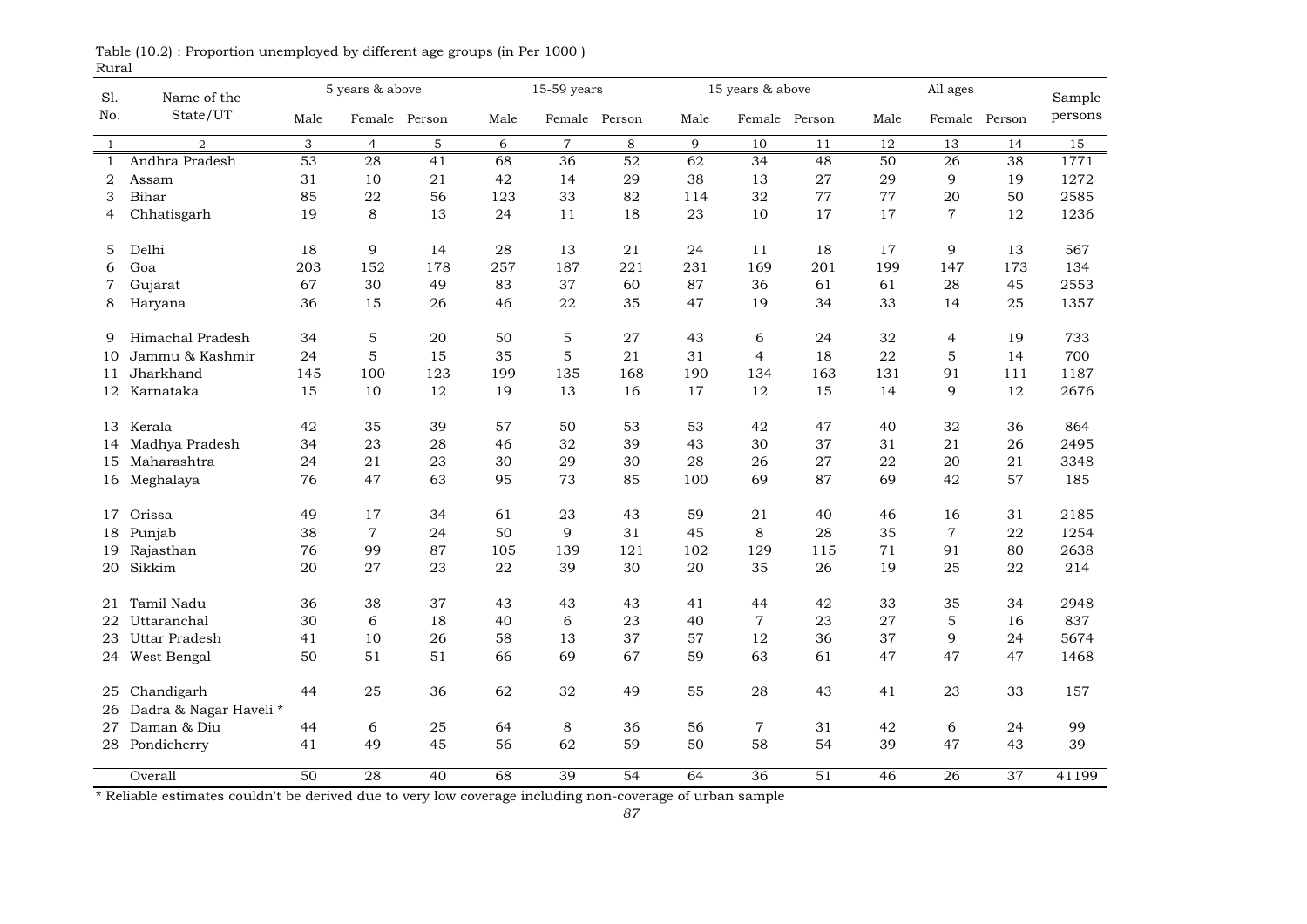Table (10.2) : Proportion unemployed by different age groups (in Per 1000 )
Rural

| Sl. No. | Name of the State/UT | 5 years & above | | | 15-59 years | | | 15 years & above | | | All ages | | | Sample persons |
|---|---|---|---|---|---|---|---|---|---|---|---|---|---|---|
| | | Male | Female | Person | Male | Female | Person | Male | Female | Person | Male | Female | Person | |
| 1 | 2 | 3 | 4 | 5 | 6 | 7 | 8 | 9 | 10 | 11 | 12 | 13 | 14 | 15 |
| 1 | Andhra Pradesh | 53 | 28 | 41 | 68 | 36 | 52 | 62 | 34 | 48 | 50 | 26 | 38 | 1771 |
| 2 | Assam | 31 | 10 | 21 | 42 | 14 | 29 | 38 | 13 | 27 | 29 | 9 | 19 | 1272 |
| 3 | Bihar | 85 | 22 | 56 | 123 | 33 | 82 | 114 | 32 | 77 | 77 | 20 | 50 | 2585 |
| 4 | Chhatisgarh | 19 | 8 | 13 | 24 | 11 | 18 | 23 | 10 | 17 | 17 | 7 | 12 | 1236 |
| 5 | Delhi | 18 | 9 | 14 | 28 | 13 | 21 | 24 | 11 | 18 | 17 | 9 | 13 | 567 |
| 6 | Goa | 203 | 152 | 178 | 257 | 187 | 221 | 231 | 169 | 201 | 199 | 147 | 173 | 134 |
| 7 | Gujarat | 67 | 30 | 49 | 83 | 37 | 60 | 87 | 36 | 61 | 61 | 28 | 45 | 2553 |
| 8 | Haryana | 36 | 15 | 26 | 46 | 22 | 35 | 47 | 19 | 34 | 33 | 14 | 25 | 1357 |
| 9 | Himachal Pradesh | 34 | 5 | 20 | 50 | 5 | 27 | 43 | 6 | 24 | 32 | 4 | 19 | 733 |
| 10 | Jammu & Kashmir | 24 | 5 | 15 | 35 | 5 | 21 | 31 | 4 | 18 | 22 | 5 | 14 | 700 |
| 11 | Jharkhand | 145 | 100 | 123 | 199 | 135 | 168 | 190 | 134 | 163 | 131 | 91 | 111 | 1187 |
| 12 | Karnataka | 15 | 10 | 12 | 19 | 13 | 16 | 17 | 12 | 15 | 14 | 9 | 12 | 2676 |
| 13 | Kerala | 42 | 35 | 39 | 57 | 50 | 53 | 53 | 42 | 47 | 40 | 32 | 36 | 864 |
| 14 | Madhya Pradesh | 34 | 23 | 28 | 46 | 32 | 39 | 43 | 30 | 37 | 31 | 21 | 26 | 2495 |
| 15 | Maharashtra | 24 | 21 | 23 | 30 | 29 | 30 | 28 | 26 | 27 | 22 | 20 | 21 | 3348 |
| 16 | Meghalaya | 76 | 47 | 63 | 95 | 73 | 85 | 100 | 69 | 87 | 69 | 42 | 57 | 185 |
| 17 | Orissa | 49 | 17 | 34 | 61 | 23 | 43 | 59 | 21 | 40 | 46 | 16 | 31 | 2185 |
| 18 | Punjab | 38 | 7 | 24 | 50 | 9 | 31 | 45 | 8 | 28 | 35 | 7 | 22 | 1254 |
| 19 | Rajasthan | 76 | 99 | 87 | 105 | 139 | 121 | 102 | 129 | 115 | 71 | 91 | 80 | 2638 |
| 20 | Sikkim | 20 | 27 | 23 | 22 | 39 | 30 | 20 | 35 | 26 | 19 | 25 | 22 | 214 |
| 21 | Tamil Nadu | 36 | 38 | 37 | 43 | 43 | 43 | 41 | 44 | 42 | 33 | 35 | 34 | 2948 |
| 22 | Uttaranchal | 30 | 6 | 18 | 40 | 6 | 23 | 40 | 7 | 23 | 27 | 5 | 16 | 837 |
| 23 | Uttar Pradesh | 41 | 10 | 26 | 58 | 13 | 37 | 57 | 12 | 36 | 37 | 9 | 24 | 5674 |
| 24 | West Bengal | 50 | 51 | 51 | 66 | 69 | 67 | 59 | 63 | 61 | 47 | 47 | 47 | 1468 |
| 25 | Chandigarh | 44 | 25 | 36 | 62 | 32 | 49 | 55 | 28 | 43 | 41 | 23 | 33 | 157 |
| 26 | Dadra & Nagar Haveli * | | | | | | | | | | | | | |
| 27 | Daman & Diu | 44 | 6 | 25 | 64 | 8 | 36 | 56 | 7 | 31 | 42 | 6 | 24 | 99 |
| 28 | Pondicherry | 41 | 49 | 45 | 56 | 62 | 59 | 50 | 58 | 54 | 39 | 47 | 43 | 39 |
| | Overall | 50 | 28 | 40 | 68 | 39 | 54 | 64 | 36 | 51 | 46 | 26 | 37 | 41199 |

* Reliable estimates couldn't be derived due to very low coverage including non-coverage of urban sample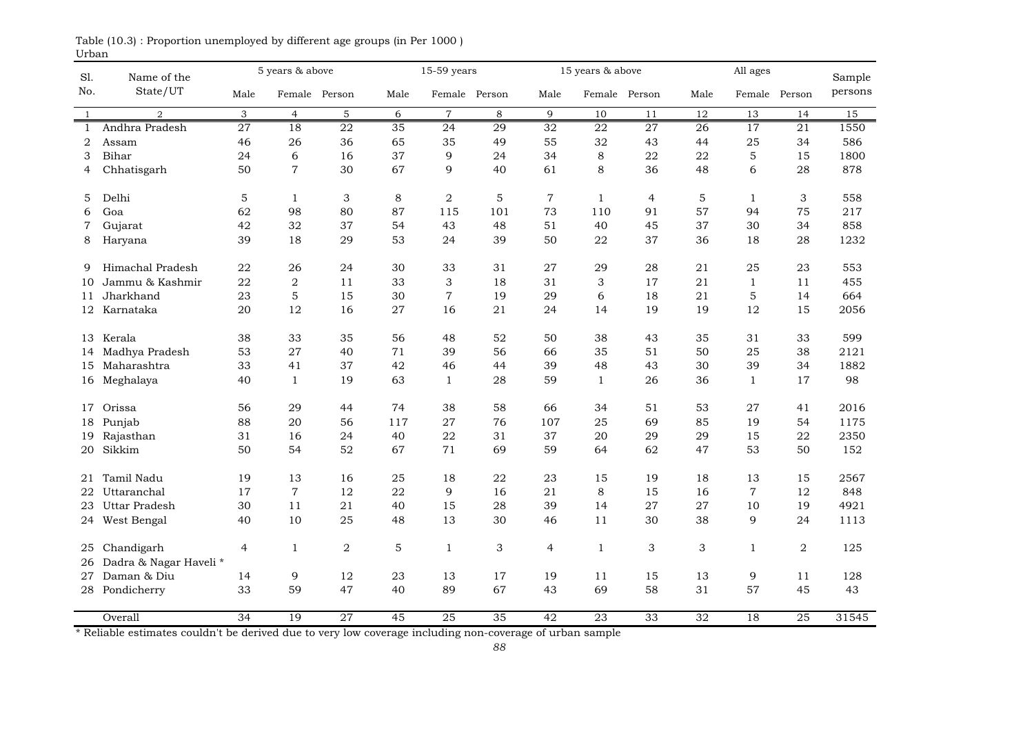Table (10.3) : Proportion unemployed by different age groups (in Per 1000 )
Urban

| Sl. No. | Name of the State/UT | 5 years & above | | | 15-59 years | | | 15 years & above | | | All ages | | | Sample persons |
|---|---|---|---|---|---|---|---|---|---|---|---|---|---|---|
| | | Male | Female | Person | Male | Female | Person | Male | Female | Person | Male | Female | Person | |
| 1 | 2 | 3 | 4 | 5 | 6 | 7 | 8 | 9 | 10 | 11 | 12 | 13 | 14 | 15 |
| 1 | Andhra Pradesh | 27 | 18 | 22 | 35 | 24 | 29 | 32 | 22 | 27 | 26 | 17 | 21 | 1550 |
| 2 | Assam | 46 | 26 | 36 | 65 | 35 | 49 | 55 | 32 | 43 | 44 | 25 | 34 | 586 |
| 3 | Bihar | 24 | 6 | 16 | 37 | 9 | 24 | 34 | 8 | 22 | 22 | 5 | 15 | 1800 |
| 4 | Chhatisgarh | 50 | 7 | 30 | 67 | 9 | 40 | 61 | 8 | 36 | 48 | 6 | 28 | 878 |
| 5 | Delhi | 5 | 1 | 3 | 8 | 2 | 5 | 7 | 1 | 4 | 5 | 1 | 3 | 558 |
| 6 | Goa | 62 | 98 | 80 | 87 | 115 | 101 | 73 | 110 | 91 | 57 | 94 | 75 | 217 |
| 7 | Gujarat | 42 | 32 | 37 | 54 | 43 | 48 | 51 | 40 | 45 | 37 | 30 | 34 | 858 |
| 8 | Haryana | 39 | 18 | 29 | 53 | 24 | 39 | 50 | 22 | 37 | 36 | 18 | 28 | 1232 |
| 9 | Himachal Pradesh | 22 | 26 | 24 | 30 | 33 | 31 | 27 | 29 | 28 | 21 | 25 | 23 | 553 |
| 10 | Jammu & Kashmir | 22 | 2 | 11 | 33 | 3 | 18 | 31 | 3 | 17 | 21 | 1 | 11 | 455 |
| 11 | Jharkhand | 23 | 5 | 15 | 30 | 7 | 19 | 29 | 6 | 18 | 21 | 5 | 14 | 664 |
| 12 | Karnataka | 20 | 12 | 16 | 27 | 16 | 21 | 24 | 14 | 19 | 19 | 12 | 15 | 2056 |
| 13 | Kerala | 38 | 33 | 35 | 56 | 48 | 52 | 50 | 38 | 43 | 35 | 31 | 33 | 599 |
| 14 | Madhya Pradesh | 53 | 27 | 40 | 71 | 39 | 56 | 66 | 35 | 51 | 50 | 25 | 38 | 2121 |
| 15 | Maharashtra | 33 | 41 | 37 | 42 | 46 | 44 | 39 | 48 | 43 | 30 | 39 | 34 | 1882 |
| 16 | Meghalaya | 40 | 1 | 19 | 63 | 1 | 28 | 59 | 1 | 26 | 36 | 1 | 17 | 98 |
| 17 | Orissa | 56 | 29 | 44 | 74 | 38 | 58 | 66 | 34 | 51 | 53 | 27 | 41 | 2016 |
| 18 | Punjab | 88 | 20 | 56 | 117 | 27 | 76 | 107 | 25 | 69 | 85 | 19 | 54 | 1175 |
| 19 | Rajasthan | 31 | 16 | 24 | 40 | 22 | 31 | 37 | 20 | 29 | 29 | 15 | 22 | 2350 |
| 20 | Sikkim | 50 | 54 | 52 | 67 | 71 | 69 | 59 | 64 | 62 | 47 | 53 | 50 | 152 |
| 21 | Tamil Nadu | 19 | 13 | 16 | 25 | 18 | 22 | 23 | 15 | 19 | 18 | 13 | 15 | 2567 |
| 22 | Uttaranchal | 17 | 7 | 12 | 22 | 9 | 16 | 21 | 8 | 15 | 16 | 7 | 12 | 848 |
| 23 | Uttar Pradesh | 30 | 11 | 21 | 40 | 15 | 28 | 39 | 14 | 27 | 27 | 10 | 19 | 4921 |
| 24 | West Bengal | 40 | 10 | 25 | 48 | 13 | 30 | 46 | 11 | 30 | 38 | 9 | 24 | 1113 |
| 25 | Chandigarh | 4 | 1 | 2 | 5 | 1 | 3 | 4 | 1 | 3 | 3 | 1 | 2 | 125 |
| 26 | Dadra & Nagar Haveli * | | | | | | | | | | | | | |
| 27 | Daman & Diu | 14 | 9 | 12 | 23 | 13 | 17 | 19 | 11 | 15 | 13 | 9 | 11 | 128 |
| 28 | Pondicherry | 33 | 59 | 47 | 40 | 89 | 67 | 43 | 69 | 58 | 31 | 57 | 45 | 43 |
| | Overall | 34 | 19 | 27 | 45 | 25 | 35 | 42 | 23 | 33 | 32 | 18 | 25 | 31545 |

* Reliable estimates couldn't be derived due to very low coverage including non-coverage of urban sample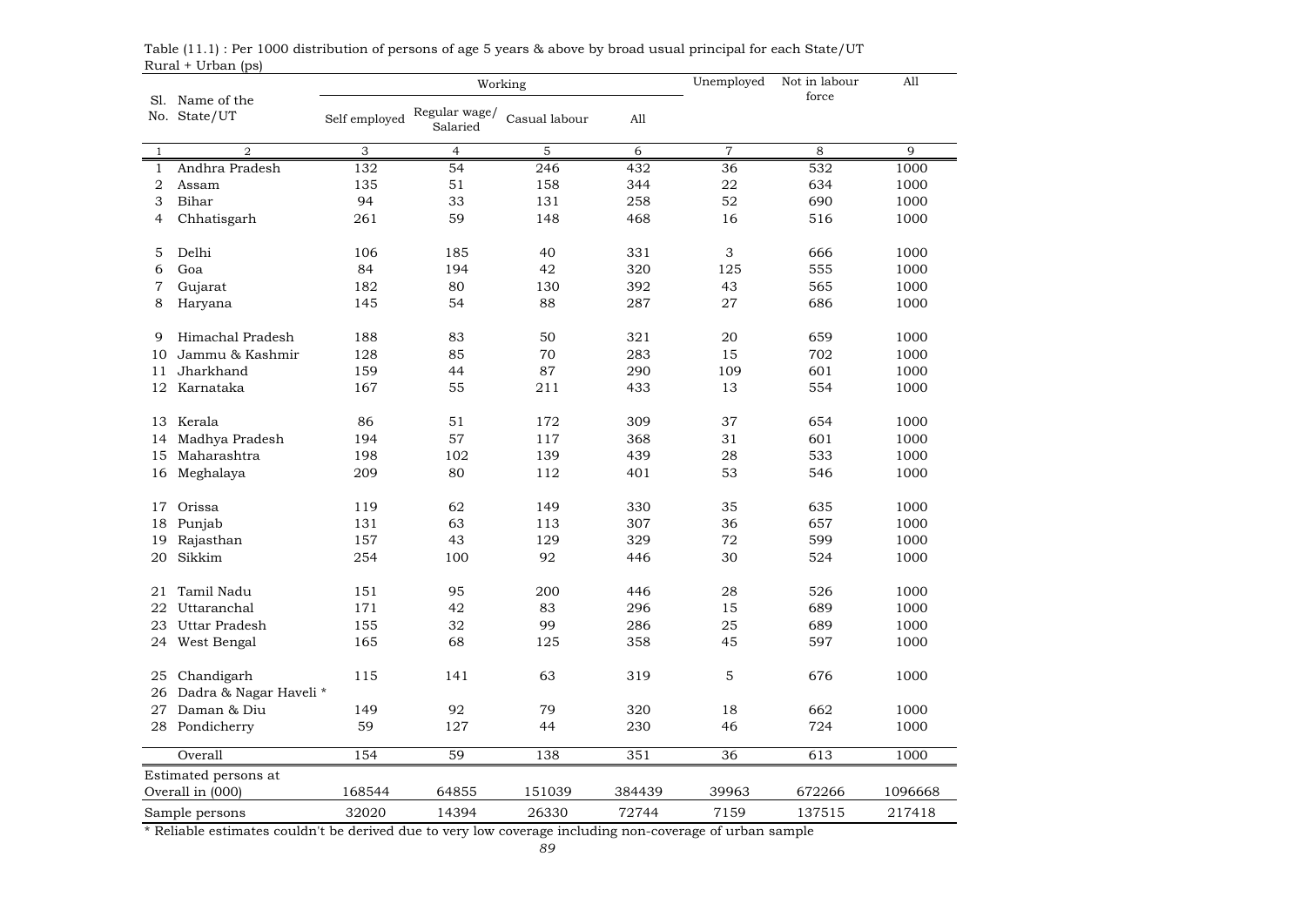Table (11.1) : Per 1000 distribution of persons of age 5 years & above by broad usual principal for each State/UT
Rural + Urban (ps)

| Sl. No. | Name of the State/UT | Working | | | | Unemployed | Not in labour force | All |
|---|---|---|---|---|---|---|---|---|
| | | Self employed | Regular wage/ Salaried | Casual labour | All | | | |
| 1 | 2 | 3 | 4 | 5 | 6 | 7 | 8 | 9 |
| 1 | Andhra Pradesh | 132 | 54 | 246 | 432 | 36 | 532 | 1000 |
| 2 | Assam | 135 | 51 | 158 | 344 | 22 | 634 | 1000 |
| 3 | Bihar | 94 | 33 | 131 | 258 | 52 | 690 | 1000 |
| 4 | Chhatisgarh | 261 | 59 | 148 | 468 | 16 | 516 | 1000 |
| 5 | Delhi | 106 | 185 | 40 | 331 | 3 | 666 | 1000 |
| 6 | Goa | 84 | 194 | 42 | 320 | 125 | 555 | 1000 |
| 7 | Gujarat | 182 | 80 | 130 | 392 | 43 | 565 | 1000 |
| 8 | Haryana | 145 | 54 | 88 | 287 | 27 | 686 | 1000 |
| 9 | Himachal Pradesh | 188 | 83 | 50 | 321 | 20 | 659 | 1000 |
| 10 | Jammu & Kashmir | 128 | 85 | 70 | 283 | 15 | 702 | 1000 |
| 11 | Jharkhand | 159 | 44 | 87 | 290 | 109 | 601 | 1000 |
| 12 | Karnataka | 167 | 55 | 211 | 433 | 13 | 554 | 1000 |
| 13 | Kerala | 86 | 51 | 172 | 309 | 37 | 654 | 1000 |
| 14 | Madhya Pradesh | 194 | 57 | 117 | 368 | 31 | 601 | 1000 |
| 15 | Maharashtra | 198 | 102 | 139 | 439 | 28 | 533 | 1000 |
| 16 | Meghalaya | 209 | 80 | 112 | 401 | 53 | 546 | 1000 |
| 17 | Orissa | 119 | 62 | 149 | 330 | 35 | 635 | 1000 |
| 18 | Punjab | 131 | 63 | 113 | 307 | 36 | 657 | 1000 |
| 19 | Rajasthan | 157 | 43 | 129 | 329 | 72 | 599 | 1000 |
| 20 | Sikkim | 254 | 100 | 92 | 446 | 30 | 524 | 1000 |
| 21 | Tamil Nadu | 151 | 95 | 200 | 446 | 28 | 526 | 1000 |
| 22 | Uttaranchal | 171 | 42 | 83 | 296 | 15 | 689 | 1000 |
| 23 | Uttar Pradesh | 155 | 32 | 99 | 286 | 25 | 689 | 1000 |
| 24 | West Bengal | 165 | 68 | 125 | 358 | 45 | 597 | 1000 |
| 25 | Chandigarh | 115 | 141 | 63 | 319 | 5 | 676 | 1000 |
| 26 | Dadra & Nagar Haveli * | | | | | | | |
| 27 | Daman & Diu | 149 | 92 | 79 | 320 | 18 | 662 | 1000 |
| 28 | Pondicherry | 59 | 127 | 44 | 230 | 46 | 724 | 1000 |
| | Overall | 154 | 59 | 138 | 351 | 36 | 613 | 1000 |
| Estimated persons at Overall in (000) | | 168544 | 64855 | 151039 | 384439 | 39963 | 672266 | 1096668 |
| Sample persons | | 32020 | 14394 | 26330 | 72744 | 7159 | 137515 | 217418 |

* Reliable estimates couldn't be derived due to very low coverage including non-coverage of urban sample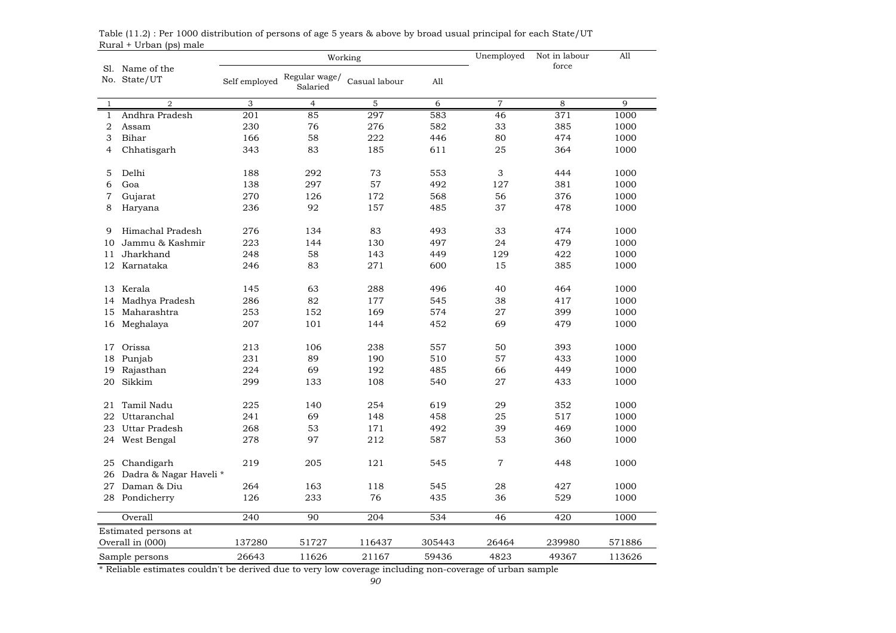Table (11.2) : Per 1000 distribution of persons of age 5 years & above by broad usual principal for each State/UT
Rural + Urban (ps) male

| Sl. No. | Name of the State/UT | Working | | | | Unemployed | Not in labour force | All |
|---|---|---|---|---|---|---|---|---|
| | | Self employed | Regular wage/ Salaried | Casual labour | All | | | |
| 1 | 2 | 3 | 4 | 5 | 6 | 7 | 8 | 9 |
| 1 | Andhra Pradesh | 201 | 85 | 297 | 583 | 46 | 371 | 1000 |
| 2 | Assam | 230 | 76 | 276 | 582 | 33 | 385 | 1000 |
| 3 | Bihar | 166 | 58 | 222 | 446 | 80 | 474 | 1000 |
| 4 | Chhatisgarh | 343 | 83 | 185 | 611 | 25 | 364 | 1000 |
| 5 | Delhi | 188 | 292 | 73 | 553 | 3 | 444 | 1000 |
| 6 | Goa | 138 | 297 | 57 | 492 | 127 | 381 | 1000 |
| 7 | Gujarat | 270 | 126 | 172 | 568 | 56 | 376 | 1000 |
| 8 | Haryana | 236 | 92 | 157 | 485 | 37 | 478 | 1000 |
| 9 | Himachal Pradesh | 276 | 134 | 83 | 493 | 33 | 474 | 1000 |
| 10 | Jammu & Kashmir | 223 | 144 | 130 | 497 | 24 | 479 | 1000 |
| 11 | Jharkhand | 248 | 58 | 143 | 449 | 129 | 422 | 1000 |
| 12 | Karnataka | 246 | 83 | 271 | 600 | 15 | 385 | 1000 |
| 13 | Kerala | 145 | 63 | 288 | 496 | 40 | 464 | 1000 |
| 14 | Madhya Pradesh | 286 | 82 | 177 | 545 | 38 | 417 | 1000 |
| 15 | Maharashtra | 253 | 152 | 169 | 574 | 27 | 399 | 1000 |
| 16 | Meghalaya | 207 | 101 | 144 | 452 | 69 | 479 | 1000 |
| 17 | Orissa | 213 | 106 | 238 | 557 | 50 | 393 | 1000 |
| 18 | Punjab | 231 | 89 | 190 | 510 | 57 | 433 | 1000 |
| 19 | Rajasthan | 224 | 69 | 192 | 485 | 66 | 449 | 1000 |
| 20 | Sikkim | 299 | 133 | 108 | 540 | 27 | 433 | 1000 |
| 21 | Tamil Nadu | 225 | 140 | 254 | 619 | 29 | 352 | 1000 |
| 22 | Uttaranchal | 241 | 69 | 148 | 458 | 25 | 517 | 1000 |
| 23 | Uttar Pradesh | 268 | 53 | 171 | 492 | 39 | 469 | 1000 |
| 24 | West Bengal | 278 | 97 | 212 | 587 | 53 | 360 | 1000 |
| 25 | Chandigarh | 219 | 205 | 121 | 545 | 7 | 448 | 1000 |
| 26 | Dadra & Nagar Haveli * | | | | | | | |
| 27 | Daman & Diu | 264 | 163 | 118 | 545 | 28 | 427 | 1000 |
| 28 | Pondicherry | 126 | 233 | 76 | 435 | 36 | 529 | 1000 |
| | Overall | 240 | 90 | 204 | 534 | 46 | 420 | 1000 |
| | Estimated persons at Overall in (000) | 137280 | 51727 | 116437 | 305443 | 26464 | 239980 | 571886 |
| | Sample persons | 26643 | 11626 | 21167 | 59436 | 4823 | 49367 | 113626 |

* Reliable estimates couldn't be derived due to very low coverage including non-coverage of urban sample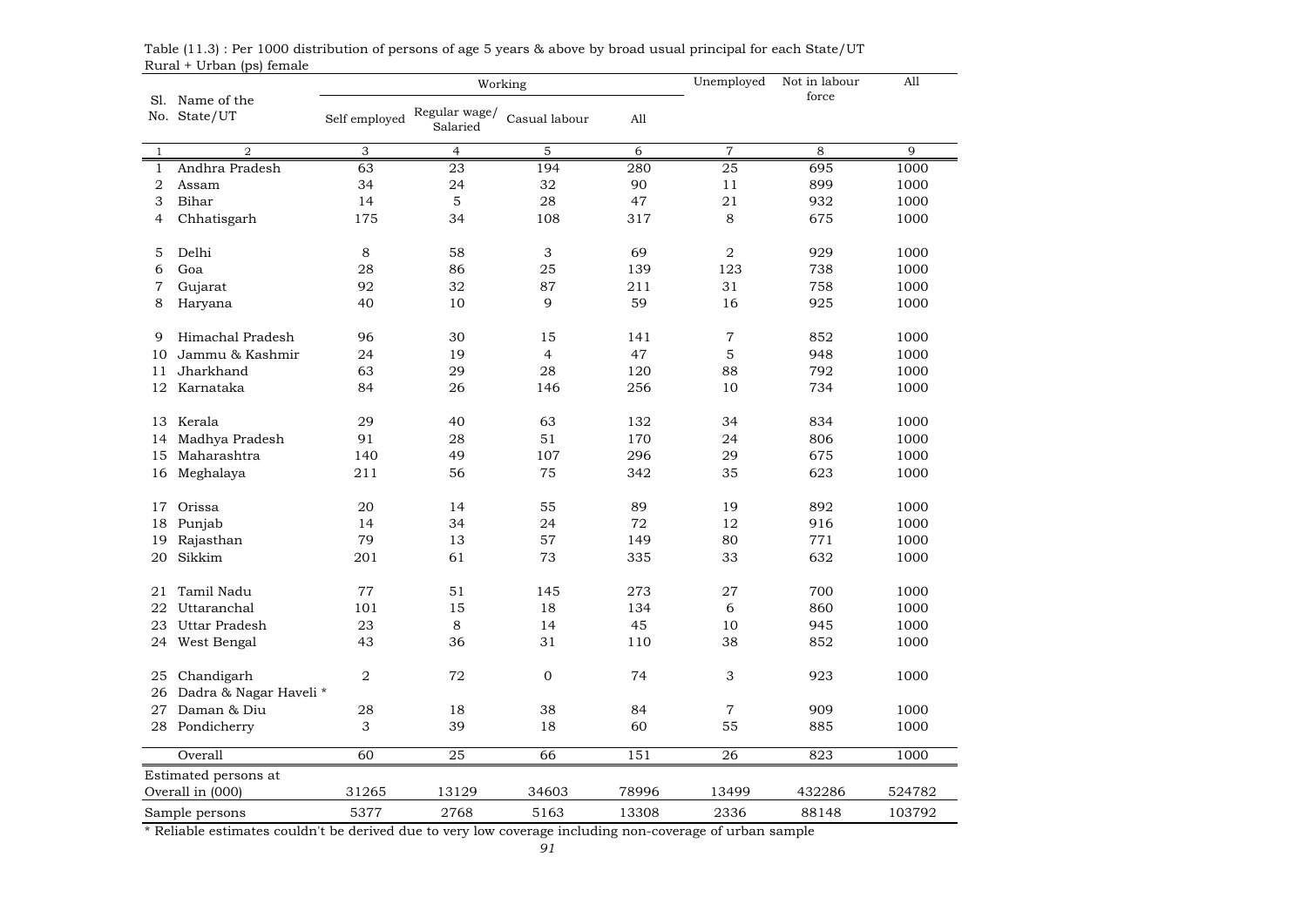Table (11.3) : Per 1000 distribution of persons of age 5 years & above by broad usual principal for each State/UT
Rural + Urban (ps) female

| Sl. No. | Name of the State/UT | Working | | | | Unemployed | Not in labour force | All |
|---|---|---|---|---|---|---|---|---|
| | | Self employed | Regular wage/ Salaried | Casual labour | All | | | |
| 1 | 2 | 3 | 4 | 5 | 6 | 7 | 8 | 9 |
| 1 | Andhra Pradesh | 63 | 23 | 194 | 280 | 25 | 695 | 1000 |
| 2 | Assam | 34 | 24 | 32 | 90 | 11 | 899 | 1000 |
| 3 | Bihar | 14 | 5 | 28 | 47 | 21 | 932 | 1000 |
| 4 | Chhatisgarh | 175 | 34 | 108 | 317 | 8 | 675 | 1000 |
| 5 | Delhi | 8 | 58 | 3 | 69 | 2 | 929 | 1000 |
| 6 | Goa | 28 | 86 | 25 | 139 | 123 | 738 | 1000 |
| 7 | Gujarat | 92 | 32 | 87 | 211 | 31 | 758 | 1000 |
| 8 | Haryana | 40 | 10 | 9 | 59 | 16 | 925 | 1000 |
| 9 | Himachal Pradesh | 96 | 30 | 15 | 141 | 7 | 852 | 1000 |
| 10 | Jammu & Kashmir | 24 | 19 | 4 | 47 | 5 | 948 | 1000 |
| 11 | Jharkhand | 63 | 29 | 28 | 120 | 88 | 792 | 1000 |
| 12 | Karnataka | 84 | 26 | 146 | 256 | 10 | 734 | 1000 |
| 13 | Kerala | 29 | 40 | 63 | 132 | 34 | 834 | 1000 |
| 14 | Madhya Pradesh | 91 | 28 | 51 | 170 | 24 | 806 | 1000 |
| 15 | Maharashtra | 140 | 49 | 107 | 296 | 29 | 675 | 1000 |
| 16 | Meghalaya | 211 | 56 | 75 | 342 | 35 | 623 | 1000 |
| 17 | Orissa | 20 | 14 | 55 | 89 | 19 | 892 | 1000 |
| 18 | Punjab | 14 | 34 | 24 | 72 | 12 | 916 | 1000 |
| 19 | Rajasthan | 79 | 13 | 57 | 149 | 80 | 771 | 1000 |
| 20 | Sikkim | 201 | 61 | 73 | 335 | 33 | 632 | 1000 |
| 21 | Tamil Nadu | 77 | 51 | 145 | 273 | 27 | 700 | 1000 |
| 22 | Uttaranchal | 101 | 15 | 18 | 134 | 6 | 860 | 1000 |
| 23 | Uttar Pradesh | 23 | 8 | 14 | 45 | 10 | 945 | 1000 |
| 24 | West Bengal | 43 | 36 | 31 | 110 | 38 | 852 | 1000 |
| 25 | Chandigarh | 2 | 72 | 0 | 74 | 3 | 923 | 1000 |
| 26 | Dadra & Nagar Haveli * | | | | | | | |
| 27 | Daman & Diu | 28 | 18 | 38 | 84 | 7 | 909 | 1000 |
| 28 | Pondicherry | 3 | 39 | 18 | 60 | 55 | 885 | 1000 |
| | Overall | 60 | 25 | 66 | 151 | 26 | 823 | 1000 |
| | Estimated persons at Overall in (000) | 31265 | 13129 | 34603 | 78996 | 13499 | 432286 | 524782 |
| | Sample persons | 5377 | 2768 | 5163 | 13308 | 2336 | 88148 | 103792 |

* Reliable estimates couldn't be derived due to very low coverage including non-coverage of urban sample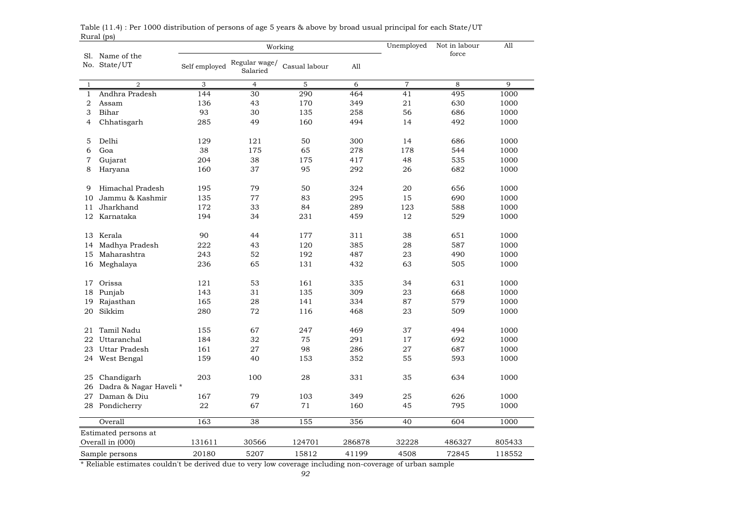Table (11.4) : Per 1000 distribution of persons of age 5 years & above by broad usual principal for each State/UT

Rural (ps)

| Sl. No. | Name of the State/UT | Working | | | | Unemployed | Not in labour force | All |
|---|---|---|---|---|---|---|---|---|
| | | Self employed | Regular wage/ Salaried | Casual labour | All | | | |
| 1 | 2 | 3 | 4 | 5 | 6 | 7 | 8 | 9 |
| 1 | Andhra Pradesh | 144 | 30 | 290 | 464 | 41 | 495 | 1000 |
| 2 | Assam | 136 | 43 | 170 | 349 | 21 | 630 | 1000 |
| 3 | Bihar | 93 | 30 | 135 | 258 | 56 | 686 | 1000 |
| 4 | Chhatisgarh | 285 | 49 | 160 | 494 | 14 | 492 | 1000 |
| 5 | Delhi | 129 | 121 | 50 | 300 | 14 | 686 | 1000 |
| 6 | Goa | 38 | 175 | 65 | 278 | 178 | 544 | 1000 |
| 7 | Gujarat | 204 | 38 | 175 | 417 | 48 | 535 | 1000 |
| 8 | Haryana | 160 | 37 | 95 | 292 | 26 | 682 | 1000 |
| 9 | Himachal Pradesh | 195 | 79 | 50 | 324 | 20 | 656 | 1000 |
| 10 | Jammu & Kashmir | 135 | 77 | 83 | 295 | 15 | 690 | 1000 |
| 11 | Jharkhand | 172 | 33 | 84 | 289 | 123 | 588 | 1000 |
| 12 | Karnataka | 194 | 34 | 231 | 459 | 12 | 529 | 1000 |
| 13 | Kerala | 90 | 44 | 177 | 311 | 38 | 651 | 1000 |
| 14 | Madhya Pradesh | 222 | 43 | 120 | 385 | 28 | 587 | 1000 |
| 15 | Maharashtra | 243 | 52 | 192 | 487 | 23 | 490 | 1000 |
| 16 | Meghalaya | 236 | 65 | 131 | 432 | 63 | 505 | 1000 |
| 17 | Orissa | 121 | 53 | 161 | 335 | 34 | 631 | 1000 |
| 18 | Punjab | 143 | 31 | 135 | 309 | 23 | 668 | 1000 |
| 19 | Rajasthan | 165 | 28 | 141 | 334 | 87 | 579 | 1000 |
| 20 | Sikkim | 280 | 72 | 116 | 468 | 23 | 509 | 1000 |
| 21 | Tamil Nadu | 155 | 67 | 247 | 469 | 37 | 494 | 1000 |
| 22 | Uttaranchal | 184 | 32 | 75 | 291 | 17 | 692 | 1000 |
| 23 | Uttar Pradesh | 161 | 27 | 98 | 286 | 27 | 687 | 1000 |
| 24 | West Bengal | 159 | 40 | 153 | 352 | 55 | 593 | 1000 |
| 25 | Chandigarh | 203 | 100 | 28 | 331 | 35 | 634 | 1000 |
| 26 | Dadra & Nagar Haveli * | | | | | | | |
| 27 | Daman & Diu | 167 | 79 | 103 | 349 | 25 | 626 | 1000 |
| 28 | Pondicherry | 22 | 67 | 71 | 160 | 45 | 795 | 1000 |
| | Overall | 163 | 38 | 155 | 356 | 40 | 604 | 1000 |
| | Estimated persons at Overall in (000) | 131611 | 30566 | 124701 | 286878 | 32228 | 486327 | 805433 |
| | Sample persons | 20180 | 5207 | 15812 | 41199 | 4508 | 72845 | 118552 |

* Reliable estimates couldn't be derived due to very low coverage including non-coverage of urban sample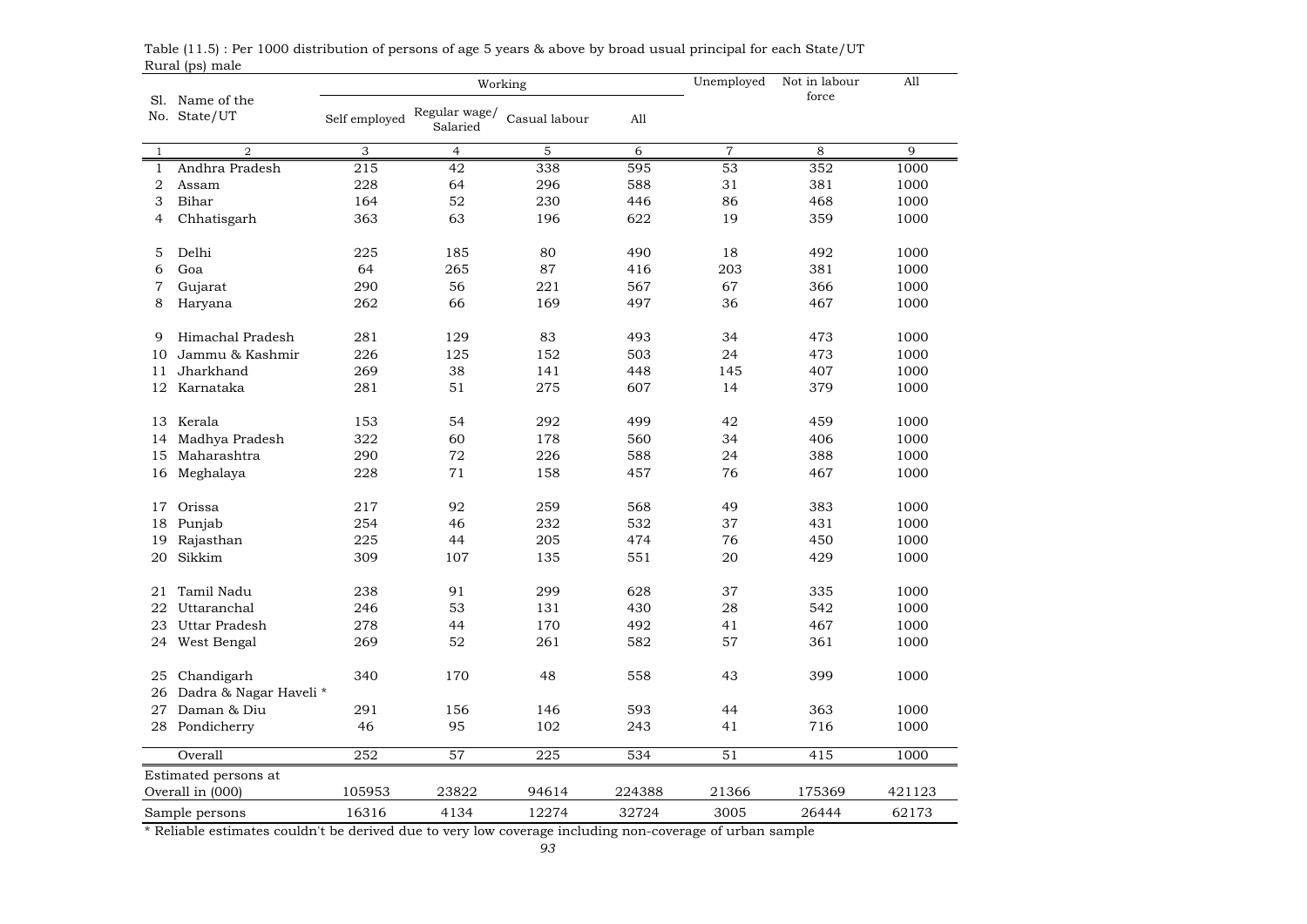Table (11.5) : Per 1000 distribution of persons of age 5 years & above by broad usual principal for each State/UT
Rural (ps) male

| Sl. No. | Name of the State/UT | Working | | | | Unemployed | Not in labour force | All |
|---|---|---|---|---|---|---|---|---|
| | | Self employed | Regular wage/ Salaried | Casual labour | All | | | |
| 1 | 2 | 3 | 4 | 5 | 6 | 7 | 8 | 9 |
| 1 | Andhra Pradesh | 215 | 42 | 338 | 595 | 53 | 352 | 1000 |
| 2 | Assam | 228 | 64 | 296 | 588 | 31 | 381 | 1000 |
| 3 | Bihar | 164 | 52 | 230 | 446 | 86 | 468 | 1000 |
| 4 | Chhatisgarh | 363 | 63 | 196 | 622 | 19 | 359 | 1000 |
| 5 | Delhi | 225 | 185 | 80 | 490 | 18 | 492 | 1000 |
| 6 | Goa | 64 | 265 | 87 | 416 | 203 | 381 | 1000 |
| 7 | Gujarat | 290 | 56 | 221 | 567 | 67 | 366 | 1000 |
| 8 | Haryana | 262 | 66 | 169 | 497 | 36 | 467 | 1000 |
| 9 | Himachal Pradesh | 281 | 129 | 83 | 493 | 34 | 473 | 1000 |
| 10 | Jammu & Kashmir | 226 | 125 | 152 | 503 | 24 | 473 | 1000 |
| 11 | Jharkhand | 269 | 38 | 141 | 448 | 145 | 407 | 1000 |
| 12 | Karnataka | 281 | 51 | 275 | 607 | 14 | 379 | 1000 |
| 13 | Kerala | 153 | 54 | 292 | 499 | 42 | 459 | 1000 |
| 14 | Madhya Pradesh | 322 | 60 | 178 | 560 | 34 | 406 | 1000 |
| 15 | Maharashtra | 290 | 72 | 226 | 588 | 24 | 388 | 1000 |
| 16 | Meghalaya | 228 | 71 | 158 | 457 | 76 | 467 | 1000 |
| 17 | Orissa | 217 | 92 | 259 | 568 | 49 | 383 | 1000 |
| 18 | Punjab | 254 | 46 | 232 | 532 | 37 | 431 | 1000 |
| 19 | Rajasthan | 225 | 44 | 205 | 474 | 76 | 450 | 1000 |
| 20 | Sikkim | 309 | 107 | 135 | 551 | 20 | 429 | 1000 |
| 21 | Tamil Nadu | 238 | 91 | 299 | 628 | 37 | 335 | 1000 |
| 22 | Uttaranchal | 246 | 53 | 131 | 430 | 28 | 542 | 1000 |
| 23 | Uttar Pradesh | 278 | 44 | 170 | 492 | 41 | 467 | 1000 |
| 24 | West Bengal | 269 | 52 | 261 | 582 | 57 | 361 | 1000 |
| 25 | Chandigarh | 340 | 170 | 48 | 558 | 43 | 399 | 1000 |
| 26 | Dadra & Nagar Haveli * | | | | | | | |
| 27 | Daman & Diu | 291 | 156 | 146 | 593 | 44 | 363 | 1000 |
| 28 | Pondicherry | 46 | 95 | 102 | 243 | 41 | 716 | 1000 |
| | Overall | 252 | 57 | 225 | 534 | 51 | 415 | 1000 |
| | Estimated persons at Overall in (000) | 105953 | 23822 | 94614 | 224388 | 21366 | 175369 | 421123 |
| | Sample persons | 16316 | 4134 | 12274 | 32724 | 3005 | 26444 | 62173 |

* Reliable estimates couldn't be derived due to very low coverage including non-coverage of urban sample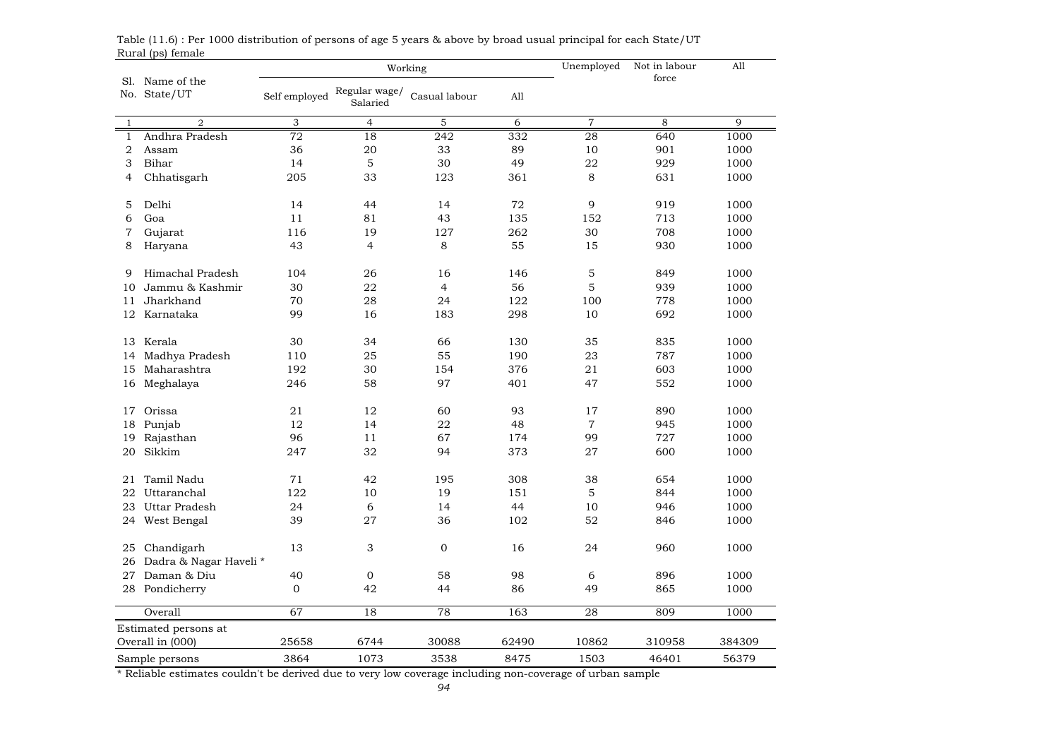Table (11.6) : Per 1000 distribution of persons of age 5 years & above by broad usual principal for each State/UT
Rural (ps) female

| Sl. No. | Name of the State/UT | Working | | | | Unemployed | Not in labour force | All |
|---|---|---|---|---|---|---|---|---|
| | | Self employed | Regular wage/ Salaried | Casual labour | All | | | |
| 1 | 2 | 3 | 4 | 5 | 6 | 7 | 8 | 9 |
| 1 | Andhra Pradesh | 72 | 18 | 242 | 332 | 28 | 640 | 1000 |
| 2 | Assam | 36 | 20 | 33 | 89 | 10 | 901 | 1000 |
| 3 | Bihar | 14 | 5 | 30 | 49 | 22 | 929 | 1000 |
| 4 | Chhatisgarh | 205 | 33 | 123 | 361 | 8 | 631 | 1000 |
| 5 | Delhi | 14 | 44 | 14 | 72 | 9 | 919 | 1000 |
| 6 | Goa | 11 | 81 | 43 | 135 | 152 | 713 | 1000 |
| 7 | Gujarat | 116 | 19 | 127 | 262 | 30 | 708 | 1000 |
| 8 | Haryana | 43 | 4 | 8 | 55 | 15 | 930 | 1000 |
| 9 | Himachal Pradesh | 104 | 26 | 16 | 146 | 5 | 849 | 1000 |
| 10 | Jammu & Kashmir | 30 | 22 | 4 | 56 | 5 | 939 | 1000 |
| 11 | Jharkhand | 70 | 28 | 24 | 122 | 100 | 778 | 1000 |
| 12 | Karnataka | 99 | 16 | 183 | 298 | 10 | 692 | 1000 |
| 13 | Kerala | 30 | 34 | 66 | 130 | 35 | 835 | 1000 |
| 14 | Madhya Pradesh | 110 | 25 | 55 | 190 | 23 | 787 | 1000 |
| 15 | Maharashtra | 192 | 30 | 154 | 376 | 21 | 603 | 1000 |
| 16 | Meghalaya | 246 | 58 | 97 | 401 | 47 | 552 | 1000 |
| 17 | Orissa | 21 | 12 | 60 | 93 | 17 | 890 | 1000 |
| 18 | Punjab | 12 | 14 | 22 | 48 | 7 | 945 | 1000 |
| 19 | Rajasthan | 96 | 11 | 67 | 174 | 99 | 727 | 1000 |
| 20 | Sikkim | 247 | 32 | 94 | 373 | 27 | 600 | 1000 |
| 21 | Tamil Nadu | 71 | 42 | 195 | 308 | 38 | 654 | 1000 |
| 22 | Uttaranchal | 122 | 10 | 19 | 151 | 5 | 844 | 1000 |
| 23 | Uttar Pradesh | 24 | 6 | 14 | 44 | 10 | 946 | 1000 |
| 24 | West Bengal | 39 | 27 | 36 | 102 | 52 | 846 | 1000 |
| 25 | Chandigarh | 13 | 3 | 0 | 16 | 24 | 960 | 1000 |
| 26 | Dadra & Nagar Haveli * | | | | | | | |
| 27 | Daman & Diu | 40 | 0 | 58 | 98 | 6 | 896 | 1000 |
| 28 | Pondicherry | 0 | 42 | 44 | 86 | 49 | 865 | 1000 |
| | Overall | 67 | 18 | 78 | 163 | 28 | 809 | 1000 |
| Estimated persons at Overall in (000) | | 25658 | 6744 | 30088 | 62490 | 10862 | 310958 | 384309 |
| Sample persons | | 3864 | 1073 | 3538 | 8475 | 1503 | 46401 | 56379 |

* Reliable estimates couldn't be derived due to very low coverage including non-coverage of urban sample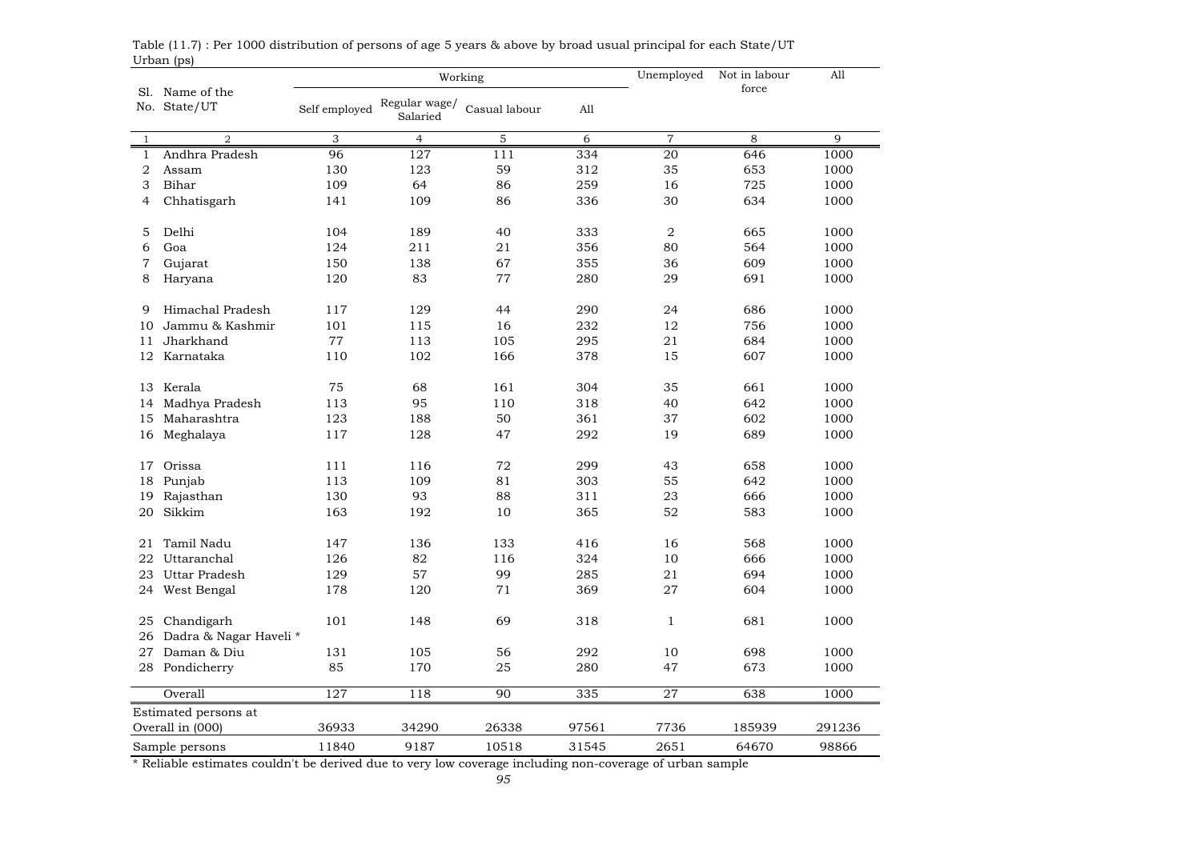Table (11.7) : Per 1000 distribution of persons of age 5 years & above by broad usual principal for each State/UT
Urban (ps)

| Sl. No. | Name of the State/UT | Working | | | | Unemployed | Not in labour force | All |
|---|---|---|---|---|---|---|---|---|
| | | Self employed | Regular wage/ Salaried | Casual labour | All | | | |
| 1 | 2 | 3 | 4 | 5 | 6 | 7 | 8 | 9 |
| 1 | Andhra Pradesh | 96 | 127 | 111 | 334 | 20 | 646 | 1000 |
| 2 | Assam | 130 | 123 | 59 | 312 | 35 | 653 | 1000 |
| 3 | Bihar | 109 | 64 | 86 | 259 | 16 | 725 | 1000 |
| 4 | Chhatisgarh | 141 | 109 | 86 | 336 | 30 | 634 | 1000 |
| 5 | Delhi | 104 | 189 | 40 | 333 | 2 | 665 | 1000 |
| 6 | Goa | 124 | 211 | 21 | 356 | 80 | 564 | 1000 |
| 7 | Gujarat | 150 | 138 | 67 | 355 | 36 | 609 | 1000 |
| 8 | Haryana | 120 | 83 | 77 | 280 | 29 | 691 | 1000 |
| 9 | Himachal Pradesh | 117 | 129 | 44 | 290 | 24 | 686 | 1000 |
| 10 | Jammu & Kashmir | 101 | 115 | 16 | 232 | 12 | 756 | 1000 |
| 11 | Jharkhand | 77 | 113 | 105 | 295 | 21 | 684 | 1000 |
| 12 | Karnataka | 110 | 102 | 166 | 378 | 15 | 607 | 1000 |
| 13 | Kerala | 75 | 68 | 161 | 304 | 35 | 661 | 1000 |
| 14 | Madhya Pradesh | 113 | 95 | 110 | 318 | 40 | 642 | 1000 |
| 15 | Maharashtra | 123 | 188 | 50 | 361 | 37 | 602 | 1000 |
| 16 | Meghalaya | 117 | 128 | 47 | 292 | 19 | 689 | 1000 |
| 17 | Orissa | 111 | 116 | 72 | 299 | 43 | 658 | 1000 |
| 18 | Punjab | 113 | 109 | 81 | 303 | 55 | 642 | 1000 |
| 19 | Rajasthan | 130 | 93 | 88 | 311 | 23 | 666 | 1000 |
| 20 | Sikkim | 163 | 192 | 10 | 365 | 52 | 583 | 1000 |
| 21 | Tamil Nadu | 147 | 136 | 133 | 416 | 16 | 568 | 1000 |
| 22 | Uttaranchal | 126 | 82 | 116 | 324 | 10 | 666 | 1000 |
| 23 | Uttar Pradesh | 129 | 57 | 99 | 285 | 21 | 694 | 1000 |
| 24 | West Bengal | 178 | 120 | 71 | 369 | 27 | 604 | 1000 |
| 25 | Chandigarh | 101 | 148 | 69 | 318 | 1 | 681 | 1000 |
| 26 | Dadra & Nagar Haveli * | | | | | | | |
| 27 | Daman & Diu | 131 | 105 | 56 | 292 | 10 | 698 | 1000 |
| 28 | Pondicherry | 85 | 170 | 25 | 280 | 47 | 673 | 1000 |
| | Overall | 127 | 118 | 90 | 335 | 27 | 638 | 1000 |
| Estimated persons at Overall in (000) | | 36933 | 34290 | 26338 | 97561 | 7736 | 185939 | 291236 |
| Sample persons | | 11840 | 9187 | 10518 | 31545 | 2651 | 64670 | 98866 |

* Reliable estimates couldn't be derived due to very low coverage including non-coverage of urban sample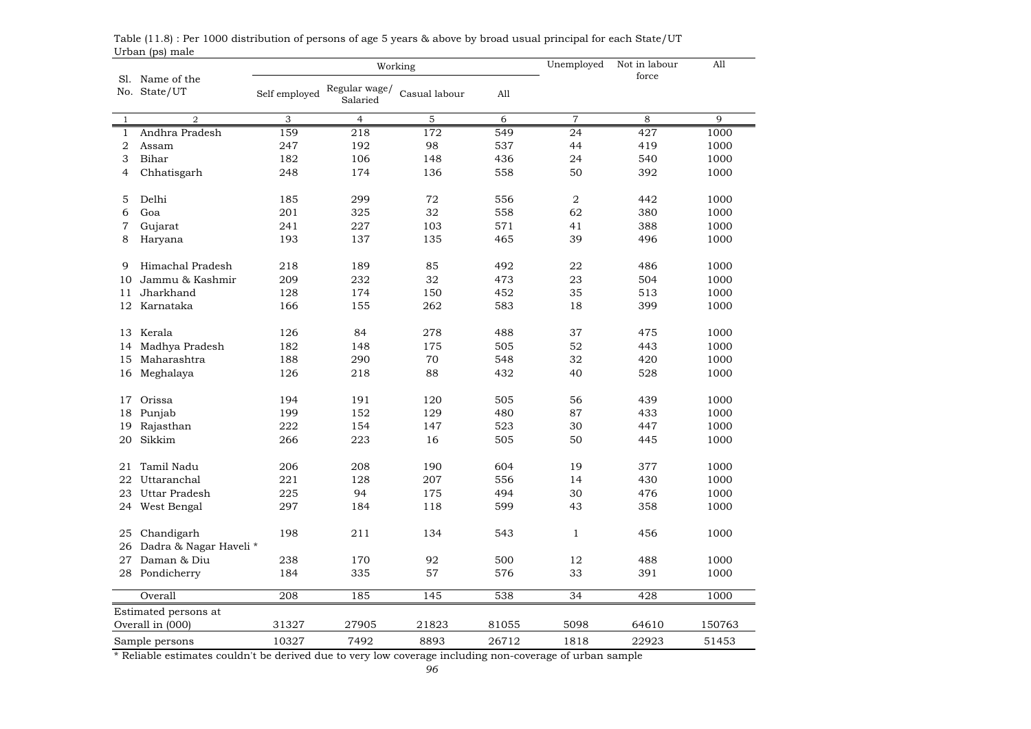Table (11.8) : Per 1000 distribution of persons of age 5 years & above by broad usual principal for each State/UT
Urban (ps) male

| Sl. No. | Name of the State/UT | Working | | | | Unemployed | Not in labour force | All |
|---|---|---|---|---|---|---|---|---|
| | | Self employed | Regular wage/ Salaried | Casual labour | All | | | |
| 1 | 2 | 3 | 4 | 5 | 6 | 7 | 8 | 9 |
| 1 | Andhra Pradesh | 159 | 218 | 172 | 549 | 24 | 427 | 1000 |
| 2 | Assam | 247 | 192 | 98 | 537 | 44 | 419 | 1000 |
| 3 | Bihar | 182 | 106 | 148 | 436 | 24 | 540 | 1000 |
| 4 | Chhatisgarh | 248 | 174 | 136 | 558 | 50 | 392 | 1000 |
| 5 | Delhi | 185 | 299 | 72 | 556 | 2 | 442 | 1000 |
| 6 | Goa | 201 | 325 | 32 | 558 | 62 | 380 | 1000 |
| 7 | Gujarat | 241 | 227 | 103 | 571 | 41 | 388 | 1000 |
| 8 | Haryana | 193 | 137 | 135 | 465 | 39 | 496 | 1000 |
| 9 | Himachal Pradesh | 218 | 189 | 85 | 492 | 22 | 486 | 1000 |
| 10 | Jammu & Kashmir | 209 | 232 | 32 | 473 | 23 | 504 | 1000 |
| 11 | Jharkhand | 128 | 174 | 150 | 452 | 35 | 513 | 1000 |
| 12 | Karnataka | 166 | 155 | 262 | 583 | 18 | 399 | 1000 |
| 13 | Kerala | 126 | 84 | 278 | 488 | 37 | 475 | 1000 |
| 14 | Madhya Pradesh | 182 | 148 | 175 | 505 | 52 | 443 | 1000 |
| 15 | Maharashtra | 188 | 290 | 70 | 548 | 32 | 420 | 1000 |
| 16 | Meghalaya | 126 | 218 | 88 | 432 | 40 | 528 | 1000 |
| 17 | Orissa | 194 | 191 | 120 | 505 | 56 | 439 | 1000 |
| 18 | Punjab | 199 | 152 | 129 | 480 | 87 | 433 | 1000 |
| 19 | Rajasthan | 222 | 154 | 147 | 523 | 30 | 447 | 1000 |
| 20 | Sikkim | 266 | 223 | 16 | 505 | 50 | 445 | 1000 |
| 21 | Tamil Nadu | 206 | 208 | 190 | 604 | 19 | 377 | 1000 |
| 22 | Uttaranchal | 221 | 128 | 207 | 556 | 14 | 430 | 1000 |
| 23 | Uttar Pradesh | 225 | 94 | 175 | 494 | 30 | 476 | 1000 |
| 24 | West Bengal | 297 | 184 | 118 | 599 | 43 | 358 | 1000 |
| 25 | Chandigarh | 198 | 211 | 134 | 543 | 1 | 456 | 1000 |
| 26 | Dadra & Nagar Haveli * | | | | | | | |
| 27 | Daman & Diu | 238 | 170 | 92 | 500 | 12 | 488 | 1000 |
| 28 | Pondicherry | 184 | 335 | 57 | 576 | 33 | 391 | 1000 |
| | Overall | 208 | 185 | 145 | 538 | 34 | 428 | 1000 |
| | Estimated persons at Overall in (000) | 31327 | 27905 | 21823 | 81055 | 5098 | 64610 | 150763 |
| | Sample persons | 10327 | 7492 | 8893 | 26712 | 1818 | 22923 | 51453 |

* Reliable estimates couldn't be derived due to very low coverage including non-coverage of urban sample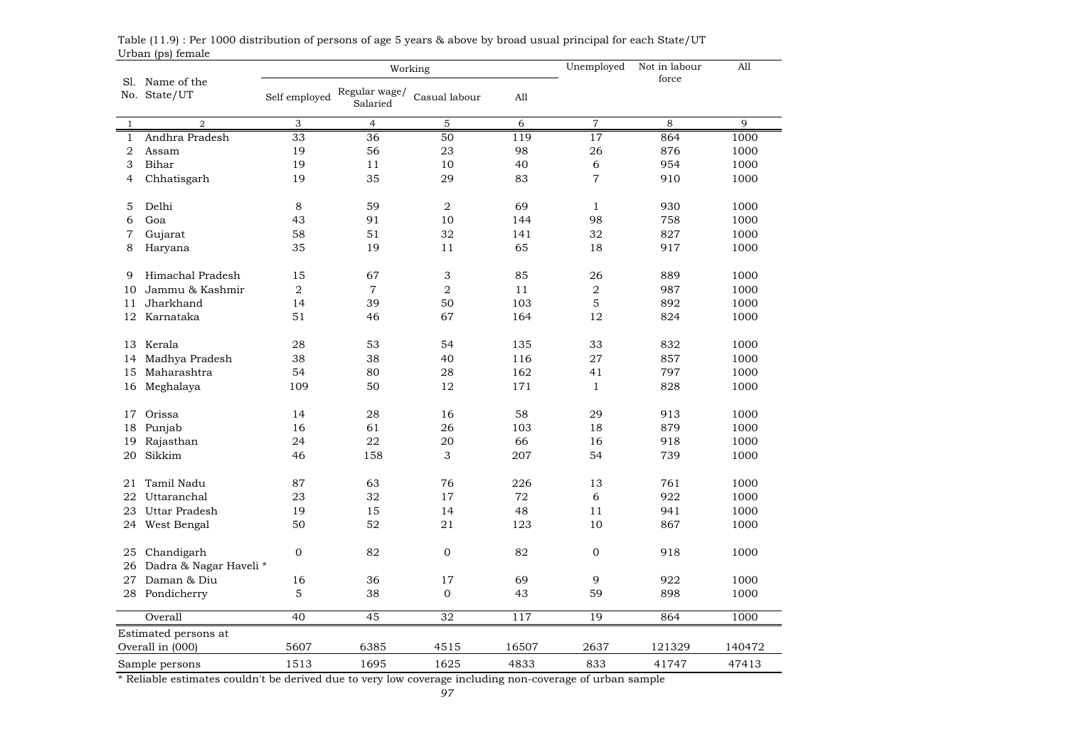Table (11.9) : Per 1000 distribution of persons of age 5 years & above by broad usual principal for each State/UT
Urban (ps) female

| Sl. No. | Name of the State/UT | Working | | | | Unemployed | Not in labour force | All |
|---|---|---|---|---|---|---|---|---|
| | | Self employed | Regular wage/ Salaried | Casual labour | All | | | |
| 1 | 2 | 3 | 4 | 5 | 6 | 7 | 8 | 9 |
| 1 | Andhra Pradesh | 33 | 36 | 50 | 119 | 17 | 864 | 1000 |
| 2 | Assam | 19 | 56 | 23 | 98 | 26 | 876 | 1000 |
| 3 | Bihar | 19 | 11 | 10 | 40 | 6 | 954 | 1000 |
| 4 | Chhatisgarh | 19 | 35 | 29 | 83 | 7 | 910 | 1000 |
| 5 | Delhi | 8 | 59 | 2 | 69 | 1 | 930 | 1000 |
| 6 | Goa | 43 | 91 | 10 | 144 | 98 | 758 | 1000 |
| 7 | Gujarat | 58 | 51 | 32 | 141 | 32 | 827 | 1000 |
| 8 | Haryana | 35 | 19 | 11 | 65 | 18 | 917 | 1000 |
| 9 | Himachal Pradesh | 15 | 67 | 3 | 85 | 26 | 889 | 1000 |
| 10 | Jammu & Kashmir | 2 | 7 | 2 | 11 | 2 | 987 | 1000 |
| 11 | Jharkhand | 14 | 39 | 50 | 103 | 5 | 892 | 1000 |
| 12 | Karnataka | 51 | 46 | 67 | 164 | 12 | 824 | 1000 |
| 13 | Kerala | 28 | 53 | 54 | 135 | 33 | 832 | 1000 |
| 14 | Madhya Pradesh | 38 | 38 | 40 | 116 | 27 | 857 | 1000 |
| 15 | Maharashtra | 54 | 80 | 28 | 162 | 41 | 797 | 1000 |
| 16 | Meghalaya | 109 | 50 | 12 | 171 | 1 | 828 | 1000 |
| 17 | Orissa | 14 | 28 | 16 | 58 | 29 | 913 | 1000 |
| 18 | Punjab | 16 | 61 | 26 | 103 | 18 | 879 | 1000 |
| 19 | Rajasthan | 24 | 22 | 20 | 66 | 16 | 918 | 1000 |
| 20 | Sikkim | 46 | 158 | 3 | 207 | 54 | 739 | 1000 |
| 21 | Tamil Nadu | 87 | 63 | 76 | 226 | 13 | 761 | 1000 |
| 22 | Uttaranchal | 23 | 32 | 17 | 72 | 6 | 922 | 1000 |
| 23 | Uttar Pradesh | 19 | 15 | 14 | 48 | 11 | 941 | 1000 |
| 24 | West Bengal | 50 | 52 | 21 | 123 | 10 | 867 | 1000 |
| 25 | Chandigarh | 0 | 82 | 0 | 82 | 0 | 918 | 1000 |
| 26 | Dadra & Nagar Haveli * | | | | | | | |
| 27 | Daman & Diu | 16 | 36 | 17 | 69 | 9 | 922 | 1000 |
| 28 | Pondicherry | 5 | 38 | 0 | 43 | 59 | 898 | 1000 |
| | Overall | 40 | 45 | 32 | 117 | 19 | 864 | 1000 |
| | Estimated persons at Overall in (000) | 5607 | 6385 | 4515 | 16507 | 2637 | 121329 | 140472 |
| | Sample persons | 1513 | 1695 | 1625 | 4833 | 833 | 41747 | 47413 |

* Reliable estimates couldn't be derived due to very low coverage including non-coverage of urban sample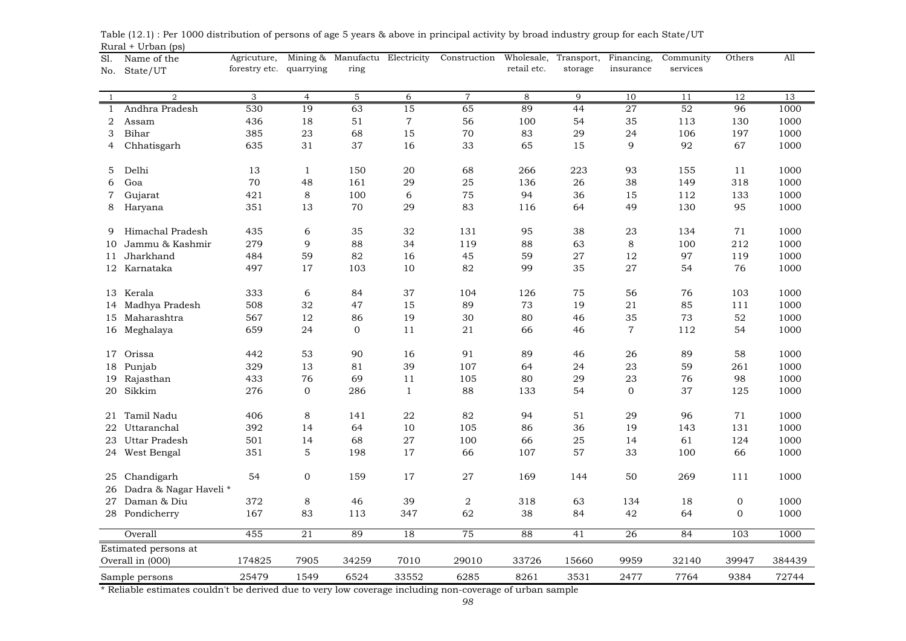Table (12.1) : Per 1000 distribution of persons of age 5 years & above in principal activity by broad industry group for each State/UT

Rural + Urban (ps)

| Sl. No. | Name of the State/UT | Agricuture, forestry etc. | Mining & quarrying | Manufacturing | Electricity | Construction | Wholesale, retail etc. | Transport, storage | Financing, insurance | Community services | Others | All |
|---|---|---|---|---|---|---|---|---|---|---|---|---|
| 1 | 2 | 3 | 4 | 5 | 6 | 7 | 8 | 9 | 10 | 11 | 12 | 13 |
| 1 | Andhra Pradesh | 530 | 19 | 63 | 15 | 65 | 89 | 44 | 27 | 52 | 96 | 1000 |
| 2 | Assam | 436 | 18 | 51 | 7 | 56 | 100 | 54 | 35 | 113 | 130 | 1000 |
| 3 | Bihar | 385 | 23 | 68 | 15 | 70 | 83 | 29 | 24 | 106 | 197 | 1000 |
| 4 | Chhatisgarh | 635 | 31 | 37 | 16 | 33 | 65 | 15 | 9 | 92 | 67 | 1000 |
| 5 | Delhi | 13 | 1 | 150 | 20 | 68 | 266 | 223 | 93 | 155 | 11 | 1000 |
| 6 | Goa | 70 | 48 | 161 | 29 | 25 | 136 | 26 | 38 | 149 | 318 | 1000 |
| 7 | Gujarat | 421 | 8 | 100 | 6 | 75 | 94 | 36 | 15 | 112 | 133 | 1000 |
| 8 | Haryana | 351 | 13 | 70 | 29 | 83 | 116 | 64 | 49 | 130 | 95 | 1000 |
| 9 | Himachal Pradesh | 435 | 6 | 35 | 32 | 131 | 95 | 38 | 23 | 134 | 71 | 1000 |
| 10 | Jammu & Kashmir | 279 | 9 | 88 | 34 | 119 | 88 | 63 | 8 | 100 | 212 | 1000 |
| 11 | Jharkhand | 484 | 59 | 82 | 16 | 45 | 59 | 27 | 12 | 97 | 119 | 1000 |
| 12 | Karnataka | 497 | 17 | 103 | 10 | 82 | 99 | 35 | 27 | 54 | 76 | 1000 |
| 13 | Kerala | 333 | 6 | 84 | 37 | 104 | 126 | 75 | 56 | 76 | 103 | 1000 |
| 14 | Madhya Pradesh | 508 | 32 | 47 | 15 | 89 | 73 | 19 | 21 | 85 | 111 | 1000 |
| 15 | Maharashtra | 567 | 12 | 86 | 19 | 30 | 80 | 46 | 35 | 73 | 52 | 1000 |
| 16 | Meghalaya | 659 | 24 | 0 | 11 | 21 | 66 | 46 | 7 | 112 | 54 | 1000 |
| 17 | Orissa | 442 | 53 | 90 | 16 | 91 | 89 | 46 | 26 | 89 | 58 | 1000 |
| 18 | Punjab | 329 | 13 | 81 | 39 | 107 | 64 | 24 | 23 | 59 | 261 | 1000 |
| 19 | Rajasthan | 433 | 76 | 69 | 11 | 105 | 80 | 29 | 23 | 76 | 98 | 1000 |
| 20 | Sikkim | 276 | 0 | 286 | 1 | 88 | 133 | 54 | 0 | 37 | 125 | 1000 |
| 21 | Tamil Nadu | 406 | 8 | 141 | 22 | 82 | 94 | 51 | 29 | 96 | 71 | 1000 |
| 22 | Uttaranchal | 392 | 14 | 64 | 10 | 105 | 86 | 36 | 19 | 143 | 131 | 1000 |
| 23 | Uttar Pradesh | 501 | 14 | 68 | 27 | 100 | 66 | 25 | 14 | 61 | 124 | 1000 |
| 24 | West Bengal | 351 | 5 | 198 | 17 | 66 | 107 | 57 | 33 | 100 | 66 | 1000 |
| 25 | Chandigarh | 54 | 0 | 159 | 17 | 27 | 169 | 144 | 50 | 269 | 111 | 1000 |
| 26 | Dadra & Nagar Haveli * | | | | | | | | | | | |
| 27 | Daman & Diu | 372 | 8 | 46 | 39 | 2 | 318 | 63 | 134 | 18 | 0 | 1000 |
| 28 | Pondicherry | 167 | 83 | 113 | 347 | 62 | 38 | 84 | 42 | 64 | 0 | 1000 |
| | Overall | 455 | 21 | 89 | 18 | 75 | 88 | 41 | 26 | 84 | 103 | 1000 |
| | Estimated persons at Overall in (000) | 174825 | 7905 | 34259 | 7010 | 29010 | 33726 | 15660 | 9959 | 32140 | 39947 | 384439 |
| | Sample persons | 25479 | 1549 | 6524 | 33552 | 6285 | 8261 | 3531 | 2477 | 7764 | 9384 | 72744 |

\* Reliable estimates couldn't be derived due to very low coverage including non-coverage of urban sample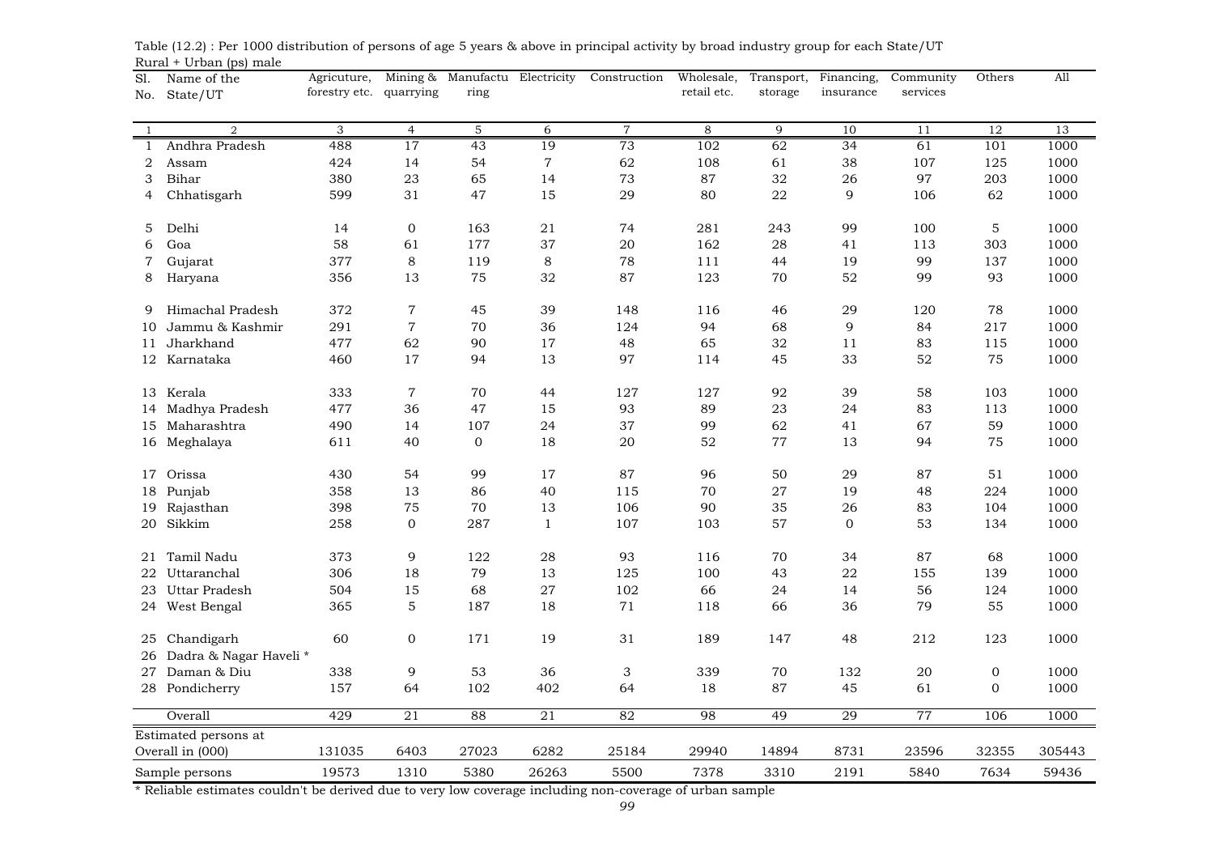Table (12.2) : Per 1000 distribution of persons of age 5 years & above in principal activity by broad industry group for each State/UT

Rural + Urban (ps) male

| Sl. No. | Name of the State/UT | Agricuture, forestry etc. | Mining & quarrying | Manufacturing | Electricity | Construction | Wholesale, retail etc. | Transport, storage | Financing, insurance | Community services | Others | All |
|---|---|---|---|---|---|---|---|---|---|---|---|---|
| 1 | 2 | 3 | 4 | 5 | 6 | 7 | 8 | 9 | 10 | 11 | 12 | 13 |
| 1 | Andhra Pradesh | 488 | 17 | 43 | 19 | 73 | 102 | 62 | 34 | 61 | 101 | 1000 |
| 2 | Assam | 424 | 14 | 54 | 7 | 62 | 108 | 61 | 38 | 107 | 125 | 1000 |
| 3 | Bihar | 380 | 23 | 65 | 14 | 73 | 87 | 32 | 26 | 97 | 203 | 1000 |
| 4 | Chhatisgarh | 599 | 31 | 47 | 15 | 29 | 80 | 22 | 9 | 106 | 62 | 1000 |
| 5 | Delhi | 14 | 0 | 163 | 21 | 74 | 281 | 243 | 99 | 100 | 5 | 1000 |
| 6 | Goa | 58 | 61 | 177 | 37 | 20 | 162 | 28 | 41 | 113 | 303 | 1000 |
| 7 | Gujarat | 377 | 8 | 119 | 8 | 78 | 111 | 44 | 19 | 99 | 137 | 1000 |
| 8 | Haryana | 356 | 13 | 75 | 32 | 87 | 123 | 70 | 52 | 99 | 93 | 1000 |
| 9 | Himachal Pradesh | 372 | 7 | 45 | 39 | 148 | 116 | 46 | 29 | 120 | 78 | 1000 |
| 10 | Jammu & Kashmir | 291 | 7 | 70 | 36 | 124 | 94 | 68 | 9 | 84 | 217 | 1000 |
| 11 | Jharkhand | 477 | 62 | 90 | 17 | 48 | 65 | 32 | 11 | 83 | 115 | 1000 |
| 12 | Karnataka | 460 | 17 | 94 | 13 | 97 | 114 | 45 | 33 | 52 | 75 | 1000 |
| 13 | Kerala | 333 | 7 | 70 | 44 | 127 | 127 | 92 | 39 | 58 | 103 | 1000 |
| 14 | Madhya Pradesh | 477 | 36 | 47 | 15 | 93 | 89 | 23 | 24 | 83 | 113 | 1000 |
| 15 | Maharashtra | 490 | 14 | 107 | 24 | 37 | 99 | 62 | 41 | 67 | 59 | 1000 |
| 16 | Meghalaya | 611 | 40 | 0 | 18 | 20 | 52 | 77 | 13 | 94 | 75 | 1000 |
| 17 | Orissa | 430 | 54 | 99 | 17 | 87 | 96 | 50 | 29 | 87 | 51 | 1000 |
| 18 | Punjab | 358 | 13 | 86 | 40 | 115 | 70 | 27 | 19 | 48 | 224 | 1000 |
| 19 | Rajasthan | 398 | 75 | 70 | 13 | 106 | 90 | 35 | 26 | 83 | 104 | 1000 |
| 20 | Sikkim | 258 | 0 | 287 | 1 | 107 | 103 | 57 | 0 | 53 | 134 | 1000 |
| 21 | Tamil Nadu | 373 | 9 | 122 | 28 | 93 | 116 | 70 | 34 | 87 | 68 | 1000 |
| 22 | Uttaranchal | 306 | 18 | 79 | 13 | 125 | 100 | 43 | 22 | 155 | 139 | 1000 |
| 23 | Uttar Pradesh | 504 | 15 | 68 | 27 | 102 | 66 | 24 | 14 | 56 | 124 | 1000 |
| 24 | West Bengal | 365 | 5 | 187 | 18 | 71 | 118 | 66 | 36 | 79 | 55 | 1000 |
| 25 | Chandigarh | 60 | 0 | 171 | 19 | 31 | 189 | 147 | 48 | 212 | 123 | 1000 |
| 26 | Dadra & Nagar Haveli * | | | | | | | | | | | |
| 27 | Daman & Diu | 338 | 9 | 53 | 36 | 3 | 339 | 70 | 132 | 20 | 0 | 1000 |
| 28 | Pondicherry | 157 | 64 | 102 | 402 | 64 | 18 | 87 | 45 | 61 | 0 | 1000 |
| | Overall | 429 | 21 | 88 | 21 | 82 | 98 | 49 | 29 | 77 | 106 | 1000 |
| | Estimated persons at Overall in (000) | 131035 | 6403 | 27023 | 6282 | 25184 | 29940 | 14894 | 8731 | 23596 | 32355 | 305443 |
| | Sample persons | 19573 | 1310 | 5380 | 26263 | 5500 | 7378 | 3310 | 2191 | 5840 | 7634 | 59436 |

\* Reliable estimates couldn't be derived due to very low coverage including non-coverage of urban sample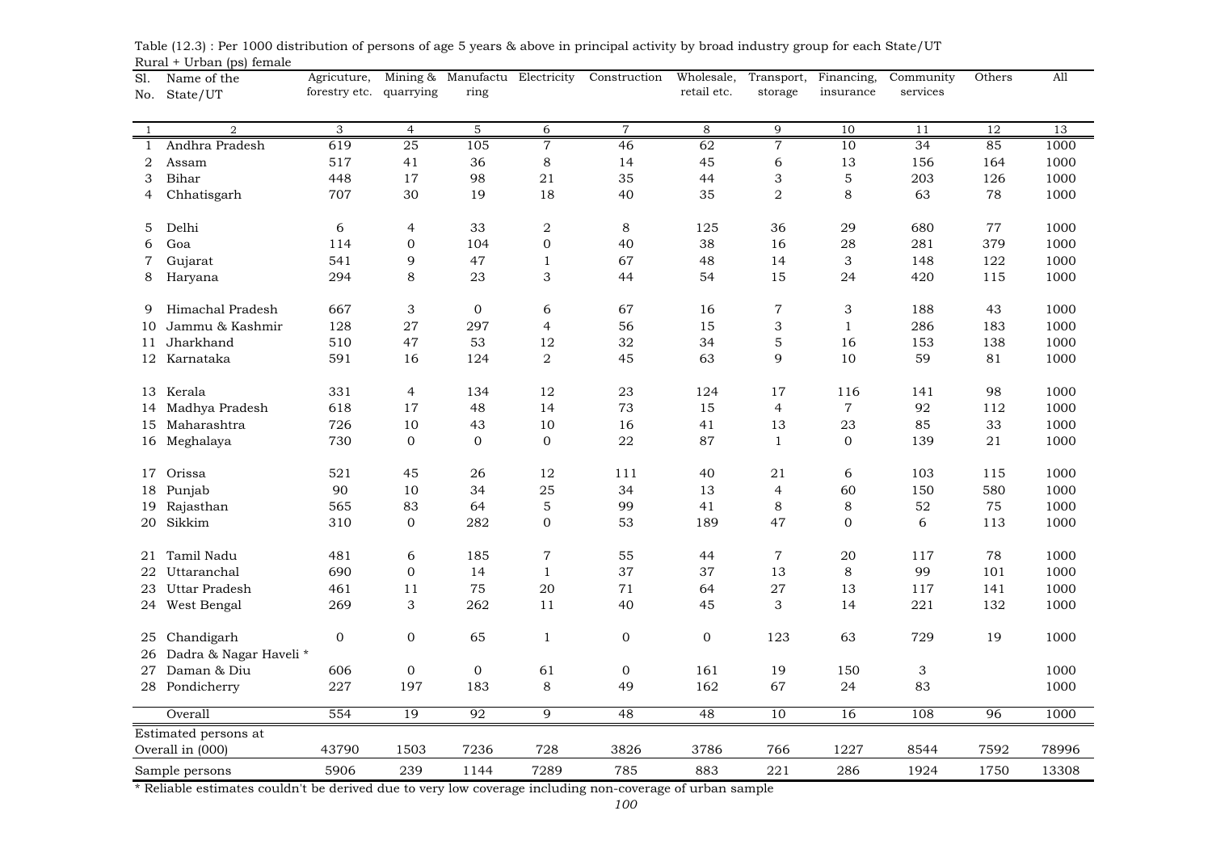Table (12.3) : Per 1000 distribution of persons of age 5 years & above in principal activity by broad industry group for each State/UT

Rural + Urban (ps) female

| Sl. No. | Name of the State/UT | Agricuture, forestry etc. | Mining & quarrying | Manufacturing | Electricity | Construction | Wholesale, retail etc. | Transport, storage | Financing, insurance | Community services | Others | All |
|---|---|---|---|---|---|---|---|---|---|---|---|---|
| 1 | 2 | 3 | 4 | 5 | 6 | 7 | 8 | 9 | 10 | 11 | 12 | 13 |
| 1 | Andhra Pradesh | 619 | 25 | 105 | 7 | 46 | 62 | 7 | 10 | 34 | 85 | 1000 |
| 2 | Assam | 517 | 41 | 36 | 8 | 14 | 45 | 6 | 13 | 156 | 164 | 1000 |
| 3 | Bihar | 448 | 17 | 98 | 21 | 35 | 44 | 3 | 5 | 203 | 126 | 1000 |
| 4 | Chhatisgarh | 707 | 30 | 19 | 18 | 40 | 35 | 2 | 8 | 63 | 78 | 1000 |
| 5 | Delhi | 6 | 4 | 33 | 2 | 8 | 125 | 36 | 29 | 680 | 77 | 1000 |
| 6 | Goa | 114 | 0 | 104 | 0 | 40 | 38 | 16 | 28 | 281 | 379 | 1000 |
| 7 | Gujarat | 541 | 9 | 47 | 1 | 67 | 48 | 14 | 3 | 148 | 122 | 1000 |
| 8 | Haryana | 294 | 8 | 23 | 3 | 44 | 54 | 15 | 24 | 420 | 115 | 1000 |
| 9 | Himachal Pradesh | 667 | 3 | 0 | 6 | 67 | 16 | 7 | 3 | 188 | 43 | 1000 |
| 10 | Jammu & Kashmir | 128 | 27 | 297 | 4 | 56 | 15 | 3 | 1 | 286 | 183 | 1000 |
| 11 | Jharkhand | 510 | 47 | 53 | 12 | 32 | 34 | 5 | 16 | 153 | 138 | 1000 |
| 12 | Karnataka | 591 | 16 | 124 | 2 | 45 | 63 | 9 | 10 | 59 | 81 | 1000 |
| 13 | Kerala | 331 | 4 | 134 | 12 | 23 | 124 | 17 | 116 | 141 | 98 | 1000 |
| 14 | Madhya Pradesh | 618 | 17 | 48 | 14 | 73 | 15 | 4 | 7 | 92 | 112 | 1000 |
| 15 | Maharashtra | 726 | 10 | 43 | 10 | 16 | 41 | 13 | 23 | 85 | 33 | 1000 |
| 16 | Meghalaya | 730 | 0 | 0 | 0 | 22 | 87 | 1 | 0 | 139 | 21 | 1000 |
| 17 | Orissa | 521 | 45 | 26 | 12 | 111 | 40 | 21 | 6 | 103 | 115 | 1000 |
| 18 | Punjab | 90 | 10 | 34 | 25 | 34 | 13 | 4 | 60 | 150 | 580 | 1000 |
| 19 | Rajasthan | 565 | 83 | 64 | 5 | 99 | 41 | 8 | 8 | 52 | 75 | 1000 |
| 20 | Sikkim | 310 | 0 | 282 | 0 | 53 | 189 | 47 | 0 | 6 | 113 | 1000 |
| 21 | Tamil Nadu | 481 | 6 | 185 | 7 | 55 | 44 | 7 | 20 | 117 | 78 | 1000 |
| 22 | Uttaranchal | 690 | 0 | 14 | 1 | 37 | 37 | 13 | 8 | 99 | 101 | 1000 |
| 23 | Uttar Pradesh | 461 | 11 | 75 | 20 | 71 | 64 | 27 | 13 | 117 | 141 | 1000 |
| 24 | West Bengal | 269 | 3 | 262 | 11 | 40 | 45 | 3 | 14 | 221 | 132 | 1000 |
| 25 | Chandigarh | 0 | 0 | 65 | 1 | 0 | 0 | 123 | 63 | 729 | 19 | 1000 |
| 26 | Dadra & Nagar Haveli * | | | | | | | | | | | |
| 27 | Daman & Diu | 606 | 0 | 0 | 61 | 0 | 161 | 19 | 150 | 3 | | 1000 |
| 28 | Pondicherry | 227 | 197 | 183 | 8 | 49 | 162 | 67 | 24 | 83 | | 1000 |
| | Overall | 554 | 19 | 92 | 9 | 48 | 48 | 10 | 16 | 108 | 96 | 1000 |
| | Estimated persons at Overall in (000) | 43790 | 1503 | 7236 | 728 | 3826 | 3786 | 766 | 1227 | 8544 | 7592 | 78996 |
| | Sample persons | 5906 | 239 | 1144 | 7289 | 785 | 883 | 221 | 286 | 1924 | 1750 | 13308 |

\* Reliable estimates couldn't be derived due to very low coverage including non-coverage of urban sample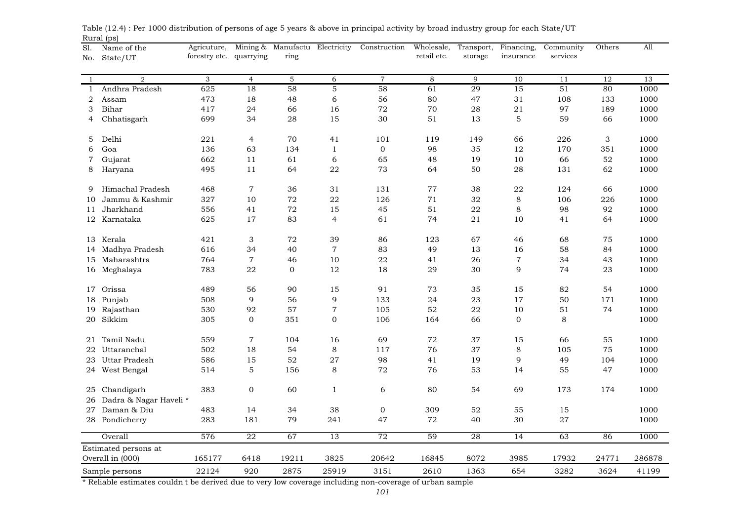Table (12.4) : Per 1000 distribution of persons of age 5 years & above in principal activity by broad industry group for each State/UT

Rural (ps)

| Sl. No. | Name of the State/UT | Agricuture, forestry etc. | Mining & quarrying | Manufacturing | Electricity | Construction | Wholesale, retail etc. | Transport, storage | Financing, insurance | Community services | Others | All |
|---|---|---|---|---|---|---|---|---|---|---|---|---|
| 1 | 2 | 3 | 4 | 5 | 6 | 7 | 8 | 9 | 10 | 11 | 12 | 13 |
| 1 | Andhra Pradesh | 625 | 18 | 58 | 5 | 58 | 61 | 29 | 15 | 51 | 80 | 1000 |
| 2 | Assam | 473 | 18 | 48 | 6 | 56 | 80 | 47 | 31 | 108 | 133 | 1000 |
| 3 | Bihar | 417 | 24 | 66 | 16 | 72 | 70 | 28 | 21 | 97 | 189 | 1000 |
| 4 | Chhatisgarh | 699 | 34 | 28 | 15 | 30 | 51 | 13 | 5 | 59 | 66 | 1000 |
| 5 | Delhi | 221 | 4 | 70 | 41 | 101 | 119 | 149 | 66 | 226 | 3 | 1000 |
| 6 | Goa | 136 | 63 | 134 | 1 | 0 | 98 | 35 | 12 | 170 | 351 | 1000 |
| 7 | Gujarat | 662 | 11 | 61 | 6 | 65 | 48 | 19 | 10 | 66 | 52 | 1000 |
| 8 | Haryana | 495 | 11 | 64 | 22 | 73 | 64 | 50 | 28 | 131 | 62 | 1000 |
| 9 | Himachal Pradesh | 468 | 7 | 36 | 31 | 131 | 77 | 38 | 22 | 124 | 66 | 1000 |
| 10 | Jammu & Kashmir | 327 | 10 | 72 | 22 | 126 | 71 | 32 | 8 | 106 | 226 | 1000 |
| 11 | Jharkhand | 556 | 41 | 72 | 15 | 45 | 51 | 22 | 8 | 98 | 92 | 1000 |
| 12 | Karnataka | 625 | 17 | 83 | 4 | 61 | 74 | 21 | 10 | 41 | 64 | 1000 |
| 13 | Kerala | 421 | 3 | 72 | 39 | 86 | 123 | 67 | 46 | 68 | 75 | 1000 |
| 14 | Madhya Pradesh | 616 | 34 | 40 | 7 | 83 | 49 | 13 | 16 | 58 | 84 | 1000 |
| 15 | Maharashtra | 764 | 7 | 46 | 10 | 22 | 41 | 26 | 7 | 34 | 43 | 1000 |
| 16 | Meghalaya | 783 | 22 | 0 | 12 | 18 | 29 | 30 | 9 | 74 | 23 | 1000 |
| 17 | Orissa | 489 | 56 | 90 | 15 | 91 | 73 | 35 | 15 | 82 | 54 | 1000 |
| 18 | Punjab | 508 | 9 | 56 | 9 | 133 | 24 | 23 | 17 | 50 | 171 | 1000 |
| 19 | Rajasthan | 530 | 92 | 57 | 7 | 105 | 52 | 22 | 10 | 51 | 74 | 1000 |
| 20 | Sikkim | 305 | 0 | 351 | 0 | 106 | 164 | 66 | 0 | 8 | | 1000 |
| 21 | Tamil Nadu | 559 | 7 | 104 | 16 | 69 | 72 | 37 | 15 | 66 | 55 | 1000 |
| 22 | Uttaranchal | 502 | 18 | 54 | 8 | 117 | 76 | 37 | 8 | 105 | 75 | 1000 |
| 23 | Uttar Pradesh | 586 | 15 | 52 | 27 | 98 | 41 | 19 | 9 | 49 | 104 | 1000 |
| 24 | West Bengal | 514 | 5 | 156 | 8 | 72 | 76 | 53 | 14 | 55 | 47 | 1000 |
| 25 | Chandigarh | 383 | 0 | 60 | 1 | 6 | 80 | 54 | 69 | 173 | 174 | 1000 |
| 26 | Dadra & Nagar Haveli * | | | | | | | | | | | |
| 27 | Daman & Diu | 483 | 14 | 34 | 38 | 0 | 309 | 52 | 55 | 15 | | 1000 |
| 28 | Pondicherry | 283 | 181 | 79 | 241 | 47 | 72 | 40 | 30 | 27 | | 1000 |
| | Overall | 576 | 22 | 67 | 13 | 72 | 59 | 28 | 14 | 63 | 86 | 1000 |
| | Estimated persons at Overall in (000) | 165177 | 6418 | 19211 | 3825 | 20642 | 16845 | 8072 | 3985 | 17932 | 24771 | 286878 |
| | Sample persons | 22124 | 920 | 2875 | 25919 | 3151 | 2610 | 1363 | 654 | 3282 | 3624 | 41199 |

* Reliable estimates couldn't be derived due to very low coverage including non-coverage of urban sample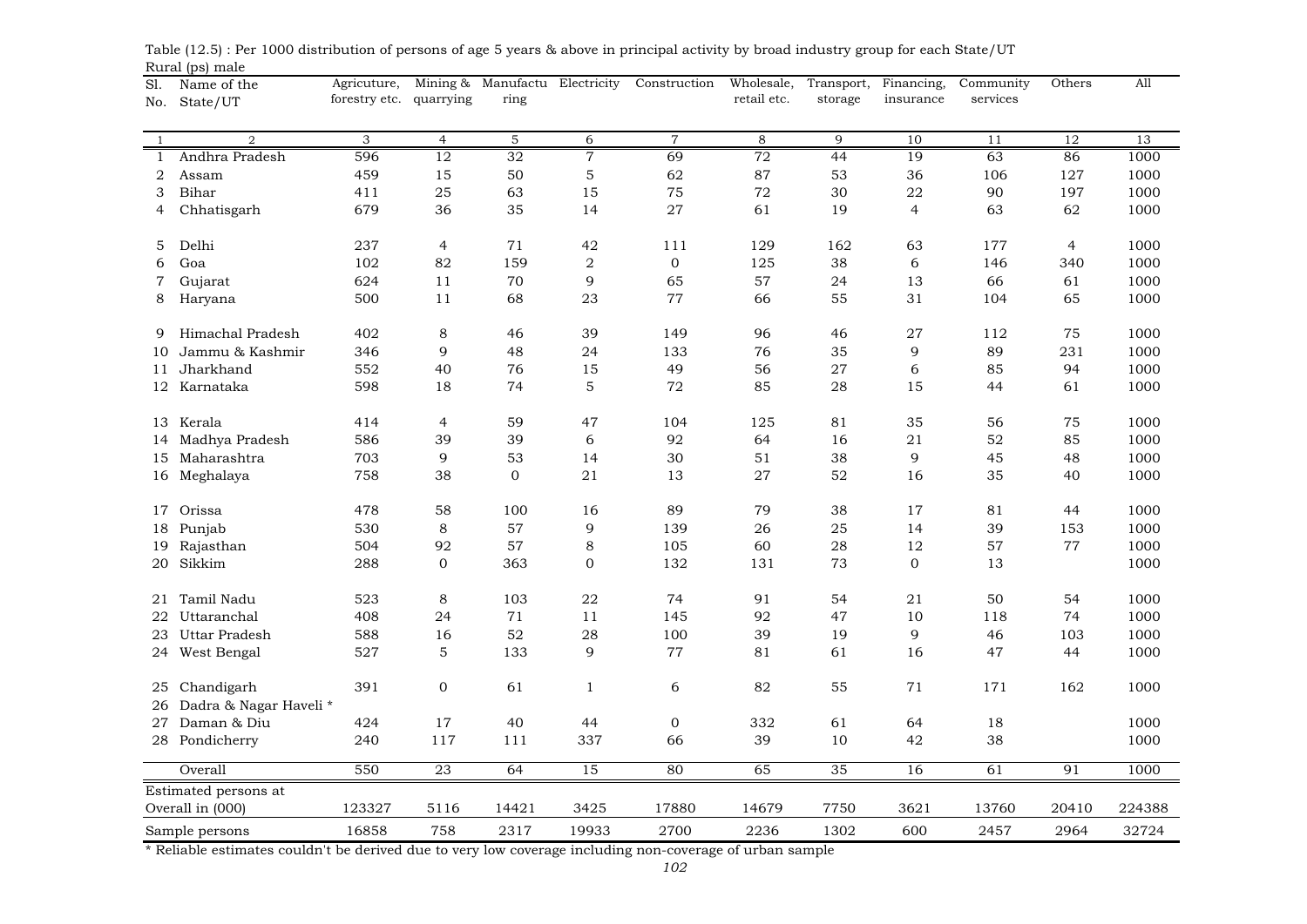Table (12.5) : Per 1000 distribution of persons of age 5 years & above in principal activity by broad industry group for each State/UT

Rural (ps) male

| Sl. No. | Name of the State/UT | Agricuture, forestry etc. | Mining & quarrying | Manufacturing | Electricity | Construction | Wholesale, retail etc. | Transport, storage | Financing, insurance | Community services | Others | All |
|---|---|---|---|---|---|---|---|---|---|---|---|---|
| 1 | 2 | 3 | 4 | 5 | 6 | 7 | 8 | 9 | 10 | 11 | 12 | 13 |
| 1 | Andhra Pradesh | 596 | 12 | 32 | 7 | 69 | 72 | 44 | 19 | 63 | 86 | 1000 |
| 2 | Assam | 459 | 15 | 50 | 5 | 62 | 87 | 53 | 36 | 106 | 127 | 1000 |
| 3 | Bihar | 411 | 25 | 63 | 15 | 75 | 72 | 30 | 22 | 90 | 197 | 1000 |
| 4 | Chhatisgarh | 679 | 36 | 35 | 14 | 27 | 61 | 19 | 4 | 63 | 62 | 1000 |
| 5 | Delhi | 237 | 4 | 71 | 42 | 111 | 129 | 162 | 63 | 177 | 4 | 1000 |
| 6 | Goa | 102 | 82 | 159 | 2 | 0 | 125 | 38 | 6 | 146 | 340 | 1000 |
| 7 | Gujarat | 624 | 11 | 70 | 9 | 65 | 57 | 24 | 13 | 66 | 61 | 1000 |
| 8 | Haryana | 500 | 11 | 68 | 23 | 77 | 66 | 55 | 31 | 104 | 65 | 1000 |
| 9 | Himachal Pradesh | 402 | 8 | 46 | 39 | 149 | 96 | 46 | 27 | 112 | 75 | 1000 |
| 10 | Jammu & Kashmir | 346 | 9 | 48 | 24 | 133 | 76 | 35 | 9 | 89 | 231 | 1000 |
| 11 | Jharkhand | 552 | 40 | 76 | 15 | 49 | 56 | 27 | 6 | 85 | 94 | 1000 |
| 12 | Karnataka | 598 | 18 | 74 | 5 | 72 | 85 | 28 | 15 | 44 | 61 | 1000 |
| 13 | Kerala | 414 | 4 | 59 | 47 | 104 | 125 | 81 | 35 | 56 | 75 | 1000 |
| 14 | Madhya Pradesh | 586 | 39 | 39 | 6 | 92 | 64 | 16 | 21 | 52 | 85 | 1000 |
| 15 | Maharashtra | 703 | 9 | 53 | 14 | 30 | 51 | 38 | 9 | 45 | 48 | 1000 |
| 16 | Meghalaya | 758 | 38 | 0 | 21 | 13 | 27 | 52 | 16 | 35 | 40 | 1000 |
| 17 | Orissa | 478 | 58 | 100 | 16 | 89 | 79 | 38 | 17 | 81 | 44 | 1000 |
| 18 | Punjab | 530 | 8 | 57 | 9 | 139 | 26 | 25 | 14 | 39 | 153 | 1000 |
| 19 | Rajasthan | 504 | 92 | 57 | 8 | 105 | 60 | 28 | 12 | 57 | 77 | 1000 |
| 20 | Sikkim | 288 | 0 | 363 | 0 | 132 | 131 | 73 | 0 | 13 | | 1000 |
| 21 | Tamil Nadu | 523 | 8 | 103 | 22 | 74 | 91 | 54 | 21 | 50 | 54 | 1000 |
| 22 | Uttaranchal | 408 | 24 | 71 | 11 | 145 | 92 | 47 | 10 | 118 | 74 | 1000 |
| 23 | Uttar Pradesh | 588 | 16 | 52 | 28 | 100 | 39 | 19 | 9 | 46 | 103 | 1000 |
| 24 | West Bengal | 527 | 5 | 133 | 9 | 77 | 81 | 61 | 16 | 47 | 44 | 1000 |
| 25 | Chandigarh | 391 | 0 | 61 | 1 | 6 | 82 | 55 | 71 | 171 | 162 | 1000 |
| 26 | Dadra & Nagar Haveli * | | | | | | | | | | | |
| 27 | Daman & Diu | 424 | 17 | 40 | 44 | 0 | 332 | 61 | 64 | 18 | | 1000 |
| 28 | Pondicherry | 240 | 117 | 111 | 337 | 66 | 39 | 10 | 42 | 38 | | 1000 |
| | Overall | 550 | 23 | 64 | 15 | 80 | 65 | 35 | 16 | 61 | 91 | 1000 |
| | Estimated persons at Overall in (000) | 123327 | 5116 | 14421 | 3425 | 17880 | 14679 | 7750 | 3621 | 13760 | 20410 | 224388 |
| | Sample persons | 16858 | 758 | 2317 | 19933 | 2700 | 2236 | 1302 | 600 | 2457 | 2964 | 32724 |

* Reliable estimates couldn't be derived due to very low coverage including non-coverage of urban sample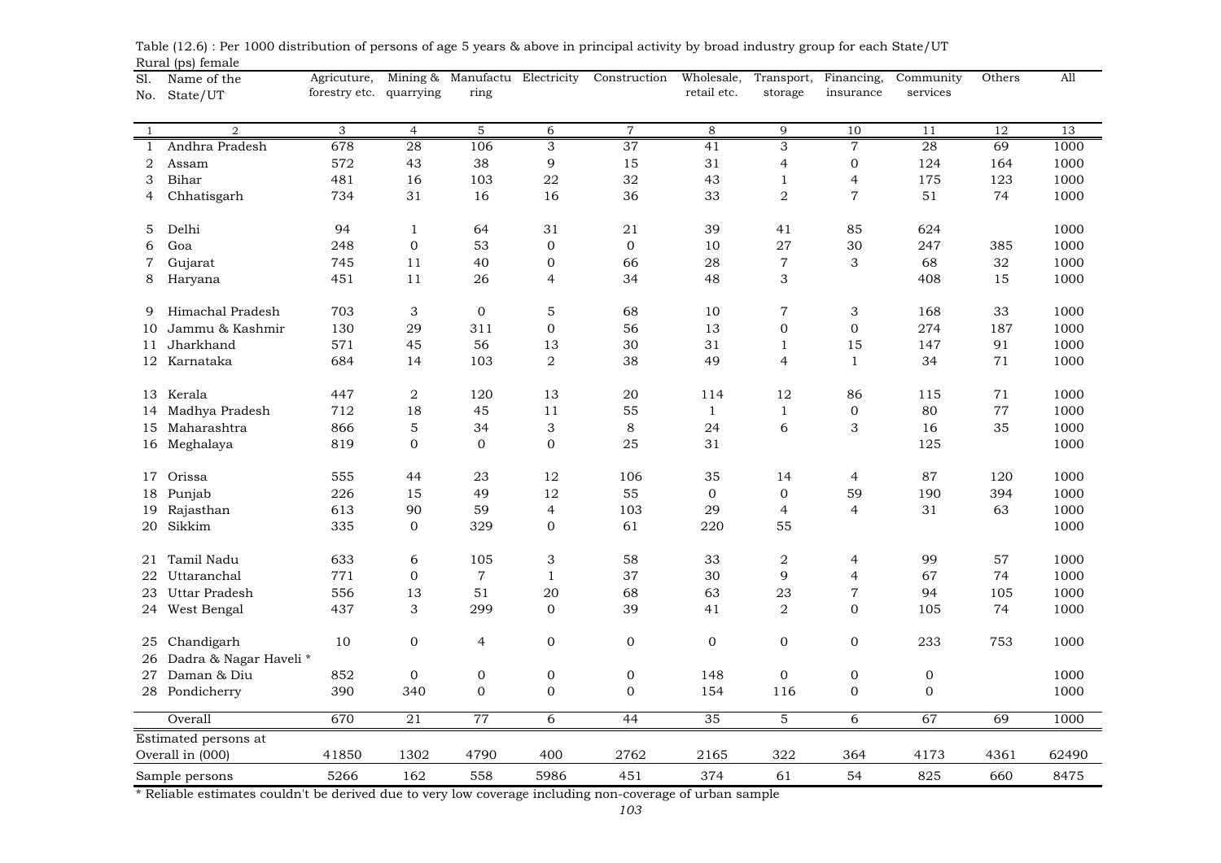Table (12.6) : Per 1000 distribution of persons of age 5 years & above in principal activity by broad industry group for each State/UT

Rural (ps) female

| Sl. No. | Name of the State/UT | Agricuture, forestry etc. | Mining & quarrying | Manufactu ring | Electricity | Construction | Wholesale, retail etc. | Transport, storage | Financing, insurance | Community services | Others | All |
|---|---|---|---|---|---|---|---|---|---|---|---|---|
| 1 | 2 | 3 | 4 | 5 | 6 | 7 | 8 | 9 | 10 | 11 | 12 | 13 |
| 1 | Andhra Pradesh | 678 | 28 | 106 | 3 | 37 | 41 | 3 | 7 | 28 | 69 | 1000 |
| 2 | Assam | 572 | 43 | 38 | 9 | 15 | 31 | 4 | 0 | 124 | 164 | 1000 |
| 3 | Bihar | 481 | 16 | 103 | 22 | 32 | 43 | 1 | 4 | 175 | 123 | 1000 |
| 4 | Chhatisgarh | 734 | 31 | 16 | 16 | 36 | 33 | 2 | 7 | 51 | 74 | 1000 |
| 5 | Delhi | 94 | 1 | 64 | 31 | 21 | 39 | 41 | 85 | 624 | | 1000 |
| 6 | Goa | 248 | 0 | 53 | 0 | 0 | 10 | 27 | 30 | 247 | 385 | 1000 |
| 7 | Gujarat | 745 | 11 | 40 | 0 | 66 | 28 | 7 | 3 | 68 | 32 | 1000 |
| 8 | Haryana | 451 | 11 | 26 | 4 | 34 | 48 | 3 | | 408 | 15 | 1000 |
| 9 | Himachal Pradesh | 703 | 3 | 0 | 5 | 68 | 10 | 7 | 3 | 168 | 33 | 1000 |
| 10 | Jammu & Kashmir | 130 | 29 | 311 | 0 | 56 | 13 | 0 | 0 | 274 | 187 | 1000 |
| 11 | Jharkhand | 571 | 45 | 56 | 13 | 30 | 31 | 1 | 15 | 147 | 91 | 1000 |
| 12 | Karnataka | 684 | 14 | 103 | 2 | 38 | 49 | 4 | 1 | 34 | 71 | 1000 |
| 13 | Kerala | 447 | 2 | 120 | 13 | 20 | 114 | 12 | 86 | 115 | 71 | 1000 |
| 14 | Madhya Pradesh | 712 | 18 | 45 | 11 | 55 | 1 | 1 | 0 | 80 | 77 | 1000 |
| 15 | Maharashtra | 866 | 5 | 34 | 3 | 8 | 24 | 6 | 3 | 16 | 35 | 1000 |
| 16 | Meghalaya | 819 | 0 | 0 | 0 | 25 | 31 | | | 125 | | 1000 |
| 17 | Orissa | 555 | 44 | 23 | 12 | 106 | 35 | 14 | 4 | 87 | 120 | 1000 |
| 18 | Punjab | 226 | 15 | 49 | 12 | 55 | 0 | 0 | 59 | 190 | 394 | 1000 |
| 19 | Rajasthan | 613 | 90 | 59 | 4 | 103 | 29 | 4 | 4 | 31 | 63 | 1000 |
| 20 | Sikkim | 335 | 0 | 329 | 0 | 61 | 220 | 55 | | | | 1000 |
| 21 | Tamil Nadu | 633 | 6 | 105 | 3 | 58 | 33 | 2 | 4 | 99 | 57 | 1000 |
| 22 | Uttaranchal | 771 | 0 | 7 | 1 | 37 | 30 | 9 | 4 | 67 | 74 | 1000 |
| 23 | Uttar Pradesh | 556 | 13 | 51 | 20 | 68 | 63 | 23 | 7 | 94 | 105 | 1000 |
| 24 | West Bengal | 437 | 3 | 299 | 0 | 39 | 41 | 2 | 0 | 105 | 74 | 1000 |
| 25 | Chandigarh | 10 | 0 | 4 | 0 | 0 | 0 | 0 | 0 | 233 | 753 | 1000 |
| 26 | Dadra & Nagar Haveli * | | | | | | | | | | | |
| 27 | Daman & Diu | 852 | 0 | 0 | 0 | 0 | 148 | 0 | 0 | 0 | | 1000 |
| 28 | Pondicherry | 390 | 340 | 0 | 0 | 0 | 154 | 116 | 0 | 0 | | 1000 |
| | Overall | 670 | 21 | 77 | 6 | 44 | 35 | 5 | 6 | 67 | 69 | 1000 |
| | Estimated persons at Overall in (000) | 41850 | 1302 | 4790 | 400 | 2762 | 2165 | 322 | 364 | 4173 | 4361 | 62490 |
| | Sample persons | 5266 | 162 | 558 | 5986 | 451 | 374 | 61 | 54 | 825 | 660 | 8475 |

* Reliable estimates couldn't be derived due to very low coverage including non-coverage of urban sample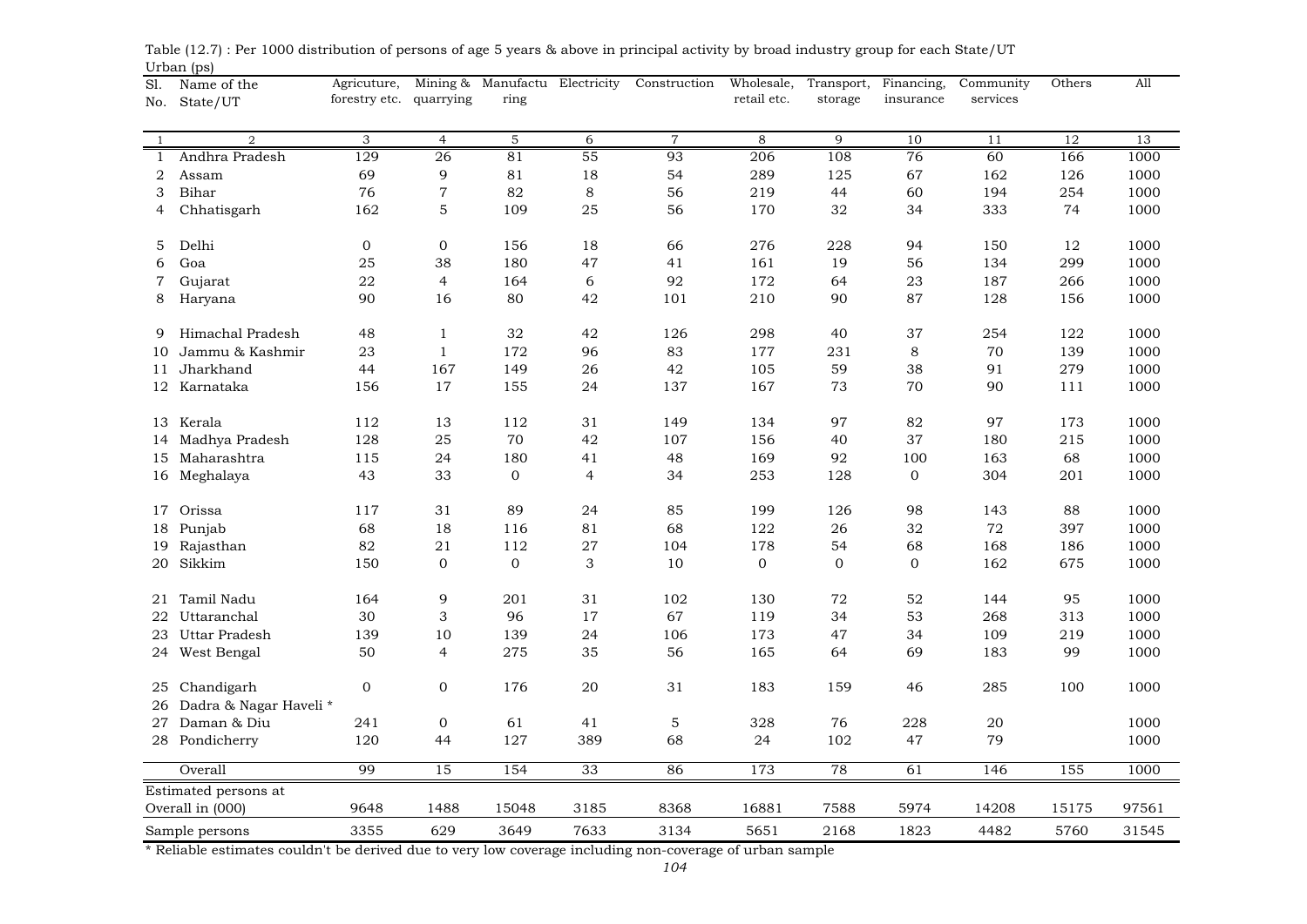Table (12.7) : Per 1000 distribution of persons of age 5 years & above in principal activity by broad industry group for each State/UT

Urban (ps)

| Sl. No. | Name of the State/UT | Agricuture, forestry etc. | Mining & quarrying | Manufactu ring | Electricity | Construction | Wholesale, retail etc. | Transport, storage | Financing, insurance | Community services | Others | All |
|---|---|---|---|---|---|---|---|---|---|---|---|---|
| 1 | 2 | 3 | 4 | 5 | 6 | 7 | 8 | 9 | 10 | 11 | 12 | 13 |
| 1 | Andhra Pradesh | 129 | 26 | 81 | 55 | 93 | 206 | 108 | 76 | 60 | 166 | 1000 |
| 2 | Assam | 69 | 9 | 81 | 18 | 54 | 289 | 125 | 67 | 162 | 126 | 1000 |
| 3 | Bihar | 76 | 7 | 82 | 8 | 56 | 219 | 44 | 60 | 194 | 254 | 1000 |
| 4 | Chhatisgarh | 162 | 5 | 109 | 25 | 56 | 170 | 32 | 34 | 333 | 74 | 1000 |
| 5 | Delhi | 0 | 0 | 156 | 18 | 66 | 276 | 228 | 94 | 150 | 12 | 1000 |
| 6 | Goa | 25 | 38 | 180 | 47 | 41 | 161 | 19 | 56 | 134 | 299 | 1000 |
| 7 | Gujarat | 22 | 4 | 164 | 6 | 92 | 172 | 64 | 23 | 187 | 266 | 1000 |
| 8 | Haryana | 90 | 16 | 80 | 42 | 101 | 210 | 90 | 87 | 128 | 156 | 1000 |
| 9 | Himachal Pradesh | 48 | 1 | 32 | 42 | 126 | 298 | 40 | 37 | 254 | 122 | 1000 |
| 10 | Jammu & Kashmir | 23 | 1 | 172 | 96 | 83 | 177 | 231 | 8 | 70 | 139 | 1000 |
| 11 | Jharkhand | 44 | 167 | 149 | 26 | 42 | 105 | 59 | 38 | 91 | 279 | 1000 |
| 12 | Karnataka | 156 | 17 | 155 | 24 | 137 | 167 | 73 | 70 | 90 | 111 | 1000 |
| 13 | Kerala | 112 | 13 | 112 | 31 | 149 | 134 | 97 | 82 | 97 | 173 | 1000 |
| 14 | Madhya Pradesh | 128 | 25 | 70 | 42 | 107 | 156 | 40 | 37 | 180 | 215 | 1000 |
| 15 | Maharashtra | 115 | 24 | 180 | 41 | 48 | 169 | 92 | 100 | 163 | 68 | 1000 |
| 16 | Meghalaya | 43 | 33 | 0 | 4 | 34 | 253 | 128 | 0 | 304 | 201 | 1000 |
| 17 | Orissa | 117 | 31 | 89 | 24 | 85 | 199 | 126 | 98 | 143 | 88 | 1000 |
| 18 | Punjab | 68 | 18 | 116 | 81 | 68 | 122 | 26 | 32 | 72 | 397 | 1000 |
| 19 | Rajasthan | 82 | 21 | 112 | 27 | 104 | 178 | 54 | 68 | 168 | 186 | 1000 |
| 20 | Sikkim | 150 | 0 | 0 | 3 | 10 | 0 | 0 | 0 | 162 | 675 | 1000 |
| 21 | Tamil Nadu | 164 | 9 | 201 | 31 | 102 | 130 | 72 | 52 | 144 | 95 | 1000 |
| 22 | Uttaranchal | 30 | 3 | 96 | 17 | 67 | 119 | 34 | 53 | 268 | 313 | 1000 |
| 23 | Uttar Pradesh | 139 | 10 | 139 | 24 | 106 | 173 | 47 | 34 | 109 | 219 | 1000 |
| 24 | West Bengal | 50 | 4 | 275 | 35 | 56 | 165 | 64 | 69 | 183 | 99 | 1000 |
| 25 | Chandigarh | 0 | 0 | 176 | 20 | 31 | 183 | 159 | 46 | 285 | 100 | 1000 |
| 26 | Dadra & Nagar Haveli * | | | | | | | | | | | |
| 27 | Daman & Diu | 241 | 0 | 61 | 41 | 5 | 328 | 76 | 228 | 20 | | 1000 |
| 28 | Pondicherry | 120 | 44 | 127 | 389 | 68 | 24 | 102 | 47 | 79 | | 1000 |
| | Overall | 99 | 15 | 154 | 33 | 86 | 173 | 78 | 61 | 146 | 155 | 1000 |
| | Estimated persons at Overall in (000) | 9648 | 1488 | 15048 | 3185 | 8368 | 16881 | 7588 | 5974 | 14208 | 15175 | 97561 |
| | Sample persons | 3355 | 629 | 3649 | 7633 | 3134 | 5651 | 2168 | 1823 | 4482 | 5760 | 31545 |

* Reliable estimates couldn't be derived due to very low coverage including non-coverage of urban sample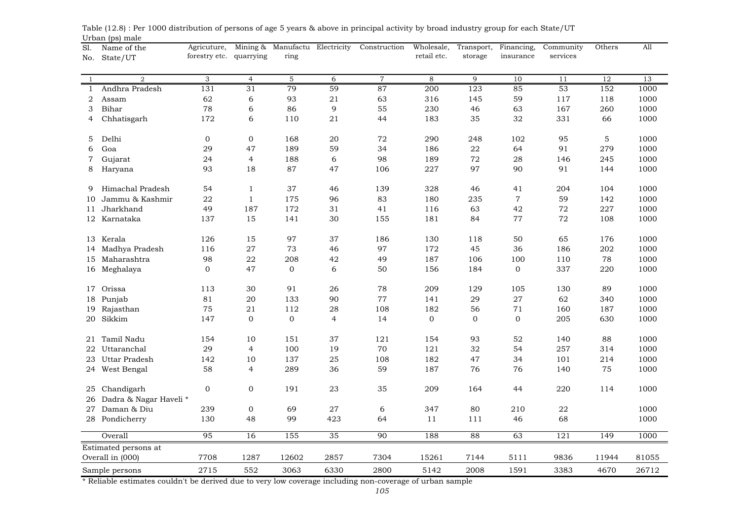Table (12.8) : Per 1000 distribution of persons of age 5 years & above in principal activity by broad industry group for each State/UT

Urban (ps) male

| Sl. No. | Name of the State/UT | Agricuture, forestry etc. | Mining & quarrying | Manufacturing | Electricity | Construction | Wholesale, retail etc. | Transport, storage | Financing, insurance | Community services | Others | All |
|---|---|---|---|---|---|---|---|---|---|---|---|---|
| 1 | 2 | 3 | 4 | 5 | 6 | 7 | 8 | 9 | 10 | 11 | 12 | 13 |
| 1 | Andhra Pradesh | 131 | 31 | 79 | 59 | 87 | 200 | 123 | 85 | 53 | 152 | 1000 |
| 2 | Assam | 62 | 6 | 93 | 21 | 63 | 316 | 145 | 59 | 117 | 118 | 1000 |
| 3 | Bihar | 78 | 6 | 86 | 9 | 55 | 230 | 46 | 63 | 167 | 260 | 1000 |
| 4 | Chhatisgarh | 172 | 6 | 110 | 21 | 44 | 183 | 35 | 32 | 331 | 66 | 1000 |
| 5 | Delhi | 0 | 0 | 168 | 20 | 72 | 290 | 248 | 102 | 95 | 5 | 1000 |
| 6 | Goa | 29 | 47 | 189 | 59 | 34 | 186 | 22 | 64 | 91 | 279 | 1000 |
| 7 | Gujarat | 24 | 4 | 188 | 6 | 98 | 189 | 72 | 28 | 146 | 245 | 1000 |
| 8 | Haryana | 93 | 18 | 87 | 47 | 106 | 227 | 97 | 90 | 91 | 144 | 1000 |
| 9 | Himachal Pradesh | 54 | 1 | 37 | 46 | 139 | 328 | 46 | 41 | 204 | 104 | 1000 |
| 10 | Jammu & Kashmir | 22 | 1 | 175 | 96 | 83 | 180 | 235 | 7 | 59 | 142 | 1000 |
| 11 | Jharkhand | 49 | 187 | 172 | 31 | 41 | 116 | 63 | 42 | 72 | 227 | 1000 |
| 12 | Karnataka | 137 | 15 | 141 | 30 | 155 | 181 | 84 | 77 | 72 | 108 | 1000 |
| 13 | Kerala | 126 | 15 | 97 | 37 | 186 | 130 | 118 | 50 | 65 | 176 | 1000 |
| 14 | Madhya Pradesh | 116 | 27 | 73 | 46 | 97 | 172 | 45 | 36 | 186 | 202 | 1000 |
| 15 | Maharashtra | 98 | 22 | 208 | 42 | 49 | 187 | 106 | 100 | 110 | 78 | 1000 |
| 16 | Meghalaya | 0 | 47 | 0 | 6 | 50 | 156 | 184 | 0 | 337 | 220 | 1000 |
| 17 | Orissa | 113 | 30 | 91 | 26 | 78 | 209 | 129 | 105 | 130 | 89 | 1000 |
| 18 | Punjab | 81 | 20 | 133 | 90 | 77 | 141 | 29 | 27 | 62 | 340 | 1000 |
| 19 | Rajasthan | 75 | 21 | 112 | 28 | 108 | 182 | 56 | 71 | 160 | 187 | 1000 |
| 20 | Sikkim | 147 | 0 | 0 | 4 | 14 | 0 | 0 | 0 | 205 | 630 | 1000 |
| 21 | Tamil Nadu | 154 | 10 | 151 | 37 | 121 | 154 | 93 | 52 | 140 | 88 | 1000 |
| 22 | Uttaranchal | 29 | 4 | 100 | 19 | 70 | 121 | 32 | 54 | 257 | 314 | 1000 |
| 23 | Uttar Pradesh | 142 | 10 | 137 | 25 | 108 | 182 | 47 | 34 | 101 | 214 | 1000 |
| 24 | West Bengal | 58 | 4 | 289 | 36 | 59 | 187 | 76 | 76 | 140 | 75 | 1000 |
| 25 | Chandigarh | 0 | 0 | 191 | 23 | 35 | 209 | 164 | 44 | 220 | 114 | 1000 |
| 26 | Dadra & Nagar Haveli * | | | | | | | | | | | |
| 27 | Daman & Diu | 239 | 0 | 69 | 27 | 6 | 347 | 80 | 210 | 22 | | 1000 |
| 28 | Pondicherry | 130 | 48 | 99 | 423 | 64 | 11 | 111 | 46 | 68 | | 1000 |
| | Overall | 95 | 16 | 155 | 35 | 90 | 188 | 88 | 63 | 121 | 149 | 1000 |
| | Estimated persons at Overall in (000) | 7708 | 1287 | 12602 | 2857 | 7304 | 15261 | 7144 | 5111 | 9836 | 11944 | 81055 |
| | Sample persons | 2715 | 552 | 3063 | 6330 | 2800 | 5142 | 2008 | 1591 | 3383 | 4670 | 26712 |

* Reliable estimates couldn't be derived due to very low coverage including non-coverage of urban sample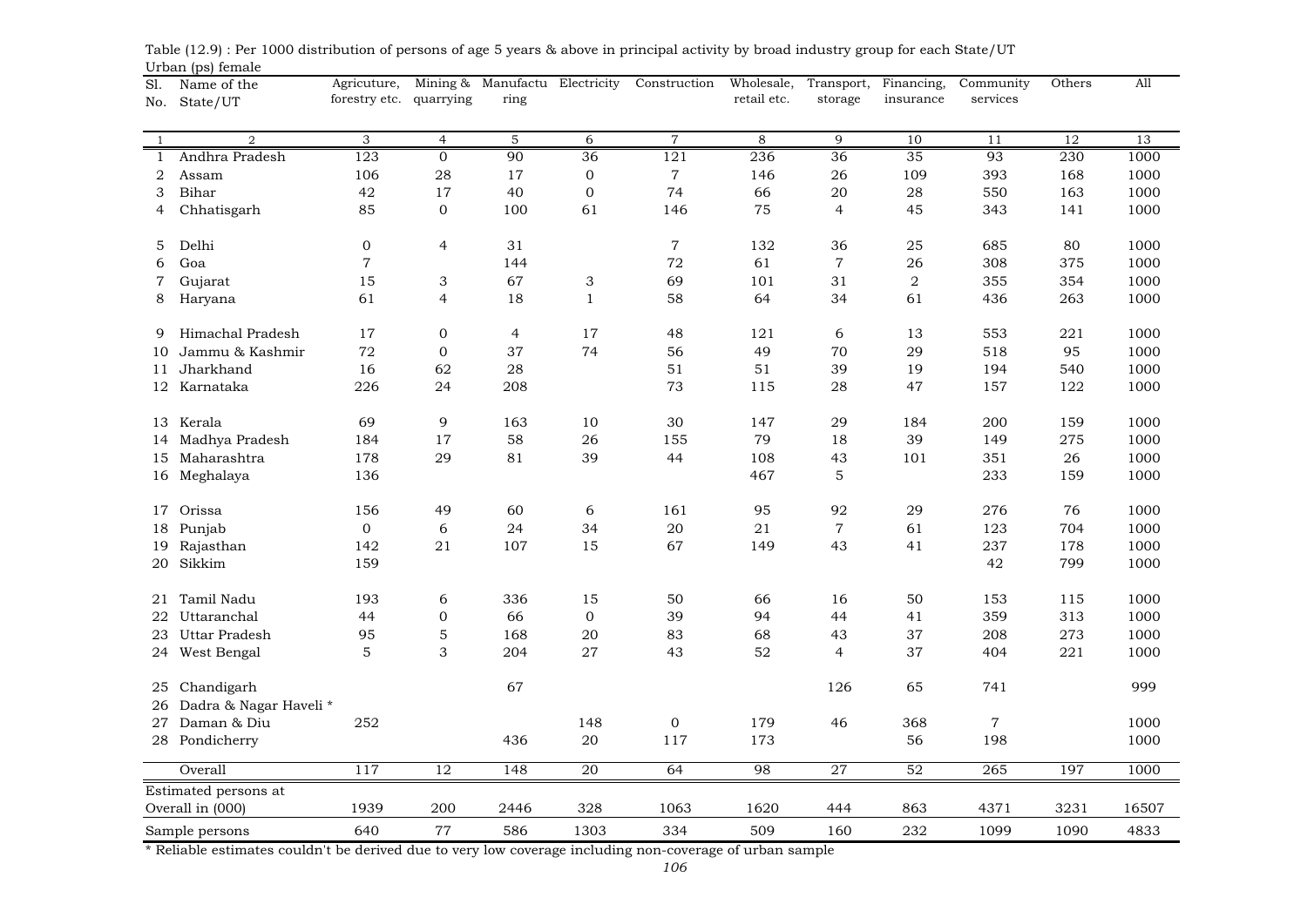Table (12.9) : Per 1000 distribution of persons of age 5 years & above in principal activity by broad industry group for each State/UT

Urban (ps) female

| Sl. No. | Name of the State/UT | Agricuture, forestry etc. | Mining & quarrying | Manufacturing | Electricity | Construction | Wholesale, retail etc. | Transport, storage | Financing, insurance | Community services | Others | All |
|---|---|---|---|---|---|---|---|---|---|---|---|---|
| 1 | 2 | 3 | 4 | 5 | 6 | 7 | 8 | 9 | 10 | 11 | 12 | 13 |
| 1 | Andhra Pradesh | 123 | 0 | 90 | 36 | 121 | 236 | 36 | 35 | 93 | 230 | 1000 |
| 2 | Assam | 106 | 28 | 17 | 0 | 7 | 146 | 26 | 109 | 393 | 168 | 1000 |
| 3 | Bihar | 42 | 17 | 40 | 0 | 74 | 66 | 20 | 28 | 550 | 163 | 1000 |
| 4 | Chhatisgarh | 85 | 0 | 100 | 61 | 146 | 75 | 4 | 45 | 343 | 141 | 1000 |
| 5 | Delhi | 0 | 4 | 31 | | 7 | 132 | 36 | 25 | 685 | 80 | 1000 |
| 6 | Goa | 7 | | 144 | | 72 | 61 | 7 | 26 | 308 | 375 | 1000 |
| 7 | Gujarat | 15 | 3 | 67 | 3 | 69 | 101 | 31 | 2 | 355 | 354 | 1000 |
| 8 | Haryana | 61 | 4 | 18 | 1 | 58 | 64 | 34 | 61 | 436 | 263 | 1000 |
| 9 | Himachal Pradesh | 17 | 0 | 4 | 17 | 48 | 121 | 6 | 13 | 553 | 221 | 1000 |
| 10 | Jammu & Kashmir | 72 | 0 | 37 | 74 | 56 | 49 | 70 | 29 | 518 | 95 | 1000 |
| 11 | Jharkhand | 16 | 62 | 28 | | 51 | 51 | 39 | 19 | 194 | 540 | 1000 |
| 12 | Karnataka | 226 | 24 | 208 | | 73 | 115 | 28 | 47 | 157 | 122 | 1000 |
| 13 | Kerala | 69 | 9 | 163 | 10 | 30 | 147 | 29 | 184 | 200 | 159 | 1000 |
| 14 | Madhya Pradesh | 184 | 17 | 58 | 26 | 155 | 79 | 18 | 39 | 149 | 275 | 1000 |
| 15 | Maharashtra | 178 | 29 | 81 | 39 | 44 | 108 | 43 | 101 | 351 | 26 | 1000 |
| 16 | Meghalaya | 136 | | | | | 467 | 5 | | 233 | 159 | 1000 |
| 17 | Orissa | 156 | 49 | 60 | 6 | 161 | 95 | 92 | 29 | 276 | 76 | 1000 |
| 18 | Punjab | 0 | 6 | 24 | 34 | 20 | 21 | 7 | 61 | 123 | 704 | 1000 |
| 19 | Rajasthan | 142 | 21 | 107 | 15 | 67 | 149 | 43 | 41 | 237 | 178 | 1000 |
| 20 | Sikkim | 159 | | | | | | | | 42 | 799 | 1000 |
| 21 | Tamil Nadu | 193 | 6 | 336 | 15 | 50 | 66 | 16 | 50 | 153 | 115 | 1000 |
| 22 | Uttaranchal | 44 | 0 | 66 | 0 | 39 | 94 | 44 | 41 | 359 | 313 | 1000 |
| 23 | Uttar Pradesh | 95 | 5 | 168 | 20 | 83 | 68 | 43 | 37 | 208 | 273 | 1000 |
| 24 | West Bengal | 5 | 3 | 204 | 27 | 43 | 52 | 4 | 37 | 404 | 221 | 1000 |
| 25 | Chandigarh | | | 67 | | | | 126 | 65 | 741 | | 999 |
| 26 | Dadra & Nagar Haveli * | | | | | | | | | | | |
| 27 | Daman & Diu | 252 | | | 148 | 0 | 179 | 46 | 368 | 7 | | 1000 |
| 28 | Pondicherry | | | 436 | 20 | 117 | 173 | | 56 | 198 | | 1000 |
| | Overall | 117 | 12 | 148 | 20 | 64 | 98 | 27 | 52 | 265 | 197 | 1000 |
| | Estimated persons at Overall in (000) | 1939 | 200 | 2446 | 328 | 1063 | 1620 | 444 | 863 | 4371 | 3231 | 16507 |
| | Sample persons | 640 | 77 | 586 | 1303 | 334 | 509 | 160 | 232 | 1099 | 1090 | 4833 |

* Reliable estimates couldn't be derived due to very low coverage including non-coverage of urban sample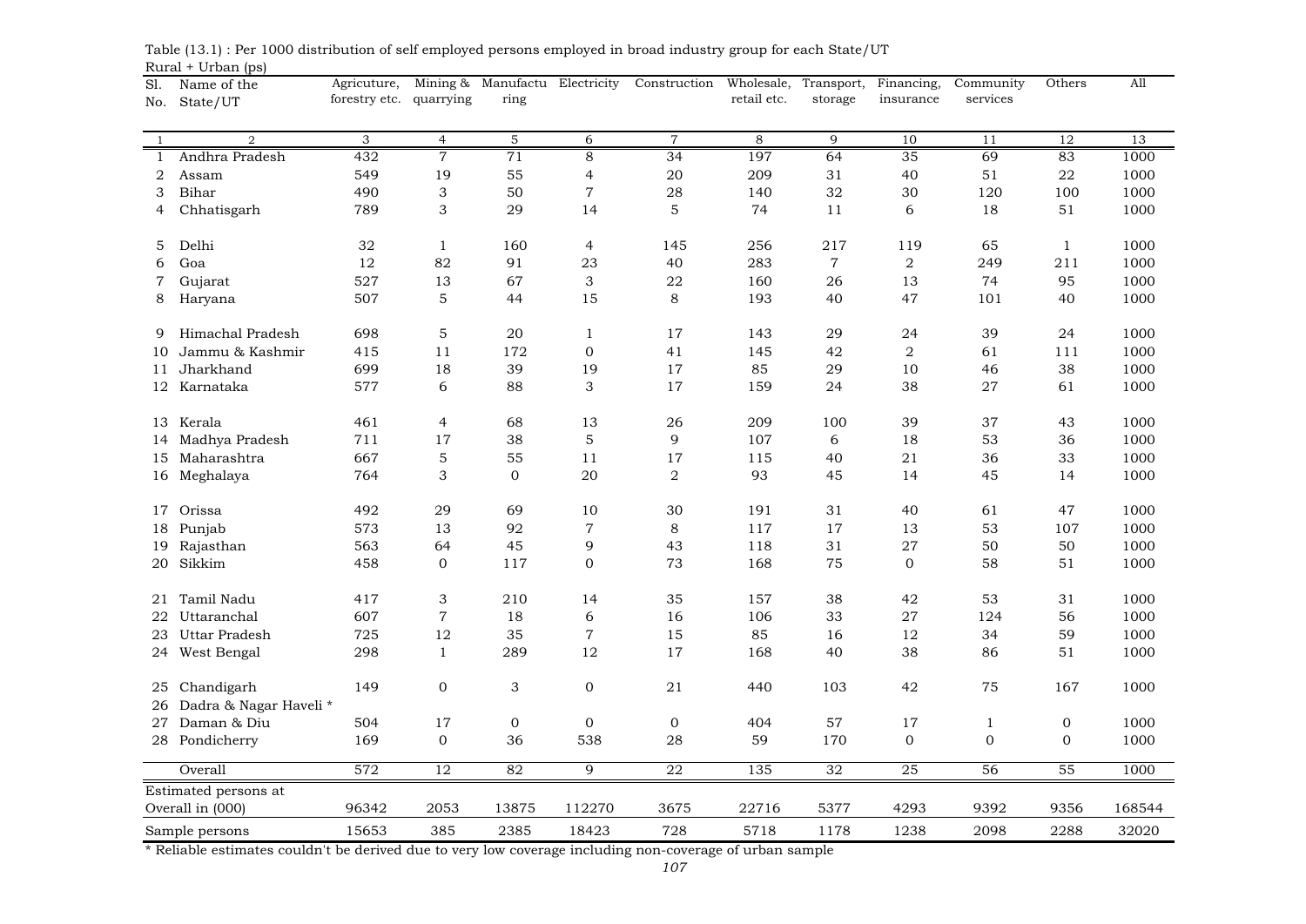Table (13.1) : Per 1000 distribution of self employed persons employed in broad industry group for each State/UT

Rural + Urban (ps)

| Sl. No. | Name of the State/UT | Agricuture, forestry etc. | Mining & quarrying | Manufacturing | Electricity | Construction | Wholesale, retail etc. | Transport, storage | Financing, insurance | Community services | Others | All |
|---|---|---|---|---|---|---|---|---|---|---|---|---|
| 1 | 2 | 3 | 4 | 5 | 6 | 7 | 8 | 9 | 10 | 11 | 12 | 13 |
| 1 | Andhra Pradesh | 432 | 7 | 71 | 8 | 34 | 197 | 64 | 35 | 69 | 83 | 1000 |
| 2 | Assam | 549 | 19 | 55 | 4 | 20 | 209 | 31 | 40 | 51 | 22 | 1000 |
| 3 | Bihar | 490 | 3 | 50 | 7 | 28 | 140 | 32 | 30 | 120 | 100 | 1000 |
| 4 | Chhatisgarh | 789 | 3 | 29 | 14 | 5 | 74 | 11 | 6 | 18 | 51 | 1000 |
| 5 | Delhi | 32 | 1 | 160 | 4 | 145 | 256 | 217 | 119 | 65 | 1 | 1000 |
| 6 | Goa | 12 | 82 | 91 | 23 | 40 | 283 | 7 | 2 | 249 | 211 | 1000 |
| 7 | Gujarat | 527 | 13 | 67 | 3 | 22 | 160 | 26 | 13 | 74 | 95 | 1000 |
| 8 | Haryana | 507 | 5 | 44 | 15 | 8 | 193 | 40 | 47 | 101 | 40 | 1000 |
| 9 | Himachal Pradesh | 698 | 5 | 20 | 1 | 17 | 143 | 29 | 24 | 39 | 24 | 1000 |
| 10 | Jammu & Kashmir | 415 | 11 | 172 | 0 | 41 | 145 | 42 | 2 | 61 | 111 | 1000 |
| 11 | Jharkhand | 699 | 18 | 39 | 19 | 17 | 85 | 29 | 10 | 46 | 38 | 1000 |
| 12 | Karnataka | 577 | 6 | 88 | 3 | 17 | 159 | 24 | 38 | 27 | 61 | 1000 |
| 13 | Kerala | 461 | 4 | 68 | 13 | 26 | 209 | 100 | 39 | 37 | 43 | 1000 |
| 14 | Madhya Pradesh | 711 | 17 | 38 | 5 | 9 | 107 | 6 | 18 | 53 | 36 | 1000 |
| 15 | Maharashtra | 667 | 5 | 55 | 11 | 17 | 115 | 40 | 21 | 36 | 33 | 1000 |
| 16 | Meghalaya | 764 | 3 | 0 | 20 | 2 | 93 | 45 | 14 | 45 | 14 | 1000 |
| 17 | Orissa | 492 | 29 | 69 | 10 | 30 | 191 | 31 | 40 | 61 | 47 | 1000 |
| 18 | Punjab | 573 | 13 | 92 | 7 | 8 | 117 | 17 | 13 | 53 | 107 | 1000 |
| 19 | Rajasthan | 563 | 64 | 45 | 9 | 43 | 118 | 31 | 27 | 50 | 50 | 1000 |
| 20 | Sikkim | 458 | 0 | 117 | 0 | 73 | 168 | 75 | 0 | 58 | 51 | 1000 |
| 21 | Tamil Nadu | 417 | 3 | 210 | 14 | 35 | 157 | 38 | 42 | 53 | 31 | 1000 |
| 22 | Uttaranchal | 607 | 7 | 18 | 6 | 16 | 106 | 33 | 27 | 124 | 56 | 1000 |
| 23 | Uttar Pradesh | 725 | 12 | 35 | 7 | 15 | 85 | 16 | 12 | 34 | 59 | 1000 |
| 24 | West Bengal | 298 | 1 | 289 | 12 | 17 | 168 | 40 | 38 | 86 | 51 | 1000 |
| 25 | Chandigarh | 149 | 0 | 3 | 0 | 21 | 440 | 103 | 42 | 75 | 167 | 1000 |
| 26 | Dadra & Nagar Haveli * | | | | | | | | | | | |
| 27 | Daman & Diu | 504 | 17 | 0 | 0 | 0 | 404 | 57 | 17 | 1 | 0 | 1000 |
| 28 | Pondicherry | 169 | 0 | 36 | 538 | 28 | 59 | 170 | 0 | 0 | 0 | 1000 |
| | Overall | 572 | 12 | 82 | 9 | 22 | 135 | 32 | 25 | 56 | 55 | 1000 |
| | Estimated persons at Overall in (000) | 96342 | 2053 | 13875 | 112270 | 3675 | 22716 | 5377 | 4293 | 9392 | 9356 | 168544 |
| | Sample persons | 15653 | 385 | 2385 | 18423 | 728 | 5718 | 1178 | 1238 | 2098 | 2288 | 32020 |

\* Reliable estimates couldn't be derived due to very low coverage including non-coverage of urban sample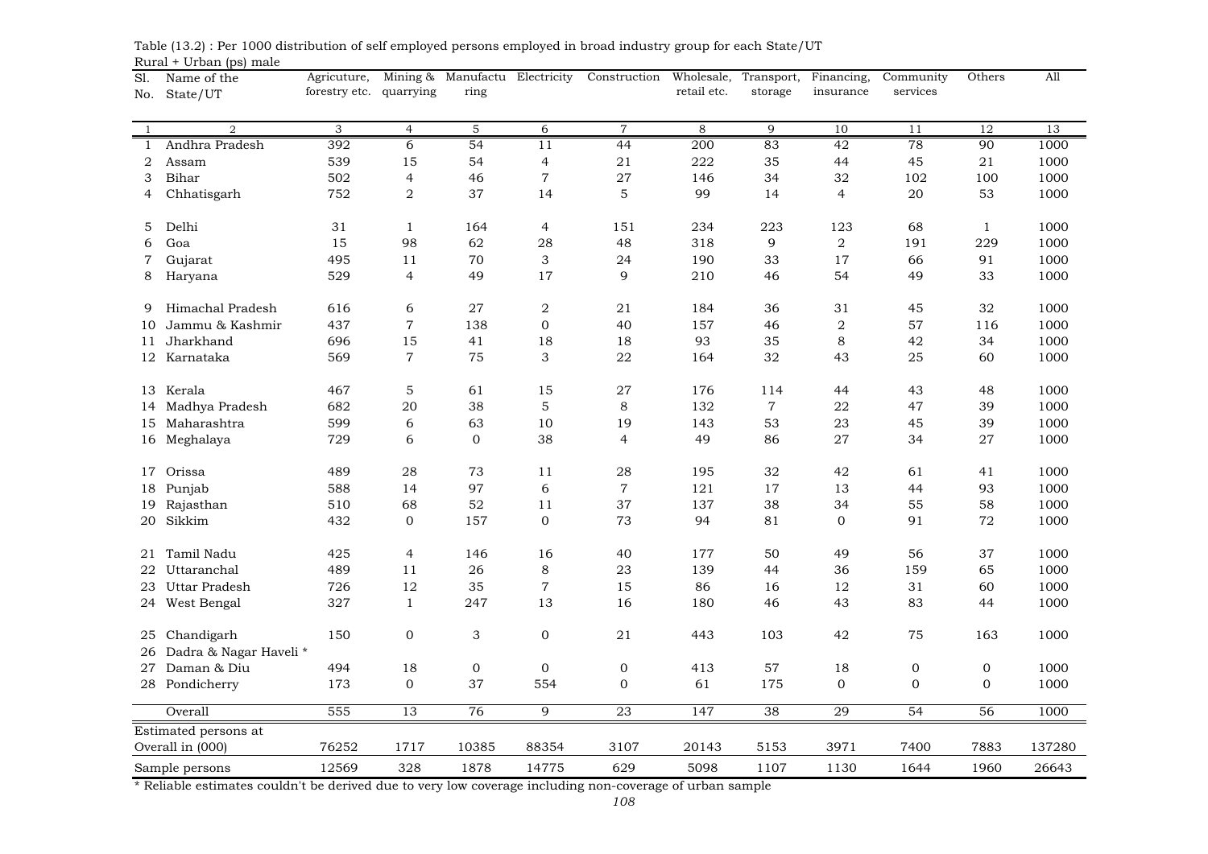Table (13.2) : Per 1000 distribution of self employed persons employed in broad industry group for each State/UT

Rural + Urban (ps) male

| Sl. No. | Name of the State/UT | Agricuture, forestry etc. | Mining & quarrying | Manufacturing | Electricity | Construction | Wholesale, retail etc. | Transport, storage | Financing, insurance | Community services | Others | All |
|---|---|---|---|---|---|---|---|---|---|---|---|---|
| 1 | 2 | 3 | 4 | 5 | 6 | 7 | 8 | 9 | 10 | 11 | 12 | 13 |
| 1 | Andhra Pradesh | 392 | 6 | 54 | 11 | 44 | 200 | 83 | 42 | 78 | 90 | 1000 |
| 2 | Assam | 539 | 15 | 54 | 4 | 21 | 222 | 35 | 44 | 45 | 21 | 1000 |
| 3 | Bihar | 502 | 4 | 46 | 7 | 27 | 146 | 34 | 32 | 102 | 100 | 1000 |
| 4 | Chhatisgarh | 752 | 2 | 37 | 14 | 5 | 99 | 14 | 4 | 20 | 53 | 1000 |
| 5 | Delhi | 31 | 1 | 164 | 4 | 151 | 234 | 223 | 123 | 68 | 1 | 1000 |
| 6 | Goa | 15 | 98 | 62 | 28 | 48 | 318 | 9 | 2 | 191 | 229 | 1000 |
| 7 | Gujarat | 495 | 11 | 70 | 3 | 24 | 190 | 33 | 17 | 66 | 91 | 1000 |
| 8 | Haryana | 529 | 4 | 49 | 17 | 9 | 210 | 46 | 54 | 49 | 33 | 1000 |
| 9 | Himachal Pradesh | 616 | 6 | 27 | 2 | 21 | 184 | 36 | 31 | 45 | 32 | 1000 |
| 10 | Jammu & Kashmir | 437 | 7 | 138 | 0 | 40 | 157 | 46 | 2 | 57 | 116 | 1000 |
| 11 | Jharkhand | 696 | 15 | 41 | 18 | 18 | 93 | 35 | 8 | 42 | 34 | 1000 |
| 12 | Karnataka | 569 | 7 | 75 | 3 | 22 | 164 | 32 | 43 | 25 | 60 | 1000 |
| 13 | Kerala | 467 | 5 | 61 | 15 | 27 | 176 | 114 | 44 | 43 | 48 | 1000 |
| 14 | Madhya Pradesh | 682 | 20 | 38 | 5 | 8 | 132 | 7 | 22 | 47 | 39 | 1000 |
| 15 | Maharashtra | 599 | 6 | 63 | 10 | 19 | 143 | 53 | 23 | 45 | 39 | 1000 |
| 16 | Meghalaya | 729 | 6 | 0 | 38 | 4 | 49 | 86 | 27 | 34 | 27 | 1000 |
| 17 | Orissa | 489 | 28 | 73 | 11 | 28 | 195 | 32 | 42 | 61 | 41 | 1000 |
| 18 | Punjab | 588 | 14 | 97 | 6 | 7 | 121 | 17 | 13 | 44 | 93 | 1000 |
| 19 | Rajasthan | 510 | 68 | 52 | 11 | 37 | 137 | 38 | 34 | 55 | 58 | 1000 |
| 20 | Sikkim | 432 | 0 | 157 | 0 | 73 | 94 | 81 | 0 | 91 | 72 | 1000 |
| 21 | Tamil Nadu | 425 | 4 | 146 | 16 | 40 | 177 | 50 | 49 | 56 | 37 | 1000 |
| 22 | Uttaranchal | 489 | 11 | 26 | 8 | 23 | 139 | 44 | 36 | 159 | 65 | 1000 |
| 23 | Uttar Pradesh | 726 | 12 | 35 | 7 | 15 | 86 | 16 | 12 | 31 | 60 | 1000 |
| 24 | West Bengal | 327 | 1 | 247 | 13 | 16 | 180 | 46 | 43 | 83 | 44 | 1000 |
| 25 | Chandigarh | 150 | 0 | 3 | 0 | 21 | 443 | 103 | 42 | 75 | 163 | 1000 |
| 26 | Dadra & Nagar Haveli * | | | | | | | | | | | |
| 27 | Daman & Diu | 494 | 18 | 0 | 0 | 0 | 413 | 57 | 18 | 0 | 0 | 1000 |
| 28 | Pondicherry | 173 | 0 | 37 | 554 | 0 | 61 | 175 | 0 | 0 | 0 | 1000 |
| | Overall | 555 | 13 | 76 | 9 | 23 | 147 | 38 | 29 | 54 | 56 | 1000 |
| | Estimated persons at Overall in (000) | 76252 | 1717 | 10385 | 88354 | 3107 | 20143 | 5153 | 3971 | 7400 | 7883 | 137280 |
| | Sample persons | 12569 | 328 | 1878 | 14775 | 629 | 5098 | 1107 | 1130 | 1644 | 1960 | 26643 |

\* Reliable estimates couldn't be derived due to very low coverage including non-coverage of urban sample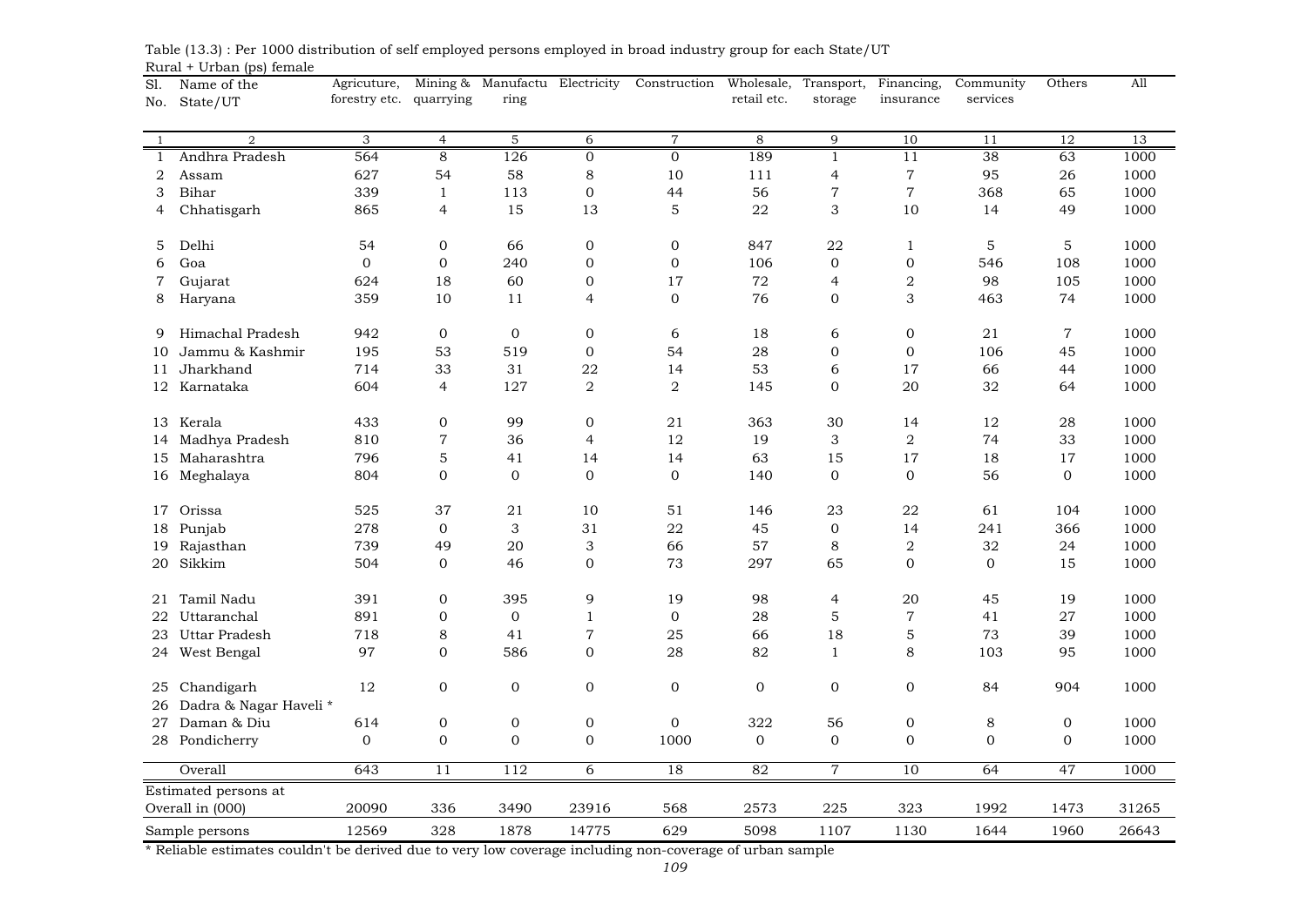Table (13.3) : Per 1000 distribution of self employed persons employed in broad industry group for each State/UT

Rural + Urban (ps) female

| Sl. No. | Name of the State/UT | Agricuture, forestry etc. | Mining & quarrying | Manufactu ring | Electricity | Construction | Wholesale, retail etc. | Transport, storage | Financing, insurance | Community services | Others | All |
|---|---|---|---|---|---|---|---|---|---|---|---|---|
| 1 | 2 | 3 | 4 | 5 | 6 | 7 | 8 | 9 | 10 | 11 | 12 | 13 |
| 1 | Andhra Pradesh | 564 | 8 | 126 | 0 | 0 | 189 | 1 | 11 | 38 | 63 | 1000 |
| 2 | Assam | 627 | 54 | 58 | 8 | 10 | 111 | 4 | 7 | 95 | 26 | 1000 |
| 3 | Bihar | 339 | 1 | 113 | 0 | 44 | 56 | 7 | 7 | 368 | 65 | 1000 |
| 4 | Chhatisgarh | 865 | 4 | 15 | 13 | 5 | 22 | 3 | 10 | 14 | 49 | 1000 |
| 5 | Delhi | 54 | 0 | 66 | 0 | 0 | 847 | 22 | 1 | 5 | 5 | 1000 |
| 6 | Goa | 0 | 0 | 240 | 0 | 0 | 106 | 0 | 0 | 546 | 108 | 1000 |
| 7 | Gujarat | 624 | 18 | 60 | 0 | 17 | 72 | 4 | 2 | 98 | 105 | 1000 |
| 8 | Haryana | 359 | 10 | 11 | 4 | 0 | 76 | 0 | 3 | 463 | 74 | 1000 |
| 9 | Himachal Pradesh | 942 | 0 | 0 | 0 | 6 | 18 | 6 | 0 | 21 | 7 | 1000 |
| 10 | Jammu & Kashmir | 195 | 53 | 519 | 0 | 54 | 28 | 0 | 0 | 106 | 45 | 1000 |
| 11 | Jharkhand | 714 | 33 | 31 | 22 | 14 | 53 | 6 | 17 | 66 | 44 | 1000 |
| 12 | Karnataka | 604 | 4 | 127 | 2 | 2 | 145 | 0 | 20 | 32 | 64 | 1000 |
| 13 | Kerala | 433 | 0 | 99 | 0 | 21 | 363 | 30 | 14 | 12 | 28 | 1000 |
| 14 | Madhya Pradesh | 810 | 7 | 36 | 4 | 12 | 19 | 3 | 2 | 74 | 33 | 1000 |
| 15 | Maharashtra | 796 | 5 | 41 | 14 | 14 | 63 | 15 | 17 | 18 | 17 | 1000 |
| 16 | Meghalaya | 804 | 0 | 0 | 0 | 0 | 140 | 0 | 0 | 56 | 0 | 1000 |
| 17 | Orissa | 525 | 37 | 21 | 10 | 51 | 146 | 23 | 22 | 61 | 104 | 1000 |
| 18 | Punjab | 278 | 0 | 3 | 31 | 22 | 45 | 0 | 14 | 241 | 366 | 1000 |
| 19 | Rajasthan | 739 | 49 | 20 | 3 | 66 | 57 | 8 | 2 | 32 | 24 | 1000 |
| 20 | Sikkim | 504 | 0 | 46 | 0 | 73 | 297 | 65 | 0 | 0 | 15 | 1000 |
| 21 | Tamil Nadu | 391 | 0 | 395 | 9 | 19 | 98 | 4 | 20 | 45 | 19 | 1000 |
| 22 | Uttaranchal | 891 | 0 | 0 | 1 | 0 | 28 | 5 | 7 | 41 | 27 | 1000 |
| 23 | Uttar Pradesh | 718 | 8 | 41 | 7 | 25 | 66 | 18 | 5 | 73 | 39 | 1000 |
| 24 | West Bengal | 97 | 0 | 586 | 0 | 28 | 82 | 1 | 8 | 103 | 95 | 1000 |
| 25 | Chandigarh | 12 | 0 | 0 | 0 | 0 | 0 | 0 | 0 | 84 | 904 | 1000 |
| 26 | Dadra & Nagar Haveli * | | | | | | | | | | | |
| 27 | Daman & Diu | 614 | 0 | 0 | 0 | 0 | 322 | 56 | 0 | 8 | 0 | 1000 |
| 28 | Pondicherry | 0 | 0 | 0 | 0 | 1000 | 0 | 0 | 0 | 0 | 0 | 1000 |
| | Overall | 643 | 11 | 112 | 6 | 18 | 82 | 7 | 10 | 64 | 47 | 1000 |
| | Estimated persons at Overall in (000) | 20090 | 336 | 3490 | 23916 | 568 | 2573 | 225 | 323 | 1992 | 1473 | 31265 |
| | Sample persons | 12569 | 328 | 1878 | 14775 | 629 | 5098 | 1107 | 1130 | 1644 | 1960 | 26643 |

\* Reliable estimates couldn't be derived due to very low coverage including non-coverage of urban sample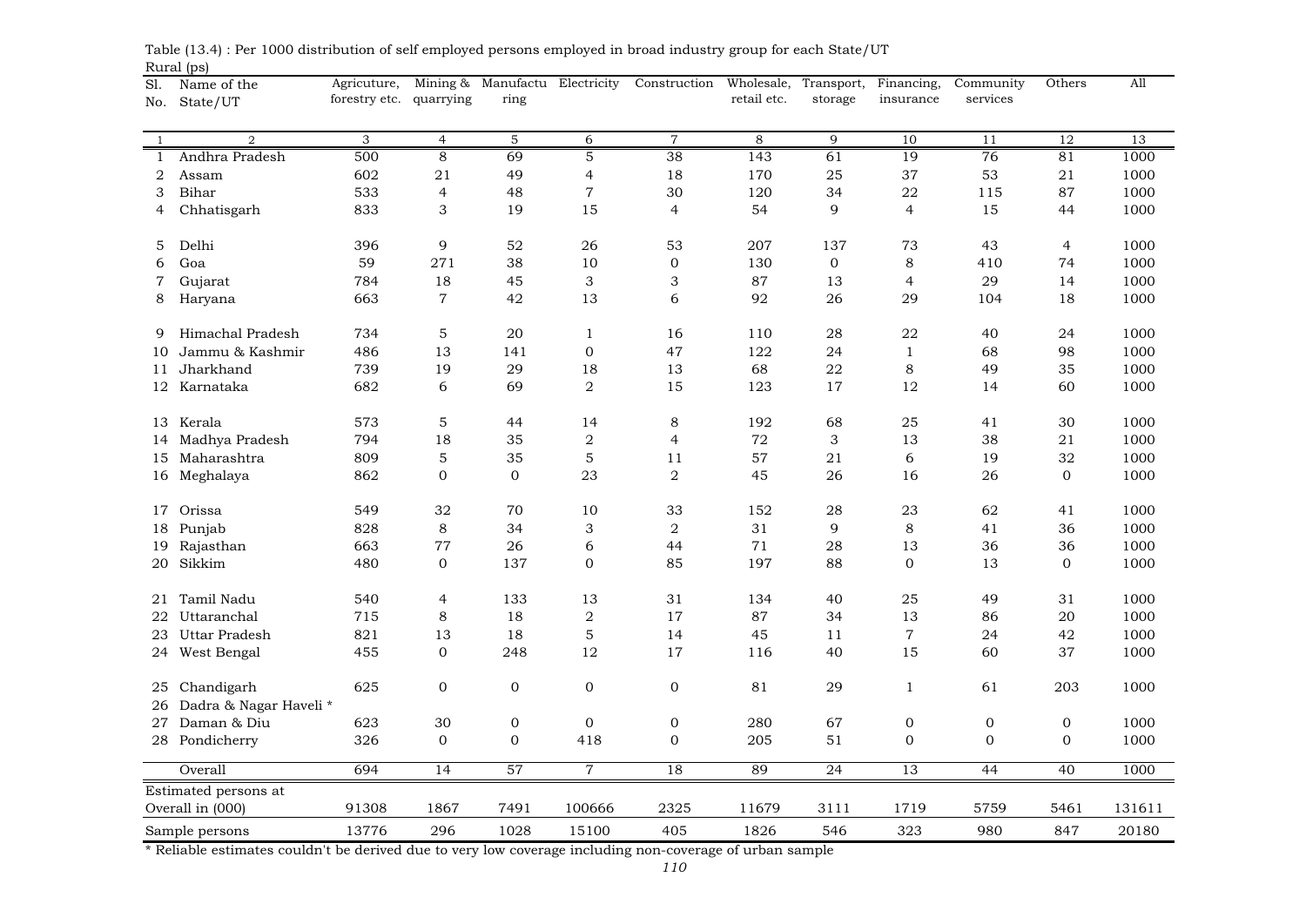Table (13.4) : Per 1000 distribution of self employed persons employed in broad industry group for each State/UT

Rural (ps)

| Sl. No. | Name of the State/UT | Agricuture, forestry etc. | Mining & quarrying | Manufacturing | Electricity | Construction | Wholesale, retail etc. | Transport, storage | Financing, insurance | Community services | Others | All |
|---|---|---|---|---|---|---|---|---|---|---|---|---|
| 1 | 2 | 3 | 4 | 5 | 6 | 7 | 8 | 9 | 10 | 11 | 12 | 13 |
| 1 | Andhra Pradesh | 500 | 8 | 69 | 5 | 38 | 143 | 61 | 19 | 76 | 81 | 1000 |
| 2 | Assam | 602 | 21 | 49 | 4 | 18 | 170 | 25 | 37 | 53 | 21 | 1000 |
| 3 | Bihar | 533 | 4 | 48 | 7 | 30 | 120 | 34 | 22 | 115 | 87 | 1000 |
| 4 | Chhatisgarh | 833 | 3 | 19 | 15 | 4 | 54 | 9 | 4 | 15 | 44 | 1000 |
| 5 | Delhi | 396 | 9 | 52 | 26 | 53 | 207 | 137 | 73 | 43 | 4 | 1000 |
| 6 | Goa | 59 | 271 | 38 | 10 | 0 | 130 | 0 | 8 | 410 | 74 | 1000 |
| 7 | Gujarat | 784 | 18 | 45 | 3 | 3 | 87 | 13 | 4 | 29 | 14 | 1000 |
| 8 | Haryana | 663 | 7 | 42 | 13 | 6 | 92 | 26 | 29 | 104 | 18 | 1000 |
| 9 | Himachal Pradesh | 734 | 5 | 20 | 1 | 16 | 110 | 28 | 22 | 40 | 24 | 1000 |
| 10 | Jammu & Kashmir | 486 | 13 | 141 | 0 | 47 | 122 | 24 | 1 | 68 | 98 | 1000 |
| 11 | Jharkhand | 739 | 19 | 29 | 18 | 13 | 68 | 22 | 8 | 49 | 35 | 1000 |
| 12 | Karnataka | 682 | 6 | 69 | 2 | 15 | 123 | 17 | 12 | 14 | 60 | 1000 |
| 13 | Kerala | 573 | 5 | 44 | 14 | 8 | 192 | 68 | 25 | 41 | 30 | 1000 |
| 14 | Madhya Pradesh | 794 | 18 | 35 | 2 | 4 | 72 | 3 | 13 | 38 | 21 | 1000 |
| 15 | Maharashtra | 809 | 5 | 35 | 5 | 11 | 57 | 21 | 6 | 19 | 32 | 1000 |
| 16 | Meghalaya | 862 | 0 | 0 | 23 | 2 | 45 | 26 | 16 | 26 | 0 | 1000 |
| 17 | Orissa | 549 | 32 | 70 | 10 | 33 | 152 | 28 | 23 | 62 | 41 | 1000 |
| 18 | Punjab | 828 | 8 | 34 | 3 | 2 | 31 | 9 | 8 | 41 | 36 | 1000 |
| 19 | Rajasthan | 663 | 77 | 26 | 6 | 44 | 71 | 28 | 13 | 36 | 36 | 1000 |
| 20 | Sikkim | 480 | 0 | 137 | 0 | 85 | 197 | 88 | 0 | 13 | 0 | 1000 |
| 21 | Tamil Nadu | 540 | 4 | 133 | 13 | 31 | 134 | 40 | 25 | 49 | 31 | 1000 |
| 22 | Uttaranchal | 715 | 8 | 18 | 2 | 17 | 87 | 34 | 13 | 86 | 20 | 1000 |
| 23 | Uttar Pradesh | 821 | 13 | 18 | 5 | 14 | 45 | 11 | 7 | 24 | 42 | 1000 |
| 24 | West Bengal | 455 | 0 | 248 | 12 | 17 | 116 | 40 | 15 | 60 | 37 | 1000 |
| 25 | Chandigarh | 625 | 0 | 0 | 0 | 0 | 81 | 29 | 1 | 61 | 203 | 1000 |
| 26 | Dadra & Nagar Haveli * | | | | | | | | | | | |
| 27 | Daman & Diu | 623 | 30 | 0 | 0 | 0 | 280 | 67 | 0 | 0 | 0 | 1000 |
| 28 | Pondicherry | 326 | 0 | 0 | 418 | 0 | 205 | 51 | 0 | 0 | 0 | 1000 |
| | Overall | 694 | 14 | 57 | 7 | 18 | 89 | 24 | 13 | 44 | 40 | 1000 |
| | Estimated persons at Overall in (000) | 91308 | 1867 | 7491 | 100666 | 2325 | 11679 | 3111 | 1719 | 5759 | 5461 | 131611 |
| | Sample persons | 13776 | 296 | 1028 | 15100 | 405 | 1826 | 546 | 323 | 980 | 847 | 20180 |

\* Reliable estimates couldn't be derived due to very low coverage including non-coverage of urban sample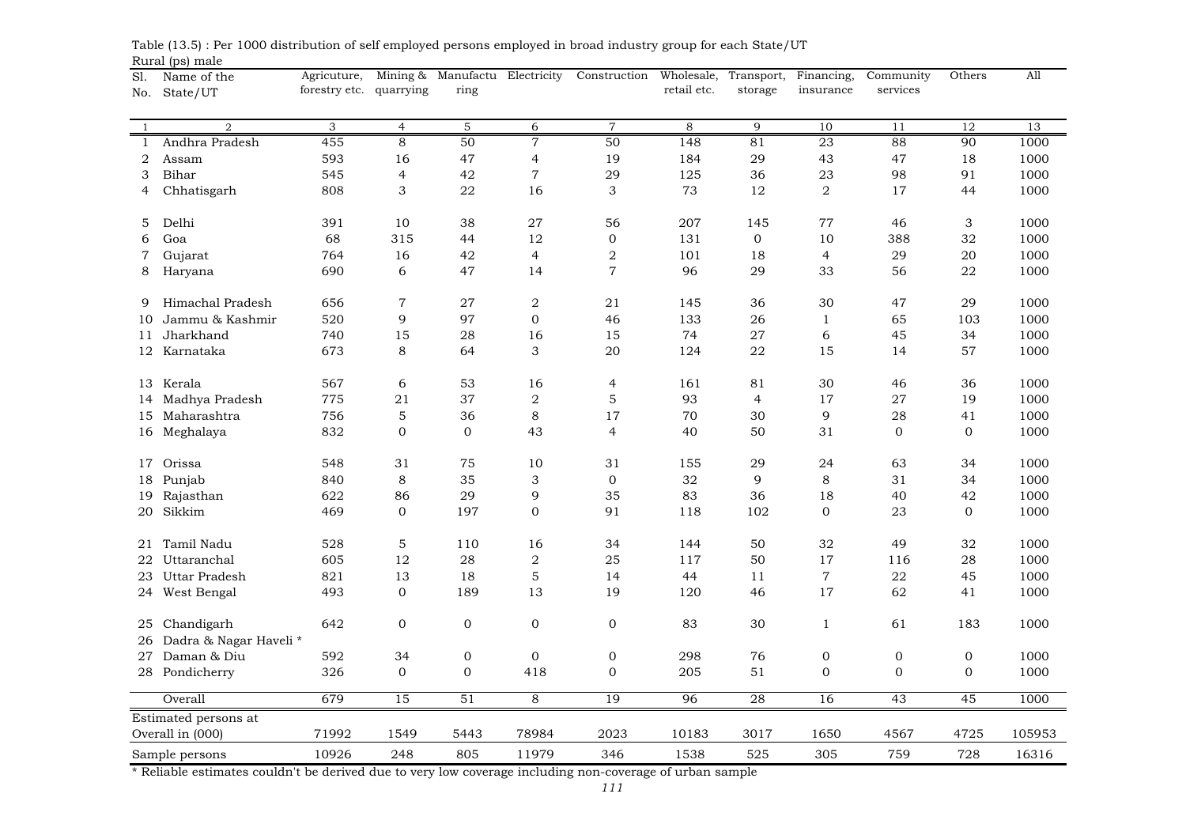Table (13.5) : Per 1000 distribution of self employed persons employed in broad industry group for each State/UT

Rural (ps) male

| Sl. No. | Name of the State/UT | Agricuture, forestry etc. | Mining & quarrying | Manufacturing | Electricity | Construction | Wholesale, retail etc. | Transport, storage | Financing, insurance | Community services | Others | All |
|---|---|---|---|---|---|---|---|---|---|---|---|---|
| 1 | 2 | 3 | 4 | 5 | 6 | 7 | 8 | 9 | 10 | 11 | 12 | 13 |
| 1 | Andhra Pradesh | 455 | 8 | 50 | 7 | 50 | 148 | 81 | 23 | 88 | 90 | 1000 |
| 2 | Assam | 593 | 16 | 47 | 4 | 19 | 184 | 29 | 43 | 47 | 18 | 1000 |
| 3 | Bihar | 545 | 4 | 42 | 7 | 29 | 125 | 36 | 23 | 98 | 91 | 1000 |
| 4 | Chhatisgarh | 808 | 3 | 22 | 16 | 3 | 73 | 12 | 2 | 17 | 44 | 1000 |
| 5 | Delhi | 391 | 10 | 38 | 27 | 56 | 207 | 145 | 77 | 46 | 3 | 1000 |
| 6 | Goa | 68 | 315 | 44 | 12 | 0 | 131 | 0 | 10 | 388 | 32 | 1000 |
| 7 | Gujarat | 764 | 16 | 42 | 4 | 2 | 101 | 18 | 4 | 29 | 20 | 1000 |
| 8 | Haryana | 690 | 6 | 47 | 14 | 7 | 96 | 29 | 33 | 56 | 22 | 1000 |
| 9 | Himachal Pradesh | 656 | 7 | 27 | 2 | 21 | 145 | 36 | 30 | 47 | 29 | 1000 |
| 10 | Jammu & Kashmir | 520 | 9 | 97 | 0 | 46 | 133 | 26 | 1 | 65 | 103 | 1000 |
| 11 | Jharkhand | 740 | 15 | 28 | 16 | 15 | 74 | 27 | 6 | 45 | 34 | 1000 |
| 12 | Karnataka | 673 | 8 | 64 | 3 | 20 | 124 | 22 | 15 | 14 | 57 | 1000 |
| 13 | Kerala | 567 | 6 | 53 | 16 | 4 | 161 | 81 | 30 | 46 | 36 | 1000 |
| 14 | Madhya Pradesh | 775 | 21 | 37 | 2 | 5 | 93 | 4 | 17 | 27 | 19 | 1000 |
| 15 | Maharashtra | 756 | 5 | 36 | 8 | 17 | 70 | 30 | 9 | 28 | 41 | 1000 |
| 16 | Meghalaya | 832 | 0 | 0 | 43 | 4 | 40 | 50 | 31 | 0 | 0 | 1000 |
| 17 | Orissa | 548 | 31 | 75 | 10 | 31 | 155 | 29 | 24 | 63 | 34 | 1000 |
| 18 | Punjab | 840 | 8 | 35 | 3 | 0 | 32 | 9 | 8 | 31 | 34 | 1000 |
| 19 | Rajasthan | 622 | 86 | 29 | 9 | 35 | 83 | 36 | 18 | 40 | 42 | 1000 |
| 20 | Sikkim | 469 | 0 | 197 | 0 | 91 | 118 | 102 | 0 | 23 | 0 | 1000 |
| 21 | Tamil Nadu | 528 | 5 | 110 | 16 | 34 | 144 | 50 | 32 | 49 | 32 | 1000 |
| 22 | Uttaranchal | 605 | 12 | 28 | 2 | 25 | 117 | 50 | 17 | 116 | 28 | 1000 |
| 23 | Uttar Pradesh | 821 | 13 | 18 | 5 | 14 | 44 | 11 | 7 | 22 | 45 | 1000 |
| 24 | West Bengal | 493 | 0 | 189 | 13 | 19 | 120 | 46 | 17 | 62 | 41 | 1000 |
| 25 | Chandigarh | 642 | 0 | 0 | 0 | 0 | 83 | 30 | 1 | 61 | 183 | 1000 |
| 26 | Dadra & Nagar Haveli * | | | | | | | | | | | |
| 27 | Daman & Diu | 592 | 34 | 0 | 0 | 0 | 298 | 76 | 0 | 0 | 0 | 1000 |
| 28 | Pondicherry | 326 | 0 | 0 | 418 | 0 | 205 | 51 | 0 | 0 | 0 | 1000 |
| | Overall | 679 | 15 | 51 | 8 | 19 | 96 | 28 | 16 | 43 | 45 | 1000 |
| | Estimated persons at Overall in (000) | 71992 | 1549 | 5443 | 78984 | 2023 | 10183 | 3017 | 1650 | 4567 | 4725 | 105953 |
| | Sample persons | 10926 | 248 | 805 | 11979 | 346 | 1538 | 525 | 305 | 759 | 728 | 16316 |

* Reliable estimates couldn't be derived due to very low coverage including non-coverage of urban sample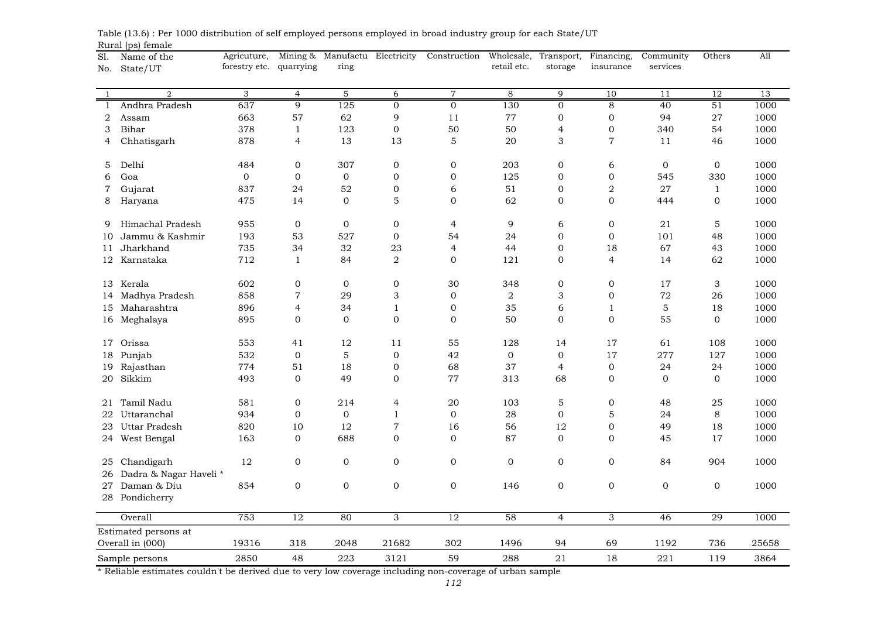Table (13.6) : Per 1000 distribution of self employed persons employed in broad industry group for each State/UT

Rural (ps) female

| Sl. No. | Name of the State/UT | Agricuture, forestry etc. | Mining & quarrying | Manufacturing | Electricity | Construction | Wholesale, retail etc. | Transport, storage | Financing, insurance | Community services | Others | All |
|---|---|---|---|---|---|---|---|---|---|---|---|---|
| 1 | 2 | 3 | 4 | 5 | 6 | 7 | 8 | 9 | 10 | 11 | 12 | 13 |
| 1 | Andhra Pradesh | 637 | 9 | 125 | 0 | 0 | 130 | 0 | 8 | 40 | 51 | 1000 |
| 2 | Assam | 663 | 57 | 62 | 9 | 11 | 77 | 0 | 0 | 94 | 27 | 1000 |
| 3 | Bihar | 378 | 1 | 123 | 0 | 50 | 50 | 4 | 0 | 340 | 54 | 1000 |
| 4 | Chhatisgarh | 878 | 4 | 13 | 13 | 5 | 20 | 3 | 7 | 11 | 46 | 1000 |
| 5 | Delhi | 484 | 0 | 307 | 0 | 0 | 203 | 0 | 6 | 0 | 0 | 1000 |
| 6 | Goa | 0 | 0 | 0 | 0 | 0 | 125 | 0 | 0 | 545 | 330 | 1000 |
| 7 | Gujarat | 837 | 24 | 52 | 0 | 6 | 51 | 0 | 2 | 27 | 1 | 1000 |
| 8 | Haryana | 475 | 14 | 0 | 5 | 0 | 62 | 0 | 0 | 444 | 0 | 1000 |
| 9 | Himachal Pradesh | 955 | 0 | 0 | 0 | 4 | 9 | 6 | 0 | 21 | 5 | 1000 |
| 10 | Jammu & Kashmir | 193 | 53 | 527 | 0 | 54 | 24 | 0 | 0 | 101 | 48 | 1000 |
| 11 | Jharkhand | 735 | 34 | 32 | 23 | 4 | 44 | 0 | 18 | 67 | 43 | 1000 |
| 12 | Karnataka | 712 | 1 | 84 | 2 | 0 | 121 | 0 | 4 | 14 | 62 | 1000 |
| 13 | Kerala | 602 | 0 | 0 | 0 | 30 | 348 | 0 | 0 | 17 | 3 | 1000 |
| 14 | Madhya Pradesh | 858 | 7 | 29 | 3 | 0 | 2 | 3 | 0 | 72 | 26 | 1000 |
| 15 | Maharashtra | 896 | 4 | 34 | 1 | 0 | 35 | 6 | 1 | 5 | 18 | 1000 |
| 16 | Meghalaya | 895 | 0 | 0 | 0 | 0 | 50 | 0 | 0 | 55 | 0 | 1000 |
| 17 | Orissa | 553 | 41 | 12 | 11 | 55 | 128 | 14 | 17 | 61 | 108 | 1000 |
| 18 | Punjab | 532 | 0 | 5 | 0 | 42 | 0 | 0 | 17 | 277 | 127 | 1000 |
| 19 | Rajasthan | 774 | 51 | 18 | 0 | 68 | 37 | 4 | 0 | 24 | 24 | 1000 |
| 20 | Sikkim | 493 | 0 | 49 | 0 | 77 | 313 | 68 | 0 | 0 | 0 | 1000 |
| 21 | Tamil Nadu | 581 | 0 | 214 | 4 | 20 | 103 | 5 | 0 | 48 | 25 | 1000 |
| 22 | Uttaranchal | 934 | 0 | 0 | 1 | 0 | 28 | 0 | 5 | 24 | 8 | 1000 |
| 23 | Uttar Pradesh | 820 | 10 | 12 | 7 | 16 | 56 | 12 | 0 | 49 | 18 | 1000 |
| 24 | West Bengal | 163 | 0 | 688 | 0 | 0 | 87 | 0 | 0 | 45 | 17 | 1000 |
| 25 | Chandigarh | 12 | 0 | 0 | 0 | 0 | 0 | 0 | 0 | 84 | 904 | 1000 |
| 26 | Dadra & Nagar Haveli * | | | | | | | | | | | |
| 27 | Daman & Diu | 854 | 0 | 0 | 0 | 0 | 146 | 0 | 0 | 0 | 0 | 1000 |
| 28 | Pondicherry | | | | | | | | | | | |
| | Overall | 753 | 12 | 80 | 3 | 12 | 58 | 4 | 3 | 46 | 29 | 1000 |
| | Estimated persons at Overall in (000) | 19316 | 318 | 2048 | 21682 | 302 | 1496 | 94 | 69 | 1192 | 736 | 25658 |
| | Sample persons | 2850 | 48 | 223 | 3121 | 59 | 288 | 21 | 18 | 221 | 119 | 3864 |

* Reliable estimates couldn't be derived due to very low coverage including non-coverage of urban sample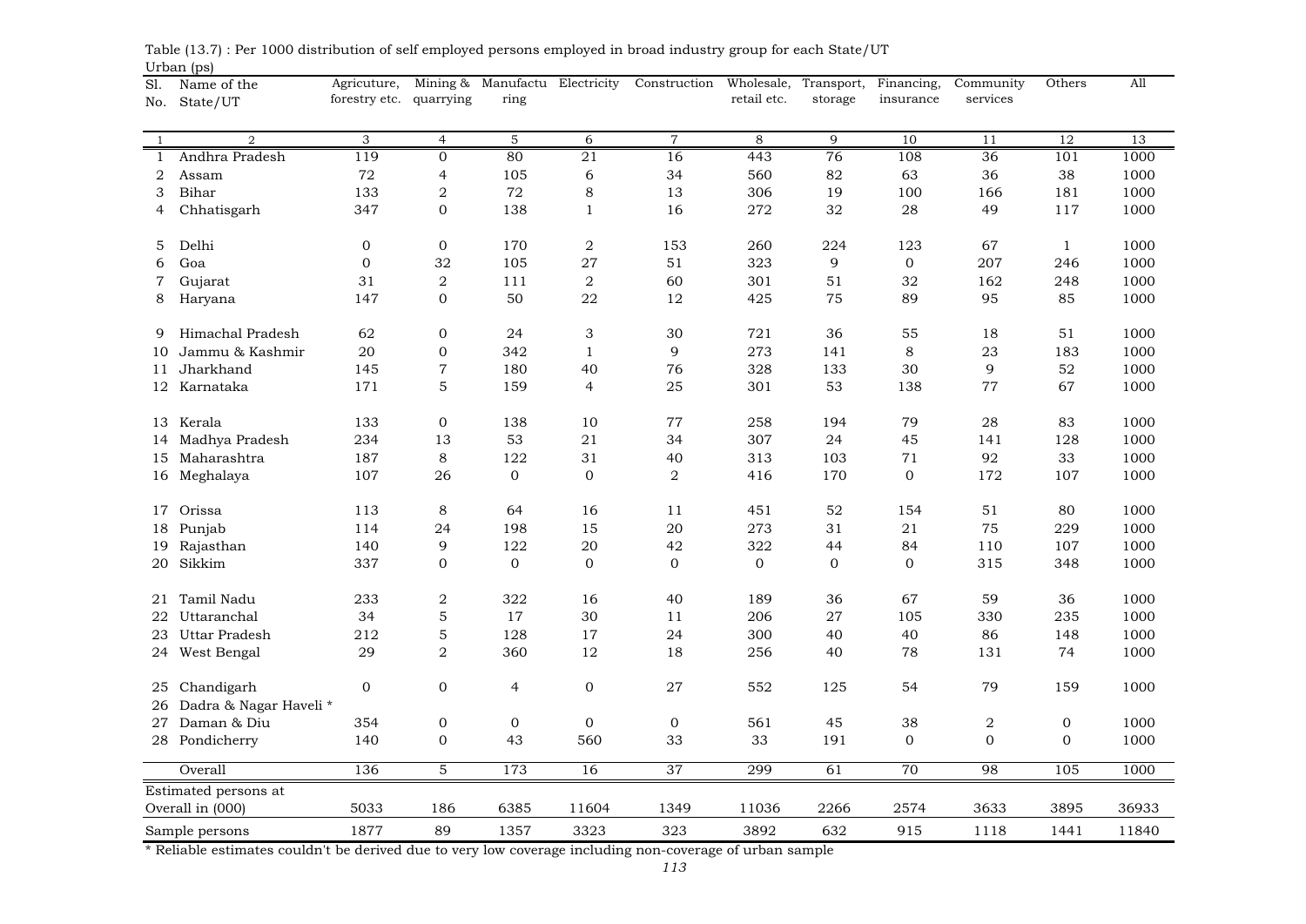Table (13.7) : Per 1000 distribution of self employed persons employed in broad industry group for each State/UT

Urban (ps)

| Sl. No. | Name of the State/UT | Agricuture, forestry etc. | Mining & quarrying | Manufacturing | Electricity | Construction | Wholesale, retail etc. | Transport, storage | Financing, insurance | Community services | Others | All |
|---|---|---|---|---|---|---|---|---|---|---|---|---|
| 1 | 2 | 3 | 4 | 5 | 6 | 7 | 8 | 9 | 10 | 11 | 12 | 13 |
| 1 | Andhra Pradesh | 119 | 0 | 80 | 21 | 16 | 443 | 76 | 108 | 36 | 101 | 1000 |
| 2 | Assam | 72 | 4 | 105 | 6 | 34 | 560 | 82 | 63 | 36 | 38 | 1000 |
| 3 | Bihar | 133 | 2 | 72 | 8 | 13 | 306 | 19 | 100 | 166 | 181 | 1000 |
| 4 | Chhatisgarh | 347 | 0 | 138 | 1 | 16 | 272 | 32 | 28 | 49 | 117 | 1000 |
| 5 | Delhi | 0 | 0 | 170 | 2 | 153 | 260 | 224 | 123 | 67 | 1 | 1000 |
| 6 | Goa | 0 | 32 | 105 | 27 | 51 | 323 | 9 | 0 | 207 | 246 | 1000 |
| 7 | Gujarat | 31 | 2 | 111 | 2 | 60 | 301 | 51 | 32 | 162 | 248 | 1000 |
| 8 | Haryana | 147 | 0 | 50 | 22 | 12 | 425 | 75 | 89 | 95 | 85 | 1000 |
| 9 | Himachal Pradesh | 62 | 0 | 24 | 3 | 30 | 721 | 36 | 55 | 18 | 51 | 1000 |
| 10 | Jammu & Kashmir | 20 | 0 | 342 | 1 | 9 | 273 | 141 | 8 | 23 | 183 | 1000 |
| 11 | Jharkhand | 145 | 7 | 180 | 40 | 76 | 328 | 133 | 30 | 9 | 52 | 1000 |
| 12 | Karnataka | 171 | 5 | 159 | 4 | 25 | 301 | 53 | 138 | 77 | 67 | 1000 |
| 13 | Kerala | 133 | 0 | 138 | 10 | 77 | 258 | 194 | 79 | 28 | 83 | 1000 |
| 14 | Madhya Pradesh | 234 | 13 | 53 | 21 | 34 | 307 | 24 | 45 | 141 | 128 | 1000 |
| 15 | Maharashtra | 187 | 8 | 122 | 31 | 40 | 313 | 103 | 71 | 92 | 33 | 1000 |
| 16 | Meghalaya | 107 | 26 | 0 | 0 | 2 | 416 | 170 | 0 | 172 | 107 | 1000 |
| 17 | Orissa | 113 | 8 | 64 | 16 | 11 | 451 | 52 | 154 | 51 | 80 | 1000 |
| 18 | Punjab | 114 | 24 | 198 | 15 | 20 | 273 | 31 | 21 | 75 | 229 | 1000 |
| 19 | Rajasthan | 140 | 9 | 122 | 20 | 42 | 322 | 44 | 84 | 110 | 107 | 1000 |
| 20 | Sikkim | 337 | 0 | 0 | 0 | 0 | 0 | 0 | 0 | 315 | 348 | 1000 |
| 21 | Tamil Nadu | 233 | 2 | 322 | 16 | 40 | 189 | 36 | 67 | 59 | 36 | 1000 |
| 22 | Uttaranchal | 34 | 5 | 17 | 30 | 11 | 206 | 27 | 105 | 330 | 235 | 1000 |
| 23 | Uttar Pradesh | 212 | 5 | 128 | 17 | 24 | 300 | 40 | 40 | 86 | 148 | 1000 |
| 24 | West Bengal | 29 | 2 | 360 | 12 | 18 | 256 | 40 | 78 | 131 | 74 | 1000 |
| 25 | Chandigarh | 0 | 0 | 4 | 0 | 27 | 552 | 125 | 54 | 79 | 159 | 1000 |
| 26 | Dadra & Nagar Haveli * | | | | | | | | | | | |
| 27 | Daman & Diu | 354 | 0 | 0 | 0 | 0 | 561 | 45 | 38 | 2 | 0 | 1000 |
| 28 | Pondicherry | 140 | 0 | 43 | 560 | 33 | 33 | 191 | 0 | 0 | 0 | 1000 |
| | Overall | 136 | 5 | 173 | 16 | 37 | 299 | 61 | 70 | 98 | 105 | 1000 |
| | Estimated persons at Overall in (000) | 5033 | 186 | 6385 | 11604 | 1349 | 11036 | 2266 | 2574 | 3633 | 3895 | 36933 |
| | Sample persons | 1877 | 89 | 1357 | 3323 | 323 | 3892 | 632 | 915 | 1118 | 1441 | 11840 |

\* Reliable estimates couldn't be derived due to very low coverage including non-coverage of urban sample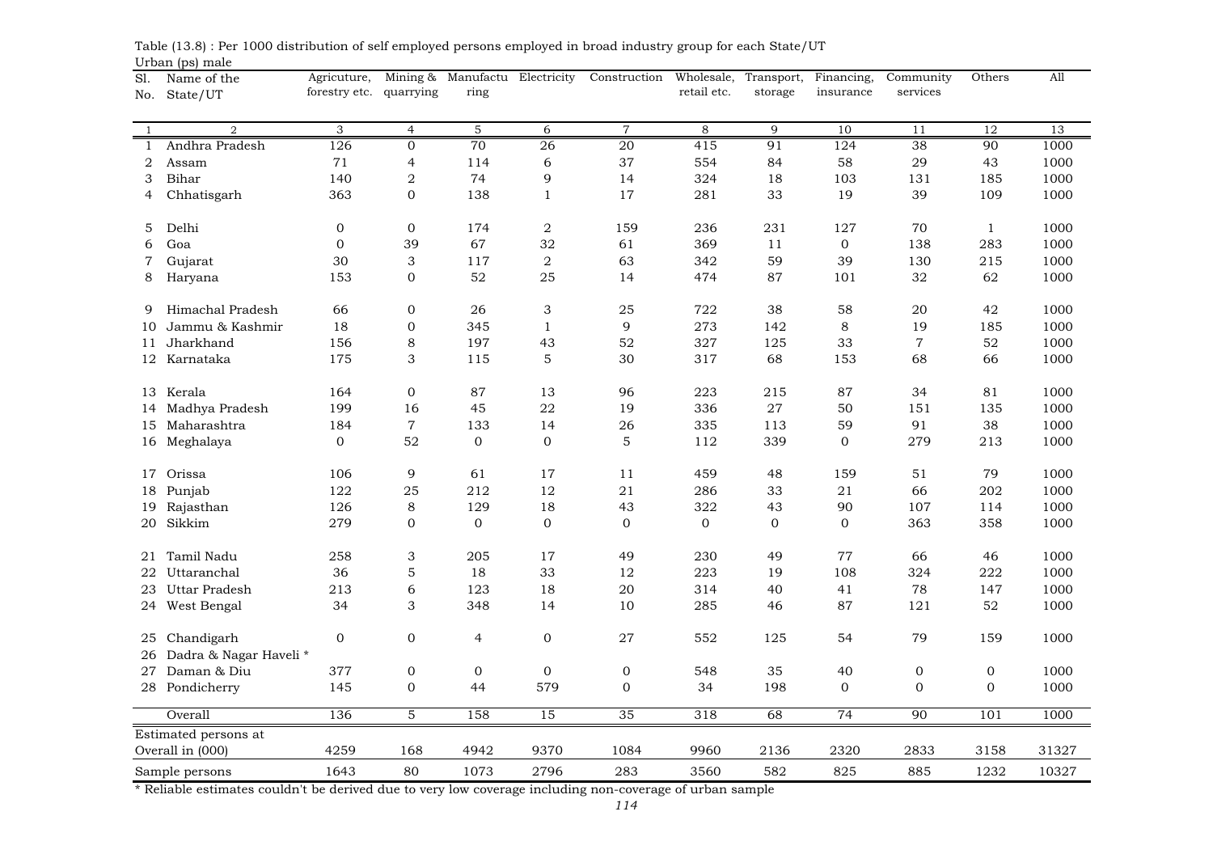Table (13.8) : Per 1000 distribution of self employed persons employed in broad industry group for each State/UT

Urban (ps) male

| Sl. No. | Name of the State/UT | Agricuture, forestry etc. | Mining & quarrying | Manufacturing | Electricity | Construction | Wholesale, retail etc. | Transport, storage | Financing, insurance | Community services | Others | All |
|---|---|---|---|---|---|---|---|---|---|---|---|---|
| 1 | 2 | 3 | 4 | 5 | 6 | 7 | 8 | 9 | 10 | 11 | 12 | 13 |
| 1 | Andhra Pradesh | 126 | 0 | 70 | 26 | 20 | 415 | 91 | 124 | 38 | 90 | 1000 |
| 2 | Assam | 71 | 4 | 114 | 6 | 37 | 554 | 84 | 58 | 29 | 43 | 1000 |
| 3 | Bihar | 140 | 2 | 74 | 9 | 14 | 324 | 18 | 103 | 131 | 185 | 1000 |
| 4 | Chhatisgarh | 363 | 0 | 138 | 1 | 17 | 281 | 33 | 19 | 39 | 109 | 1000 |
| 5 | Delhi | 0 | 0 | 174 | 2 | 159 | 236 | 231 | 127 | 70 | 1 | 1000 |
| 6 | Goa | 0 | 39 | 67 | 32 | 61 | 369 | 11 | 0 | 138 | 283 | 1000 |
| 7 | Gujarat | 30 | 3 | 117 | 2 | 63 | 342 | 59 | 39 | 130 | 215 | 1000 |
| 8 | Haryana | 153 | 0 | 52 | 25 | 14 | 474 | 87 | 101 | 32 | 62 | 1000 |
| 9 | Himachal Pradesh | 66 | 0 | 26 | 3 | 25 | 722 | 38 | 58 | 20 | 42 | 1000 |
| 10 | Jammu & Kashmir | 18 | 0 | 345 | 1 | 9 | 273 | 142 | 8 | 19 | 185 | 1000 |
| 11 | Jharkhand | 156 | 8 | 197 | 43 | 52 | 327 | 125 | 33 | 7 | 52 | 1000 |
| 12 | Karnataka | 175 | 3 | 115 | 5 | 30 | 317 | 68 | 153 | 68 | 66 | 1000 |
| 13 | Kerala | 164 | 0 | 87 | 13 | 96 | 223 | 215 | 87 | 34 | 81 | 1000 |
| 14 | Madhya Pradesh | 199 | 16 | 45 | 22 | 19 | 336 | 27 | 50 | 151 | 135 | 1000 |
| 15 | Maharashtra | 184 | 7 | 133 | 14 | 26 | 335 | 113 | 59 | 91 | 38 | 1000 |
| 16 | Meghalaya | 0 | 52 | 0 | 0 | 5 | 112 | 339 | 0 | 279 | 213 | 1000 |
| 17 | Orissa | 106 | 9 | 61 | 17 | 11 | 459 | 48 | 159 | 51 | 79 | 1000 |
| 18 | Punjab | 122 | 25 | 212 | 12 | 21 | 286 | 33 | 21 | 66 | 202 | 1000 |
| 19 | Rajasthan | 126 | 8 | 129 | 18 | 43 | 322 | 43 | 90 | 107 | 114 | 1000 |
| 20 | Sikkim | 279 | 0 | 0 | 0 | 0 | 0 | 0 | 0 | 363 | 358 | 1000 |
| 21 | Tamil Nadu | 258 | 3 | 205 | 17 | 49 | 230 | 49 | 77 | 66 | 46 | 1000 |
| 22 | Uttaranchal | 36 | 5 | 18 | 33 | 12 | 223 | 19 | 108 | 324 | 222 | 1000 |
| 23 | Uttar Pradesh | 213 | 6 | 123 | 18 | 20 | 314 | 40 | 41 | 78 | 147 | 1000 |
| 24 | West Bengal | 34 | 3 | 348 | 14 | 10 | 285 | 46 | 87 | 121 | 52 | 1000 |
| 25 | Chandigarh | 0 | 0 | 4 | 0 | 27 | 552 | 125 | 54 | 79 | 159 | 1000 |
| 26 | Dadra & Nagar Haveli * | | | | | | | | | | | |
| 27 | Daman & Diu | 377 | 0 | 0 | 0 | 0 | 548 | 35 | 40 | 0 | 0 | 1000 |
| 28 | Pondicherry | 145 | 0 | 44 | 579 | 0 | 34 | 198 | 0 | 0 | 0 | 1000 |
| | Overall | 136 | 5 | 158 | 15 | 35 | 318 | 68 | 74 | 90 | 101 | 1000 |
| | Estimated persons at Overall in (000) | 4259 | 168 | 4942 | 9370 | 1084 | 9960 | 2136 | 2320 | 2833 | 3158 | 31327 |
| | Sample persons | 1643 | 80 | 1073 | 2796 | 283 | 3560 | 582 | 825 | 885 | 1232 | 10327 |

\* Reliable estimates couldn't be derived due to very low coverage including non-coverage of urban sample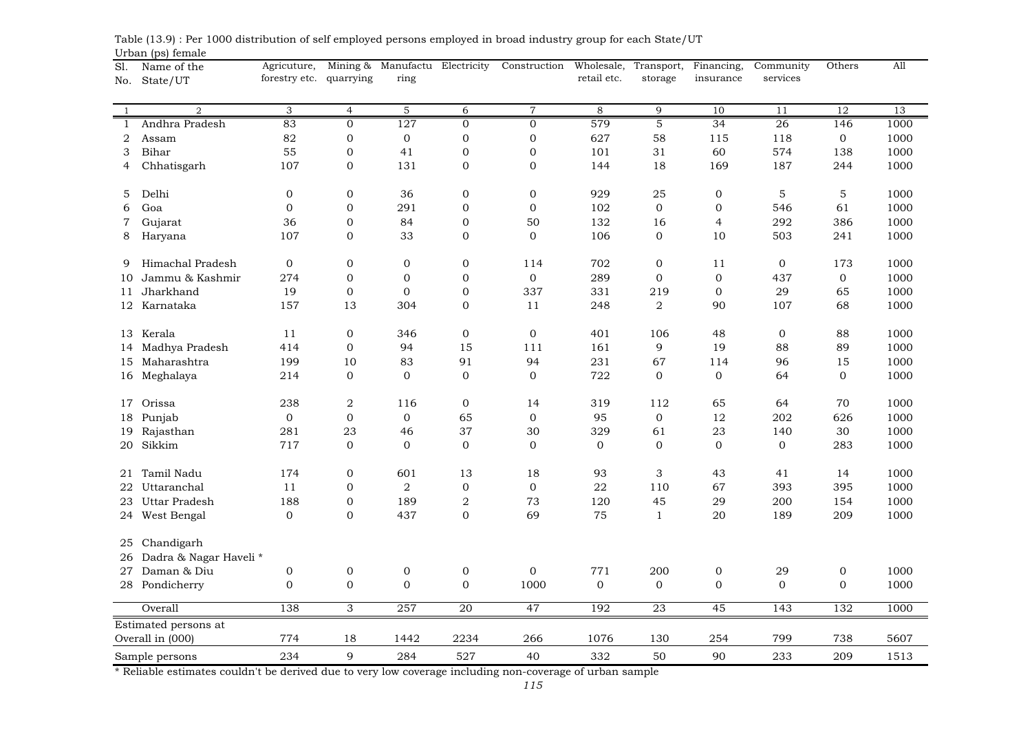Table (13.9) : Per 1000 distribution of self employed persons employed in broad industry group for each State/UT

Urban (ps) female

| Sl. No. | Name of the State/UT | Agricuture, forestry etc. | Mining & quarrying | Manufactu ring | Electricity | Construction | Wholesale, retail etc. | Transport, storage | Financing, insurance | Community services | Others | All |
|---|---|---|---|---|---|---|---|---|---|---|---|---|
| 1 | 2 | 3 | 4 | 5 | 6 | 7 | 8 | 9 | 10 | 11 | 12 | 13 |
| 1 | Andhra Pradesh | 83 | 0 | 127 | 0 | 0 | 579 | 5 | 34 | 26 | 146 | 1000 |
| 2 | Assam | 82 | 0 | 0 | 0 | 0 | 627 | 58 | 115 | 118 | 0 | 1000 |
| 3 | Bihar | 55 | 0 | 41 | 0 | 0 | 101 | 31 | 60 | 574 | 138 | 1000 |
| 4 | Chhatisgarh | 107 | 0 | 131 | 0 | 0 | 144 | 18 | 169 | 187 | 244 | 1000 |
| 5 | Delhi | 0 | 0 | 36 | 0 | 0 | 929 | 25 | 0 | 5 | 5 | 1000 |
| 6 | Goa | 0 | 0 | 291 | 0 | 0 | 102 | 0 | 0 | 546 | 61 | 1000 |
| 7 | Gujarat | 36 | 0 | 84 | 0 | 50 | 132 | 16 | 4 | 292 | 386 | 1000 |
| 8 | Haryana | 107 | 0 | 33 | 0 | 0 | 106 | 0 | 10 | 503 | 241 | 1000 |
| 9 | Himachal Pradesh | 0 | 0 | 0 | 0 | 114 | 702 | 0 | 11 | 0 | 173 | 1000 |
| 10 | Jammu & Kashmir | 274 | 0 | 0 | 0 | 0 | 289 | 0 | 0 | 437 | 0 | 1000 |
| 11 | Jharkhand | 19 | 0 | 0 | 0 | 337 | 331 | 219 | 0 | 29 | 65 | 1000 |
| 12 | Karnataka | 157 | 13 | 304 | 0 | 11 | 248 | 2 | 90 | 107 | 68 | 1000 |
| 13 | Kerala | 11 | 0 | 346 | 0 | 0 | 401 | 106 | 48 | 0 | 88 | 1000 |
| 14 | Madhya Pradesh | 414 | 0 | 94 | 15 | 111 | 161 | 9 | 19 | 88 | 89 | 1000 |
| 15 | Maharashtra | 199 | 10 | 83 | 91 | 94 | 231 | 67 | 114 | 96 | 15 | 1000 |
| 16 | Meghalaya | 214 | 0 | 0 | 0 | 0 | 722 | 0 | 0 | 64 | 0 | 1000 |
| 17 | Orissa | 238 | 2 | 116 | 0 | 14 | 319 | 112 | 65 | 64 | 70 | 1000 |
| 18 | Punjab | 0 | 0 | 0 | 65 | 0 | 95 | 0 | 12 | 202 | 626 | 1000 |
| 19 | Rajasthan | 281 | 23 | 46 | 37 | 30 | 329 | 61 | 23 | 140 | 30 | 1000 |
| 20 | Sikkim | 717 | 0 | 0 | 0 | 0 | 0 | 0 | 0 | 0 | 283 | 1000 |
| 21 | Tamil Nadu | 174 | 0 | 601 | 13 | 18 | 93 | 3 | 43 | 41 | 14 | 1000 |
| 22 | Uttaranchal | 11 | 0 | 2 | 0 | 0 | 22 | 110 | 67 | 393 | 395 | 1000 |
| 23 | Uttar Pradesh | 188 | 0 | 189 | 2 | 73 | 120 | 45 | 29 | 200 | 154 | 1000 |
| 24 | West Bengal | 0 | 0 | 437 | 0 | 69 | 75 | 1 | 20 | 189 | 209 | 1000 |
| 25 | Chandigarh | | | | | | | | | | | |
| 26 | Dadra & Nagar Haveli * | | | | | | | | | | | |
| 27 | Daman & Diu | 0 | 0 | 0 | 0 | 0 | 771 | 200 | 0 | 29 | 0 | 1000 |
| 28 | Pondicherry | 0 | 0 | 0 | 0 | 1000 | 0 | 0 | 0 | 0 | 0 | 1000 |
| | Overall | 138 | 3 | 257 | 20 | 47 | 192 | 23 | 45 | 143 | 132 | 1000 |
| | Estimated persons at Overall in (000) | 774 | 18 | 1442 | 2234 | 266 | 1076 | 130 | 254 | 799 | 738 | 5607 |
| | Sample persons | 234 | 9 | 284 | 527 | 40 | 332 | 50 | 90 | 233 | 209 | 1513 |

\* Reliable estimates couldn't be derived due to very low coverage including non-coverage of urban sample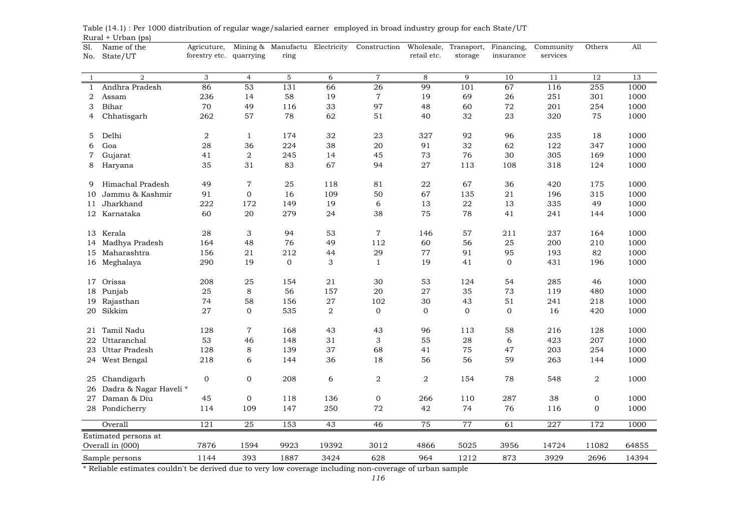Table (14.1) : Per 1000 distribution of regular wage/salaried earner employed in broad industry group for each State/UT

Rural + Urban (ps)

| Sl. No. | Name of the State/UT | Agricuture, forestry etc. | Mining & quarrying | Manufacturing | Electricity | Construction | Wholesale, retail etc. | Transport, storage | Financing, insurance | Community services | Others | All |
|---|---|---|---|---|---|---|---|---|---|---|---|---|
| 1 | 2 | 3 | 4 | 5 | 6 | 7 | 8 | 9 | 10 | 11 | 12 | 13 |
| 1 | Andhra Pradesh | 86 | 53 | 131 | 66 | 26 | 99 | 101 | 67 | 116 | 255 | 1000 |
| 2 | Assam | 236 | 14 | 58 | 19 | 7 | 19 | 69 | 26 | 251 | 301 | 1000 |
| 3 | Bihar | 70 | 49 | 116 | 33 | 97 | 48 | 60 | 72 | 201 | 254 | 1000 |
| 4 | Chhatisgarh | 262 | 57 | 78 | 62 | 51 | 40 | 32 | 23 | 320 | 75 | 1000 |
| 5 | Delhi | 2 | 1 | 174 | 32 | 23 | 327 | 92 | 96 | 235 | 18 | 1000 |
| 6 | Goa | 28 | 36 | 224 | 38 | 20 | 91 | 32 | 62 | 122 | 347 | 1000 |
| 7 | Gujarat | 41 | 2 | 245 | 14 | 45 | 73 | 76 | 30 | 305 | 169 | 1000 |
| 8 | Haryana | 35 | 31 | 83 | 67 | 94 | 27 | 113 | 108 | 318 | 124 | 1000 |
| 9 | Himachal Pradesh | 49 | 7 | 25 | 118 | 81 | 22 | 67 | 36 | 420 | 175 | 1000 |
| 10 | Jammu & Kashmir | 91 | 0 | 16 | 109 | 50 | 67 | 135 | 21 | 196 | 315 | 1000 |
| 11 | Jharkhand | 222 | 172 | 149 | 19 | 6 | 13 | 22 | 13 | 335 | 49 | 1000 |
| 12 | Karnataka | 60 | 20 | 279 | 24 | 38 | 75 | 78 | 41 | 241 | 144 | 1000 |
| 13 | Kerala | 28 | 3 | 94 | 53 | 7 | 146 | 57 | 211 | 237 | 164 | 1000 |
| 14 | Madhya Pradesh | 164 | 48 | 76 | 49 | 112 | 60 | 56 | 25 | 200 | 210 | 1000 |
| 15 | Maharashtra | 156 | 21 | 212 | 44 | 29 | 77 | 91 | 95 | 193 | 82 | 1000 |
| 16 | Meghalaya | 290 | 19 | 0 | 3 | 1 | 19 | 41 | 0 | 431 | 196 | 1000 |
| 17 | Orissa | 208 | 25 | 154 | 21 | 30 | 53 | 124 | 54 | 285 | 46 | 1000 |
| 18 | Punjab | 25 | 8 | 56 | 157 | 20 | 27 | 35 | 73 | 119 | 480 | 1000 |
| 19 | Rajasthan | 74 | 58 | 156 | 27 | 102 | 30 | 43 | 51 | 241 | 218 | 1000 |
| 20 | Sikkim | 27 | 0 | 535 | 2 | 0 | 0 | 0 | 0 | 16 | 420 | 1000 |
| 21 | Tamil Nadu | 128 | 7 | 168 | 43 | 43 | 96 | 113 | 58 | 216 | 128 | 1000 |
| 22 | Uttaranchal | 53 | 46 | 148 | 31 | 3 | 55 | 28 | 6 | 423 | 207 | 1000 |
| 23 | Uttar Pradesh | 128 | 8 | 139 | 37 | 68 | 41 | 75 | 47 | 203 | 254 | 1000 |
| 24 | West Bengal | 218 | 6 | 144 | 36 | 18 | 56 | 56 | 59 | 263 | 144 | 1000 |
| 25 | Chandigarh | 0 | 0 | 208 | 6 | 2 | 2 | 154 | 78 | 548 | 2 | 1000 |
| 26 | Dadra & Nagar Haveli * | | | | | | | | | | | |
| 27 | Daman & Diu | 45 | 0 | 118 | 136 | 0 | 266 | 110 | 287 | 38 | 0 | 1000 |
| 28 | Pondicherry | 114 | 109 | 147 | 250 | 72 | 42 | 74 | 76 | 116 | 0 | 1000 |
| | Overall | 121 | 25 | 153 | 43 | 46 | 75 | 77 | 61 | 227 | 172 | 1000 |
| | Estimated persons at Overall in (000) | 7876 | 1594 | 9923 | 19392 | 3012 | 4866 | 5025 | 3956 | 14724 | 11082 | 64855 |
| | Sample persons | 1144 | 393 | 1887 | 3424 | 628 | 964 | 1212 | 873 | 3929 | 2696 | 14394 |

* Reliable estimates couldn't be derived due to very low coverage including non-coverage of urban sample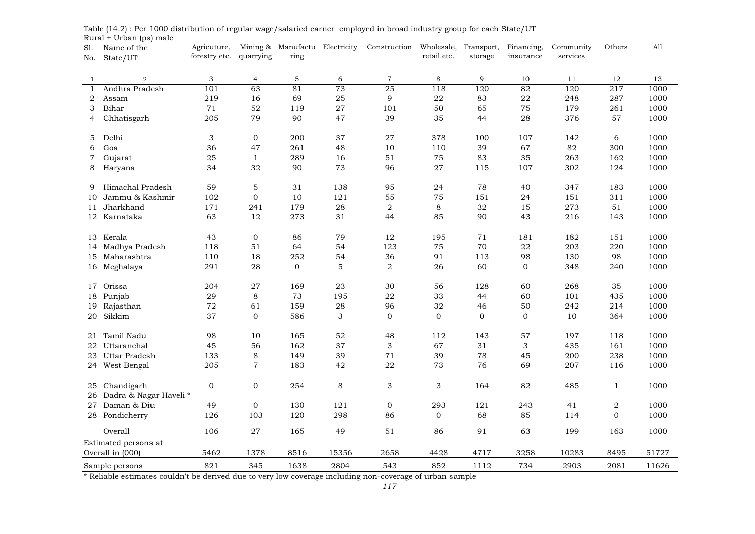Table (14.2) : Per 1000 distribution of regular wage/salaried earner employed in broad industry group for each State/UT

Rural + Urban (ps) male

| Sl. No. | Name of the State/UT | Agricuture, forestry etc. | Mining & quarrying | Manufacturing | Electricity | Construction | Wholesale, retail etc. | Transport, storage | Financing, insurance | Community services | Others | All |
|---|---|---|---|---|---|---|---|---|---|---|---|---|
| 1 | 2 | 3 | 4 | 5 | 6 | 7 | 8 | 9 | 10 | 11 | 12 | 13 |
| 1 | Andhra Pradesh | 101 | 63 | 81 | 73 | 25 | 118 | 120 | 82 | 120 | 217 | 1000 |
| 2 | Assam | 219 | 16 | 69 | 25 | 9 | 22 | 83 | 22 | 248 | 287 | 1000 |
| 3 | Bihar | 71 | 52 | 119 | 27 | 101 | 50 | 65 | 75 | 179 | 261 | 1000 |
| 4 | Chhatisgarh | 205 | 79 | 90 | 47 | 39 | 35 | 44 | 28 | 376 | 57 | 1000 |
| 5 | Delhi | 3 | 0 | 200 | 37 | 27 | 378 | 100 | 107 | 142 | 6 | 1000 |
| 6 | Goa | 36 | 47 | 261 | 48 | 10 | 110 | 39 | 67 | 82 | 300 | 1000 |
| 7 | Gujarat | 25 | 1 | 289 | 16 | 51 | 75 | 83 | 35 | 263 | 162 | 1000 |
| 8 | Haryana | 34 | 32 | 90 | 73 | 96 | 27 | 115 | 107 | 302 | 124 | 1000 |
| 9 | Himachal Pradesh | 59 | 5 | 31 | 138 | 95 | 24 | 78 | 40 | 347 | 183 | 1000 |
| 10 | Jammu & Kashmir | 102 | 0 | 10 | 121 | 55 | 75 | 151 | 24 | 151 | 311 | 1000 |
| 11 | Jharkhand | 171 | 241 | 179 | 28 | 2 | 8 | 32 | 15 | 273 | 51 | 1000 |
| 12 | Karnataka | 63 | 12 | 273 | 31 | 44 | 85 | 90 | 43 | 216 | 143 | 1000 |
| 13 | Kerala | 43 | 0 | 86 | 79 | 12 | 195 | 71 | 181 | 182 | 151 | 1000 |
| 14 | Madhya Pradesh | 118 | 51 | 64 | 54 | 123 | 75 | 70 | 22 | 203 | 220 | 1000 |
| 15 | Maharashtra | 110 | 18 | 252 | 54 | 36 | 91 | 113 | 98 | 130 | 98 | 1000 |
| 16 | Meghalaya | 291 | 28 | 0 | 5 | 2 | 26 | 60 | 0 | 348 | 240 | 1000 |
| 17 | Orissa | 204 | 27 | 169 | 23 | 30 | 56 | 128 | 60 | 268 | 35 | 1000 |
| 18 | Punjab | 29 | 8 | 73 | 195 | 22 | 33 | 44 | 60 | 101 | 435 | 1000 |
| 19 | Rajasthan | 72 | 61 | 159 | 28 | 96 | 32 | 46 | 50 | 242 | 214 | 1000 |
| 20 | Sikkim | 37 | 0 | 586 | 3 | 0 | 0 | 0 | 0 | 10 | 364 | 1000 |
| 21 | Tamil Nadu | 98 | 10 | 165 | 52 | 48 | 112 | 143 | 57 | 197 | 118 | 1000 |
| 22 | Uttaranchal | 45 | 56 | 162 | 37 | 3 | 67 | 31 | 3 | 435 | 161 | 1000 |
| 23 | Uttar Pradesh | 133 | 8 | 149 | 39 | 71 | 39 | 78 | 45 | 200 | 238 | 1000 |
| 24 | West Bengal | 205 | 7 | 183 | 42 | 22 | 73 | 76 | 69 | 207 | 116 | 1000 |
| 25 | Chandigarh | 0 | 0 | 254 | 8 | 3 | 3 | 164 | 82 | 485 | 1 | 1000 |
| 26 | Dadra & Nagar Haveli * | | | | | | | | | | | |
| 27 | Daman & Diu | 49 | 0 | 130 | 121 | 0 | 293 | 121 | 243 | 41 | 2 | 1000 |
| 28 | Pondicherry | 126 | 103 | 120 | 298 | 86 | 0 | 68 | 85 | 114 | 0 | 1000 |
| | Overall | 106 | 27 | 165 | 49 | 51 | 86 | 91 | 63 | 199 | 163 | 1000 |
| | Estimated persons at Overall in (000) | 5462 | 1378 | 8516 | 15356 | 2658 | 4428 | 4717 | 3258 | 10283 | 8495 | 51727 |
| | Sample persons | 821 | 345 | 1638 | 2804 | 543 | 852 | 1112 | 734 | 2903 | 2081 | 11626 |

* Reliable estimates couldn't be derived due to very low coverage including non-coverage of urban sample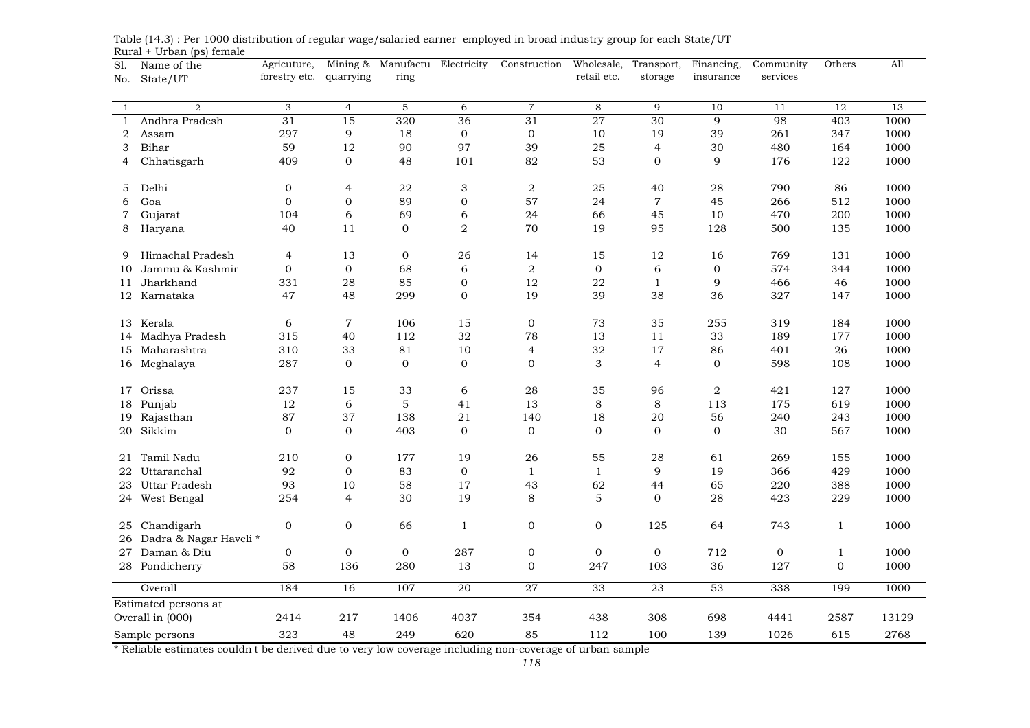Table (14.3) : Per 1000 distribution of regular wage/salaried earner employed in broad industry group for each State/UT

Rural + Urban (ps) female

| Sl. No. | Name of the State/UT | Agricuture, forestry etc. | Mining & quarrying | Manufacturing | Electricity | Construction | Wholesale, retail etc. | Transport, storage | Financing, insurance | Community services | Others | All |
|---|---|---|---|---|---|---|---|---|---|---|---|---|
| 1 | 2 | 3 | 4 | 5 | 6 | 7 | 8 | 9 | 10 | 11 | 12 | 13 |
| 1 | Andhra Pradesh | 31 | 15 | 320 | 36 | 31 | 27 | 30 | 9 | 98 | 403 | 1000 |
| 2 | Assam | 297 | 9 | 18 | 0 | 0 | 10 | 19 | 39 | 261 | 347 | 1000 |
| 3 | Bihar | 59 | 12 | 90 | 97 | 39 | 25 | 4 | 30 | 480 | 164 | 1000 |
| 4 | Chhatisgarh | 409 | 0 | 48 | 101 | 82 | 53 | 0 | 9 | 176 | 122 | 1000 |
| 5 | Delhi | 0 | 4 | 22 | 3 | 2 | 25 | 40 | 28 | 790 | 86 | 1000 |
| 6 | Goa | 0 | 0 | 89 | 0 | 57 | 24 | 7 | 45 | 266 | 512 | 1000 |
| 7 | Gujarat | 104 | 6 | 69 | 6 | 24 | 66 | 45 | 10 | 470 | 200 | 1000 |
| 8 | Haryana | 40 | 11 | 0 | 2 | 70 | 19 | 95 | 128 | 500 | 135 | 1000 |
| 9 | Himachal Pradesh | 4 | 13 | 0 | 26 | 14 | 15 | 12 | 16 | 769 | 131 | 1000 |
| 10 | Jammu & Kashmir | 0 | 0 | 68 | 6 | 2 | 0 | 6 | 0 | 574 | 344 | 1000 |
| 11 | Jharkhand | 331 | 28 | 85 | 0 | 12 | 22 | 1 | 9 | 466 | 46 | 1000 |
| 12 | Karnataka | 47 | 48 | 299 | 0 | 19 | 39 | 38 | 36 | 327 | 147 | 1000 |
| 13 | Kerala | 6 | 7 | 106 | 15 | 0 | 73 | 35 | 255 | 319 | 184 | 1000 |
| 14 | Madhya Pradesh | 315 | 40 | 112 | 32 | 78 | 13 | 11 | 33 | 189 | 177 | 1000 |
| 15 | Maharashtra | 310 | 33 | 81 | 10 | 4 | 32 | 17 | 86 | 401 | 26 | 1000 |
| 16 | Meghalaya | 287 | 0 | 0 | 0 | 0 | 3 | 4 | 0 | 598 | 108 | 1000 |
| 17 | Orissa | 237 | 15 | 33 | 6 | 28 | 35 | 96 | 2 | 421 | 127 | 1000 |
| 18 | Punjab | 12 | 6 | 5 | 41 | 13 | 8 | 8 | 113 | 175 | 619 | 1000 |
| 19 | Rajasthan | 87 | 37 | 138 | 21 | 140 | 18 | 20 | 56 | 240 | 243 | 1000 |
| 20 | Sikkim | 0 | 0 | 403 | 0 | 0 | 0 | 0 | 0 | 30 | 567 | 1000 |
| 21 | Tamil Nadu | 210 | 0 | 177 | 19 | 26 | 55 | 28 | 61 | 269 | 155 | 1000 |
| 22 | Uttaranchal | 92 | 0 | 83 | 0 | 1 | 1 | 9 | 19 | 366 | 429 | 1000 |
| 23 | Uttar Pradesh | 93 | 10 | 58 | 17 | 43 | 62 | 44 | 65 | 220 | 388 | 1000 |
| 24 | West Bengal | 254 | 4 | 30 | 19 | 8 | 5 | 0 | 28 | 423 | 229 | 1000 |
| 25 | Chandigarh | 0 | 0 | 66 | 1 | 0 | 0 | 125 | 64 | 743 | 1 | 1000 |
| 26 | Dadra & Nagar Haveli * | | | | | | | | | | | |
| 27 | Daman & Diu | 0 | 0 | 0 | 287 | 0 | 0 | 0 | 712 | 0 | 1 | 1000 |
| 28 | Pondicherry | 58 | 136 | 280 | 13 | 0 | 247 | 103 | 36 | 127 | 0 | 1000 |
| | Overall | 184 | 16 | 107 | 20 | 27 | 33 | 23 | 53 | 338 | 199 | 1000 |
| | Estimated persons at Overall in (000) | 2414 | 217 | 1406 | 4037 | 354 | 438 | 308 | 698 | 4441 | 2587 | 13129 |
| | Sample persons | 323 | 48 | 249 | 620 | 85 | 112 | 100 | 139 | 1026 | 615 | 2768 |

* Reliable estimates couldn't be derived due to very low coverage including non-coverage of urban sample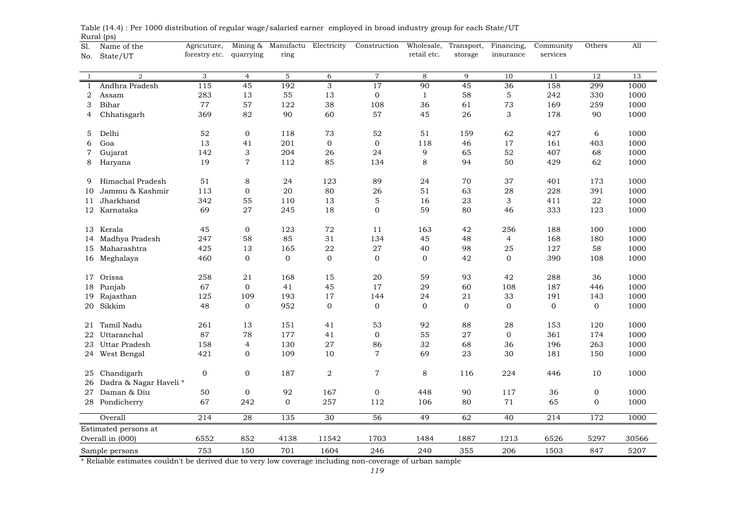Table (14.4) : Per 1000 distribution of regular wage/salaried earner employed in broad industry group for each State/UT

Rural (ps)

| Sl. No. | Name of the State/UT | Agricuture, forestry etc. | Mining & quarrying | Manufacturing | Electricity | Construction | Wholesale, retail etc. | Transport, storage | Financing, insurance | Community services | Others | All |
|---|---|---|---|---|---|---|---|---|---|---|---|---|
| 1 | 2 | 3 | 4 | 5 | 6 | 7 | 8 | 9 | 10 | 11 | 12 | 13 |
| 1 | Andhra Pradesh | 115 | 45 | 192 | 3 | 17 | 90 | 45 | 36 | 158 | 299 | 1000 |
| 2 | Assam | 283 | 13 | 55 | 13 | 0 | 1 | 58 | 5 | 242 | 330 | 1000 |
| 3 | Bihar | 77 | 57 | 122 | 38 | 108 | 36 | 61 | 73 | 169 | 259 | 1000 |
| 4 | Chhatisgarh | 369 | 82 | 90 | 60 | 57 | 45 | 26 | 3 | 178 | 90 | 1000 |
| 5 | Delhi | 52 | 0 | 118 | 73 | 52 | 51 | 159 | 62 | 427 | 6 | 1000 |
| 6 | Goa | 13 | 41 | 201 | 0 | 0 | 118 | 46 | 17 | 161 | 403 | 1000 |
| 7 | Gujarat | 142 | 3 | 204 | 26 | 24 | 9 | 65 | 52 | 407 | 68 | 1000 |
| 8 | Haryana | 19 | 7 | 112 | 85 | 134 | 8 | 94 | 50 | 429 | 62 | 1000 |
| 9 | Himachal Pradesh | 51 | 8 | 24 | 123 | 89 | 24 | 70 | 37 | 401 | 173 | 1000 |
| 10 | Jammu & Kashmir | 113 | 0 | 20 | 80 | 26 | 51 | 63 | 28 | 228 | 391 | 1000 |
| 11 | Jharkhand | 342 | 55 | 110 | 13 | 5 | 16 | 23 | 3 | 411 | 22 | 1000 |
| 12 | Karnataka | 69 | 27 | 245 | 18 | 0 | 59 | 80 | 46 | 333 | 123 | 1000 |
| 13 | Kerala | 45 | 0 | 123 | 72 | 11 | 163 | 42 | 256 | 188 | 100 | 1000 |
| 14 | Madhya Pradesh | 247 | 58 | 85 | 31 | 134 | 45 | 48 | 4 | 168 | 180 | 1000 |
| 15 | Maharashtra | 425 | 13 | 165 | 22 | 27 | 40 | 98 | 25 | 127 | 58 | 1000 |
| 16 | Meghalaya | 460 | 0 | 0 | 0 | 0 | 0 | 42 | 0 | 390 | 108 | 1000 |
| 17 | Orissa | 258 | 21 | 168 | 15 | 20 | 59 | 93 | 42 | 288 | 36 | 1000 |
| 18 | Punjab | 67 | 0 | 41 | 45 | 17 | 29 | 60 | 108 | 187 | 446 | 1000 |
| 19 | Rajasthan | 125 | 109 | 193 | 17 | 144 | 24 | 21 | 33 | 191 | 143 | 1000 |
| 20 | Sikkim | 48 | 0 | 952 | 0 | 0 | 0 | 0 | 0 | 0 | 0 | 1000 |
| 21 | Tamil Nadu | 261 | 13 | 151 | 41 | 53 | 92 | 88 | 28 | 153 | 120 | 1000 |
| 22 | Uttaranchal | 87 | 78 | 177 | 41 | 0 | 55 | 27 | 0 | 361 | 174 | 1000 |
| 23 | Uttar Pradesh | 158 | 4 | 130 | 27 | 86 | 32 | 68 | 36 | 196 | 263 | 1000 |
| 24 | West Bengal | 421 | 0 | 109 | 10 | 7 | 69 | 23 | 30 | 181 | 150 | 1000 |
| 25 | Chandigarh | 0 | 0 | 187 | 2 | 7 | 8 | 116 | 224 | 446 | 10 | 1000 |
| 26 | Dadra & Nagar Haveli * | | | | | | | | | | | |
| 27 | Daman & Diu | 50 | 0 | 92 | 167 | 0 | 448 | 90 | 117 | 36 | 0 | 1000 |
| 28 | Pondicherry | 67 | 242 | 0 | 257 | 112 | 106 | 80 | 71 | 65 | 0 | 1000 |
| | Overall | 214 | 28 | 135 | 30 | 56 | 49 | 62 | 40 | 214 | 172 | 1000 |
| | Estimated persons at Overall in (000) | 6552 | 852 | 4138 | 11542 | 1703 | 1484 | 1887 | 1213 | 6526 | 5297 | 30566 |
| | Sample persons | 753 | 150 | 701 | 1604 | 246 | 240 | 355 | 206 | 1503 | 847 | 5207 |

* Reliable estimates couldn't be derived due to very low coverage including non-coverage of urban sample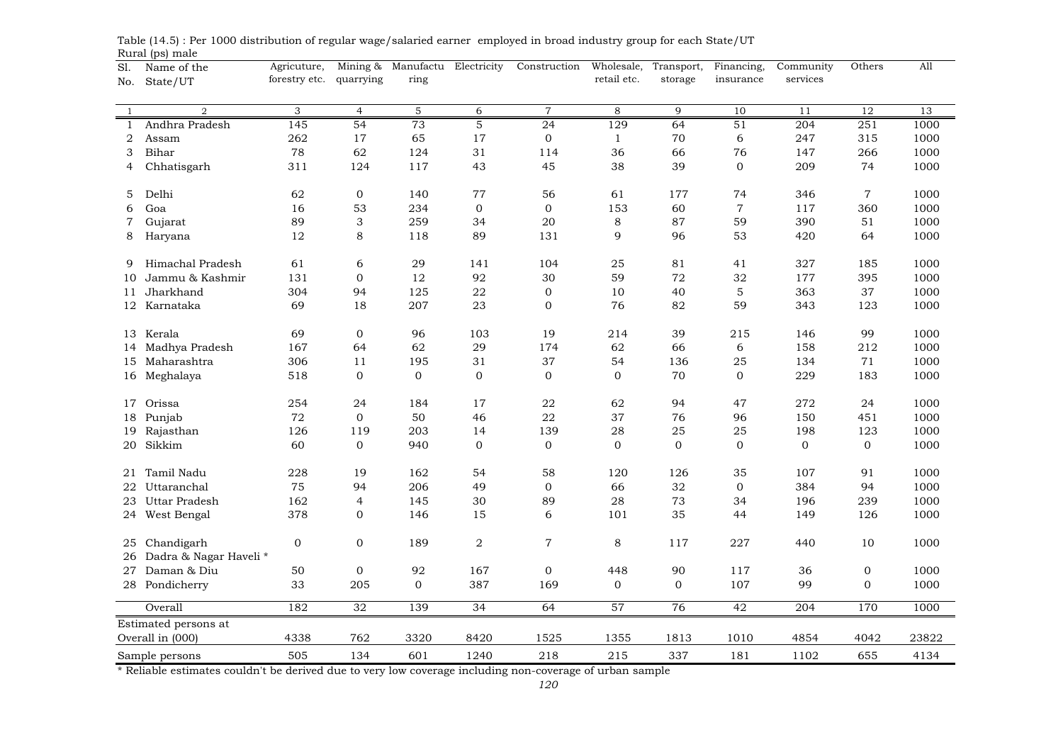Table (14.5) : Per 1000 distribution of regular wage/salaried earner employed in broad industry group for each State/UT

Rural (ps) male

| Sl. No. | Name of the State/UT | Agricuture, forestry etc. | Mining & quarrying | Manufacturing | Electricity | Construction | Wholesale, retail etc. | Transport, storage | Financing, insurance | Community services | Others | All |
|---|---|---|---|---|---|---|---|---|---|---|---|---|
| 1 | 2 | 3 | 4 | 5 | 6 | 7 | 8 | 9 | 10 | 11 | 12 | 13 |
| 1 | Andhra Pradesh | 145 | 54 | 73 | 5 | 24 | 129 | 64 | 51 | 204 | 251 | 1000 |
| 2 | Assam | 262 | 17 | 65 | 17 | 0 | 1 | 70 | 6 | 247 | 315 | 1000 |
| 3 | Bihar | 78 | 62 | 124 | 31 | 114 | 36 | 66 | 76 | 147 | 266 | 1000 |
| 4 | Chhatisgarh | 311 | 124 | 117 | 43 | 45 | 38 | 39 | 0 | 209 | 74 | 1000 |
| 5 | Delhi | 62 | 0 | 140 | 77 | 56 | 61 | 177 | 74 | 346 | 7 | 1000 |
| 6 | Goa | 16 | 53 | 234 | 0 | 0 | 153 | 60 | 7 | 117 | 360 | 1000 |
| 7 | Gujarat | 89 | 3 | 259 | 34 | 20 | 8 | 87 | 59 | 390 | 51 | 1000 |
| 8 | Haryana | 12 | 8 | 118 | 89 | 131 | 9 | 96 | 53 | 420 | 64 | 1000 |
| 9 | Himachal Pradesh | 61 | 6 | 29 | 141 | 104 | 25 | 81 | 41 | 327 | 185 | 1000 |
| 10 | Jammu & Kashmir | 131 | 0 | 12 | 92 | 30 | 59 | 72 | 32 | 177 | 395 | 1000 |
| 11 | Jharkhand | 304 | 94 | 125 | 22 | 0 | 10 | 40 | 5 | 363 | 37 | 1000 |
| 12 | Karnataka | 69 | 18 | 207 | 23 | 0 | 76 | 82 | 59 | 343 | 123 | 1000 |
| 13 | Kerala | 69 | 0 | 96 | 103 | 19 | 214 | 39 | 215 | 146 | 99 | 1000 |
| 14 | Madhya Pradesh | 167 | 64 | 62 | 29 | 174 | 62 | 66 | 6 | 158 | 212 | 1000 |
| 15 | Maharashtra | 306 | 11 | 195 | 31 | 37 | 54 | 136 | 25 | 134 | 71 | 1000 |
| 16 | Meghalaya | 518 | 0 | 0 | 0 | 0 | 0 | 70 | 0 | 229 | 183 | 1000 |
| 17 | Orissa | 254 | 24 | 184 | 17 | 22 | 62 | 94 | 47 | 272 | 24 | 1000 |
| 18 | Punjab | 72 | 0 | 50 | 46 | 22 | 37 | 76 | 96 | 150 | 451 | 1000 |
| 19 | Rajasthan | 126 | 119 | 203 | 14 | 139 | 28 | 25 | 25 | 198 | 123 | 1000 |
| 20 | Sikkim | 60 | 0 | 940 | 0 | 0 | 0 | 0 | 0 | 0 | 0 | 1000 |
| 21 | Tamil Nadu | 228 | 19 | 162 | 54 | 58 | 120 | 126 | 35 | 107 | 91 | 1000 |
| 22 | Uttaranchal | 75 | 94 | 206 | 49 | 0 | 66 | 32 | 0 | 384 | 94 | 1000 |
| 23 | Uttar Pradesh | 162 | 4 | 145 | 30 | 89 | 28 | 73 | 34 | 196 | 239 | 1000 |
| 24 | West Bengal | 378 | 0 | 146 | 15 | 6 | 101 | 35 | 44 | 149 | 126 | 1000 |
| 25 | Chandigarh | 0 | 0 | 189 | 2 | 7 | 8 | 117 | 227 | 440 | 10 | 1000 |
| 26 | Dadra & Nagar Haveli * | | | | | | | | | | | |
| 27 | Daman & Diu | 50 | 0 | 92 | 167 | 0 | 448 | 90 | 117 | 36 | 0 | 1000 |
| 28 | Pondicherry | 33 | 205 | 0 | 387 | 169 | 0 | 0 | 107 | 99 | 0 | 1000 |
| | Overall | 182 | 32 | 139 | 34 | 64 | 57 | 76 | 42 | 204 | 170 | 1000 |
| | Estimated persons at Overall in (000) | 4338 | 762 | 3320 | 8420 | 1525 | 1355 | 1813 | 1010 | 4854 | 4042 | 23822 |
| | Sample persons | 505 | 134 | 601 | 1240 | 218 | 215 | 337 | 181 | 1102 | 655 | 4134 |

* Reliable estimates couldn't be derived due to very low coverage including non-coverage of urban sample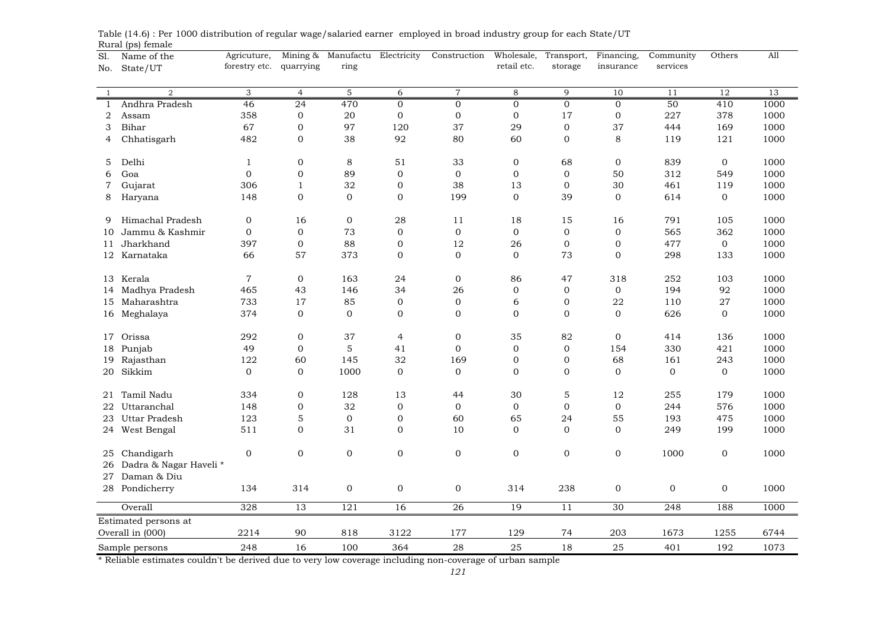Table (14.6) : Per 1000 distribution of regular wage/salaried earner employed in broad industry group for each State/UT

Rural (ps) female

| Sl. No. | Name of the State/UT | Agricuture, forestry etc. | Mining & quarrying | Manufacturing | Electricity | Construction | Wholesale, retail etc. | Transport, storage | Financing, insurance | Community services | Others | All |
|---|---|---|---|---|---|---|---|---|---|---|---|---|
| 1 | 2 | 3 | 4 | 5 | 6 | 7 | 8 | 9 | 10 | 11 | 12 | 13 |
| 1 | Andhra Pradesh | 46 | 24 | 470 | 0 | 0 | 0 | 0 | 0 | 50 | 410 | 1000 |
| 2 | Assam | 358 | 0 | 20 | 0 | 0 | 0 | 17 | 0 | 227 | 378 | 1000 |
| 3 | Bihar | 67 | 0 | 97 | 120 | 37 | 29 | 0 | 37 | 444 | 169 | 1000 |
| 4 | Chhatisgarh | 482 | 0 | 38 | 92 | 80 | 60 | 0 | 8 | 119 | 121 | 1000 |
| 5 | Delhi | 1 | 0 | 8 | 51 | 33 | 0 | 68 | 0 | 839 | 0 | 1000 |
| 6 | Goa | 0 | 0 | 89 | 0 | 0 | 0 | 0 | 50 | 312 | 549 | 1000 |
| 7 | Gujarat | 306 | 1 | 32 | 0 | 38 | 13 | 0 | 30 | 461 | 119 | 1000 |
| 8 | Haryana | 148 | 0 | 0 | 0 | 199 | 0 | 39 | 0 | 614 | 0 | 1000 |
| 9 | Himachal Pradesh | 0 | 16 | 0 | 28 | 11 | 18 | 15 | 16 | 791 | 105 | 1000 |
| 10 | Jammu & Kashmir | 0 | 0 | 73 | 0 | 0 | 0 | 0 | 0 | 565 | 362 | 1000 |
| 11 | Jharkhand | 397 | 0 | 88 | 0 | 12 | 26 | 0 | 0 | 477 | 0 | 1000 |
| 12 | Karnataka | 66 | 57 | 373 | 0 | 0 | 0 | 73 | 0 | 298 | 133 | 1000 |
| 13 | Kerala | 7 | 0 | 163 | 24 | 0 | 86 | 47 | 318 | 252 | 103 | 1000 |
| 14 | Madhya Pradesh | 465 | 43 | 146 | 34 | 26 | 0 | 0 | 0 | 194 | 92 | 1000 |
| 15 | Maharashtra | 733 | 17 | 85 | 0 | 0 | 6 | 0 | 22 | 110 | 27 | 1000 |
| 16 | Meghalaya | 374 | 0 | 0 | 0 | 0 | 0 | 0 | 0 | 626 | 0 | 1000 |
| 17 | Orissa | 292 | 0 | 37 | 4 | 0 | 35 | 82 | 0 | 414 | 136 | 1000 |
| 18 | Punjab | 49 | 0 | 5 | 41 | 0 | 0 | 0 | 154 | 330 | 421 | 1000 |
| 19 | Rajasthan | 122 | 60 | 145 | 32 | 169 | 0 | 0 | 68 | 161 | 243 | 1000 |
| 20 | Sikkim | 0 | 0 | 1000 | 0 | 0 | 0 | 0 | 0 | 0 | 0 | 1000 |
| 21 | Tamil Nadu | 334 | 0 | 128 | 13 | 44 | 30 | 5 | 12 | 255 | 179 | 1000 |
| 22 | Uttaranchal | 148 | 0 | 32 | 0 | 0 | 0 | 0 | 0 | 244 | 576 | 1000 |
| 23 | Uttar Pradesh | 123 | 5 | 0 | 0 | 60 | 65 | 24 | 55 | 193 | 475 | 1000 |
| 24 | West Bengal | 511 | 0 | 31 | 0 | 10 | 0 | 0 | 0 | 249 | 199 | 1000 |
| 25 | Chandigarh | 0 | 0 | 0 | 0 | 0 | 0 | 0 | 0 | 1000 | 0 | 1000 |
| 26 | Dadra & Nagar Haveli * | | | | | | | | | | | |
| 27 | Daman & Diu | | | | | | | | | | | |
| 28 | Pondicherry | 134 | 314 | 0 | 0 | 0 | 314 | 238 | 0 | 0 | 0 | 1000 |
| | Overall | 328 | 13 | 121 | 16 | 26 | 19 | 11 | 30 | 248 | 188 | 1000 |
| | Estimated persons at Overall in (000) | 2214 | 90 | 818 | 3122 | 177 | 129 | 74 | 203 | 1673 | 1255 | 6744 |
| | Sample persons | 248 | 16 | 100 | 364 | 28 | 25 | 18 | 25 | 401 | 192 | 1073 |

* Reliable estimates couldn't be derived due to very low coverage including non-coverage of urban sample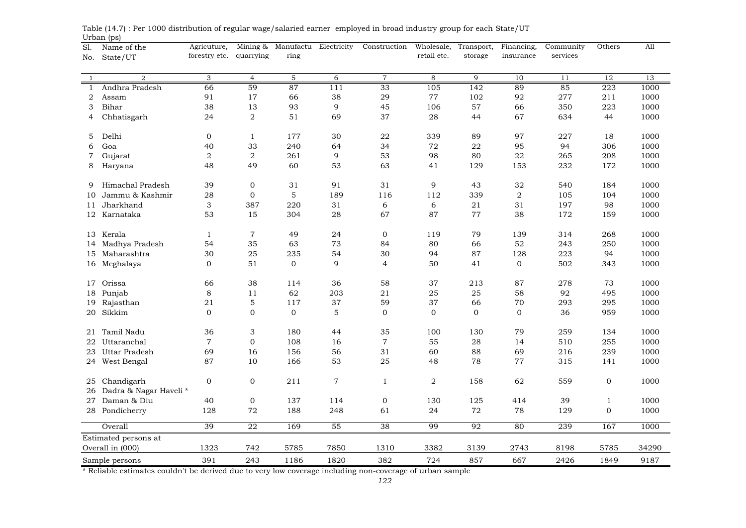Table (14.7) : Per 1000 distribution of regular wage/salaried earner employed in broad industry group for each State/UT

Urban (ps)

| Sl. No. | Name of the State/UT | Agricuture, forestry etc. | Mining & quarrying | Manufacturing | Electricity | Construction | Wholesale, retail etc. | Transport, storage | Financing, insurance | Community services | Others | All |
|---|---|---|---|---|---|---|---|---|---|---|---|---|
| 1 | 2 | 3 | 4 | 5 | 6 | 7 | 8 | 9 | 10 | 11 | 12 | 13 |
| 1 | Andhra Pradesh | 66 | 59 | 87 | 111 | 33 | 105 | 142 | 89 | 85 | 223 | 1000 |
| 2 | Assam | 91 | 17 | 66 | 38 | 29 | 77 | 102 | 92 | 277 | 211 | 1000 |
| 3 | Bihar | 38 | 13 | 93 | 9 | 45 | 106 | 57 | 66 | 350 | 223 | 1000 |
| 4 | Chhatisgarh | 24 | 2 | 51 | 69 | 37 | 28 | 44 | 67 | 634 | 44 | 1000 |
| 5 | Delhi | 0 | 1 | 177 | 30 | 22 | 339 | 89 | 97 | 227 | 18 | 1000 |
| 6 | Goa | 40 | 33 | 240 | 64 | 34 | 72 | 22 | 95 | 94 | 306 | 1000 |
| 7 | Gujarat | 2 | 2 | 261 | 9 | 53 | 98 | 80 | 22 | 265 | 208 | 1000 |
| 8 | Haryana | 48 | 49 | 60 | 53 | 63 | 41 | 129 | 153 | 232 | 172 | 1000 |
| 9 | Himachal Pradesh | 39 | 0 | 31 | 91 | 31 | 9 | 43 | 32 | 540 | 184 | 1000 |
| 10 | Jammu & Kashmir | 28 | 0 | 5 | 189 | 116 | 112 | 339 | 2 | 105 | 104 | 1000 |
| 11 | Jharkhand | 3 | 387 | 220 | 31 | 6 | 6 | 21 | 31 | 197 | 98 | 1000 |
| 12 | Karnataka | 53 | 15 | 304 | 28 | 67 | 87 | 77 | 38 | 172 | 159 | 1000 |
| 13 | Kerala | 1 | 7 | 49 | 24 | 0 | 119 | 79 | 139 | 314 | 268 | 1000 |
| 14 | Madhya Pradesh | 54 | 35 | 63 | 73 | 84 | 80 | 66 | 52 | 243 | 250 | 1000 |
| 15 | Maharashtra | 30 | 25 | 235 | 54 | 30 | 94 | 87 | 128 | 223 | 94 | 1000 |
| 16 | Meghalaya | 0 | 51 | 0 | 9 | 4 | 50 | 41 | 0 | 502 | 343 | 1000 |
| 17 | Orissa | 66 | 38 | 114 | 36 | 58 | 37 | 213 | 87 | 278 | 73 | 1000 |
| 18 | Punjab | 8 | 11 | 62 | 203 | 21 | 25 | 25 | 58 | 92 | 495 | 1000 |
| 19 | Rajasthan | 21 | 5 | 117 | 37 | 59 | 37 | 66 | 70 | 293 | 295 | 1000 |
| 20 | Sikkim | 0 | 0 | 0 | 5 | 0 | 0 | 0 | 0 | 36 | 959 | 1000 |
| 21 | Tamil Nadu | 36 | 3 | 180 | 44 | 35 | 100 | 130 | 79 | 259 | 134 | 1000 |
| 22 | Uttaranchal | 7 | 0 | 108 | 16 | 7 | 55 | 28 | 14 | 510 | 255 | 1000 |
| 23 | Uttar Pradesh | 69 | 16 | 156 | 56 | 31 | 60 | 88 | 69 | 216 | 239 | 1000 |
| 24 | West Bengal | 87 | 10 | 166 | 53 | 25 | 48 | 78 | 77 | 315 | 141 | 1000 |
| 25 | Chandigarh | 0 | 0 | 211 | 7 | 1 | 2 | 158 | 62 | 559 | 0 | 1000 |
| 26 | Dadra & Nagar Haveli * | | | | | | | | | | | |
| 27 | Daman & Diu | 40 | 0 | 137 | 114 | 0 | 130 | 125 | 414 | 39 | 1 | 1000 |
| 28 | Pondicherry | 128 | 72 | 188 | 248 | 61 | 24 | 72 | 78 | 129 | 0 | 1000 |
| | Overall | 39 | 22 | 169 | 55 | 38 | 99 | 92 | 80 | 239 | 167 | 1000 |
| | Estimated persons at Overall in (000) | 1323 | 742 | 5785 | 7850 | 1310 | 3382 | 3139 | 2743 | 8198 | 5785 | 34290 |
| | Sample persons | 391 | 243 | 1186 | 1820 | 382 | 724 | 857 | 667 | 2426 | 1849 | 9187 |

* Reliable estimates couldn't be derived due to very low coverage including non-coverage of urban sample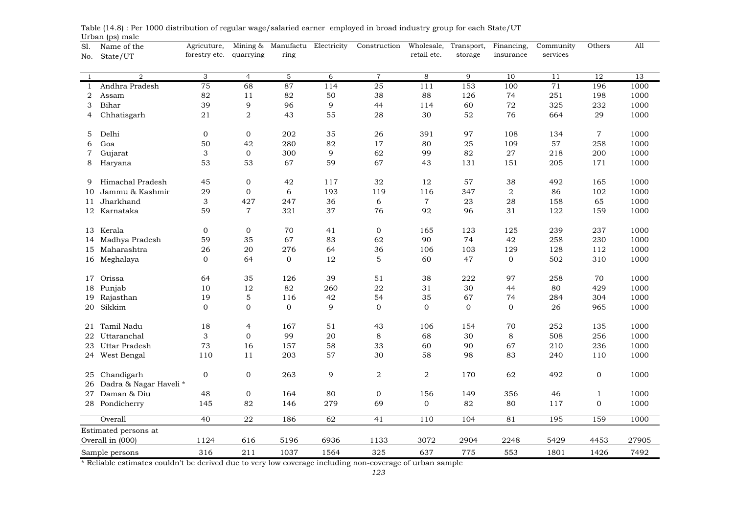Table (14.8) : Per 1000 distribution of regular wage/salaried earner employed in broad industry group for each State/UT

Urban (ps) male

| Sl. No. | Name of the State/UT | Agricuture, forestry etc. | Mining & quarrying | Manufacturing | Electricity | Construction | Wholesale, retail etc. | Transport, storage | Financing, insurance | Community services | Others | All |
|---|---|---|---|---|---|---|---|---|---|---|---|---|
| 1 | 2 | 3 | 4 | 5 | 6 | 7 | 8 | 9 | 10 | 11 | 12 | 13 |
| 1 | Andhra Pradesh | 75 | 68 | 87 | 114 | 25 | 111 | 153 | 100 | 71 | 196 | 1000 |
| 2 | Assam | 82 | 11 | 82 | 50 | 38 | 88 | 126 | 74 | 251 | 198 | 1000 |
| 3 | Bihar | 39 | 9 | 96 | 9 | 44 | 114 | 60 | 72 | 325 | 232 | 1000 |
| 4 | Chhatisgarh | 21 | 2 | 43 | 55 | 28 | 30 | 52 | 76 | 664 | 29 | 1000 |
| 5 | Delhi | 0 | 0 | 202 | 35 | 26 | 391 | 97 | 108 | 134 | 7 | 1000 |
| 6 | Goa | 50 | 42 | 280 | 82 | 17 | 80 | 25 | 109 | 57 | 258 | 1000 |
| 7 | Gujarat | 3 | 0 | 300 | 9 | 62 | 99 | 82 | 27 | 218 | 200 | 1000 |
| 8 | Haryana | 53 | 53 | 67 | 59 | 67 | 43 | 131 | 151 | 205 | 171 | 1000 |
| 9 | Himachal Pradesh | 45 | 0 | 42 | 117 | 32 | 12 | 57 | 38 | 492 | 165 | 1000 |
| 10 | Jammu & Kashmir | 29 | 0 | 6 | 193 | 119 | 116 | 347 | 2 | 86 | 102 | 1000 |
| 11 | Jharkhand | 3 | 427 | 247 | 36 | 6 | 7 | 23 | 28 | 158 | 65 | 1000 |
| 12 | Karnataka | 59 | 7 | 321 | 37 | 76 | 92 | 96 | 31 | 122 | 159 | 1000 |
| 13 | Kerala | 0 | 0 | 70 | 41 | 0 | 165 | 123 | 125 | 239 | 237 | 1000 |
| 14 | Madhya Pradesh | 59 | 35 | 67 | 83 | 62 | 90 | 74 | 42 | 258 | 230 | 1000 |
| 15 | Maharashtra | 26 | 20 | 276 | 64 | 36 | 106 | 103 | 129 | 128 | 112 | 1000 |
| 16 | Meghalaya | 0 | 64 | 0 | 12 | 5 | 60 | 47 | 0 | 502 | 310 | 1000 |
| 17 | Orissa | 64 | 35 | 126 | 39 | 51 | 38 | 222 | 97 | 258 | 70 | 1000 |
| 18 | Punjab | 10 | 12 | 82 | 260 | 22 | 31 | 30 | 44 | 80 | 429 | 1000 |
| 19 | Rajasthan | 19 | 5 | 116 | 42 | 54 | 35 | 67 | 74 | 284 | 304 | 1000 |
| 20 | Sikkim | 0 | 0 | 0 | 9 | 0 | 0 | 0 | 0 | 26 | 965 | 1000 |
| 21 | Tamil Nadu | 18 | 4 | 167 | 51 | 43 | 106 | 154 | 70 | 252 | 135 | 1000 |
| 22 | Uttaranchal | 3 | 0 | 99 | 20 | 8 | 68 | 30 | 8 | 508 | 256 | 1000 |
| 23 | Uttar Pradesh | 73 | 16 | 157 | 58 | 33 | 60 | 90 | 67 | 210 | 236 | 1000 |
| 24 | West Bengal | 110 | 11 | 203 | 57 | 30 | 58 | 98 | 83 | 240 | 110 | 1000 |
| 25 | Chandigarh | 0 | 0 | 263 | 9 | 2 | 2 | 170 | 62 | 492 | 0 | 1000 |
| 26 | Dadra & Nagar Haveli * | | | | | | | | | | | |
| 27 | Daman & Diu | 48 | 0 | 164 | 80 | 0 | 156 | 149 | 356 | 46 | 1 | 1000 |
| 28 | Pondicherry | 145 | 82 | 146 | 279 | 69 | 0 | 82 | 80 | 117 | 0 | 1000 |
| | Overall | 40 | 22 | 186 | 62 | 41 | 110 | 104 | 81 | 195 | 159 | 1000 |
| | Estimated persons at Overall in (000) | 1124 | 616 | 5196 | 6936 | 1133 | 3072 | 2904 | 2248 | 5429 | 4453 | 27905 |
| | Sample persons | 316 | 211 | 1037 | 1564 | 325 | 637 | 775 | 553 | 1801 | 1426 | 7492 |

* Reliable estimates couldn't be derived due to very low coverage including non-coverage of urban sample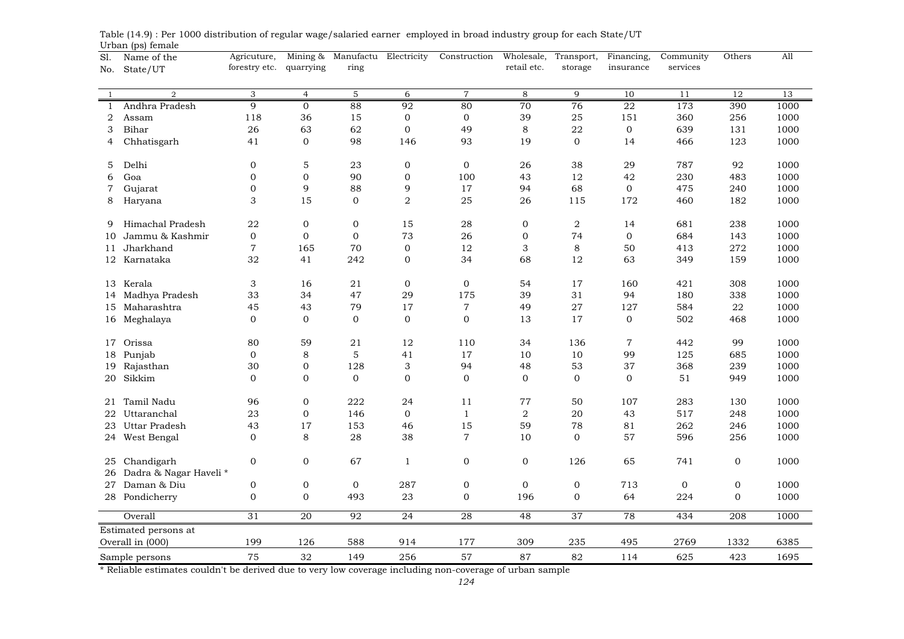Table (14.9) : Per 1000 distribution of regular wage/salaried earner employed in broad industry group for each State/UT

Urban (ps) female

| Sl. No. | Name of the State/UT | Agricuture, forestry etc. | Mining & quarrying | Manufacturing | Electricity | Construction | Wholesale, retail etc. | Transport, storage | Financing, insurance | Community services | Others | All |
|---|---|---|---|---|---|---|---|---|---|---|---|---|
| 1 | 2 | 3 | 4 | 5 | 6 | 7 | 8 | 9 | 10 | 11 | 12 | 13 |
| 1 | Andhra Pradesh | 9 | 0 | 88 | 92 | 80 | 70 | 76 | 22 | 173 | 390 | 1000 |
| 2 | Assam | 118 | 36 | 15 | 0 | 0 | 39 | 25 | 151 | 360 | 256 | 1000 |
| 3 | Bihar | 26 | 63 | 62 | 0 | 49 | 8 | 22 | 0 | 639 | 131 | 1000 |
| 4 | Chhatisgarh | 41 | 0 | 98 | 146 | 93 | 19 | 0 | 14 | 466 | 123 | 1000 |
| 5 | Delhi | 0 | 5 | 23 | 0 | 0 | 26 | 38 | 29 | 787 | 92 | 1000 |
| 6 | Goa | 0 | 0 | 90 | 0 | 100 | 43 | 12 | 42 | 230 | 483 | 1000 |
| 7 | Gujarat | 0 | 9 | 88 | 9 | 17 | 94 | 68 | 0 | 475 | 240 | 1000 |
| 8 | Haryana | 3 | 15 | 0 | 2 | 25 | 26 | 115 | 172 | 460 | 182 | 1000 |
| 9 | Himachal Pradesh | 22 | 0 | 0 | 15 | 28 | 0 | 2 | 14 | 681 | 238 | 1000 |
| 10 | Jammu & Kashmir | 0 | 0 | 0 | 73 | 26 | 0 | 74 | 0 | 684 | 143 | 1000 |
| 11 | Jharkhand | 7 | 165 | 70 | 0 | 12 | 3 | 8 | 50 | 413 | 272 | 1000 |
| 12 | Karnataka | 32 | 41 | 242 | 0 | 34 | 68 | 12 | 63 | 349 | 159 | 1000 |
| 13 | Kerala | 3 | 16 | 21 | 0 | 0 | 54 | 17 | 160 | 421 | 308 | 1000 |
| 14 | Madhya Pradesh | 33 | 34 | 47 | 29 | 175 | 39 | 31 | 94 | 180 | 338 | 1000 |
| 15 | Maharashtra | 45 | 43 | 79 | 17 | 7 | 49 | 27 | 127 | 584 | 22 | 1000 |
| 16 | Meghalaya | 0 | 0 | 0 | 0 | 0 | 13 | 17 | 0 | 502 | 468 | 1000 |
| 17 | Orissa | 80 | 59 | 21 | 12 | 110 | 34 | 136 | 7 | 442 | 99 | 1000 |
| 18 | Punjab | 0 | 8 | 5 | 41 | 17 | 10 | 10 | 99 | 125 | 685 | 1000 |
| 19 | Rajasthan | 30 | 0 | 128 | 3 | 94 | 48 | 53 | 37 | 368 | 239 | 1000 |
| 20 | Sikkim | 0 | 0 | 0 | 0 | 0 | 0 | 0 | 0 | 51 | 949 | 1000 |
| 21 | Tamil Nadu | 96 | 0 | 222 | 24 | 11 | 77 | 50 | 107 | 283 | 130 | 1000 |
| 22 | Uttaranchal | 23 | 0 | 146 | 0 | 1 | 2 | 20 | 43 | 517 | 248 | 1000 |
| 23 | Uttar Pradesh | 43 | 17 | 153 | 46 | 15 | 59 | 78 | 81 | 262 | 246 | 1000 |
| 24 | West Bengal | 0 | 8 | 28 | 38 | 7 | 10 | 0 | 57 | 596 | 256 | 1000 |
| 25 | Chandigarh | 0 | 0 | 67 | 1 | 0 | 0 | 126 | 65 | 741 | 0 | 1000 |
| 26 | Dadra & Nagar Haveli * | | | | | | | | | | | |
| 27 | Daman & Diu | 0 | 0 | 0 | 287 | 0 | 0 | 0 | 713 | 0 | 0 | 1000 |
| 28 | Pondicherry | 0 | 0 | 493 | 23 | 0 | 196 | 0 | 64 | 224 | 0 | 1000 |
| | Overall | 31 | 20 | 92 | 24 | 28 | 48 | 37 | 78 | 434 | 208 | 1000 |
| | Estimated persons at Overall in (000) | 199 | 126 | 588 | 914 | 177 | 309 | 235 | 495 | 2769 | 1332 | 6385 |
| | Sample persons | 75 | 32 | 149 | 256 | 57 | 87 | 82 | 114 | 625 | 423 | 1695 |

* Reliable estimates couldn't be derived due to very low coverage including non-coverage of urban sample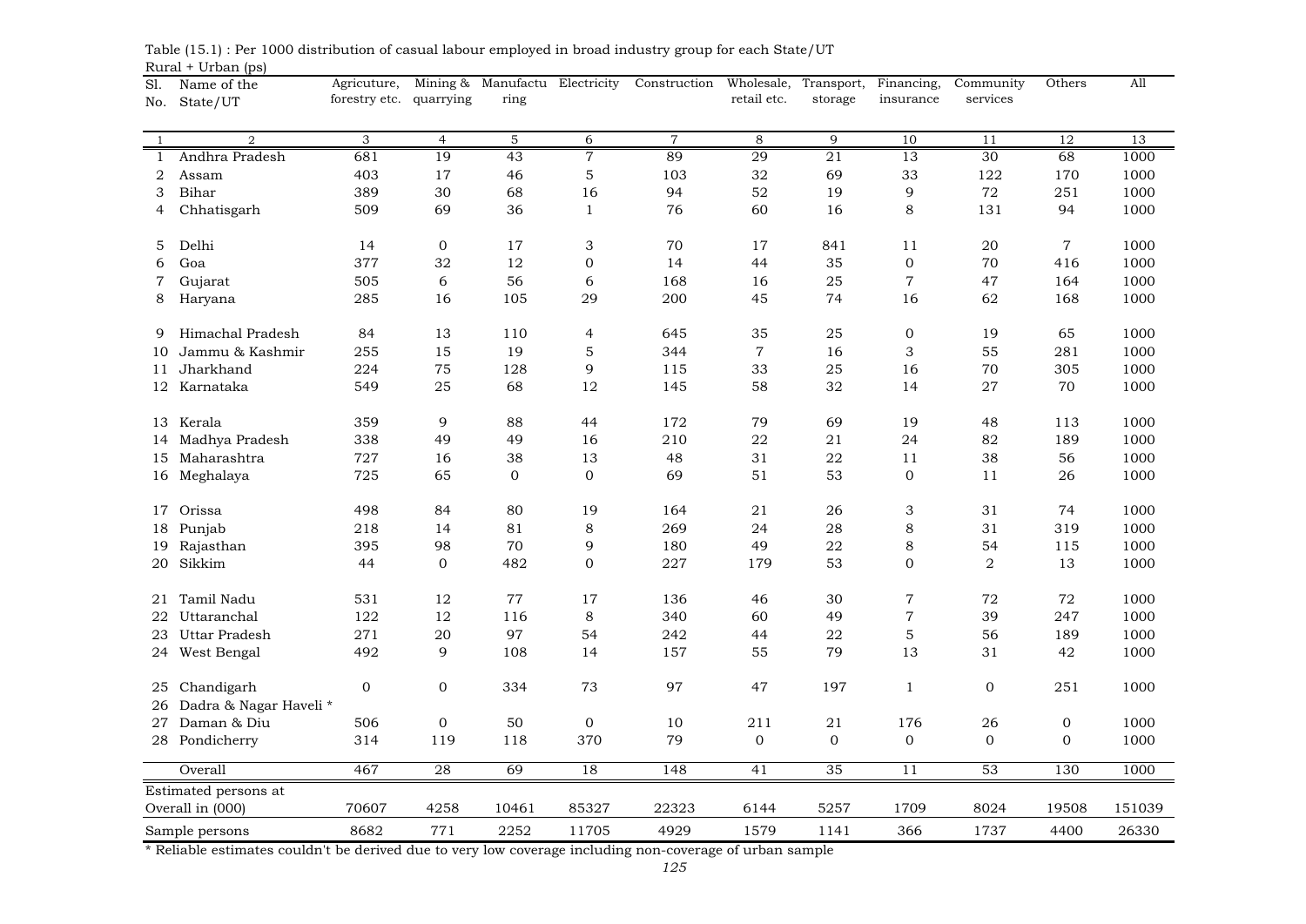Table (15.1) : Per 1000 distribution of casual labour employed in broad industry group for each State/UT

Rural + Urban (ps)

| Sl. No. | Name of the State/UT | Agricuture, forestry etc. | Mining & quarrying | Manufacturing | Electricity | Construction | Wholesale, retail etc. | Transport, storage | Financing, insurance | Community services | Others | All |
|---|---|---|---|---|---|---|---|---|---|---|---|---|
| 1 | 2 | 3 | 4 | 5 | 6 | 7 | 8 | 9 | 10 | 11 | 12 | 13 |
| 1 | Andhra Pradesh | 681 | 19 | 43 | 7 | 89 | 29 | 21 | 13 | 30 | 68 | 1000 |
| 2 | Assam | 403 | 17 | 46 | 5 | 103 | 32 | 69 | 33 | 122 | 170 | 1000 |
| 3 | Bihar | 389 | 30 | 68 | 16 | 94 | 52 | 19 | 9 | 72 | 251 | 1000 |
| 4 | Chhatisgarh | 509 | 69 | 36 | 1 | 76 | 60 | 16 | 8 | 131 | 94 | 1000 |
| 5 | Delhi | 14 | 0 | 17 | 3 | 70 | 17 | 841 | 11 | 20 | 7 | 1000 |
| 6 | Goa | 377 | 32 | 12 | 0 | 14 | 44 | 35 | 0 | 70 | 416 | 1000 |
| 7 | Gujarat | 505 | 6 | 56 | 6 | 168 | 16 | 25 | 7 | 47 | 164 | 1000 |
| 8 | Haryana | 285 | 16 | 105 | 29 | 200 | 45 | 74 | 16 | 62 | 168 | 1000 |
| 9 | Himachal Pradesh | 84 | 13 | 110 | 4 | 645 | 35 | 25 | 0 | 19 | 65 | 1000 |
| 10 | Jammu & Kashmir | 255 | 15 | 19 | 5 | 344 | 7 | 16 | 3 | 55 | 281 | 1000 |
| 11 | Jharkhand | 224 | 75 | 128 | 9 | 115 | 33 | 25 | 16 | 70 | 305 | 1000 |
| 12 | Karnataka | 549 | 25 | 68 | 12 | 145 | 58 | 32 | 14 | 27 | 70 | 1000 |
| 13 | Kerala | 359 | 9 | 88 | 44 | 172 | 79 | 69 | 19 | 48 | 113 | 1000 |
| 14 | Madhya Pradesh | 338 | 49 | 49 | 16 | 210 | 22 | 21 | 24 | 82 | 189 | 1000 |
| 15 | Maharashtra | 727 | 16 | 38 | 13 | 48 | 31 | 22 | 11 | 38 | 56 | 1000 |
| 16 | Meghalaya | 725 | 65 | 0 | 0 | 69 | 51 | 53 | 0 | 11 | 26 | 1000 |
| 17 | Orissa | 498 | 84 | 80 | 19 | 164 | 21 | 26 | 3 | 31 | 74 | 1000 |
| 18 | Punjab | 218 | 14 | 81 | 8 | 269 | 24 | 28 | 8 | 31 | 319 | 1000 |
| 19 | Rajasthan | 395 | 98 | 70 | 9 | 180 | 49 | 22 | 8 | 54 | 115 | 1000 |
| 20 | Sikkim | 44 | 0 | 482 | 0 | 227 | 179 | 53 | 0 | 2 | 13 | 1000 |
| 21 | Tamil Nadu | 531 | 12 | 77 | 17 | 136 | 46 | 30 | 7 | 72 | 72 | 1000 |
| 22 | Uttaranchal | 122 | 12 | 116 | 8 | 340 | 60 | 49 | 7 | 39 | 247 | 1000 |
| 23 | Uttar Pradesh | 271 | 20 | 97 | 54 | 242 | 44 | 22 | 5 | 56 | 189 | 1000 |
| 24 | West Bengal | 492 | 9 | 108 | 14 | 157 | 55 | 79 | 13 | 31 | 42 | 1000 |
| 25 | Chandigarh | 0 | 0 | 334 | 73 | 97 | 47 | 197 | 1 | 0 | 251 | 1000 |
| 26 | Dadra & Nagar Haveli * | | | | | | | | | | | |
| 27 | Daman & Diu | 506 | 0 | 50 | 0 | 10 | 211 | 21 | 176 | 26 | 0 | 1000 |
| 28 | Pondicherry | 314 | 119 | 118 | 370 | 79 | 0 | 0 | 0 | 0 | 0 | 1000 |
| | Overall | 467 | 28 | 69 | 18 | 148 | 41 | 35 | 11 | 53 | 130 | 1000 |
| | Estimated persons at Overall in (000) | 70607 | 4258 | 10461 | 85327 | 22323 | 6144 | 5257 | 1709 | 8024 | 19508 | 151039 |
| | Sample persons | 8682 | 771 | 2252 | 11705 | 4929 | 1579 | 1141 | 366 | 1737 | 4400 | 26330 |

\* Reliable estimates couldn't be derived due to very low coverage including non-coverage of urban sample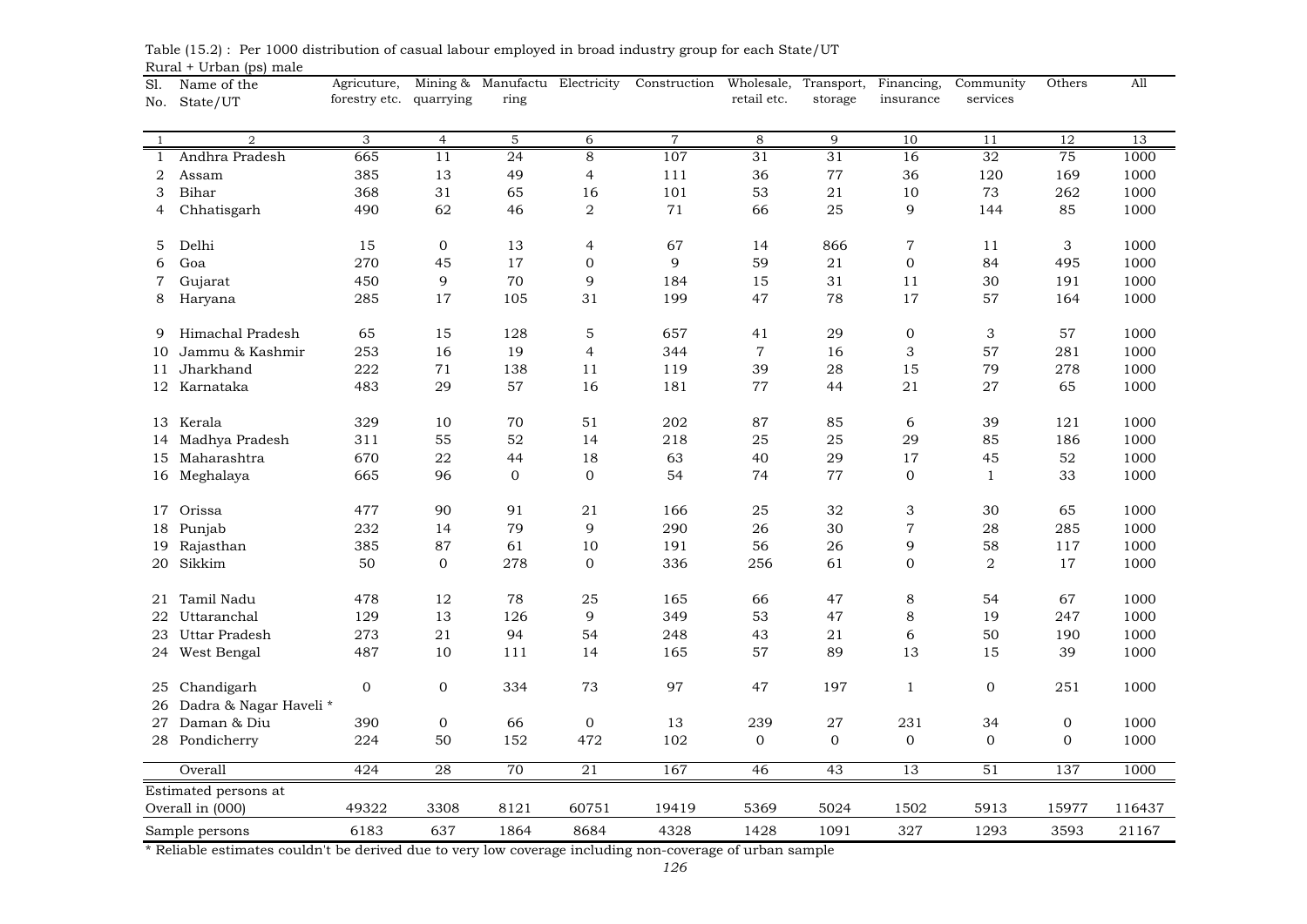Table (15.2) : Per 1000 distribution of casual labour employed in broad industry group for each State/UT

Rural + Urban (ps) male

| Sl. No. | Name of the State/UT | Agricuture, forestry etc. | Mining & quarrying | Manufactu ring | Electricity | Construction | Wholesale, retail etc. | Transport, storage | Financing, insurance | Community services | Others | All |
|---|---|---|---|---|---|---|---|---|---|---|---|---|
| 1 | 2 | 3 | 4 | 5 | 6 | 7 | 8 | 9 | 10 | 11 | 12 | 13 |
| 1 | Andhra Pradesh | 665 | 11 | 24 | 8 | 107 | 31 | 31 | 16 | 32 | 75 | 1000 |
| 2 | Assam | 385 | 13 | 49 | 4 | 111 | 36 | 77 | 36 | 120 | 169 | 1000 |
| 3 | Bihar | 368 | 31 | 65 | 16 | 101 | 53 | 21 | 10 | 73 | 262 | 1000 |
| 4 | Chhatisgarh | 490 | 62 | 46 | 2 | 71 | 66 | 25 | 9 | 144 | 85 | 1000 |
| 5 | Delhi | 15 | 0 | 13 | 4 | 67 | 14 | 866 | 7 | 11 | 3 | 1000 |
| 6 | Goa | 270 | 45 | 17 | 0 | 9 | 59 | 21 | 0 | 84 | 495 | 1000 |
| 7 | Gujarat | 450 | 9 | 70 | 9 | 184 | 15 | 31 | 11 | 30 | 191 | 1000 |
| 8 | Haryana | 285 | 17 | 105 | 31 | 199 | 47 | 78 | 17 | 57 | 164 | 1000 |
| 9 | Himachal Pradesh | 65 | 15 | 128 | 5 | 657 | 41 | 29 | 0 | 3 | 57 | 1000 |
| 10 | Jammu & Kashmir | 253 | 16 | 19 | 4 | 344 | 7 | 16 | 3 | 57 | 281 | 1000 |
| 11 | Jharkhand | 222 | 71 | 138 | 11 | 119 | 39 | 28 | 15 | 79 | 278 | 1000 |
| 12 | Karnataka | 483 | 29 | 57 | 16 | 181 | 77 | 44 | 21 | 27 | 65 | 1000 |
| 13 | Kerala | 329 | 10 | 70 | 51 | 202 | 87 | 85 | 6 | 39 | 121 | 1000 |
| 14 | Madhya Pradesh | 311 | 55 | 52 | 14 | 218 | 25 | 25 | 29 | 85 | 186 | 1000 |
| 15 | Maharashtra | 670 | 22 | 44 | 18 | 63 | 40 | 29 | 17 | 45 | 52 | 1000 |
| 16 | Meghalaya | 665 | 96 | 0 | 0 | 54 | 74 | 77 | 0 | 1 | 33 | 1000 |
| 17 | Orissa | 477 | 90 | 91 | 21 | 166 | 25 | 32 | 3 | 30 | 65 | 1000 |
| 18 | Punjab | 232 | 14 | 79 | 9 | 290 | 26 | 30 | 7 | 28 | 285 | 1000 |
| 19 | Rajasthan | 385 | 87 | 61 | 10 | 191 | 56 | 26 | 9 | 58 | 117 | 1000 |
| 20 | Sikkim | 50 | 0 | 278 | 0 | 336 | 256 | 61 | 0 | 2 | 17 | 1000 |
| 21 | Tamil Nadu | 478 | 12 | 78 | 25 | 165 | 66 | 47 | 8 | 54 | 67 | 1000 |
| 22 | Uttaranchal | 129 | 13 | 126 | 9 | 349 | 53 | 47 | 8 | 19 | 247 | 1000 |
| 23 | Uttar Pradesh | 273 | 21 | 94 | 54 | 248 | 43 | 21 | 6 | 50 | 190 | 1000 |
| 24 | West Bengal | 487 | 10 | 111 | 14 | 165 | 57 | 89 | 13 | 15 | 39 | 1000 |
| 25 | Chandigarh | 0 | 0 | 334 | 73 | 97 | 47 | 197 | 1 | 0 | 251 | 1000 |
| 26 | Dadra & Nagar Haveli * | | | | | | | | | | | |
| 27 | Daman & Diu | 390 | 0 | 66 | 0 | 13 | 239 | 27 | 231 | 34 | 0 | 1000 |
| 28 | Pondicherry | 224 | 50 | 152 | 472 | 102 | 0 | 0 | 0 | 0 | 0 | 1000 |
| | Overall | 424 | 28 | 70 | 21 | 167 | 46 | 43 | 13 | 51 | 137 | 1000 |
| | Estimated persons at Overall in (000) | 49322 | 3308 | 8121 | 60751 | 19419 | 5369 | 5024 | 1502 | 5913 | 15977 | 116437 |
| | Sample persons | 6183 | 637 | 1864 | 8684 | 4328 | 1428 | 1091 | 327 | 1293 | 3593 | 21167 |

* Reliable estimates couldn't be derived due to very low coverage including non-coverage of urban sample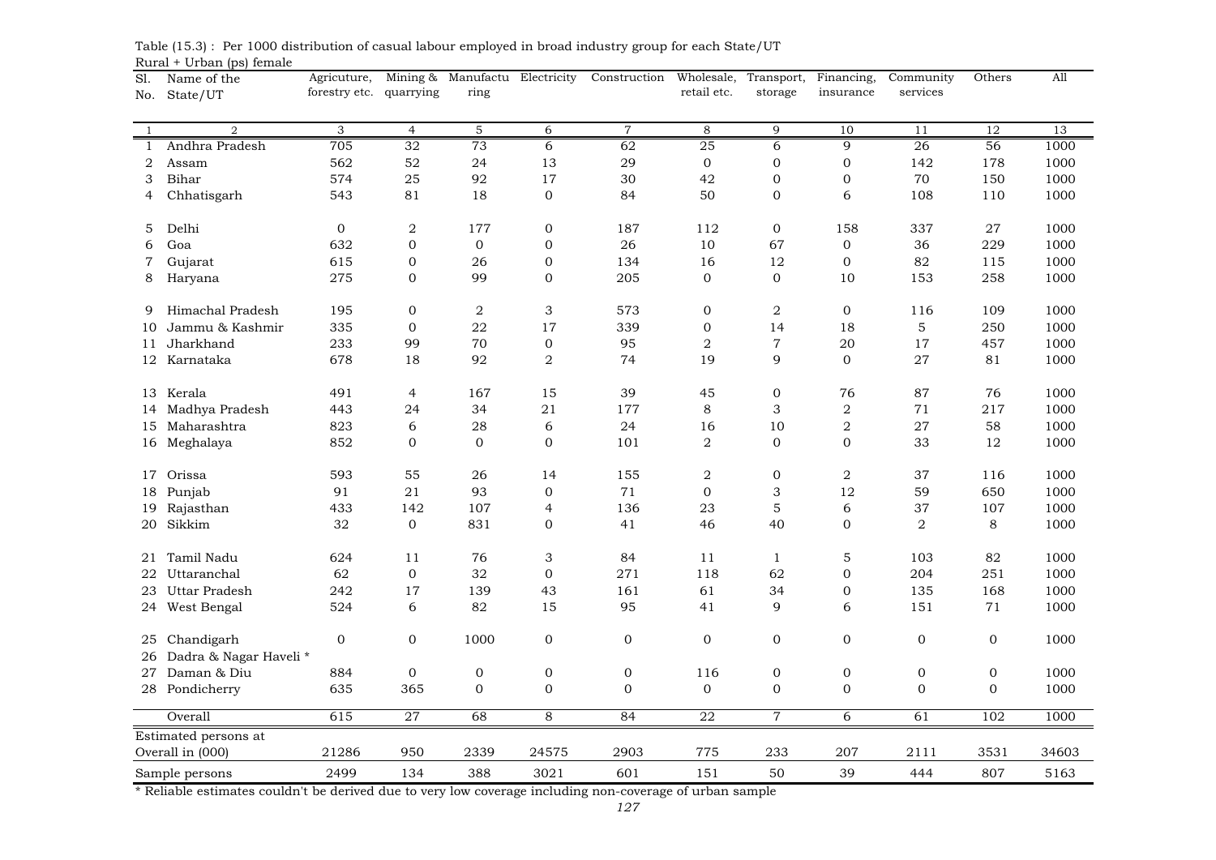Table (15.3) : Per 1000 distribution of casual labour employed in broad industry group for each State/UT

Rural + Urban (ps) female

| Sl. No. | Name of the State/UT | Agricuture, forestry etc. | Mining & quarrying | Manufacturing | Electricity | Construction | Wholesale, retail etc. | Transport, storage | Financing, insurance | Community services | Others | All |
|---|---|---|---|---|---|---|---|---|---|---|---|---|
| 1 | 2 | 3 | 4 | 5 | 6 | 7 | 8 | 9 | 10 | 11 | 12 | 13 |
| 1 | Andhra Pradesh | 705 | 32 | 73 | 6 | 62 | 25 | 6 | 9 | 26 | 56 | 1000 |
| 2 | Assam | 562 | 52 | 24 | 13 | 29 | 0 | 0 | 0 | 142 | 178 | 1000 |
| 3 | Bihar | 574 | 25 | 92 | 17 | 30 | 42 | 0 | 0 | 70 | 150 | 1000 |
| 4 | Chhatisgarh | 543 | 81 | 18 | 0 | 84 | 50 | 0 | 6 | 108 | 110 | 1000 |
| 5 | Delhi | 0 | 2 | 177 | 0 | 187 | 112 | 0 | 158 | 337 | 27 | 1000 |
| 6 | Goa | 632 | 0 | 0 | 0 | 26 | 10 | 67 | 0 | 36 | 229 | 1000 |
| 7 | Gujarat | 615 | 0 | 26 | 0 | 134 | 16 | 12 | 0 | 82 | 115 | 1000 |
| 8 | Haryana | 275 | 0 | 99 | 0 | 205 | 0 | 0 | 10 | 153 | 258 | 1000 |
| 9 | Himachal Pradesh | 195 | 0 | 2 | 3 | 573 | 0 | 2 | 0 | 116 | 109 | 1000 |
| 10 | Jammu & Kashmir | 335 | 0 | 22 | 17 | 339 | 0 | 14 | 18 | 5 | 250 | 1000 |
| 11 | Jharkhand | 233 | 99 | 70 | 0 | 95 | 2 | 7 | 20 | 17 | 457 | 1000 |
| 12 | Karnataka | 678 | 18 | 92 | 2 | 74 | 19 | 9 | 0 | 27 | 81 | 1000 |
| 13 | Kerala | 491 | 4 | 167 | 15 | 39 | 45 | 0 | 76 | 87 | 76 | 1000 |
| 14 | Madhya Pradesh | 443 | 24 | 34 | 21 | 177 | 8 | 3 | 2 | 71 | 217 | 1000 |
| 15 | Maharashtra | 823 | 6 | 28 | 6 | 24 | 16 | 10 | 2 | 27 | 58 | 1000 |
| 16 | Meghalaya | 852 | 0 | 0 | 0 | 101 | 2 | 0 | 0 | 33 | 12 | 1000 |
| 17 | Orissa | 593 | 55 | 26 | 14 | 155 | 2 | 0 | 2 | 37 | 116 | 1000 |
| 18 | Punjab | 91 | 21 | 93 | 0 | 71 | 0 | 3 | 12 | 59 | 650 | 1000 |
| 19 | Rajasthan | 433 | 142 | 107 | 4 | 136 | 23 | 5 | 6 | 37 | 107 | 1000 |
| 20 | Sikkim | 32 | 0 | 831 | 0 | 41 | 46 | 40 | 0 | 2 | 8 | 1000 |
| 21 | Tamil Nadu | 624 | 11 | 76 | 3 | 84 | 11 | 1 | 5 | 103 | 82 | 1000 |
| 22 | Uttaranchal | 62 | 0 | 32 | 0 | 271 | 118 | 62 | 0 | 204 | 251 | 1000 |
| 23 | Uttar Pradesh | 242 | 17 | 139 | 43 | 161 | 61 | 34 | 0 | 135 | 168 | 1000 |
| 24 | West Bengal | 524 | 6 | 82 | 15 | 95 | 41 | 9 | 6 | 151 | 71 | 1000 |
| 25 | Chandigarh | 0 | 0 | 1000 | 0 | 0 | 0 | 0 | 0 | 0 | 0 | 1000 |
| 26 | Dadra & Nagar Haveli * | | | | | | | | | | | |
| 27 | Daman & Diu | 884 | 0 | 0 | 0 | 0 | 116 | 0 | 0 | 0 | 0 | 1000 |
| 28 | Pondicherry | 635 | 365 | 0 | 0 | 0 | 0 | 0 | 0 | 0 | 0 | 1000 |
| | Overall | 615 | 27 | 68 | 8 | 84 | 22 | 7 | 6 | 61 | 102 | 1000 |
| | Estimated persons at Overall in (000) | 21286 | 950 | 2339 | 24575 | 2903 | 775 | 233 | 207 | 2111 | 3531 | 34603 |
| | Sample persons | 2499 | 134 | 388 | 3021 | 601 | 151 | 50 | 39 | 444 | 807 | 5163 |

* Reliable estimates couldn't be derived due to very low coverage including non-coverage of urban sample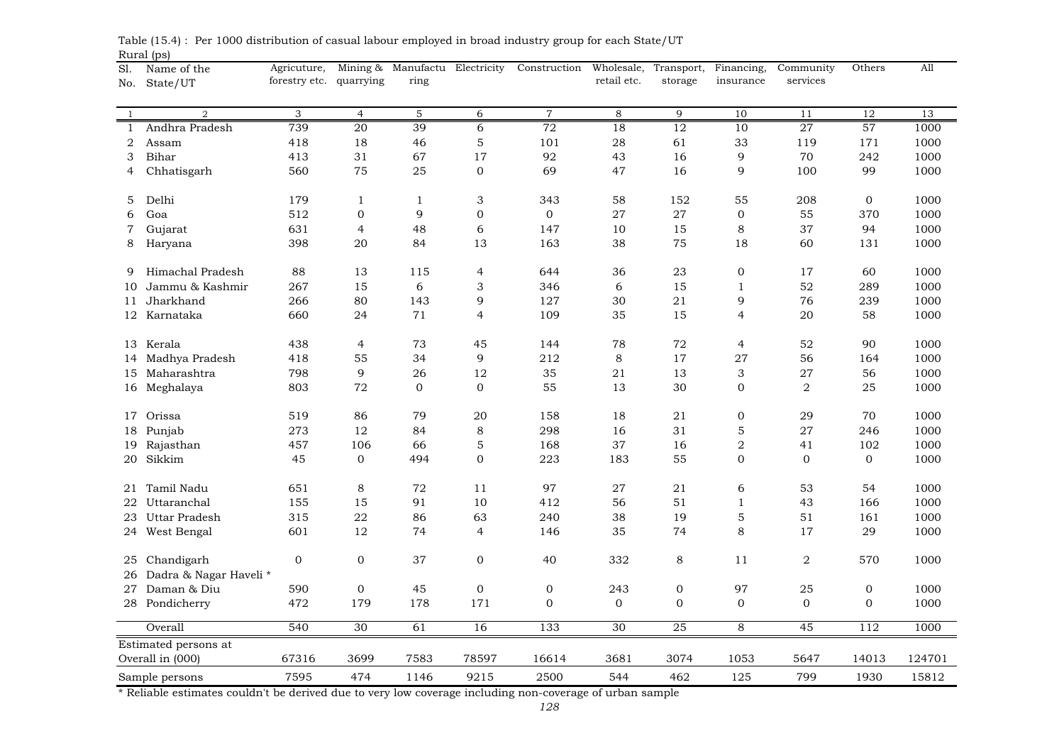Table (15.4) : Per 1000 distribution of casual labour employed in broad industry group for each State/UT

Rural (ps)

| Sl. No. | Name of the State/UT | Agricuture, forestry etc. | Mining & quarrying | Manufacturing | Electricity | Construction | Wholesale, retail etc. | Transport, storage | Financing, insurance | Community services | Others | All |
|---|---|---|---|---|---|---|---|---|---|---|---|---|
| 1 | 2 | 3 | 4 | 5 | 6 | 7 | 8 | 9 | 10 | 11 | 12 | 13 |
| 1 | Andhra Pradesh | 739 | 20 | 39 | 6 | 72 | 18 | 12 | 10 | 27 | 57 | 1000 |
| 2 | Assam | 418 | 18 | 46 | 5 | 101 | 28 | 61 | 33 | 119 | 171 | 1000 |
| 3 | Bihar | 413 | 31 | 67 | 17 | 92 | 43 | 16 | 9 | 70 | 242 | 1000 |
| 4 | Chhatisgarh | 560 | 75 | 25 | 0 | 69 | 47 | 16 | 9 | 100 | 99 | 1000 |
| 5 | Delhi | 179 | 1 | 1 | 3 | 343 | 58 | 152 | 55 | 208 | 0 | 1000 |
| 6 | Goa | 512 | 0 | 9 | 0 | 0 | 27 | 27 | 0 | 55 | 370 | 1000 |
| 7 | Gujarat | 631 | 4 | 48 | 6 | 147 | 10 | 15 | 8 | 37 | 94 | 1000 |
| 8 | Haryana | 398 | 20 | 84 | 13 | 163 | 38 | 75 | 18 | 60 | 131 | 1000 |
| 9 | Himachal Pradesh | 88 | 13 | 115 | 4 | 644 | 36 | 23 | 0 | 17 | 60 | 1000 |
| 10 | Jammu & Kashmir | 267 | 15 | 6 | 3 | 346 | 6 | 15 | 1 | 52 | 289 | 1000 |
| 11 | Jharkhand | 266 | 80 | 143 | 9 | 127 | 30 | 21 | 9 | 76 | 239 | 1000 |
| 12 | Karnataka | 660 | 24 | 71 | 4 | 109 | 35 | 15 | 4 | 20 | 58 | 1000 |
| 13 | Kerala | 438 | 4 | 73 | 45 | 144 | 78 | 72 | 4 | 52 | 90 | 1000 |
| 14 | Madhya Pradesh | 418 | 55 | 34 | 9 | 212 | 8 | 17 | 27 | 56 | 164 | 1000 |
| 15 | Maharashtra | 798 | 9 | 26 | 12 | 35 | 21 | 13 | 3 | 27 | 56 | 1000 |
| 16 | Meghalaya | 803 | 72 | 0 | 0 | 55 | 13 | 30 | 0 | 2 | 25 | 1000 |
| 17 | Orissa | 519 | 86 | 79 | 20 | 158 | 18 | 21 | 0 | 29 | 70 | 1000 |
| 18 | Punjab | 273 | 12 | 84 | 8 | 298 | 16 | 31 | 5 | 27 | 246 | 1000 |
| 19 | Rajasthan | 457 | 106 | 66 | 5 | 168 | 37 | 16 | 2 | 41 | 102 | 1000 |
| 20 | Sikkim | 45 | 0 | 494 | 0 | 223 | 183 | 55 | 0 | 0 | 0 | 1000 |
| 21 | Tamil Nadu | 651 | 8 | 72 | 11 | 97 | 27 | 21 | 6 | 53 | 54 | 1000 |
| 22 | Uttaranchal | 155 | 15 | 91 | 10 | 412 | 56 | 51 | 1 | 43 | 166 | 1000 |
| 23 | Uttar Pradesh | 315 | 22 | 86 | 63 | 240 | 38 | 19 | 5 | 51 | 161 | 1000 |
| 24 | West Bengal | 601 | 12 | 74 | 4 | 146 | 35 | 74 | 8 | 17 | 29 | 1000 |
| 25 | Chandigarh | 0 | 0 | 37 | 0 | 40 | 332 | 8 | 11 | 2 | 570 | 1000 |
| 26 | Dadra & Nagar Haveli * | | | | | | | | | | | |
| 27 | Daman & Diu | 590 | 0 | 45 | 0 | 0 | 243 | 0 | 97 | 25 | 0 | 1000 |
| 28 | Pondicherry | 472 | 179 | 178 | 171 | 0 | 0 | 0 | 0 | 0 | 0 | 1000 |
| | Overall | 540 | 30 | 61 | 16 | 133 | 30 | 25 | 8 | 45 | 112 | 1000 |
| | Estimated persons at Overall in (000) | 67316 | 3699 | 7583 | 78597 | 16614 | 3681 | 3074 | 1053 | 5647 | 14013 | 124701 |
| | Sample persons | 7595 | 474 | 1146 | 9215 | 2500 | 544 | 462 | 125 | 799 | 1930 | 15812 |

\* Reliable estimates couldn't be derived due to very low coverage including non-coverage of urban sample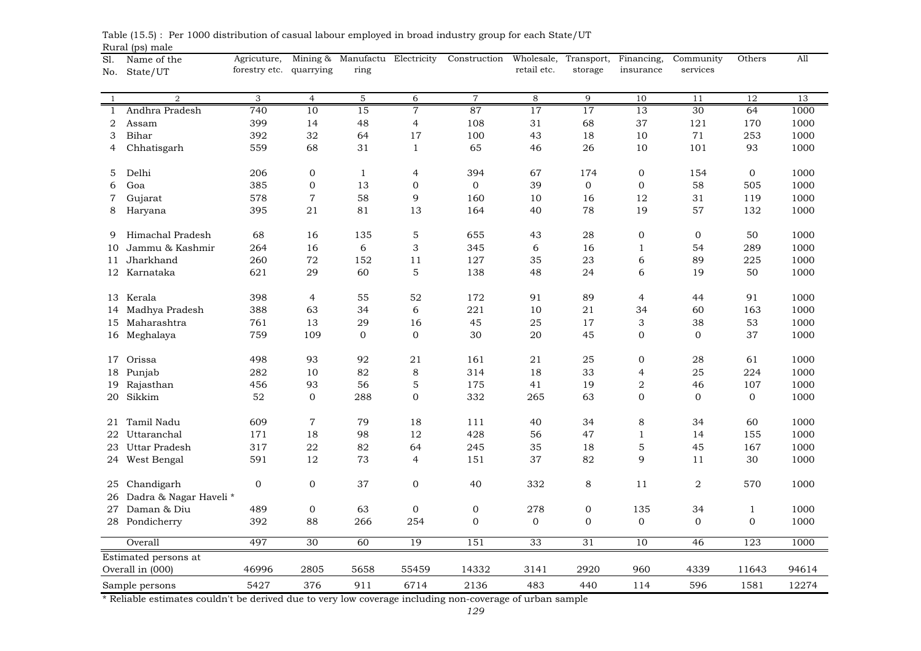Table (15.5) : Per 1000 distribution of casual labour employed in broad industry group for each State/UT

Rural (ps) male

| Sl. No. | Name of the State/UT | Agricuture, forestry etc. | Mining & quarrying | Manufacturing | Electricity | Construction | Wholesale, retail etc. | Transport, storage | Financing, insurance | Community services | Others | All |
|---|---|---|---|---|---|---|---|---|---|---|---|---|
| 1 | 2 | 3 | 4 | 5 | 6 | 7 | 8 | 9 | 10 | 11 | 12 | 13 |
| 1 | Andhra Pradesh | 740 | 10 | 15 | 7 | 87 | 17 | 17 | 13 | 30 | 64 | 1000 |
| 2 | Assam | 399 | 14 | 48 | 4 | 108 | 31 | 68 | 37 | 121 | 170 | 1000 |
| 3 | Bihar | 392 | 32 | 64 | 17 | 100 | 43 | 18 | 10 | 71 | 253 | 1000 |
| 4 | Chhatisgarh | 559 | 68 | 31 | 1 | 65 | 46 | 26 | 10 | 101 | 93 | 1000 |
| 5 | Delhi | 206 | 0 | 1 | 4 | 394 | 67 | 174 | 0 | 154 | 0 | 1000 |
| 6 | Goa | 385 | 0 | 13 | 0 | 0 | 39 | 0 | 0 | 58 | 505 | 1000 |
| 7 | Gujarat | 578 | 7 | 58 | 9 | 160 | 10 | 16 | 12 | 31 | 119 | 1000 |
| 8 | Haryana | 395 | 21 | 81 | 13 | 164 | 40 | 78 | 19 | 57 | 132 | 1000 |
| 9 | Himachal Pradesh | 68 | 16 | 135 | 5 | 655 | 43 | 28 | 0 | 0 | 50 | 1000 |
| 10 | Jammu & Kashmir | 264 | 16 | 6 | 3 | 345 | 6 | 16 | 1 | 54 | 289 | 1000 |
| 11 | Jharkhand | 260 | 72 | 152 | 11 | 127 | 35 | 23 | 6 | 89 | 225 | 1000 |
| 12 | Karnataka | 621 | 29 | 60 | 5 | 138 | 48 | 24 | 6 | 19 | 50 | 1000 |
| 13 | Kerala | 398 | 4 | 55 | 52 | 172 | 91 | 89 | 4 | 44 | 91 | 1000 |
| 14 | Madhya Pradesh | 388 | 63 | 34 | 6 | 221 | 10 | 21 | 34 | 60 | 163 | 1000 |
| 15 | Maharashtra | 761 | 13 | 29 | 16 | 45 | 25 | 17 | 3 | 38 | 53 | 1000 |
| 16 | Meghalaya | 759 | 109 | 0 | 0 | 30 | 20 | 45 | 0 | 0 | 37 | 1000 |
| 17 | Orissa | 498 | 93 | 92 | 21 | 161 | 21 | 25 | 0 | 28 | 61 | 1000 |
| 18 | Punjab | 282 | 10 | 82 | 8 | 314 | 18 | 33 | 4 | 25 | 224 | 1000 |
| 19 | Rajasthan | 456 | 93 | 56 | 5 | 175 | 41 | 19 | 2 | 46 | 107 | 1000 |
| 20 | Sikkim | 52 | 0 | 288 | 0 | 332 | 265 | 63 | 0 | 0 | 0 | 1000 |
| 21 | Tamil Nadu | 609 | 7 | 79 | 18 | 111 | 40 | 34 | 8 | 34 | 60 | 1000 |
| 22 | Uttaranchal | 171 | 18 | 98 | 12 | 428 | 56 | 47 | 1 | 14 | 155 | 1000 |
| 23 | Uttar Pradesh | 317 | 22 | 82 | 64 | 245 | 35 | 18 | 5 | 45 | 167 | 1000 |
| 24 | West Bengal | 591 | 12 | 73 | 4 | 151 | 37 | 82 | 9 | 11 | 30 | 1000 |
| 25 | Chandigarh | 0 | 0 | 37 | 0 | 40 | 332 | 8 | 11 | 2 | 570 | 1000 |
| 26 | Dadra & Nagar Haveli * | | | | | | | | | | | |
| 27 | Daman & Diu | 489 | 0 | 63 | 0 | 0 | 278 | 0 | 135 | 34 | 1 | 1000 |
| 28 | Pondicherry | 392 | 88 | 266 | 254 | 0 | 0 | 0 | 0 | 0 | 0 | 1000 |
| | Overall | 497 | 30 | 60 | 19 | 151 | 33 | 31 | 10 | 46 | 123 | 1000 |
| | Estimated persons at Overall in (000) | 46996 | 2805 | 5658 | 55459 | 14332 | 3141 | 2920 | 960 | 4339 | 11643 | 94614 |
| | Sample persons | 5427 | 376 | 911 | 6714 | 2136 | 483 | 440 | 114 | 596 | 1581 | 12274 |

\* Reliable estimates couldn't be derived due to very low coverage including non-coverage of urban sample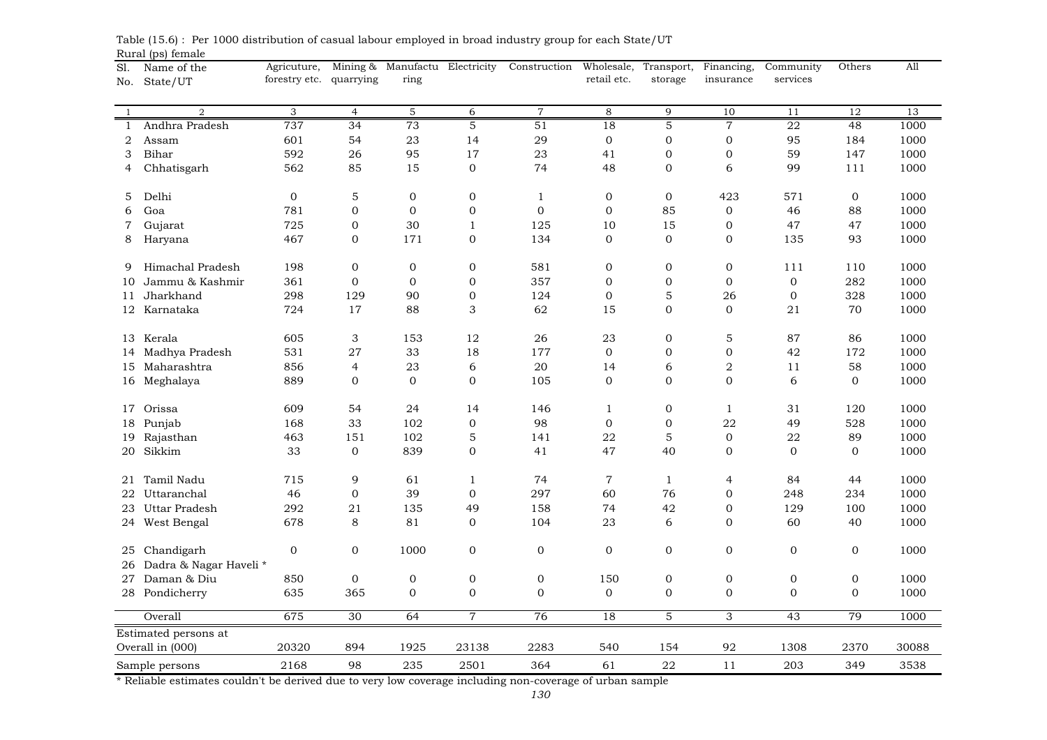Table (15.6) : Per 1000 distribution of casual labour employed in broad industry group for each State/UT

Rural (ps) female

| Sl. No. | Name of the State/UT | Agricuture, forestry etc. | Mining & quarrying | Manufacturing | Electricity | Construction | Wholesale, retail etc. | Transport, storage | Financing, insurance | Community services | Others | All |
|---|---|---|---|---|---|---|---|---|---|---|---|---|
| 1 | 2 | 3 | 4 | 5 | 6 | 7 | 8 | 9 | 10 | 11 | 12 | 13 |
| 1 | Andhra Pradesh | 737 | 34 | 73 | 5 | 51 | 18 | 5 | 7 | 22 | 48 | 1000 |
| 2 | Assam | 601 | 54 | 23 | 14 | 29 | 0 | 0 | 0 | 95 | 184 | 1000 |
| 3 | Bihar | 592 | 26 | 95 | 17 | 23 | 41 | 0 | 0 | 59 | 147 | 1000 |
| 4 | Chhatisgarh | 562 | 85 | 15 | 0 | 74 | 48 | 0 | 6 | 99 | 111 | 1000 |
| 5 | Delhi | 0 | 5 | 0 | 0 | 1 | 0 | 0 | 423 | 571 | 0 | 1000 |
| 6 | Goa | 781 | 0 | 0 | 0 | 0 | 0 | 85 | 0 | 46 | 88 | 1000 |
| 7 | Gujarat | 725 | 0 | 30 | 1 | 125 | 10 | 15 | 0 | 47 | 47 | 1000 |
| 8 | Haryana | 467 | 0 | 171 | 0 | 134 | 0 | 0 | 0 | 135 | 93 | 1000 |
| 9 | Himachal Pradesh | 198 | 0 | 0 | 0 | 581 | 0 | 0 | 0 | 111 | 110 | 1000 |
| 10 | Jammu & Kashmir | 361 | 0 | 0 | 0 | 357 | 0 | 0 | 0 | 0 | 282 | 1000 |
| 11 | Jharkhand | 298 | 129 | 90 | 0 | 124 | 0 | 5 | 26 | 0 | 328 | 1000 |
| 12 | Karnataka | 724 | 17 | 88 | 3 | 62 | 15 | 0 | 0 | 21 | 70 | 1000 |
| 13 | Kerala | 605 | 3 | 153 | 12 | 26 | 23 | 0 | 5 | 87 | 86 | 1000 |
| 14 | Madhya Pradesh | 531 | 27 | 33 | 18 | 177 | 0 | 0 | 0 | 42 | 172 | 1000 |
| 15 | Maharashtra | 856 | 4 | 23 | 6 | 20 | 14 | 6 | 2 | 11 | 58 | 1000 |
| 16 | Meghalaya | 889 | 0 | 0 | 0 | 105 | 0 | 0 | 0 | 6 | 0 | 1000 |
| 17 | Orissa | 609 | 54 | 24 | 14 | 146 | 1 | 0 | 1 | 31 | 120 | 1000 |
| 18 | Punjab | 168 | 33 | 102 | 0 | 98 | 0 | 0 | 22 | 49 | 528 | 1000 |
| 19 | Rajasthan | 463 | 151 | 102 | 5 | 141 | 22 | 5 | 0 | 22 | 89 | 1000 |
| 20 | Sikkim | 33 | 0 | 839 | 0 | 41 | 47 | 40 | 0 | 0 | 0 | 1000 |
| 21 | Tamil Nadu | 715 | 9 | 61 | 1 | 74 | 7 | 1 | 4 | 84 | 44 | 1000 |
| 22 | Uttaranchal | 46 | 0 | 39 | 0 | 297 | 60 | 76 | 0 | 248 | 234 | 1000 |
| 23 | Uttar Pradesh | 292 | 21 | 135 | 49 | 158 | 74 | 42 | 0 | 129 | 100 | 1000 |
| 24 | West Bengal | 678 | 8 | 81 | 0 | 104 | 23 | 6 | 0 | 60 | 40 | 1000 |
| 25 | Chandigarh | 0 | 0 | 1000 | 0 | 0 | 0 | 0 | 0 | 0 | 0 | 1000 |
| 26 | Dadra & Nagar Haveli * | | | | | | | | | | | |
| 27 | Daman & Diu | 850 | 0 | 0 | 0 | 0 | 150 | 0 | 0 | 0 | 0 | 1000 |
| 28 | Pondicherry | 635 | 365 | 0 | 0 | 0 | 0 | 0 | 0 | 0 | 0 | 1000 |
| | Overall | 675 | 30 | 64 | 7 | 76 | 18 | 5 | 3 | 43 | 79 | 1000 |
| | Estimated persons at Overall in (000) | 20320 | 894 | 1925 | 23138 | 2283 | 540 | 154 | 92 | 1308 | 2370 | 30088 |
| | Sample persons | 2168 | 98 | 235 | 2501 | 364 | 61 | 22 | 11 | 203 | 349 | 3538 |

* Reliable estimates couldn't be derived due to very low coverage including non-coverage of urban sample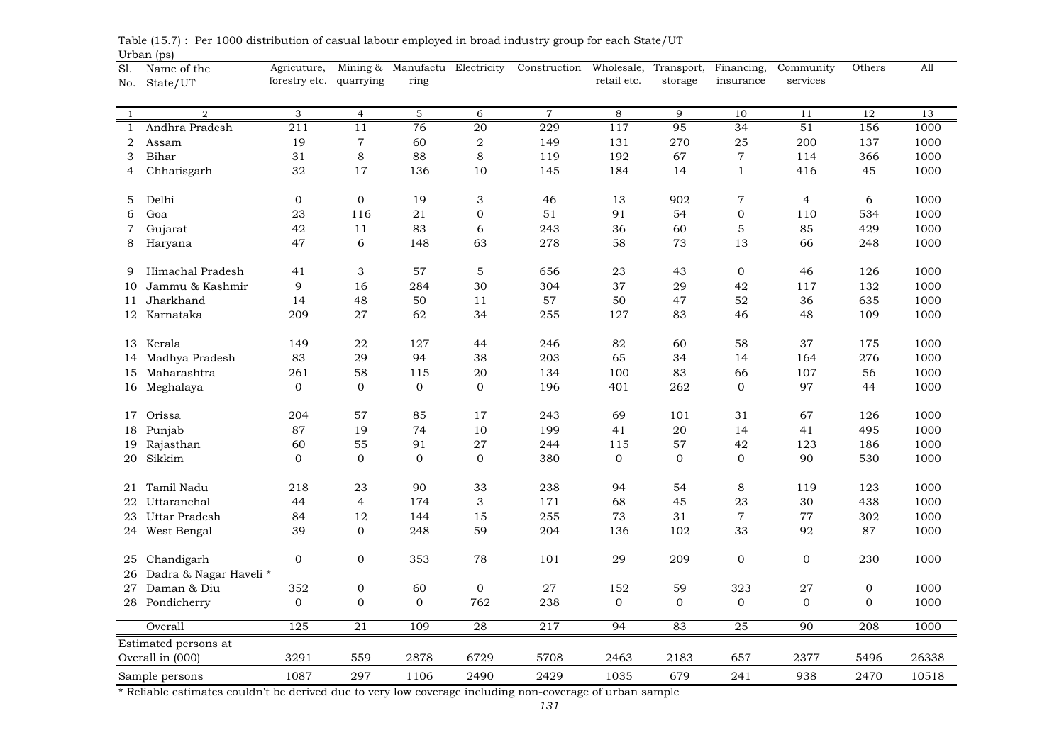Table (15.7) : Per 1000 distribution of casual labour employed in broad industry group for each State/UT

Urban (ps)

| Sl. No. | Name of the State/UT | Agricuture, forestry etc. | Mining & quarrying | Manufacturing | Electricity | Construction | Wholesale, retail etc. | Transport, storage | Financing, insurance | Community services | Others | All |
|---|---|---|---|---|---|---|---|---|---|---|---|---|
| 1 | 2 | 3 | 4 | 5 | 6 | 7 | 8 | 9 | 10 | 11 | 12 | 13 |
| 1 | Andhra Pradesh | 211 | 11 | 76 | 20 | 229 | 117 | 95 | 34 | 51 | 156 | 1000 |
| 2 | Assam | 19 | 7 | 60 | 2 | 149 | 131 | 270 | 25 | 200 | 137 | 1000 |
| 3 | Bihar | 31 | 8 | 88 | 8 | 119 | 192 | 67 | 7 | 114 | 366 | 1000 |
| 4 | Chhatisgarh | 32 | 17 | 136 | 10 | 145 | 184 | 14 | 1 | 416 | 45 | 1000 |
| 5 | Delhi | 0 | 0 | 19 | 3 | 46 | 13 | 902 | 7 | 4 | 6 | 1000 |
| 6 | Goa | 23 | 116 | 21 | 0 | 51 | 91 | 54 | 0 | 110 | 534 | 1000 |
| 7 | Gujarat | 42 | 11 | 83 | 6 | 243 | 36 | 60 | 5 | 85 | 429 | 1000 |
| 8 | Haryana | 47 | 6 | 148 | 63 | 278 | 58 | 73 | 13 | 66 | 248 | 1000 |
| 9 | Himachal Pradesh | 41 | 3 | 57 | 5 | 656 | 23 | 43 | 0 | 46 | 126 | 1000 |
| 10 | Jammu & Kashmir | 9 | 16 | 284 | 30 | 304 | 37 | 29 | 42 | 117 | 132 | 1000 |
| 11 | Jharkhand | 14 | 48 | 50 | 11 | 57 | 50 | 47 | 52 | 36 | 635 | 1000 |
| 12 | Karnataka | 209 | 27 | 62 | 34 | 255 | 127 | 83 | 46 | 48 | 109 | 1000 |
| 13 | Kerala | 149 | 22 | 127 | 44 | 246 | 82 | 60 | 58 | 37 | 175 | 1000 |
| 14 | Madhya Pradesh | 83 | 29 | 94 | 38 | 203 | 65 | 34 | 14 | 164 | 276 | 1000 |
| 15 | Maharashtra | 261 | 58 | 115 | 20 | 134 | 100 | 83 | 66 | 107 | 56 | 1000 |
| 16 | Meghalaya | 0 | 0 | 0 | 0 | 196 | 401 | 262 | 0 | 97 | 44 | 1000 |
| 17 | Orissa | 204 | 57 | 85 | 17 | 243 | 69 | 101 | 31 | 67 | 126 | 1000 |
| 18 | Punjab | 87 | 19 | 74 | 10 | 199 | 41 | 20 | 14 | 41 | 495 | 1000 |
| 19 | Rajasthan | 60 | 55 | 91 | 27 | 244 | 115 | 57 | 42 | 123 | 186 | 1000 |
| 20 | Sikkim | 0 | 0 | 0 | 0 | 380 | 0 | 0 | 0 | 90 | 530 | 1000 |
| 21 | Tamil Nadu | 218 | 23 | 90 | 33 | 238 | 94 | 54 | 8 | 119 | 123 | 1000 |
| 22 | Uttaranchal | 44 | 4 | 174 | 3 | 171 | 68 | 45 | 23 | 30 | 438 | 1000 |
| 23 | Uttar Pradesh | 84 | 12 | 144 | 15 | 255 | 73 | 31 | 7 | 77 | 302 | 1000 |
| 24 | West Bengal | 39 | 0 | 248 | 59 | 204 | 136 | 102 | 33 | 92 | 87 | 1000 |
| 25 | Chandigarh | 0 | 0 | 353 | 78 | 101 | 29 | 209 | 0 | 0 | 230 | 1000 |
| 26 | Dadra & Nagar Haveli * | | | | | | | | | | | |
| 27 | Daman & Diu | 352 | 0 | 60 | 0 | 27 | 152 | 59 | 323 | 27 | 0 | 1000 |
| 28 | Pondicherry | 0 | 0 | 0 | 762 | 238 | 0 | 0 | 0 | 0 | 0 | 1000 |
| | Overall | 125 | 21 | 109 | 28 | 217 | 94 | 83 | 25 | 90 | 208 | 1000 |
| | Estimated persons at Overall in (000) | 3291 | 559 | 2878 | 6729 | 5708 | 2463 | 2183 | 657 | 2377 | 5496 | 26338 |
| | Sample persons | 1087 | 297 | 1106 | 2490 | 2429 | 1035 | 679 | 241 | 938 | 2470 | 10518 |

* Reliable estimates couldn't be derived due to very low coverage including non-coverage of urban sample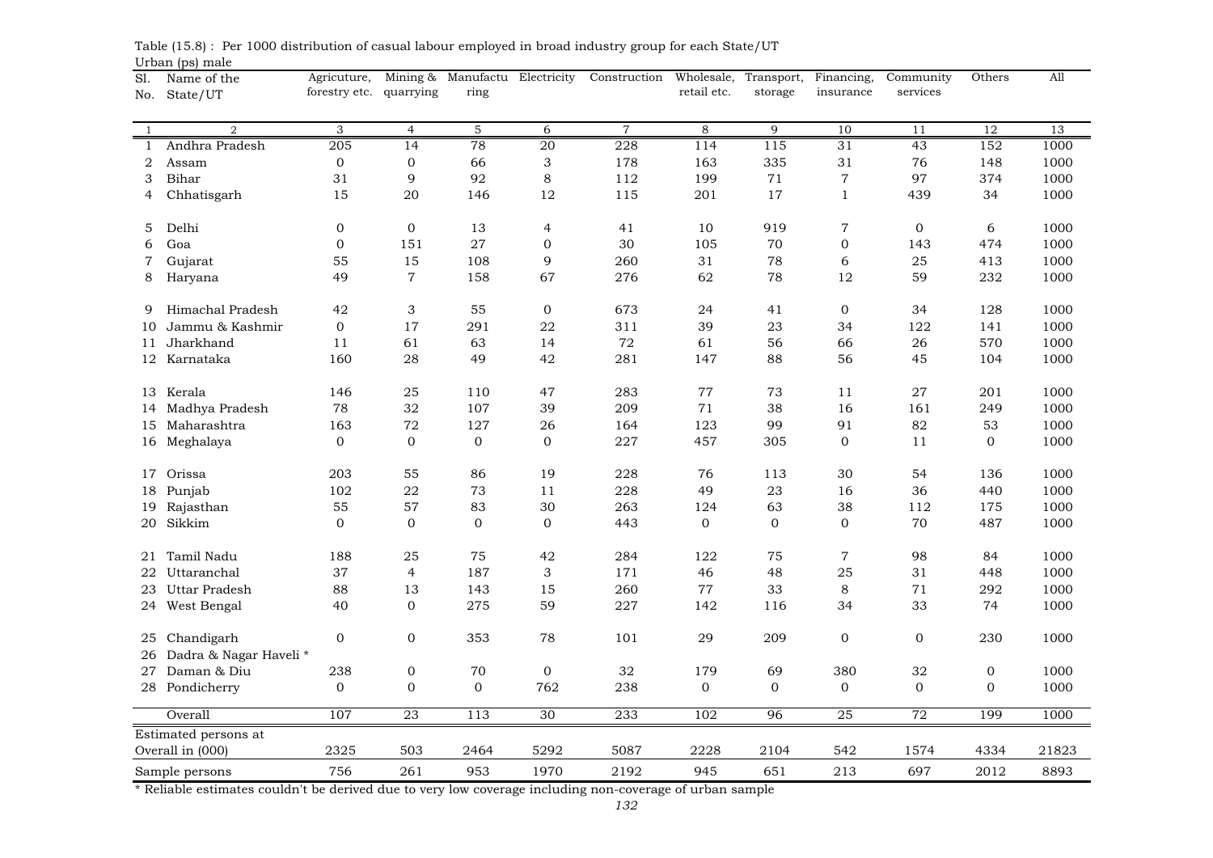Table (15.8) : Per 1000 distribution of casual labour employed in broad industry group for each State/UT

Urban (ps) male

| Sl. No. | Name of the State/UT | Agricuture, forestry etc. | Mining & quarrying | Manufacturing | Electricity | Construction | Wholesale, retail etc. | Transport, storage | Financing, insurance | Community services | Others | All |
|---|---|---|---|---|---|---|---|---|---|---|---|---|
| 1 | 2 | 3 | 4 | 5 | 6 | 7 | 8 | 9 | 10 | 11 | 12 | 13 |
| 1 | Andhra Pradesh | 205 | 14 | 78 | 20 | 228 | 114 | 115 | 31 | 43 | 152 | 1000 |
| 2 | Assam | 0 | 0 | 66 | 3 | 178 | 163 | 335 | 31 | 76 | 148 | 1000 |
| 3 | Bihar | 31 | 9 | 92 | 8 | 112 | 199 | 71 | 7 | 97 | 374 | 1000 |
| 4 | Chhatisgarh | 15 | 20 | 146 | 12 | 115 | 201 | 17 | 1 | 439 | 34 | 1000 |
| 5 | Delhi | 0 | 0 | 13 | 4 | 41 | 10 | 919 | 7 | 0 | 6 | 1000 |
| 6 | Goa | 0 | 151 | 27 | 0 | 30 | 105 | 70 | 0 | 143 | 474 | 1000 |
| 7 | Gujarat | 55 | 15 | 108 | 9 | 260 | 31 | 78 | 6 | 25 | 413 | 1000 |
| 8 | Haryana | 49 | 7 | 158 | 67 | 276 | 62 | 78 | 12 | 59 | 232 | 1000 |
| 9 | Himachal Pradesh | 42 | 3 | 55 | 0 | 673 | 24 | 41 | 0 | 34 | 128 | 1000 |
| 10 | Jammu & Kashmir | 0 | 17 | 291 | 22 | 311 | 39 | 23 | 34 | 122 | 141 | 1000 |
| 11 | Jharkhand | 11 | 61 | 63 | 14 | 72 | 61 | 56 | 66 | 26 | 570 | 1000 |
| 12 | Karnataka | 160 | 28 | 49 | 42 | 281 | 147 | 88 | 56 | 45 | 104 | 1000 |
| 13 | Kerala | 146 | 25 | 110 | 47 | 283 | 77 | 73 | 11 | 27 | 201 | 1000 |
| 14 | Madhya Pradesh | 78 | 32 | 107 | 39 | 209 | 71 | 38 | 16 | 161 | 249 | 1000 |
| 15 | Maharashtra | 163 | 72 | 127 | 26 | 164 | 123 | 99 | 91 | 82 | 53 | 1000 |
| 16 | Meghalaya | 0 | 0 | 0 | 0 | 227 | 457 | 305 | 0 | 11 | 0 | 1000 |
| 17 | Orissa | 203 | 55 | 86 | 19 | 228 | 76 | 113 | 30 | 54 | 136 | 1000 |
| 18 | Punjab | 102 | 22 | 73 | 11 | 228 | 49 | 23 | 16 | 36 | 440 | 1000 |
| 19 | Rajasthan | 55 | 57 | 83 | 30 | 263 | 124 | 63 | 38 | 112 | 175 | 1000 |
| 20 | Sikkim | 0 | 0 | 0 | 0 | 443 | 0 | 0 | 0 | 70 | 487 | 1000 |
| 21 | Tamil Nadu | 188 | 25 | 75 | 42 | 284 | 122 | 75 | 7 | 98 | 84 | 1000 |
| 22 | Uttaranchal | 37 | 4 | 187 | 3 | 171 | 46 | 48 | 25 | 31 | 448 | 1000 |
| 23 | Uttar Pradesh | 88 | 13 | 143 | 15 | 260 | 77 | 33 | 8 | 71 | 292 | 1000 |
| 24 | West Bengal | 40 | 0 | 275 | 59 | 227 | 142 | 116 | 34 | 33 | 74 | 1000 |
| 25 | Chandigarh | 0 | 0 | 353 | 78 | 101 | 29 | 209 | 0 | 0 | 230 | 1000 |
| 26 | Dadra & Nagar Haveli * | | | | | | | | | | | |
| 27 | Daman & Diu | 238 | 0 | 70 | 0 | 32 | 179 | 69 | 380 | 32 | 0 | 1000 |
| 28 | Pondicherry | 0 | 0 | 0 | 762 | 238 | 0 | 0 | 0 | 0 | 0 | 1000 |
| | Overall | 107 | 23 | 113 | 30 | 233 | 102 | 96 | 25 | 72 | 199 | 1000 |
| | Estimated persons at Overall in (000) | 2325 | 503 | 2464 | 5292 | 5087 | 2228 | 2104 | 542 | 1574 | 4334 | 21823 |
| | Sample persons | 756 | 261 | 953 | 1970 | 2192 | 945 | 651 | 213 | 697 | 2012 | 8893 |

* Reliable estimates couldn't be derived due to very low coverage including non-coverage of urban sample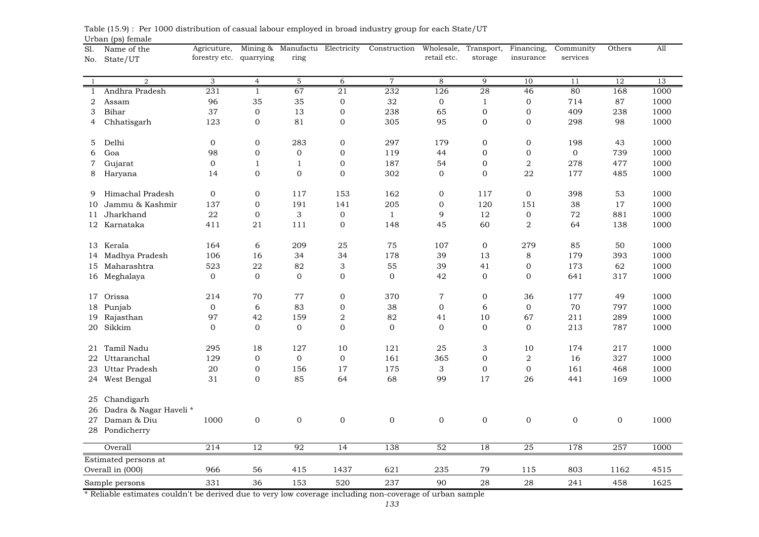Table (15.9) : Per 1000 distribution of casual labour employed in broad industry group for each State/UT

Urban (ps) female

| Sl. No. | Name of the State/UT | Agricuture, forestry etc. | Mining & quarrying | Manufacturing | Electricity | Construction | Wholesale, retail etc. | Transport, storage | Financing, insurance | Community services | Others | All |
|---|---|---|---|---|---|---|---|---|---|---|---|---|
| 1 | 2 | 3 | 4 | 5 | 6 | 7 | 8 | 9 | 10 | 11 | 12 | 13 |
| 1 | Andhra Pradesh | 231 | 1 | 67 | 21 | 232 | 126 | 28 | 46 | 80 | 168 | 1000 |
| 2 | Assam | 96 | 35 | 35 | 0 | 32 | 0 | 1 | 0 | 714 | 87 | 1000 |
| 3 | Bihar | 37 | 0 | 13 | 0 | 238 | 65 | 0 | 0 | 409 | 238 | 1000 |
| 4 | Chhatisgarh | 123 | 0 | 81 | 0 | 305 | 95 | 0 | 0 | 298 | 98 | 1000 |
| 5 | Delhi | 0 | 0 | 283 | 0 | 297 | 179 | 0 | 0 | 198 | 43 | 1000 |
| 6 | Goa | 98 | 0 | 0 | 0 | 119 | 44 | 0 | 0 | 0 | 739 | 1000 |
| 7 | Gujarat | 0 | 1 | 1 | 0 | 187 | 54 | 0 | 2 | 278 | 477 | 1000 |
| 8 | Haryana | 14 | 0 | 0 | 0 | 302 | 0 | 0 | 22 | 177 | 485 | 1000 |
| 9 | Himachal Pradesh | 0 | 0 | 117 | 153 | 162 | 0 | 117 | 0 | 398 | 53 | 1000 |
| 10 | Jammu & Kashmir | 137 | 0 | 191 | 141 | 205 | 0 | 120 | 151 | 38 | 17 | 1000 |
| 11 | Jharkhand | 22 | 0 | 3 | 0 | 1 | 9 | 12 | 0 | 72 | 881 | 1000 |
| 12 | Karnataka | 411 | 21 | 111 | 0 | 148 | 45 | 60 | 2 | 64 | 138 | 1000 |
| 13 | Kerala | 164 | 6 | 209 | 25 | 75 | 107 | 0 | 279 | 85 | 50 | 1000 |
| 14 | Madhya Pradesh | 106 | 16 | 34 | 34 | 178 | 39 | 13 | 8 | 179 | 393 | 1000 |
| 15 | Maharashtra | 523 | 22 | 82 | 3 | 55 | 39 | 41 | 0 | 173 | 62 | 1000 |
| 16 | Meghalaya | 0 | 0 | 0 | 0 | 0 | 42 | 0 | 0 | 641 | 317 | 1000 |
| 17 | Orissa | 214 | 70 | 77 | 0 | 370 | 7 | 0 | 36 | 177 | 49 | 1000 |
| 18 | Punjab | 0 | 6 | 83 | 0 | 38 | 0 | 6 | 0 | 70 | 797 | 1000 |
| 19 | Rajasthan | 97 | 42 | 159 | 2 | 82 | 41 | 10 | 67 | 211 | 289 | 1000 |
| 20 | Sikkim | 0 | 0 | 0 | 0 | 0 | 0 | 0 | 0 | 213 | 787 | 1000 |
| 21 | Tamil Nadu | 295 | 18 | 127 | 10 | 121 | 25 | 3 | 10 | 174 | 217 | 1000 |
| 22 | Uttaranchal | 129 | 0 | 0 | 0 | 161 | 365 | 0 | 2 | 16 | 327 | 1000 |
| 23 | Uttar Pradesh | 20 | 0 | 156 | 17 | 175 | 3 | 0 | 0 | 161 | 468 | 1000 |
| 24 | West Bengal | 31 | 0 | 85 | 64 | 68 | 99 | 17 | 26 | 441 | 169 | 1000 |
| 25 | Chandigarh | | | | | | | | | | | |
| 26 | Dadra & Nagar Haveli * | | | | | | | | | | | |
| 27 | Daman & Diu | 1000 | 0 | 0 | 0 | 0 | 0 | 0 | 0 | 0 | 0 | 1000 |
| 28 | Pondicherry | | | | | | | | | | | |
| | Overall | 214 | 12 | 92 | 14 | 138 | 52 | 18 | 25 | 178 | 257 | 1000 |
| | Estimated persons at Overall in (000) | 966 | 56 | 415 | 1437 | 621 | 235 | 79 | 115 | 803 | 1162 | 4515 |
| | Sample persons | 331 | 36 | 153 | 520 | 237 | 90 | 28 | 28 | 241 | 458 | 1625 |

* Reliable estimates couldn't be derived due to very low coverage including non-coverage of urban sample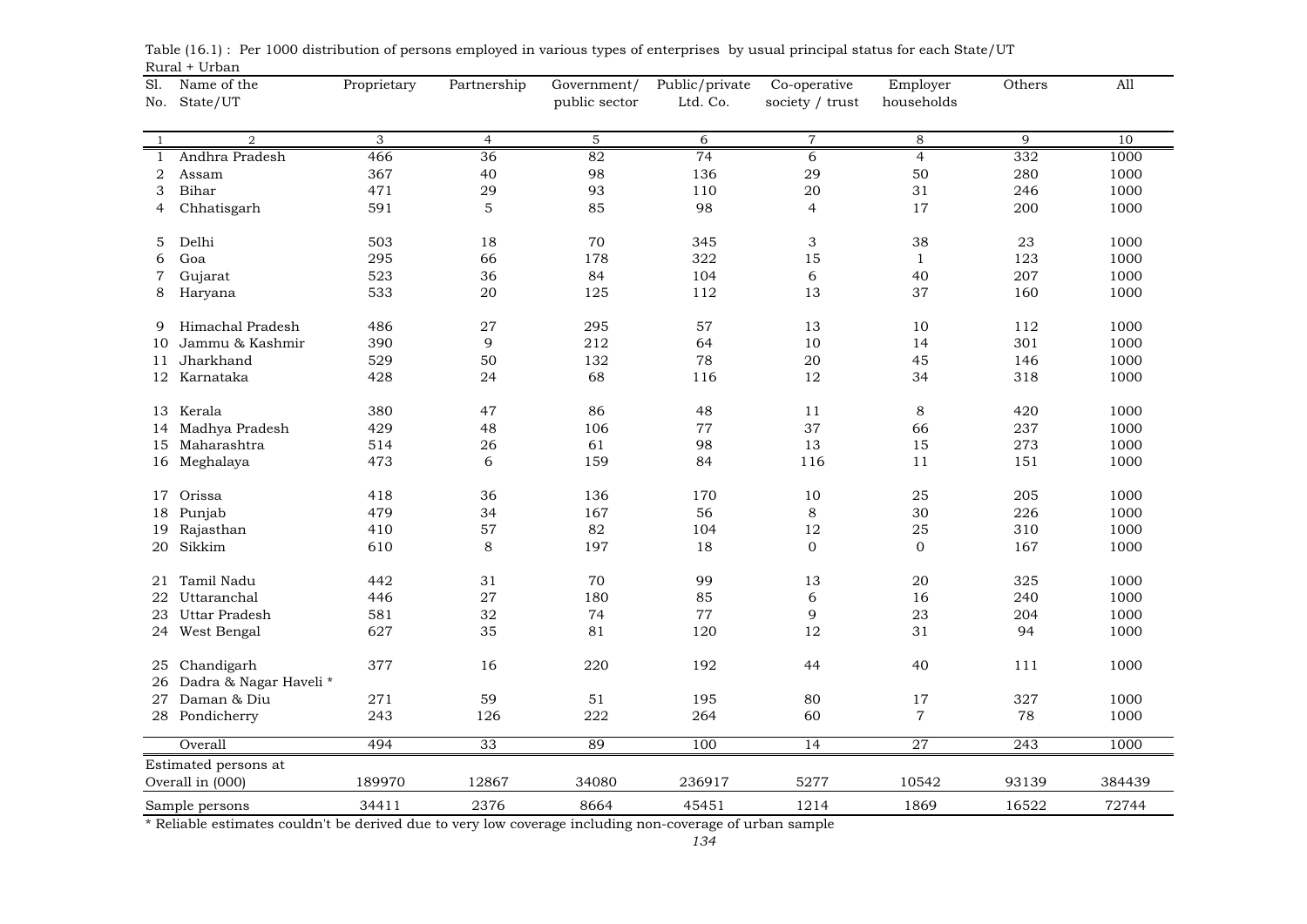Table (16.1) : Per 1000 distribution of persons employed in various types of enterprises by usual principal status for each State/UT

Rural + Urban

| Sl. No. | Name of the State/UT | Proprietary | Partnership | Government/ public sector | Public/private Ltd. Co. | Co-operative society / trust | Employer households | Others | All |
|---|---|---|---|---|---|---|---|---|---|
| 1 | 2 | 3 | 4 | 5 | 6 | 7 | 8 | 9 | 10 |
| 1 | Andhra Pradesh | 466 | 36 | 82 | 74 | 6 | 4 | 332 | 1000 |
| 2 | Assam | 367 | 40 | 98 | 136 | 29 | 50 | 280 | 1000 |
| 3 | Bihar | 471 | 29 | 93 | 110 | 20 | 31 | 246 | 1000 |
| 4 | Chhatisgarh | 591 | 5 | 85 | 98 | 4 | 17 | 200 | 1000 |
| 5 | Delhi | 503 | 18 | 70 | 345 | 3 | 38 | 23 | 1000 |
| 6 | Goa | 295 | 66 | 178 | 322 | 15 | 1 | 123 | 1000 |
| 7 | Gujarat | 523 | 36 | 84 | 104 | 6 | 40 | 207 | 1000 |
| 8 | Haryana | 533 | 20 | 125 | 112 | 13 | 37 | 160 | 1000 |
| 9 | Himachal Pradesh | 486 | 27 | 295 | 57 | 13 | 10 | 112 | 1000 |
| 10 | Jammu & Kashmir | 390 | 9 | 212 | 64 | 10 | 14 | 301 | 1000 |
| 11 | Jharkhand | 529 | 50 | 132 | 78 | 20 | 45 | 146 | 1000 |
| 12 | Karnataka | 428 | 24 | 68 | 116 | 12 | 34 | 318 | 1000 |
| 13 | Kerala | 380 | 47 | 86 | 48 | 11 | 8 | 420 | 1000 |
| 14 | Madhya Pradesh | 429 | 48 | 106 | 77 | 37 | 66 | 237 | 1000 |
| 15 | Maharashtra | 514 | 26 | 61 | 98 | 13 | 15 | 273 | 1000 |
| 16 | Meghalaya | 473 | 6 | 159 | 84 | 116 | 11 | 151 | 1000 |
| 17 | Orissa | 418 | 36 | 136 | 170 | 10 | 25 | 205 | 1000 |
| 18 | Punjab | 479 | 34 | 167 | 56 | 8 | 30 | 226 | 1000 |
| 19 | Rajasthan | 410 | 57 | 82 | 104 | 12 | 25 | 310 | 1000 |
| 20 | Sikkim | 610 | 8 | 197 | 18 | 0 | 0 | 167 | 1000 |
| 21 | Tamil Nadu | 442 | 31 | 70 | 99 | 13 | 20 | 325 | 1000 |
| 22 | Uttaranchal | 446 | 27 | 180 | 85 | 6 | 16 | 240 | 1000 |
| 23 | Uttar Pradesh | 581 | 32 | 74 | 77 | 9 | 23 | 204 | 1000 |
| 24 | West Bengal | 627 | 35 | 81 | 120 | 12 | 31 | 94 | 1000 |
| 25 | Chandigarh | 377 | 16 | 220 | 192 | 44 | 40 | 111 | 1000 |
| 26 | Dadra & Nagar Haveli * | | | | | | | | |
| 27 | Daman & Diu | 271 | 59 | 51 | 195 | 80 | 17 | 327 | 1000 |
| 28 | Pondicherry | 243 | 126 | 222 | 264 | 60 | 7 | 78 | 1000 |
| | Overall | 494 | 33 | 89 | 100 | 14 | 27 | 243 | 1000 |
| | Estimated persons at Overall in (000) | 189970 | 12867 | 34080 | 236917 | 5277 | 10542 | 93139 | 384439 |
| | Sample persons | 34411 | 2376 | 8664 | 45451 | 1214 | 1869 | 16522 | 72744 |

* Reliable estimates couldn't be derived due to very low coverage including non-coverage of urban sample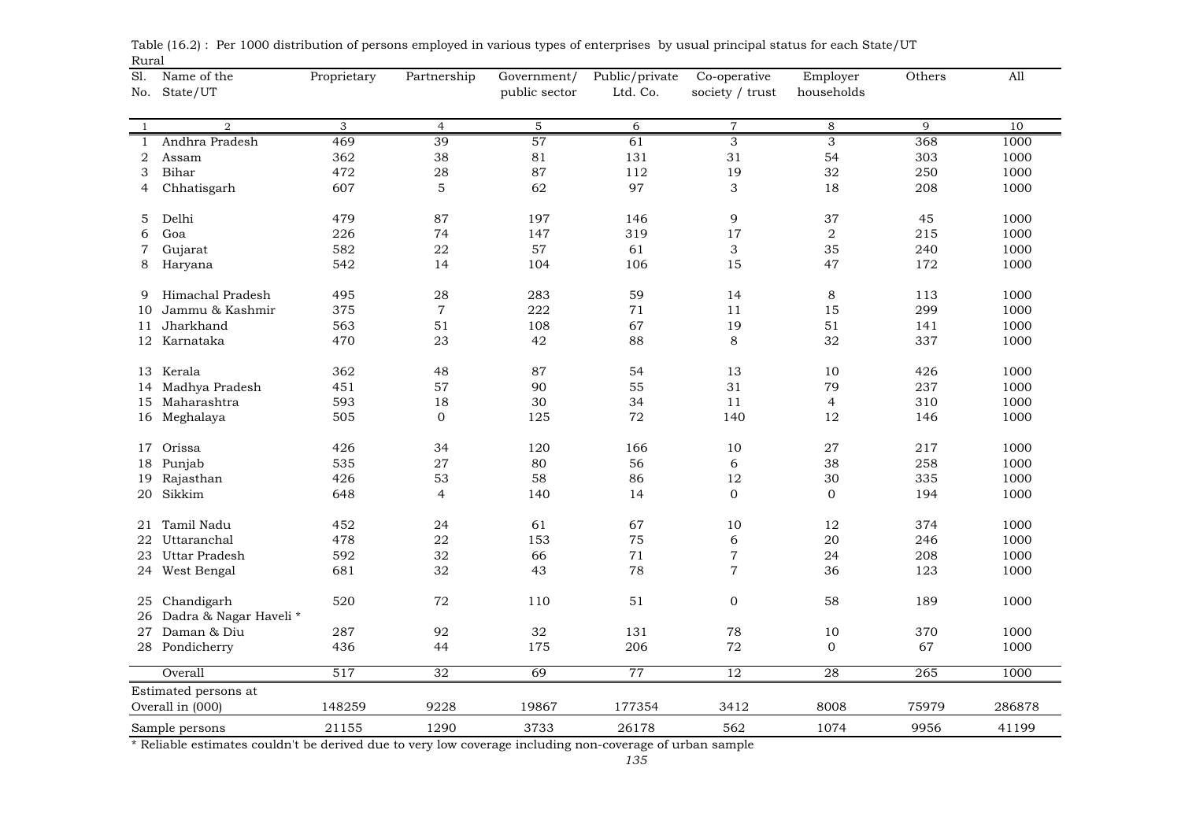Table (16.2) : Per 1000 distribution of persons employed in various types of enterprises by usual principal status for each State/UT

Rural

| Sl. No. | Name of the State/UT | Proprietary | Partnership | Government/ public sector | Public/private Ltd. Co. | Co-operative society / trust | Employer households | Others | All |
|---|---|---|---|---|---|---|---|---|---|
| 1 | 2 | 3 | 4 | 5 | 6 | 7 | 8 | 9 | 10 |
| 1 | Andhra Pradesh | 469 | 39 | 57 | 61 | 3 | 3 | 368 | 1000 |
| 2 | Assam | 362 | 38 | 81 | 131 | 31 | 54 | 303 | 1000 |
| 3 | Bihar | 472 | 28 | 87 | 112 | 19 | 32 | 250 | 1000 |
| 4 | Chhatisgarh | 607 | 5 | 62 | 97 | 3 | 18 | 208 | 1000 |
| 5 | Delhi | 479 | 87 | 197 | 146 | 9 | 37 | 45 | 1000 |
| 6 | Goa | 226 | 74 | 147 | 319 | 17 | 2 | 215 | 1000 |
| 7 | Gujarat | 582 | 22 | 57 | 61 | 3 | 35 | 240 | 1000 |
| 8 | Haryana | 542 | 14 | 104 | 106 | 15 | 47 | 172 | 1000 |
| 9 | Himachal Pradesh | 495 | 28 | 283 | 59 | 14 | 8 | 113 | 1000 |
| 10 | Jammu & Kashmir | 375 | 7 | 222 | 71 | 11 | 15 | 299 | 1000 |
| 11 | Jharkhand | 563 | 51 | 108 | 67 | 19 | 51 | 141 | 1000 |
| 12 | Karnataka | 470 | 23 | 42 | 88 | 8 | 32 | 337 | 1000 |
| 13 | Kerala | 362 | 48 | 87 | 54 | 13 | 10 | 426 | 1000 |
| 14 | Madhya Pradesh | 451 | 57 | 90 | 55 | 31 | 79 | 237 | 1000 |
| 15 | Maharashtra | 593 | 18 | 30 | 34 | 11 | 4 | 310 | 1000 |
| 16 | Meghalaya | 505 | 0 | 125 | 72 | 140 | 12 | 146 | 1000 |
| 17 | Orissa | 426 | 34 | 120 | 166 | 10 | 27 | 217 | 1000 |
| 18 | Punjab | 535 | 27 | 80 | 56 | 6 | 38 | 258 | 1000 |
| 19 | Rajasthan | 426 | 53 | 58 | 86 | 12 | 30 | 335 | 1000 |
| 20 | Sikkim | 648 | 4 | 140 | 14 | 0 | 0 | 194 | 1000 |
| 21 | Tamil Nadu | 452 | 24 | 61 | 67 | 10 | 12 | 374 | 1000 |
| 22 | Uttaranchal | 478 | 22 | 153 | 75 | 6 | 20 | 246 | 1000 |
| 23 | Uttar Pradesh | 592 | 32 | 66 | 71 | 7 | 24 | 208 | 1000 |
| 24 | West Bengal | 681 | 32 | 43 | 78 | 7 | 36 | 123 | 1000 |
| 25 | Chandigarh | 520 | 72 | 110 | 51 | 0 | 58 | 189 | 1000 |
| 26 | Dadra & Nagar Haveli * | | | | | | | | |
| 27 | Daman & Diu | 287 | 92 | 32 | 131 | 78 | 10 | 370 | 1000 |
| 28 | Pondicherry | 436 | 44 | 175 | 206 | 72 | 0 | 67 | 1000 |
| | Overall | 517 | 32 | 69 | 77 | 12 | 28 | 265 | 1000 |
| | Estimated persons at Overall in (000) | 148259 | 9228 | 19867 | 177354 | 3412 | 8008 | 75979 | 286878 |
| | Sample persons | 21155 | 1290 | 3733 | 26178 | 562 | 1074 | 9956 | 41199 |

* Reliable estimates couldn't be derived due to very low coverage including non-coverage of urban sample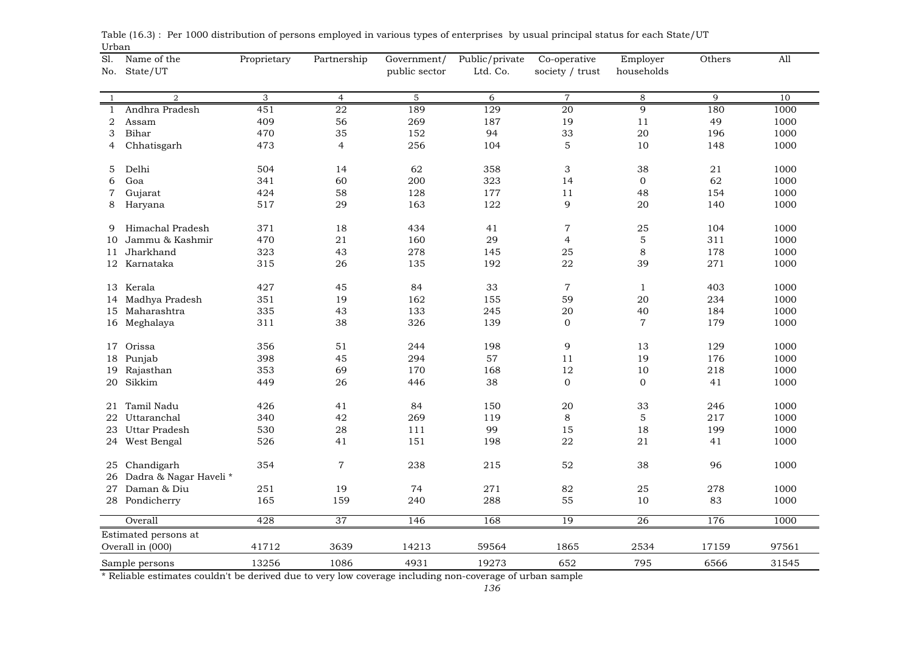Table (16.3) : Per 1000 distribution of persons employed in various types of enterprises by usual principal status for each State/UT

Urban

| Sl. No. | Name of the State/UT | Proprietary | Partnership | Government/ public sector | Public/private Ltd. Co. | Co-operative society / trust | Employer households | Others | All |
|---|---|---|---|---|---|---|---|---|---|
| 1 | 2 | 3 | 4 | 5 | 6 | 7 | 8 | 9 | 10 |
| 1 | Andhra Pradesh | 451 | 22 | 189 | 129 | 20 | 9 | 180 | 1000 |
| 2 | Assam | 409 | 56 | 269 | 187 | 19 | 11 | 49 | 1000 |
| 3 | Bihar | 470 | 35 | 152 | 94 | 33 | 20 | 196 | 1000 |
| 4 | Chhatisgarh | 473 | 4 | 256 | 104 | 5 | 10 | 148 | 1000 |
| 5 | Delhi | 504 | 14 | 62 | 358 | 3 | 38 | 21 | 1000 |
| 6 | Goa | 341 | 60 | 200 | 323 | 14 | 0 | 62 | 1000 |
| 7 | Gujarat | 424 | 58 | 128 | 177 | 11 | 48 | 154 | 1000 |
| 8 | Haryana | 517 | 29 | 163 | 122 | 9 | 20 | 140 | 1000 |
| 9 | Himachal Pradesh | 371 | 18 | 434 | 41 | 7 | 25 | 104 | 1000 |
| 10 | Jammu & Kashmir | 470 | 21 | 160 | 29 | 4 | 5 | 311 | 1000 |
| 11 | Jharkhand | 323 | 43 | 278 | 145 | 25 | 8 | 178 | 1000 |
| 12 | Karnataka | 315 | 26 | 135 | 192 | 22 | 39 | 271 | 1000 |
| 13 | Kerala | 427 | 45 | 84 | 33 | 7 | 1 | 403 | 1000 |
| 14 | Madhya Pradesh | 351 | 19 | 162 | 155 | 59 | 20 | 234 | 1000 |
| 15 | Maharashtra | 335 | 43 | 133 | 245 | 20 | 40 | 184 | 1000 |
| 16 | Meghalaya | 311 | 38 | 326 | 139 | 0 | 7 | 179 | 1000 |
| 17 | Orissa | 356 | 51 | 244 | 198 | 9 | 13 | 129 | 1000 |
| 18 | Punjab | 398 | 45 | 294 | 57 | 11 | 19 | 176 | 1000 |
| 19 | Rajasthan | 353 | 69 | 170 | 168 | 12 | 10 | 218 | 1000 |
| 20 | Sikkim | 449 | 26 | 446 | 38 | 0 | 0 | 41 | 1000 |
| 21 | Tamil Nadu | 426 | 41 | 84 | 150 | 20 | 33 | 246 | 1000 |
| 22 | Uttaranchal | 340 | 42 | 269 | 119 | 8 | 5 | 217 | 1000 |
| 23 | Uttar Pradesh | 530 | 28 | 111 | 99 | 15 | 18 | 199 | 1000 |
| 24 | West Bengal | 526 | 41 | 151 | 198 | 22 | 21 | 41 | 1000 |
| 25 | Chandigarh | 354 | 7 | 238 | 215 | 52 | 38 | 96 | 1000 |
| 26 | Dadra & Nagar Haveli * | | | | | | | | |
| 27 | Daman & Diu | 251 | 19 | 74 | 271 | 82 | 25 | 278 | 1000 |
| 28 | Pondicherry | 165 | 159 | 240 | 288 | 55 | 10 | 83 | 1000 |
| | Overall | 428 | 37 | 146 | 168 | 19 | 26 | 176 | 1000 |
| | Estimated persons at Overall in (000) | 41712 | 3639 | 14213 | 59564 | 1865 | 2534 | 17159 | 97561 |
| | Sample persons | 13256 | 1086 | 4931 | 19273 | 652 | 795 | 6566 | 31545 |

\* Reliable estimates couldn't be derived due to very low coverage including non-coverage of urban sample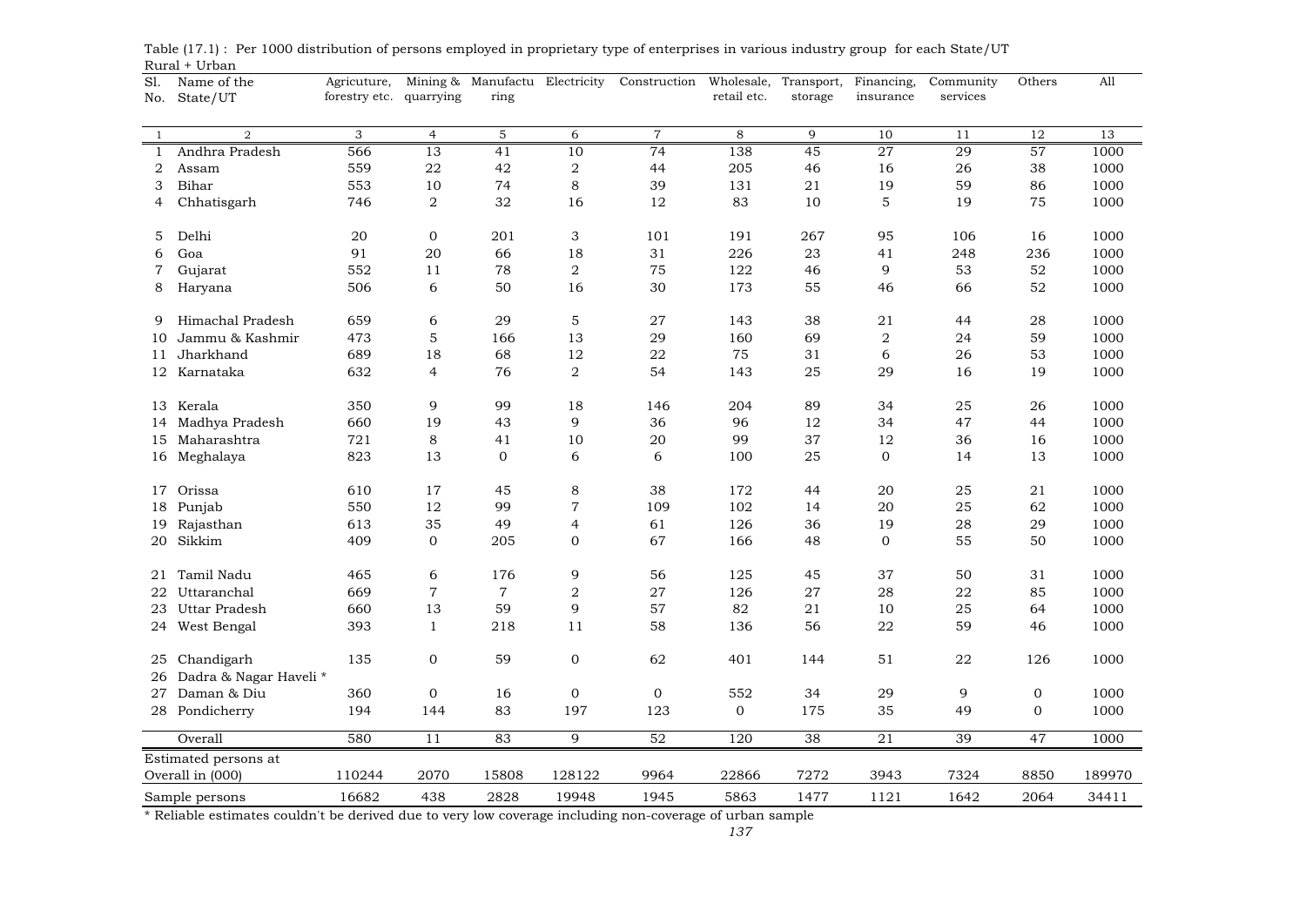Table (17.1) : Per 1000 distribution of persons employed in proprietary type of enterprises in various industry group for each State/UT

Rural + Urban

| Sl. No. | Name of the State/UT | Agricuture, forestry etc. | Mining & quarrying | Manufacturing | Electricity | Construction | Wholesale, retail etc. | Transport, storage | Financing, insurance | Community services | Others | All |
|---|---|---|---|---|---|---|---|---|---|---|---|---|
| 1 | 2 | 3 | 4 | 5 | 6 | 7 | 8 | 9 | 10 | 11 | 12 | 13 |
| 1 | Andhra Pradesh | 566 | 13 | 41 | 10 | 74 | 138 | 45 | 27 | 29 | 57 | 1000 |
| 2 | Assam | 559 | 22 | 42 | 2 | 44 | 205 | 46 | 16 | 26 | 38 | 1000 |
| 3 | Bihar | 553 | 10 | 74 | 8 | 39 | 131 | 21 | 19 | 59 | 86 | 1000 |
| 4 | Chhatisgarh | 746 | 2 | 32 | 16 | 12 | 83 | 10 | 5 | 19 | 75 | 1000 |
| 5 | Delhi | 20 | 0 | 201 | 3 | 101 | 191 | 267 | 95 | 106 | 16 | 1000 |
| 6 | Goa | 91 | 20 | 66 | 18 | 31 | 226 | 23 | 41 | 248 | 236 | 1000 |
| 7 | Gujarat | 552 | 11 | 78 | 2 | 75 | 122 | 46 | 9 | 53 | 52 | 1000 |
| 8 | Haryana | 506 | 6 | 50 | 16 | 30 | 173 | 55 | 46 | 66 | 52 | 1000 |
| 9 | Himachal Pradesh | 659 | 6 | 29 | 5 | 27 | 143 | 38 | 21 | 44 | 28 | 1000 |
| 10 | Jammu & Kashmir | 473 | 5 | 166 | 13 | 29 | 160 | 69 | 2 | 24 | 59 | 1000 |
| 11 | Jharkhand | 689 | 18 | 68 | 12 | 22 | 75 | 31 | 6 | 26 | 53 | 1000 |
| 12 | Karnataka | 632 | 4 | 76 | 2 | 54 | 143 | 25 | 29 | 16 | 19 | 1000 |
| 13 | Kerala | 350 | 9 | 99 | 18 | 146 | 204 | 89 | 34 | 25 | 26 | 1000 |
| 14 | Madhya Pradesh | 660 | 19 | 43 | 9 | 36 | 96 | 12 | 34 | 47 | 44 | 1000 |
| 15 | Maharashtra | 721 | 8 | 41 | 10 | 20 | 99 | 37 | 12 | 36 | 16 | 1000 |
| 16 | Meghalaya | 823 | 13 | 0 | 6 | 6 | 100 | 25 | 0 | 14 | 13 | 1000 |
| 17 | Orissa | 610 | 17 | 45 | 8 | 38 | 172 | 44 | 20 | 25 | 21 | 1000 |
| 18 | Punjab | 550 | 12 | 99 | 7 | 109 | 102 | 14 | 20 | 25 | 62 | 1000 |
| 19 | Rajasthan | 613 | 35 | 49 | 4 | 61 | 126 | 36 | 19 | 28 | 29 | 1000 |
| 20 | Sikkim | 409 | 0 | 205 | 0 | 67 | 166 | 48 | 0 | 55 | 50 | 1000 |
| 21 | Tamil Nadu | 465 | 6 | 176 | 9 | 56 | 125 | 45 | 37 | 50 | 31 | 1000 |
| 22 | Uttaranchal | 669 | 7 | 7 | 2 | 27 | 126 | 27 | 28 | 22 | 85 | 1000 |
| 23 | Uttar Pradesh | 660 | 13 | 59 | 9 | 57 | 82 | 21 | 10 | 25 | 64 | 1000 |
| 24 | West Bengal | 393 | 1 | 218 | 11 | 58 | 136 | 56 | 22 | 59 | 46 | 1000 |
| 25 | Chandigarh | 135 | 0 | 59 | 0 | 62 | 401 | 144 | 51 | 22 | 126 | 1000 |
| 26 | Dadra & Nagar Haveli * | | | | | | | | | | | |
| 27 | Daman & Diu | 360 | 0 | 16 | 0 | 0 | 552 | 34 | 29 | 9 | 0 | 1000 |
| 28 | Pondicherry | 194 | 144 | 83 | 197 | 123 | 0 | 175 | 35 | 49 | 0 | 1000 |
| | Overall | 580 | 11 | 83 | 9 | 52 | 120 | 38 | 21 | 39 | 47 | 1000 |
| | Estimated persons at Overall in (000) | 110244 | 2070 | 15808 | 128122 | 9964 | 22866 | 7272 | 3943 | 7324 | 8850 | 189970 |
| | Sample persons | 16682 | 438 | 2828 | 19948 | 1945 | 5863 | 1477 | 1121 | 1642 | 2064 | 34411 |

* Reliable estimates couldn't be derived due to very low coverage including non-coverage of urban sample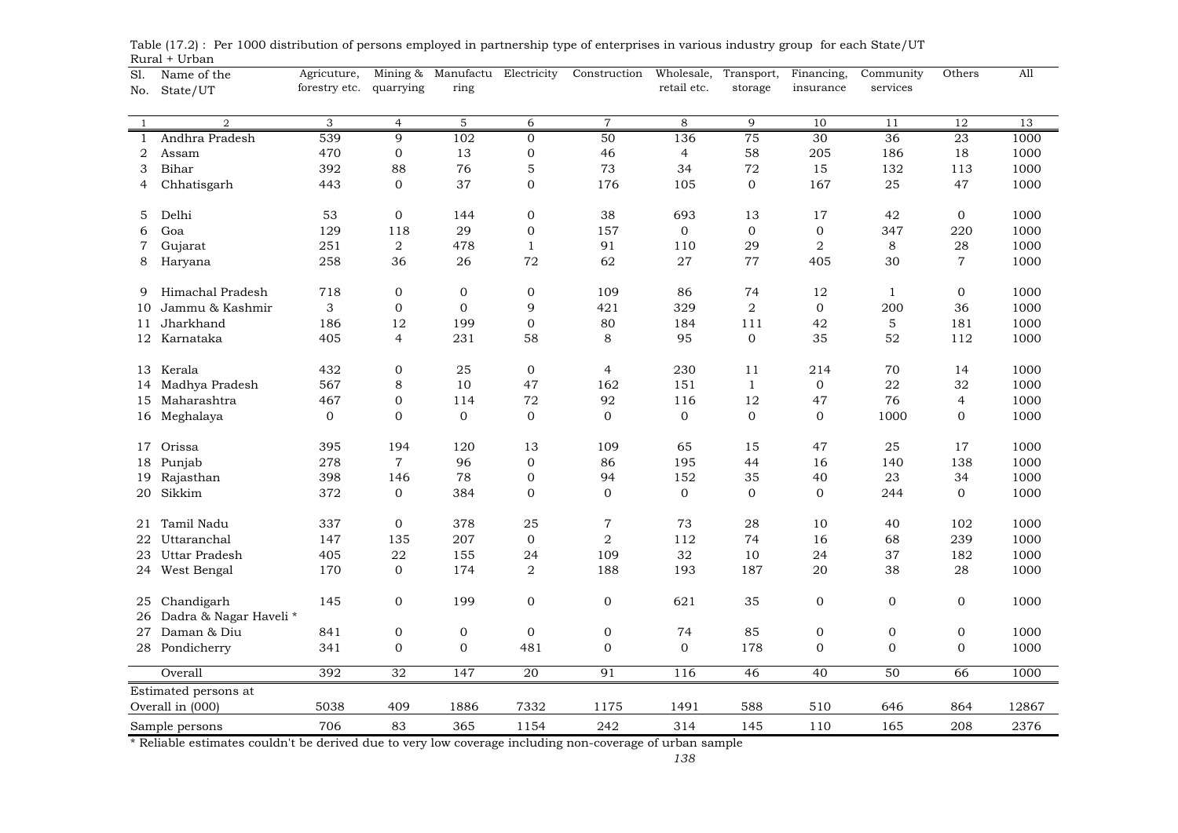Table (17.2) : Per 1000 distribution of persons employed in partnership type of enterprises in various industry group for each State/UT

Rural + Urban

| Sl. No. | Name of the State/UT | Agricuture, forestry etc. | Mining & quarrying | Manufacturing | Electricity | Construction | Wholesale, retail etc. | Transport, storage | Financing, insurance | Community services | Others | All |
|---|---|---|---|---|---|---|---|---|---|---|---|---|
| 1 | 2 | 3 | 4 | 5 | 6 | 7 | 8 | 9 | 10 | 11 | 12 | 13 |
| 1 | Andhra Pradesh | 539 | 9 | 102 | 0 | 50 | 136 | 75 | 30 | 36 | 23 | 1000 |
| 2 | Assam | 470 | 0 | 13 | 0 | 46 | 4 | 58 | 205 | 186 | 18 | 1000 |
| 3 | Bihar | 392 | 88 | 76 | 5 | 73 | 34 | 72 | 15 | 132 | 113 | 1000 |
| 4 | Chhatisgarh | 443 | 0 | 37 | 0 | 176 | 105 | 0 | 167 | 25 | 47 | 1000 |
| 5 | Delhi | 53 | 0 | 144 | 0 | 38 | 693 | 13 | 17 | 42 | 0 | 1000 |
| 6 | Goa | 129 | 118 | 29 | 0 | 157 | 0 | 0 | 0 | 347 | 220 | 1000 |
| 7 | Gujarat | 251 | 2 | 478 | 1 | 91 | 110 | 29 | 2 | 8 | 28 | 1000 |
| 8 | Haryana | 258 | 36 | 26 | 72 | 62 | 27 | 77 | 405 | 30 | 7 | 1000 |
| 9 | Himachal Pradesh | 718 | 0 | 0 | 0 | 109 | 86 | 74 | 12 | 1 | 0 | 1000 |
| 10 | Jammu & Kashmir | 3 | 0 | 0 | 9 | 421 | 329 | 2 | 0 | 200 | 36 | 1000 |
| 11 | Jharkhand | 186 | 12 | 199 | 0 | 80 | 184 | 111 | 42 | 5 | 181 | 1000 |
| 12 | Karnataka | 405 | 4 | 231 | 58 | 8 | 95 | 0 | 35 | 52 | 112 | 1000 |
| 13 | Kerala | 432 | 0 | 25 | 0 | 4 | 230 | 11 | 214 | 70 | 14 | 1000 |
| 14 | Madhya Pradesh | 567 | 8 | 10 | 47 | 162 | 151 | 1 | 0 | 22 | 32 | 1000 |
| 15 | Maharashtra | 467 | 0 | 114 | 72 | 92 | 116 | 12 | 47 | 76 | 4 | 1000 |
| 16 | Meghalaya | 0 | 0 | 0 | 0 | 0 | 0 | 0 | 0 | 1000 | 0 | 1000 |
| 17 | Orissa | 395 | 194 | 120 | 13 | 109 | 65 | 15 | 47 | 25 | 17 | 1000 |
| 18 | Punjab | 278 | 7 | 96 | 0 | 86 | 195 | 44 | 16 | 140 | 138 | 1000 |
| 19 | Rajasthan | 398 | 146 | 78 | 0 | 94 | 152 | 35 | 40 | 23 | 34 | 1000 |
| 20 | Sikkim | 372 | 0 | 384 | 0 | 0 | 0 | 0 | 0 | 244 | 0 | 1000 |
| 21 | Tamil Nadu | 337 | 0 | 378 | 25 | 7 | 73 | 28 | 10 | 40 | 102 | 1000 |
| 22 | Uttaranchal | 147 | 135 | 207 | 0 | 2 | 112 | 74 | 16 | 68 | 239 | 1000 |
| 23 | Uttar Pradesh | 405 | 22 | 155 | 24 | 109 | 32 | 10 | 24 | 37 | 182 | 1000 |
| 24 | West Bengal | 170 | 0 | 174 | 2 | 188 | 193 | 187 | 20 | 38 | 28 | 1000 |
| 25 | Chandigarh | 145 | 0 | 199 | 0 | 0 | 621 | 35 | 0 | 0 | 0 | 1000 |
| 26 | Dadra & Nagar Haveli * | | | | | | | | | | | |
| 27 | Daman & Diu | 841 | 0 | 0 | 0 | 0 | 74 | 85 | 0 | 0 | 0 | 1000 |
| 28 | Pondicherry | 341 | 0 | 0 | 481 | 0 | 0 | 178 | 0 | 0 | 0 | 1000 |
| | Overall | 392 | 32 | 147 | 20 | 91 | 116 | 46 | 40 | 50 | 66 | 1000 |
| | Estimated persons at Overall in (000) | 5038 | 409 | 1886 | 7332 | 1175 | 1491 | 588 | 510 | 646 | 864 | 12867 |
| | Sample persons | 706 | 83 | 365 | 1154 | 242 | 314 | 145 | 110 | 165 | 208 | 2376 |

\* Reliable estimates couldn't be derived due to very low coverage including non-coverage of urban sample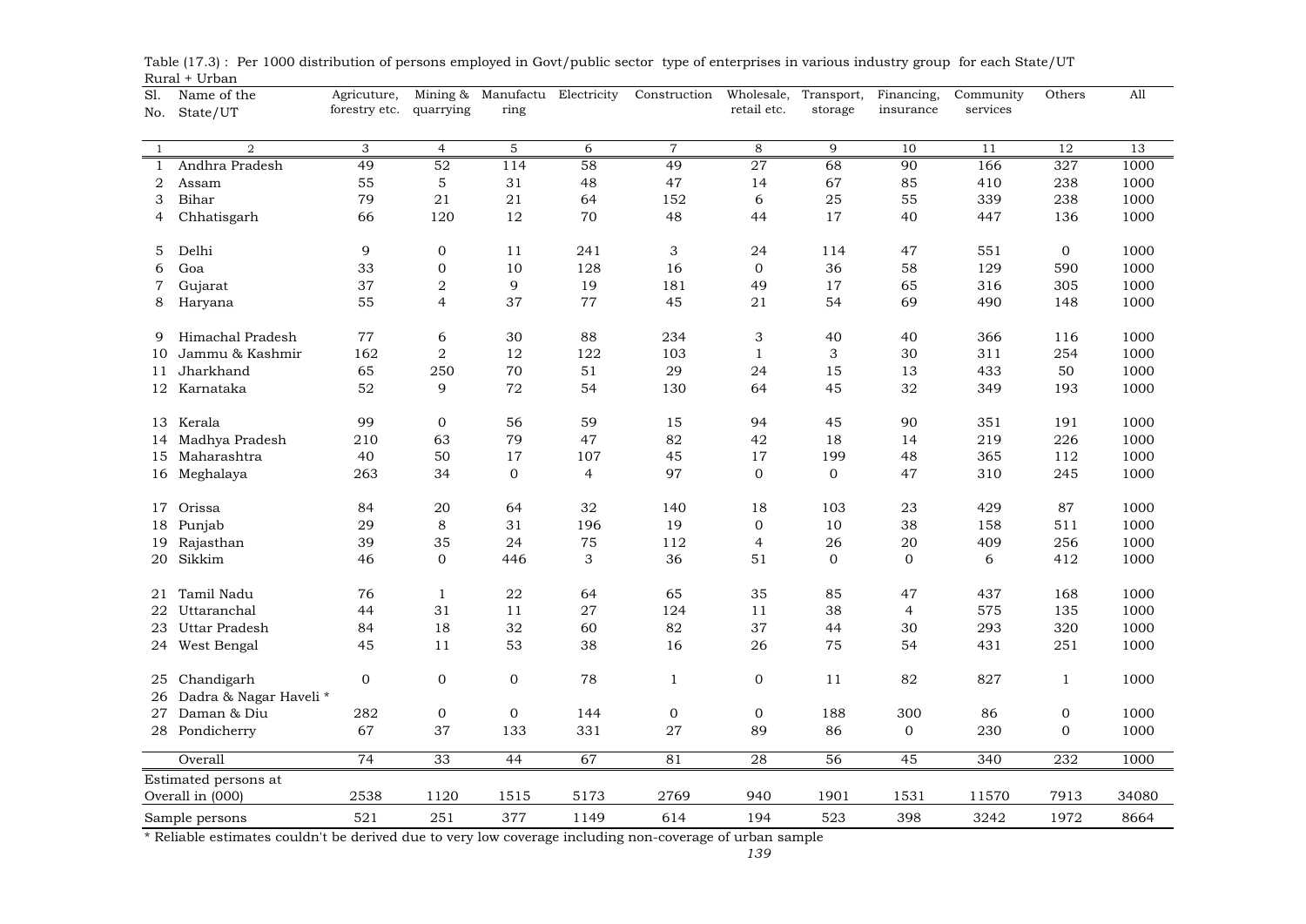Table (17.3) : Per 1000 distribution of persons employed in Govt/public sector type of enterprises in various industry group for each State/UT

Rural + Urban

| Sl. No. | Name of the State/UT | Agricuture, forestry etc. | Mining & quarrying | Manufacturing | Electricity | Construction | Wholesale, retail etc. | Transport, storage | Financing, insurance | Community services | Others | All |
|---|---|---|---|---|---|---|---|---|---|---|---|---|
| 1 | 2 | 3 | 4 | 5 | 6 | 7 | 8 | 9 | 10 | 11 | 12 | 13 |
| 1 | Andhra Pradesh | 49 | 52 | 114 | 58 | 49 | 27 | 68 | 90 | 166 | 327 | 1000 |
| 2 | Assam | 55 | 5 | 31 | 48 | 47 | 14 | 67 | 85 | 410 | 238 | 1000 |
| 3 | Bihar | 79 | 21 | 21 | 64 | 152 | 6 | 25 | 55 | 339 | 238 | 1000 |
| 4 | Chhatisgarh | 66 | 120 | 12 | 70 | 48 | 44 | 17 | 40 | 447 | 136 | 1000 |
| 5 | Delhi | 9 | 0 | 11 | 241 | 3 | 24 | 114 | 47 | 551 | 0 | 1000 |
| 6 | Goa | 33 | 0 | 10 | 128 | 16 | 0 | 36 | 58 | 129 | 590 | 1000 |
| 7 | Gujarat | 37 | 2 | 9 | 19 | 181 | 49 | 17 | 65 | 316 | 305 | 1000 |
| 8 | Haryana | 55 | 4 | 37 | 77 | 45 | 21 | 54 | 69 | 490 | 148 | 1000 |
| 9 | Himachal Pradesh | 77 | 6 | 30 | 88 | 234 | 3 | 40 | 40 | 366 | 116 | 1000 |
| 10 | Jammu & Kashmir | 162 | 2 | 12 | 122 | 103 | 1 | 3 | 30 | 311 | 254 | 1000 |
| 11 | Jharkhand | 65 | 250 | 70 | 51 | 29 | 24 | 15 | 13 | 433 | 50 | 1000 |
| 12 | Karnataka | 52 | 9 | 72 | 54 | 130 | 64 | 45 | 32 | 349 | 193 | 1000 |
| 13 | Kerala | 99 | 0 | 56 | 59 | 15 | 94 | 45 | 90 | 351 | 191 | 1000 |
| 14 | Madhya Pradesh | 210 | 63 | 79 | 47 | 82 | 42 | 18 | 14 | 219 | 226 | 1000 |
| 15 | Maharashtra | 40 | 50 | 17 | 107 | 45 | 17 | 199 | 48 | 365 | 112 | 1000 |
| 16 | Meghalaya | 263 | 34 | 0 | 4 | 97 | 0 | 0 | 47 | 310 | 245 | 1000 |
| 17 | Orissa | 84 | 20 | 64 | 32 | 140 | 18 | 103 | 23 | 429 | 87 | 1000 |
| 18 | Punjab | 29 | 8 | 31 | 196 | 19 | 0 | 10 | 38 | 158 | 511 | 1000 |
| 19 | Rajasthan | 39 | 35 | 24 | 75 | 112 | 4 | 26 | 20 | 409 | 256 | 1000 |
| 20 | Sikkim | 46 | 0 | 446 | 3 | 36 | 51 | 0 | 0 | 6 | 412 | 1000 |
| 21 | Tamil Nadu | 76 | 1 | 22 | 64 | 65 | 35 | 85 | 47 | 437 | 168 | 1000 |
| 22 | Uttaranchal | 44 | 31 | 11 | 27 | 124 | 11 | 38 | 4 | 575 | 135 | 1000 |
| 23 | Uttar Pradesh | 84 | 18 | 32 | 60 | 82 | 37 | 44 | 30 | 293 | 320 | 1000 |
| 24 | West Bengal | 45 | 11 | 53 | 38 | 16 | 26 | 75 | 54 | 431 | 251 | 1000 |
| 25 | Chandigarh | 0 | 0 | 0 | 78 | 1 | 0 | 11 | 82 | 827 | 1 | 1000 |
| 26 | Dadra & Nagar Haveli * | | | | | | | | | | | |
| 27 | Daman & Diu | 282 | 0 | 0 | 144 | 0 | 0 | 188 | 300 | 86 | 0 | 1000 |
| 28 | Pondicherry | 67 | 37 | 133 | 331 | 27 | 89 | 86 | 0 | 230 | 0 | 1000 |
| | Overall | 74 | 33 | 44 | 67 | 81 | 28 | 56 | 45 | 340 | 232 | 1000 |
| | Estimated persons at Overall in (000) | 2538 | 1120 | 1515 | 5173 | 2769 | 940 | 1901 | 1531 | 11570 | 7913 | 34080 |
| | Sample persons | 521 | 251 | 377 | 1149 | 614 | 194 | 523 | 398 | 3242 | 1972 | 8664 |

* Reliable estimates couldn't be derived due to very low coverage including non-coverage of urban sample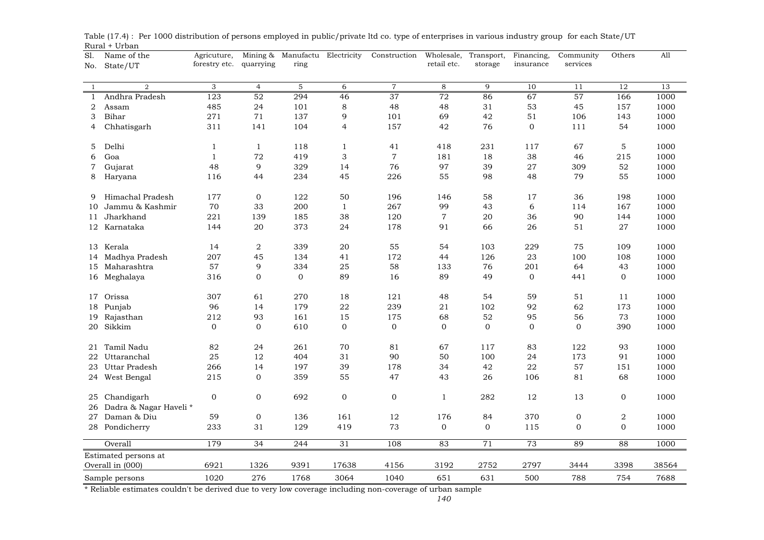Table (17.4) : Per 1000 distribution of persons employed in public/private ltd co. type of enterprises in various industry group for each State/UT

Rural + Urban

| Sl. No. | Name of the State/UT | Agricuture, forestry etc. | Mining & quarrying | Manufactu ring | Electricity | Construction | Wholesale, retail etc. | Transport, storage | Financing, insurance | Community services | Others | All |
|---|---|---|---|---|---|---|---|---|---|---|---|---|
| 1 | 2 | 3 | 4 | 5 | 6 | 7 | 8 | 9 | 10 | 11 | 12 | 13 |
| 1 | Andhra Pradesh | 123 | 52 | 294 | 46 | 37 | 72 | 86 | 67 | 57 | 166 | 1000 |
| 2 | Assam | 485 | 24 | 101 | 8 | 48 | 48 | 31 | 53 | 45 | 157 | 1000 |
| 3 | Bihar | 271 | 71 | 137 | 9 | 101 | 69 | 42 | 51 | 106 | 143 | 1000 |
| 4 | Chhatisgarh | 311 | 141 | 104 | 4 | 157 | 42 | 76 | 0 | 111 | 54 | 1000 |
| 5 | Delhi | 1 | 1 | 118 | 1 | 41 | 418 | 231 | 117 | 67 | 5 | 1000 |
| 6 | Goa | 1 | 72 | 419 | 3 | 7 | 181 | 18 | 38 | 46 | 215 | 1000 |
| 7 | Gujarat | 48 | 9 | 329 | 14 | 76 | 97 | 39 | 27 | 309 | 52 | 1000 |
| 8 | Haryana | 116 | 44 | 234 | 45 | 226 | 55 | 98 | 48 | 79 | 55 | 1000 |
| 9 | Himachal Pradesh | 177 | 0 | 122 | 50 | 196 | 146 | 58 | 17 | 36 | 198 | 1000 |
| 10 | Jammu & Kashmir | 70 | 33 | 200 | 1 | 267 | 99 | 43 | 6 | 114 | 167 | 1000 |
| 11 | Jharkhand | 221 | 139 | 185 | 38 | 120 | 7 | 20 | 36 | 90 | 144 | 1000 |
| 12 | Karnataka | 144 | 20 | 373 | 24 | 178 | 91 | 66 | 26 | 51 | 27 | 1000 |
| 13 | Kerala | 14 | 2 | 339 | 20 | 55 | 54 | 103 | 229 | 75 | 109 | 1000 |
| 14 | Madhya Pradesh | 207 | 45 | 134 | 41 | 172 | 44 | 126 | 23 | 100 | 108 | 1000 |
| 15 | Maharashtra | 57 | 9 | 334 | 25 | 58 | 133 | 76 | 201 | 64 | 43 | 1000 |
| 16 | Meghalaya | 316 | 0 | 0 | 89 | 16 | 89 | 49 | 0 | 441 | 0 | 1000 |
| 17 | Orissa | 307 | 61 | 270 | 18 | 121 | 48 | 54 | 59 | 51 | 11 | 1000 |
| 18 | Punjab | 96 | 14 | 179 | 22 | 239 | 21 | 102 | 92 | 62 | 173 | 1000 |
| 19 | Rajasthan | 212 | 93 | 161 | 15 | 175 | 68 | 52 | 95 | 56 | 73 | 1000 |
| 20 | Sikkim | 0 | 0 | 610 | 0 | 0 | 0 | 0 | 0 | 0 | 390 | 1000 |
| 21 | Tamil Nadu | 82 | 24 | 261 | 70 | 81 | 67 | 117 | 83 | 122 | 93 | 1000 |
| 22 | Uttaranchal | 25 | 12 | 404 | 31 | 90 | 50 | 100 | 24 | 173 | 91 | 1000 |
| 23 | Uttar Pradesh | 266 | 14 | 197 | 39 | 178 | 34 | 42 | 22 | 57 | 151 | 1000 |
| 24 | West Bengal | 215 | 0 | 359 | 55 | 47 | 43 | 26 | 106 | 81 | 68 | 1000 |
| 25 | Chandigarh | 0 | 0 | 692 | 0 | 0 | 1 | 282 | 12 | 13 | 0 | 1000 |
| 26 | Dadra & Nagar Haveli * | | | | | | | | | | | |
| 27 | Daman & Diu | 59 | 0 | 136 | 161 | 12 | 176 | 84 | 370 | 0 | 2 | 1000 |
| 28 | Pondicherry | 233 | 31 | 129 | 419 | 73 | 0 | 0 | 115 | 0 | 0 | 1000 |
| | Overall | 179 | 34 | 244 | 31 | 108 | 83 | 71 | 73 | 89 | 88 | 1000 |
| | Estimated persons at Overall in (000) | 6921 | 1326 | 9391 | 17638 | 4156 | 3192 | 2752 | 2797 | 3444 | 3398 | 38564 |
| | Sample persons | 1020 | 276 | 1768 | 3064 | 1040 | 651 | 631 | 500 | 788 | 754 | 7688 |

* Reliable estimates couldn't be derived due to very low coverage including non-coverage of urban sample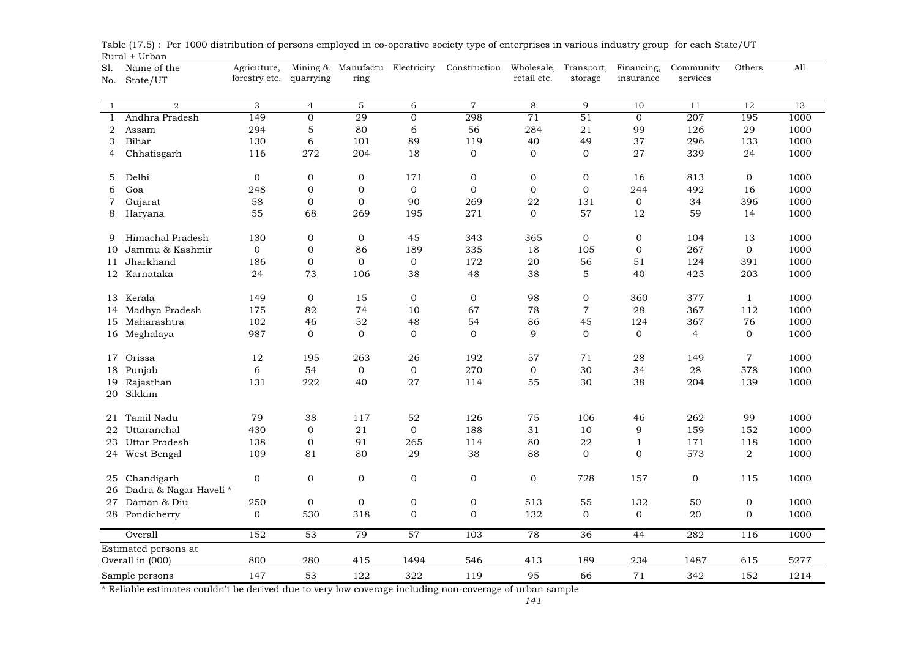Table (17.5) : Per 1000 distribution of persons employed in co-operative society type of enterprises in various industry group for each State/UT

Rural + Urban

| Sl. No. | Name of the State/UT | Agricuture, forestry etc. | Mining & quarrying | Manufactu ring | Electricity | Construction | Wholesale, retail etc. | Transport, storage | Financing, insurance | Community services | Others | All |
|---|---|---|---|---|---|---|---|---|---|---|---|---|
| 1 | 2 | 3 | 4 | 5 | 6 | 7 | 8 | 9 | 10 | 11 | 12 | 13 |
| 1 | Andhra Pradesh | 149 | 0 | 29 | 0 | 298 | 71 | 51 | 0 | 207 | 195 | 1000 |
| 2 | Assam | 294 | 5 | 80 | 6 | 56 | 284 | 21 | 99 | 126 | 29 | 1000 |
| 3 | Bihar | 130 | 6 | 101 | 89 | 119 | 40 | 49 | 37 | 296 | 133 | 1000 |
| 4 | Chhatisgarh | 116 | 272 | 204 | 18 | 0 | 0 | 0 | 27 | 339 | 24 | 1000 |
| 5 | Delhi | 0 | 0 | 0 | 171 | 0 | 0 | 0 | 16 | 813 | 0 | 1000 |
| 6 | Goa | 248 | 0 | 0 | 0 | 0 | 0 | 0 | 244 | 492 | 16 | 1000 |
| 7 | Gujarat | 58 | 0 | 0 | 90 | 269 | 22 | 131 | 0 | 34 | 396 | 1000 |
| 8 | Haryana | 55 | 68 | 269 | 195 | 271 | 0 | 57 | 12 | 59 | 14 | 1000 |
| 9 | Himachal Pradesh | 130 | 0 | 0 | 45 | 343 | 365 | 0 | 0 | 104 | 13 | 1000 |
| 10 | Jammu & Kashmir | 0 | 0 | 86 | 189 | 335 | 18 | 105 | 0 | 267 | 0 | 1000 |
| 11 | Jharkhand | 186 | 0 | 0 | 0 | 172 | 20 | 56 | 51 | 124 | 391 | 1000 |
| 12 | Karnataka | 24 | 73 | 106 | 38 | 48 | 38 | 5 | 40 | 425 | 203 | 1000 |
| 13 | Kerala | 149 | 0 | 15 | 0 | 0 | 98 | 0 | 360 | 377 | 1 | 1000 |
| 14 | Madhya Pradesh | 175 | 82 | 74 | 10 | 67 | 78 | 7 | 28 | 367 | 112 | 1000 |
| 15 | Maharashtra | 102 | 46 | 52 | 48 | 54 | 86 | 45 | 124 | 367 | 76 | 1000 |
| 16 | Meghalaya | 987 | 0 | 0 | 0 | 0 | 9 | 0 | 0 | 4 | 0 | 1000 |
| 17 | Orissa | 12 | 195 | 263 | 26 | 192 | 57 | 71 | 28 | 149 | 7 | 1000 |
| 18 | Punjab | 6 | 54 | 0 | 0 | 270 | 0 | 30 | 34 | 28 | 578 | 1000 |
| 19 | Rajasthan | 131 | 222 | 40 | 27 | 114 | 55 | 30 | 38 | 204 | 139 | 1000 |
| 20 | Sikkim | | | | | | | | | | | |
| 21 | Tamil Nadu | 79 | 38 | 117 | 52 | 126 | 75 | 106 | 46 | 262 | 99 | 1000 |
| 22 | Uttaranchal | 430 | 0 | 21 | 0 | 188 | 31 | 10 | 9 | 159 | 152 | 1000 |
| 23 | Uttar Pradesh | 138 | 0 | 91 | 265 | 114 | 80 | 22 | 1 | 171 | 118 | 1000 |
| 24 | West Bengal | 109 | 81 | 80 | 29 | 38 | 88 | 0 | 0 | 573 | 2 | 1000 |
| 25 | Chandigarh | 0 | 0 | 0 | 0 | 0 | 0 | 728 | 157 | 0 | 115 | 1000 |
| 26 | Dadra & Nagar Haveli * | | | | | | | | | | | |
| 27 | Daman & Diu | 250 | 0 | 0 | 0 | 0 | 513 | 55 | 132 | 50 | 0 | 1000 |
| 28 | Pondicherry | 0 | 530 | 318 | 0 | 0 | 132 | 0 | 0 | 20 | 0 | 1000 |
| | Overall | 152 | 53 | 79 | 57 | 103 | 78 | 36 | 44 | 282 | 116 | 1000 |
| | Estimated persons at Overall in (000) | 800 | 280 | 415 | 1494 | 546 | 413 | 189 | 234 | 1487 | 615 | 5277 |
| | Sample persons | 147 | 53 | 122 | 322 | 119 | 95 | 66 | 71 | 342 | 152 | 1214 |

* Reliable estimates couldn't be derived due to very low coverage including non-coverage of urban sample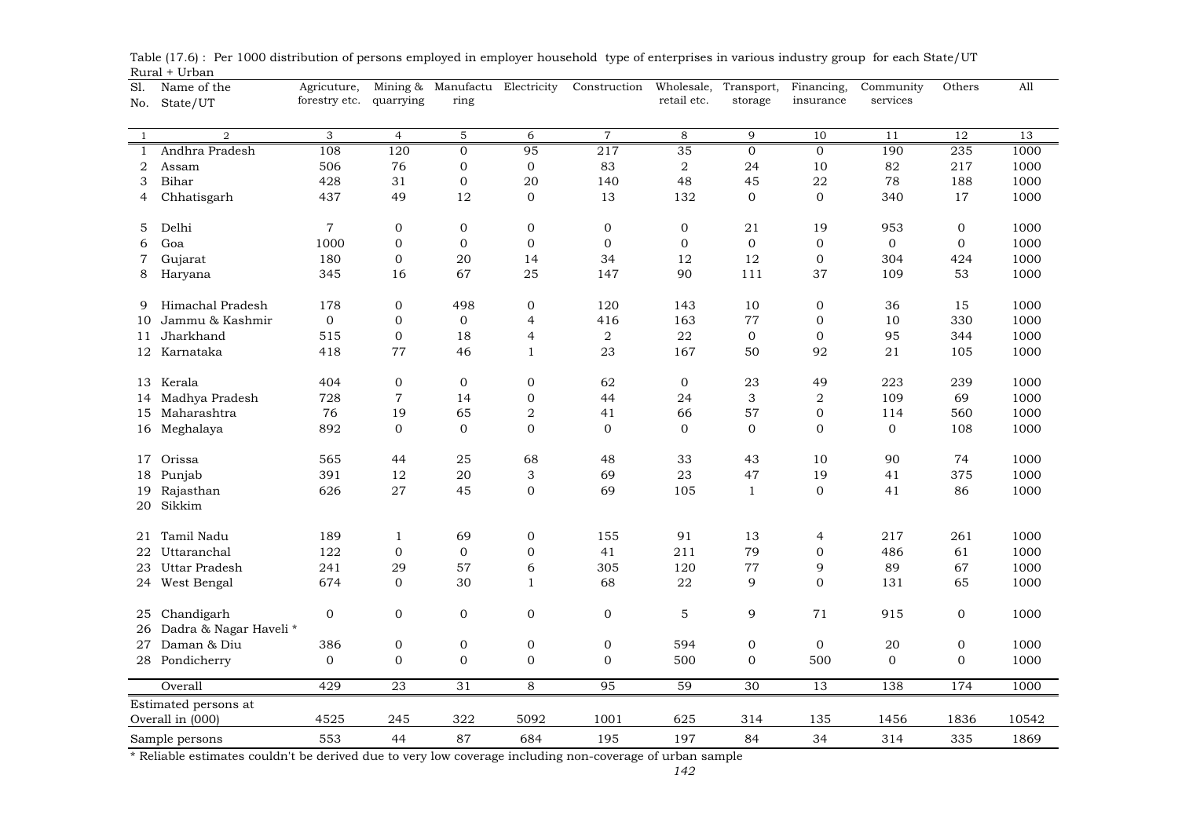Table (17.6) : Per 1000 distribution of persons employed in employer household type of enterprises in various industry group for each State/UT

Rural + Urban

| Sl. No. | Name of the State/UT | Agricuture, forestry etc. | Mining & quarrying | Manufacturing | Electricity | Construction | Wholesale, retail etc. | Transport, storage | Financing, insurance | Community services | Others | All |
|---|---|---|---|---|---|---|---|---|---|---|---|---|
| 1 | 2 | 3 | 4 | 5 | 6 | 7 | 8 | 9 | 10 | 11 | 12 | 13 |
| 1 | Andhra Pradesh | 108 | 120 | 0 | 95 | 217 | 35 | 0 | 0 | 190 | 235 | 1000 |
| 2 | Assam | 506 | 76 | 0 | 0 | 83 | 2 | 24 | 10 | 82 | 217 | 1000 |
| 3 | Bihar | 428 | 31 | 0 | 20 | 140 | 48 | 45 | 22 | 78 | 188 | 1000 |
| 4 | Chhatisgarh | 437 | 49 | 12 | 0 | 13 | 132 | 0 | 0 | 340 | 17 | 1000 |
| 5 | Delhi | 7 | 0 | 0 | 0 | 0 | 0 | 21 | 19 | 953 | 0 | 1000 |
| 6 | Goa | 1000 | 0 | 0 | 0 | 0 | 0 | 0 | 0 | 0 | 0 | 1000 |
| 7 | Gujarat | 180 | 0 | 20 | 14 | 34 | 12 | 12 | 0 | 304 | 424 | 1000 |
| 8 | Haryana | 345 | 16 | 67 | 25 | 147 | 90 | 111 | 37 | 109 | 53 | 1000 |
| 9 | Himachal Pradesh | 178 | 0 | 498 | 0 | 120 | 143 | 10 | 0 | 36 | 15 | 1000 |
| 10 | Jammu & Kashmir | 0 | 0 | 0 | 4 | 416 | 163 | 77 | 0 | 10 | 330 | 1000 |
| 11 | Jharkhand | 515 | 0 | 18 | 4 | 2 | 22 | 0 | 0 | 95 | 344 | 1000 |
| 12 | Karnataka | 418 | 77 | 46 | 1 | 23 | 167 | 50 | 92 | 21 | 105 | 1000 |
| 13 | Kerala | 404 | 0 | 0 | 0 | 62 | 0 | 23 | 49 | 223 | 239 | 1000 |
| 14 | Madhya Pradesh | 728 | 7 | 14 | 0 | 44 | 24 | 3 | 2 | 109 | 69 | 1000 |
| 15 | Maharashtra | 76 | 19 | 65 | 2 | 41 | 66 | 57 | 0 | 114 | 560 | 1000 |
| 16 | Meghalaya | 892 | 0 | 0 | 0 | 0 | 0 | 0 | 0 | 0 | 108 | 1000 |
| 17 | Orissa | 565 | 44 | 25 | 68 | 48 | 33 | 43 | 10 | 90 | 74 | 1000 |
| 18 | Punjab | 391 | 12 | 20 | 3 | 69 | 23 | 47 | 19 | 41 | 375 | 1000 |
| 19 | Rajasthan | 626 | 27 | 45 | 0 | 69 | 105 | 1 | 0 | 41 | 86 | 1000 |
| 20 | Sikkim | | | | | | | | | | | |
| 21 | Tamil Nadu | 189 | 1 | 69 | 0 | 155 | 91 | 13 | 4 | 217 | 261 | 1000 |
| 22 | Uttaranchal | 122 | 0 | 0 | 0 | 41 | 211 | 79 | 0 | 486 | 61 | 1000 |
| 23 | Uttar Pradesh | 241 | 29 | 57 | 6 | 305 | 120 | 77 | 9 | 89 | 67 | 1000 |
| 24 | West Bengal | 674 | 0 | 30 | 1 | 68 | 22 | 9 | 0 | 131 | 65 | 1000 |
| 25 | Chandigarh | 0 | 0 | 0 | 0 | 0 | 5 | 9 | 71 | 915 | 0 | 1000 |
| 26 | Dadra & Nagar Haveli * | | | | | | | | | | | |
| 27 | Daman & Diu | 386 | 0 | 0 | 0 | 0 | 594 | 0 | 0 | 20 | 0 | 1000 |
| 28 | Pondicherry | 0 | 0 | 0 | 0 | 0 | 500 | 0 | 500 | 0 | 0 | 1000 |
| | Overall | 429 | 23 | 31 | 8 | 95 | 59 | 30 | 13 | 138 | 174 | 1000 |
| | Estimated persons at Overall in (000) | 4525 | 245 | 322 | 5092 | 1001 | 625 | 314 | 135 | 1456 | 1836 | 10542 |
| | Sample persons | 553 | 44 | 87 | 684 | 195 | 197 | 84 | 34 | 314 | 335 | 1869 |

* Reliable estimates couldn't be derived due to very low coverage including non-coverage of urban sample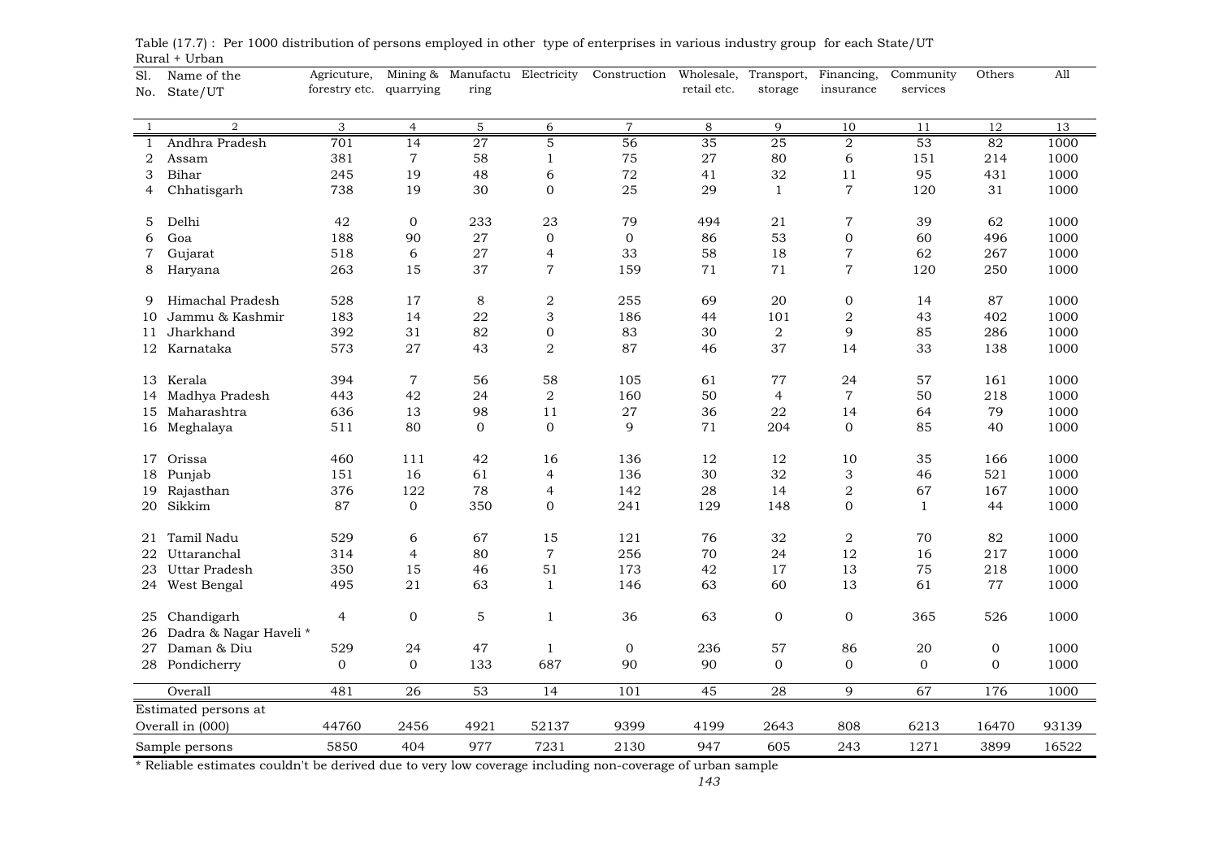Table (17.7) : Per 1000 distribution of persons employed in other type of enterprises in various industry group for each State/UT

Rural + Urban

| Sl. No. | Name of the State/UT | Agricuture, forestry etc. | Mining & quarrying | Manufacturing | Electricity | Construction | Wholesale, retail etc. | Transport, storage | Financing, insurance | Community services | Others | All |
|---|---|---|---|---|---|---|---|---|---|---|---|---|
| 1 | 2 | 3 | 4 | 5 | 6 | 7 | 8 | 9 | 10 | 11 | 12 | 13 |
| 1 | Andhra Pradesh | 701 | 14 | 27 | 5 | 56 | 35 | 25 | 2 | 53 | 82 | 1000 |
| 2 | Assam | 381 | 7 | 58 | 1 | 75 | 27 | 80 | 6 | 151 | 214 | 1000 |
| 3 | Bihar | 245 | 19 | 48 | 6 | 72 | 41 | 32 | 11 | 95 | 431 | 1000 |
| 4 | Chhatisgarh | 738 | 19 | 30 | 0 | 25 | 29 | 1 | 7 | 120 | 31 | 1000 |
| 5 | Delhi | 42 | 0 | 233 | 23 | 79 | 494 | 21 | 7 | 39 | 62 | 1000 |
| 6 | Goa | 188 | 90 | 27 | 0 | 0 | 86 | 53 | 0 | 60 | 496 | 1000 |
| 7 | Gujarat | 518 | 6 | 27 | 4 | 33 | 58 | 18 | 7 | 62 | 267 | 1000 |
| 8 | Haryana | 263 | 15 | 37 | 7 | 159 | 71 | 71 | 7 | 120 | 250 | 1000 |
| 9 | Himachal Pradesh | 528 | 17 | 8 | 2 | 255 | 69 | 20 | 0 | 14 | 87 | 1000 |
| 10 | Jammu & Kashmir | 183 | 14 | 22 | 3 | 186 | 44 | 101 | 2 | 43 | 402 | 1000 |
| 11 | Jharkhand | 392 | 31 | 82 | 0 | 83 | 30 | 2 | 9 | 85 | 286 | 1000 |
| 12 | Karnataka | 573 | 27 | 43 | 2 | 87 | 46 | 37 | 14 | 33 | 138 | 1000 |
| 13 | Kerala | 394 | 7 | 56 | 58 | 105 | 61 | 77 | 24 | 57 | 161 | 1000 |
| 14 | Madhya Pradesh | 443 | 42 | 24 | 2 | 160 | 50 | 4 | 7 | 50 | 218 | 1000 |
| 15 | Maharashtra | 636 | 13 | 98 | 11 | 27 | 36 | 22 | 14 | 64 | 79 | 1000 |
| 16 | Meghalaya | 511 | 80 | 0 | 0 | 9 | 71 | 204 | 0 | 85 | 40 | 1000 |
| 17 | Orissa | 460 | 111 | 42 | 16 | 136 | 12 | 12 | 10 | 35 | 166 | 1000 |
| 18 | Punjab | 151 | 16 | 61 | 4 | 136 | 30 | 32 | 3 | 46 | 521 | 1000 |
| 19 | Rajasthan | 376 | 122 | 78 | 4 | 142 | 28 | 14 | 2 | 67 | 167 | 1000 |
| 20 | Sikkim | 87 | 0 | 350 | 0 | 241 | 129 | 148 | 0 | 1 | 44 | 1000 |
| 21 | Tamil Nadu | 529 | 6 | 67 | 15 | 121 | 76 | 32 | 2 | 70 | 82 | 1000 |
| 22 | Uttaranchal | 314 | 4 | 80 | 7 | 256 | 70 | 24 | 12 | 16 | 217 | 1000 |
| 23 | Uttar Pradesh | 350 | 15 | 46 | 51 | 173 | 42 | 17 | 13 | 75 | 218 | 1000 |
| 24 | West Bengal | 495 | 21 | 63 | 1 | 146 | 63 | 60 | 13 | 61 | 77 | 1000 |
| 25 | Chandigarh | 4 | 0 | 5 | 1 | 36 | 63 | 0 | 0 | 365 | 526 | 1000 |
| 26 | Dadra & Nagar Haveli * | | | | | | | | | | | |
| 27 | Daman & Diu | 529 | 24 | 47 | 1 | 0 | 236 | 57 | 86 | 20 | 0 | 1000 |
| 28 | Pondicherry | 0 | 0 | 133 | 687 | 90 | 90 | 0 | 0 | 0 | 0 | 1000 |
| | Overall | 481 | 26 | 53 | 14 | 101 | 45 | 28 | 9 | 67 | 176 | 1000 |
| | Estimated persons at Overall in (000) | 44760 | 2456 | 4921 | 52137 | 9399 | 4199 | 2643 | 808 | 6213 | 16470 | 93139 |
| | Sample persons | 5850 | 404 | 977 | 7231 | 2130 | 947 | 605 | 243 | 1271 | 3899 | 16522 |

* Reliable estimates couldn't be derived due to very low coverage including non-coverage of urban sample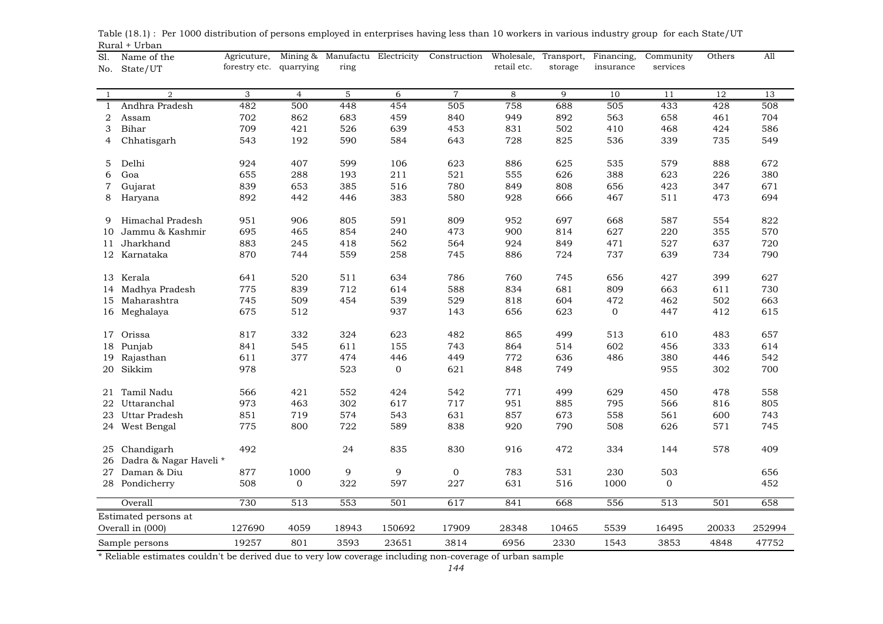Table (18.1) : Per 1000 distribution of persons employed in enterprises having less than 10 workers in various industry group for each State/UT
Rural + Urban

| Sl. No. | Name of the State/UT | Agricuture, forestry etc. | Mining & quarrying | Manufacturing | Electricity | Construction | Wholesale, retail etc. | Transport, storage | Financing, insurance | Community services | Others | All |
|---|---|---|---|---|---|---|---|---|---|---|---|---|
| 1 | 2 | 3 | 4 | 5 | 6 | 7 | 8 | 9 | 10 | 11 | 12 | 13 |
| 1 | Andhra Pradesh | 482 | 500 | 448 | 454 | 505 | 758 | 688 | 505 | 433 | 428 | 508 |
| 2 | Assam | 702 | 862 | 683 | 459 | 840 | 949 | 892 | 563 | 658 | 461 | 704 |
| 3 | Bihar | 709 | 421 | 526 | 639 | 453 | 831 | 502 | 410 | 468 | 424 | 586 |
| 4 | Chhatisgarh | 543 | 192 | 590 | 584 | 643 | 728 | 825 | 536 | 339 | 735 | 549 |
| 5 | Delhi | 924 | 407 | 599 | 106 | 623 | 886 | 625 | 535 | 579 | 888 | 672 |
| 6 | Goa | 655 | 288 | 193 | 211 | 521 | 555 | 626 | 388 | 623 | 226 | 380 |
| 7 | Gujarat | 839 | 653 | 385 | 516 | 780 | 849 | 808 | 656 | 423 | 347 | 671 |
| 8 | Haryana | 892 | 442 | 446 | 383 | 580 | 928 | 666 | 467 | 511 | 473 | 694 |
| 9 | Himachal Pradesh | 951 | 906 | 805 | 591 | 809 | 952 | 697 | 668 | 587 | 554 | 822 |
| 10 | Jammu & Kashmir | 695 | 465 | 854 | 240 | 473 | 900 | 814 | 627 | 220 | 355 | 570 |
| 11 | Jharkhand | 883 | 245 | 418 | 562 | 564 | 924 | 849 | 471 | 527 | 637 | 720 |
| 12 | Karnataka | 870 | 744 | 559 | 258 | 745 | 886 | 724 | 737 | 639 | 734 | 790 |
| 13 | Kerala | 641 | 520 | 511 | 634 | 786 | 760 | 745 | 656 | 427 | 399 | 627 |
| 14 | Madhya Pradesh | 775 | 839 | 712 | 614 | 588 | 834 | 681 | 809 | 663 | 611 | 730 |
| 15 | Maharashtra | 745 | 509 | 454 | 539 | 529 | 818 | 604 | 472 | 462 | 502 | 663 |
| 16 | Meghalaya | 675 | 512 | | 937 | 143 | 656 | 623 | 0 | 447 | 412 | 615 |
| 17 | Orissa | 817 | 332 | 324 | 623 | 482 | 865 | 499 | 513 | 610 | 483 | 657 |
| 18 | Punjab | 841 | 545 | 611 | 155 | 743 | 864 | 514 | 602 | 456 | 333 | 614 |
| 19 | Rajasthan | 611 | 377 | 474 | 446 | 449 | 772 | 636 | 486 | 380 | 446 | 542 |
| 20 | Sikkim | 978 | | 523 | 0 | 621 | 848 | 749 | | 955 | 302 | 700 |
| 21 | Tamil Nadu | 566 | 421 | 552 | 424 | 542 | 771 | 499 | 629 | 450 | 478 | 558 |
| 22 | Uttaranchal | 973 | 463 | 302 | 617 | 717 | 951 | 885 | 795 | 566 | 816 | 805 |
| 23 | Uttar Pradesh | 851 | 719 | 574 | 543 | 631 | 857 | 673 | 558 | 561 | 600 | 743 |
| 24 | West Bengal | 775 | 800 | 722 | 589 | 838 | 920 | 790 | 508 | 626 | 571 | 745 |
| 25 | Chandigarh | 492 | | 24 | 835 | 830 | 916 | 472 | 334 | 144 | 578 | 409 |
| 26 | Dadra & Nagar Haveli * | | | | | | | | | | | |
| 27 | Daman & Diu | 877 | 1000 | 9 | 9 | 0 | 783 | 531 | 230 | 503 | | 656 |
| 28 | Pondicherry | 508 | 0 | 322 | 597 | 227 | 631 | 516 | 1000 | 0 | | 452 |
| | Overall | 730 | 513 | 553 | 501 | 617 | 841 | 668 | 556 | 513 | 501 | 658 |
| | Estimated persons at Overall in (000) | 127690 | 4059 | 18943 | 150692 | 17909 | 28348 | 10465 | 5539 | 16495 | 20033 | 252994 |
| | Sample persons | 19257 | 801 | 3593 | 23651 | 3814 | 6956 | 2330 | 1543 | 3853 | 4848 | 47752 |

* Reliable estimates couldn't be derived due to very low coverage including non-coverage of urban sample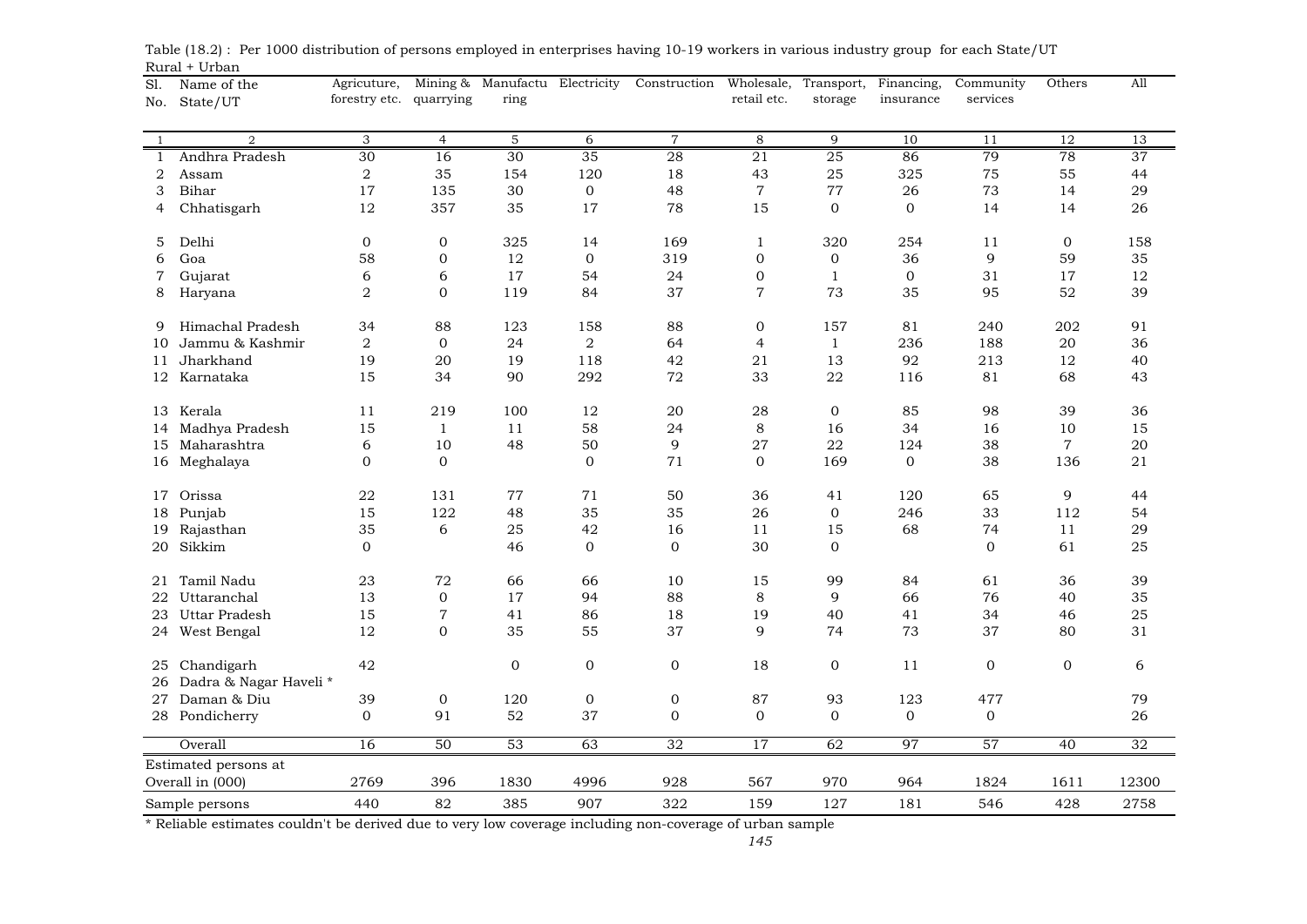Table (18.2) : Per 1000 distribution of persons employed in enterprises having 10-19 workers in various industry group for each State/UT

Rural + Urban

| Sl. No. | Name of the State/UT | Agricuture, forestry etc. | Mining & quarrying | Manufacturing | Electricity | Construction | Wholesale, retail etc. | Transport, storage | Financing, insurance | Community services | Others | All |
|---|---|---|---|---|---|---|---|---|---|---|---|---|
| 1 | 2 | 3 | 4 | 5 | 6 | 7 | 8 | 9 | 10 | 11 | 12 | 13 |
| 1 | Andhra Pradesh | 30 | 16 | 30 | 35 | 28 | 21 | 25 | 86 | 79 | 78 | 37 |
| 2 | Assam | 2 | 35 | 154 | 120 | 18 | 43 | 25 | 325 | 75 | 55 | 44 |
| 3 | Bihar | 17 | 135 | 30 | 0 | 48 | 7 | 77 | 26 | 73 | 14 | 29 |
| 4 | Chhatisgarh | 12 | 357 | 35 | 17 | 78 | 15 | 0 | 0 | 14 | 14 | 26 |
| 5 | Delhi | 0 | 0 | 325 | 14 | 169 | 1 | 320 | 254 | 11 | 0 | 158 |
| 6 | Goa | 58 | 0 | 12 | 0 | 319 | 0 | 0 | 36 | 9 | 59 | 35 |
| 7 | Gujarat | 6 | 6 | 17 | 54 | 24 | 0 | 1 | 0 | 31 | 17 | 12 |
| 8 | Haryana | 2 | 0 | 119 | 84 | 37 | 7 | 73 | 35 | 95 | 52 | 39 |
| 9 | Himachal Pradesh | 34 | 88 | 123 | 158 | 88 | 0 | 157 | 81 | 240 | 202 | 91 |
| 10 | Jammu & Kashmir | 2 | 0 | 24 | 2 | 64 | 4 | 1 | 236 | 188 | 20 | 36 |
| 11 | Jharkhand | 19 | 20 | 19 | 118 | 42 | 21 | 13 | 92 | 213 | 12 | 40 |
| 12 | Karnataka | 15 | 34 | 90 | 292 | 72 | 33 | 22 | 116 | 81 | 68 | 43 |
| 13 | Kerala | 11 | 219 | 100 | 12 | 20 | 28 | 0 | 85 | 98 | 39 | 36 |
| 14 | Madhya Pradesh | 15 | 1 | 11 | 58 | 24 | 8 | 16 | 34 | 16 | 10 | 15 |
| 15 | Maharashtra | 6 | 10 | 48 | 50 | 9 | 27 | 22 | 124 | 38 | 7 | 20 |
| 16 | Meghalaya | 0 | 0 | | 0 | 71 | 0 | 169 | 0 | 38 | 136 | 21 |
| 17 | Orissa | 22 | 131 | 77 | 71 | 50 | 36 | 41 | 120 | 65 | 9 | 44 |
| 18 | Punjab | 15 | 122 | 48 | 35 | 35 | 26 | 0 | 246 | 33 | 112 | 54 |
| 19 | Rajasthan | 35 | 6 | 25 | 42 | 16 | 11 | 15 | 68 | 74 | 11 | 29 |
| 20 | Sikkim | 0 | | 46 | 0 | 0 | 30 | 0 | | 0 | 61 | 25 |
| 21 | Tamil Nadu | 23 | 72 | 66 | 66 | 10 | 15 | 99 | 84 | 61 | 36 | 39 |
| 22 | Uttaranchal | 13 | 0 | 17 | 94 | 88 | 8 | 9 | 66 | 76 | 40 | 35 |
| 23 | Uttar Pradesh | 15 | 7 | 41 | 86 | 18 | 19 | 40 | 41 | 34 | 46 | 25 |
| 24 | West Bengal | 12 | 0 | 35 | 55 | 37 | 9 | 74 | 73 | 37 | 80 | 31 |
| 25 | Chandigarh | 42 | | 0 | 0 | 0 | 18 | 0 | 11 | 0 | 0 | 6 |
| 26 | Dadra & Nagar Haveli * | | | | | | | | | | | |
| 27 | Daman & Diu | 39 | 0 | 120 | 0 | 0 | 87 | 93 | 123 | 477 | | 79 |
| 28 | Pondicherry | 0 | 91 | 52 | 37 | 0 | 0 | 0 | 0 | 0 | | 26 |
| | Overall | 16 | 50 | 53 | 63 | 32 | 17 | 62 | 97 | 57 | 40 | 32 |
| | Estimated persons at Overall in (000) | 2769 | 396 | 1830 | 4996 | 928 | 567 | 970 | 964 | 1824 | 1611 | 12300 |
| | Sample persons | 440 | 82 | 385 | 907 | 322 | 159 | 127 | 181 | 546 | 428 | 2758 |

* Reliable estimates couldn't be derived due to very low coverage including non-coverage of urban sample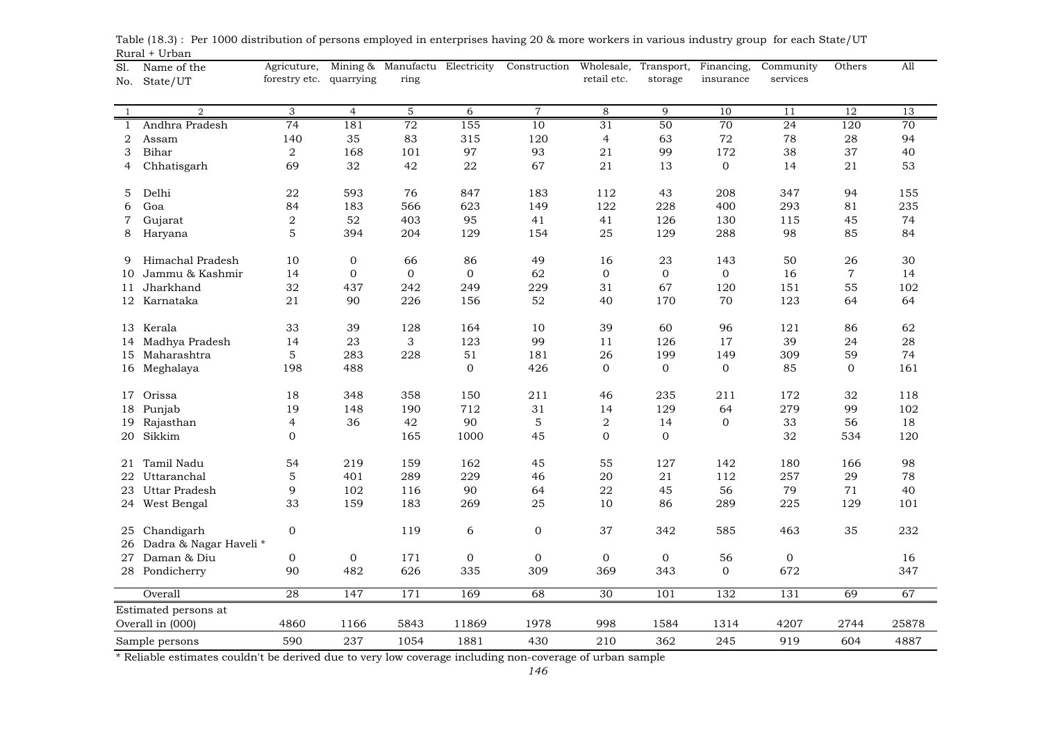Table (18.3) : Per 1000 distribution of persons employed in enterprises having 20 & more workers in various industry group for each State/UT

Rural + Urban

| Sl. No. | Name of the State/UT | Agricuture, forestry etc. | Mining & quarrying | Manufacturing | Electricity | Construction | Wholesale, retail etc. | Transport, storage | Financing, insurance | Community services | Others | All |
|---|---|---|---|---|---|---|---|---|---|---|---|---|
| 1 | 2 | 3 | 4 | 5 | 6 | 7 | 8 | 9 | 10 | 11 | 12 | 13 |
| 1 | Andhra Pradesh | 74 | 181 | 72 | 155 | 10 | 31 | 50 | 70 | 24 | 120 | 70 |
| 2 | Assam | 140 | 35 | 83 | 315 | 120 | 4 | 63 | 72 | 78 | 28 | 94 |
| 3 | Bihar | 2 | 168 | 101 | 97 | 93 | 21 | 99 | 172 | 38 | 37 | 40 |
| 4 | Chhatisgarh | 69 | 32 | 42 | 22 | 67 | 21 | 13 | 0 | 14 | 21 | 53 |
| 5 | Delhi | 22 | 593 | 76 | 847 | 183 | 112 | 43 | 208 | 347 | 94 | 155 |
| 6 | Goa | 84 | 183 | 566 | 623 | 149 | 122 | 228 | 400 | 293 | 81 | 235 |
| 7 | Gujarat | 2 | 52 | 403 | 95 | 41 | 41 | 126 | 130 | 115 | 45 | 74 |
| 8 | Haryana | 5 | 394 | 204 | 129 | 154 | 25 | 129 | 288 | 98 | 85 | 84 |
| 9 | Himachal Pradesh | 10 | 0 | 66 | 86 | 49 | 16 | 23 | 143 | 50 | 26 | 30 |
| 10 | Jammu & Kashmir | 14 | 0 | 0 | 0 | 62 | 0 | 0 | 0 | 16 | 7 | 14 |
| 11 | Jharkhand | 32 | 437 | 242 | 249 | 229 | 31 | 67 | 120 | 151 | 55 | 102 |
| 12 | Karnataka | 21 | 90 | 226 | 156 | 52 | 40 | 170 | 70 | 123 | 64 | 64 |
| 13 | Kerala | 33 | 39 | 128 | 164 | 10 | 39 | 60 | 96 | 121 | 86 | 62 |
| 14 | Madhya Pradesh | 14 | 23 | 3 | 123 | 99 | 11 | 126 | 17 | 39 | 24 | 28 |
| 15 | Maharashtra | 5 | 283 | 228 | 51 | 181 | 26 | 199 | 149 | 309 | 59 | 74 |
| 16 | Meghalaya | 198 | 488 | | 0 | 426 | 0 | 0 | 0 | 85 | 0 | 161 |
| 17 | Orissa | 18 | 348 | 358 | 150 | 211 | 46 | 235 | 211 | 172 | 32 | 118 |
| 18 | Punjab | 19 | 148 | 190 | 712 | 31 | 14 | 129 | 64 | 279 | 99 | 102 |
| 19 | Rajasthan | 4 | 36 | 42 | 90 | 5 | 2 | 14 | 0 | 33 | 56 | 18 |
| 20 | Sikkim | 0 | | 165 | 1000 | 45 | 0 | 0 | | 32 | 534 | 120 |
| 21 | Tamil Nadu | 54 | 219 | 159 | 162 | 45 | 55 | 127 | 142 | 180 | 166 | 98 |
| 22 | Uttaranchal | 5 | 401 | 289 | 229 | 46 | 20 | 21 | 112 | 257 | 29 | 78 |
| 23 | Uttar Pradesh | 9 | 102 | 116 | 90 | 64 | 22 | 45 | 56 | 79 | 71 | 40 |
| 24 | West Bengal | 33 | 159 | 183 | 269 | 25 | 10 | 86 | 289 | 225 | 129 | 101 |
| 25 | Chandigarh | 0 | | 119 | 6 | 0 | 37 | 342 | 585 | 463 | 35 | 232 |
| 26 | Dadra & Nagar Haveli * | | | | | | | | | | | |
| 27 | Daman & Diu | 0 | 0 | 171 | 0 | 0 | 0 | 0 | 56 | 0 | | 16 |
| 28 | Pondicherry | 90 | 482 | 626 | 335 | 309 | 369 | 343 | 0 | 672 | | 347 |
| | Overall | 28 | 147 | 171 | 169 | 68 | 30 | 101 | 132 | 131 | 69 | 67 |
| | Estimated persons at Overall in (000) | 4860 | 1166 | 5843 | 11869 | 1978 | 998 | 1584 | 1314 | 4207 | 2744 | 25878 |
| | Sample persons | 590 | 237 | 1054 | 1881 | 430 | 210 | 362 | 245 | 919 | 604 | 4887 |

* Reliable estimates couldn't be derived due to very low coverage including non-coverage of urban sample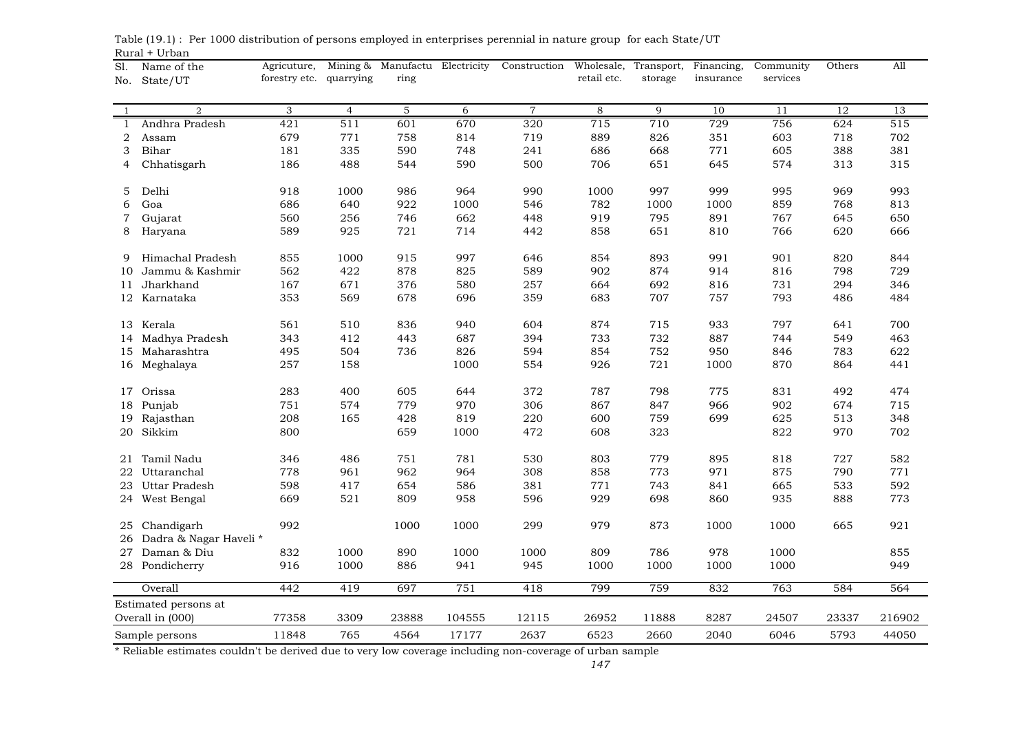Table (19.1) : Per 1000 distribution of persons employed in enterprises perennial in nature group for each State/UT

Rural + Urban

| Sl. No. | Name of the State/UT | Agricuture, forestry etc. | Mining & quarrying | Manufacturing | Electricity | Construction | Wholesale, retail etc. | Transport, storage | Financing, insurance | Community services | Others | All |
|---|---|---|---|---|---|---|---|---|---|---|---|---|
| 1 | 2 | 3 | 4 | 5 | 6 | 7 | 8 | 9 | 10 | 11 | 12 | 13 |
| 1 | Andhra Pradesh | 421 | 511 | 601 | 670 | 320 | 715 | 710 | 729 | 756 | 624 | 515 |
| 2 | Assam | 679 | 771 | 758 | 814 | 719 | 889 | 826 | 351 | 603 | 718 | 702 |
| 3 | Bihar | 181 | 335 | 590 | 748 | 241 | 686 | 668 | 771 | 605 | 388 | 381 |
| 4 | Chhatisgarh | 186 | 488 | 544 | 590 | 500 | 706 | 651 | 645 | 574 | 313 | 315 |
| 5 | Delhi | 918 | 1000 | 986 | 964 | 990 | 1000 | 997 | 999 | 995 | 969 | 993 |
| 6 | Goa | 686 | 640 | 922 | 1000 | 546 | 782 | 1000 | 1000 | 859 | 768 | 813 |
| 7 | Gujarat | 560 | 256 | 746 | 662 | 448 | 919 | 795 | 891 | 767 | 645 | 650 |
| 8 | Haryana | 589 | 925 | 721 | 714 | 442 | 858 | 651 | 810 | 766 | 620 | 666 |
| 9 | Himachal Pradesh | 855 | 1000 | 915 | 997 | 646 | 854 | 893 | 991 | 901 | 820 | 844 |
| 10 | Jammu & Kashmir | 562 | 422 | 878 | 825 | 589 | 902 | 874 | 914 | 816 | 798 | 729 |
| 11 | Jharkhand | 167 | 671 | 376 | 580 | 257 | 664 | 692 | 816 | 731 | 294 | 346 |
| 12 | Karnataka | 353 | 569 | 678 | 696 | 359 | 683 | 707 | 757 | 793 | 486 | 484 |
| 13 | Kerala | 561 | 510 | 836 | 940 | 604 | 874 | 715 | 933 | 797 | 641 | 700 |
| 14 | Madhya Pradesh | 343 | 412 | 443 | 687 | 394 | 733 | 732 | 887 | 744 | 549 | 463 |
| 15 | Maharashtra | 495 | 504 | 736 | 826 | 594 | 854 | 752 | 950 | 846 | 783 | 622 |
| 16 | Meghalaya | 257 | 158 | | 1000 | 554 | 926 | 721 | 1000 | 870 | 864 | 441 |
| 17 | Orissa | 283 | 400 | 605 | 644 | 372 | 787 | 798 | 775 | 831 | 492 | 474 |
| 18 | Punjab | 751 | 574 | 779 | 970 | 306 | 867 | 847 | 966 | 902 | 674 | 715 |
| 19 | Rajasthan | 208 | 165 | 428 | 819 | 220 | 600 | 759 | 699 | 625 | 513 | 348 |
| 20 | Sikkim | 800 | | 659 | 1000 | 472 | 608 | 323 | | 822 | 970 | 702 |
| 21 | Tamil Nadu | 346 | 486 | 751 | 781 | 530 | 803 | 779 | 895 | 818 | 727 | 582 |
| 22 | Uttaranchal | 778 | 961 | 962 | 964 | 308 | 858 | 773 | 971 | 875 | 790 | 771 |
| 23 | Uttar Pradesh | 598 | 417 | 654 | 586 | 381 | 771 | 743 | 841 | 665 | 533 | 592 |
| 24 | West Bengal | 669 | 521 | 809 | 958 | 596 | 929 | 698 | 860 | 935 | 888 | 773 |
| 25 | Chandigarh | 992 | | 1000 | 1000 | 299 | 979 | 873 | 1000 | 1000 | 665 | 921 |
| 26 | Dadra & Nagar Haveli * | | | | | | | | | | | |
| 27 | Daman & Diu | 832 | 1000 | 890 | 1000 | 1000 | 809 | 786 | 978 | 1000 | | 855 |
| 28 | Pondicherry | 916 | 1000 | 886 | 941 | 945 | 1000 | 1000 | 1000 | 1000 | | 949 |
| | Overall | 442 | 419 | 697 | 751 | 418 | 799 | 759 | 832 | 763 | 584 | 564 |
| | Estimated persons at Overall in (000) | 77358 | 3309 | 23888 | 104555 | 12115 | 26952 | 11888 | 8287 | 24507 | 23337 | 216902 |
| | Sample persons | 11848 | 765 | 4564 | 17177 | 2637 | 6523 | 2660 | 2040 | 6046 | 5793 | 44050 |

* Reliable estimates couldn't be derived due to very low coverage including non-coverage of urban sample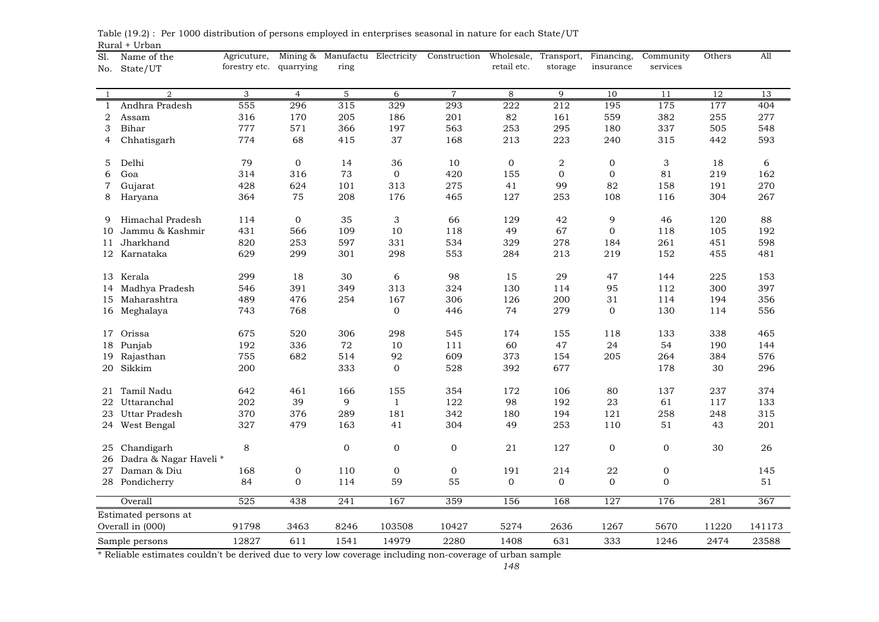Table (19.2) : Per 1000 distribution of persons employed in enterprises seasonal in nature for each State/UT

Rural + Urban

| Sl. No. | Name of the State/UT | Agricuture, forestry etc. | Mining & quarrying | Manufacturing | Electricity | Construction | Wholesale, retail etc. | Transport, storage | Financing, insurance | Community services | Others | All |
|---|---|---|---|---|---|---|---|---|---|---|---|---|
| 1 | 2 | 3 | 4 | 5 | 6 | 7 | 8 | 9 | 10 | 11 | 12 | 13 |
| 1 | Andhra Pradesh | 555 | 296 | 315 | 329 | 293 | 222 | 212 | 195 | 175 | 177 | 404 |
| 2 | Assam | 316 | 170 | 205 | 186 | 201 | 82 | 161 | 559 | 382 | 255 | 277 |
| 3 | Bihar | 777 | 571 | 366 | 197 | 563 | 253 | 295 | 180 | 337 | 505 | 548 |
| 4 | Chhatisgarh | 774 | 68 | 415 | 37 | 168 | 213 | 223 | 240 | 315 | 442 | 593 |
| 5 | Delhi | 79 | 0 | 14 | 36 | 10 | 0 | 2 | 0 | 3 | 18 | 6 |
| 6 | Goa | 314 | 316 | 73 | 0 | 420 | 155 | 0 | 0 | 81 | 219 | 162 |
| 7 | Gujarat | 428 | 624 | 101 | 313 | 275 | 41 | 99 | 82 | 158 | 191 | 270 |
| 8 | Haryana | 364 | 75 | 208 | 176 | 465 | 127 | 253 | 108 | 116 | 304 | 267 |
| 9 | Himachal Pradesh | 114 | 0 | 35 | 3 | 66 | 129 | 42 | 9 | 46 | 120 | 88 |
| 10 | Jammu & Kashmir | 431 | 566 | 109 | 10 | 118 | 49 | 67 | 0 | 118 | 105 | 192 |
| 11 | Jharkhand | 820 | 253 | 597 | 331 | 534 | 329 | 278 | 184 | 261 | 451 | 598 |
| 12 | Karnataka | 629 | 299 | 301 | 298 | 553 | 284 | 213 | 219 | 152 | 455 | 481 |
| 13 | Kerala | 299 | 18 | 30 | 6 | 98 | 15 | 29 | 47 | 144 | 225 | 153 |
| 14 | Madhya Pradesh | 546 | 391 | 349 | 313 | 324 | 130 | 114 | 95 | 112 | 300 | 397 |
| 15 | Maharashtra | 489 | 476 | 254 | 167 | 306 | 126 | 200 | 31 | 114 | 194 | 356 |
| 16 | Meghalaya | 743 | 768 | | 0 | 446 | 74 | 279 | 0 | 130 | 114 | 556 |
| 17 | Orissa | 675 | 520 | 306 | 298 | 545 | 174 | 155 | 118 | 133 | 338 | 465 |
| 18 | Punjab | 192 | 336 | 72 | 10 | 111 | 60 | 47 | 24 | 54 | 190 | 144 |
| 19 | Rajasthan | 755 | 682 | 514 | 92 | 609 | 373 | 154 | 205 | 264 | 384 | 576 |
| 20 | Sikkim | 200 | | 333 | 0 | 528 | 392 | 677 | | 178 | 30 | 296 |
| 21 | Tamil Nadu | 642 | 461 | 166 | 155 | 354 | 172 | 106 | 80 | 137 | 237 | 374 |
| 22 | Uttaranchal | 202 | 39 | 9 | 1 | 122 | 98 | 192 | 23 | 61 | 117 | 133 |
| 23 | Uttar Pradesh | 370 | 376 | 289 | 181 | 342 | 180 | 194 | 121 | 258 | 248 | 315 |
| 24 | West Bengal | 327 | 479 | 163 | 41 | 304 | 49 | 253 | 110 | 51 | 43 | 201 |
| 25 | Chandigarh | 8 | | 0 | 0 | 0 | 21 | 127 | 0 | 0 | 30 | 26 |
| 26 | Dadra & Nagar Haveli * | | | | | | | | | | | |
| 27 | Daman & Diu | 168 | 0 | 110 | 0 | 0 | 191 | 214 | 22 | 0 | | 145 |
| 28 | Pondicherry | 84 | 0 | 114 | 59 | 55 | 0 | 0 | 0 | 0 | | 51 |
| | Overall | 525 | 438 | 241 | 167 | 359 | 156 | 168 | 127 | 176 | 281 | 367 |
| | Estimated persons at Overall in (000) | 91798 | 3463 | 8246 | 103508 | 10427 | 5274 | 2636 | 1267 | 5670 | 11220 | 141173 |
| | Sample persons | 12827 | 611 | 1541 | 14979 | 2280 | 1408 | 631 | 333 | 1246 | 2474 | 23588 |

* Reliable estimates couldn't be derived due to very low coverage including non-coverage of urban sample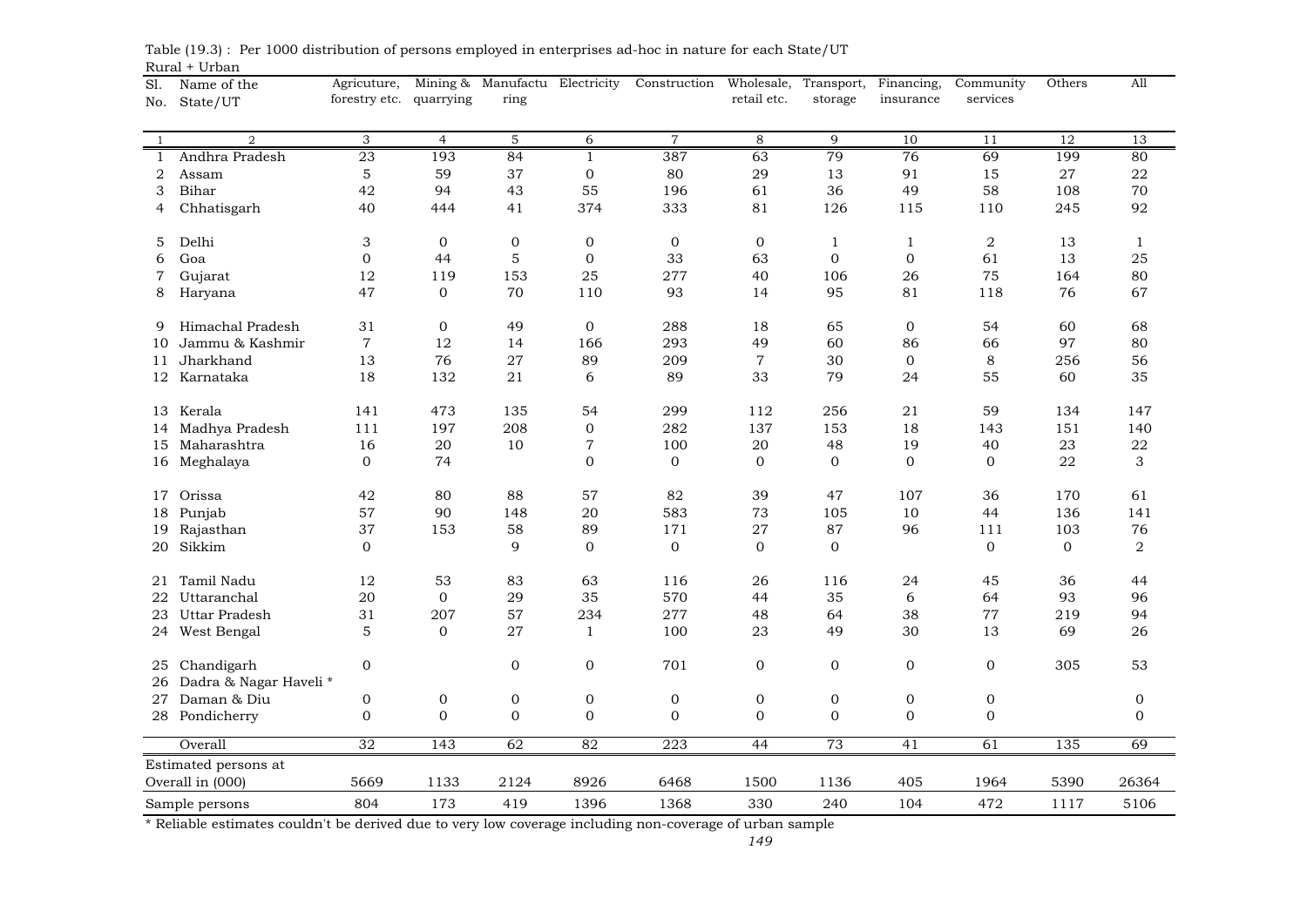Table (19.3) : Per 1000 distribution of persons employed in enterprises ad-hoc in nature for each State/UT

Rural + Urban

| Sl. No. | Name of the State/UT | Agricuture, forestry etc. | Mining & quarrying | Manufacturing | Electricity | Construction | Wholesale, retail etc. | Transport, storage | Financing, insurance | Community services | Others | All |
|---|---|---|---|---|---|---|---|---|---|---|---|---|
| 1 | 2 | 3 | 4 | 5 | 6 | 7 | 8 | 9 | 10 | 11 | 12 | 13 |
| 1 | Andhra Pradesh | 23 | 193 | 84 | 1 | 387 | 63 | 79 | 76 | 69 | 199 | 80 |
| 2 | Assam | 5 | 59 | 37 | 0 | 80 | 29 | 13 | 91 | 15 | 27 | 22 |
| 3 | Bihar | 42 | 94 | 43 | 55 | 196 | 61 | 36 | 49 | 58 | 108 | 70 |
| 4 | Chhatisgarh | 40 | 444 | 41 | 374 | 333 | 81 | 126 | 115 | 110 | 245 | 92 |
| 5 | Delhi | 3 | 0 | 0 | 0 | 0 | 0 | 1 | 1 | 2 | 13 | 1 |
| 6 | Goa | 0 | 44 | 5 | 0 | 33 | 63 | 0 | 0 | 61 | 13 | 25 |
| 7 | Gujarat | 12 | 119 | 153 | 25 | 277 | 40 | 106 | 26 | 75 | 164 | 80 |
| 8 | Haryana | 47 | 0 | 70 | 110 | 93 | 14 | 95 | 81 | 118 | 76 | 67 |
| 9 | Himachal Pradesh | 31 | 0 | 49 | 0 | 288 | 18 | 65 | 0 | 54 | 60 | 68 |
| 10 | Jammu & Kashmir | 7 | 12 | 14 | 166 | 293 | 49 | 60 | 86 | 66 | 97 | 80 |
| 11 | Jharkhand | 13 | 76 | 27 | 89 | 209 | 7 | 30 | 0 | 8 | 256 | 56 |
| 12 | Karnataka | 18 | 132 | 21 | 6 | 89 | 33 | 79 | 24 | 55 | 60 | 35 |
| 13 | Kerala | 141 | 473 | 135 | 54 | 299 | 112 | 256 | 21 | 59 | 134 | 147 |
| 14 | Madhya Pradesh | 111 | 197 | 208 | 0 | 282 | 137 | 153 | 18 | 143 | 151 | 140 |
| 15 | Maharashtra | 16 | 20 | 10 | 7 | 100 | 20 | 48 | 19 | 40 | 23 | 22 |
| 16 | Meghalaya | 0 | 74 | | 0 | 0 | 0 | 0 | 0 | 0 | 22 | 3 |
| 17 | Orissa | 42 | 80 | 88 | 57 | 82 | 39 | 47 | 107 | 36 | 170 | 61 |
| 18 | Punjab | 57 | 90 | 148 | 20 | 583 | 73 | 105 | 10 | 44 | 136 | 141 |
| 19 | Rajasthan | 37 | 153 | 58 | 89 | 171 | 27 | 87 | 96 | 111 | 103 | 76 |
| 20 | Sikkim | 0 | | 9 | 0 | 0 | 0 | 0 | | 0 | 0 | 2 |
| 21 | Tamil Nadu | 12 | 53 | 83 | 63 | 116 | 26 | 116 | 24 | 45 | 36 | 44 |
| 22 | Uttaranchal | 20 | 0 | 29 | 35 | 570 | 44 | 35 | 6 | 64 | 93 | 96 |
| 23 | Uttar Pradesh | 31 | 207 | 57 | 234 | 277 | 48 | 64 | 38 | 77 | 219 | 94 |
| 24 | West Bengal | 5 | 0 | 27 | 1 | 100 | 23 | 49 | 30 | 13 | 69 | 26 |
| 25 | Chandigarh | 0 | | 0 | 0 | 701 | 0 | 0 | 0 | 0 | 305 | 53 |
| 26 | Dadra & Nagar Haveli * | | | | | | | | | | | |
| 27 | Daman & Diu | 0 | 0 | 0 | 0 | 0 | 0 | 0 | 0 | 0 | | 0 |
| 28 | Pondicherry | 0 | 0 | 0 | 0 | 0 | 0 | 0 | 0 | 0 | | 0 |
| | Overall | 32 | 143 | 62 | 82 | 223 | 44 | 73 | 41 | 61 | 135 | 69 |
| | Estimated persons at Overall in (000) | 5669 | 1133 | 2124 | 8926 | 6468 | 1500 | 1136 | 405 | 1964 | 5390 | 26364 |
| | Sample persons | 804 | 173 | 419 | 1396 | 1368 | 330 | 240 | 104 | 472 | 1117 | 5106 |

* Reliable estimates couldn't be derived due to very low coverage including non-coverage of urban sample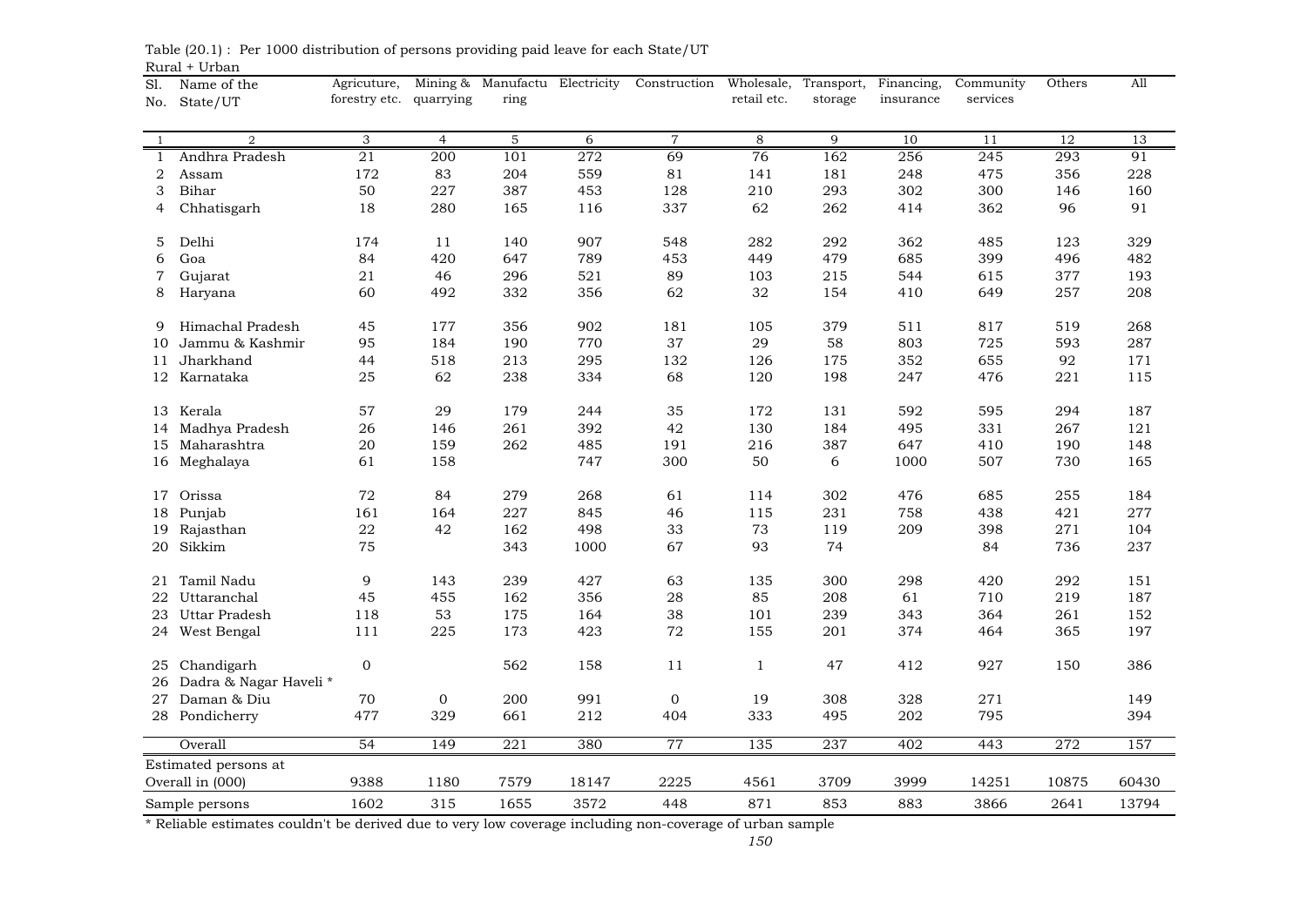Table (20.1) : Per 1000 distribution of persons providing paid leave for each State/UT

Rural + Urban

| Sl. No. | Name of the State/UT | Agricuture, forestry etc. | Mining & quarrying | Manufacturing | Electricity | Construction | Wholesale, retail etc. | Transport, storage | Financing, insurance | Community services | Others | All |
|---|---|---|---|---|---|---|---|---|---|---|---|---|
| 1 | 2 | 3 | 4 | 5 | 6 | 7 | 8 | 9 | 10 | 11 | 12 | 13 |
| 1 | Andhra Pradesh | 21 | 200 | 101 | 272 | 69 | 76 | 162 | 256 | 245 | 293 | 91 |
| 2 | Assam | 172 | 83 | 204 | 559 | 81 | 141 | 181 | 248 | 475 | 356 | 228 |
| 3 | Bihar | 50 | 227 | 387 | 453 | 128 | 210 | 293 | 302 | 300 | 146 | 160 |
| 4 | Chhatisgarh | 18 | 280 | 165 | 116 | 337 | 62 | 262 | 414 | 362 | 96 | 91 |
| 5 | Delhi | 174 | 11 | 140 | 907 | 548 | 282 | 292 | 362 | 485 | 123 | 329 |
| 6 | Goa | 84 | 420 | 647 | 789 | 453 | 449 | 479 | 685 | 399 | 496 | 482 |
| 7 | Gujarat | 21 | 46 | 296 | 521 | 89 | 103 | 215 | 544 | 615 | 377 | 193 |
| 8 | Haryana | 60 | 492 | 332 | 356 | 62 | 32 | 154 | 410 | 649 | 257 | 208 |
| 9 | Himachal Pradesh | 45 | 177 | 356 | 902 | 181 | 105 | 379 | 511 | 817 | 519 | 268 |
| 10 | Jammu & Kashmir | 95 | 184 | 190 | 770 | 37 | 29 | 58 | 803 | 725 | 593 | 287 |
| 11 | Jharkhand | 44 | 518 | 213 | 295 | 132 | 126 | 175 | 352 | 655 | 92 | 171 |
| 12 | Karnataka | 25 | 62 | 238 | 334 | 68 | 120 | 198 | 247 | 476 | 221 | 115 |
| 13 | Kerala | 57 | 29 | 179 | 244 | 35 | 172 | 131 | 592 | 595 | 294 | 187 |
| 14 | Madhya Pradesh | 26 | 146 | 261 | 392 | 42 | 130 | 184 | 495 | 331 | 267 | 121 |
| 15 | Maharashtra | 20 | 159 | 262 | 485 | 191 | 216 | 387 | 647 | 410 | 190 | 148 |
| 16 | Meghalaya | 61 | 158 | | 747 | 300 | 50 | 6 | 1000 | 507 | 730 | 165 |
| 17 | Orissa | 72 | 84 | 279 | 268 | 61 | 114 | 302 | 476 | 685 | 255 | 184 |
| 18 | Punjab | 161 | 164 | 227 | 845 | 46 | 115 | 231 | 758 | 438 | 421 | 277 |
| 19 | Rajasthan | 22 | 42 | 162 | 498 | 33 | 73 | 119 | 209 | 398 | 271 | 104 |
| 20 | Sikkim | 75 | | 343 | 1000 | 67 | 93 | 74 | | 84 | 736 | 237 |
| 21 | Tamil Nadu | 9 | 143 | 239 | 427 | 63 | 135 | 300 | 298 | 420 | 292 | 151 |
| 22 | Uttaranchal | 45 | 455 | 162 | 356 | 28 | 85 | 208 | 61 | 710 | 219 | 187 |
| 23 | Uttar Pradesh | 118 | 53 | 175 | 164 | 38 | 101 | 239 | 343 | 364 | 261 | 152 |
| 24 | West Bengal | 111 | 225 | 173 | 423 | 72 | 155 | 201 | 374 | 464 | 365 | 197 |
| 25 | Chandigarh | 0 | | 562 | 158 | 11 | 1 | 47 | 412 | 927 | 150 | 386 |
| 26 | Dadra & Nagar Haveli * | | | | | | | | | | | |
| 27 | Daman & Diu | 70 | 0 | 200 | 991 | 0 | 19 | 308 | 328 | 271 | | 149 |
| 28 | Pondicherry | 477 | 329 | 661 | 212 | 404 | 333 | 495 | 202 | 795 | | 394 |
| | Overall | 54 | 149 | 221 | 380 | 77 | 135 | 237 | 402 | 443 | 272 | 157 |
| | Estimated persons at Overall in (000) | 9388 | 1180 | 7579 | 18147 | 2225 | 4561 | 3709 | 3999 | 14251 | 10875 | 60430 |
| | Sample persons | 1602 | 315 | 1655 | 3572 | 448 | 871 | 853 | 883 | 3866 | 2641 | 13794 |

* Reliable estimates couldn't be derived due to very low coverage including non-coverage of urban sample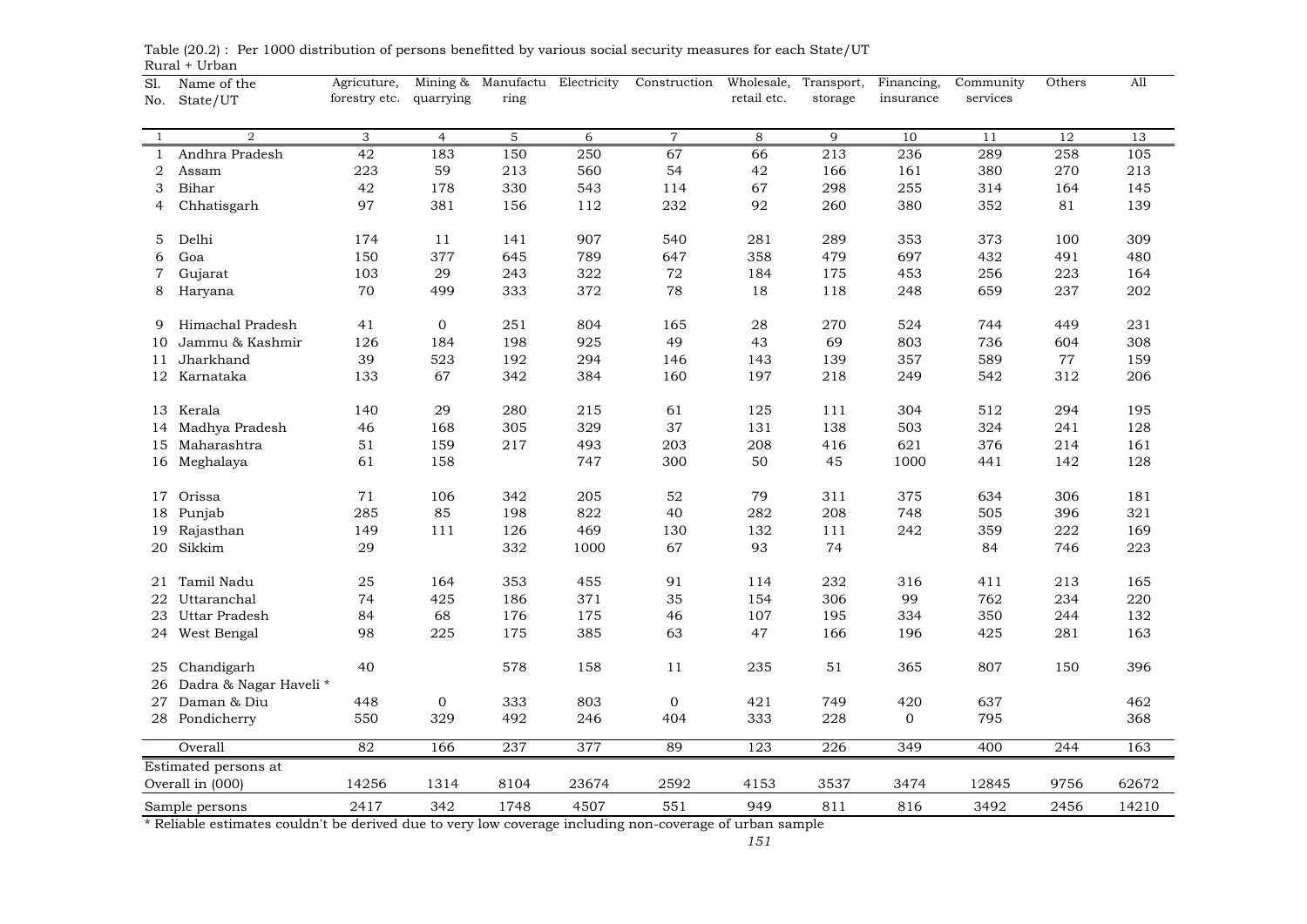Table (20.2) : Per 1000 distribution of persons benefitted by various social security measures for each State/UT

Rural + Urban

| Sl. No. | Name of the State/UT | Agricuture, forestry etc. | Mining & quarrying | Manufacturing | Electricity | Construction | Wholesale, retail etc. | Transport, storage | Financing, insurance | Community services | Others | All |
|---|---|---|---|---|---|---|---|---|---|---|---|---|
| 1 | 2 | 3 | 4 | 5 | 6 | 7 | 8 | 9 | 10 | 11 | 12 | 13 |
| 1 | Andhra Pradesh | 42 | 183 | 150 | 250 | 67 | 66 | 213 | 236 | 289 | 258 | 105 |
| 2 | Assam | 223 | 59 | 213 | 560 | 54 | 42 | 166 | 161 | 380 | 270 | 213 |
| 3 | Bihar | 42 | 178 | 330 | 543 | 114 | 67 | 298 | 255 | 314 | 164 | 145 |
| 4 | Chhatisgarh | 97 | 381 | 156 | 112 | 232 | 92 | 260 | 380 | 352 | 81 | 139 |
| 5 | Delhi | 174 | 11 | 141 | 907 | 540 | 281 | 289 | 353 | 373 | 100 | 309 |
| 6 | Goa | 150 | 377 | 645 | 789 | 647 | 358 | 479 | 697 | 432 | 491 | 480 |
| 7 | Gujarat | 103 | 29 | 243 | 322 | 72 | 184 | 175 | 453 | 256 | 223 | 164 |
| 8 | Haryana | 70 | 499 | 333 | 372 | 78 | 18 | 118 | 248 | 659 | 237 | 202 |
| 9 | Himachal Pradesh | 41 | 0 | 251 | 804 | 165 | 28 | 270 | 524 | 744 | 449 | 231 |
| 10 | Jammu & Kashmir | 126 | 184 | 198 | 925 | 49 | 43 | 69 | 803 | 736 | 604 | 308 |
| 11 | Jharkhand | 39 | 523 | 192 | 294 | 146 | 143 | 139 | 357 | 589 | 77 | 159 |
| 12 | Karnataka | 133 | 67 | 342 | 384 | 160 | 197 | 218 | 249 | 542 | 312 | 206 |
| 13 | Kerala | 140 | 29 | 280 | 215 | 61 | 125 | 111 | 304 | 512 | 294 | 195 |
| 14 | Madhya Pradesh | 46 | 168 | 305 | 329 | 37 | 131 | 138 | 503 | 324 | 241 | 128 |
| 15 | Maharashtra | 51 | 159 | 217 | 493 | 203 | 208 | 416 | 621 | 376 | 214 | 161 |
| 16 | Meghalaya | 61 | 158 | | 747 | 300 | 50 | 45 | 1000 | 441 | 142 | 128 |
| 17 | Orissa | 71 | 106 | 342 | 205 | 52 | 79 | 311 | 375 | 634 | 306 | 181 |
| 18 | Punjab | 285 | 85 | 198 | 822 | 40 | 282 | 208 | 748 | 505 | 396 | 321 |
| 19 | Rajasthan | 149 | 111 | 126 | 469 | 130 | 132 | 111 | 242 | 359 | 222 | 169 |
| 20 | Sikkim | 29 | | 332 | 1000 | 67 | 93 | 74 | | 84 | 746 | 223 |
| 21 | Tamil Nadu | 25 | 164 | 353 | 455 | 91 | 114 | 232 | 316 | 411 | 213 | 165 |
| 22 | Uttaranchal | 74 | 425 | 186 | 371 | 35 | 154 | 306 | 99 | 762 | 234 | 220 |
| 23 | Uttar Pradesh | 84 | 68 | 176 | 175 | 46 | 107 | 195 | 334 | 350 | 244 | 132 |
| 24 | West Bengal | 98 | 225 | 175 | 385 | 63 | 47 | 166 | 196 | 425 | 281 | 163 |
| 25 | Chandigarh | 40 | | 578 | 158 | 11 | 235 | 51 | 365 | 807 | 150 | 396 |
| 26 | Dadra & Nagar Haveli * | | | | | | | | | | | |
| 27 | Daman & Diu | 448 | 0 | 333 | 803 | 0 | 421 | 749 | 420 | 637 | | 462 |
| 28 | Pondicherry | 550 | 329 | 492 | 246 | 404 | 333 | 228 | 0 | 795 | | 368 |
| | Overall | 82 | 166 | 237 | 377 | 89 | 123 | 226 | 349 | 400 | 244 | 163 |
| | Estimated persons at Overall in (000) | 14256 | 1314 | 8104 | 23674 | 2592 | 4153 | 3537 | 3474 | 12845 | 9756 | 62672 |
| | Sample persons | 2417 | 342 | 1748 | 4507 | 551 | 949 | 811 | 816 | 3492 | 2456 | 14210 |

\* Reliable estimates couldn't be derived due to very low coverage including non-coverage of urban sample